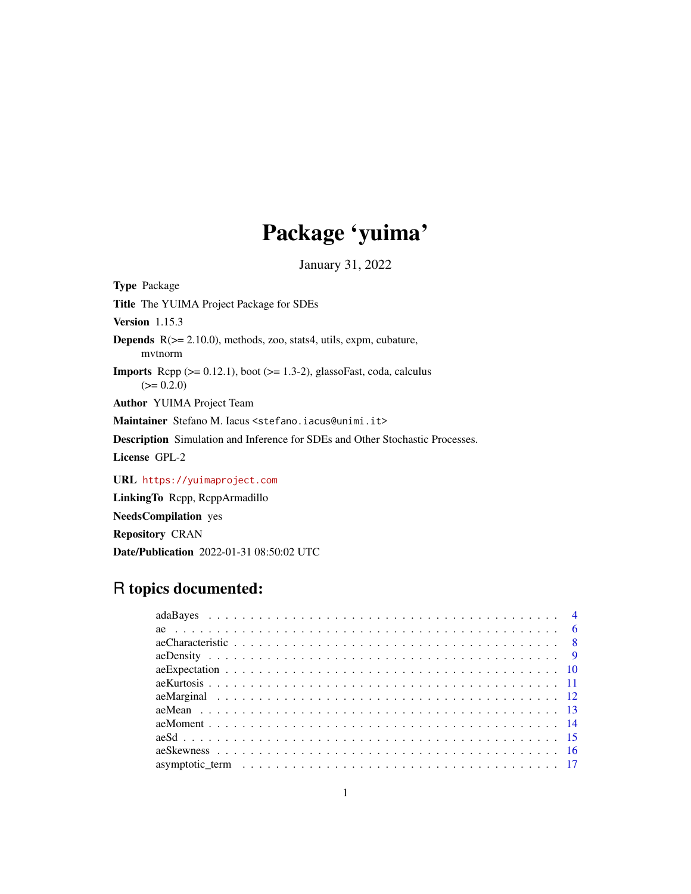# Package 'yuima'

January 31, 2022

**Type** Package

**Title** The YUIMA Project Package for SDEs

**Version** 1.15.3

**Depends** R(>= 2.10.0), methods, zoo, stats4, utils, expm, cubature, mvtnorm

**Imports** Rcpp (>= 0.12.1), boot (>= 1.3-2), glassoFast, coda, calculus (>= 0.2.0)

**Author** YUIMA Project Team

**Maintainer** Stefano M. Iacus <stefano.iacus@unimi.it>

**Description** Simulation and Inference for SDEs and Other Stochastic Processes.

**License** GPL-2

**URL** https://yuimaproject.com

**LinkingTo** Rcpp, RcppArmadillo

**NeedsCompilation** yes

**Repository** CRAN

**Date/Publication** 2022-01-31 08:50:02 UTC

## R topics documented:

| | |
|---|---|
| adaBayes | 4 |
| ae | 6 |
| aeCharacteristic | 8 |
| aeDensity | 9 |
| aeExpectation | 10 |
| aeKurtosis | 11 |
| aeMarginal | 12 |
| aeMean | 13 |
| aeMoment | 14 |
| aeSd | 15 |
| aeSkewness | 16 |
| asymptotic_term | 17 |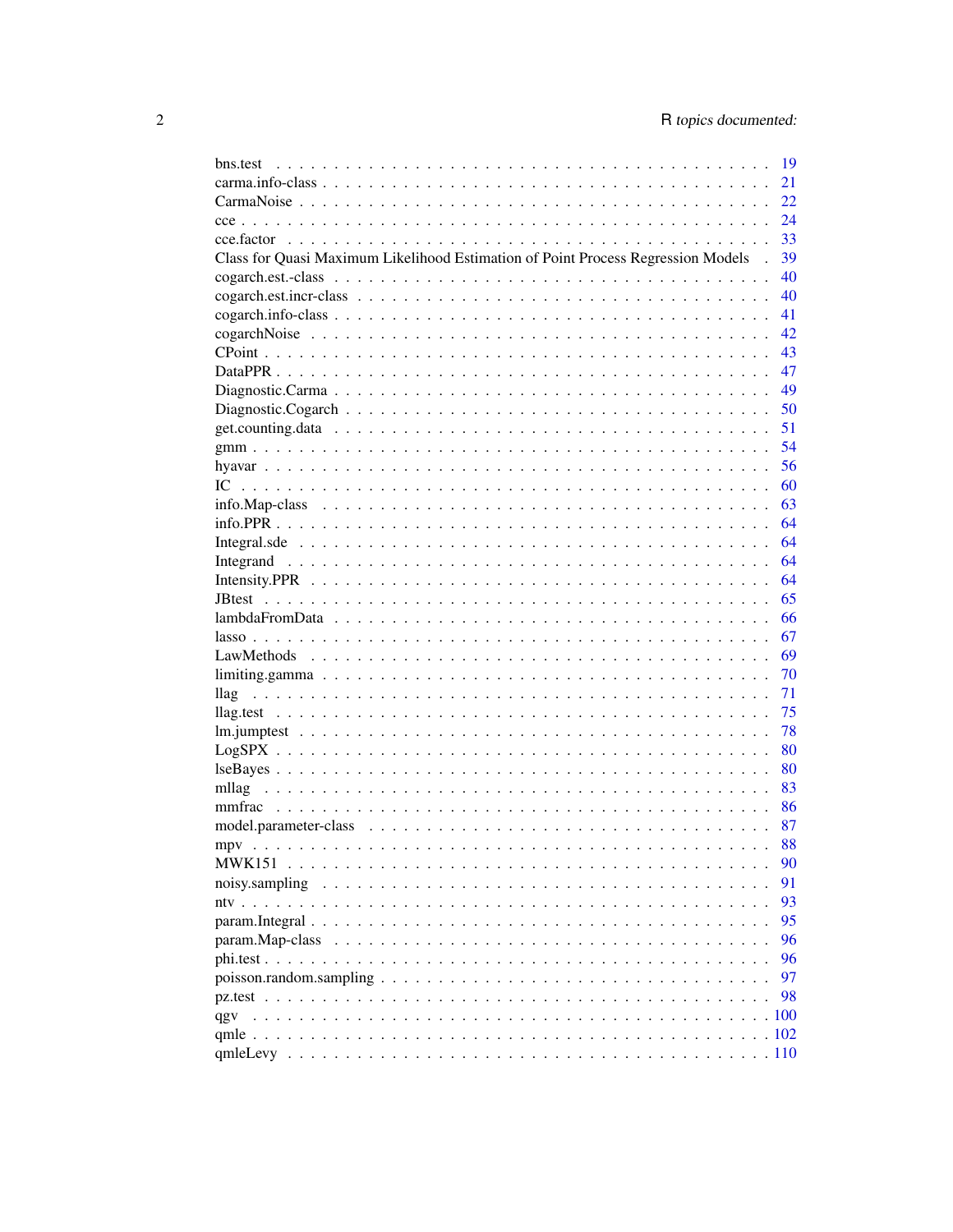bns.test . . . . . . . . . . . . . . . . . . . . . . . . . . . . . . . . . . . . . . 19
carma.info-class . . . . . . . . . . . . . . . . . . . . . . . . . . . . . . . . . . . 21
CarmaNoise . . . . . . . . . . . . . . . . . . . . . . . . . . . . . . . . . . . . . 22
cce . . . . . . . . . . . . . . . . . . . . . . . . . . . . . . . . . . . . . . . . . 24
cce.factor . . . . . . . . . . . . . . . . . . . . . . . . . . . . . . . . . . . . . 33
Class for Quasi Maximum Likelihood Estimation of Point Process Regression Models . 39
cogarch.est.-class . . . . . . . . . . . . . . . . . . . . . . . . . . . . . . . . . 40
cogarch.est.incr-class . . . . . . . . . . . . . . . . . . . . . . . . . . . . . . . 40
cogarch.info-class . . . . . . . . . . . . . . . . . . . . . . . . . . . . . . . . . 41
cogarchNoise . . . . . . . . . . . . . . . . . . . . . . . . . . . . . . . . . . . . 42
CPoint . . . . . . . . . . . . . . . . . . . . . . . . . . . . . . . . . . . . . . . 43
DataPPR . . . . . . . . . . . . . . . . . . . . . . . . . . . . . . . . . . . . . . 47
Diagnostic.Carma . . . . . . . . . . . . . . . . . . . . . . . . . . . . . . . . . 49
Diagnostic.Cogarch . . . . . . . . . . . . . . . . . . . . . . . . . . . . . . . . 50
get.counting.data . . . . . . . . . . . . . . . . . . . . . . . . . . . . . . . . . 51
gmm . . . . . . . . . . . . . . . . . . . . . . . . . . . . . . . . . . . . . . . . 54
hyavar . . . . . . . . . . . . . . . . . . . . . . . . . . . . . . . . . . . . . . . 56
IC . . . . . . . . . . . . . . . . . . . . . . . . . . . . . . . . . . . . . . . . . 60
info.Map-class . . . . . . . . . . . . . . . . . . . . . . . . . . . . . . . . . . . 63
info.PPR . . . . . . . . . . . . . . . . . . . . . . . . . . . . . . . . . . . . . . 64
Integral.sde . . . . . . . . . . . . . . . . . . . . . . . . . . . . . . . . . . . . 64
Integrand . . . . . . . . . . . . . . . . . . . . . . . . . . . . . . . . . . . . . 64
Intensity.PPR . . . . . . . . . . . . . . . . . . . . . . . . . . . . . . . . . . . 64
JBtest . . . . . . . . . . . . . . . . . . . . . . . . . . . . . . . . . . . . . . . 65
lambdaFromData . . . . . . . . . . . . . . . . . . . . . . . . . . . . . . . . . . 66
lasso . . . . . . . . . . . . . . . . . . . . . . . . . . . . . . . . . . . . . . . . 67
LawMethods . . . . . . . . . . . . . . . . . . . . . . . . . . . . . . . . . . . . 69
limiting.gamma . . . . . . . . . . . . . . . . . . . . . . . . . . . . . . . . . . . 70
llag . . . . . . . . . . . . . . . . . . . . . . . . . . . . . . . . . . . . . . . . 71
llag.test . . . . . . . . . . . . . . . . . . . . . . . . . . . . . . . . . . . . . . 75
lm.jumptest . . . . . . . . . . . . . . . . . . . . . . . . . . . . . . . . . . . . 78
LogSPX . . . . . . . . . . . . . . . . . . . . . . . . . . . . . . . . . . . . . . . 80
lseBayes . . . . . . . . . . . . . . . . . . . . . . . . . . . . . . . . . . . . . . 80
mllag . . . . . . . . . . . . . . . . . . . . . . . . . . . . . . . . . . . . . . . . 83
mmfrac . . . . . . . . . . . . . . . . . . . . . . . . . . . . . . . . . . . . . . . 86
model.parameter-class . . . . . . . . . . . . . . . . . . . . . . . . . . . . . . . 87
mpv . . . . . . . . . . . . . . . . . . . . . . . . . . . . . . . . . . . . . . . . 88
MWK151 . . . . . . . . . . . . . . . . . . . . . . . . . . . . . . . . . . . . . . 90
noisy.sampling . . . . . . . . . . . . . . . . . . . . . . . . . . . . . . . . . . . 91
ntv . . . . . . . . . . . . . . . . . . . . . . . . . . . . . . . . . . . . . . . . . 93
param.Integral . . . . . . . . . . . . . . . . . . . . . . . . . . . . . . . . . . . 95
param.Map-class . . . . . . . . . . . . . . . . . . . . . . . . . . . . . . . . . . 96
phi.test . . . . . . . . . . . . . . . . . . . . . . . . . . . . . . . . . . . . . . 96
poisson.random.sampling . . . . . . . . . . . . . . . . . . . . . . . . . . . . . . 97
pz.test . . . . . . . . . . . . . . . . . . . . . . . . . . . . . . . . . . . . . . . 98
qgv . . . . . . . . . . . . . . . . . . . . . . . . . . . . . . . . . . . . . . . . 100
qmle . . . . . . . . . . . . . . . . . . . . . . . . . . . . . . . . . . . . . . . . 102
qmleLevy . . . . . . . . . . . . . . . . . . . . . . . . . . . . . . . . . . . . . 110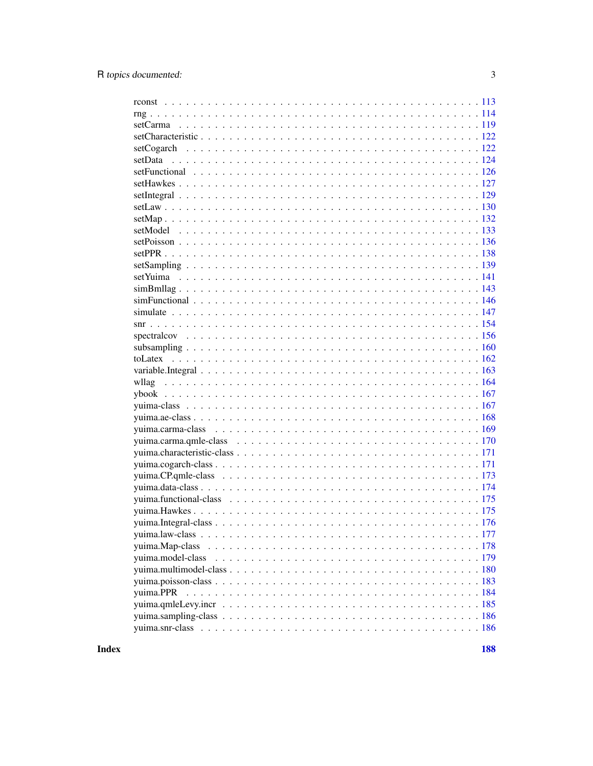rconst . . . . . . . . . . . . . . . . . . . . . . . . . . . . . . . . . . . . . . . . . 113
rng . . . . . . . . . . . . . . . . . . . . . . . . . . . . . . . . . . . . . . . . . . . 114
setCarma . . . . . . . . . . . . . . . . . . . . . . . . . . . . . . . . . . . . . . . 119
setCharacteristic . . . . . . . . . . . . . . . . . . . . . . . . . . . . . . . . . . . 122
setCogarch . . . . . . . . . . . . . . . . . . . . . . . . . . . . . . . . . . . . . . 122
setData . . . . . . . . . . . . . . . . . . . . . . . . . . . . . . . . . . . . . . . . 124
setFunctional . . . . . . . . . . . . . . . . . . . . . . . . . . . . . . . . . . . . 126
setHawkes . . . . . . . . . . . . . . . . . . . . . . . . . . . . . . . . . . . . . . 127
setIntegral . . . . . . . . . . . . . . . . . . . . . . . . . . . . . . . . . . . . . . 129
setLaw . . . . . . . . . . . . . . . . . . . . . . . . . . . . . . . . . . . . . . . . 130
setMap . . . . . . . . . . . . . . . . . . . . . . . . . . . . . . . . . . . . . . . . 132
setModel . . . . . . . . . . . . . . . . . . . . . . . . . . . . . . . . . . . . . . . 133
setPoisson . . . . . . . . . . . . . . . . . . . . . . . . . . . . . . . . . . . . . . 136
setPPR . . . . . . . . . . . . . . . . . . . . . . . . . . . . . . . . . . . . . . . . 138
setSampling . . . . . . . . . . . . . . . . . . . . . . . . . . . . . . . . . . . . . 139
setYuima . . . . . . . . . . . . . . . . . . . . . . . . . . . . . . . . . . . . . . . 141
simBmllag . . . . . . . . . . . . . . . . . . . . . . . . . . . . . . . . . . . . . . 143
simFunctional . . . . . . . . . . . . . . . . . . . . . . . . . . . . . . . . . . . . 146
simulate . . . . . . . . . . . . . . . . . . . . . . . . . . . . . . . . . . . . . . . 147
snr . . . . . . . . . . . . . . . . . . . . . . . . . . . . . . . . . . . . . . . . . . 154
spectralcov . . . . . . . . . . . . . . . . . . . . . . . . . . . . . . . . . . . . . . 156
subsampling . . . . . . . . . . . . . . . . . . . . . . . . . . . . . . . . . . . . . 160
toLatex . . . . . . . . . . . . . . . . . . . . . . . . . . . . . . . . . . . . . . . . 162
variable.Integral . . . . . . . . . . . . . . . . . . . . . . . . . . . . . . . . . . . 163
wllag . . . . . . . . . . . . . . . . . . . . . . . . . . . . . . . . . . . . . . . . . 164
ybook . . . . . . . . . . . . . . . . . . . . . . . . . . . . . . . . . . . . . . . . . 167
yuima-class . . . . . . . . . . . . . . . . . . . . . . . . . . . . . . . . . . . . . . 167
yuima.ae-class . . . . . . . . . . . . . . . . . . . . . . . . . . . . . . . . . . . . 168
yuima.carma-class . . . . . . . . . . . . . . . . . . . . . . . . . . . . . . . . . . 169
yuima.carma.qmle-class . . . . . . . . . . . . . . . . . . . . . . . . . . . . . . . 170
yuima.characteristic-class . . . . . . . . . . . . . . . . . . . . . . . . . . . . . . 171
yuima.cogarch-class . . . . . . . . . . . . . . . . . . . . . . . . . . . . . . . . . 171
yuima.CP.qmle-class . . . . . . . . . . . . . . . . . . . . . . . . . . . . . . . . . 173
yuima.data-class . . . . . . . . . . . . . . . . . . . . . . . . . . . . . . . . . . . 174
yuima.functional-class . . . . . . . . . . . . . . . . . . . . . . . . . . . . . . . . 175
yuima.Hawkes . . . . . . . . . . . . . . . . . . . . . . . . . . . . . . . . . . . . . 175
yuima.Integral-class . . . . . . . . . . . . . . . . . . . . . . . . . . . . . . . . . 176
yuima.law-class . . . . . . . . . . . . . . . . . . . . . . . . . . . . . . . . . . . . 177
yuima.Map-class . . . . . . . . . . . . . . . . . . . . . . . . . . . . . . . . . . . 178
yuima.model-class . . . . . . . . . . . . . . . . . . . . . . . . . . . . . . . . . . 179
yuima.multimodel-class . . . . . . . . . . . . . . . . . . . . . . . . . . . . . . . 180
yuima.poisson-class . . . . . . . . . . . . . . . . . . . . . . . . . . . . . . . . . . 183
yuima.PPR . . . . . . . . . . . . . . . . . . . . . . . . . . . . . . . . . . . . . . . 184
yuima.qmleLevy.incr . . . . . . . . . . . . . . . . . . . . . . . . . . . . . . . . . 185
yuima.sampling-class . . . . . . . . . . . . . . . . . . . . . . . . . . . . . . . . . 186
yuima.snr-class . . . . . . . . . . . . . . . . . . . . . . . . . . . . . . . . . . . . 186

**Index** **188**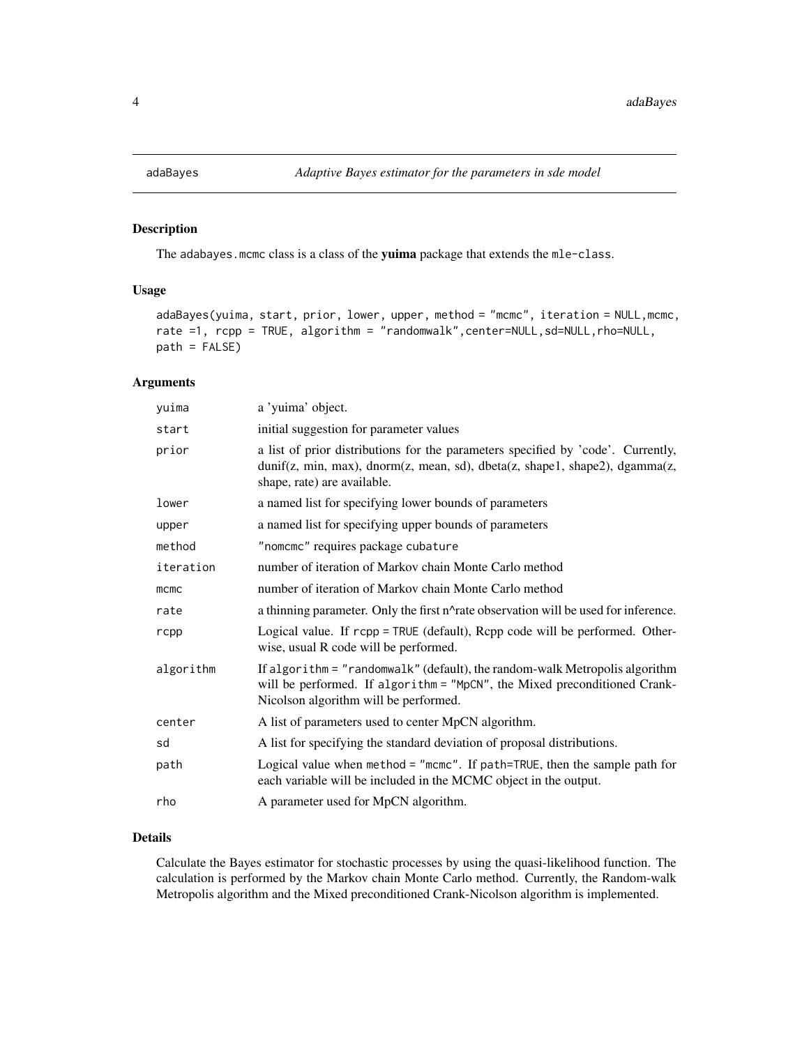# adaBayes *Adaptive Bayes estimator for the parameters in sde model*

## Description

The adabayes.mcmc class is a class of the **yuima** package that extends the mle-class.

## Usage

```
adaBayes(yuima, start, prior, lower, upper, method = "mcmc", iteration = NULL,mcmc,
rate =1, rcpp = TRUE, algorithm = "randomwalk",center=NULL,sd=NULL,rho=NULL,
path = FALSE)
```

## Arguments

| | |
|---|---|
| yuima | a 'yuima' object. |
| start | initial suggestion for parameter values |
| prior | a list of prior distributions for the parameters specified by 'code'. Currently, dunif(z, min, max), dnorm(z, mean, sd), dbeta(z, shape1, shape2), dgamma(z, shape, rate) are available. |
| lower | a named list for specifying lower bounds of parameters |
| upper | a named list for specifying upper bounds of parameters |
| method | "nomcmc" requires package cubature |
| iteration | number of iteration of Markov chain Monte Carlo method |
| mcmc | number of iteration of Markov chain Monte Carlo method |
| rate | a thinning parameter. Only the first n^rate observation will be used for inference. |
| rcpp | Logical value. If rcpp = TRUE (default), Rcpp code will be performed. Otherwise, usual R code will be performed. |
| algorithm | If algorithm = "randomwalk" (default), the random-walk Metropolis algorithm will be performed. If algorithm = "MpCN", the Mixed preconditioned Crank-Nicolson algorithm will be performed. |
| center | A list of parameters used to center MpCN algorithm. |
| sd | A list for specifying the standard deviation of proposal distributions. |
| path | Logical value when method = "mcmc". If path=TRUE, then the sample path for each variable will be included in the MCMC object in the output. |
| rho | A parameter used for MpCN algorithm. |

## Details

Calculate the Bayes estimator for stochastic processes by using the quasi-likelihood function. The calculation is performed by the Markov chain Monte Carlo method. Currently, the Random-walk Metropolis algorithm and the Mixed preconditioned Crank-Nicolson algorithm is implemented.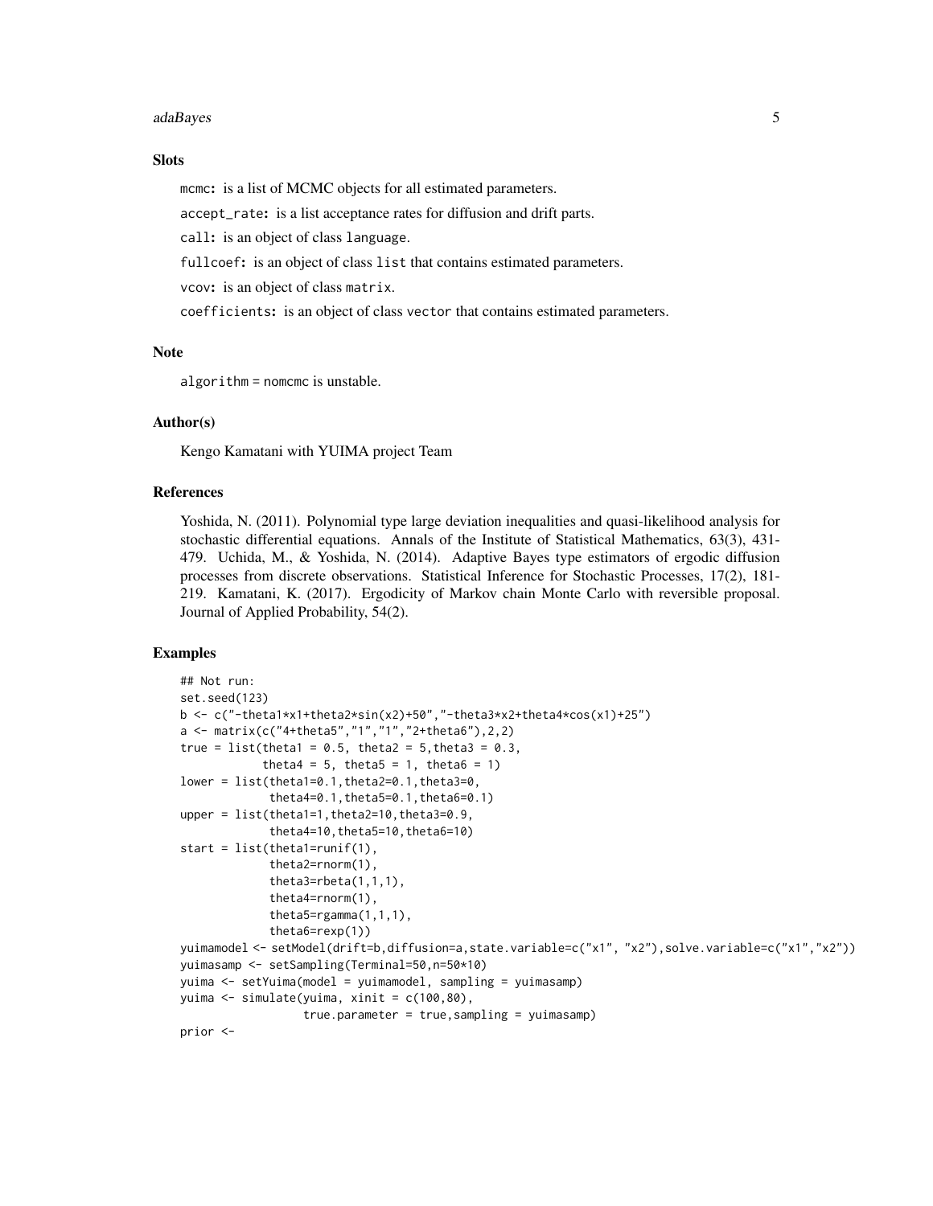## Slots

mcmc: is a list of MCMC objects for all estimated parameters.

accept_rate: is a list acceptance rates for diffusion and drift parts.

call: is an object of class language.

fullcoef: is an object of class list that contains estimated parameters.

vcov: is an object of class matrix.

coefficients: is an object of class vector that contains estimated parameters.

## Note

algorithm = nomcmc is unstable.

## Author(s)

Kengo Kamatani with YUIMA project Team

## References

Yoshida, N. (2011). Polynomial type large deviation inequalities and quasi-likelihood analysis for stochastic differential equations. Annals of the Institute of Statistical Mathematics, 63(3), 431-479. Uchida, M., & Yoshida, N. (2014). Adaptive Bayes type estimators of ergodic diffusion processes from discrete observations. Statistical Inference for Stochastic Processes, 17(2), 181-219. Kamatani, K. (2017). Ergodicity of Markov chain Monte Carlo with reversible proposal. Journal of Applied Probability, 54(2).

## Examples

```
## Not run:
set.seed(123)
b <- c("-theta1*x1+theta2*sin(x2)+50","-theta3*x2+theta4*cos(x1)+25")
a <- matrix(c("4+theta5","1","1","2+theta6"),2,2)
true = list(theta1 = 0.5, theta2 = 5,theta3 = 0.3,
            theta4 = 5, theta5 = 1, theta6 = 1)
lower = list(theta1=0.1,theta2=0.1,theta3=0,
             theta4=0.1,theta5=0.1,theta6=0.1)
upper = list(theta1=1,theta2=10,theta3=0.9,
             theta4=10,theta5=10,theta6=10)
start = list(theta1=runif(1),
             theta2=rnorm(1),
             theta3=rbeta(1,1,1),
             theta4=rnorm(1),
             theta5=rgamma(1,1,1),
             theta6=rexp(1))
yuimamodel <- setModel(drift=b,diffusion=a,state.variable=c("x1", "x2"),solve.variable=c("x1","x2"))
yuimasamp <- setSampling(Terminal=50,n=50*10)
yuima <- setYuima(model = yuimamodel, sampling = yuimasamp)
yuima <- simulate(yuima, xinit = c(100,80),
                  true.parameter = true,sampling = yuimasamp)
prior <-
```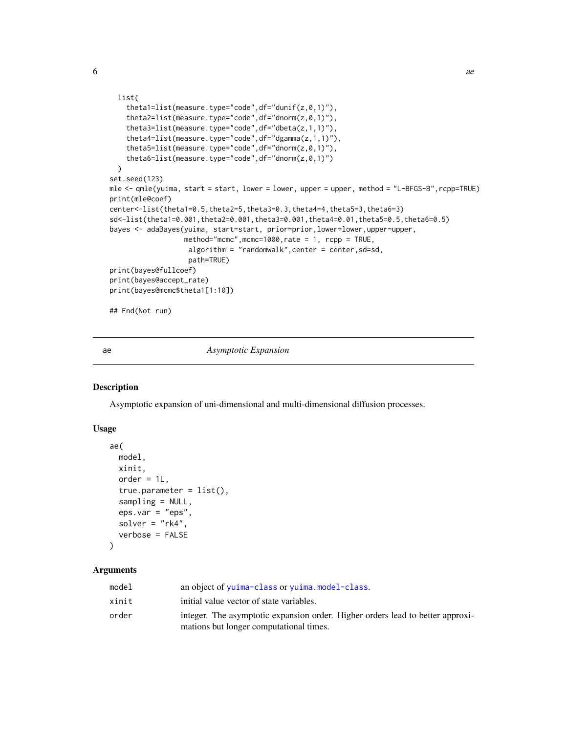```
  list(
    theta1=list(measure.type="code",df="dunif(z,0,1)"),
    theta2=list(measure.type="code",df="dnorm(z,0,1)"),
    theta3=list(measure.type="code",df="dbeta(z,1,1)"),
    theta4=list(measure.type="code",df="dgamma(z,1,1)"),
    theta5=list(measure.type="code",df="dnorm(z,0,1)"),
    theta6=list(measure.type="code",df="dnorm(z,0,1)")
  )
set.seed(123)
mle <- qmle(yuima, start = start, lower = lower, upper = upper, method = "L-BFGS-B",rcpp=TRUE)
print(mle@coef)
center<-list(theta1=0.5,theta2=5,theta3=0.3,theta4=4,theta5=3,theta6=3)
sd<-list(theta1=0.001,theta2=0.001,theta3=0.001,theta4=0.01,theta5=0.5,theta6=0.5)
bayes <- adaBayes(yuima, start=start, prior=prior,lower=lower,upper=upper,
                 method="mcmc",mcmc=1000,rate = 1, rcpp = TRUE,
                  algorithm = "randomwalk",center = center,sd=sd,
                  path=TRUE)
print(bayes@fullcoef)
print(bayes@accept_rate)
print(bayes@mcmc$theta1[1:10])

## End(Not run)
```

---

## ae — *Asymptotic Expansion*

### Description

Asymptotic expansion of uni-dimensional and multi-dimensional diffusion processes.

### Usage

```
ae(
  model,
  xinit,
  order = 1L,
  true.parameter = list(),
  sampling = NULL,
  eps.var = "eps",
  solver = "rk4",
  verbose = FALSE
)
```

### Arguments

| | |
|---|---|
| model | an object of yuima-class or yuima.model-class. |
| xinit | initial value vector of state variables. |
| order | integer. The asymptotic expansion order. Higher orders lead to better approximations but longer computational times. |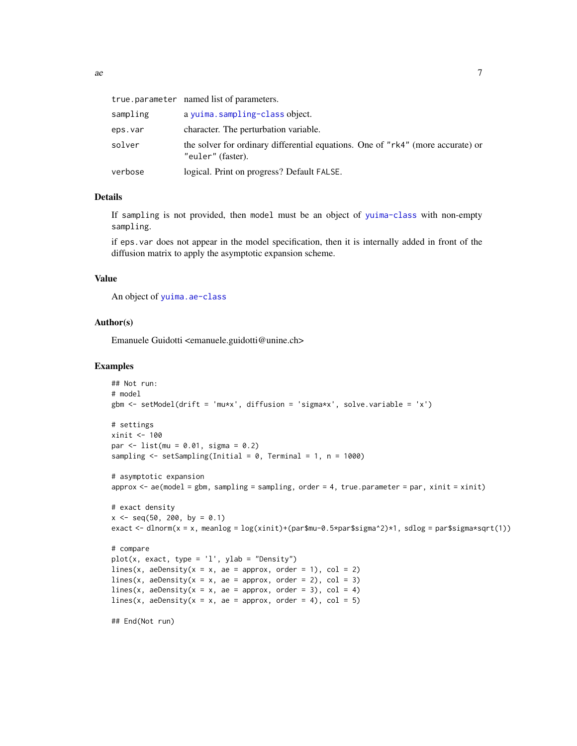| | |
|---|---|
| `true.parameter` | named list of parameters. |
| `sampling` | a `yuima.sampling-class` object. |
| `eps.var` | character. The perturbation variable. |
| `solver` | the solver for ordinary differential equations. One of `"rk4"` (more accurate) or `"euler"` (faster). |
| `verbose` | logical. Print on progress? Default `FALSE`. |

### Details

If `sampling` is not provided, then `model` must be an object of `yuima-class` with non-empty `sampling`.

if `eps.var` does not appear in the model specification, then it is internally added in front of the diffusion matrix to apply the asymptotic expansion scheme.

### Value

An object of `yuima.ae-class`

### Author(s)

Emanuele Guidotti <emanuele.guidotti@unine.ch>

### Examples

```
## Not run:
# model
gbm <- setModel(drift = 'mu*x', diffusion = 'sigma*x', solve.variable = 'x')

# settings
xinit <- 100
par <- list(mu = 0.01, sigma = 0.2)
sampling <- setSampling(Initial = 0, Terminal = 1, n = 1000)

# asymptotic expansion
approx <- ae(model = gbm, sampling = sampling, order = 4, true.parameter = par, xinit = xinit)

# exact density
x <- seq(50, 200, by = 0.1)
exact <- dlnorm(x = x, meanlog = log(xinit)+(par$mu-0.5*par$sigma^2)*1, sdlog = par$sigma*sqrt(1))

# compare
plot(x, exact, type = 'l', ylab = "Density")
lines(x, aeDensity(x = x, ae = approx, order = 1), col = 2)
lines(x, aeDensity(x = x, ae = approx, order = 2), col = 3)
lines(x, aeDensity(x = x, ae = approx, order = 3), col = 4)
lines(x, aeDensity(x = x, ae = approx, order = 4), col = 5)

## End(Not run)
```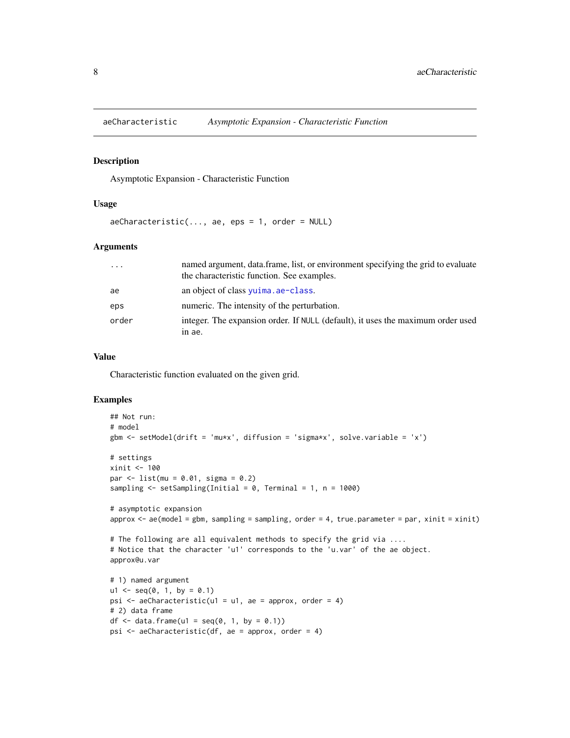# aeCharacteristic — *Asymptotic Expansion - Characteristic Function*

## Description

Asymptotic Expansion - Characteristic Function

## Usage

```
aeCharacteristic(..., ae, eps = 1, order = NULL)
```

## Arguments

| | |
|---|---|
| `...` | named argument, data.frame, list, or environment specifying the grid to evaluate the characteristic function. See examples. |
| `ae` | an object of class `yuima.ae-class`. |
| `eps` | numeric. The intensity of the perturbation. |
| `order` | integer. The expansion order. If `NULL` (default), it uses the maximum order used in `ae`. |

## Value

Characteristic function evaluated on the given grid.

## Examples

```
## Not run:
# model
gbm <- setModel(drift = 'mu*x', diffusion = 'sigma*x', solve.variable = 'x')

# settings
xinit <- 100
par <- list(mu = 0.01, sigma = 0.2)
sampling <- setSampling(Initial = 0, Terminal = 1, n = 1000)

# asymptotic expansion
approx <- ae(model = gbm, sampling = sampling, order = 4, true.parameter = par, xinit = xinit)

# The following are all equivalent methods to specify the grid via ....
# Notice that the character 'u1' corresponds to the 'u.var' of the ae object.
approx@u.var

# 1) named argument
u1 <- seq(0, 1, by = 0.1)
psi <- aeCharacteristic(u1 = u1, ae = approx, order = 4)
# 2) data frame
df <- data.frame(u1 = seq(0, 1, by = 0.1))
psi <- aeCharacteristic(df, ae = approx, order = 4)
```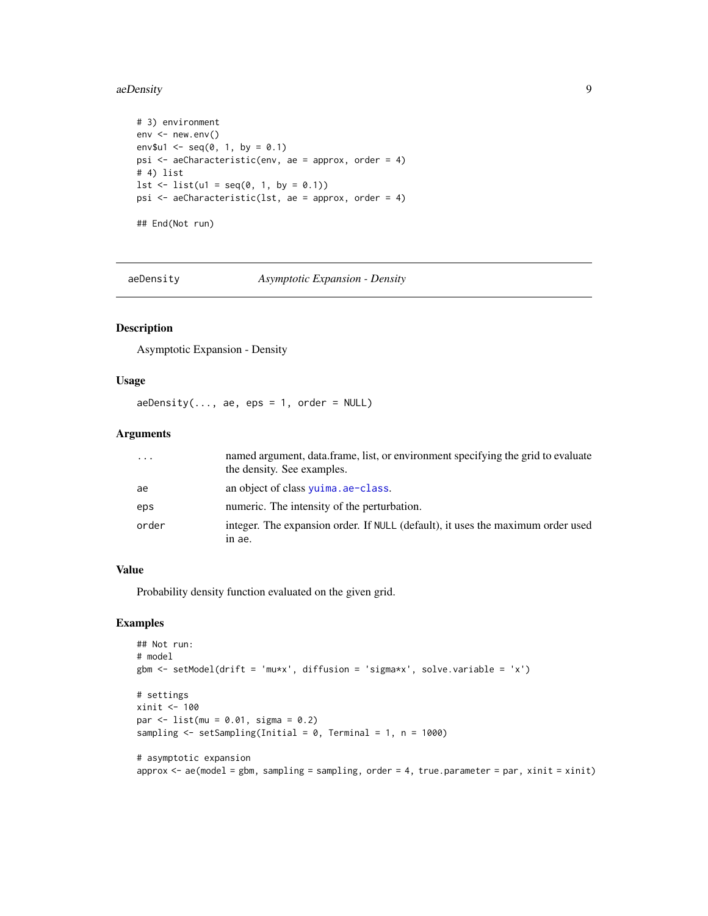```
# 3) environment
env <- new.env()
env$u1 <- seq(0, 1, by = 0.1)
psi <- aeCharacteristic(env, ae = approx, order = 4)
# 4) list
lst <- list(u1 = seq(0, 1, by = 0.1))
psi <- aeCharacteristic(lst, ae = approx, order = 4)

## End(Not run)
```

---

## aeDensity — *Asymptotic Expansion - Density*

---

### Description

Asymptotic Expansion - Density

### Usage

```
aeDensity(..., ae, eps = 1, order = NULL)
```

### Arguments

| | |
|---|---|
| `...` | named argument, data.frame, list, or environment specifying the grid to evaluate the density. See examples. |
| `ae` | an object of class `yuima.ae-class`. |
| `eps` | numeric. The intensity of the perturbation. |
| `order` | integer. The expansion order. If `NULL` (default), it uses the maximum order used in `ae`. |

### Value

Probability density function evaluated on the given grid.

### Examples

```
## Not run:
# model
gbm <- setModel(drift = 'mu*x', diffusion = 'sigma*x', solve.variable = 'x')

# settings
xinit <- 100
par <- list(mu = 0.01, sigma = 0.2)
sampling <- setSampling(Initial = 0, Terminal = 1, n = 1000)

# asymptotic expansion
approx <- ae(model = gbm, sampling = sampling, order = 4, true.parameter = par, xinit = xinit)
```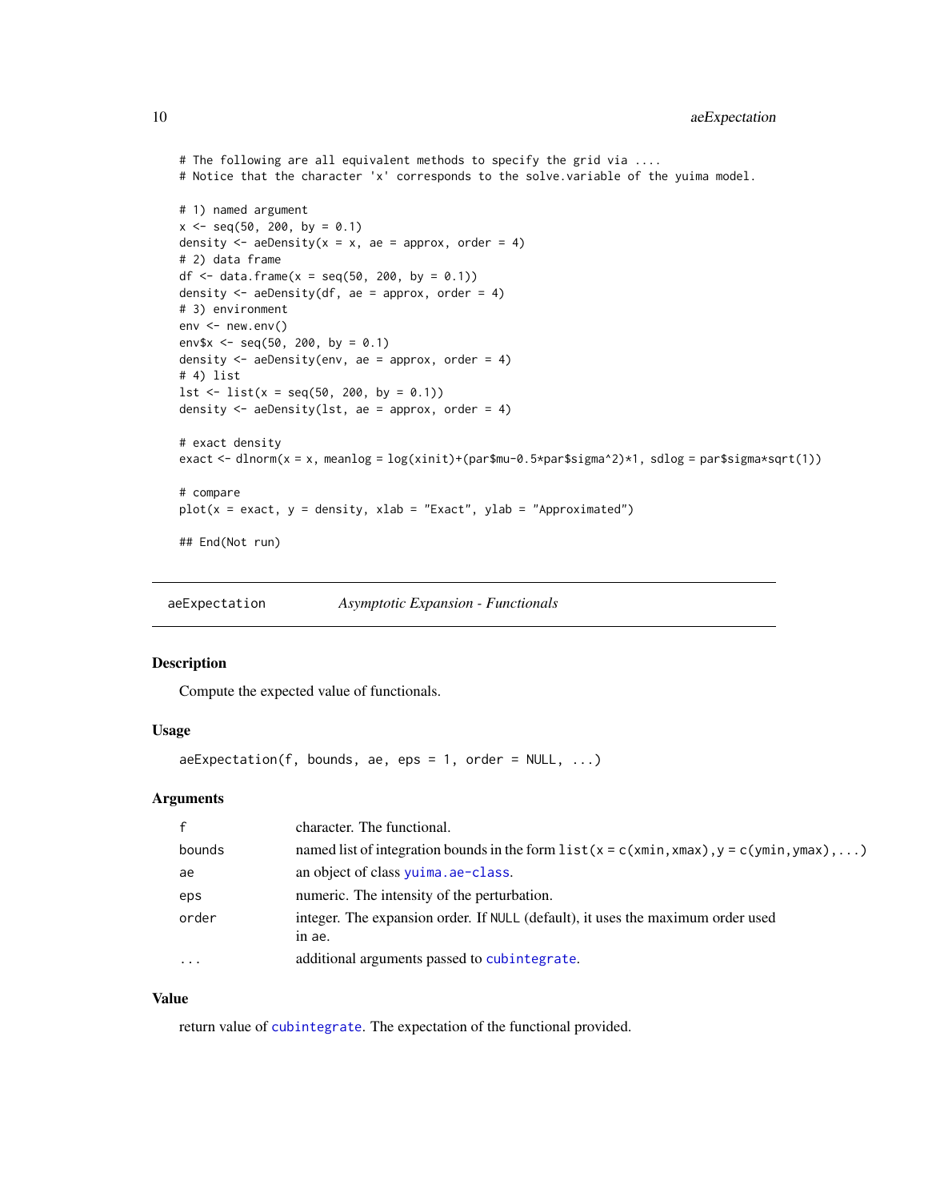```
# The following are all equivalent methods to specify the grid via ....
# Notice that the character 'x' corresponds to the solve.variable of the yuima model.

# 1) named argument
x <- seq(50, 200, by = 0.1)
density <- aeDensity(x = x, ae = approx, order = 4)
# 2) data frame
df <- data.frame(x = seq(50, 200, by = 0.1))
density <- aeDensity(df, ae = approx, order = 4)
# 3) environment
env <- new.env()
env$x <- seq(50, 200, by = 0.1)
density <- aeDensity(env, ae = approx, order = 4)
# 4) list
lst <- list(x = seq(50, 200, by = 0.1))
density <- aeDensity(lst, ae = approx, order = 4)

# exact density
exact <- dlnorm(x = x, meanlog = log(xinit)+(par$mu-0.5*par$sigma^2)*1, sdlog = par$sigma*sqrt(1))

# compare
plot(x = exact, y = density, xlab = "Exact", ylab = "Approximated")

## End(Not run)
```

---

## aeExpectation — *Asymptotic Expansion - Functionals*

### Description

Compute the expected value of functionals.

### Usage

```
aeExpectation(f, bounds, ae, eps = 1, order = NULL, ...)
```

### Arguments

| | |
|---|---|
| `f` | character. The functional. |
| `bounds` | named list of integration bounds in the form `list(x = c(xmin,xmax),y = c(ymin,ymax),...)` |
| `ae` | an object of class `yuima.ae-class`. |
| `eps` | numeric. The intensity of the perturbation. |
| `order` | integer. The expansion order. If `NULL` (default), it uses the maximum order used in ae. |
| `...` | additional arguments passed to `cubintegrate`. |

### Value

return value of `cubintegrate`. The expectation of the functional provided.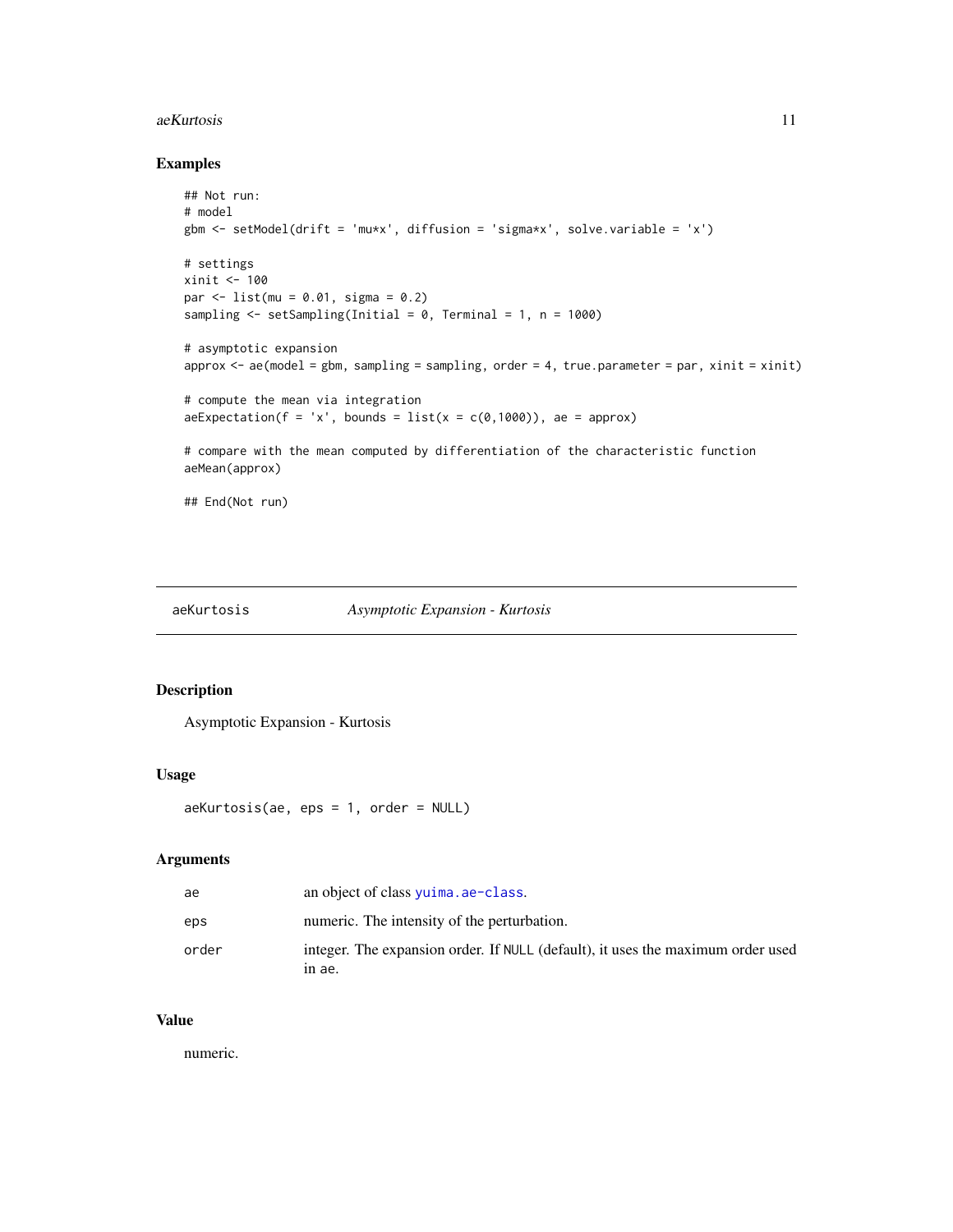## Examples

```
## Not run:
# model
gbm <- setModel(drift = 'mu*x', diffusion = 'sigma*x', solve.variable = 'x')

# settings
xinit <- 100
par <- list(mu = 0.01, sigma = 0.2)
sampling <- setSampling(Initial = 0, Terminal = 1, n = 1000)

# asymptotic expansion
approx <- ae(model = gbm, sampling = sampling, order = 4, true.parameter = par, xinit = xinit)

# compute the mean via integration
aeExpectation(f = 'x', bounds = list(x = c(0,1000)), ae = approx)

# compare with the mean computed by differentiation of the characteristic function
aeMean(approx)

## End(Not run)
```

---

# aeKurtosis *Asymptotic Expansion - Kurtosis*

## Description

Asymptotic Expansion - Kurtosis

## Usage

```
aeKurtosis(ae, eps = 1, order = NULL)
```

## Arguments

| | |
|---|---|
| ae | an object of class yuima.ae-class. |
| eps | numeric. The intensity of the perturbation. |
| order | integer. The expansion order. If NULL (default), it uses the maximum order used in ae. |

## Value

numeric.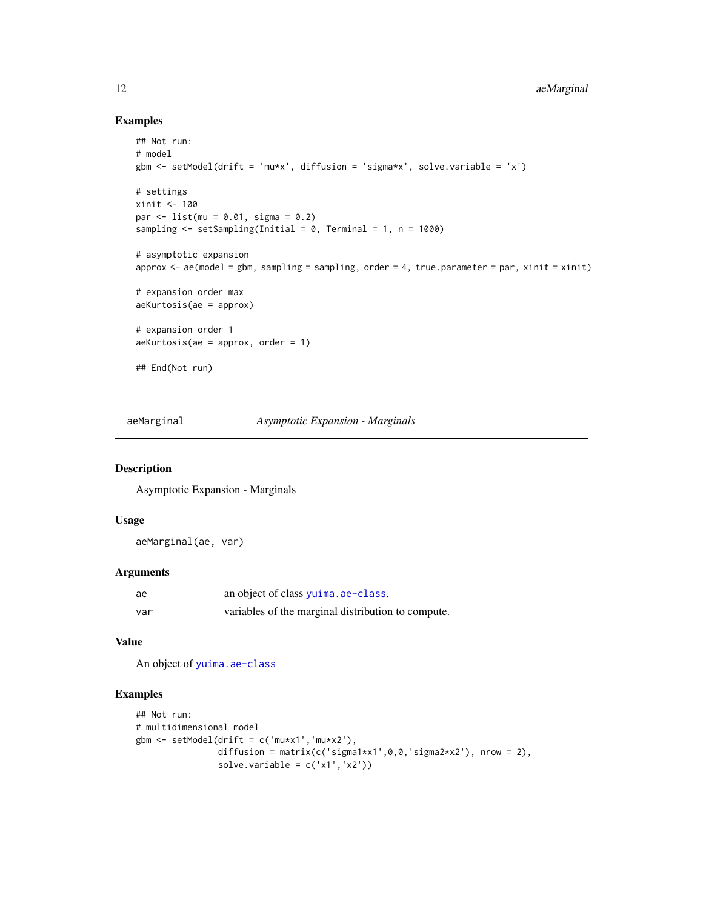## Examples

```
## Not run:
# model
gbm <- setModel(drift = 'mu*x', diffusion = 'sigma*x', solve.variable = 'x')

# settings
xinit <- 100
par <- list(mu = 0.01, sigma = 0.2)
sampling <- setSampling(Initial = 0, Terminal = 1, n = 1000)

# asymptotic expansion
approx <- ae(model = gbm, sampling = sampling, order = 4, true.parameter = par, xinit = xinit)

# expansion order max
aeKurtosis(ae = approx)

# expansion order 1
aeKurtosis(ae = approx, order = 1)

## End(Not run)
```

---

# aeMarginal *Asymptotic Expansion - Marginals*

## Description

Asymptotic Expansion - Marginals

## Usage

```
aeMarginal(ae, var)
```

## Arguments

| | |
|---|---|
| ae | an object of class yuima.ae-class. |
| var | variables of the marginal distribution to compute. |

## Value

An object of yuima.ae-class

## Examples

```
## Not run:
# multidimensional model
gbm <- setModel(drift = c('mu*x1','mu*x2'),
                diffusion = matrix(c('sigma1*x1',0,0,'sigma2*x2'), nrow = 2),
                solve.variable = c('x1','x2'))
```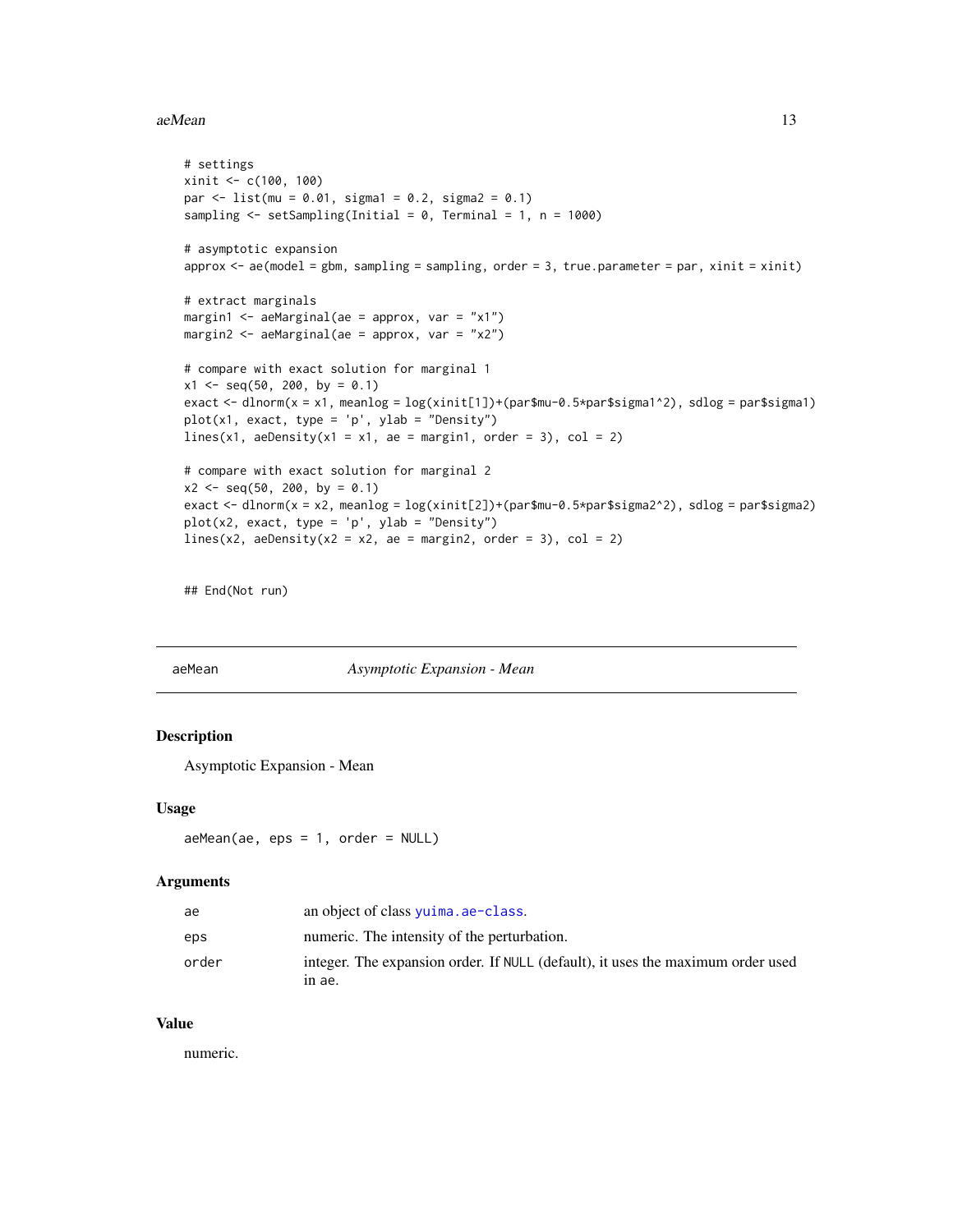```
# settings
xinit <- c(100, 100)
par <- list(mu = 0.01, sigma1 = 0.2, sigma2 = 0.1)
sampling <- setSampling(Initial = 0, Terminal = 1, n = 1000)

# asymptotic expansion
approx <- ae(model = gbm, sampling = sampling, order = 3, true.parameter = par, xinit = xinit)

# extract marginals
margin1 <- aeMarginal(ae = approx, var = "x1")
margin2 <- aeMarginal(ae = approx, var = "x2")

# compare with exact solution for marginal 1
x1 <- seq(50, 200, by = 0.1)
exact <- dlnorm(x = x1, meanlog = log(xinit[1])+(par$mu-0.5*par$sigma1^2), sdlog = par$sigma1)
plot(x1, exact, type = 'p', ylab = "Density")
lines(x1, aeDensity(x1 = x1, ae = margin1, order = 3), col = 2)

# compare with exact solution for marginal 2
x2 <- seq(50, 200, by = 0.1)
exact <- dlnorm(x = x2, meanlog = log(xinit[2])+(par$mu-0.5*par$sigma2^2), sdlog = par$sigma2)
plot(x2, exact, type = 'p', ylab = "Density")
lines(x2, aeDensity(x2 = x2, ae = margin2, order = 3), col = 2)


## End(Not run)
```

---

## aeMean *Asymptotic Expansion - Mean*

### Description

Asymptotic Expansion - Mean

### Usage

```
aeMean(ae, eps = 1, order = NULL)
```

### Arguments

| | |
|---|---|
| ae | an object of class yuima.ae-class. |
| eps | numeric. The intensity of the perturbation. |
| order | integer. The expansion order. If NULL (default), it uses the maximum order used in ae. |

### Value

numeric.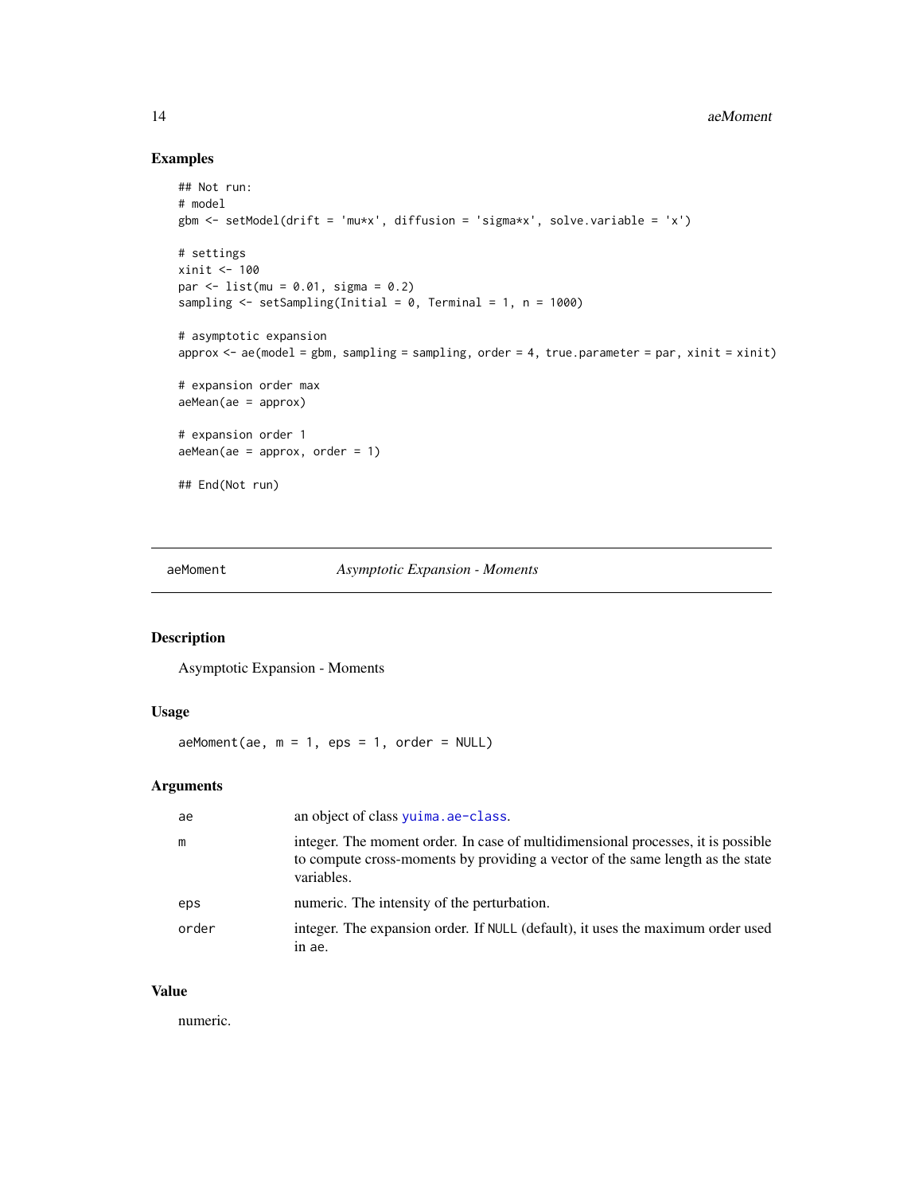## Examples

```
## Not run:
# model
gbm <- setModel(drift = 'mu*x', diffusion = 'sigma*x', solve.variable = 'x')

# settings
xinit <- 100
par <- list(mu = 0.01, sigma = 0.2)
sampling <- setSampling(Initial = 0, Terminal = 1, n = 1000)

# asymptotic expansion
approx <- ae(model = gbm, sampling = sampling, order = 4, true.parameter = par, xinit = xinit)

# expansion order max
aeMean(ae = approx)

# expansion order 1
aeMean(ae = approx, order = 1)

## End(Not run)
```

---

# aeMoment *Asymptotic Expansion - Moments*

---

## Description

Asymptotic Expansion - Moments

## Usage

```
aeMoment(ae, m = 1, eps = 1, order = NULL)
```

## Arguments

| | |
|---|---|
| ae | an object of class yuima.ae-class. |
| m | integer. The moment order. In case of multidimensional processes, it is possible to compute cross-moments by providing a vector of the same length as the state variables. |
| eps | numeric. The intensity of the perturbation. |
| order | integer. The expansion order. If NULL (default), it uses the maximum order used in ae. |

## Value

numeric.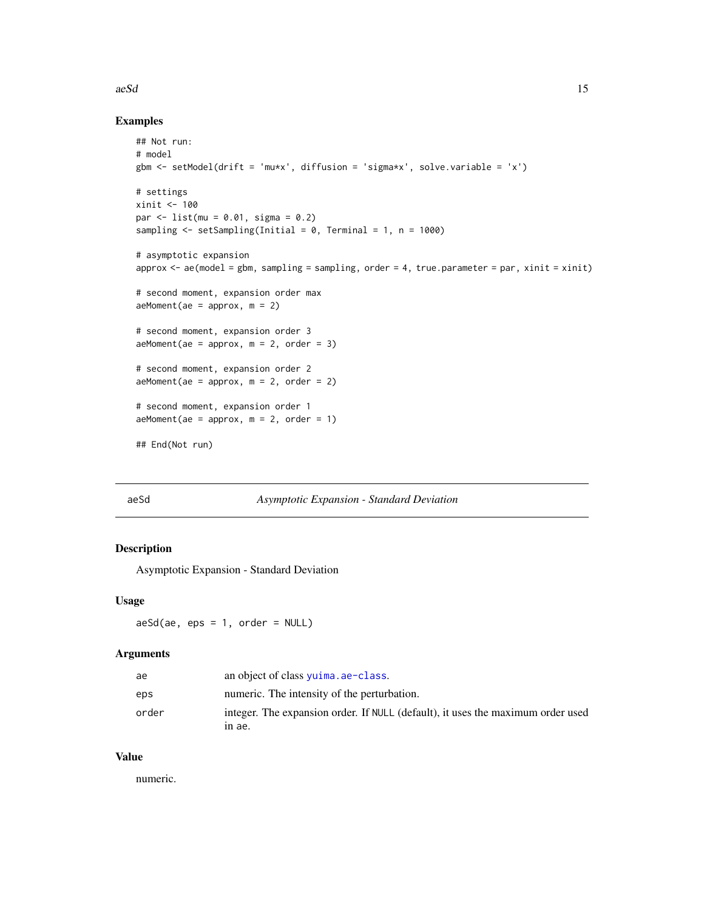## Examples

```
## Not run:
# model
gbm <- setModel(drift = 'mu*x', diffusion = 'sigma*x', solve.variable = 'x')

# settings
xinit <- 100
par <- list(mu = 0.01, sigma = 0.2)
sampling <- setSampling(Initial = 0, Terminal = 1, n = 1000)

# asymptotic expansion
approx <- ae(model = gbm, sampling = sampling, order = 4, true.parameter = par, xinit = xinit)

# second moment, expansion order max
aeMoment(ae = approx, m = 2)

# second moment, expansion order 3
aeMoment(ae = approx, m = 2, order = 3)

# second moment, expansion order 2
aeMoment(ae = approx, m = 2, order = 2)

# second moment, expansion order 1
aeMoment(ae = approx, m = 2, order = 1)

## End(Not run)
```

---

aeSd — *Asymptotic Expansion - Standard Deviation*

---

## Description

Asymptotic Expansion - Standard Deviation

## Usage

```
aeSd(ae, eps = 1, order = NULL)
```

## Arguments

| | |
|---|---|
| ae | an object of class yuima.ae-class. |
| eps | numeric. The intensity of the perturbation. |
| order | integer. The expansion order. If NULL (default), it uses the maximum order used in ae. |

## Value

numeric.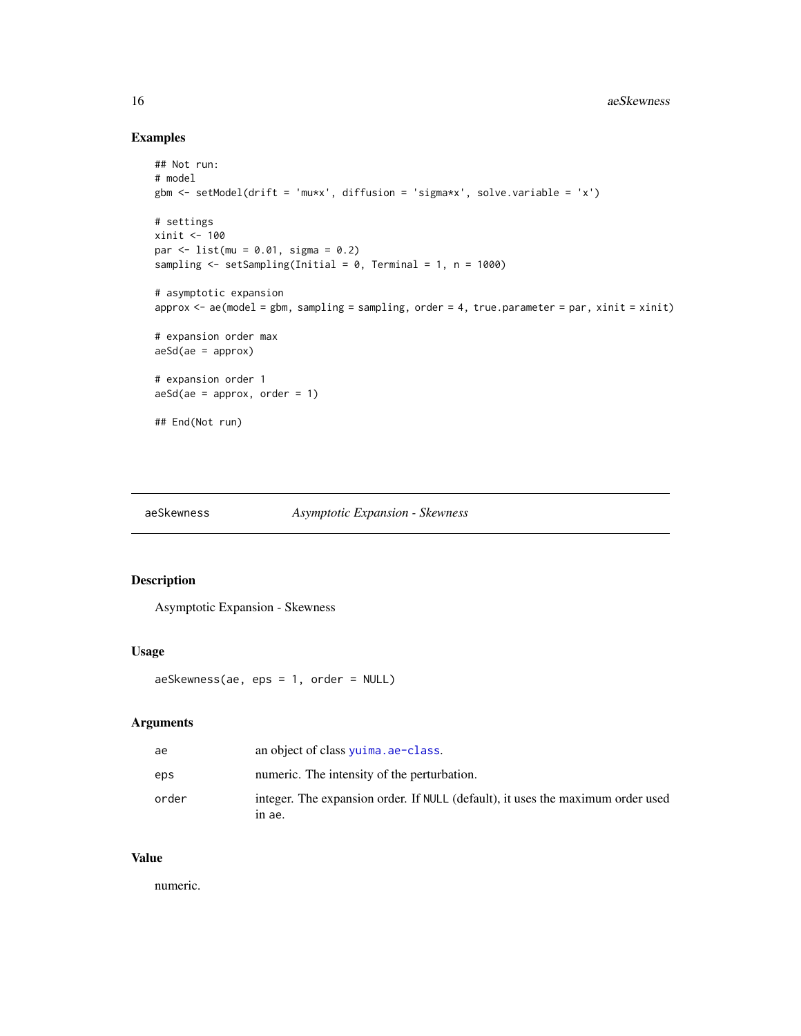### Examples

```
## Not run:
# model
gbm <- setModel(drift = 'mu*x', diffusion = 'sigma*x', solve.variable = 'x')

# settings
xinit <- 100
par <- list(mu = 0.01, sigma = 0.2)
sampling <- setSampling(Initial = 0, Terminal = 1, n = 1000)

# asymptotic expansion
approx <- ae(model = gbm, sampling = sampling, order = 4, true.parameter = par, xinit = xinit)

# expansion order max
aeSd(ae = approx)

# expansion order 1
aeSd(ae = approx, order = 1)

## End(Not run)
```

---

## aeSkewness — *Asymptotic Expansion - Skewness*

### Description

Asymptotic Expansion - Skewness

### Usage

```
aeSkewness(ae, eps = 1, order = NULL)
```

### Arguments

| | |
|---|---|
| ae | an object of class yuima.ae-class. |
| eps | numeric. The intensity of the perturbation. |
| order | integer. The expansion order. If NULL (default), it uses the maximum order used in ae. |

### Value

numeric.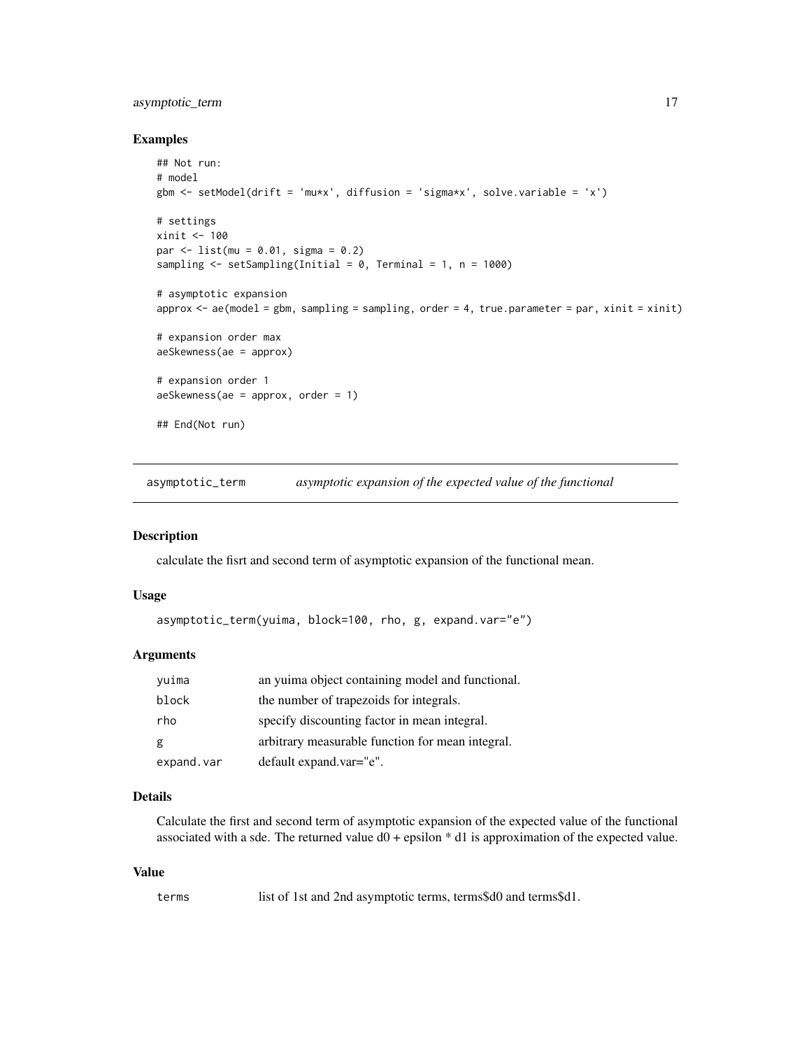### Examples

```
## Not run:
# model
gbm <- setModel(drift = 'mu*x', diffusion = 'sigma*x', solve.variable = 'x')

# settings
xinit <- 100
par <- list(mu = 0.01, sigma = 0.2)
sampling <- setSampling(Initial = 0, Terminal = 1, n = 1000)

# asymptotic expansion
approx <- ae(model = gbm, sampling = sampling, order = 4, true.parameter = par, xinit = xinit)

# expansion order max
aeSkewness(ae = approx)

# expansion order 1
aeSkewness(ae = approx, order = 1)

## End(Not run)
```

---

## asymptotic_term — *asymptotic expansion of the expected value of the functional*

### Description

calculate the fisrt and second term of asymptotic expansion of the functional mean.

### Usage

```
asymptotic_term(yuima, block=100, rho, g, expand.var="e")
```

### Arguments

| | |
|---|---|
| yuima | an yuima object containing model and functional. |
| block | the number of trapezoids for integrals. |
| rho | specify discounting factor in mean integral. |
| g | arbitrary measurable function for mean integral. |
| expand.var | default expand.var="e". |

### Details

Calculate the first and second term of asymptotic expansion of the expected value of the functional associated with a sde. The returned value d0 + epsilon * d1 is approximation of the expected value.

### Value

| | |
|---|---|
| terms | list of 1st and 2nd asymptotic terms, terms$d0 and terms$d1. |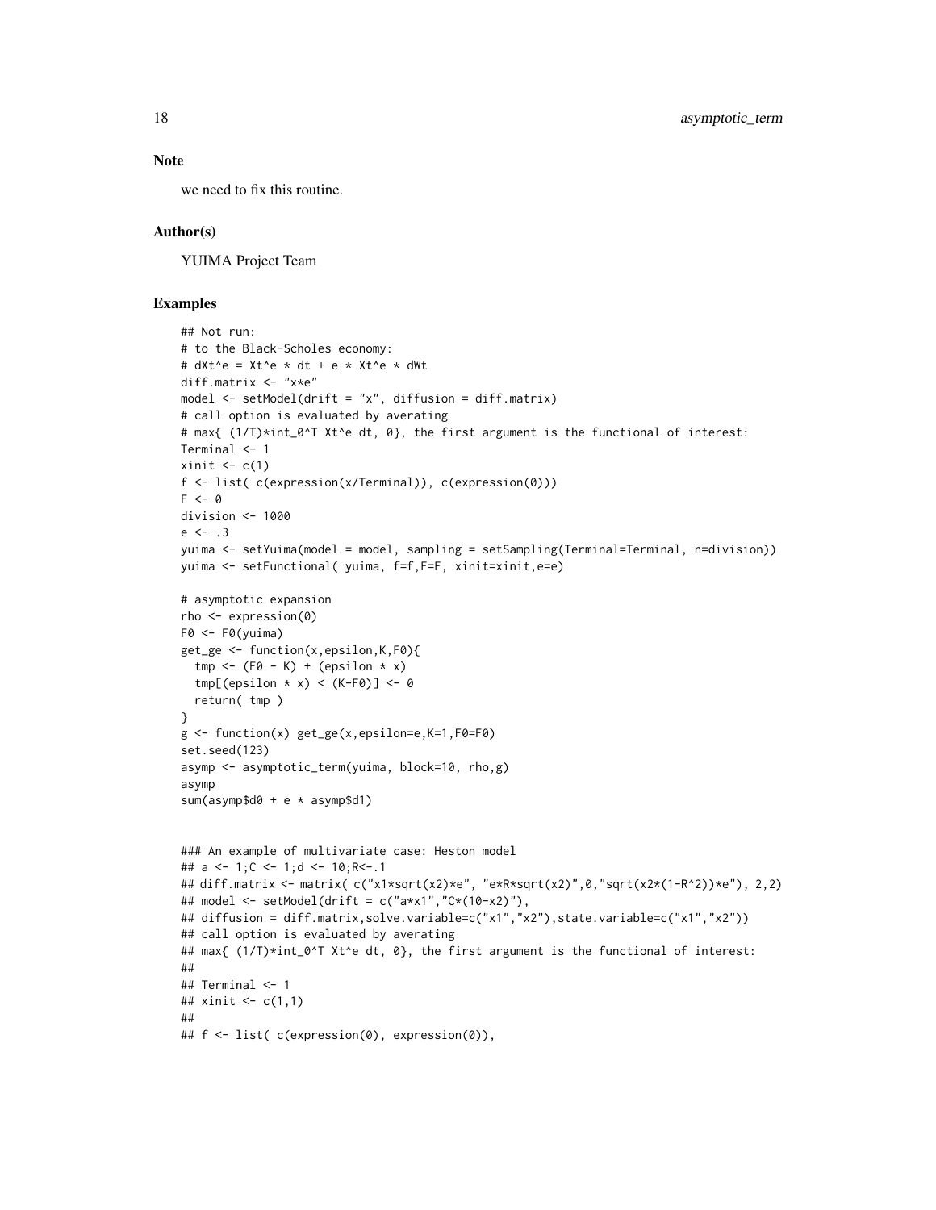## Note

we need to fix this routine.

## Author(s)

YUIMA Project Team

## Examples

```
## Not run:
# to the Black-Scholes economy:
# dXt^e = Xt^e * dt + e * Xt^e * dWt
diff.matrix <- "x*e"
model <- setModel(drift = "x", diffusion = diff.matrix)
# call option is evaluated by averating
# max{ (1/T)*int_0^T Xt^e dt, 0}, the first argument is the functional of interest:
Terminal <- 1
xinit <- c(1)
f <- list( c(expression(x/Terminal)), c(expression(0)))
F <- 0
division <- 1000
e <- .3
yuima <- setYuima(model = model, sampling = setSampling(Terminal=Terminal, n=division))
yuima <- setFunctional( yuima, f=f,F=F, xinit=xinit,e=e)

# asymptotic expansion
rho <- expression(0)
F0 <- F0(yuima)
get_ge <- function(x,epsilon,K,F0){
  tmp <- (F0 - K) + (epsilon * x)
  tmp[(epsilon * x) < (K-F0)] <- 0
  return( tmp )
}
g <- function(x) get_ge(x,epsilon=e,K=1,F0=F0)
set.seed(123)
asymp <- asymptotic_term(yuima, block=10, rho,g)
asymp
sum(asymp$d0 + e * asymp$d1)


### An example of multivariate case: Heston model
## a <- 1;C <- 1;d <- 10;R<-.1
## diff.matrix <- matrix( c("x1*sqrt(x2)*e", "e*R*sqrt(x2)",0,"sqrt(x2*(1-R^2))*e"), 2,2)
## model <- setModel(drift = c("a*x1","C*(10-x2)"),
## diffusion = diff.matrix,solve.variable=c("x1","x2"),state.variable=c("x1","x2"))
## call option is evaluated by averating
## max{ (1/T)*int_0^T Xt^e dt, 0}, the first argument is the functional of interest:
##
## Terminal <- 1
## xinit <- c(1,1)
##
## f <- list( c(expression(0), expression(0)),
```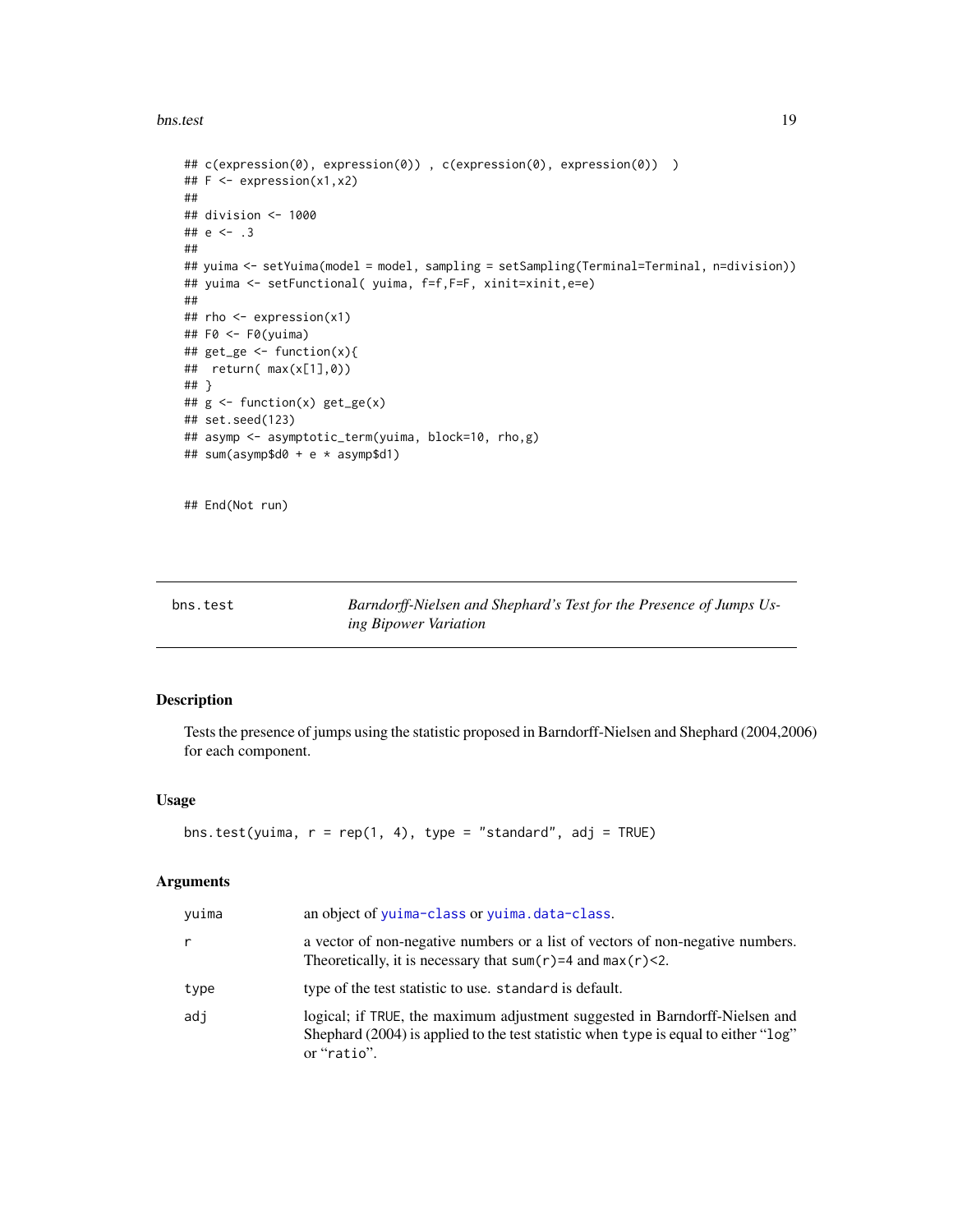```
## c(expression(0), expression(0)) , c(expression(0), expression(0))  )
## F <- expression(x1,x2)
##
## division <- 1000
## e <- .3
##
## yuima <- setYuima(model = model, sampling = setSampling(Terminal=Terminal, n=division))
## yuima <- setFunctional( yuima, f=f,F=F, xinit=xinit,e=e)
##
## rho <- expression(x1)
## F0 <- F0(yuima)
## get_ge <- function(x){
##  return( max(x[1],0))
## }
## g <- function(x) get_ge(x)
## set.seed(123)
## asymp <- asymptotic_term(yuima, block=10, rho,g)
## sum(asymp$d0 + e * asymp$d1)


## End(Not run)
```

---

bns.test — *Barndorff-Nielsen and Shephard's Test for the Presence of Jumps Using Bipower Variation*

---

## Description

Tests the presence of jumps using the statistic proposed in Barndorff-Nielsen and Shephard (2004,2006) for each component.

## Usage

```
bns.test(yuima, r = rep(1, 4), type = "standard", adj = TRUE)
```

## Arguments

| | |
|---|---|
| `yuima` | an object of `yuima-class` or `yuima.data-class`. |
| `r` | a vector of non-negative numbers or a list of vectors of non-negative numbers. Theoretically, it is necessary that `sum(r)=4` and `max(r)<2`. |
| `type` | type of the test statistic to use. `standard` is default. |
| `adj` | logical; if `TRUE`, the maximum adjustment suggested in Barndorff-Nielsen and Shephard (2004) is applied to the test statistic when `type` is equal to either "`log`" or "`ratio`". |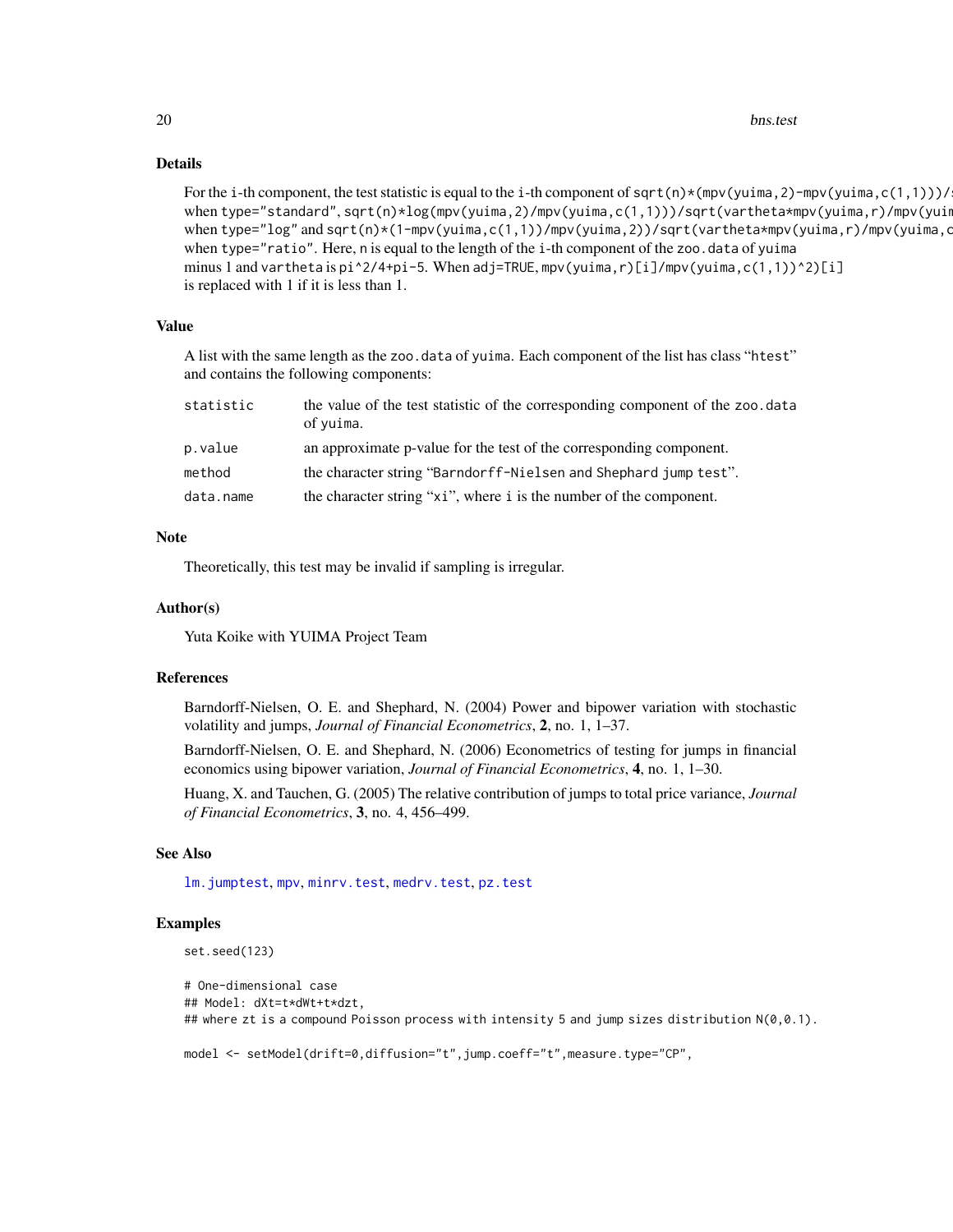### Details

For the i-th component, the test statistic is equal to the i-th component of `sqrt(n)*(mpv(yuima,2)-mpv(yuima,c(1,1)))/s` when `type="standard"`, `sqrt(n)*log(mpv(yuima,2)/mpv(yuima,c(1,1)))/sqrt(vartheta*mpv(yuima,r)/mpv(yuim` when `type="log"` and `sqrt(n)*(1-mpv(yuima,c(1,1))/mpv(yuima,2))/sqrt(vartheta*mpv(yuima,r)/mpv(yuima,c` when `type="ratio"`. Here, n is equal to the length of the i-th component of the `zoo.data` of `yuima` minus 1 and `vartheta` is `pi^2/4+pi-5`. When `adj=TRUE`, `mpv(yuima,r)[i]/mpv(yuima,c(1,1))^2)[i]` is replaced with 1 if it is less than 1.

### Value

A list with the same length as the `zoo.data` of `yuima`. Each component of the list has class "`htest`" and contains the following components:

| | |
|---|---|
| `statistic` | the value of the test statistic of the corresponding component of the `zoo.data` of `yuima`. |
| `p.value` | an approximate p-value for the test of the corresponding component. |
| `method` | the character string "`Barndorff-Nielsen and Shephard jump test`". |
| `data.name` | the character string "`xi`", where i is the number of the component. |

### Note

Theoretically, this test may be invalid if sampling is irregular.

### Author(s)

Yuta Koike with YUIMA Project Team

### References

Barndorff-Nielsen, O. E. and Shephard, N. (2004) Power and bipower variation with stochastic volatility and jumps, *Journal of Financial Econometrics*, **2**, no. 1, 1–37.

Barndorff-Nielsen, O. E. and Shephard, N. (2006) Econometrics of testing for jumps in financial economics using bipower variation, *Journal of Financial Econometrics*, **4**, no. 1, 1–30.

Huang, X. and Tauchen, G. (2005) The relative contribution of jumps to total price variance, *Journal of Financial Econometrics*, **3**, no. 4, 456–499.

### See Also

`lm.jumptest`, `mpv`, `minrv.test`, `medrv.test`, `pz.test`

### Examples

```
set.seed(123)

# One-dimensional case
## Model: dXt=t*dWt+t*dzt,
## where zt is a compound Poisson process with intensity 5 and jump sizes distribution N(0,0.1).

model <- setModel(drift=0,diffusion="t",jump.coeff="t",measure.type="CP",
```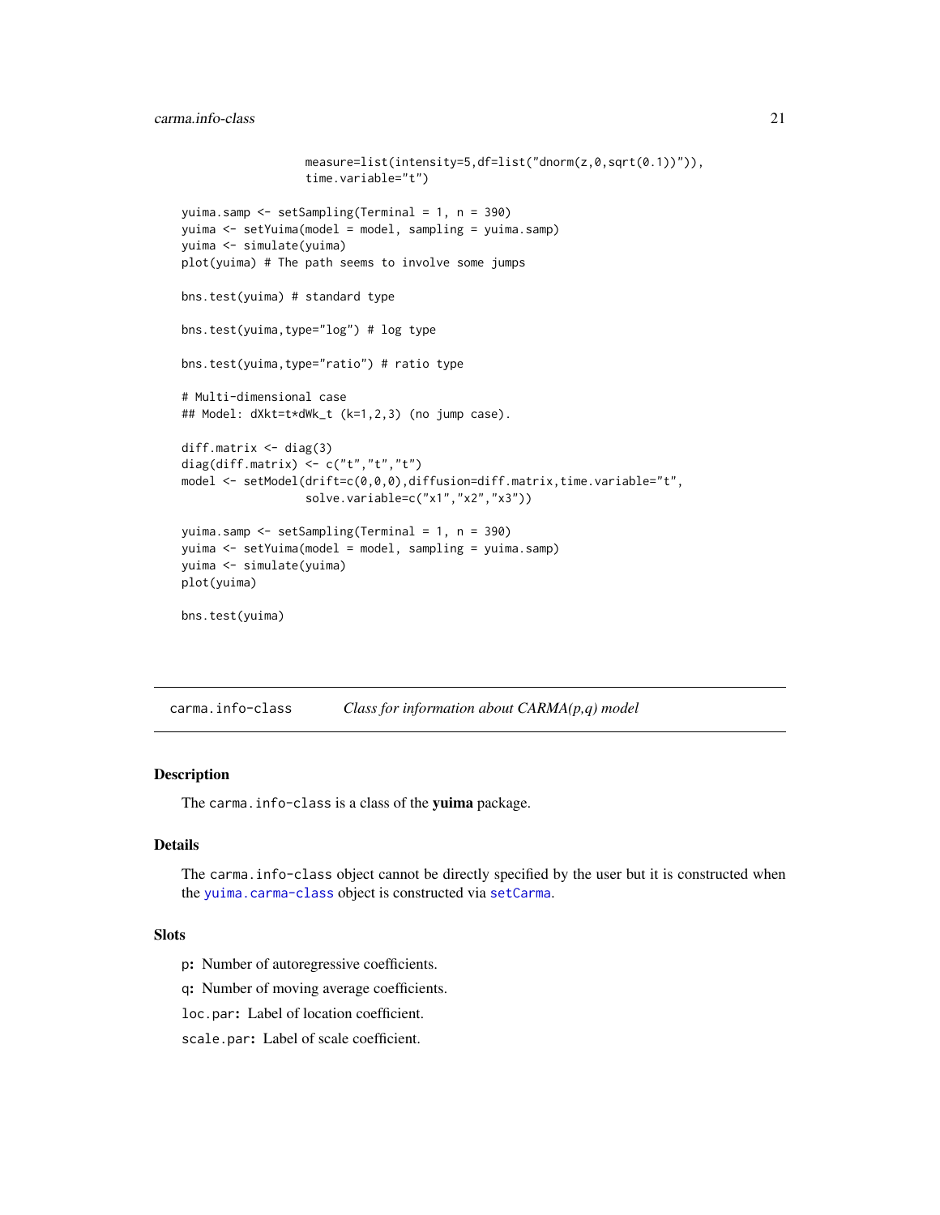```
                   measure=list(intensity=5,df=list("dnorm(z,0,sqrt(0.1))")),
                   time.variable="t")

yuima.samp <- setSampling(Terminal = 1, n = 390)
yuima <- setYuima(model = model, sampling = yuima.samp)
yuima <- simulate(yuima)
plot(yuima) # The path seems to involve some jumps

bns.test(yuima) # standard type

bns.test(yuima,type="log") # log type

bns.test(yuima,type="ratio") # ratio type

# Multi-dimensional case
## Model: dXkt=t*dWk_t (k=1,2,3) (no jump case).

diff.matrix <- diag(3)
diag(diff.matrix) <- c("t","t","t")
model <- setModel(drift=c(0,0,0),diffusion=diff.matrix,time.variable="t",
                  solve.variable=c("x1","x2","x3"))

yuima.samp <- setSampling(Terminal = 1, n = 390)
yuima <- setYuima(model = model, sampling = yuima.samp)
yuima <- simulate(yuima)
plot(yuima)

bns.test(yuima)
```

---

## carma.info-class *Class for information about CARMA(p,q) model*

### Description

The carma.info-class is a class of the **yuima** package.

### Details

The carma.info-class object cannot be directly specified by the user but it is constructed when the yuima.carma-class object is constructed via setCarma.

### Slots

p**:** Number of autoregressive coefficients.

q**:** Number of moving average coefficients.

loc.par**:** Label of location coefficient.

scale.par**:** Label of scale coefficient.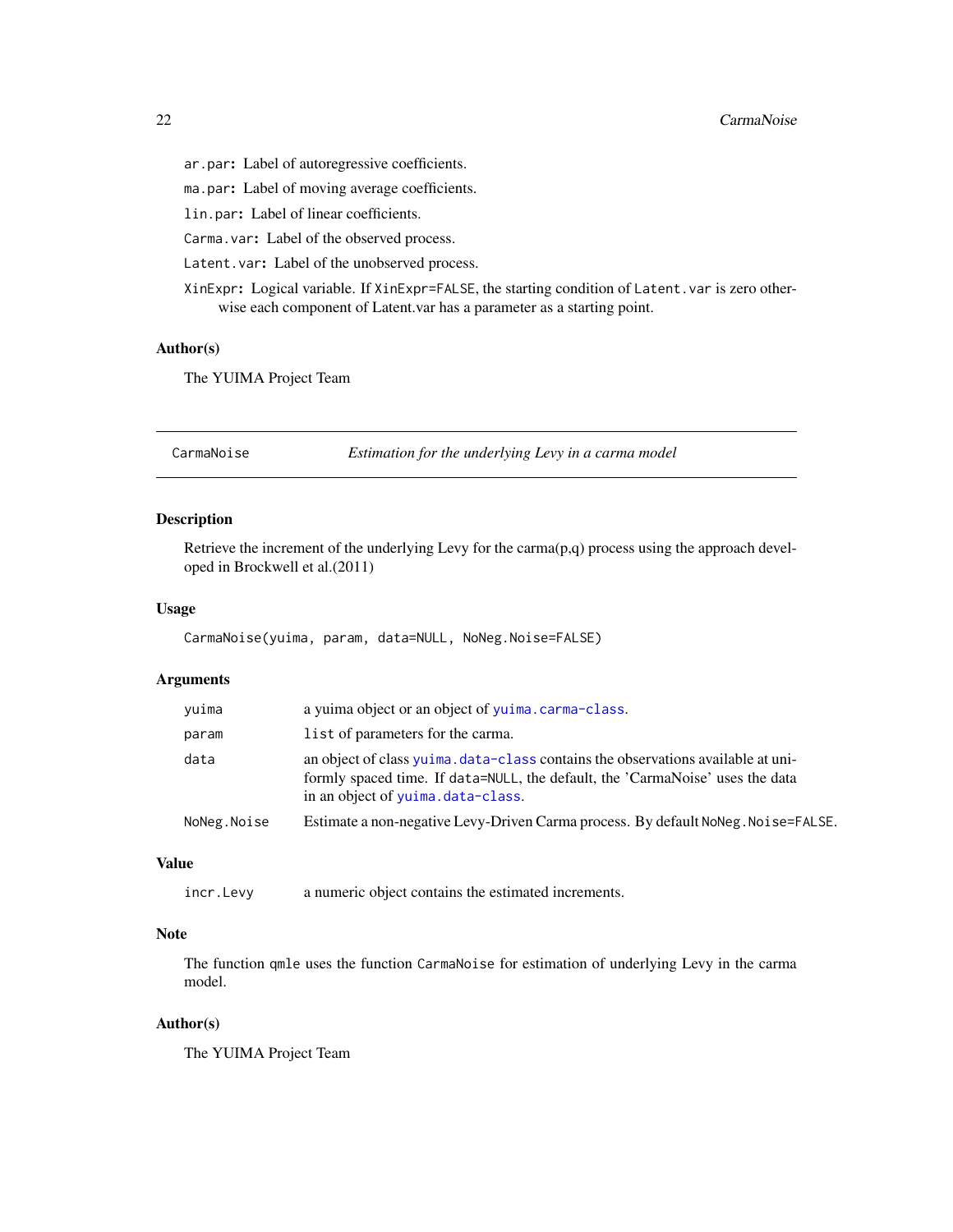`ar.par`: Label of autoregressive coefficients.

`ma.par`: Label of moving average coefficients.

`lin.par`: Label of linear coefficients.

`Carma.var`: Label of the observed process.

`Latent.var`: Label of the unobserved process.

`XinExpr`: Logical variable. If `XinExpr=FALSE`, the starting condition of `Latent.var` is zero otherwise each component of Latent.var has a parameter as a starting point.

### Author(s)

The YUIMA Project Team

---

## CarmaNoise — *Estimation for the underlying Levy in a carma model*

### Description

Retrieve the increment of the underlying Levy for the carma(p,q) process using the approach developed in Brockwell et al.(2011)

### Usage

```
CarmaNoise(yuima, param, data=NULL, NoNeg.Noise=FALSE)
```

### Arguments

| | |
|---|---|
| `yuima` | a yuima object or an object of `yuima.carma-class`. |
| `param` | `list` of parameters for the carma. |
| `data` | an object of class `yuima.data-class` contains the observations available at uniformly spaced time. If `data=NULL`, the default, the 'CarmaNoise' uses the data in an object of `yuima.data-class`. |
| `NoNeg.Noise` | Estimate a non-negative Levy-Driven Carma process. By default `NoNeg.Noise=FALSE`. |

### Value

| | |
|---|---|
| `incr.Levy` | a numeric object contains the estimated increments. |

### Note

The function `qmle` uses the function `CarmaNoise` for estimation of underlying Levy in the carma model.

### Author(s)

The YUIMA Project Team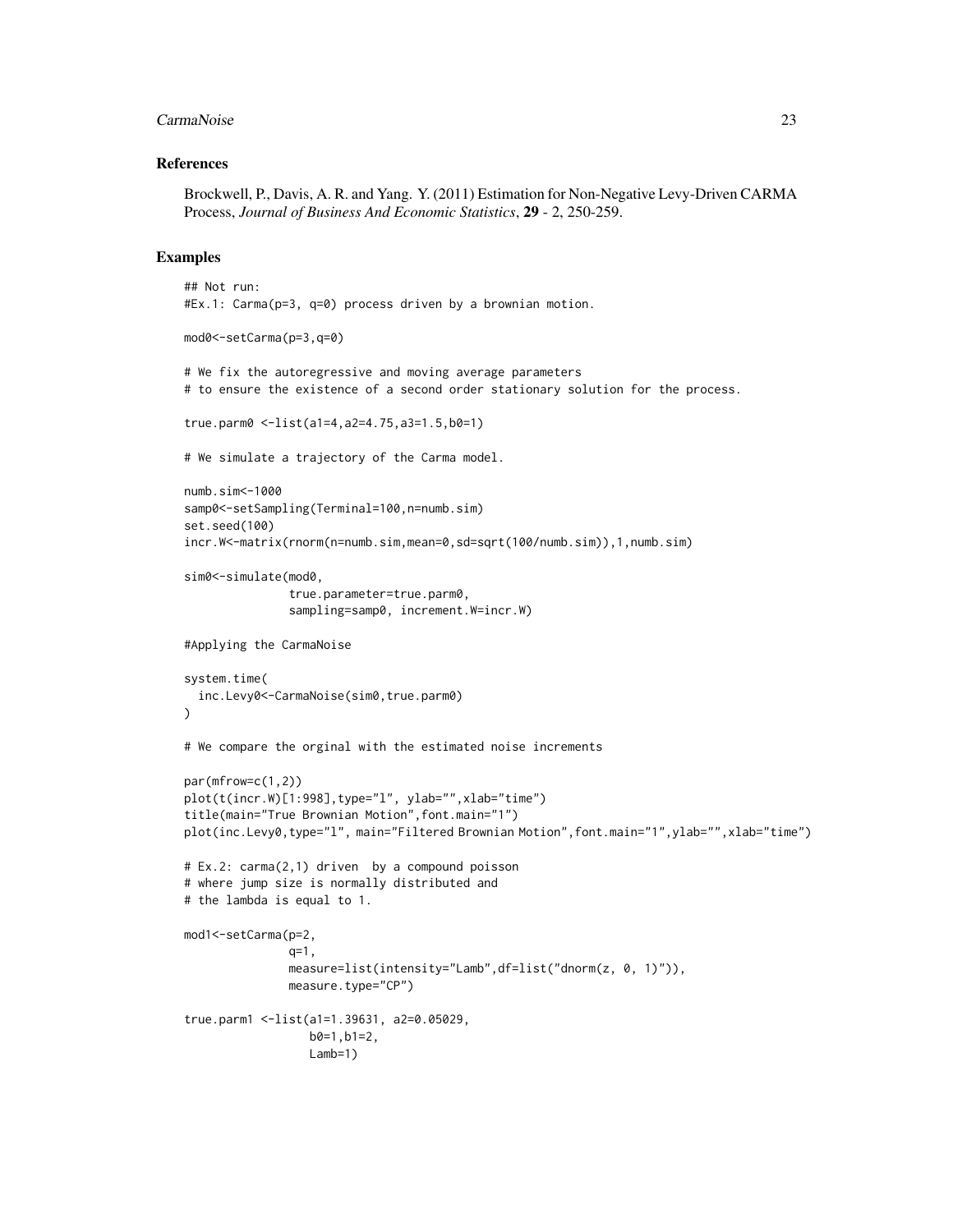## References

Brockwell, P., Davis, A. R. and Yang. Y. (2011) Estimation for Non-Negative Levy-Driven CARMA Process, *Journal of Business And Economic Statistics*, **29** - 2, 250-259.

## Examples

```
## Not run:
#Ex.1: Carma(p=3, q=0) process driven by a brownian motion.

mod0<-setCarma(p=3,q=0)

# We fix the autoregressive and moving average parameters
# to ensure the existence of a second order stationary solution for the process.

true.parm0 <-list(a1=4,a2=4.75,a3=1.5,b0=1)

# We simulate a trajectory of the Carma model.

numb.sim<-1000
samp0<-setSampling(Terminal=100,n=numb.sim)
set.seed(100)
incr.W<-matrix(rnorm(n=numb.sim,mean=0,sd=sqrt(100/numb.sim)),1,numb.sim)

sim0<-simulate(mod0,
               true.parameter=true.parm0,
               sampling=samp0, increment.W=incr.W)

#Applying the CarmaNoise

system.time(
  inc.Levy0<-CarmaNoise(sim0,true.parm0)
)

# We compare the orginal with the estimated noise increments

par(mfrow=c(1,2))
plot(t(incr.W)[1:998],type="l", ylab="",xlab="time")
title(main="True Brownian Motion",font.main="1")
plot(inc.Levy0,type="l", main="Filtered Brownian Motion",font.main="1",ylab="",xlab="time")

# Ex.2: carma(2,1) driven  by a compound poisson
# where jump size is normally distributed and
# the lambda is equal to 1.

mod1<-setCarma(p=2,
               q=1,
               measure=list(intensity="Lamb",df=list("dnorm(z, 0, 1)")),
               measure.type="CP")

true.parm1 <-list(a1=1.39631, a2=0.05029,
                  b0=1,b1=2,
                  Lamb=1)
```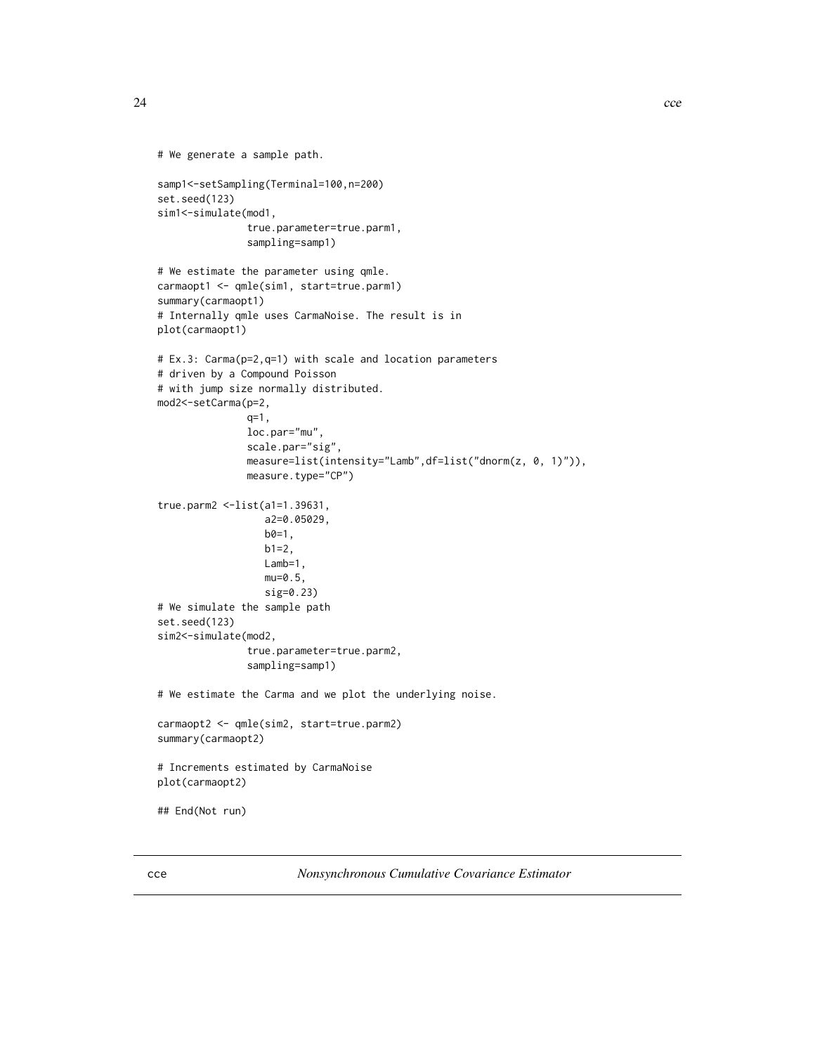```
# We generate a sample path.

samp1<-setSampling(Terminal=100,n=200)
set.seed(123)
sim1<-simulate(mod1,
               true.parameter=true.parm1,
               sampling=samp1)

# We estimate the parameter using qmle.
carmaopt1 <- qmle(sim1, start=true.parm1)
summary(carmaopt1)
# Internally qmle uses CarmaNoise. The result is in
plot(carmaopt1)

# Ex.3: Carma(p=2,q=1) with scale and location parameters
# driven by a Compound Poisson
# with jump size normally distributed.
mod2<-setCarma(p=2,
               q=1,
               loc.par="mu",
               scale.par="sig",
               measure=list(intensity="Lamb",df=list("dnorm(z, 0, 1)")),
               measure.type="CP")

true.parm2 <-list(a1=1.39631,
                  a2=0.05029,
                  b0=1,
                  b1=2,
                  Lamb=1,
                  mu=0.5,
                  sig=0.23)
# We simulate the sample path
set.seed(123)
sim2<-simulate(mod2,
               true.parameter=true.parm2,
               sampling=samp1)

# We estimate the Carma and we plot the underlying noise.

carmaopt2 <- qmle(sim2, start=true.parm2)
summary(carmaopt2)

# Increments estimated by CarmaNoise
plot(carmaopt2)

## End(Not run)
```

## cce — *Nonsynchronous Cumulative Covariance Estimator*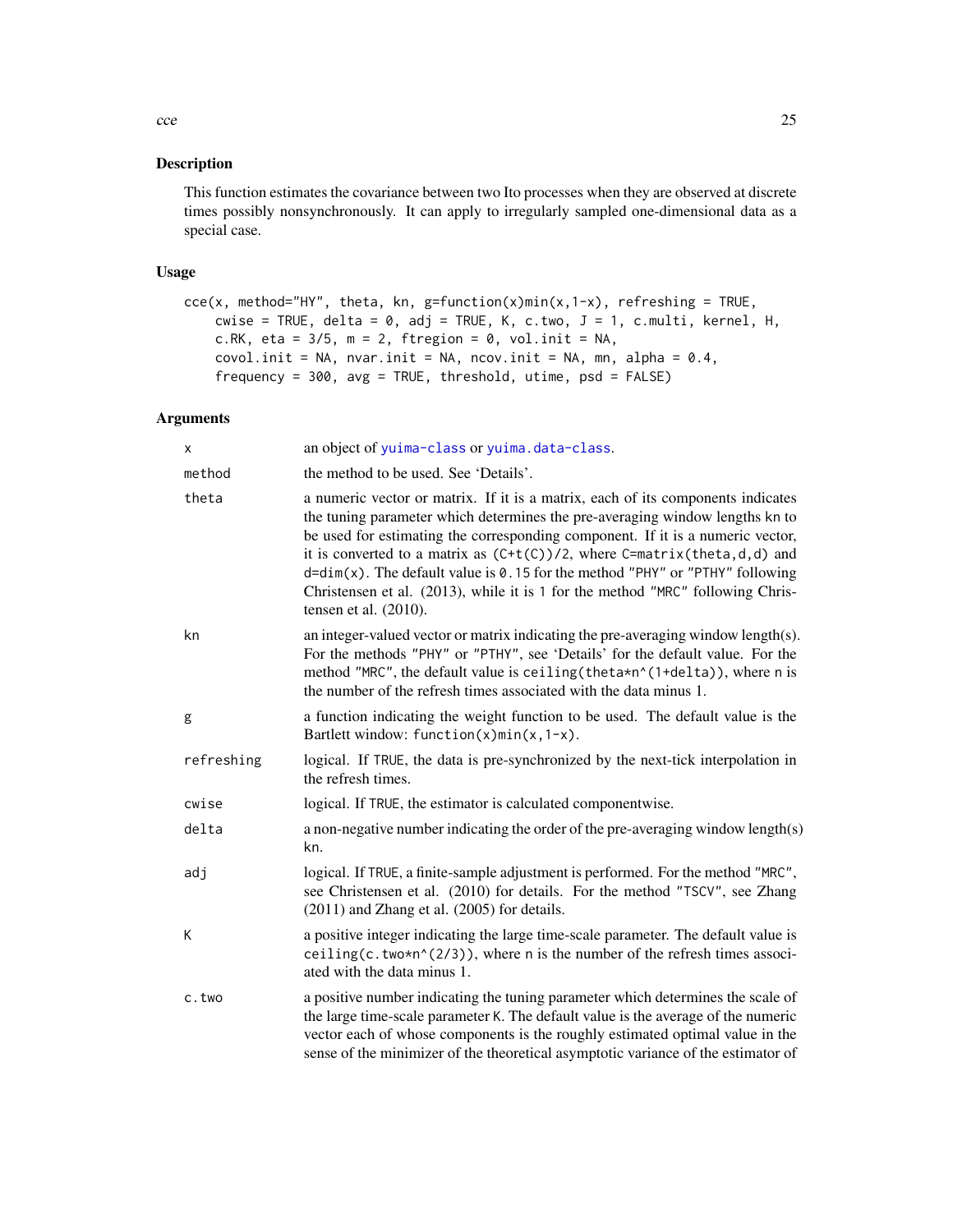## Description

This function estimates the covariance between two Ito processes when they are observed at discrete times possibly nonsynchronously. It can apply to irregularly sampled one-dimensional data as a special case.

## Usage

```
cce(x, method="HY", theta, kn, g=function(x)min(x,1-x), refreshing = TRUE,
    cwise = TRUE, delta = 0, adj = TRUE, K, c.two, J = 1, c.multi, kernel, H,
    c.RK, eta = 3/5, m = 2, ftregion = 0, vol.init = NA,
    covol.init = NA, nvar.init = NA, ncov.init = NA, mn, alpha = 0.4,
    frequency = 300, avg = TRUE, threshold, utime, psd = FALSE)
```

## Arguments

| | |
|---|---|
| `x` | an object of `yuima-class` or `yuima.data-class`. |
| `method` | the method to be used. See 'Details'. |
| `theta` | a numeric vector or matrix. If it is a matrix, each of its components indicates the tuning parameter which determines the pre-averaging window lengths `kn` to be used for estimating the corresponding component. If it is a numeric vector, it is converted to a matrix as `(C+t(C))/2`, where `C=matrix(theta,d,d)` and `d=dim(x)`. The default value is `0.15` for the method `"PHY"` or `"PTHY"` following Christensen et al. (2013), while it is `1` for the method `"MRC"` following Christensen et al. (2010). |
| `kn` | an integer-valued vector or matrix indicating the pre-averaging window length(s). For the methods `"PHY"` or `"PTHY"`, see 'Details' for the default value. For the method `"MRC"`, the default value is `ceiling(theta*n^(1+delta))`, where `n` is the number of the refresh times associated with the data minus 1. |
| `g` | a function indicating the weight function to be used. The default value is the Bartlett window: `function(x)min(x,1-x)`. |
| `refreshing` | logical. If `TRUE`, the data is pre-synchronized by the next-tick interpolation in the refresh times. |
| `cwise` | logical. If `TRUE`, the estimator is calculated componentwise. |
| `delta` | a non-negative number indicating the order of the pre-averaging window length(s) `kn`. |
| `adj` | logical. If `TRUE`, a finite-sample adjustment is performed. For the method `"MRC"`, see Christensen et al. (2010) for details. For the method `"TSCV"`, see Zhang (2011) and Zhang et al. (2005) for details. |
| `K` | a positive integer indicating the large time-scale parameter. The default value is `ceiling(c.two*n^(2/3))`, where `n` is the number of the refresh times associated with the data minus 1. |
| `c.two` | a positive number indicating the tuning parameter which determines the scale of the large time-scale parameter `K`. The default value is the average of the numeric vector each of whose components is the roughly estimated optimal value in the sense of the minimizer of the theoretical asymptotic variance of the estimator of |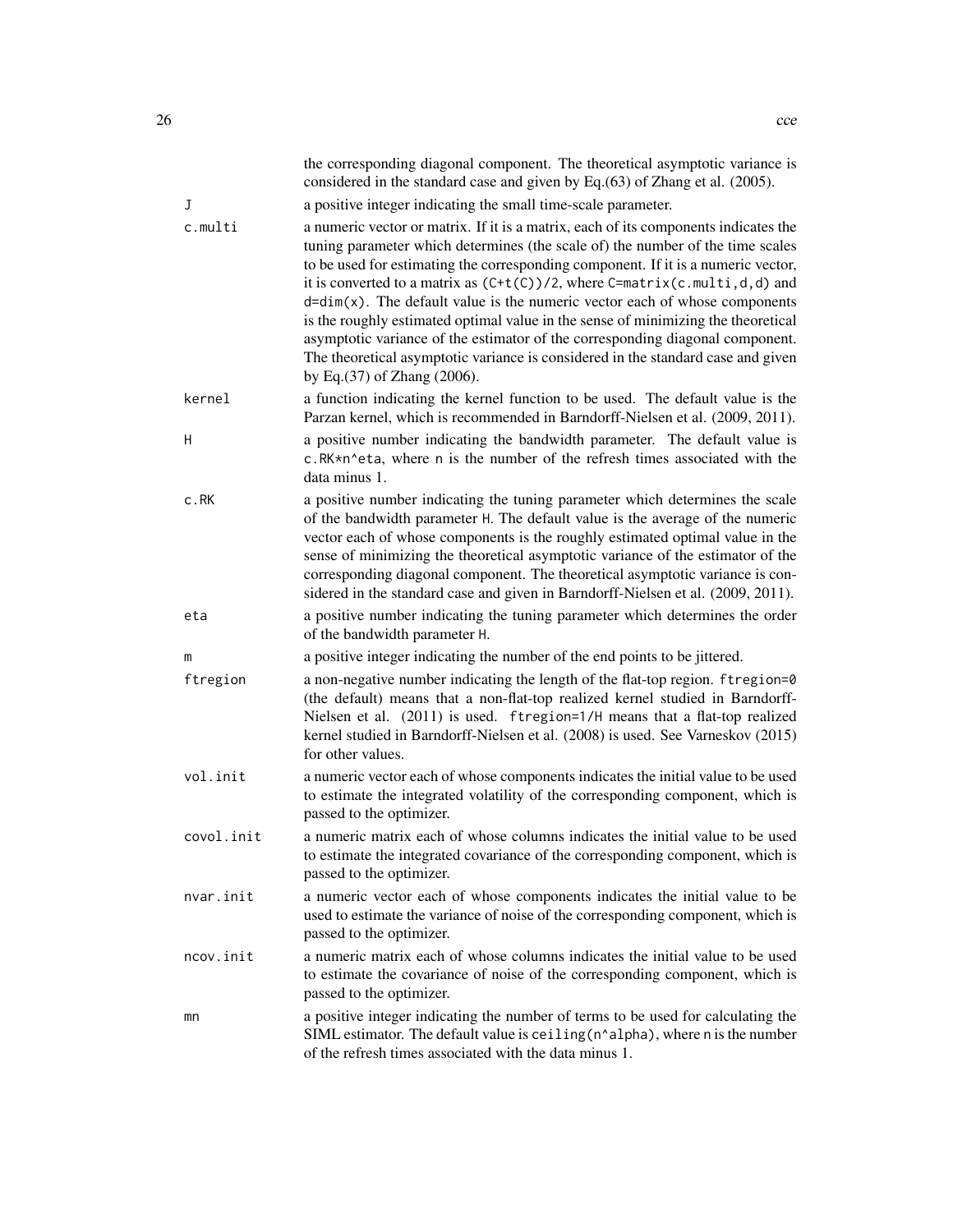the corresponding diagonal component. The theoretical asymptotic variance is considered in the standard case and given by Eq.(63) of Zhang et al. (2005).

| | |
|---|---|
| `J` | a positive integer indicating the small time-scale parameter. |
| `c.multi` | a numeric vector or matrix. If it is a matrix, each of its components indicates the tuning parameter which determines (the scale of) the number of the time scales to be used for estimating the corresponding component. If it is a numeric vector, it is converted to a matrix as `(C+t(C))/2`, where `C=matrix(c.multi,d,d)` and `d=dim(x)`. The default value is the numeric vector each of whose components is the roughly estimated optimal value in the sense of minimizing the theoretical asymptotic variance of the estimator of the corresponding diagonal component. The theoretical asymptotic variance is considered in the standard case and given by Eq.(37) of Zhang (2006). |
| `kernel` | a function indicating the kernel function to be used. The default value is the Parzan kernel, which is recommended in Barndorff-Nielsen et al. (2009, 2011). |
| `H` | a positive number indicating the bandwidth parameter. The default value is `c.RK*n^eta`, where `n` is the number of the refresh times associated with the data minus 1. |
| `c.RK` | a positive number indicating the tuning parameter which determines the scale of the bandwidth parameter `H`. The default value is the average of the numeric vector each of whose components is the roughly estimated optimal value in the sense of minimizing the theoretical asymptotic variance of the estimator of the corresponding diagonal component. The theoretical asymptotic variance is considered in the standard case and given in Barndorff-Nielsen et al. (2009, 2011). |
| `eta` | a positive number indicating the tuning parameter which determines the order of the bandwidth parameter `H`. |
| `m` | a positive integer indicating the number of the end points to be jittered. |
| `ftregion` | a non-negative number indicating the length of the flat-top region. `ftregion=0` (the default) means that a non-flat-top realized kernel studied in Barndorff-Nielsen et al. (2011) is used. `ftregion=1/H` means that a flat-top realized kernel studied in Barndorff-Nielsen et al. (2008) is used. See Varneskov (2015) for other values. |
| `vol.init` | a numeric vector each of whose components indicates the initial value to be used to estimate the integrated volatility of the corresponding component, which is passed to the optimizer. |
| `covol.init` | a numeric matrix each of whose columns indicates the initial value to be used to estimate the integrated covariance of the corresponding component, which is passed to the optimizer. |
| `nvar.init` | a numeric vector each of whose components indicates the initial value to be used to estimate the variance of noise of the corresponding component, which is passed to the optimizer. |
| `ncov.init` | a numeric matrix each of whose columns indicates the initial value to be used to estimate the covariance of noise of the corresponding component, which is passed to the optimizer. |
| `mn` | a positive integer indicating the number of terms to be used for calculating the SIML estimator. The default value is `ceiling(n^alpha)`, where `n` is the number of the refresh times associated with the data minus 1. |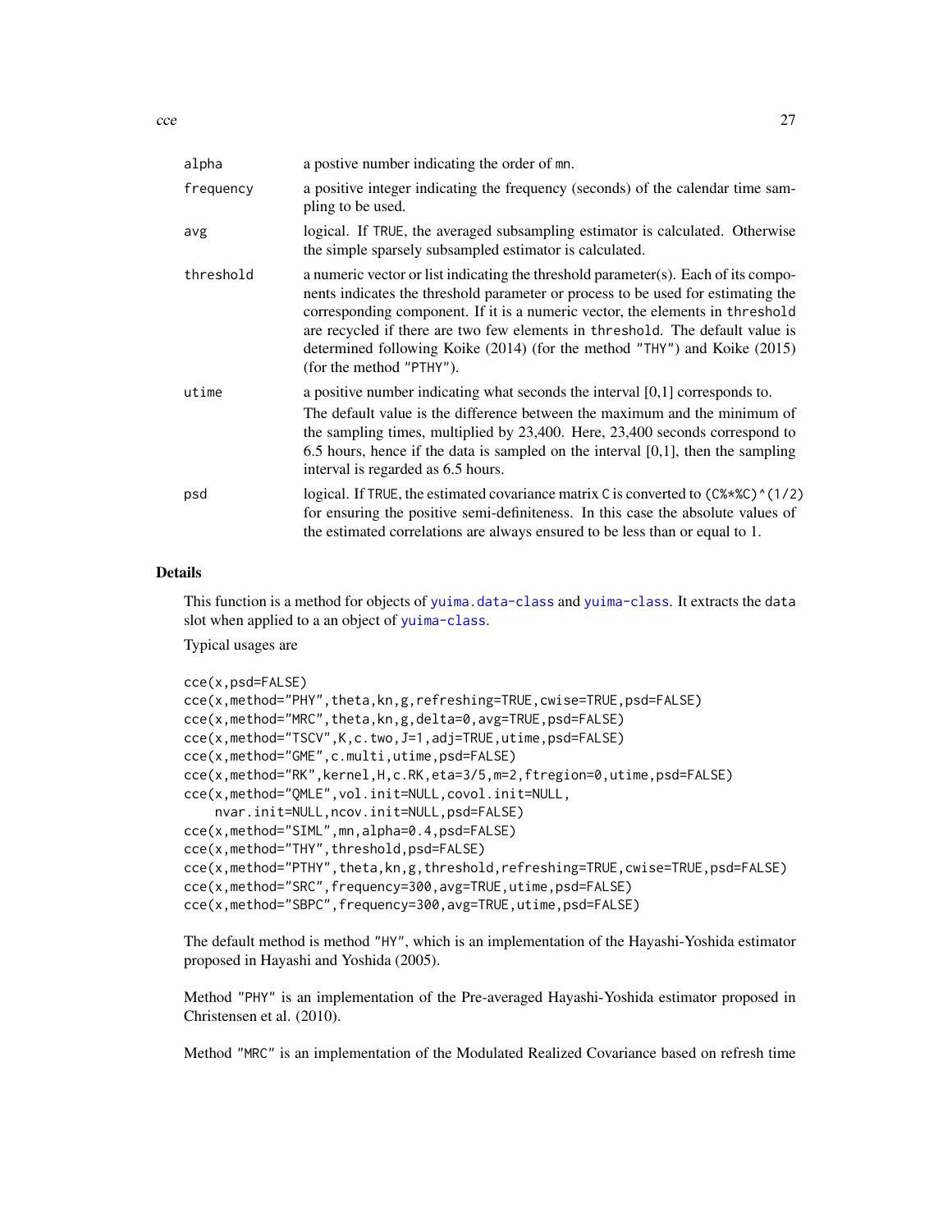| | |
|---|---|
| alpha | a postive number indicating the order of mn. |
| frequency | a positive integer indicating the frequency (seconds) of the calendar time sampling to be used. |
| avg | logical. If TRUE, the averaged subsampling estimator is calculated. Otherwise the simple sparsely subsampled estimator is calculated. |
| threshold | a numeric vector or list indicating the threshold parameter(s). Each of its components indicates the threshold parameter or process to be used for estimating the corresponding component. If it is a numeric vector, the elements in threshold are recycled if there are two few elements in threshold. The default value is determined following Koike (2014) (for the method "THY") and Koike (2015) (for the method "PTHY"). |
| utime | a positive number indicating what seconds the interval [0,1] corresponds to. The default value is the difference between the maximum and the minimum of the sampling times, multiplied by 23,400. Here, 23,400 seconds correspond to 6.5 hours, hence if the data is sampled on the interval [0,1], then the sampling interval is regarded as 6.5 hours. |
| psd | logical. If TRUE, the estimated covariance matrix C is converted to (C%*%C)^(1/2) for ensuring the positive semi-definiteness. In this case the absolute values of the estimated correlations are always ensured to be less than or equal to 1. |

## Details

This function is a method for objects of yuima.data-class and yuima-class. It extracts the data slot when applied to a an object of yuima-class.

Typical usages are

```
cce(x,psd=FALSE)
cce(x,method="PHY",theta,kn,g,refreshing=TRUE,cwise=TRUE,psd=FALSE)
cce(x,method="MRC",theta,kn,g,delta=0,avg=TRUE,psd=FALSE)
cce(x,method="TSCV",K,c.two,J=1,adj=TRUE,utime,psd=FALSE)
cce(x,method="GME",c.multi,utime,psd=FALSE)
cce(x,method="RK",kernel,H,c.RK,eta=3/5,m=2,ftregion=0,utime,psd=FALSE)
cce(x,method="QMLE",vol.init=NULL,covol.init=NULL,
    nvar.init=NULL,ncov.init=NULL,psd=FALSE)
cce(x,method="SIML",mn,alpha=0.4,psd=FALSE)
cce(x,method="THY",threshold,psd=FALSE)
cce(x,method="PTHY",theta,kn,g,threshold,refreshing=TRUE,cwise=TRUE,psd=FALSE)
cce(x,method="SRC",frequency=300,avg=TRUE,utime,psd=FALSE)
cce(x,method="SBPC",frequency=300,avg=TRUE,utime,psd=FALSE)
```

The default method is method "HY", which is an implementation of the Hayashi-Yoshida estimator proposed in Hayashi and Yoshida (2005).

Method "PHY" is an implementation of the Pre-averaged Hayashi-Yoshida estimator proposed in Christensen et al. (2010).

Method "MRC" is an implementation of the Modulated Realized Covariance based on refresh time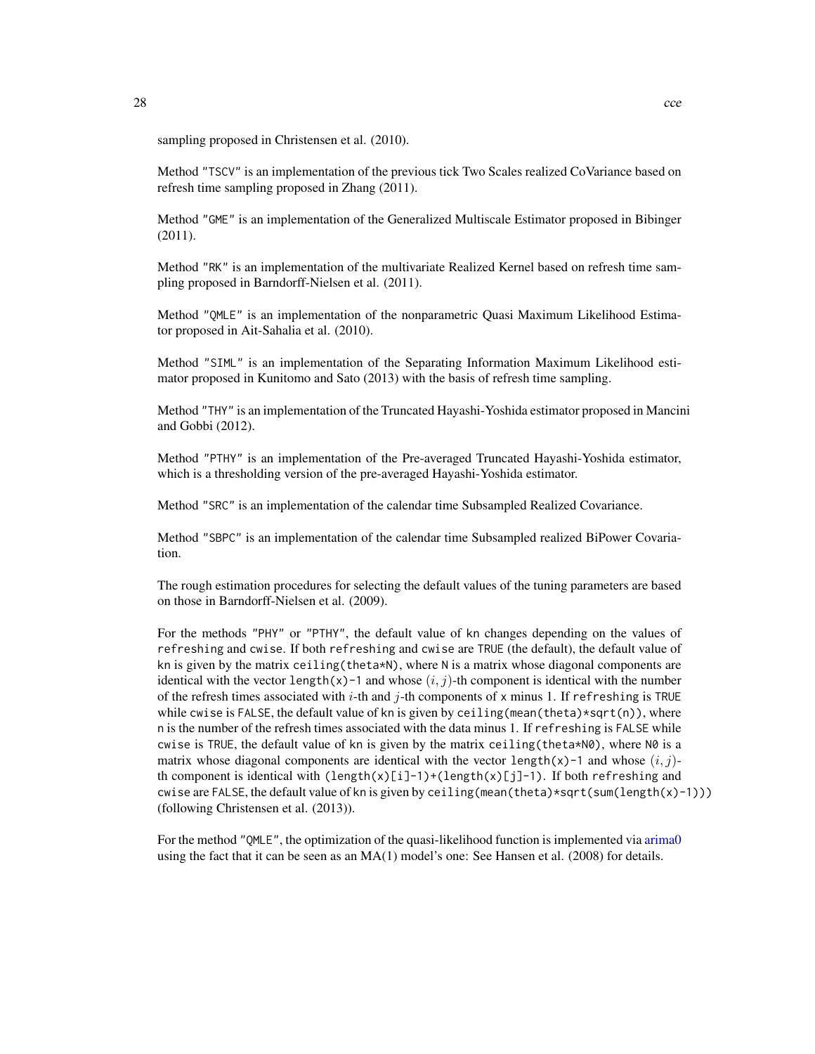sampling proposed in Christensen et al. (2010).

Method `"TSCV"` is an implementation of the previous tick Two Scales realized CoVariance based on refresh time sampling proposed in Zhang (2011).

Method `"GME"` is an implementation of the Generalized Multiscale Estimator proposed in Bibinger (2011).

Method `"RK"` is an implementation of the multivariate Realized Kernel based on refresh time sampling proposed in Barndorff-Nielsen et al. (2011).

Method `"QMLE"` is an implementation of the nonparametric Quasi Maximum Likelihood Estimator proposed in Ait-Sahalia et al. (2010).

Method `"SIML"` is an implementation of the Separating Information Maximum Likelihood estimator proposed in Kunitomo and Sato (2013) with the basis of refresh time sampling.

Method `"THY"` is an implementation of the Truncated Hayashi-Yoshida estimator proposed in Mancini and Gobbi (2012).

Method `"PTHY"` is an implementation of the Pre-averaged Truncated Hayashi-Yoshida estimator, which is a thresholding version of the pre-averaged Hayashi-Yoshida estimator.

Method `"SRC"` is an implementation of the calendar time Subsampled Realized Covariance.

Method `"SBPC"` is an implementation of the calendar time Subsampled realized BiPower Covariation.

The rough estimation procedures for selecting the default values of the tuning parameters are based on those in Barndorff-Nielsen et al. (2009).

For the methods `"PHY"` or `"PTHY"`, the default value of `kn` changes depending on the values of `refreshing` and `cwise`. If both `refreshing` and `cwise` are `TRUE` (the default), the default value of `kn` is given by the matrix `ceiling(theta*N)`, where `N` is a matrix whose diagonal components are identical with the vector `length(x)-1` and whose $(i,j)$-th component is identical with the number of the refresh times associated with $i$-th and $j$-th components of `x` minus 1. If `refreshing` is `TRUE` while `cwise` is `FALSE`, the default value of `kn` is given by `ceiling(mean(theta)*sqrt(n))`, where `n` is the number of the refresh times associated with the data minus 1. If `refreshing` is `FALSE` while `cwise` is `TRUE`, the default value of `kn` is given by the matrix `ceiling(theta*N0)`, where `N0` is a matrix whose diagonal components are identical with the vector `length(x)-1` and whose $(i,j)$-th component is identical with `(length(x)[i]-1)+(length(x)[j]-1)`. If both `refreshing` and `cwise` are `FALSE`, the default value of `kn` is given by `ceiling(mean(theta)*sqrt(sum(length(x)-1)))` (following Christensen et al. (2013)).

For the method `"QMLE"`, the optimization of the quasi-likelihood function is implemented via arima0 using the fact that it can be seen as an MA(1) model's one: See Hansen et al. (2008) for details.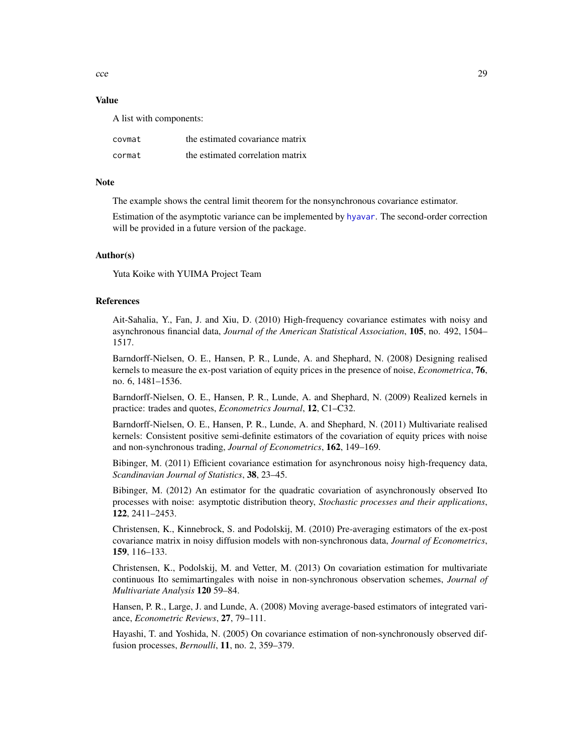### Value

A list with components:

| | |
|---|---|
| `covmat` | the estimated covariance matrix |
| `cormat` | the estimated correlation matrix |

### Note

The example shows the central limit theorem for the nonsynchronous covariance estimator.

Estimation of the asymptotic variance can be implemented by `hyavar`. The second-order correction will be provided in a future version of the package.

### Author(s)

Yuta Koike with YUIMA Project Team

### References

Ait-Sahalia, Y., Fan, J. and Xiu, D. (2010) High-frequency covariance estimates with noisy and asynchronous financial data, *Journal of the American Statistical Association*, **105**, no. 492, 1504–1517.

Barndorff-Nielsen, O. E., Hansen, P. R., Lunde, A. and Shephard, N. (2008) Designing realised kernels to measure the ex-post variation of equity prices in the presence of noise, *Econometrica*, **76**, no. 6, 1481–1536.

Barndorff-Nielsen, O. E., Hansen, P. R., Lunde, A. and Shephard, N. (2009) Realized kernels in practice: trades and quotes, *Econometrics Journal*, **12**, C1–C32.

Barndorff-Nielsen, O. E., Hansen, P. R., Lunde, A. and Shephard, N. (2011) Multivariate realised kernels: Consistent positive semi-definite estimators of the covariation of equity prices with noise and non-synchronous trading, *Journal of Econometrics*, **162**, 149–169.

Bibinger, M. (2011) Efficient covariance estimation for asynchronous noisy high-frequency data, *Scandinavian Journal of Statistics*, **38**, 23–45.

Bibinger, M. (2012) An estimator for the quadratic covariation of asynchronously observed Ito processes with noise: asymptotic distribution theory, *Stochastic processes and their applications*, **122**, 2411–2453.

Christensen, K., Kinnebrock, S. and Podolskij, M. (2010) Pre-averaging estimators of the ex-post covariance matrix in noisy diffusion models with non-synchronous data, *Journal of Econometrics*, **159**, 116–133.

Christensen, K., Podolskij, M. and Vetter, M. (2013) On covariation estimation for multivariate continuous Ito semimartingales with noise in non-synchronous observation schemes, *Journal of Multivariate Analysis* **120** 59–84.

Hansen, P. R., Large, J. and Lunde, A. (2008) Moving average-based estimators of integrated variance, *Econometric Reviews*, **27**, 79–111.

Hayashi, T. and Yoshida, N. (2005) On covariance estimation of non-synchronously observed diffusion processes, *Bernoulli*, **11**, no. 2, 359–379.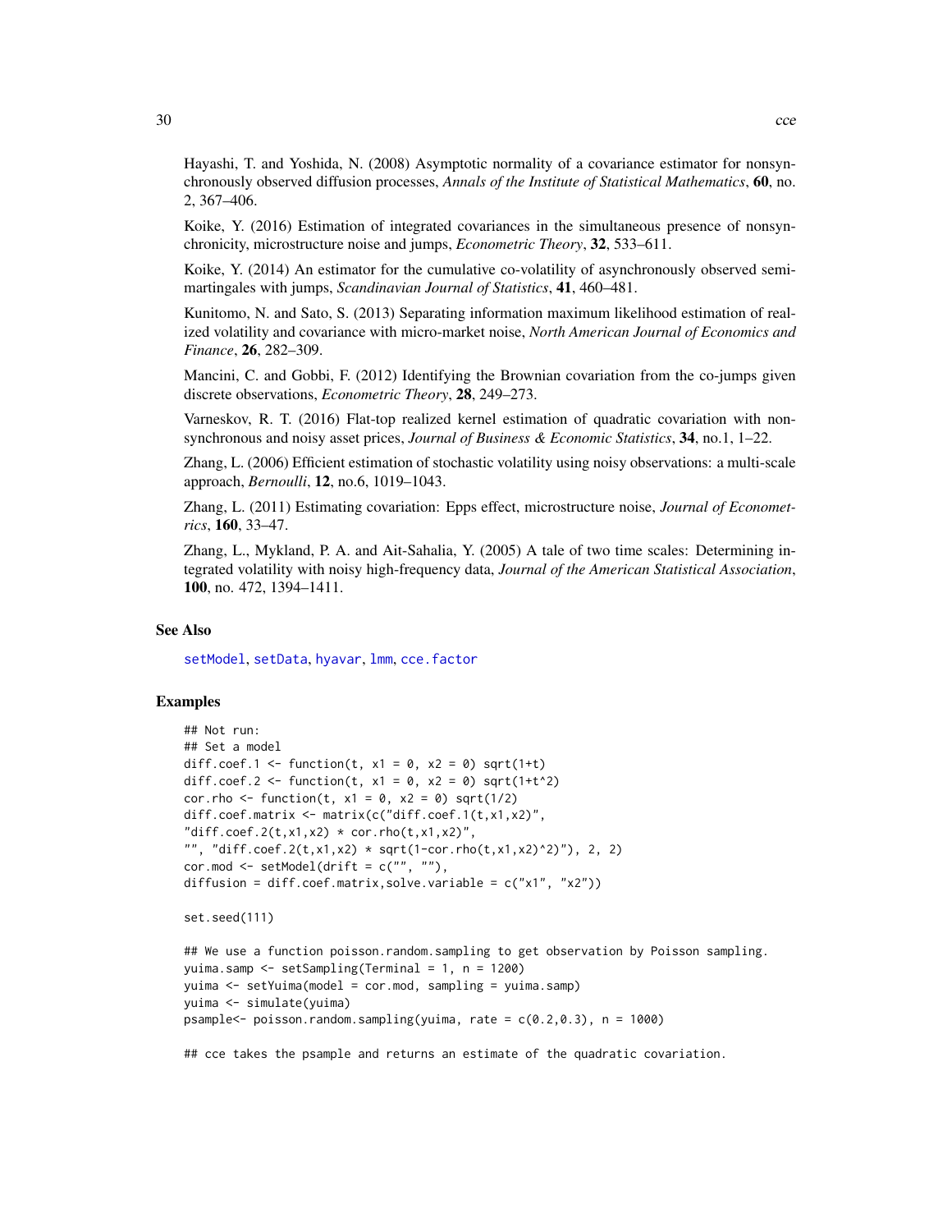Hayashi, T. and Yoshida, N. (2008) Asymptotic normality of a covariance estimator for nonsynchronously observed diffusion processes, *Annals of the Institute of Statistical Mathematics*, **60**, no. 2, 367–406.

Koike, Y. (2016) Estimation of integrated covariances in the simultaneous presence of nonsynchronicity, microstructure noise and jumps, *Econometric Theory*, **32**, 533–611.

Koike, Y. (2014) An estimator for the cumulative co-volatility of asynchronously observed semimartingales with jumps, *Scandinavian Journal of Statistics*, **41**, 460–481.

Kunitomo, N. and Sato, S. (2013) Separating information maximum likelihood estimation of realized volatility and covariance with micro-market noise, *North American Journal of Economics and Finance*, **26**, 282–309.

Mancini, C. and Gobbi, F. (2012) Identifying the Brownian covariation from the co-jumps given discrete observations, *Econometric Theory*, **28**, 249–273.

Varneskov, R. T. (2016) Flat-top realized kernel estimation of quadratic covariation with nonsynchronous and noisy asset prices, *Journal of Business & Economic Statistics*, **34**, no.1, 1–22.

Zhang, L. (2006) Efficient estimation of stochastic volatility using noisy observations: a multi-scale approach, *Bernoulli*, **12**, no.6, 1019–1043.

Zhang, L. (2011) Estimating covariation: Epps effect, microstructure noise, *Journal of Econometrics*, **160**, 33–47.

Zhang, L., Mykland, P. A. and Ait-Sahalia, Y. (2005) A tale of two time scales: Determining integrated volatility with noisy high-frequency data, *Journal of the American Statistical Association*, **100**, no. 472, 1394–1411.

## See Also

setModel, setData, hyavar, lmm, cce.factor

## Examples

```
## Not run:
## Set a model
diff.coef.1 <- function(t, x1 = 0, x2 = 0) sqrt(1+t)
diff.coef.2 <- function(t, x1 = 0, x2 = 0) sqrt(1+t^2)
cor.rho <- function(t, x1 = 0, x2 = 0) sqrt(1/2)
diff.coef.matrix <- matrix(c("diff.coef.1(t,x1,x2)",
"diff.coef.2(t,x1,x2) * cor.rho(t,x1,x2)",
"", "diff.coef.2(t,x1,x2) * sqrt(1-cor.rho(t,x1,x2)^2)"), 2, 2)
cor.mod <- setModel(drift = c("", ""),
diffusion = diff.coef.matrix,solve.variable = c("x1", "x2"))

set.seed(111)

## We use a function poisson.random.sampling to get observation by Poisson sampling.
yuima.samp <- setSampling(Terminal = 1, n = 1200)
yuima <- setYuima(model = cor.mod, sampling = yuima.samp)
yuima <- simulate(yuima)
psample<- poisson.random.sampling(yuima, rate = c(0.2,0.3), n = 1000)

## cce takes the psample and returns an estimate of the quadratic covariation.
```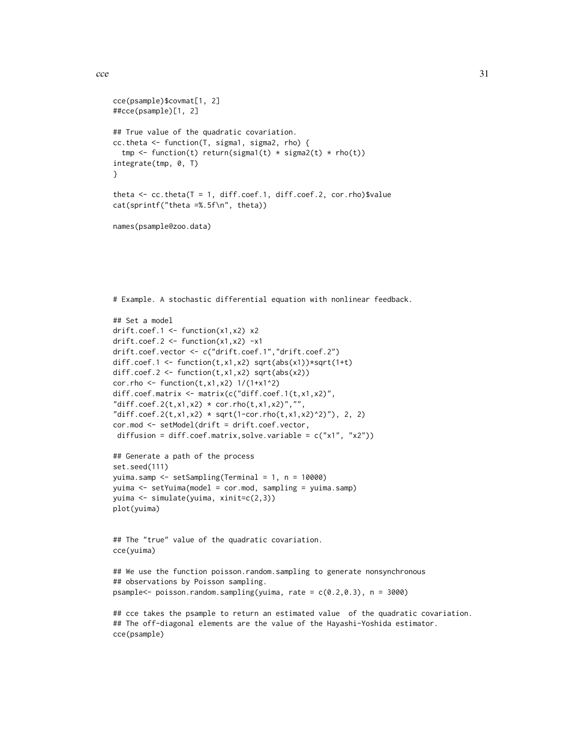```
cce(psample)$covmat[1, 2]
##cce(psample)[1, 2]

## True value of the quadratic covariation.
cc.theta <- function(T, sigma1, sigma2, rho) {
  tmp <- function(t) return(sigma1(t) * sigma2(t) * rho(t))
integrate(tmp, 0, T)
}

theta <- cc.theta(T = 1, diff.coef.1, diff.coef.2, cor.rho)$value
cat(sprintf("theta =%.5f\n", theta))

names(psample@zoo.data)





# Example. A stochastic differential equation with nonlinear feedback.

## Set a model
drift.coef.1 <- function(x1,x2) x2
drift.coef.2 <- function(x1,x2) -x1
drift.coef.vector <- c("drift.coef.1","drift.coef.2")
diff.coef.1 <- function(t,x1,x2) sqrt(abs(x1))*sqrt(1+t)
diff.coef.2 <- function(t,x1,x2) sqrt(abs(x2))
cor.rho <- function(t,x1,x2) 1/(1+x1^2)
diff.coef.matrix <- matrix(c("diff.coef.1(t,x1,x2)",
"diff.coef.2(t,x1,x2) * cor.rho(t,x1,x2)","",
"diff.coef.2(t,x1,x2) * sqrt(1-cor.rho(t,x1,x2)^2)"), 2, 2)
cor.mod <- setModel(drift = drift.coef.vector,
 diffusion = diff.coef.matrix,solve.variable = c("x1", "x2"))

## Generate a path of the process
set.seed(111)
yuima.samp <- setSampling(Terminal = 1, n = 10000)
yuima <- setYuima(model = cor.mod, sampling = yuima.samp)
yuima <- simulate(yuima, xinit=c(2,3))
plot(yuima)


## The "true" value of the quadratic covariation.
cce(yuima)

## We use the function poisson.random.sampling to generate nonsynchronous
## observations by Poisson sampling.
psample<- poisson.random.sampling(yuima, rate = c(0.2,0.3), n = 3000)

## cce takes the psample to return an estimated value  of the quadratic covariation.
## The off-diagonal elements are the value of the Hayashi-Yoshida estimator.
cce(psample)
```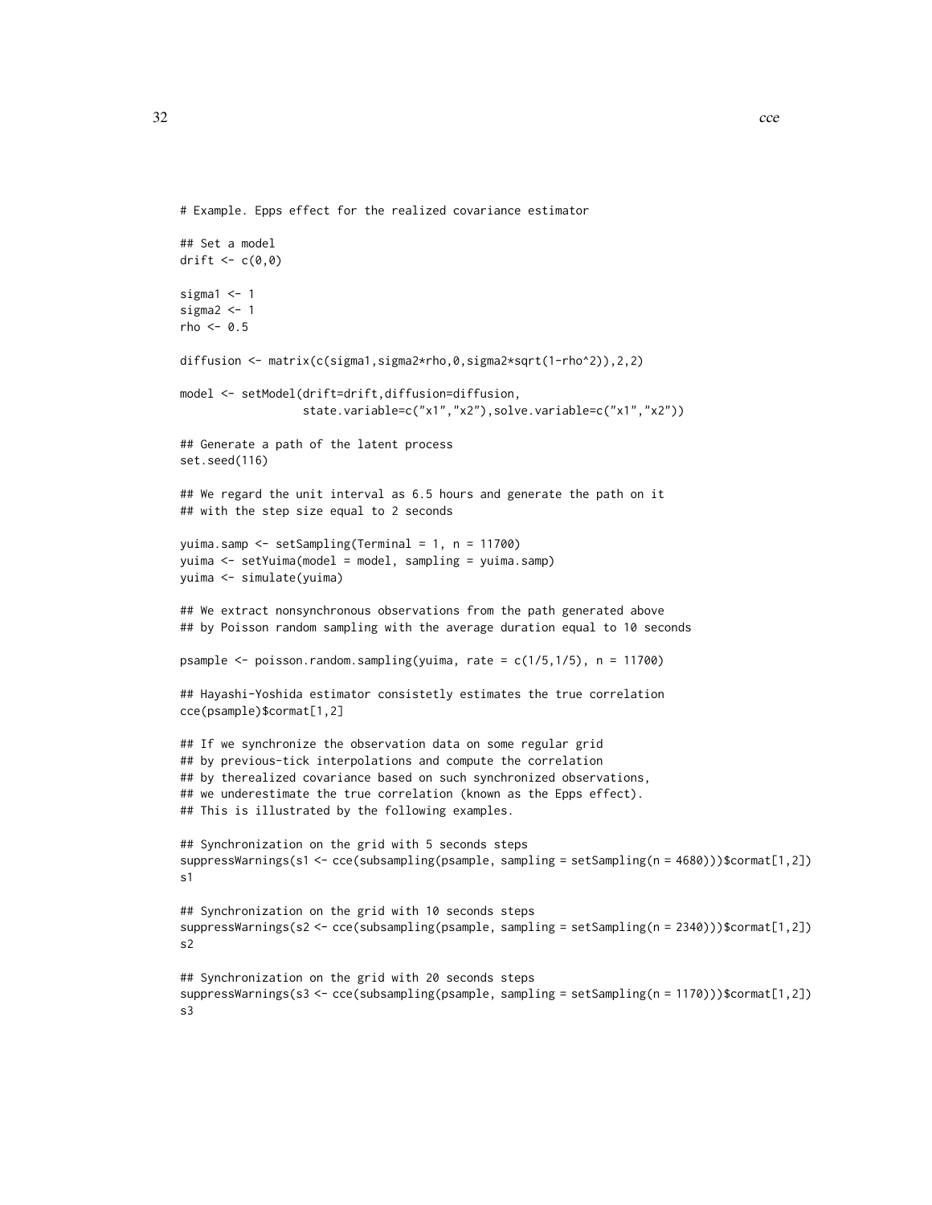```
# Example. Epps effect for the realized covariance estimator

## Set a model
drift <- c(0,0)

sigma1 <- 1
sigma2 <- 1
rho <- 0.5

diffusion <- matrix(c(sigma1,sigma2*rho,0,sigma2*sqrt(1-rho^2)),2,2)

model <- setModel(drift=drift,diffusion=diffusion,
                  state.variable=c("x1","x2"),solve.variable=c("x1","x2"))

## Generate a path of the latent process
set.seed(116)

## We regard the unit interval as 6.5 hours and generate the path on it
## with the step size equal to 2 seconds

yuima.samp <- setSampling(Terminal = 1, n = 11700)
yuima <- setYuima(model = model, sampling = yuima.samp)
yuima <- simulate(yuima)

## We extract nonsynchronous observations from the path generated above
## by Poisson random sampling with the average duration equal to 10 seconds

psample <- poisson.random.sampling(yuima, rate = c(1/5,1/5), n = 11700)

## Hayashi-Yoshida estimator consistetly estimates the true correlation
cce(psample)$cormat[1,2]

## If we synchronize the observation data on some regular grid
## by previous-tick interpolations and compute the correlation
## by therealized covariance based on such synchronized observations,
## we underestimate the true correlation (known as the Epps effect).
## This is illustrated by the following examples.

## Synchronization on the grid with 5 seconds steps
suppressWarnings(s1 <- cce(subsampling(psample, sampling = setSampling(n = 4680)))$cormat[1,2])
s1

## Synchronization on the grid with 10 seconds steps
suppressWarnings(s2 <- cce(subsampling(psample, sampling = setSampling(n = 2340)))$cormat[1,2])
s2

## Synchronization on the grid with 20 seconds steps
suppressWarnings(s3 <- cce(subsampling(psample, sampling = setSampling(n = 1170)))$cormat[1,2])
s3
```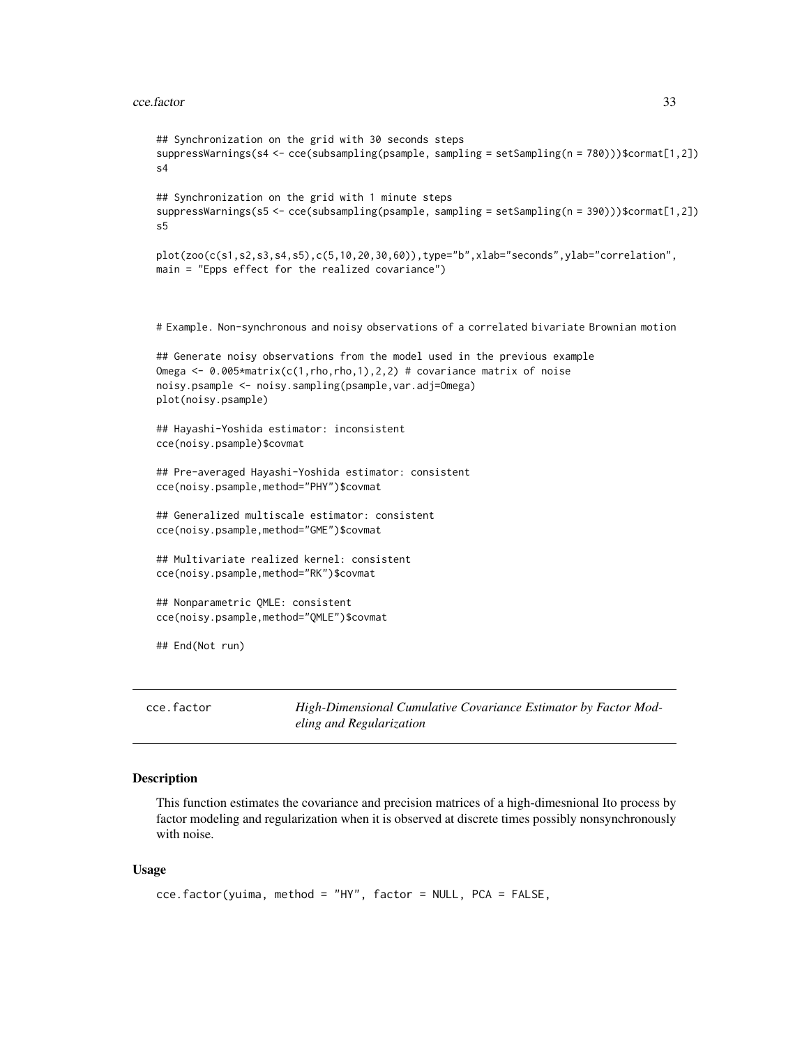```
## Synchronization on the grid with 30 seconds steps
suppressWarnings(s4 <- cce(subsampling(psample, sampling = setSampling(n = 780)))$cormat[1,2])
s4

## Synchronization on the grid with 1 minute steps
suppressWarnings(s5 <- cce(subsampling(psample, sampling = setSampling(n = 390)))$cormat[1,2])
s5

plot(zoo(c(s1,s2,s3,s4,s5),c(5,10,20,30,60)),type="b",xlab="seconds",ylab="correlation",
main = "Epps effect for the realized covariance")



# Example. Non-synchronous and noisy observations of a correlated bivariate Brownian motion

## Generate noisy observations from the model used in the previous example
Omega <- 0.005*matrix(c(1,rho,rho,1),2,2) # covariance matrix of noise
noisy.psample <- noisy.sampling(psample,var.adj=Omega)
plot(noisy.psample)

## Hayashi-Yoshida estimator: inconsistent
cce(noisy.psample)$covmat

## Pre-averaged Hayashi-Yoshida estimator: consistent
cce(noisy.psample,method="PHY")$covmat

## Generalized multiscale estimator: consistent
cce(noisy.psample,method="GME")$covmat

## Multivariate realized kernel: consistent
cce(noisy.psample,method="RK")$covmat

## Nonparametric QMLE: consistent
cce(noisy.psample,method="QMLE")$covmat

## End(Not run)
```

---

cce.factor — *High-Dimensional Cumulative Covariance Estimator by Factor Modeling and Regularization*

---

## Description

This function estimates the covariance and precision matrices of a high-dimesnional Ito process by factor modeling and regularization when it is observed at discrete times possibly nonsynchronously with noise.

## Usage

```
cce.factor(yuima, method = "HY", factor = NULL, PCA = FALSE,
```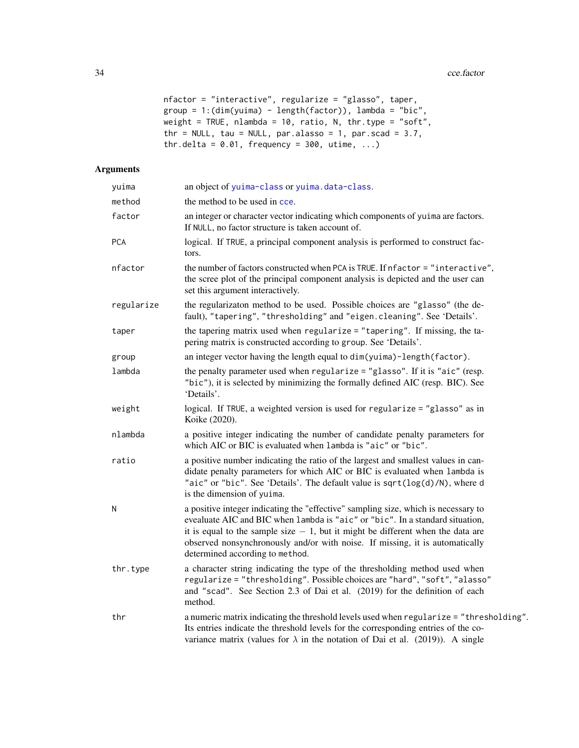```
nfactor = "interactive", regularize = "glasso", taper,
group = 1:(dim(yuima) - length(factor)), lambda = "bic",
weight = TRUE, nlambda = 10, ratio, N, thr.type = "soft",
thr = NULL, tau = NULL, par.alasso = 1, par.scad = 3.7,
thr.delta = 0.01, frequency = 300, utime, ...)
```

## Arguments

| | |
|---|---|
| yuima | an object of yuima-class or yuima.data-class. |
| method | the method to be used in cce. |
| factor | an integer or character vector indicating which components of yuima are factors. If NULL, no factor structure is taken account of. |
| PCA | logical. If TRUE, a principal component analysis is performed to construct factors. |
| nfactor | the number of factors constructed when PCA is TRUE. If nfactor = "interactive", the scree plot of the principal component analysis is depicted and the user can set this argument interactively. |
| regularize | the regularizaton method to be used. Possible choices are "glasso" (the default), "tapering", "thresholding" and "eigen.cleaning". See 'Details'. |
| taper | the tapering matrix used when regularize = "tapering". If missing, the tapering matrix is constructed according to group. See 'Details'. |
| group | an integer vector having the length equal to dim(yuima)-length(factor). |
| lambda | the penalty parameter used when regularize = "glasso". If it is "aic" (resp. "bic"), it is selected by minimizing the formally defined AIC (resp. BIC). See 'Details'. |
| weight | logical. If TRUE, a weighted version is used for regularize = "glasso" as in Koike (2020). |
| nlambda | a positive integer indicating the number of candidate penalty parameters for which AIC or BIC is evaluated when lambda is "aic" or "bic". |
| ratio | a positive number indicating the ratio of the largest and smallest values in candidate penalty parameters for which AIC or BIC is evaluated when lambda is "aic" or "bic". See 'Details'. The default value is sqrt(log(d)/N), where d is the dimension of yuima. |
| N | a positive integer indicating the "effective" sampling size, which is necessary to evealuate AIC and BIC when lambda is "aic" or "bic". In a standard situation, it is equal to the sample size $-$ 1, but it might be different when the data are observed nonsynchronously and/or with noise. If missing, it is automatically determined according to method. |
| thr.type | a character string indicating the type of the thresholding method used when regularize = "thresholding". Possible choices are "hard", "soft", "alasso" and "scad". See Section 2.3 of Dai et al. (2019) for the definition of each method. |
| thr | a numeric matrix indicating the threshold levels used when regularize = "thresholding". Its entries indicate the threshold levels for the corresponding entries of the covariance matrix (values for $\lambda$ in the notation of Dai et al. (2019)). A single |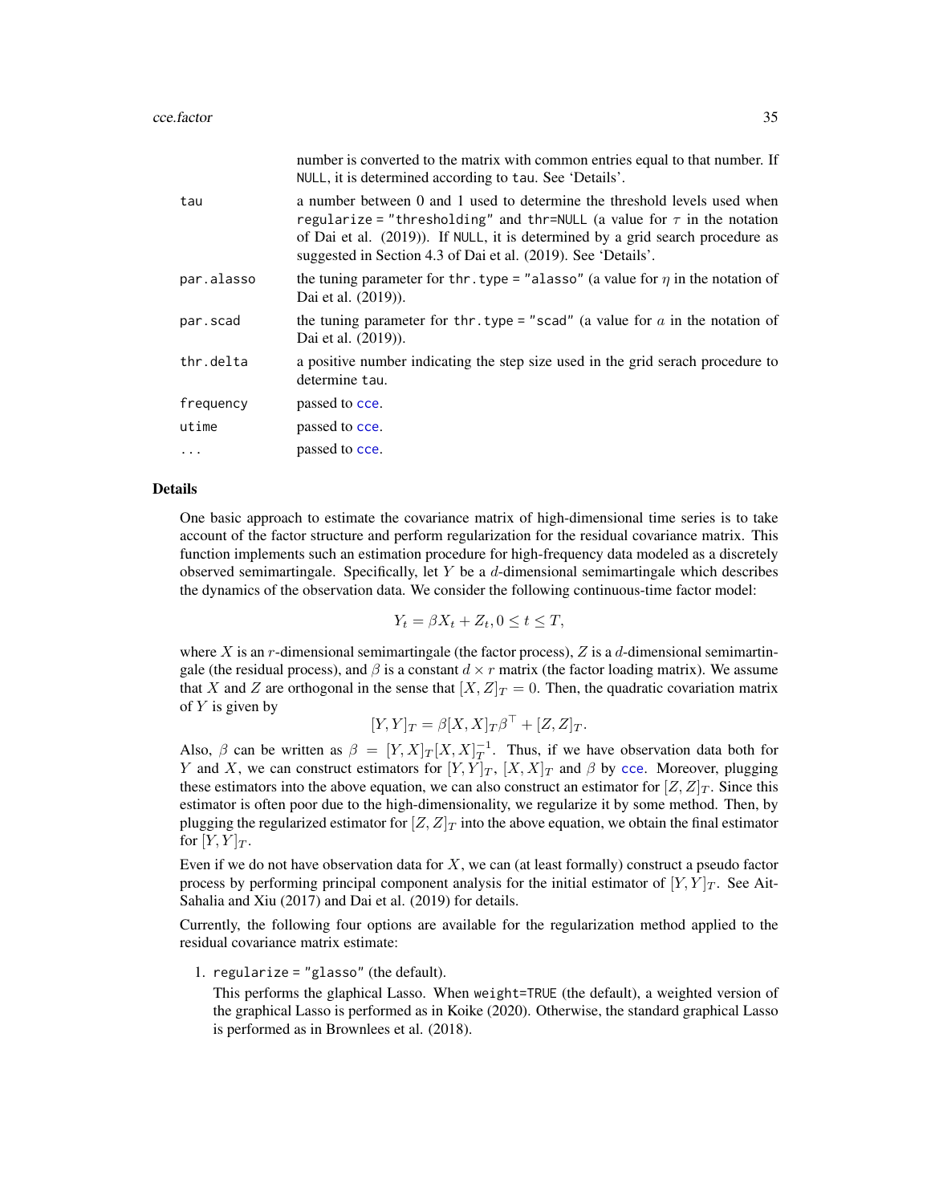| | |
|---|---|
| | number is converted to the matrix with common entries equal to that number. If `NULL`, it is determined according to `tau`. See 'Details'. |
| `tau` | a number between 0 and 1 used to determine the threshold levels used when `regularize = "thresholding"` and `thr=NULL` (a value for $\tau$ in the notation of Dai et al. (2019)). If `NULL`, it is determined by a grid search procedure as suggested in Section 4.3 of Dai et al. (2019). See 'Details'. |
| `par.alasso` | the tuning parameter for `thr.type = "alasso"` (a value for $\eta$ in the notation of Dai et al. (2019)). |
| `par.scad` | the tuning parameter for `thr.type = "scad"` (a value for $a$ in the notation of Dai et al. (2019)). |
| `thr.delta` | a positive number indicating the step size used in the grid serach procedure to determine `tau`. |
| `frequency` | passed to `cce`. |
| `utime` | passed to `cce`. |
| `...` | passed to `cce`. |

## Details

One basic approach to estimate the covariance matrix of high-dimensional time series is to take account of the factor structure and perform regularization for the residual covariance matrix. This function implements such an estimation procedure for high-frequency data modeled as a discretely observed semimartingale. Specifically, let $Y$ be a $d$-dimensional semimartingale which describes the dynamics of the observation data. We consider the following continuous-time factor model:

$$Y_t = \beta X_t + Z_t, 0 \leq t \leq T,$$

where $X$ is an $r$-dimensional semimartingale (the factor process), $Z$ is a $d$-dimensional semimartingale (the residual process), and $\beta$ is a constant $d \times r$ matrix (the factor loading matrix). We assume that $X$ and $Z$ are orthogonal in the sense that $[X, Z]_T = 0$. Then, the quadratic covariation matrix of $Y$ is given by

$$[Y, Y]_T = \beta [X, X]_T \beta^\top + [Z, Z]_T.$$

Also, $\beta$ can be written as $\beta = [Y, X]_T [X, X]_T^{-1}$. Thus, if we have observation data both for $Y$ and $X$, we can construct estimators for $[Y, Y]_T$, $[X, X]_T$ and $\beta$ by `cce`. Moreover, plugging these estimators into the above equation, we can also construct an estimator for $[Z, Z]_T$. Since this estimator is often poor due to the high-dimensionality, we regularize it by some method. Then, by plugging the regularized estimator for $[Z, Z]_T$ into the above equation, we obtain the final estimator for $[Y, Y]_T$.

Even if we do not have observation data for $X$, we can (at least formally) construct a pseudo factor process by performing principal component analysis for the initial estimator of $[Y, Y]_T$. See Ait-Sahalia and Xiu (2017) and Dai et al. (2019) for details.

Currently, the following four options are available for the regularization method applied to the residual covariance matrix estimate:

1. `regularize = "glasso"` (the default).

   This performs the glaphical Lasso. When `weight=TRUE` (the default), a weighted version of the graphical Lasso is performed as in Koike (2020). Otherwise, the standard graphical Lasso is performed as in Brownlees et al. (2018).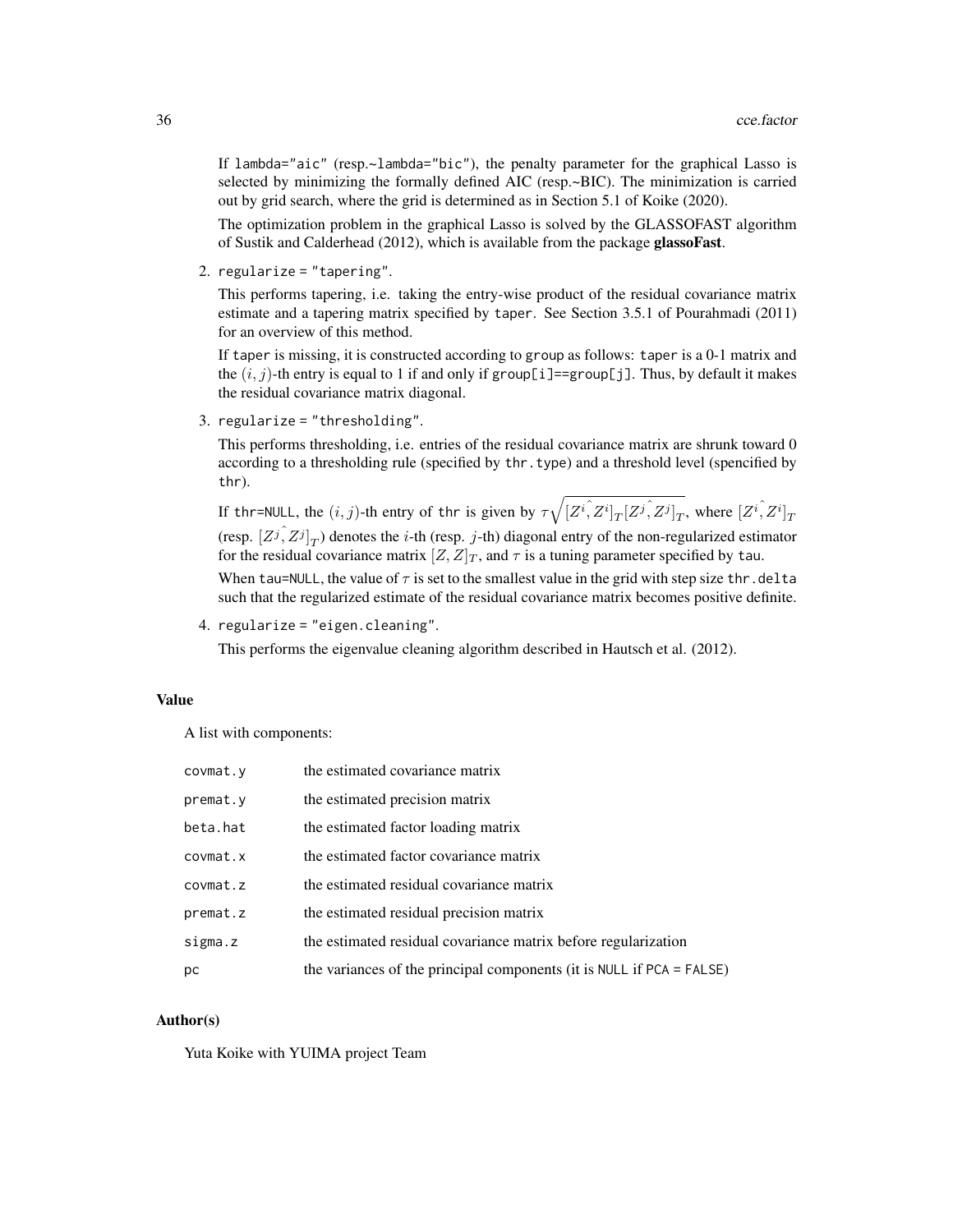If lambda="aic" (resp.~lambda="bic"), the penalty parameter for the graphical Lasso is selected by minimizing the formally defined AIC (resp.~BIC). The minimization is carried out by grid search, where the grid is determined as in Section 5.1 of Koike (2020).

The optimization problem in the graphical Lasso is solved by the GLASSOFAST algorithm of Sustik and Calderhead (2012), which is available from the package **glassoFast**.

2. regularize = "tapering".

   This performs tapering, i.e. taking the entry-wise product of the residual covariance matrix estimate and a tapering matrix specified by taper. See Section 3.5.1 of Pourahmadi (2011) for an overview of this method.

   If taper is missing, it is constructed according to group as follows: taper is a 0-1 matrix and the $(i, j)$-th entry is equal to 1 if and only if group[i]==group[j]. Thus, by default it makes the residual covariance matrix diagonal.

3. regularize = "thresholding".

   This performs thresholding, i.e. entries of the residual covariance matrix are shrunk toward 0 according to a thresholding rule (specified by thr.type) and a threshold level (spencified by thr).

   If thr=NULL, the $(i, j)$-th entry of thr is given by $\tau\sqrt{[Z^i,\hat{} Z^i]_T [Z^j,\hat{} Z^j]_T}$, where $[Z^i,\hat{} Z^i]_T$ (resp. $[Z^j,\hat{} Z^j]_T$) denotes the $i$-th (resp. $j$-th) diagonal entry of the non-regularized estimator for the residual covariance matrix $[Z, Z]_T$, and $\tau$ is a tuning parameter specified by tau.

   When tau=NULL, the value of $\tau$ is set to the smallest value in the grid with step size thr.delta such that the regularized estimate of the residual covariance matrix becomes positive definite.

4. regularize = "eigen.cleaning".

   This performs the eigenvalue cleaning algorithm described in Hautsch et al. (2012).

## Value

A list with components:

| | |
|---|---|
| covmat.y | the estimated covariance matrix |
| premat.y | the estimated precision matrix |
| beta.hat | the estimated factor loading matrix |
| covmat.x | the estimated factor covariance matrix |
| covmat.z | the estimated residual covariance matrix |
| premat.z | the estimated residual precision matrix |
| sigma.z | the estimated residual covariance matrix before regularization |
| pc | the variances of the principal components (it is NULL if PCA = FALSE) |

## Author(s)

Yuta Koike with YUIMA project Team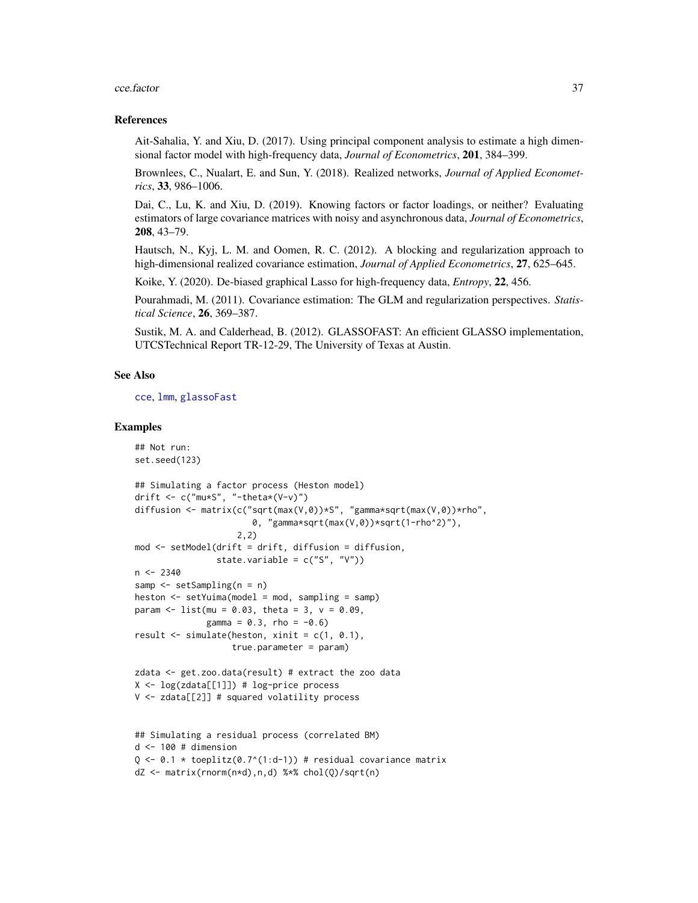### References

Ait-Sahalia, Y. and Xiu, D. (2017). Using principal component analysis to estimate a high dimensional factor model with high-frequency data, *Journal of Econometrics*, **201**, 384–399.

Brownlees, C., Nualart, E. and Sun, Y. (2018). Realized networks, *Journal of Applied Econometrics*, **33**, 986–1006.

Dai, C., Lu, K. and Xiu, D. (2019). Knowing factors or factor loadings, or neither? Evaluating estimators of large covariance matrices with noisy and asynchronous data, *Journal of Econometrics*, **208**, 43–79.

Hautsch, N., Kyj, L. M. and Oomen, R. C. (2012). A blocking and regularization approach to high-dimensional realized covariance estimation, *Journal of Applied Econometrics*, **27**, 625–645.

Koike, Y. (2020). De-biased graphical Lasso for high-frequency data, *Entropy*, **22**, 456.

Pourahmadi, M. (2011). Covariance estimation: The GLM and regularization perspectives. *Statistical Science*, **26**, 369–387.

Sustik, M. A. and Calderhead, B. (2012). GLASSOFAST: An efficient GLASSO implementation, UTCSTechnical Report TR-12-29, The University of Texas at Austin.

### See Also

cce, lmm, glassoFast

### Examples

```
## Not run:
set.seed(123)

## Simulating a factor process (Heston model)
drift <- c("mu*S", "-theta*(V-v)")
diffusion <- matrix(c("sqrt(max(V,0))*S", "gamma*sqrt(max(V,0))*rho",
                      0, "gamma*sqrt(max(V,0))*sqrt(1-rho^2)"),
                    2,2)
mod <- setModel(drift = drift, diffusion = diffusion,
                state.variable = c("S", "V"))
n <- 2340
samp <- setSampling(n = n)
heston <- setYuima(model = mod, sampling = samp)
param <- list(mu = 0.03, theta = 3, v = 0.09,
              gamma = 0.3, rho = -0.6)
result <- simulate(heston, xinit = c(1, 0.1),
                   true.parameter = param)

zdata <- get.zoo.data(result) # extract the zoo data
X <- log(zdata[[1]]) # log-price process
V <- zdata[[2]] # squared volatility process


## Simulating a residual process (correlated BM)
d <- 100 # dimension
Q <- 0.1 * toeplitz(0.7^(1:d-1)) # residual covariance matrix
dZ <- matrix(rnorm(n*d),n,d) %*% chol(Q)/sqrt(n)
```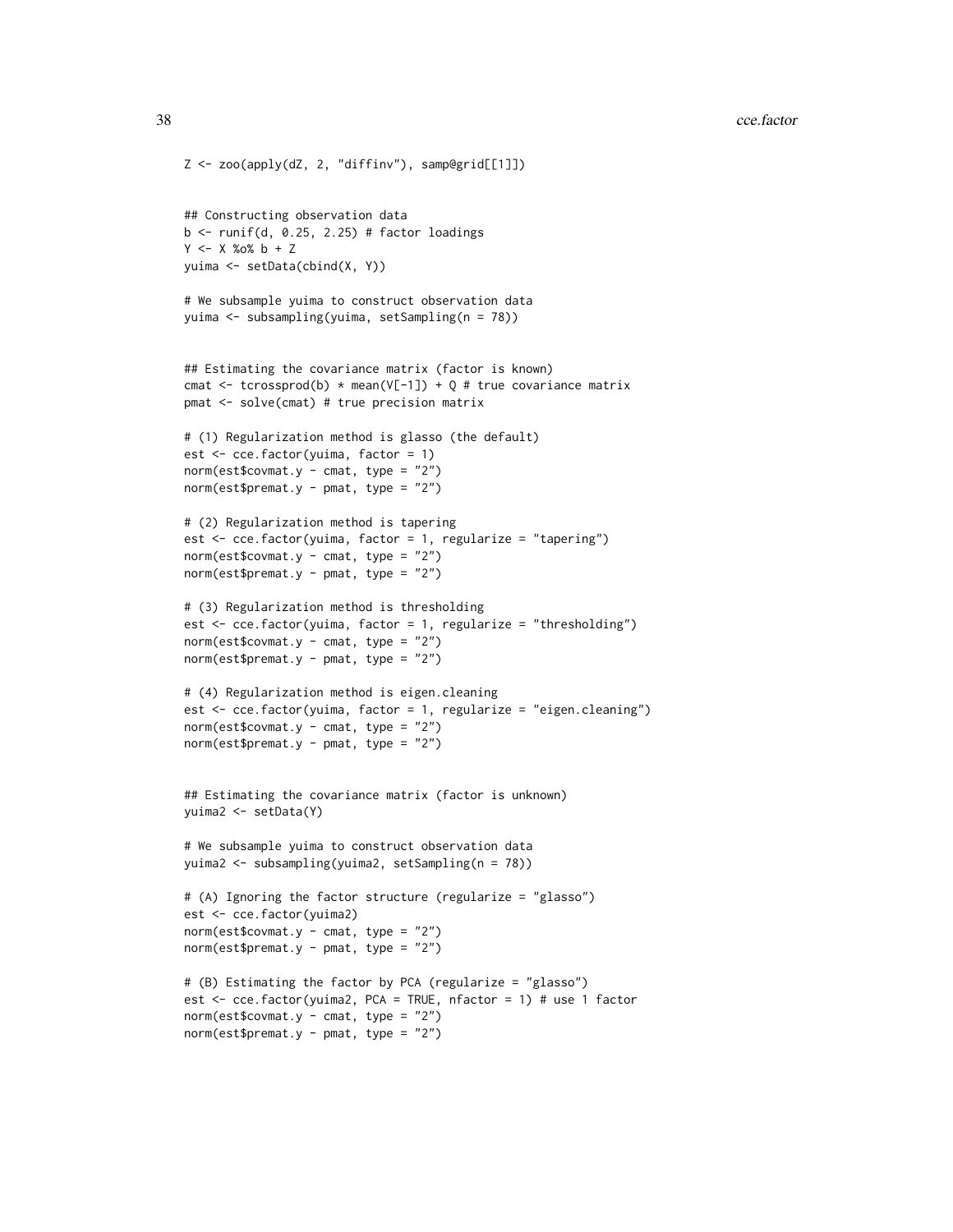```
Z <- zoo(apply(dZ, 2, "diffinv"), samp@grid[[1]])


## Constructing observation data
b <- runif(d, 0.25, 2.25) # factor loadings
Y <- X %o% b + Z
yuima <- setData(cbind(X, Y))

# We subsample yuima to construct observation data
yuima <- subsampling(yuima, setSampling(n = 78))


## Estimating the covariance matrix (factor is known)
cmat <- tcrossprod(b) * mean(V[-1]) + Q # true covariance matrix
pmat <- solve(cmat) # true precision matrix

# (1) Regularization method is glasso (the default)
est <- cce.factor(yuima, factor = 1)
norm(est$covmat.y - cmat, type = "2")
norm(est$premat.y - pmat, type = "2")

# (2) Regularization method is tapering
est <- cce.factor(yuima, factor = 1, regularize = "tapering")
norm(est$covmat.y - cmat, type = "2")
norm(est$premat.y - pmat, type = "2")

# (3) Regularization method is thresholding
est <- cce.factor(yuima, factor = 1, regularize = "thresholding")
norm(est$covmat.y - cmat, type = "2")
norm(est$premat.y - pmat, type = "2")

# (4) Regularization method is eigen.cleaning
est <- cce.factor(yuima, factor = 1, regularize = "eigen.cleaning")
norm(est$covmat.y - cmat, type = "2")
norm(est$premat.y - pmat, type = "2")


## Estimating the covariance matrix (factor is unknown)
yuima2 <- setData(Y)

# We subsample yuima to construct observation data
yuima2 <- subsampling(yuima2, setSampling(n = 78))

# (A) Ignoring the factor structure (regularize = "glasso")
est <- cce.factor(yuima2)
norm(est$covmat.y - cmat, type = "2")
norm(est$premat.y - pmat, type = "2")

# (B) Estimating the factor by PCA (regularize = "glasso")
est <- cce.factor(yuima2, PCA = TRUE, nfactor = 1) # use 1 factor
norm(est$covmat.y - cmat, type = "2")
norm(est$premat.y - pmat, type = "2")
```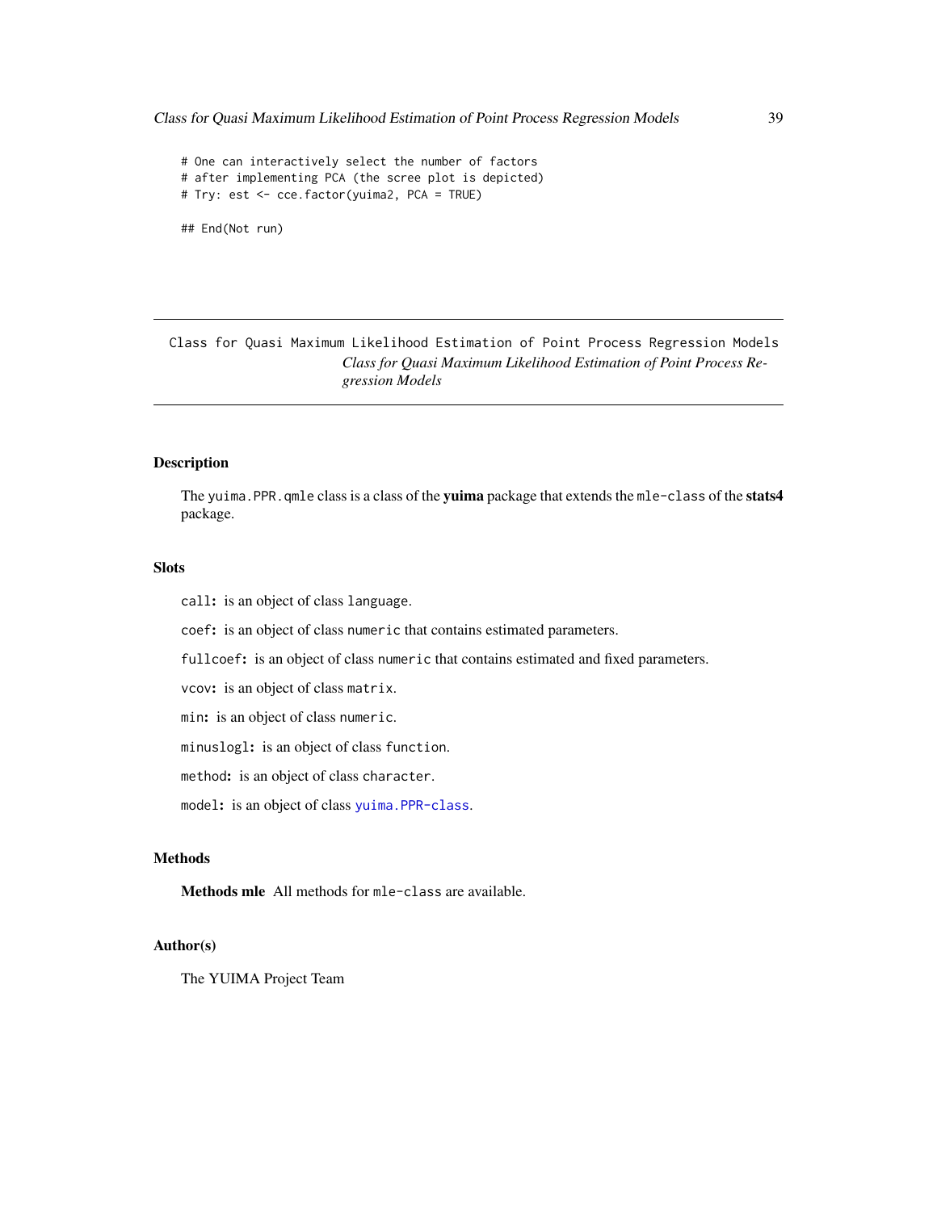```
# One can interactively select the number of factors
# after implementing PCA (the scree plot is depicted)
# Try: est <- cce.factor(yuima2, PCA = TRUE)

## End(Not run)
```

---

## Class for Quasi Maximum Likelihood Estimation of Point Process Regression Models

*Class for Quasi Maximum Likelihood Estimation of Point Process Regression Models*

---

### Description

The `yuima.PPR.qmle` class is a class of the **yuima** package that extends the `mle-class` of the **stats4** package.

### Slots

`call`**:** is an object of class `language`.

`coef`**:** is an object of class `numeric` that contains estimated parameters.

`fullcoef`**:** is an object of class `numeric` that contains estimated and fixed parameters.

`vcov`**:** is an object of class `matrix`.

`min`**:** is an object of class `numeric`.

`minuslogl`**:** is an object of class `function`.

`method`**:** is an object of class `character`.

`model`**:** is an object of class `yuima.PPR-class`.

### Methods

**Methods mle** All methods for `mle-class` are available.

### Author(s)

The YUIMA Project Team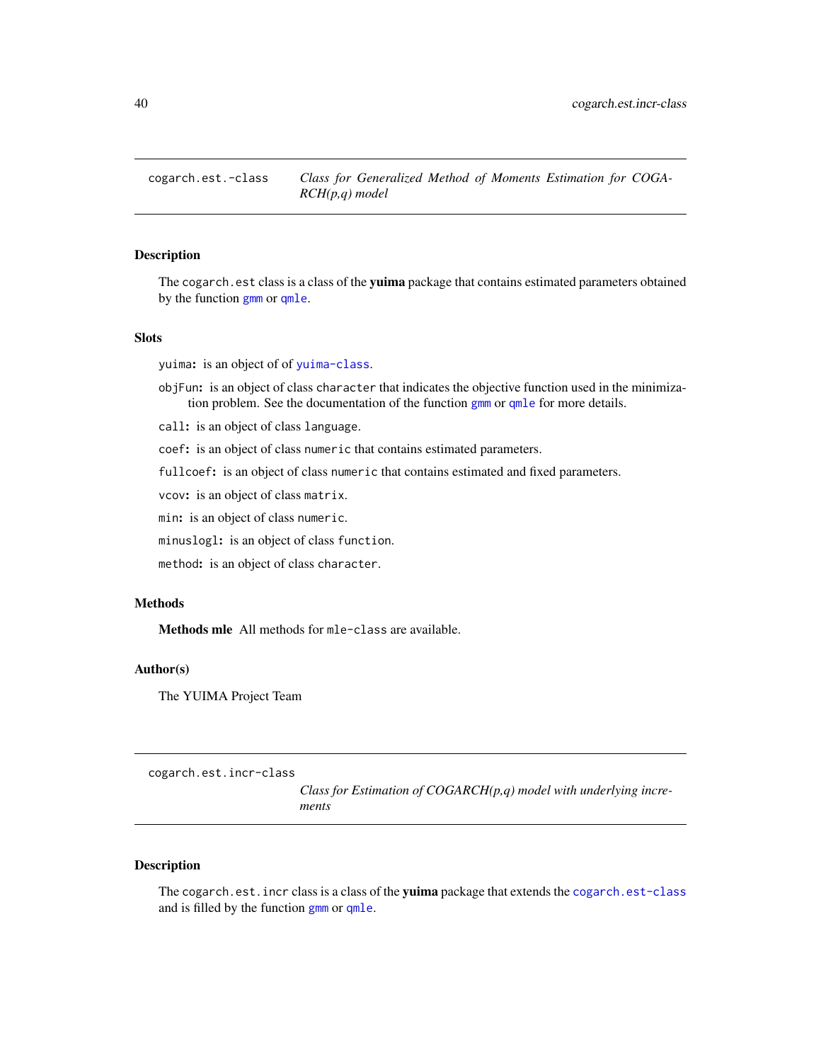## cogarch.est.-class — *Class for Generalized Method of Moments Estimation for COGARCH(p,q) model*

### Description

The `cogarch.est` class is a class of the **yuima** package that contains estimated parameters obtained by the function `gmm` or `qmle`.

### Slots

`yuima`: is an object of of `yuima-class`.

`objFun`: is an object of class `character` that indicates the objective function used in the minimization problem. See the documentation of the function `gmm` or `qmle` for more details.

`call`: is an object of class `language`.

`coef`: is an object of class `numeric` that contains estimated parameters.

`fullcoef`: is an object of class `numeric` that contains estimated and fixed parameters.

`vcov`: is an object of class `matrix`.

`min`: is an object of class `numeric`.

`minuslogl`: is an object of class `function`.

`method`: is an object of class `character`.

### Methods

**Methods mle** All methods for `mle-class` are available.

### Author(s)

The YUIMA Project Team

## cogarch.est.incr-class — *Class for Estimation of COGARCH(p,q) model with underlying increments*

### Description

The `cogarch.est.incr` class is a class of the **yuima** package that extends the `cogarch.est-class` and is filled by the function `gmm` or `qmle`.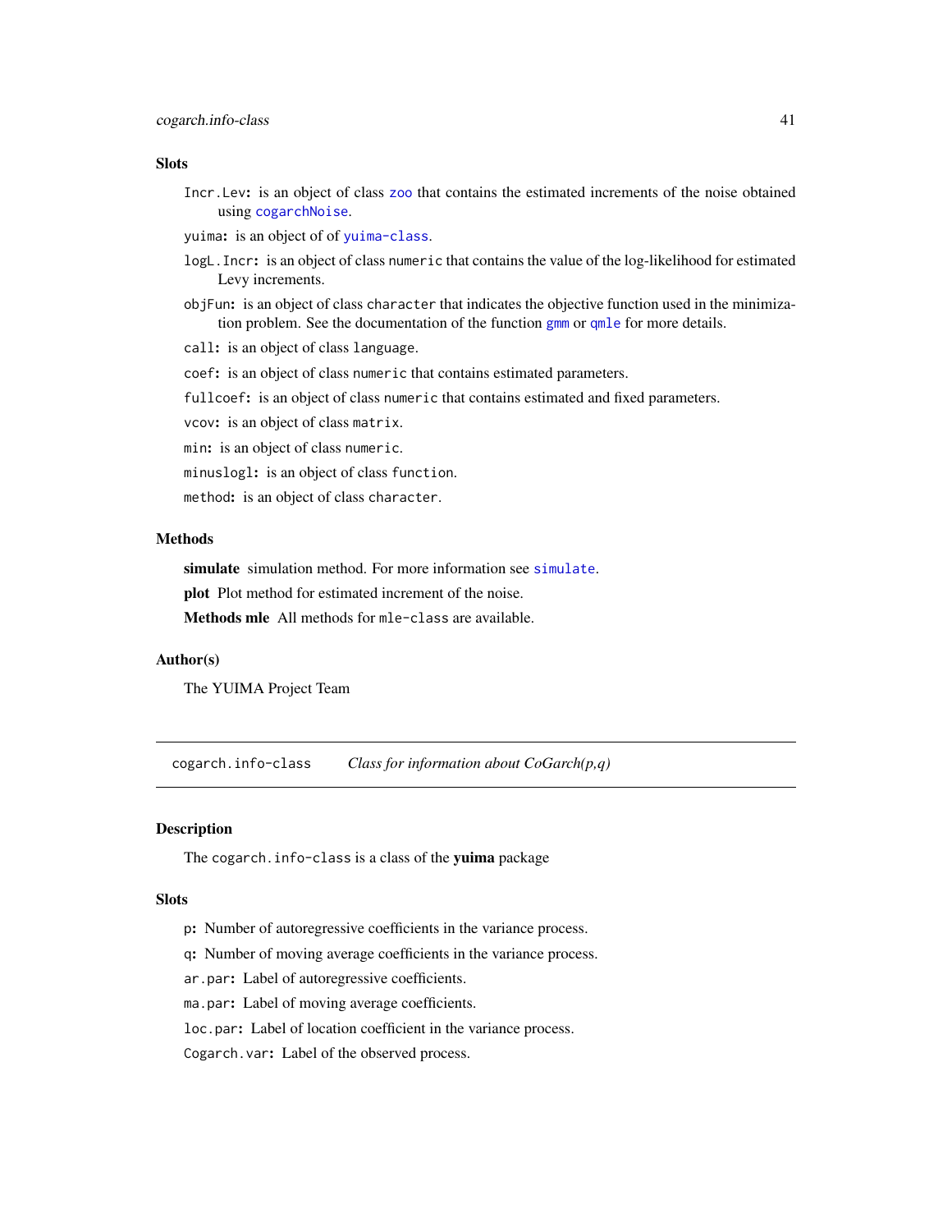### Slots

**Incr.Lev:** is an object of class zoo that contains the estimated increments of the noise obtained using cogarchNoise.

**yuima:** is an object of of yuima-class.

**logL.Incr:** is an object of class numeric that contains the value of the log-likelihood for estimated Levy increments.

**objFun:** is an object of class character that indicates the objective function used in the minimization problem. See the documentation of the function gmm or qmle for more details.

**call:** is an object of class language.

**coef:** is an object of class numeric that contains estimated parameters.

**fullcoef:** is an object of class numeric that contains estimated and fixed parameters.

**vcov:** is an object of class matrix.

**min:** is an object of class numeric.

**minuslogl:** is an object of class function.

**method:** is an object of class character.

### Methods

**simulate** simulation method. For more information see simulate.

**plot** Plot method for estimated increment of the noise.

**Methods mle** All methods for mle-class are available.

### Author(s)

The YUIMA Project Team

---

## cogarch.info-class *Class for information about CoGarch(p,q)*

---

### Description

The cogarch.info-class is a class of the **yuima** package

### Slots

**p:** Number of autoregressive coefficients in the variance process.

**q:** Number of moving average coefficients in the variance process.

**ar.par:** Label of autoregressive coefficients.

**ma.par:** Label of moving average coefficients.

**loc.par:** Label of location coefficient in the variance process.

**Cogarch.var:** Label of the observed process.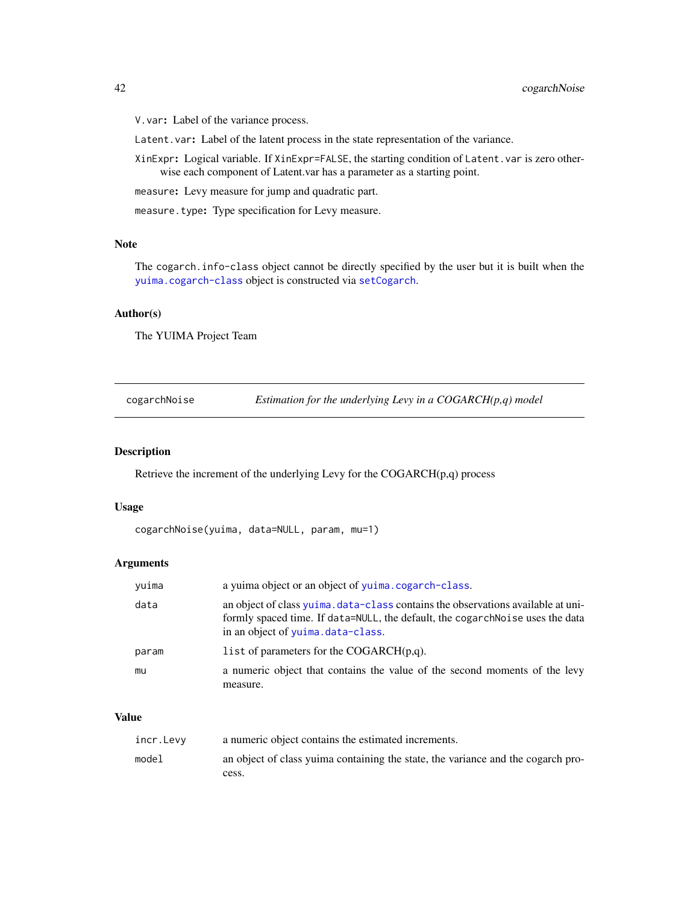`V.var`: Label of the variance process.

`Latent.var`: Label of the latent process in the state representation of the variance.

`XinExpr`: Logical variable. If `XinExpr=FALSE`, the starting condition of `Latent.var` is zero otherwise each component of Latent.var has a parameter as a starting point.

`measure`: Levy measure for jump and quadratic part.

`measure.type`: Type specification for Levy measure.

### Note

The `cogarch.info-class` object cannot be directly specified by the user but it is built when the `yuima.cogarch-class` object is constructed via `setCogarch`.

### Author(s)

The YUIMA Project Team

---

## cogarchNoise — *Estimation for the underlying Levy in a COGARCH(p,q) model*

### Description

Retrieve the increment of the underlying Levy for the COGARCH(p,q) process

### Usage

```
cogarchNoise(yuima, data=NULL, param, mu=1)
```

### Arguments

| | |
|---|---|
| `yuima` | a yuima object or an object of `yuima.cogarch-class`. |
| `data` | an object of class `yuima.data-class` contains the observations available at uniformly spaced time. If `data=NULL`, the default, the `cogarchNoise` uses the data in an object of `yuima.data-class`. |
| `param` | `list` of parameters for the COGARCH(p,q). |
| `mu` | a numeric object that contains the value of the second moments of the levy measure. |

### Value

| | |
|---|---|
| `incr.Levy` | a numeric object contains the estimated increments. |
| `model` | an object of class yuima containing the state, the variance and the cogarch process. |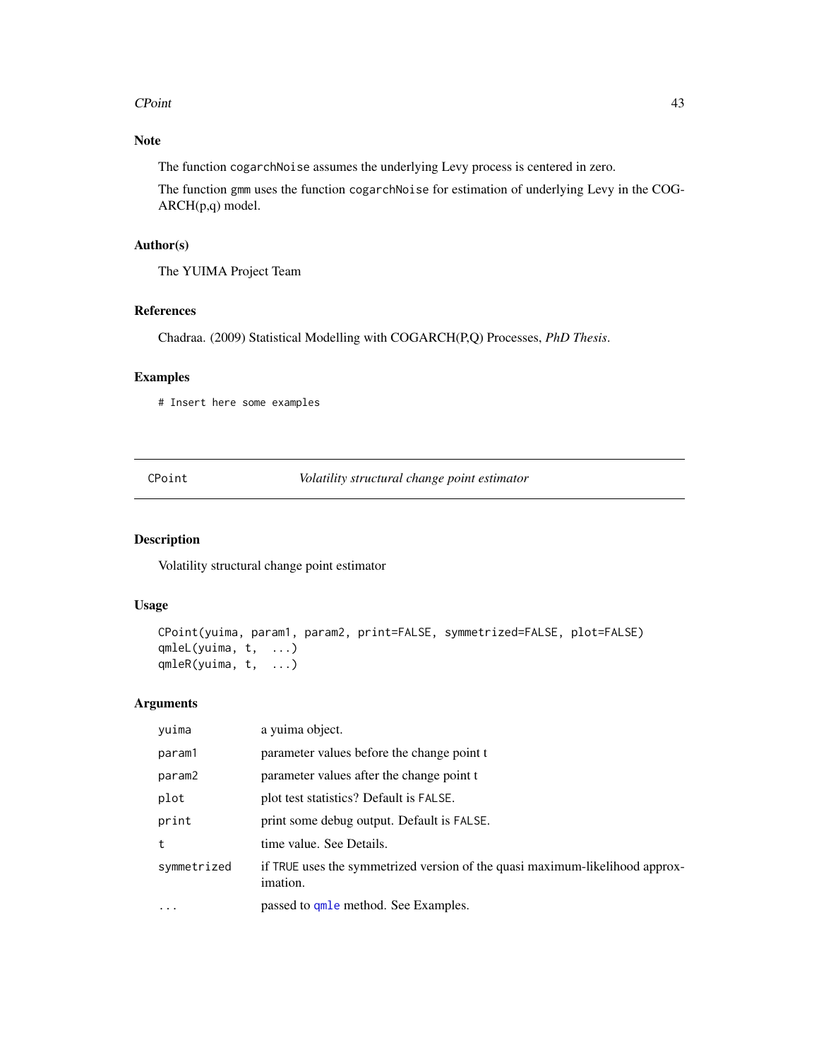## Note

The function cogarchNoise assumes the underlying Levy process is centered in zero.

The function gmm uses the function cogarchNoise for estimation of underlying Levy in the COGARCH(p,q) model.

## Author(s)

The YUIMA Project Team

## References

Chadraa. (2009) Statistical Modelling with COGARCH(P,Q) Processes, *PhD Thesis*.

## Examples

```
# Insert here some examples
```

---

# CPoint — *Volatility structural change point estimator*

## Description

Volatility structural change point estimator

## Usage

```
CPoint(yuima, param1, param2, print=FALSE, symmetrized=FALSE, plot=FALSE)
qmleL(yuima, t,  ...)
qmleR(yuima, t,  ...)
```

## Arguments

| | |
|---|---|
| yuima | a yuima object. |
| param1 | parameter values before the change point t |
| param2 | parameter values after the change point t |
| plot | plot test statistics? Default is FALSE. |
| print | print some debug output. Default is FALSE. |
| t | time value. See Details. |
| symmetrized | if TRUE uses the symmetrized version of the quasi maximum-likelihood approximation. |
| ... | passed to qmle method. See Examples. |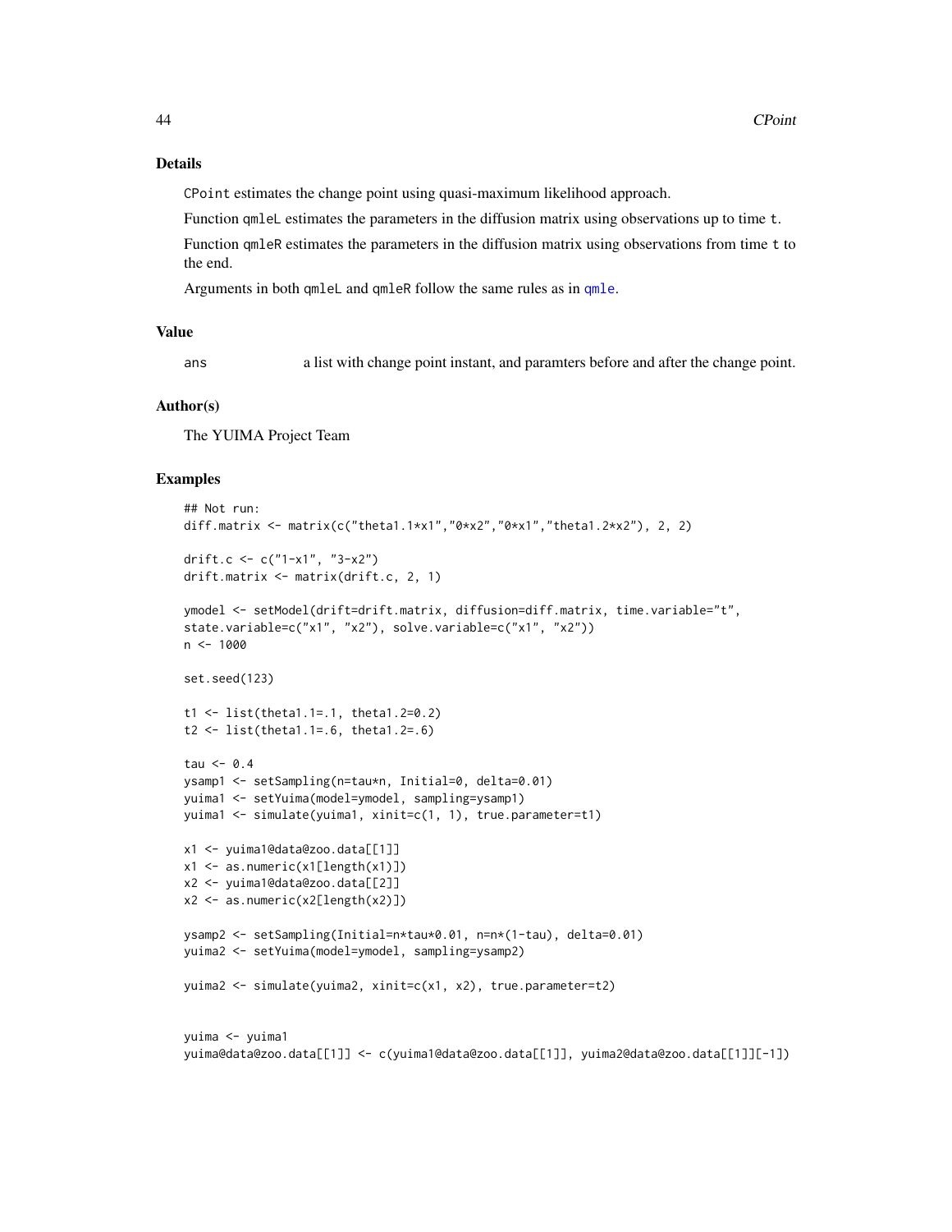## Details

`CPoint` estimates the change point using quasi-maximum likelihood approach.

Function `qmleL` estimates the parameters in the diffusion matrix using observations up to time `t`.

Function `qmleR` estimates the parameters in the diffusion matrix using observations from time `t` to the end.

Arguments in both `qmleL` and `qmleR` follow the same rules as in `qmle`.

## Value

`ans` a list with change point instant, and paramters before and after the change point.

## Author(s)

The YUIMA Project Team

## Examples

```
## Not run:
diff.matrix <- matrix(c("theta1.1*x1","0*x2","0*x1","theta1.2*x2"), 2, 2)

drift.c <- c("1-x1", "3-x2")
drift.matrix <- matrix(drift.c, 2, 1)

ymodel <- setModel(drift=drift.matrix, diffusion=diff.matrix, time.variable="t",
state.variable=c("x1", "x2"), solve.variable=c("x1", "x2"))
n <- 1000

set.seed(123)

t1 <- list(theta1.1=.1, theta1.2=0.2)
t2 <- list(theta1.1=.6, theta1.2=.6)

tau <- 0.4
ysamp1 <- setSampling(n=tau*n, Initial=0, delta=0.01)
yuima1 <- setYuima(model=ymodel, sampling=ysamp1)
yuima1 <- simulate(yuima1, xinit=c(1, 1), true.parameter=t1)

x1 <- yuima1@data@zoo.data[[1]]
x1 <- as.numeric(x1[length(x1)])
x2 <- yuima1@data@zoo.data[[2]]
x2 <- as.numeric(x2[length(x2)])

ysamp2 <- setSampling(Initial=n*tau*0.01, n=n*(1-tau), delta=0.01)
yuima2 <- setYuima(model=ymodel, sampling=ysamp2)

yuima2 <- simulate(yuima2, xinit=c(x1, x2), true.parameter=t2)


yuima <- yuima1
yuima@data@zoo.data[[1]] <- c(yuima1@data@zoo.data[[1]], yuima2@data@zoo.data[[1]][-1])
```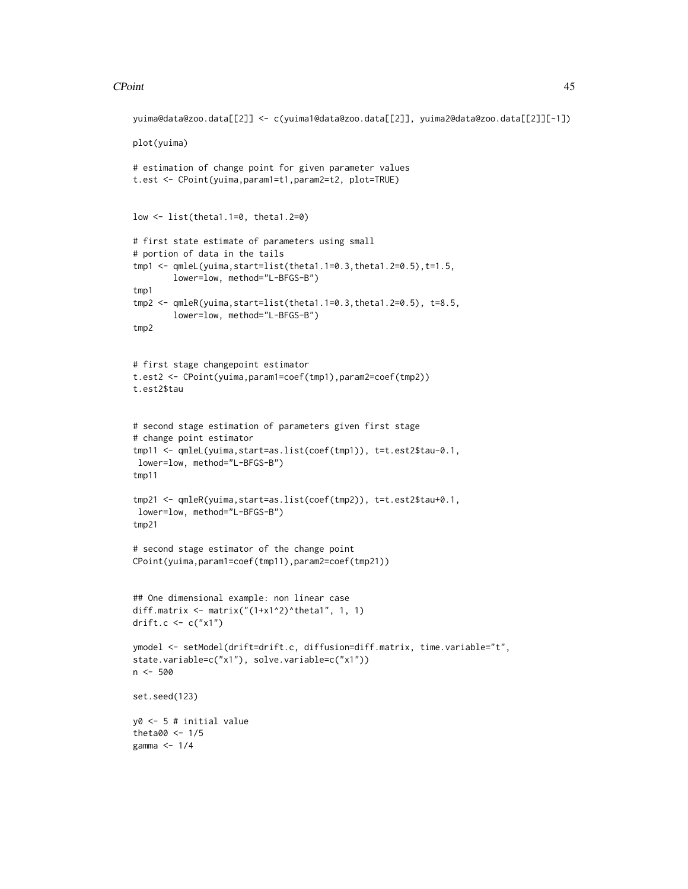```
yuima@data@zoo.data[[2]] <- c(yuima1@data@zoo.data[[2]], yuima2@data@zoo.data[[2]][-1])

plot(yuima)

# estimation of change point for given parameter values
t.est <- CPoint(yuima,param1=t1,param2=t2, plot=TRUE)


low <- list(theta1.1=0, theta1.2=0)

# first state estimate of parameters using small
# portion of data in the tails
tmp1 <- qmleL(yuima,start=list(theta1.1=0.3,theta1.2=0.5),t=1.5,
        lower=low, method="L-BFGS-B")
tmp1
tmp2 <- qmleR(yuima,start=list(theta1.1=0.3,theta1.2=0.5), t=8.5,
        lower=low, method="L-BFGS-B")
tmp2


# first stage changepoint estimator
t.est2 <- CPoint(yuima,param1=coef(tmp1),param2=coef(tmp2))
t.est2$tau


# second stage estimation of parameters given first stage
# change point estimator
tmp11 <- qmleL(yuima,start=as.list(coef(tmp1)), t=t.est2$tau-0.1,
 lower=low, method="L-BFGS-B")
tmp11

tmp21 <- qmleR(yuima,start=as.list(coef(tmp2)), t=t.est2$tau+0.1,
 lower=low, method="L-BFGS-B")
tmp21

# second stage estimator of the change point
CPoint(yuima,param1=coef(tmp11),param2=coef(tmp21))


## One dimensional example: non linear case
diff.matrix <- matrix("(1+x1^2)^theta1", 1, 1)
drift.c <- c("x1")

ymodel <- setModel(drift=drift.c, diffusion=diff.matrix, time.variable="t",
state.variable=c("x1"), solve.variable=c("x1"))
n <- 500

set.seed(123)

y0 <- 5 # initial value
theta00 <- 1/5
gamma <- 1/4
```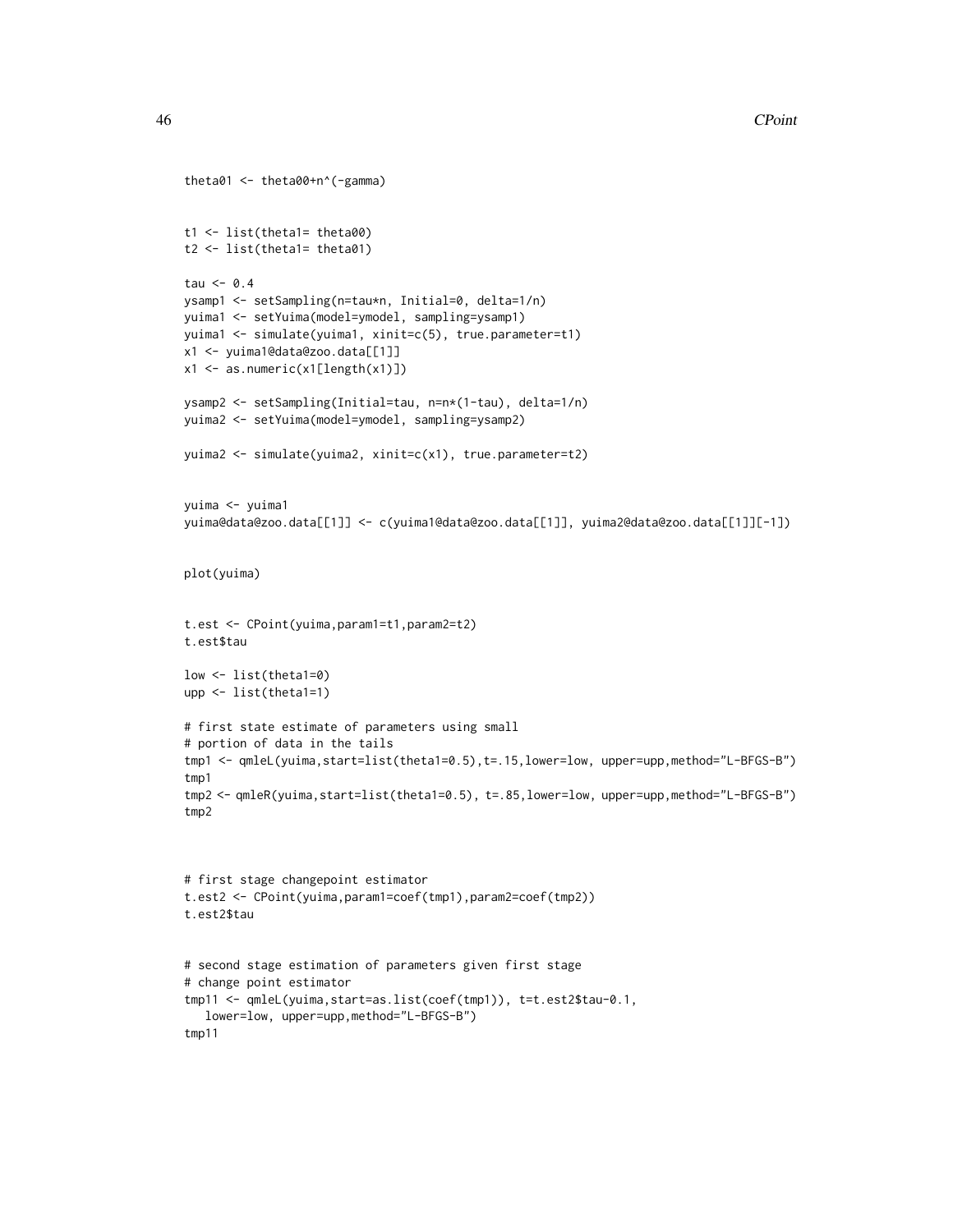```
theta01 <- theta00+n^(-gamma)


t1 <- list(theta1= theta00)
t2 <- list(theta1= theta01)

tau <- 0.4
ysamp1 <- setSampling(n=tau*n, Initial=0, delta=1/n)
yuima1 <- setYuima(model=ymodel, sampling=ysamp1)
yuima1 <- simulate(yuima1, xinit=c(5), true.parameter=t1)
x1 <- yuima1@data@zoo.data[[1]]
x1 <- as.numeric(x1[length(x1)])

ysamp2 <- setSampling(Initial=tau, n=n*(1-tau), delta=1/n)
yuima2 <- setYuima(model=ymodel, sampling=ysamp2)

yuima2 <- simulate(yuima2, xinit=c(x1), true.parameter=t2)


yuima <- yuima1
yuima@data@zoo.data[[1]] <- c(yuima1@data@zoo.data[[1]], yuima2@data@zoo.data[[1]][-1])


plot(yuima)


t.est <- CPoint(yuima,param1=t1,param2=t2)
t.est$tau

low <- list(theta1=0)
upp <- list(theta1=1)

# first state estimate of parameters using small
# portion of data in the tails
tmp1 <- qmleL(yuima,start=list(theta1=0.5),t=.15,lower=low, upper=upp,method="L-BFGS-B")
tmp1
tmp2 <- qmleR(yuima,start=list(theta1=0.5), t=.85,lower=low, upper=upp,method="L-BFGS-B")
tmp2



# first stage changepoint estimator
t.est2 <- CPoint(yuima,param1=coef(tmp1),param2=coef(tmp2))
t.est2$tau


# second stage estimation of parameters given first stage
# change point estimator
tmp11 <- qmleL(yuima,start=as.list(coef(tmp1)), t=t.est2$tau-0.1,
   lower=low, upper=upp,method="L-BFGS-B")
tmp11
```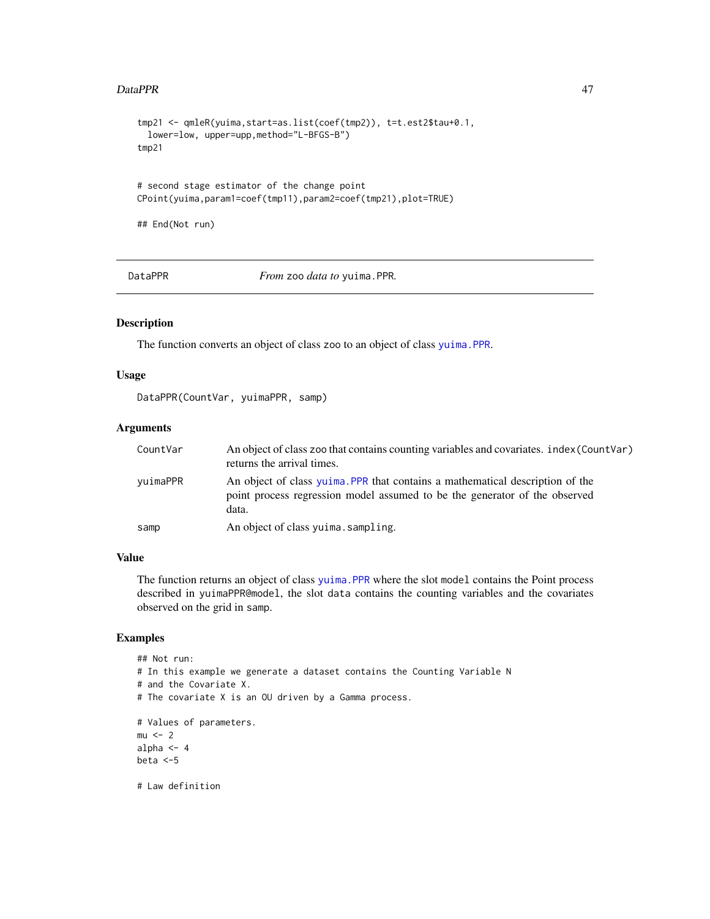```
tmp21 <- qmleR(yuima,start=as.list(coef(tmp2)), t=t.est2$tau+0.1,
  lower=low, upper=upp,method="L-BFGS-B")
tmp21


# second stage estimator of the change point
CPoint(yuima,param1=coef(tmp11),param2=coef(tmp21),plot=TRUE)

## End(Not run)
```

---

DataPPR — *From* `zoo` *data to* `yuima.PPR`.

---

### Description

The function converts an object of class `zoo` to an object of class `yuima.PPR`.

### Usage

```
DataPPR(CountVar, yuimaPPR, samp)
```

### Arguments

| | |
|---|---|
| `CountVar` | An object of class `zoo` that contains counting variables and covariates. `index(CountVar)` returns the arrival times. |
| `yuimaPPR` | An object of class `yuima.PPR` that contains a mathematical description of the point process regression model assumed to be the generator of the observed data. |
| `samp` | An object of class `yuima.sampling`. |

### Value

The function returns an object of class `yuima.PPR` where the slot `model` contains the Point process described in `yuimaPPR@model`, the slot `data` contains the counting variables and the covariates observed on the grid in `samp`.

### Examples

```
## Not run:
# In this example we generate a dataset contains the Counting Variable N
# and the Covariate X.
# The covariate X is an OU driven by a Gamma process.

# Values of parameters.
mu <- 2
alpha <- 4
beta <-5

# Law definition
```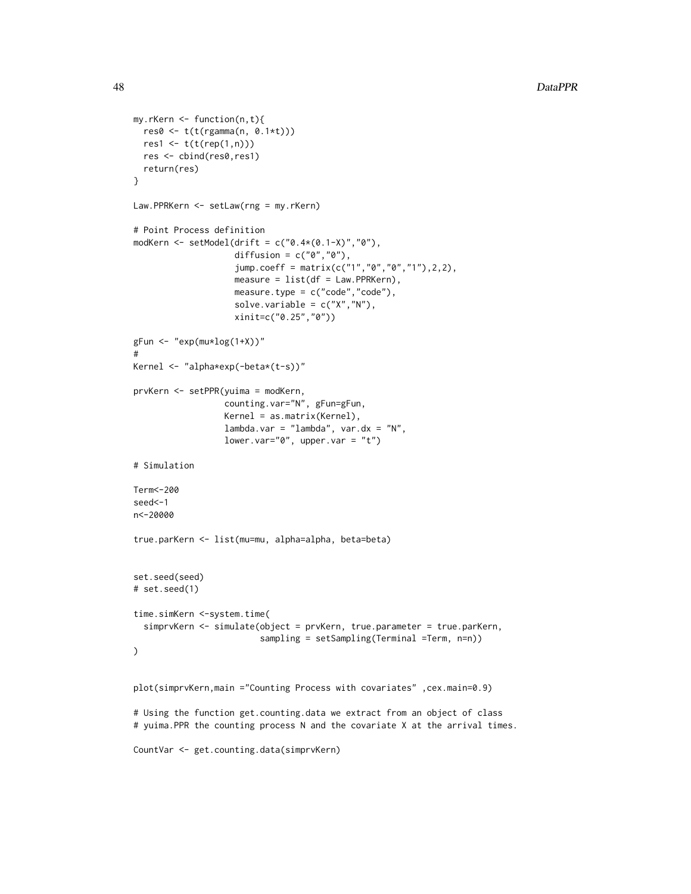```
my.rKern <- function(n,t){
  res0 <- t(t(rgamma(n, 0.1*t)))
  res1 <- t(t(rep(1,n)))
  res <- cbind(res0,res1)
  return(res)
}

Law.PPRKern <- setLaw(rng = my.rKern)

# Point Process definition
modKern <- setModel(drift = c("0.4*(0.1-X)","0"),
                    diffusion = c("0","0"),
                    jump.coeff = matrix(c("1","0","0","1"),2,2),
                    measure = list(df = Law.PPRKern),
                    measure.type = c("code","code"),
                    solve.variable = c("X","N"),
                    xinit=c("0.25","0"))

gFun <- "exp(mu*log(1+X))"
#
Kernel <- "alpha*exp(-beta*(t-s))"

prvKern <- setPPR(yuima = modKern,
                  counting.var="N", gFun=gFun,
                  Kernel = as.matrix(Kernel),
                  lambda.var = "lambda", var.dx = "N",
                  lower.var="0", upper.var = "t")

# Simulation

Term<-200
seed<-1
n<-20000

true.parKern <- list(mu=mu, alpha=alpha, beta=beta)


set.seed(seed)
# set.seed(1)

time.simKern <-system.time(
  simprvKern <- simulate(object = prvKern, true.parameter = true.parKern,
                         sampling = setSampling(Terminal =Term, n=n))
)


plot(simprvKern,main ="Counting Process with covariates" ,cex.main=0.9)

# Using the function get.counting.data we extract from an object of class
# yuima.PPR the counting process N and the covariate X at the arrival times.

CountVar <- get.counting.data(simprvKern)
```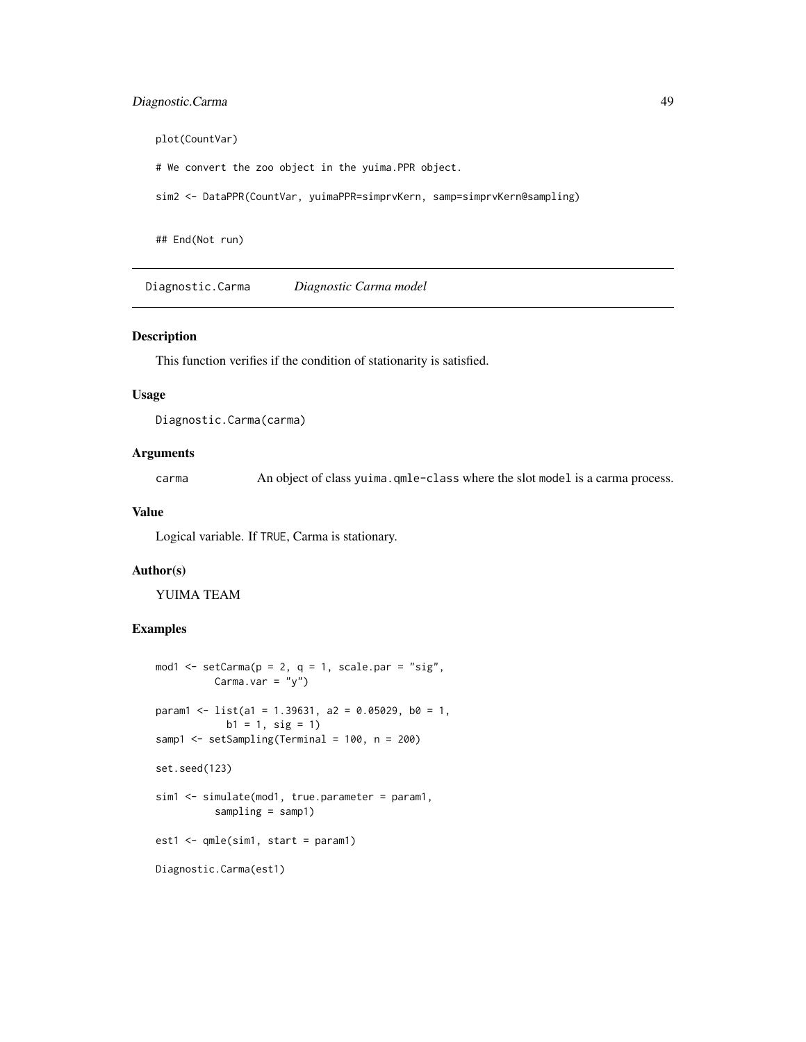```
plot(CountVar)

# We convert the zoo object in the yuima.PPR object.

sim2 <- DataPPR(CountVar, yuimaPPR=simprvKern, samp=simprvKern@sampling)


## End(Not run)
```

## Diagnostic.Carma *Diagnostic Carma model*

### Description

This function verifies if the condition of stationarity is satisfied.

### Usage

```
Diagnostic.Carma(carma)
```

### Arguments

| | |
|---|---|
| carma | An object of class `yuima.qmle-class` where the slot `model` is a carma process. |

### Value

Logical variable. If `TRUE`, Carma is stationary.

### Author(s)

YUIMA TEAM

### Examples

```
mod1 <- setCarma(p = 2, q = 1, scale.par = "sig",
         Carma.var = "y")

param1 <- list(a1 = 1.39631, a2 = 0.05029, b0 = 1,
           b1 = 1, sig = 1)
samp1 <- setSampling(Terminal = 100, n = 200)

set.seed(123)

sim1 <- simulate(mod1, true.parameter = param1,
         sampling = samp1)

est1 <- qmle(sim1, start = param1)

Diagnostic.Carma(est1)
```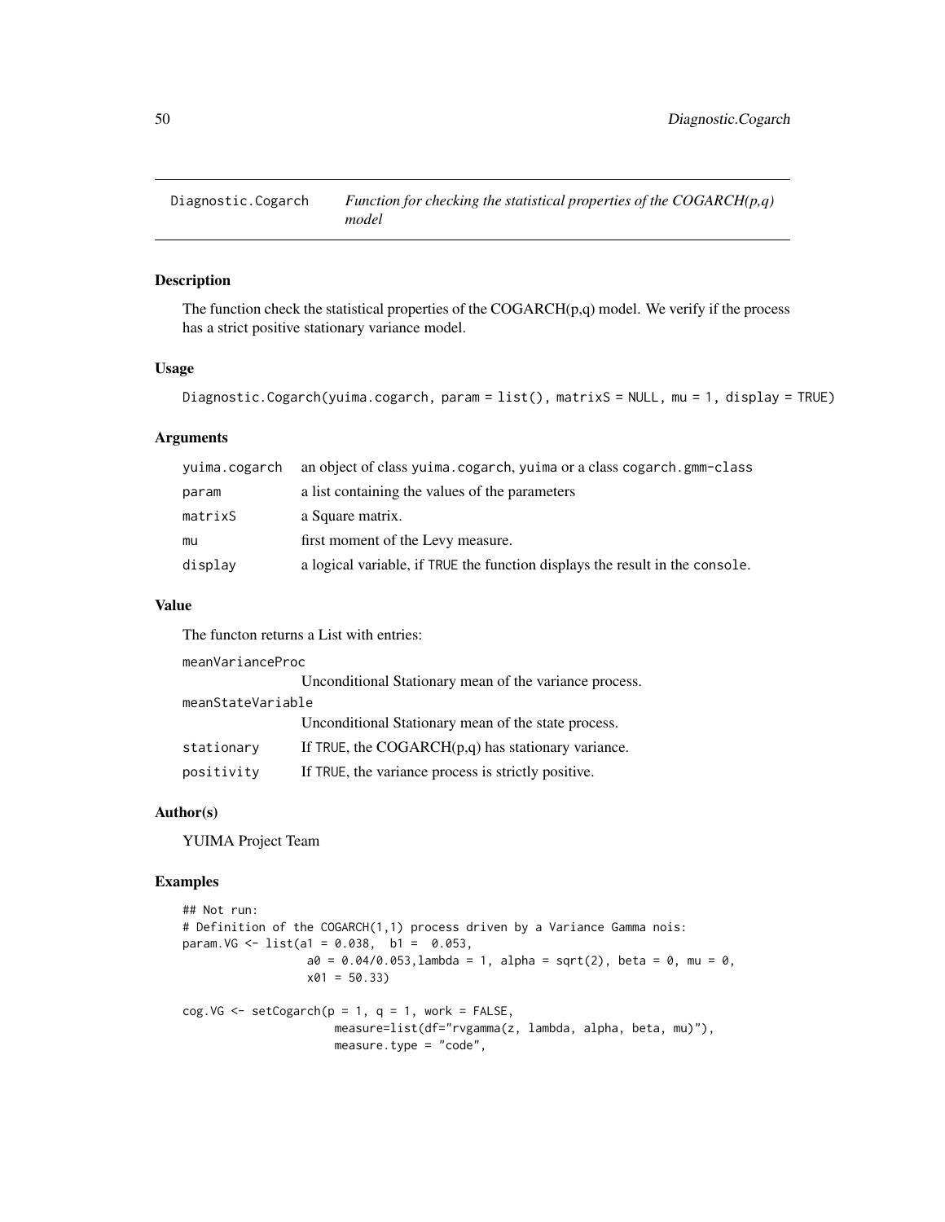# Diagnostic.Cogarch — *Function for checking the statistical properties of the COGARCH(p,q) model*

## Description

The function check the statistical properties of the COGARCH(p,q) model. We verify if the process has a strict positive stationary variance model.

## Usage

```
Diagnostic.Cogarch(yuima.cogarch, param = list(), matrixS = NULL, mu = 1, display = TRUE)
```

## Arguments

| | |
|---|---|
| yuima.cogarch | an object of class yuima.cogarch, yuima or a class cogarch.gmm-class |
| param | a list containing the values of the parameters |
| matrixS | a Square matrix. |
| mu | first moment of the Levy measure. |
| display | a logical variable, if TRUE the function displays the result in the console. |

## Value

The functon returns a List with entries:

| | |
|---|---|
| meanVarianceProc | Unconditional Stationary mean of the variance process. |
| meanStateVariable | Unconditional Stationary mean of the state process. |
| stationary | If TRUE, the COGARCH(p,q) has stationary variance. |
| positivity | If TRUE, the variance process is strictly positive. |

## Author(s)

YUIMA Project Team

## Examples

```
## Not run:
# Definition of the COGARCH(1,1) process driven by a Variance Gamma nois:
param.VG <- list(a1 = 0.038,  b1 =  0.053,
                 a0 = 0.04/0.053,lambda = 1, alpha = sqrt(2), beta = 0, mu = 0,
                 x01 = 50.33)

cog.VG <- setCogarch(p = 1, q = 1, work = FALSE,
                     measure=list(df="rvgamma(z, lambda, alpha, beta, mu)"),
                     measure.type = "code",
```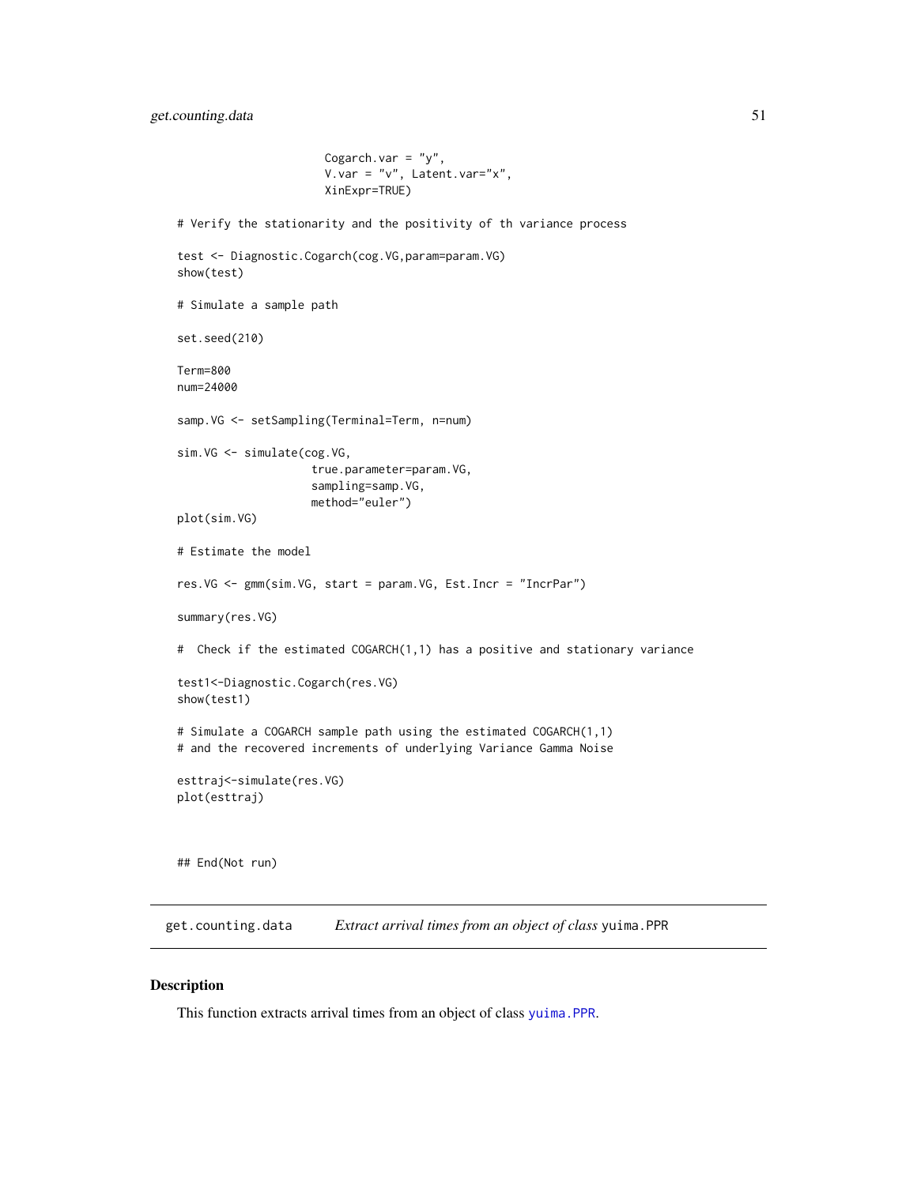```
                      Cogarch.var = "y",
                      V.var = "v", Latent.var="x",
                      XinExpr=TRUE)

# Verify the stationarity and the positivity of th variance process

test <- Diagnostic.Cogarch(cog.VG,param=param.VG)
show(test)

# Simulate a sample path

set.seed(210)

Term=800
num=24000

samp.VG <- setSampling(Terminal=Term, n=num)

sim.VG <- simulate(cog.VG,
                    true.parameter=param.VG,
                    sampling=samp.VG,
                    method="euler")
plot(sim.VG)

# Estimate the model

res.VG <- gmm(sim.VG, start = param.VG, Est.Incr = "IncrPar")

summary(res.VG)

#  Check if the estimated COGARCH(1,1) has a positive and stationary variance

test1<-Diagnostic.Cogarch(res.VG)
show(test1)

# Simulate a COGARCH sample path using the estimated COGARCH(1,1)
# and the recovered increments of underlying Variance Gamma Noise

esttraj<-simulate(res.VG)
plot(esttraj)


## End(Not run)
```

---

## get.counting.data &nbsp;&nbsp;&nbsp; *Extract arrival times from an object of class* yuima.PPR

---

### Description

This function extracts arrival times from an object of class yuima.PPR.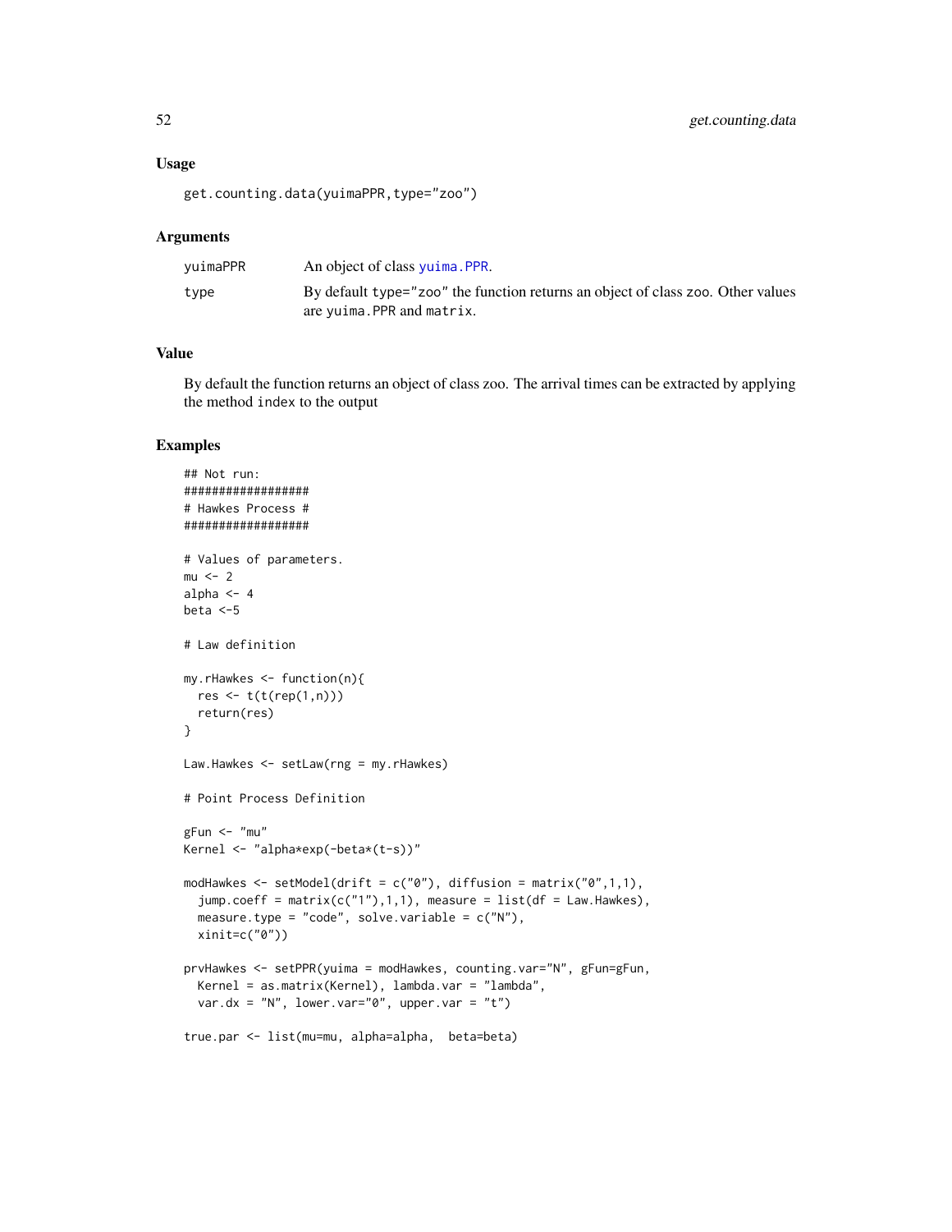## Usage

```
get.counting.data(yuimaPPR,type="zoo")
```

## Arguments

| | |
|---|---|
| yuimaPPR | An object of class yuima.PPR. |
| type | By default type="zoo" the function returns an object of class zoo. Other values are yuima.PPR and matrix. |

## Value

By default the function returns an object of class zoo. The arrival times can be extracted by applying the method index to the output

## Examples

```
## Not run:
##################
# Hawkes Process #
##################

# Values of parameters.
mu <- 2
alpha <- 4
beta <-5

# Law definition

my.rHawkes <- function(n){
  res <- t(t(rep(1,n)))
  return(res)
}

Law.Hawkes <- setLaw(rng = my.rHawkes)

# Point Process Definition

gFun <- "mu"
Kernel <- "alpha*exp(-beta*(t-s))"

modHawkes <- setModel(drift = c("0"), diffusion = matrix("0",1,1),
  jump.coeff = matrix(c("1"),1,1), measure = list(df = Law.Hawkes),
  measure.type = "code", solve.variable = c("N"),
  xinit=c("0"))

prvHawkes <- setPPR(yuima = modHawkes, counting.var="N", gFun=gFun,
  Kernel = as.matrix(Kernel), lambda.var = "lambda",
  var.dx = "N", lower.var="0", upper.var = "t")

true.par <- list(mu=mu, alpha=alpha,  beta=beta)
```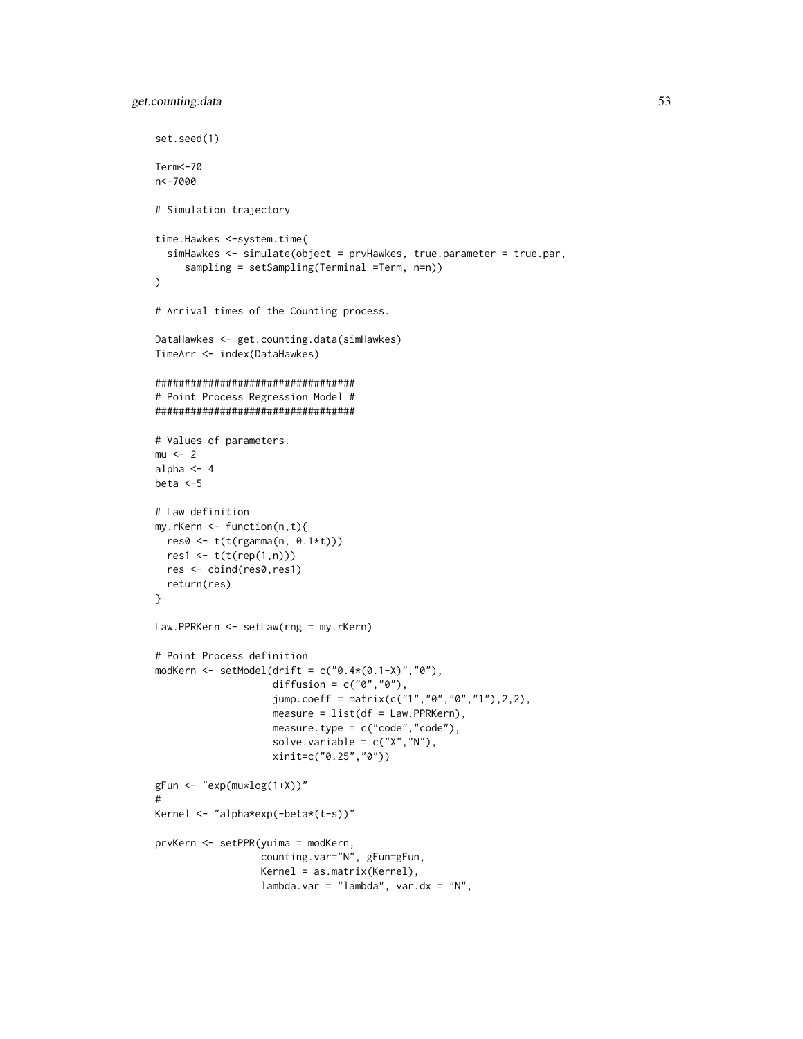```
set.seed(1)

Term<-70
n<-7000

# Simulation trajectory

time.Hawkes <-system.time(
  simHawkes <- simulate(object = prvHawkes, true.parameter = true.par,
     sampling = setSampling(Terminal =Term, n=n))
)

# Arrival times of the Counting process.

DataHawkes <- get.counting.data(simHawkes)
TimeArr <- index(DataHawkes)

##################################
# Point Process Regression Model #
##################################

# Values of parameters.
mu <- 2
alpha <- 4
beta <-5

# Law definition
my.rKern <- function(n,t){
  res0 <- t(t(rgamma(n, 0.1*t)))
  res1 <- t(t(rep(1,n)))
  res <- cbind(res0,res1)
  return(res)
}

Law.PPRKern <- setLaw(rng = my.rKern)

# Point Process definition
modKern <- setModel(drift = c("0.4*(0.1-X)","0"),
                    diffusion = c("0","0"),
                    jump.coeff = matrix(c("1","0","0","1"),2,2),
                    measure = list(df = Law.PPRKern),
                    measure.type = c("code","code"),
                    solve.variable = c("X","N"),
                    xinit=c("0.25","0"))

gFun <- "exp(mu*log(1+X))"
#
Kernel <- "alpha*exp(-beta*(t-s))"

prvKern <- setPPR(yuima = modKern,
                  counting.var="N", gFun=gFun,
                  Kernel = as.matrix(Kernel),
                  lambda.var = "lambda", var.dx = "N",
```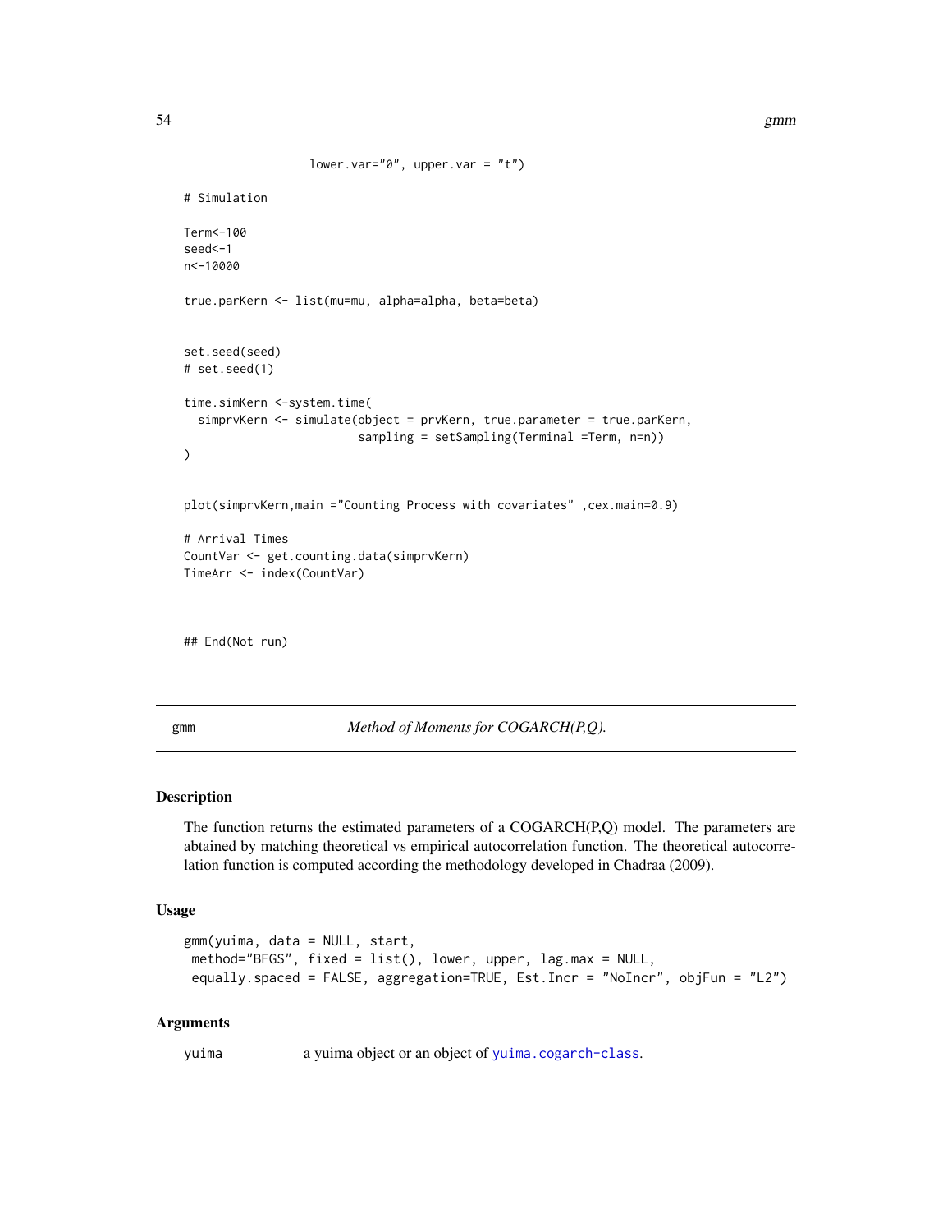```
                  lower.var="0", upper.var = "t")

# Simulation

Term<-100
seed<-1
n<-10000

true.parKern <- list(mu=mu, alpha=alpha, beta=beta)


set.seed(seed)
# set.seed(1)

time.simKern <-system.time(
  simprvKern <- simulate(object = prvKern, true.parameter = true.parKern,
                         sampling = setSampling(Terminal =Term, n=n))
)


plot(simprvKern,main ="Counting Process with covariates" ,cex.main=0.9)

# Arrival Times
CountVar <- get.counting.data(simprvKern)
TimeArr <- index(CountVar)



## End(Not run)
```

---

gmm *Method of Moments for COGARCH(P,Q).*

---

## Description

The function returns the estimated parameters of a COGARCH(P,Q) model. The parameters are abtained by matching theoretical vs empirical autocorrelation function. The theoretical autocorrelation function is computed according the methodology developed in Chadraa (2009).

## Usage

```
gmm(yuima, data = NULL, start,
 method="BFGS", fixed = list(), lower, upper, lag.max = NULL,
 equally.spaced = FALSE, aggregation=TRUE, Est.Incr = "NoIncr", objFun = "L2")
```

## Arguments

yuima a yuima object or an object of yuima.cogarch-class.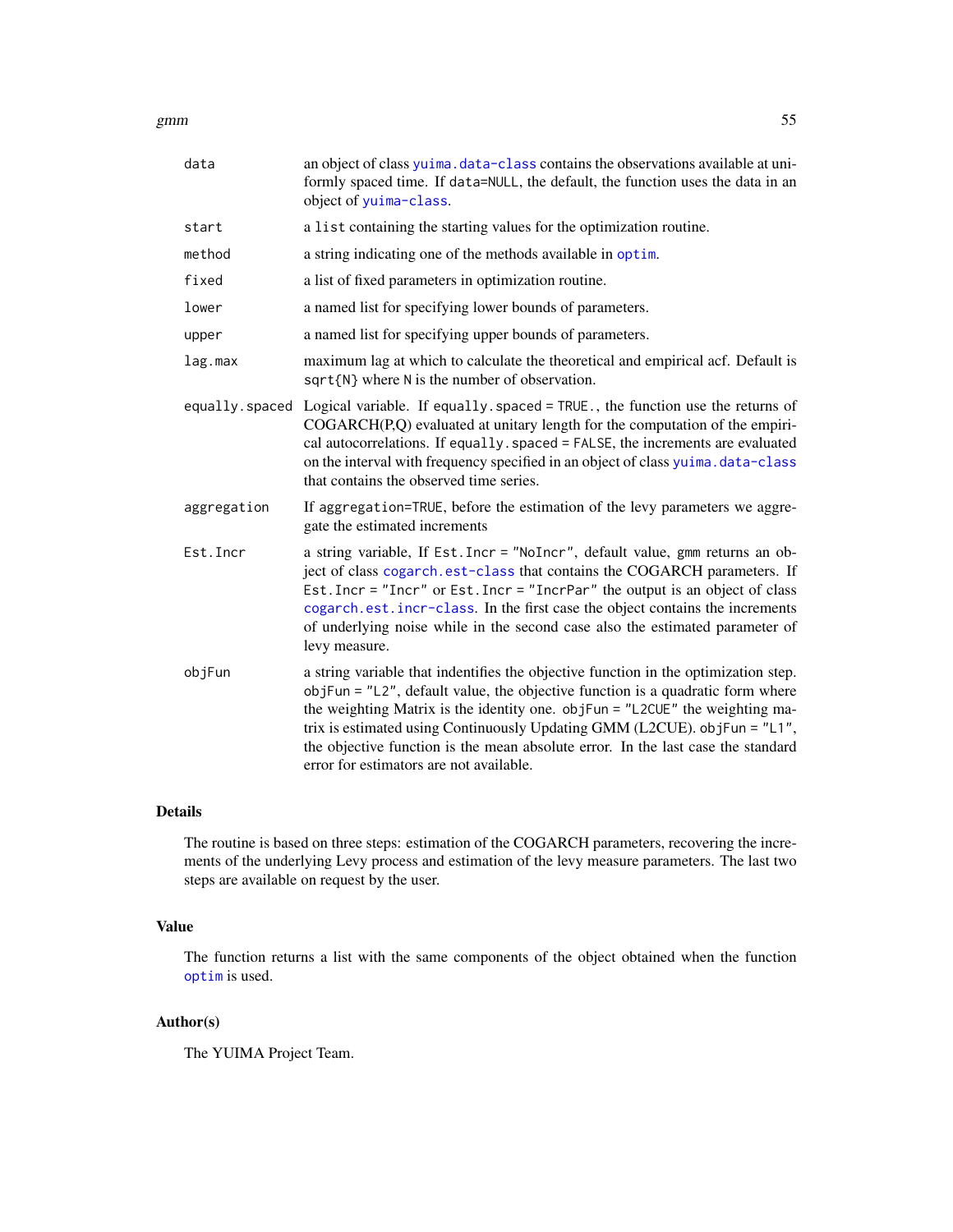| | |
|---|---|
| data | an object of class yuima.data-class contains the observations available at uniformly spaced time. If data=NULL, the default, the function uses the data in an object of yuima-class. |
| start | a list containing the starting values for the optimization routine. |
| method | a string indicating one of the methods available in optim. |
| fixed | a list of fixed parameters in optimization routine. |
| lower | a named list for specifying lower bounds of parameters. |
| upper | a named list for specifying upper bounds of parameters. |
| lag.max | maximum lag at which to calculate the theoretical and empirical acf. Default is sqrt{N} where N is the number of observation. |
| equally.spaced | Logical variable. If equally.spaced = TRUE., the function use the returns of COGARCH(P,Q) evaluated at unitary length for the computation of the empirical autocorrelations. If equally.spaced = FALSE, the increments are evaluated on the interval with frequency specified in an object of class yuima.data-class that contains the observed time series. |
| aggregation | If aggregation=TRUE, before the estimation of the levy parameters we aggregate the estimated increments |
| Est.Incr | a string variable, If Est.Incr = "NoIncr", default value, gmm returns an object of class cogarch.est-class that contains the COGARCH parameters. If Est.Incr = "Incr" or Est.Incr = "IncrPar" the output is an object of class cogarch.est.incr-class. In the first case the object contains the increments of underlying noise while in the second case also the estimated parameter of levy measure. |
| objFun | a string variable that indentifies the objective function in the optimization step. objFun = "L2", default value, the objective function is a quadratic form where the weighting Matrix is the identity one. objFun = "L2CUE" the weighting matrix is estimated using Continuously Updating GMM (L2CUE). objFun = "L1", the objective function is the mean absolute error. In the last case the standard error for estimators are not available. |

## Details

The routine is based on three steps: estimation of the COGARCH parameters, recovering the increments of the underlying Levy process and estimation of the levy measure parameters. The last two steps are available on request by the user.

## Value

The function returns a list with the same components of the object obtained when the function optim is used.

## Author(s)

The YUIMA Project Team.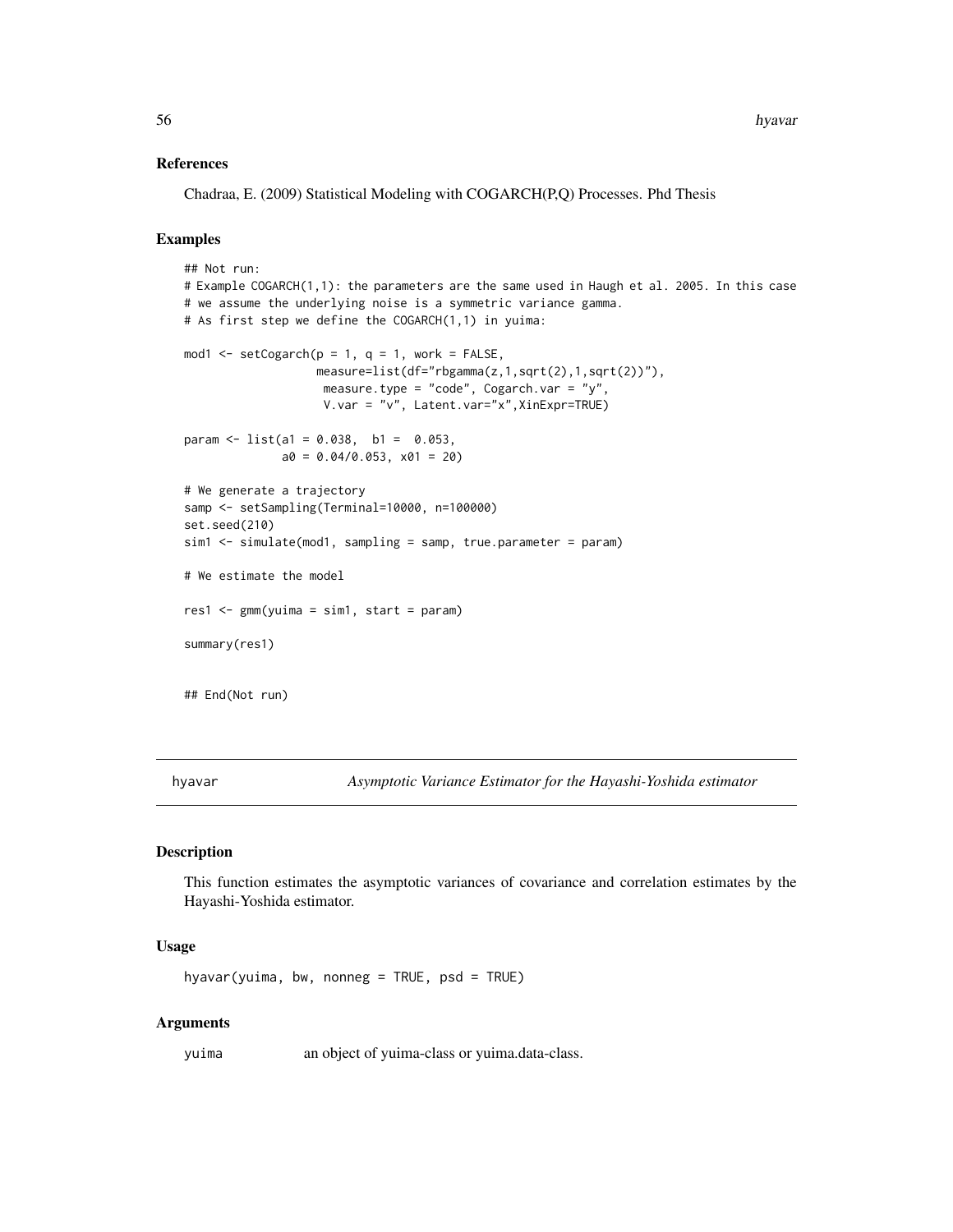### References

Chadraa, E. (2009) Statistical Modeling with COGARCH(P,Q) Processes. Phd Thesis

### Examples

```
## Not run:
# Example COGARCH(1,1): the parameters are the same used in Haugh et al. 2005. In this case
# we assume the underlying noise is a symmetric variance gamma.
# As first step we define the COGARCH(1,1) in yuima:

mod1 <- setCogarch(p = 1, q = 1, work = FALSE,
                  measure=list(df="rbgamma(z,1,sqrt(2),1,sqrt(2))"),
                   measure.type = "code", Cogarch.var = "y",
                   V.var = "v", Latent.var="x",XinExpr=TRUE)

param <- list(a1 = 0.038,  b1 =  0.053,
              a0 = 0.04/0.053, x01 = 20)

# We generate a trajectory
samp <- setSampling(Terminal=10000, n=100000)
set.seed(210)
sim1 <- simulate(mod1, sampling = samp, true.parameter = param)

# We estimate the model

res1 <- gmm(yuima = sim1, start = param)

summary(res1)


## End(Not run)
```

---

## hyavar — *Asymptotic Variance Estimator for the Hayashi-Yoshida estimator*

### Description

This function estimates the asymptotic variances of covariance and correlation estimates by the Hayashi-Yoshida estimator.

### Usage

```
hyavar(yuima, bw, nonneg = TRUE, psd = TRUE)
```

### Arguments

yuima — an object of yuima-class or yuima.data-class.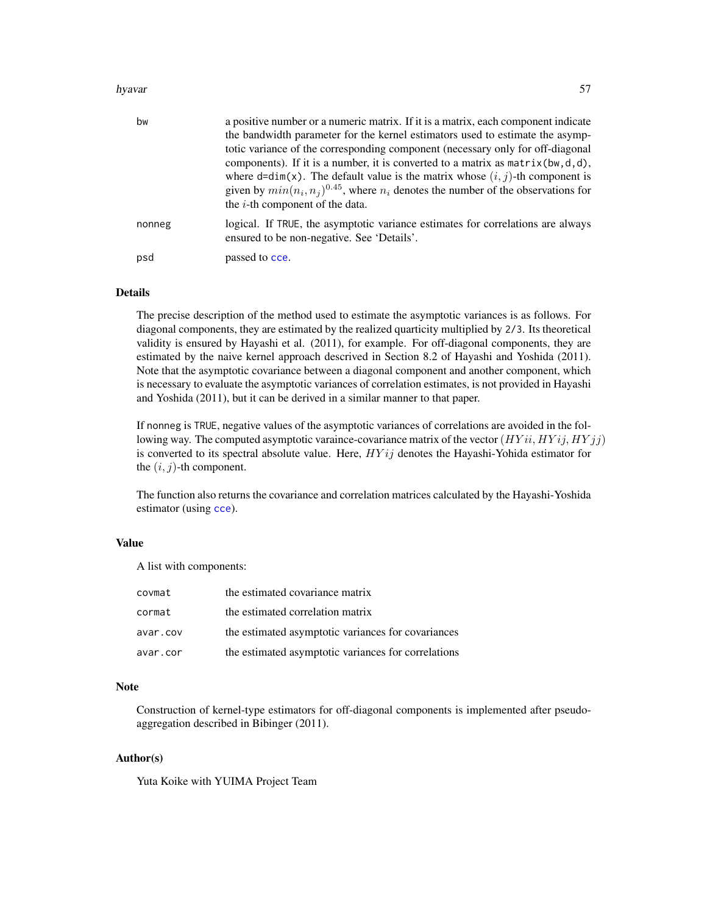| | |
|---|---|
| bw | a positive number or a numeric matrix. If it is a matrix, each component indicate the bandwidth parameter for the kernel estimators used to estimate the asymptotic variance of the corresponding component (necessary only for off-diagonal components). If it is a number, it is converted to a matrix as `matrix(bw,d,d)`, where `d=dim(x)`. The default value is the matrix whose $(i, j)$-th component is given by $min(n_i, n_j)^{0.45}$, where $n_i$ denotes the number of the observations for the $i$-th component of the data. |
| nonneg | logical. If TRUE, the asymptotic variance estimates for correlations are always ensured to be non-negative. See 'Details'. |
| psd | passed to cce. |

## Details

The precise description of the method used to estimate the asymptotic variances is as follows. For diagonal components, they are estimated by the realized quarticity multiplied by `2/3`. Its theoretical validity is ensured by Hayashi et al. (2011), for example. For off-diagonal components, they are estimated by the naive kernel approach descrived in Section 8.2 of Hayashi and Yoshida (2011). Note that the asymptotic covariance between a diagonal component and another component, which is necessary to evaluate the asymptotic variances of correlation estimates, is not provided in Hayashi and Yoshida (2011), but it can be derived in a similar manner to that paper.

If nonneg is TRUE, negative values of the asymptotic variances of correlations are avoided in the following way. The computed asymptotic varaince-covariance matrix of the vector $(HYii, HYij, HYjj)$ is converted to its spectral absolute value. Here, $HYij$ denotes the Hayashi-Yohida estimator for the $(i, j)$-th component.

The function also returns the covariance and correlation matrices calculated by the Hayashi-Yoshida estimator (using cce).

## Value

A list with components:

| | |
|---|---|
| covmat | the estimated covariance matrix |
| cormat | the estimated correlation matrix |
| avar.cov | the estimated asymptotic variances for covariances |
| avar.cor | the estimated asymptotic variances for correlations |

## Note

Construction of kernel-type estimators for off-diagonal components is implemented after pseudo-aggregation described in Bibinger (2011).

## Author(s)

Yuta Koike with YUIMA Project Team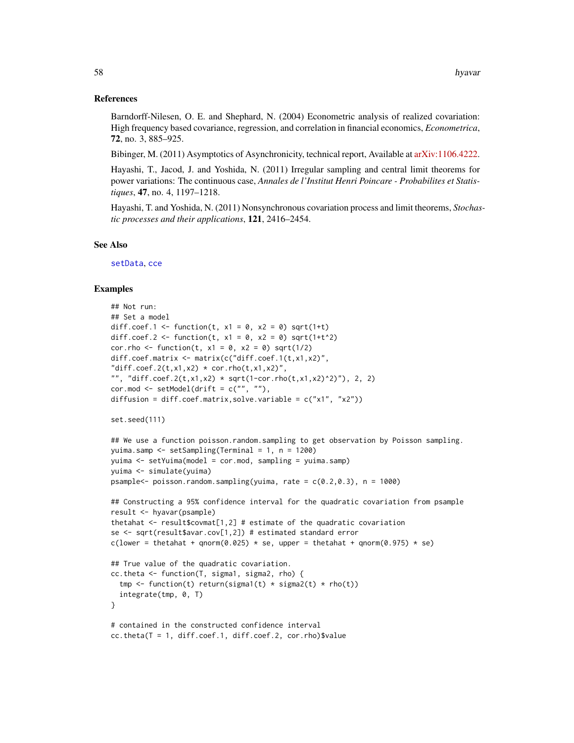### References

Barndorff-Nilesen, O. E. and Shephard, N. (2004) Econometric analysis of realized covariation: High frequency based covariance, regression, and correlation in financial economics, *Econometrica*, **72**, no. 3, 885–925.

Bibinger, M. (2011) Asymptotics of Asynchronicity, technical report, Available at arXiv:1106.4222.

Hayashi, T., Jacod, J. and Yoshida, N. (2011) Irregular sampling and central limit theorems for power variations: The continuous case, *Annales de l'Institut Henri Poincare - Probabilites et Statistiques*, **47**, no. 4, 1197–1218.

Hayashi, T. and Yoshida, N. (2011) Nonsynchronous covariation process and limit theorems, *Stochastic processes and their applications*, **121**, 2416–2454.

### See Also

setData, cce

### Examples

```
## Not run:
## Set a model
diff.coef.1 <- function(t, x1 = 0, x2 = 0) sqrt(1+t)
diff.coef.2 <- function(t, x1 = 0, x2 = 0) sqrt(1+t^2)
cor.rho <- function(t, x1 = 0, x2 = 0) sqrt(1/2)
diff.coef.matrix <- matrix(c("diff.coef.1(t,x1,x2)",
"diff.coef.2(t,x1,x2) * cor.rho(t,x1,x2)",
"", "diff.coef.2(t,x1,x2) * sqrt(1-cor.rho(t,x1,x2)^2)"), 2, 2)
cor.mod <- setModel(drift = c("", ""),
diffusion = diff.coef.matrix,solve.variable = c("x1", "x2"))

set.seed(111)

## We use a function poisson.random.sampling to get observation by Poisson sampling.
yuima.samp <- setSampling(Terminal = 1, n = 1200)
yuima <- setYuima(model = cor.mod, sampling = yuima.samp)
yuima <- simulate(yuima)
psample<- poisson.random.sampling(yuima, rate = c(0.2,0.3), n = 1000)

## Constructing a 95% confidence interval for the quadratic covariation from psample
result <- hyavar(psample)
thetahat <- result$covmat[1,2] # estimate of the quadratic covariation
se <- sqrt(result$avar.cov[1,2]) # estimated standard error
c(lower = thetahat + qnorm(0.025) * se, upper = thetahat + qnorm(0.975) * se)

## True value of the quadratic covariation.
cc.theta <- function(T, sigma1, sigma2, rho) {
  tmp <- function(t) return(sigma1(t) * sigma2(t) * rho(t))
  integrate(tmp, 0, T)
}

# contained in the constructed confidence interval
cc.theta(T = 1, diff.coef.1, diff.coef.2, cor.rho)$value
```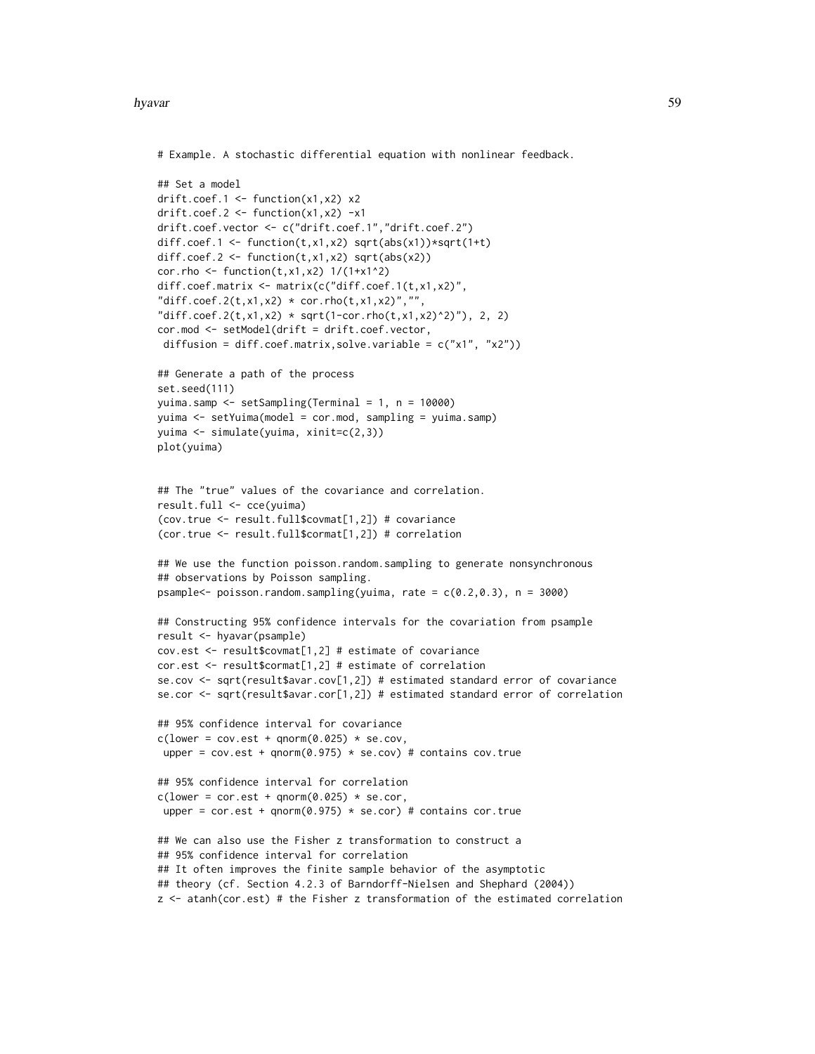```
# Example. A stochastic differential equation with nonlinear feedback.

## Set a model
drift.coef.1 <- function(x1,x2) x2
drift.coef.2 <- function(x1,x2) -x1
drift.coef.vector <- c("drift.coef.1","drift.coef.2")
diff.coef.1 <- function(t,x1,x2) sqrt(abs(x1))*sqrt(1+t)
diff.coef.2 <- function(t,x1,x2) sqrt(abs(x2))
cor.rho <- function(t,x1,x2) 1/(1+x1^2)
diff.coef.matrix <- matrix(c("diff.coef.1(t,x1,x2)",
"diff.coef.2(t,x1,x2) * cor.rho(t,x1,x2)","",
"diff.coef.2(t,x1,x2) * sqrt(1-cor.rho(t,x1,x2)^2)"), 2, 2)
cor.mod <- setModel(drift = drift.coef.vector,
 diffusion = diff.coef.matrix,solve.variable = c("x1", "x2"))

## Generate a path of the process
set.seed(111)
yuima.samp <- setSampling(Terminal = 1, n = 10000)
yuima <- setYuima(model = cor.mod, sampling = yuima.samp)
yuima <- simulate(yuima, xinit=c(2,3))
plot(yuima)


## The "true" values of the covariance and correlation.
result.full <- cce(yuima)
(cov.true <- result.full$covmat[1,2]) # covariance
(cor.true <- result.full$cormat[1,2]) # correlation

## We use the function poisson.random.sampling to generate nonsynchronous
## observations by Poisson sampling.
psample<- poisson.random.sampling(yuima, rate = c(0.2,0.3), n = 3000)

## Constructing 95% confidence intervals for the covariation from psample
result <- hyavar(psample)
cov.est <- result$covmat[1,2] # estimate of covariance
cor.est <- result$cormat[1,2] # estimate of correlation
se.cov <- sqrt(result$avar.cov[1,2]) # estimated standard error of covariance
se.cor <- sqrt(result$avar.cor[1,2]) # estimated standard error of correlation

## 95% confidence interval for covariance
c(lower = cov.est + qnorm(0.025) * se.cov,
 upper = cov.est + qnorm(0.975) * se.cov) # contains cov.true

## 95% confidence interval for correlation
c(lower = cor.est + qnorm(0.025) * se.cor,
 upper = cor.est + qnorm(0.975) * se.cor) # contains cor.true

## We can also use the Fisher z transformation to construct a
## 95% confidence interval for correlation
## It often improves the finite sample behavior of the asymptotic
## theory (cf. Section 4.2.3 of Barndorff-Nielsen and Shephard (2004))
z <- atanh(cor.est) # the Fisher z transformation of the estimated correlation
```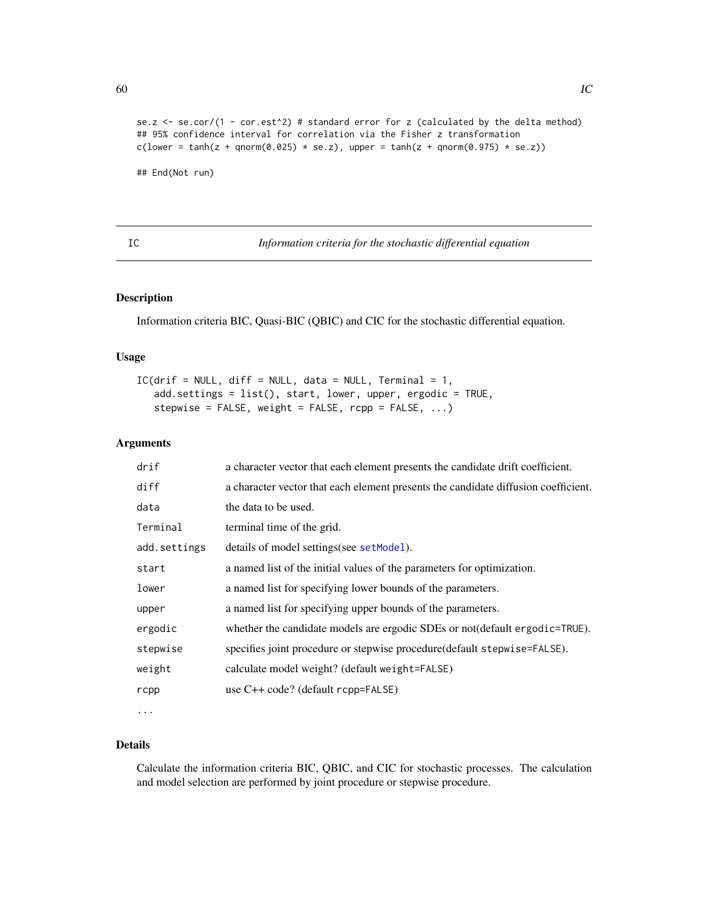```
se.z <- se.cor/(1 - cor.est^2) # standard error for z (calculated by the delta method)
## 95% confidence interval for correlation via the Fisher z transformation
c(lower = tanh(z + qnorm(0.025) * se.z), upper = tanh(z + qnorm(0.975) * se.z))

## End(Not run)
```

---

## IC — *Information criteria for the stochastic differential equation*

### Description

Information criteria BIC, Quasi-BIC (QBIC) and CIC for the stochastic differential equation.

### Usage

```
IC(drif = NULL, diff = NULL, data = NULL, Terminal = 1,
   add.settings = list(), start, lower, upper, ergodic = TRUE,
   stepwise = FALSE, weight = FALSE, rcpp = FALSE, ...)
```

### Arguments

| Argument | Description |
|---|---|
| `drif` | a character vector that each element presents the candidate drift coefficient. |
| `diff` | a character vector that each element presents the candidate diffusion coefficient. |
| `data` | the data to be used. |
| `Terminal` | terminal time of the grid. |
| `add.settings` | details of model settings(see `setModel`). |
| `start` | a named list of the initial values of the parameters for optimization. |
| `lower` | a named list for specifying lower bounds of the parameters. |
| `upper` | a named list for specifying upper bounds of the parameters. |
| `ergodic` | whether the candidate models are ergodic SDEs or not(default `ergodic=TRUE`). |
| `stepwise` | specifies joint procedure or stepwise procedure(default `stepwise=FALSE`). |
| `weight` | calculate model weight? (default `weight=FALSE`) |
| `rcpp` | use C++ code? (default `rcpp=FALSE`) |
| `...` | |

### Details

Calculate the information criteria BIC, QBIC, and CIC for stochastic processes. The calculation and model selection are performed by joint procedure or stepwise procedure.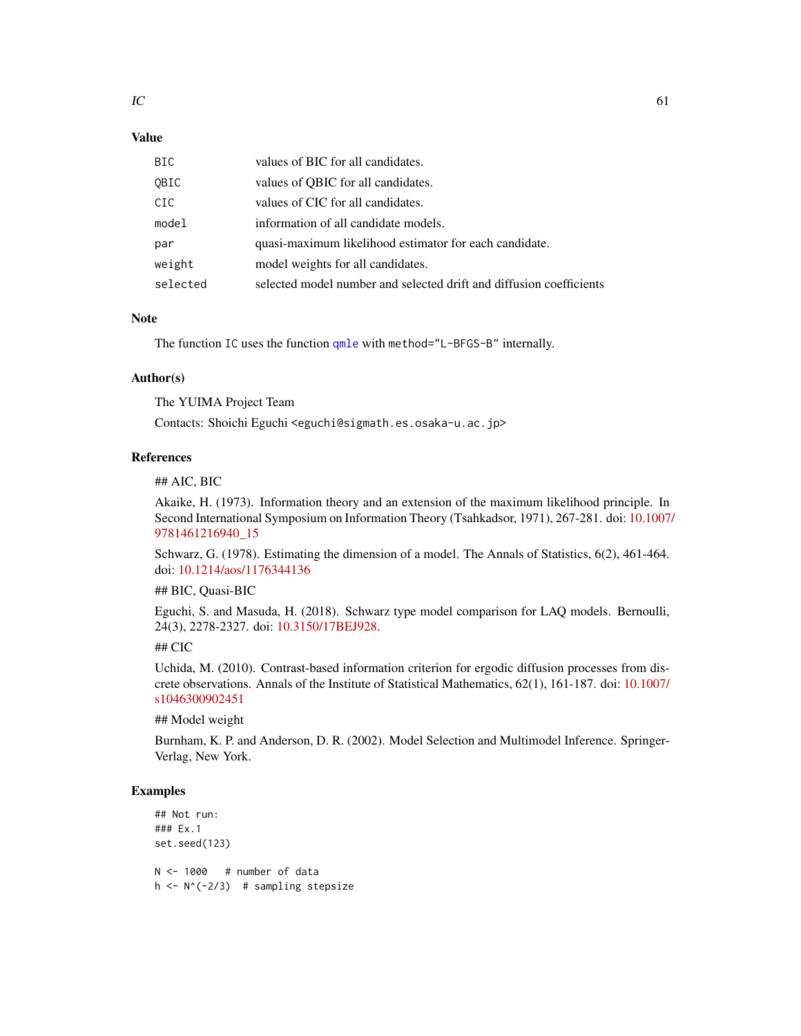## Value

| | |
|---|---|
| `BIC` | values of BIC for all candidates. |
| `QBIC` | values of QBIC for all candidates. |
| `CIC` | values of CIC for all candidates. |
| `model` | information of all candidate models. |
| `par` | quasi-maximum likelihood estimator for each candidate. |
| `weight` | model weights for all candidates. |
| `selected` | selected model number and selected drift and diffusion coefficients |

## Note

The function `IC` uses the function `qmle` with `method="L-BFGS-B"` internally.

## Author(s)

The YUIMA Project Team

Contacts: Shoichi Eguchi <eguchi@sigmath.es.osaka-u.ac.jp>

## References

## AIC, BIC

Akaike, H. (1973). Information theory and an extension of the maximum likelihood principle. In Second International Symposium on Information Theory (Tsahkadsor, 1971), 267-281. doi: 10.1007/9781461216940_15

Schwarz, G. (1978). Estimating the dimension of a model. The Annals of Statistics, 6(2), 461-464. doi: 10.1214/aos/1176344136

## BIC, Quasi-BIC

Eguchi, S. and Masuda, H. (2018). Schwarz type model comparison for LAQ models. Bernoulli, 24(3), 2278-2327. doi: 10.3150/17BEJ928.

## CIC

Uchida, M. (2010). Contrast-based information criterion for ergodic diffusion processes from discrete observations. Annals of the Institute of Statistical Mathematics, 62(1), 161-187. doi: 10.1007/s1046300902451

## Model weight

Burnham, K. P. and Anderson, D. R. (2002). Model Selection and Multimodel Inference. Springer-Verlag, New York.

## Examples

```
## Not run:
### Ex.1
set.seed(123)

N <- 1000   # number of data
h <- N^(-2/3)  # sampling stepsize
```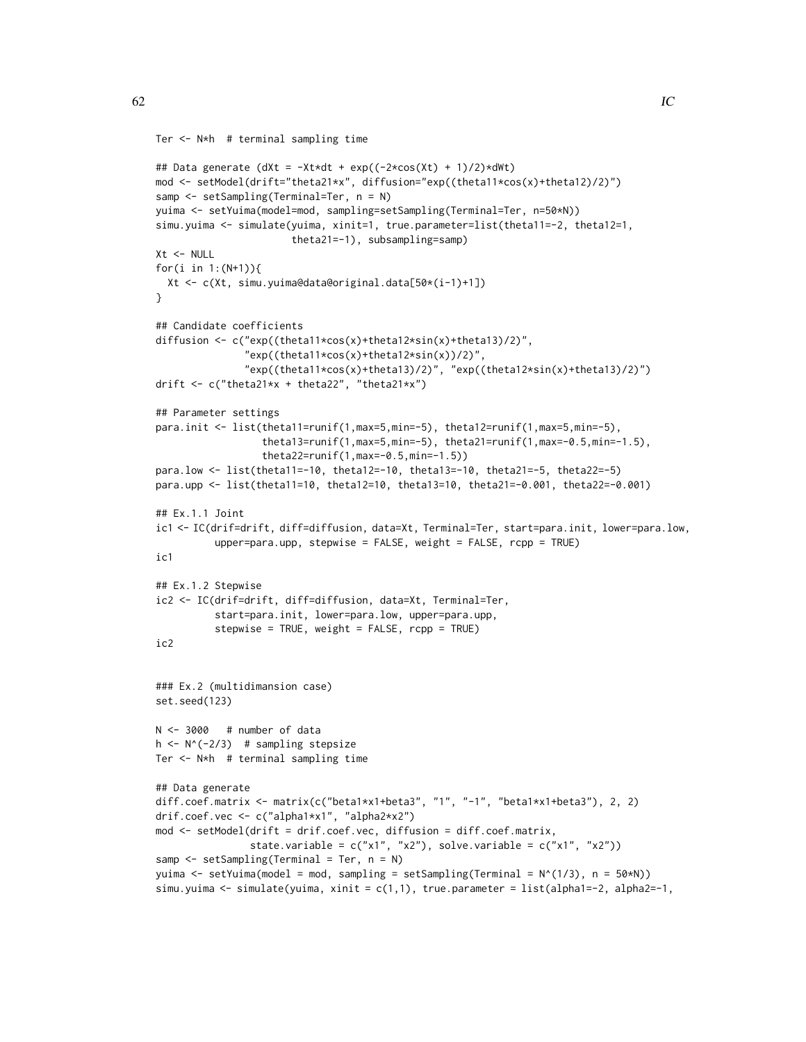```
Ter <- N*h  # terminal sampling time

## Data generate (dXt = -Xt*dt + exp((-2*cos(Xt) + 1)/2)*dWt)
mod <- setModel(drift="theta21*x", diffusion="exp((theta11*cos(x)+theta12)/2)")
samp <- setSampling(Terminal=Ter, n = N)
yuima <- setYuima(model=mod, sampling=setSampling(Terminal=Ter, n=50*N))
simu.yuima <- simulate(yuima, xinit=1, true.parameter=list(theta11=-2, theta12=1,
                       theta21=-1), subsampling=samp)
Xt <- NULL
for(i in 1:(N+1)){
  Xt <- c(Xt, simu.yuima@data@original.data[50*(i-1)+1])
}

## Candidate coefficients
diffusion <- c("exp((theta11*cos(x)+theta12*sin(x)+theta13)/2)",
               "exp((theta11*cos(x)+theta12*sin(x))/2)",
               "exp((theta11*cos(x)+theta13)/2)", "exp((theta12*sin(x)+theta13)/2)")
drift <- c("theta21*x + theta22", "theta21*x")

## Parameter settings
para.init <- list(theta11=runif(1,max=5,min=-5), theta12=runif(1,max=5,min=-5),
                  theta13=runif(1,max=5,min=-5), theta21=runif(1,max=-0.5,min=-1.5),
                  theta22=runif(1,max=-0.5,min=-1.5))
para.low <- list(theta11=-10, theta12=-10, theta13=-10, theta21=-5, theta22=-5)
para.upp <- list(theta11=10, theta12=10, theta13=10, theta21=-0.001, theta22=-0.001)

## Ex.1.1 Joint
ic1 <- IC(drif=drift, diff=diffusion, data=Xt, Terminal=Ter, start=para.init, lower=para.low,
          upper=para.upp, stepwise = FALSE, weight = FALSE, rcpp = TRUE)
ic1

## Ex.1.2 Stepwise
ic2 <- IC(drif=drift, diff=diffusion, data=Xt, Terminal=Ter,
          start=para.init, lower=para.low, upper=para.upp,
          stepwise = TRUE, weight = FALSE, rcpp = TRUE)
ic2


### Ex.2 (multidimansion case)
set.seed(123)

N <- 3000   # number of data
h <- N^(-2/3)  # sampling stepsize
Ter <- N*h  # terminal sampling time

## Data generate
diff.coef.matrix <- matrix(c("beta1*x1+beta3", "1", "-1", "beta1*x1+beta3"), 2, 2)
drif.coef.vec <- c("alpha1*x1", "alpha2*x2")
mod <- setModel(drift = drif.coef.vec, diffusion = diff.coef.matrix,
                state.variable = c("x1", "x2"), solve.variable = c("x1", "x2"))
samp <- setSampling(Terminal = Ter, n = N)
yuima <- setYuima(model = mod, sampling = setSampling(Terminal = N^(1/3), n = 50*N))
simu.yuima <- simulate(yuima, xinit = c(1,1), true.parameter = list(alpha1=-2, alpha2=-1,
```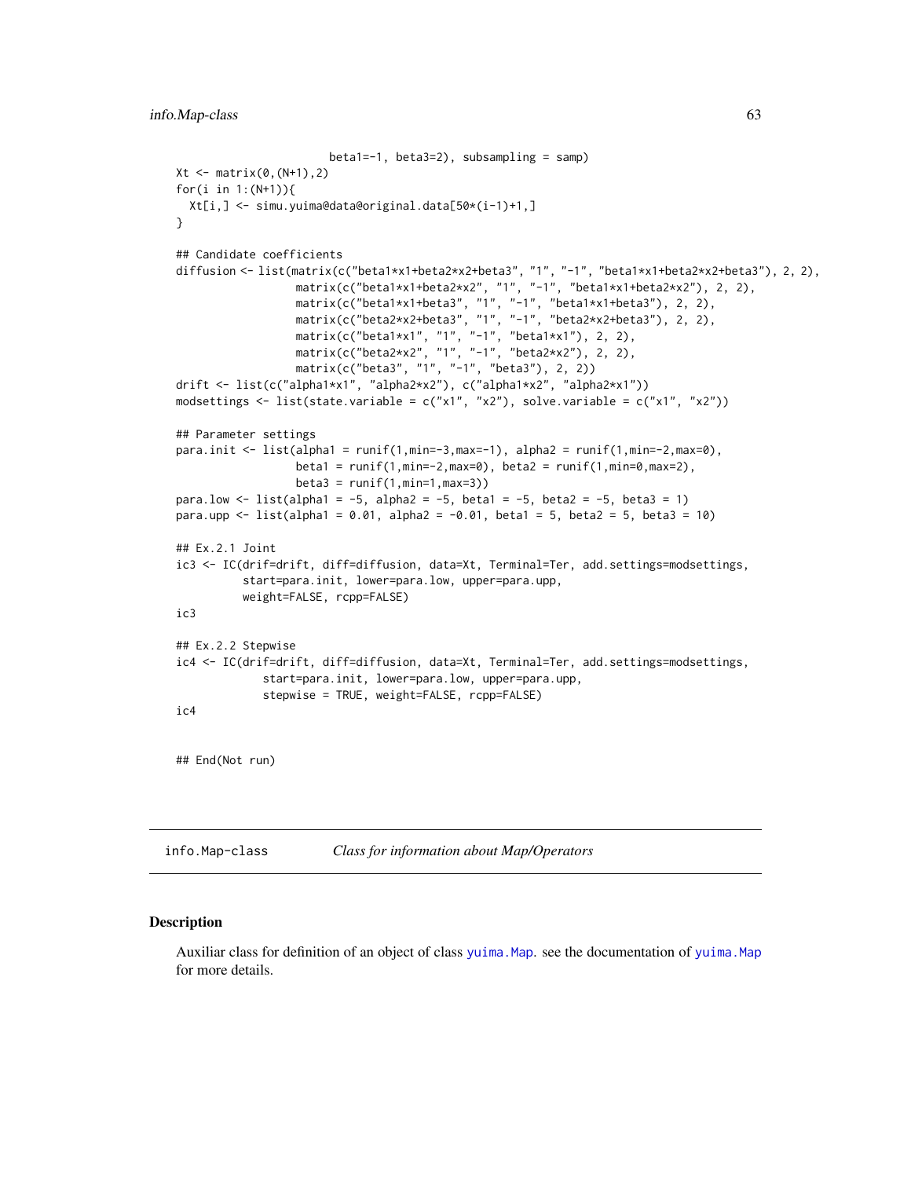```
                        beta1=-1, beta3=2), subsampling = samp)
Xt <- matrix(0,(N+1),2)
for(i in 1:(N+1)){
  Xt[i,] <- simu.yuima@data@original.data[50*(i-1)+1,]
}

## Candidate coefficients
diffusion <- list(matrix(c("beta1*x1+beta2*x2+beta3", "1", "-1", "beta1*x1+beta2*x2+beta3"), 2, 2),
                  matrix(c("beta1*x1+beta2*x2", "1", "-1", "beta1*x1+beta2*x2"), 2, 2),
                  matrix(c("beta1*x1+beta3", "1", "-1", "beta1*x1+beta3"), 2, 2),
                  matrix(c("beta2*x2+beta3", "1", "-1", "beta2*x2+beta3"), 2, 2),
                  matrix(c("beta1*x1", "1", "-1", "beta1*x1"), 2, 2),
                  matrix(c("beta2*x2", "1", "-1", "beta2*x2"), 2, 2),
                  matrix(c("beta3", "1", "-1", "beta3"), 2, 2))
drift <- list(c("alpha1*x1", "alpha2*x2"), c("alpha1*x2", "alpha2*x1"))
modsettings <- list(state.variable = c("x1", "x2"), solve.variable = c("x1", "x2"))

## Parameter settings
para.init <- list(alpha1 = runif(1,min=-3,max=-1), alpha2 = runif(1,min=-2,max=0),
                  beta1 = runif(1,min=-2,max=0), beta2 = runif(1,min=0,max=2),
                  beta3 = runif(1,min=1,max=3))
para.low <- list(alpha1 = -5, alpha2 = -5, beta1 = -5, beta2 = -5, beta3 = 1)
para.upp <- list(alpha1 = 0.01, alpha2 = -0.01, beta1 = 5, beta2 = 5, beta3 = 10)

## Ex.2.1 Joint
ic3 <- IC(drif=drift, diff=diffusion, data=Xt, Terminal=Ter, add.settings=modsettings,
          start=para.init, lower=para.low, upper=para.upp,
          weight=FALSE, rcpp=FALSE)
ic3

## Ex.2.2 Stepwise
ic4 <- IC(drif=drift, diff=diffusion, data=Xt, Terminal=Ter, add.settings=modsettings,
             start=para.init, lower=para.low, upper=para.upp,
             stepwise = TRUE, weight=FALSE, rcpp=FALSE)
ic4


## End(Not run)
```

## info.Map-class *Class for information about Map/Operators*

### Description

Auxiliar class for definition of an object of class yuima.Map. see the documentation of yuima.Map for more details.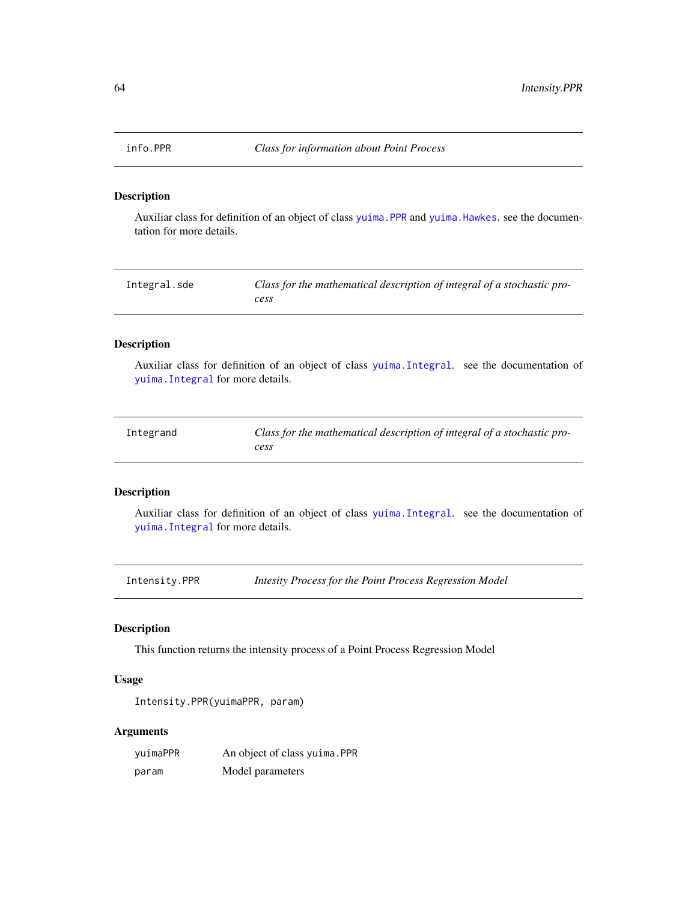## info.PPR *Class for information about Point Process*

### Description

Auxiliar class for definition of an object of class `yuima.PPR` and `yuima.Hawkes`. see the documentation for more details.

## Integral.sde *Class for the mathematical description of integral of a stochastic process*

### Description

Auxiliar class for definition of an object of class `yuima.Integral`. see the documentation of `yuima.Integral` for more details.

## Integrand *Class for the mathematical description of integral of a stochastic process*

### Description

Auxiliar class for definition of an object of class `yuima.Integral`. see the documentation of `yuima.Integral` for more details.

## Intensity.PPR *Intesity Process for the Point Process Regression Model*

### Description

This function returns the intensity process of a Point Process Regression Model

### Usage

```
Intensity.PPR(yuimaPPR, param)
```

### Arguments

| | |
|---|---|
| yuimaPPR | An object of class `yuima.PPR` |
| param | Model parameters |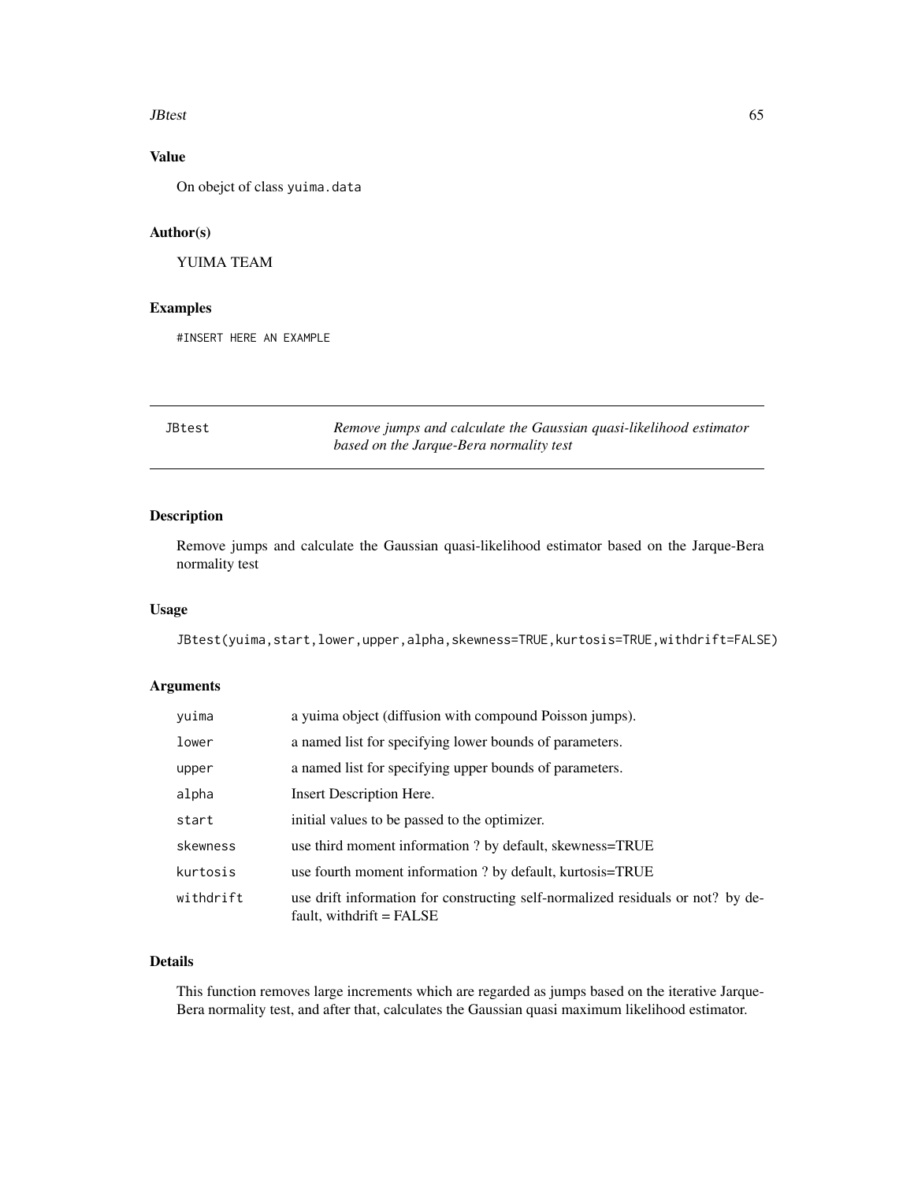## Value

On obejct of class `yuima.data`

## Author(s)

YUIMA TEAM

## Examples

```
#INSERT HERE AN EXAMPLE
```

---

# JBtest — *Remove jumps and calculate the Gaussian quasi-likelihood estimator based on the Jarque-Bera normality test*

---

## Description

Remove jumps and calculate the Gaussian quasi-likelihood estimator based on the Jarque-Bera normality test

## Usage

```
JBtest(yuima,start,lower,upper,alpha,skewness=TRUE,kurtosis=TRUE,withdrift=FALSE)
```

## Arguments

| | |
|---|---|
| `yuima` | a yuima object (diffusion with compound Poisson jumps). |
| `lower` | a named list for specifying lower bounds of parameters. |
| `upper` | a named list for specifying upper bounds of parameters. |
| `alpha` | Insert Description Here. |
| `start` | initial values to be passed to the optimizer. |
| `skewness` | use third moment information ? by default, skewness=TRUE |
| `kurtosis` | use fourth moment information ? by default, kurtosis=TRUE |
| `withdrift` | use drift information for constructing self-normalized residuals or not? by default, withdrift = FALSE |

## Details

This function removes large increments which are regarded as jumps based on the iterative Jarque-Bera normality test, and after that, calculates the Gaussian quasi maximum likelihood estimator.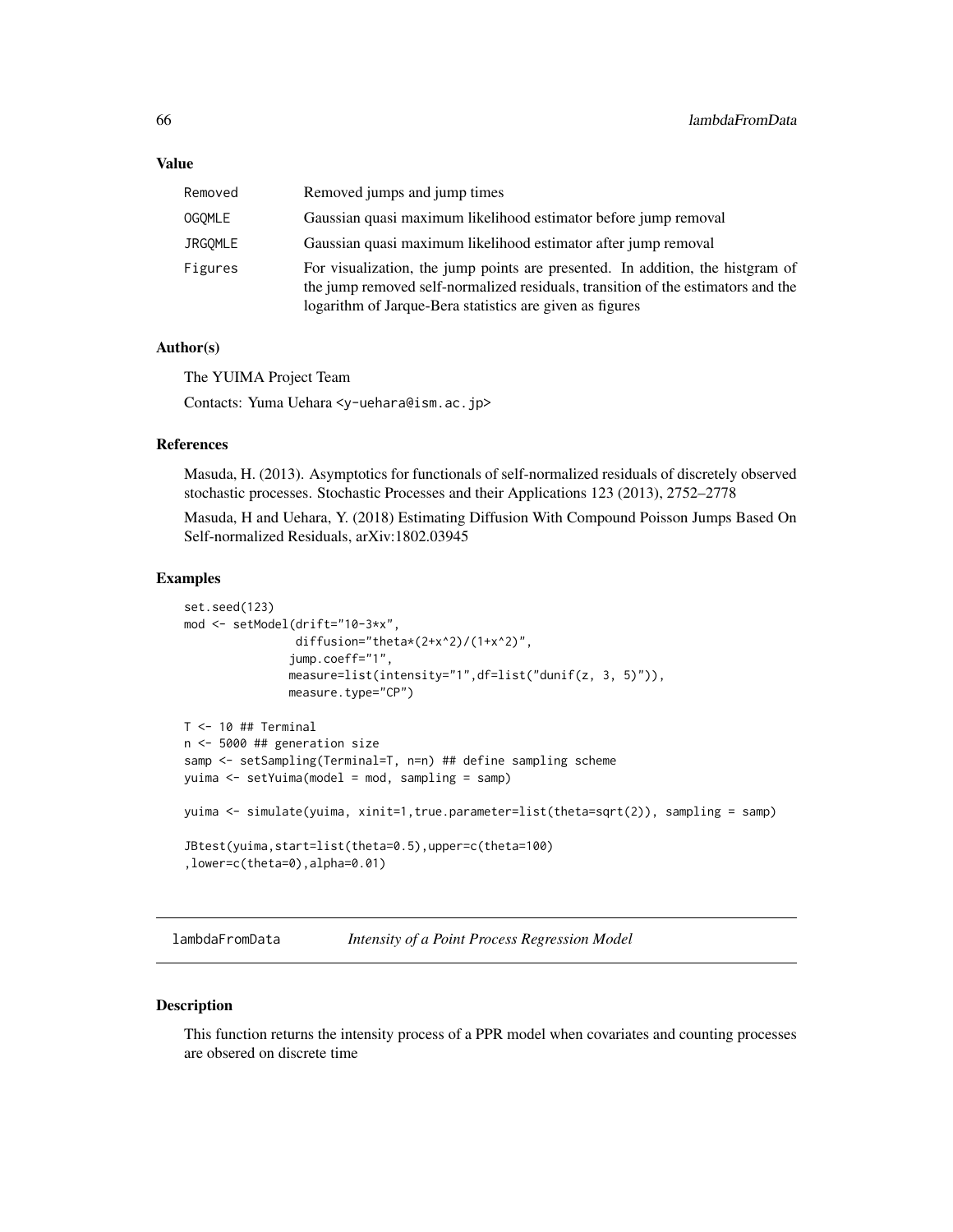## Value

| | |
|---|---|
| Removed | Removed jumps and jump times |
| OGQMLE | Gaussian quasi maximum likelihood estimator before jump removal |
| JRGQMLE | Gaussian quasi maximum likelihood estimator after jump removal |
| Figures | For visualization, the jump points are presented. In addition, the histgram of the jump removed self-normalized residuals, transition of the estimators and the logarithm of Jarque-Bera statistics are given as figures |

## Author(s)

The YUIMA Project Team

Contacts: Yuma Uehara <y-uehara@ism.ac.jp>

## References

Masuda, H. (2013). Asymptotics for functionals of self-normalized residuals of discretely observed stochastic processes. Stochastic Processes and their Applications 123 (2013), 2752–2778

Masuda, H and Uehara, Y. (2018) Estimating Diffusion With Compound Poisson Jumps Based On Self-normalized Residuals, arXiv:1802.03945

## Examples

```
set.seed(123)
mod <- setModel(drift="10-3*x",
                 diffusion="theta*(2+x^2)/(1+x^2)",
                jump.coeff="1",
                measure=list(intensity="1",df=list("dunif(z, 3, 5)")),
                measure.type="CP")

T <- 10 ## Terminal
n <- 5000 ## generation size
samp <- setSampling(Terminal=T, n=n) ## define sampling scheme
yuima <- setYuima(model = mod, sampling = samp)

yuima <- simulate(yuima, xinit=1,true.parameter=list(theta=sqrt(2)), sampling = samp)

JBtest(yuima,start=list(theta=0.5),upper=c(theta=100)
,lower=c(theta=0),alpha=0.01)
```

---

# lambdaFromData *Intensity of a Point Process Regression Model*

## Description

This function returns the intensity process of a PPR model when covariates and counting processes are obsered on discrete time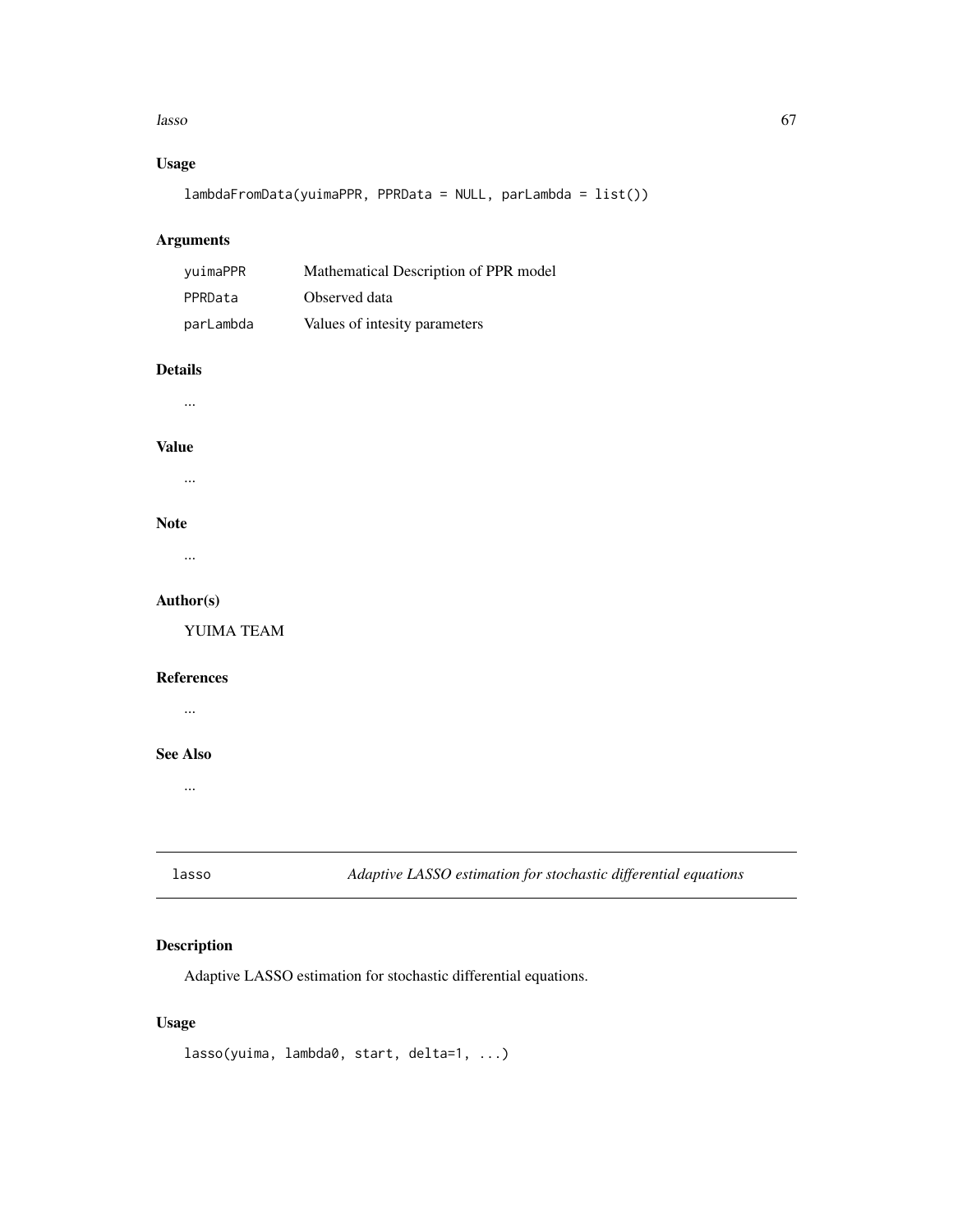## Usage

```
lambdaFromData(yuimaPPR, PPRData = NULL, parLambda = list())
```

## Arguments

| | |
|---|---|
| `yuimaPPR` | Mathematical Description of PPR model |
| `PPRData` | Observed data |
| `parLambda` | Values of intesity parameters |

## Details

...

## Value

...

## Note

...

## Author(s)

YUIMA TEAM

## References

...

## See Also

...

---

# lasso — *Adaptive LASSO estimation for stochastic differential equations*

---

## Description

Adaptive LASSO estimation for stochastic differential equations.

## Usage

```
lasso(yuima, lambda0, start, delta=1, ...)
```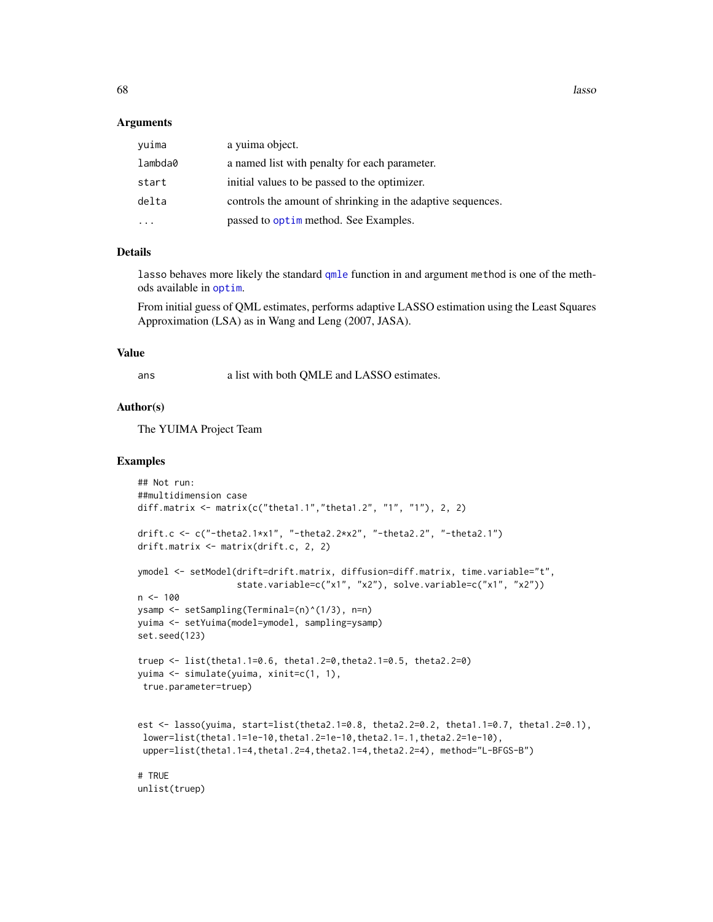## Arguments

| | |
|---|---|
| `yuima` | a yuima object. |
| `lambda0` | a named list with penalty for each parameter. |
| `start` | initial values to be passed to the optimizer. |
| `delta` | controls the amount of shrinking in the adaptive sequences. |
| `...` | passed to `optim` method. See Examples. |

## Details

`lasso` behaves more likely the standard `qmle` function in and argument `method` is one of the methods available in `optim`.

From initial guess of QML estimates, performs adaptive LASSO estimation using the Least Squares Approximation (LSA) as in Wang and Leng (2007, JASA).

## Value

| | |
|---|---|
| `ans` | a list with both QMLE and LASSO estimates. |

## Author(s)

The YUIMA Project Team

## Examples

```
## Not run:
##multidimension case
diff.matrix <- matrix(c("theta1.1","theta1.2", "1", "1"), 2, 2)

drift.c <- c("-theta2.1*x1", "-theta2.2*x2", "-theta2.2", "-theta2.1")
drift.matrix <- matrix(drift.c, 2, 2)

ymodel <- setModel(drift=drift.matrix, diffusion=diff.matrix, time.variable="t",
                   state.variable=c("x1", "x2"), solve.variable=c("x1", "x2"))
n <- 100
ysamp <- setSampling(Terminal=(n)^(1/3), n=n)
yuima <- setYuima(model=ymodel, sampling=ysamp)
set.seed(123)

truep <- list(theta1.1=0.6, theta1.2=0,theta2.1=0.5, theta2.2=0)
yuima <- simulate(yuima, xinit=c(1, 1),
 true.parameter=truep)


est <- lasso(yuima, start=list(theta2.1=0.8, theta2.2=0.2, theta1.1=0.7, theta1.2=0.1),
 lower=list(theta1.1=1e-10,theta1.2=1e-10,theta2.1=.1,theta2.2=1e-10),
 upper=list(theta1.1=4,theta1.2=4,theta2.1=4,theta2.2=4), method="L-BFGS-B")

# TRUE
unlist(truep)
```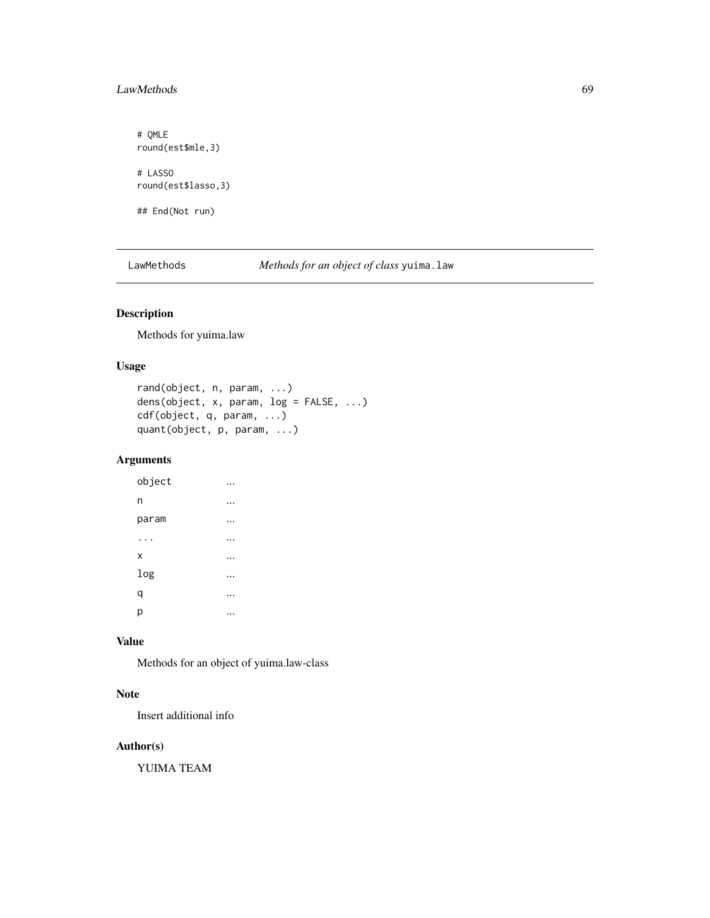```
# QMLE
round(est$mle,3)

# LASSO
round(est$lasso,3)

## End(Not run)
```

## LawMethods — *Methods for an object of class* `yuima.law`

### Description

Methods for yuima.law

### Usage

```
rand(object, n, param, ...)
dens(object, x, param, log = FALSE, ...)
cdf(object, q, param, ...)
quant(object, p, param, ...)
```

### Arguments

| | |
|---|---|
| `object` | ... |
| `n` | ... |
| `param` | ... |
| `...` | ... |
| `x` | ... |
| `log` | ... |
| `q` | ... |
| `p` | ... |

### Value

Methods for an object of yuima.law-class

### Note

Insert additional info

### Author(s)

YUIMA TEAM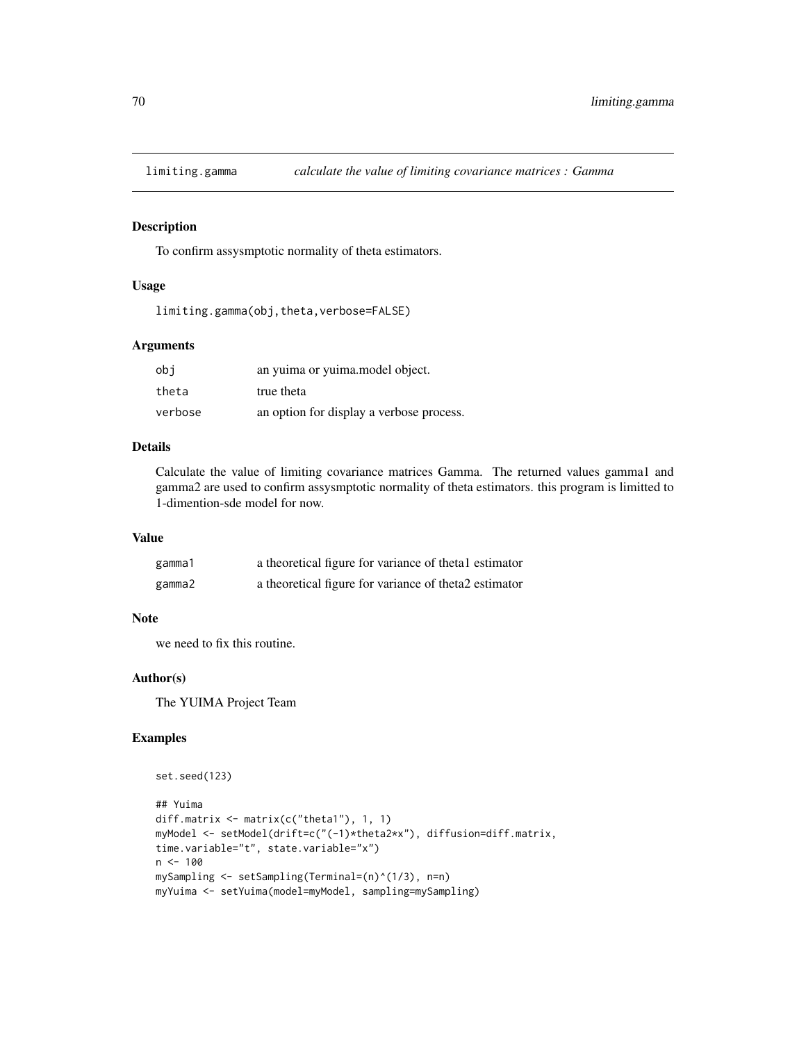# limiting.gamma — *calculate the value of limiting covariance matrices : Gamma*

## Description

To confirm assysmptotic normality of theta estimators.

## Usage

```
limiting.gamma(obj,theta,verbose=FALSE)
```

## Arguments

| | |
|---|---|
| `obj` | an yuima or yuima.model object. |
| `theta` | true theta |
| `verbose` | an option for display a verbose process. |

## Details

Calculate the value of limiting covariance matrices Gamma. The returned values gamma1 and gamma2 are used to confirm assysmptotic normality of theta estimators. this program is limitted to 1-dimention-sde model for now.

## Value

| | |
|---|---|
| `gamma1` | a theoretical figure for variance of theta1 estimator |
| `gamma2` | a theoretical figure for variance of theta2 estimator |

## Note

we need to fix this routine.

## Author(s)

The YUIMA Project Team

## Examples

```
set.seed(123)

## Yuima
diff.matrix <- matrix(c("theta1"), 1, 1)
myModel <- setModel(drift=c("(-1)*theta2*x"), diffusion=diff.matrix,
time.variable="t", state.variable="x")
n <- 100
mySampling <- setSampling(Terminal=(n)^(1/3), n=n)
myYuima <- setYuima(model=myModel, sampling=mySampling)
```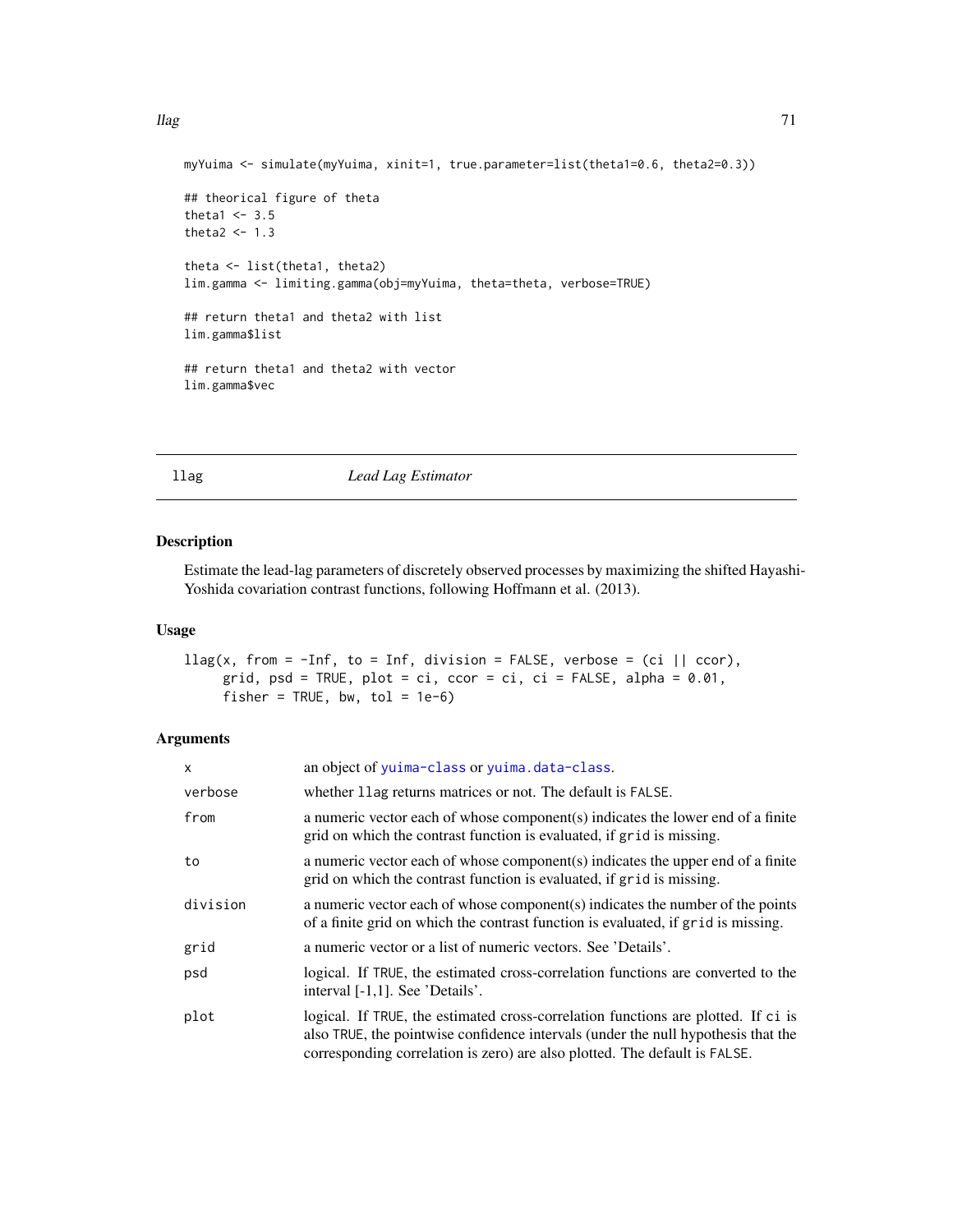```
myYuima <- simulate(myYuima, xinit=1, true.parameter=list(theta1=0.6, theta2=0.3))

## theorical figure of theta
theta1 <- 3.5
theta2 <- 1.3

theta <- list(theta1, theta2)
lim.gamma <- limiting.gamma(obj=myYuima, theta=theta, verbose=TRUE)

## return theta1 and theta2 with list
lim.gamma$list

## return theta1 and theta2 with vector
lim.gamma$vec
```

## llag *Lead Lag Estimator*

### Description

Estimate the lead-lag parameters of discretely observed processes by maximizing the shifted Hayashi-Yoshida covariation contrast functions, following Hoffmann et al. (2013).

### Usage

```
llag(x, from = -Inf, to = Inf, division = FALSE, verbose = (ci || ccor),
     grid, psd = TRUE, plot = ci, ccor = ci, ci = FALSE, alpha = 0.01,
     fisher = TRUE, bw, tol = 1e-6)
```

### Arguments

| | |
|---|---|
| x | an object of yuima-class or yuima.data-class. |
| verbose | whether llag returns matrices or not. The default is FALSE. |
| from | a numeric vector each of whose component(s) indicates the lower end of a finite grid on which the contrast function is evaluated, if grid is missing. |
| to | a numeric vector each of whose component(s) indicates the upper end of a finite grid on which the contrast function is evaluated, if grid is missing. |
| division | a numeric vector each of whose component(s) indicates the number of the points of a finite grid on which the contrast function is evaluated, if grid is missing. |
| grid | a numeric vector or a list of numeric vectors. See 'Details'. |
| psd | logical. If TRUE, the estimated cross-correlation functions are converted to the interval [-1,1]. See 'Details'. |
| plot | logical. If TRUE, the estimated cross-correlation functions are plotted. If ci is also TRUE, the pointwise confidence intervals (under the null hypothesis that the corresponding correlation is zero) are also plotted. The default is FALSE. |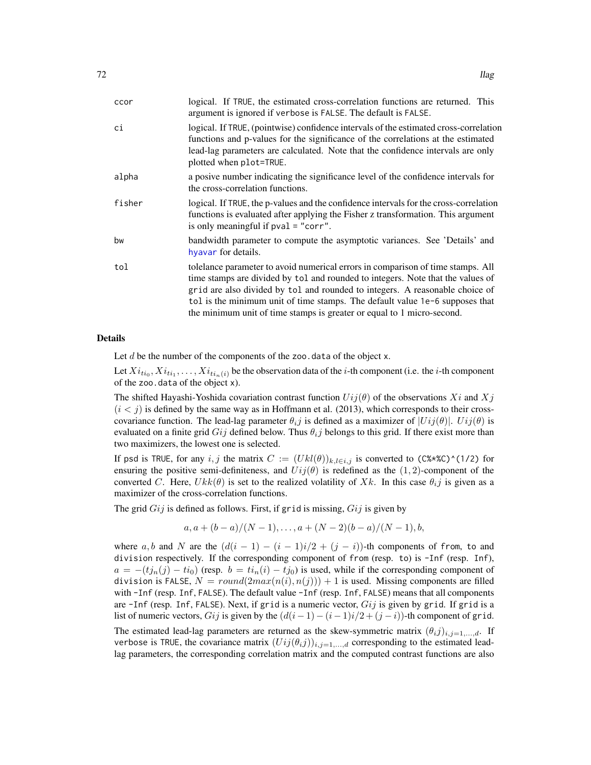| | |
|---|---|
| ccor | logical. If TRUE, the estimated cross-correlation functions are returned. This argument is ignored if verbose is FALSE. The default is FALSE. |
| ci | logical. If TRUE, (pointwise) confidence intervals of the estimated cross-correlation functions and p-values for the significance of the correlations at the estimated lead-lag parameters are calculated. Note that the confidence intervals are only plotted when plot=TRUE. |
| alpha | a posive number indicating the significance level of the confidence intervals for the cross-correlation functions. |
| fisher | logical. If TRUE, the p-values and the confidence intervals for the cross-correlation functions is evaluated after applying the Fisher z transformation. This argument is only meaningful if pval = "corr". |
| bw | bandwidth parameter to compute the asymptotic variances. See 'Details' and hyavar for details. |
| tol | tolelance parameter to avoid numerical errors in comparison of time stamps. All time stamps are divided by tol and rounded to integers. Note that the values of grid are also divided by tol and rounded to integers. A reasonable choice of tol is the minimum unit of time stamps. The default value 1e-6 supposes that the minimum unit of time stamps is greater or equal to 1 micro-second. |

## Details

Let $d$ be the number of the components of the zoo.data of the object x.

Let $Xi_{ti_0}, Xi_{ti_1}, \dots, Xi_{ti_n(i)}$ be the observation data of the $i$-th component (i.e. the $i$-th component of the zoo.data of the object x).

The shifted Hayashi-Yoshida covariation contrast function $Uij(\theta)$ of the observations $Xi$ and $Xj$ $(i < j)$ is defined by the same way as in Hoffmann et al. (2013), which corresponds to their cross-covariance function. The lead-lag parameter $\theta_i j$ is defined as a maximizer of $|Uij(\theta)|$. $Uij(\theta)$ is evaluated on a finite grid $Gij$ defined below. Thus $\theta_i j$ belongs to this grid. If there exist more than two maximizers, the lowest one is selected.

If psd is TRUE, for any $i, j$ the matrix $C := (Ukl(\theta))_{k,l \in i,j}$ is converted to (C%*%C)^(1/2) for ensuring the positive semi-definiteness, and $Uij(\theta)$ is redefined as the $(1, 2)$-component of the converted $C$. Here, $Ukk(\theta)$ is set to the realized volatility of $Xk$. In this case $\theta_i j$ is given as a maximizer of the cross-correlation functions.

The grid $Gij$ is defined as follows. First, if grid is missing, $Gij$ is given by

$$a, a + (b - a)/(N - 1), \dots, a + (N - 2)(b - a)/(N - 1), b,$$

where $a, b$ and $N$ are the $(d(i - 1) - (i - 1)i/2 + (j - i))$-th components of from, to and division respectively. If the corresponding component of from (resp. to) is -Inf (resp. Inf), $a = -(tj_n(j) - ti_0)$ (resp. $b = ti_n(i) - tj_0$) is used, while if the corresponding component of division is FALSE, $N = round(2max(n(i), n(j))) + 1$ is used. Missing components are filled with -Inf (resp. Inf, FALSE). The default value -Inf (resp. Inf, FALSE) means that all components are -Inf (resp. Inf, FALSE). Next, if grid is a numeric vector, $Gij$ is given by grid. If grid is a list of numeric vectors, $Gij$ is given by the $(d(i-1)-(i-1)i/2+(j-i))$-th component of grid.

The estimated lead-lag parameters are returned as the skew-symmetric matrix $(\theta_i j)_{i,j=1,\dots,d}$. If verbose is TRUE, the covariance matrix $(Uij(\theta_i j))_{i,j=1,\dots,d}$ corresponding to the estimated lead-lag parameters, the corresponding correlation matrix and the computed contrast functions are also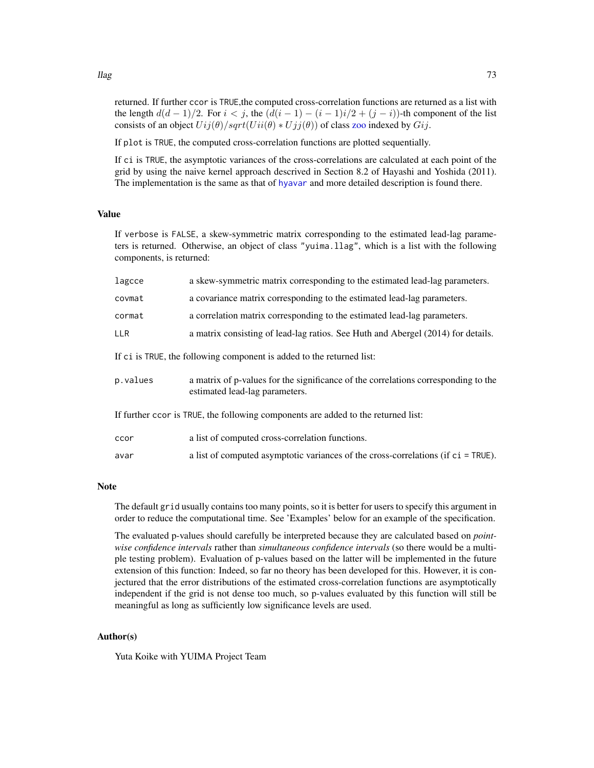returned. If further `ccor` is `TRUE`,the computed cross-correlation functions are returned as a list with the length $d(d-1)/2$. For $i < j$, the $(d(i-1) - (i-1)i/2 + (j-i))$-th component of the list consists of an object $Uij(\theta)/sqrt(Uii(\theta) * Ujj(\theta))$ of class zoo indexed by $Gij$.

If `plot` is `TRUE`, the computed cross-correlation functions are plotted sequentially.

If `ci` is `TRUE`, the asymptotic variances of the cross-correlations are calculated at each point of the grid by using the naive kernel approach descrived in Section 8.2 of Hayashi and Yoshida (2011). The implementation is the same as that of `hyavar` and more detailed description is found there.

### Value

If `verbose` is `FALSE`, a skew-symmetric matrix corresponding to the estimated lead-lag parameters is returned. Otherwise, an object of class `"yuima.llag"`, which is a list with the following components, is returned:

- `lagcce` a skew-symmetric matrix corresponding to the estimated lead-lag parameters.
- `covmat` a covariance matrix corresponding to the estimated lead-lag parameters.
- `cormat` a correlation matrix corresponding to the estimated lead-lag parameters.
- `LLR` a matrix consisting of lead-lag ratios. See Huth and Abergel (2014) for details.

If `ci` is `TRUE`, the following component is added to the returned list:

- `p.values` a matrix of p-values for the significance of the correlations corresponding to the estimated lead-lag parameters.

If further `ccor` is `TRUE`, the following components are added to the returned list:

- `ccor` a list of computed cross-correlation functions.
- `avar` a list of computed asymptotic variances of the cross-correlations (if `ci = TRUE`).

### Note

The default `grid` usually contains too many points, so it is better for users to specify this argument in order to reduce the computational time. See 'Examples' below for an example of the specification.

The evaluated p-values should carefully be interpreted because they are calculated based on *pointwise confidence intervals* rather than *simultaneous confidence intervals* (so there would be a multiple testing problem). Evaluation of p-values based on the latter will be implemented in the future extension of this function: Indeed, so far no theory has been developed for this. However, it is conjectured that the error distributions of the estimated cross-correlation functions are asymptotically independent if the grid is not dense too much, so p-values evaluated by this function will still be meaningful as long as sufficiently low significance levels are used.

### Author(s)

Yuta Koike with YUIMA Project Team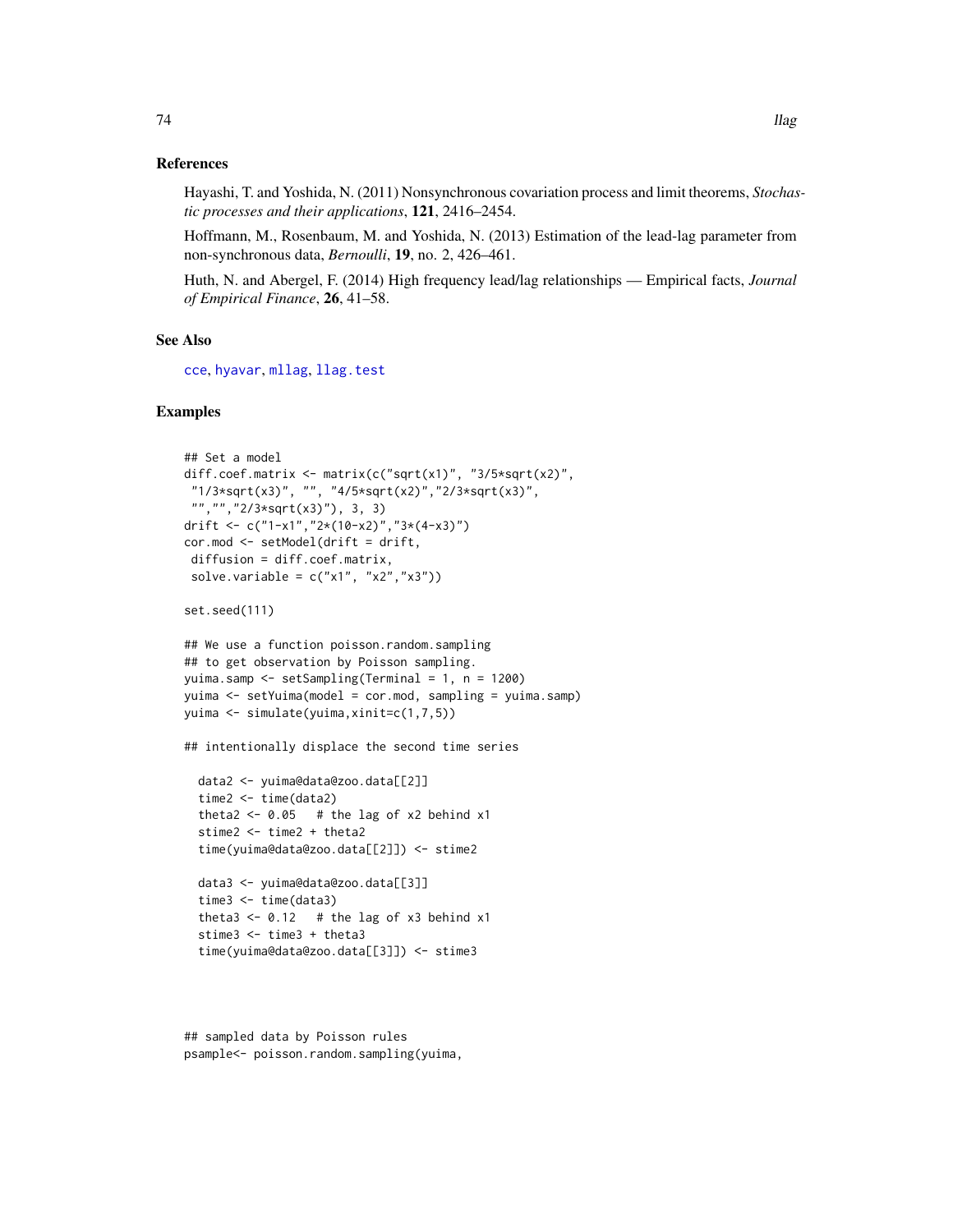## References

Hayashi, T. and Yoshida, N. (2011) Nonsynchronous covariation process and limit theorems, *Stochastic processes and their applications*, **121**, 2416–2454.

Hoffmann, M., Rosenbaum, M. and Yoshida, N. (2013) Estimation of the lead-lag parameter from non-synchronous data, *Bernoulli*, **19**, no. 2, 426–461.

Huth, N. and Abergel, F. (2014) High frequency lead/lag relationships — Empirical facts, *Journal of Empirical Finance*, **26**, 41–58.

## See Also

cce, hyavar, mllag, llag.test

## Examples

```
## Set a model
diff.coef.matrix <- matrix(c("sqrt(x1)", "3/5*sqrt(x2)",
 "1/3*sqrt(x3)", "", "4/5*sqrt(x2)","2/3*sqrt(x3)",
 "","","2/3*sqrt(x3)"), 3, 3)
drift <- c("1-x1","2*(10-x2)","3*(4-x3)")
cor.mod <- setModel(drift = drift,
 diffusion = diff.coef.matrix,
 solve.variable = c("x1", "x2","x3"))

set.seed(111)

## We use a function poisson.random.sampling
## to get observation by Poisson sampling.
yuima.samp <- setSampling(Terminal = 1, n = 1200)
yuima <- setYuima(model = cor.mod, sampling = yuima.samp)
yuima <- simulate(yuima,xinit=c(1,7,5))

## intentionally displace the second time series

  data2 <- yuima@data@zoo.data[[2]]
  time2 <- time(data2)
  theta2 <- 0.05   # the lag of x2 behind x1
  stime2 <- time2 + theta2
  time(yuima@data@zoo.data[[2]]) <- stime2

  data3 <- yuima@data@zoo.data[[3]]
  time3 <- time(data3)
  theta3 <- 0.12   # the lag of x3 behind x1
  stime3 <- time3 + theta3
  time(yuima@data@zoo.data[[3]]) <- stime3



## sampled data by Poisson rules
psample<- poisson.random.sampling(yuima,
```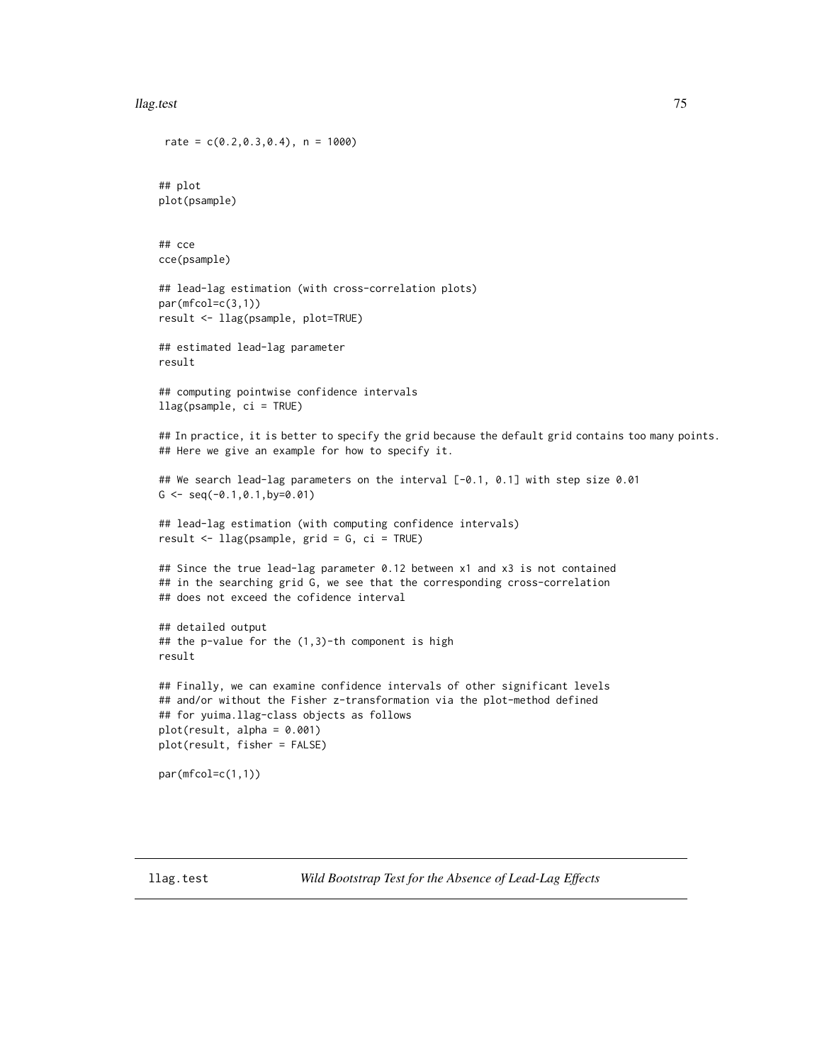```
 rate = c(0.2,0.3,0.4), n = 1000)

## plot
plot(psample)


## cce
cce(psample)

## lead-lag estimation (with cross-correlation plots)
par(mfcol=c(3,1))
result <- llag(psample, plot=TRUE)

## estimated lead-lag parameter
result

## computing pointwise confidence intervals
llag(psample, ci = TRUE)

## In practice, it is better to specify the grid because the default grid contains too many points.
## Here we give an example for how to specify it.

## We search lead-lag parameters on the interval [-0.1, 0.1] with step size 0.01
G <- seq(-0.1,0.1,by=0.01)

## lead-lag estimation (with computing confidence intervals)
result <- llag(psample, grid = G, ci = TRUE)

## Since the true lead-lag parameter 0.12 between x1 and x3 is not contained
## in the searching grid G, we see that the corresponding cross-correlation
## does not exceed the cofidence interval

## detailed output
## the p-value for the (1,3)-th component is high
result

## Finally, we can examine confidence intervals of other significant levels
## and/or without the Fisher z-transformation via the plot-method defined
## for yuima.llag-class objects as follows
plot(result, alpha = 0.001)
plot(result, fisher = FALSE)

par(mfcol=c(1,1))
```

## llag.test *Wild Bootstrap Test for the Absence of Lead-Lag Effects*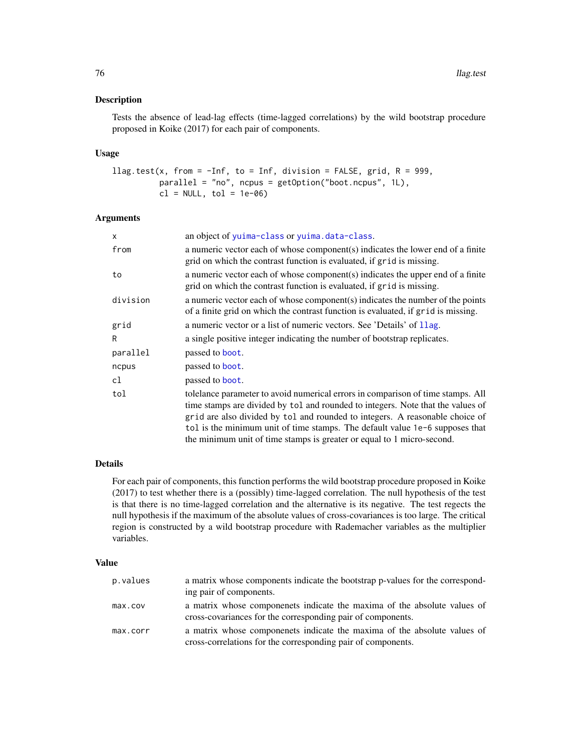## Description

Tests the absence of lead-lag effects (time-lagged correlations) by the wild bootstrap procedure proposed in Koike (2017) for each pair of components.

## Usage

```
llag.test(x, from = -Inf, to = Inf, division = FALSE, grid, R = 999,
          parallel = "no", ncpus = getOption("boot.ncpus", 1L),
          cl = NULL, tol = 1e-06)
```

## Arguments

| | |
|---|---|
| `x` | an object of `yuima-class` or `yuima.data-class`. |
| `from` | a numeric vector each of whose component(s) indicates the lower end of a finite grid on which the contrast function is evaluated, if `grid` is missing. |
| `to` | a numeric vector each of whose component(s) indicates the upper end of a finite grid on which the contrast function is evaluated, if `grid` is missing. |
| `division` | a numeric vector each of whose component(s) indicates the number of the points of a finite grid on which the contrast function is evaluated, if `grid` is missing. |
| `grid` | a numeric vector or a list of numeric vectors. See 'Details' of `llag`. |
| `R` | a single positive integer indicating the number of bootstrap replicates. |
| `parallel` | passed to `boot`. |
| `ncpus` | passed to `boot`. |
| `cl` | passed to `boot`. |
| `tol` | tolelance parameter to avoid numerical errors in comparison of time stamps. All time stamps are divided by `tol` and rounded to integers. Note that the values of `grid` are also divided by `tol` and rounded to integers. A reasonable choice of `tol` is the minimum unit of time stamps. The default value `1e-6` supposes that the minimum unit of time stamps is greater or equal to 1 micro-second. |

## Details

For each pair of components, this function performs the wild bootstrap procedure proposed in Koike (2017) to test whether there is a (possibly) time-lagged correlation. The null hypothesis of the test is that there is no time-lagged correlation and the alternative is its negative. The test regects the null hypothesis if the maximum of the absolute values of cross-covariances is too large. The critical region is constructed by a wild bootstrap procedure with Rademacher variables as the multiplier variables.

## Value

| | |
|---|---|
| `p.values` | a matrix whose components indicate the bootstrap p-values for the corresponding pair of components. |
| `max.cov` | a matrix whose componenets indicate the maxima of the absolute values of cross-covariances for the corresponding pair of components. |
| `max.corr` | a matrix whose componenets indicate the maxima of the absolute values of cross-correlations for the corresponding pair of components. |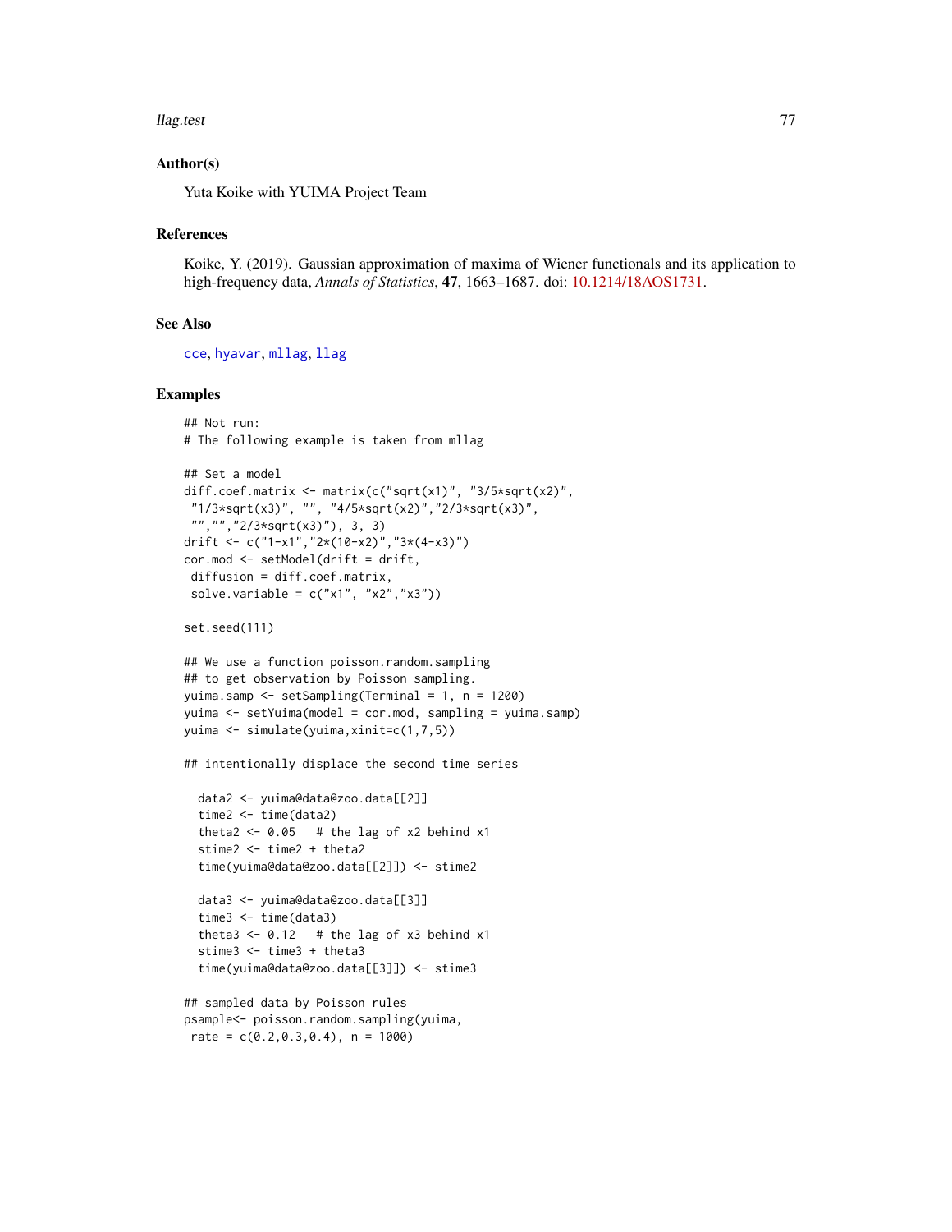### Author(s)

Yuta Koike with YUIMA Project Team

### References

Koike, Y. (2019). Gaussian approximation of maxima of Wiener functionals and its application to high-frequency data, *Annals of Statistics*, **47**, 1663–1687. doi: 10.1214/18AOS1731.

### See Also

cce, hyavar, mllag, llag

### Examples

```
## Not run:
# The following example is taken from mllag

## Set a model
diff.coef.matrix <- matrix(c("sqrt(x1)", "3/5*sqrt(x2)",
 "1/3*sqrt(x3)", "", "4/5*sqrt(x2)","2/3*sqrt(x3)",
 "","","2/3*sqrt(x3)"), 3, 3)
drift <- c("1-x1","2*(10-x2)","3*(4-x3)")
cor.mod <- setModel(drift = drift,
 diffusion = diff.coef.matrix,
 solve.variable = c("x1", "x2","x3"))

set.seed(111)

## We use a function poisson.random.sampling
## to get observation by Poisson sampling.
yuima.samp <- setSampling(Terminal = 1, n = 1200)
yuima <- setYuima(model = cor.mod, sampling = yuima.samp)
yuima <- simulate(yuima,xinit=c(1,7,5))

## intentionally displace the second time series

  data2 <- yuima@data@zoo.data[[2]]
  time2 <- time(data2)
  theta2 <- 0.05   # the lag of x2 behind x1
  stime2 <- time2 + theta2
  time(yuima@data@zoo.data[[2]]) <- stime2

  data3 <- yuima@data@zoo.data[[3]]
  time3 <- time(data3)
  theta3 <- 0.12   # the lag of x3 behind x1
  stime3 <- time3 + theta3
  time(yuima@data@zoo.data[[3]]) <- stime3

## sampled data by Poisson rules
psample<- poisson.random.sampling(yuima,
 rate = c(0.2,0.3,0.4), n = 1000)
```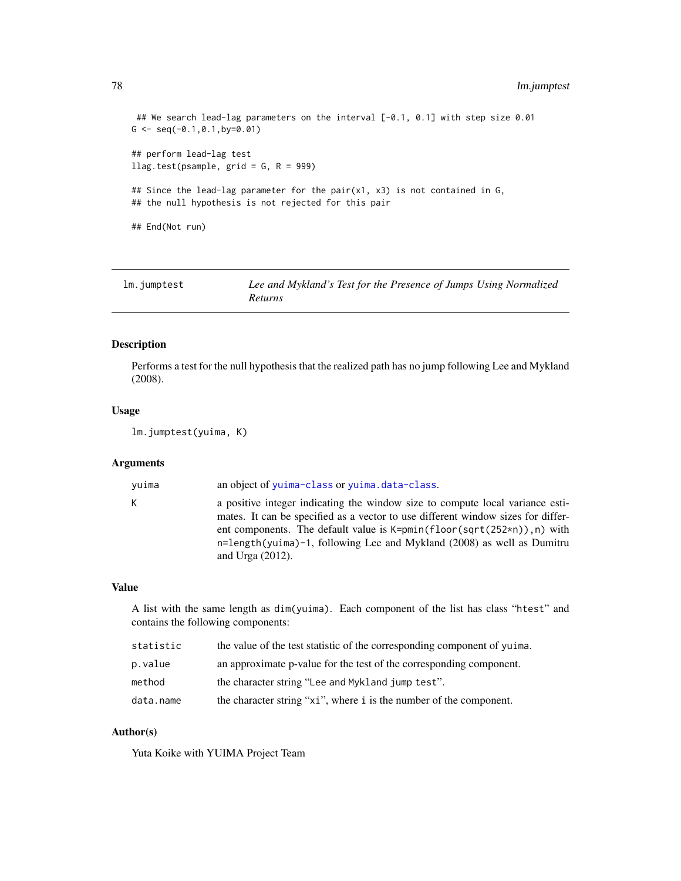```
 ## We search lead-lag parameters on the interval [-0.1, 0.1] with step size 0.01
G <- seq(-0.1,0.1,by=0.01)

## perform lead-lag test
llag.test(psample, grid = G, R = 999)

## Since the lead-lag parameter for the pair(x1, x3) is not contained in G,
## the null hypothesis is not rejected for this pair

## End(Not run)
```

---

# lm.jumptest — *Lee and Mykland's Test for the Presence of Jumps Using Normalized Returns*

---

## Description

Performs a test for the null hypothesis that the realized path has no jump following Lee and Mykland (2008).

## Usage

```
lm.jumptest(yuima, K)
```

## Arguments

| | |
|---|---|
| `yuima` | an object of `yuima-class` or `yuima.data-class`. |
| `K` | a positive integer indicating the window size to compute local variance estimates. It can be specified as a vector to use different window sizes for different components. The default value is `K=pmin(floor(sqrt(252*n)),n)` with `n=length(yuima)-1`, following Lee and Mykland (2008) as well as Dumitru and Urga (2012). |

## Value

A list with the same length as `dim(yuima)`. Each component of the list has class "`htest`" and contains the following components:

| | |
|---|---|
| `statistic` | the value of the test statistic of the corresponding component of `yuima`. |
| `p.value` | an approximate p-value for the test of the corresponding component. |
| `method` | the character string "`Lee and Mykland jump test`". |
| `data.name` | the character string "`xi`", where `i` is the number of the component. |

## Author(s)

Yuta Koike with YUIMA Project Team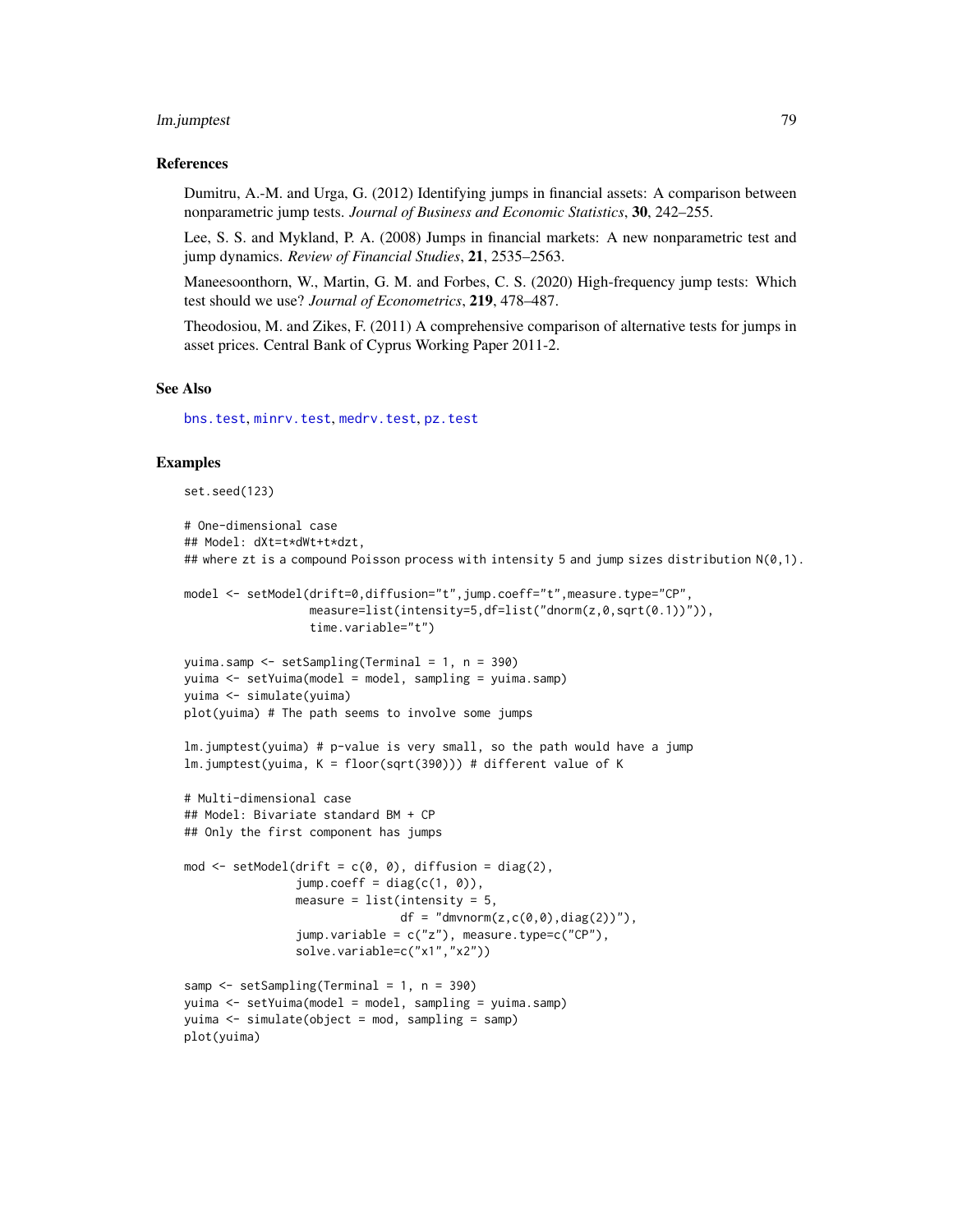### References

Dumitru, A.-M. and Urga, G. (2012) Identifying jumps in financial assets: A comparison between nonparametric jump tests. *Journal of Business and Economic Statistics*, **30**, 242–255.

Lee, S. S. and Mykland, P. A. (2008) Jumps in financial markets: A new nonparametric test and jump dynamics. *Review of Financial Studies*, **21**, 2535–2563.

Maneesoonthorn, W., Martin, G. M. and Forbes, C. S. (2020) High-frequency jump tests: Which test should we use? *Journal of Econometrics*, **219**, 478–487.

Theodosiou, M. and Zikes, F. (2011) A comprehensive comparison of alternative tests for jumps in asset prices. Central Bank of Cyprus Working Paper 2011-2.

### See Also

bns.test, minrv.test, medrv.test, pz.test

### Examples

```
set.seed(123)

# One-dimensional case
## Model: dXt=t*dWt+t*dzt,
## where zt is a compound Poisson process with intensity 5 and jump sizes distribution N(0,1).

model <- setModel(drift=0,diffusion="t",jump.coeff="t",measure.type="CP",
                  measure=list(intensity=5,df=list("dnorm(z,0,sqrt(0.1))")),
                  time.variable="t")

yuima.samp <- setSampling(Terminal = 1, n = 390)
yuima <- setYuima(model = model, sampling = yuima.samp)
yuima <- simulate(yuima)
plot(yuima) # The path seems to involve some jumps

lm.jumptest(yuima) # p-value is very small, so the path would have a jump
lm.jumptest(yuima, K = floor(sqrt(390))) # different value of K

# Multi-dimensional case
## Model: Bivariate standard BM + CP
## Only the first component has jumps

mod <- setModel(drift = c(0, 0), diffusion = diag(2),
                jump.coeff = diag(c(1, 0)),
                measure = list(intensity = 5,
                               df = "dmvnorm(z,c(0,0),diag(2))"),
                jump.variable = c("z"), measure.type=c("CP"),
                solve.variable=c("x1","x2"))

samp <- setSampling(Terminal = 1, n = 390)
yuima <- setYuima(model = model, sampling = yuima.samp)
yuima <- simulate(object = mod, sampling = samp)
plot(yuima)
```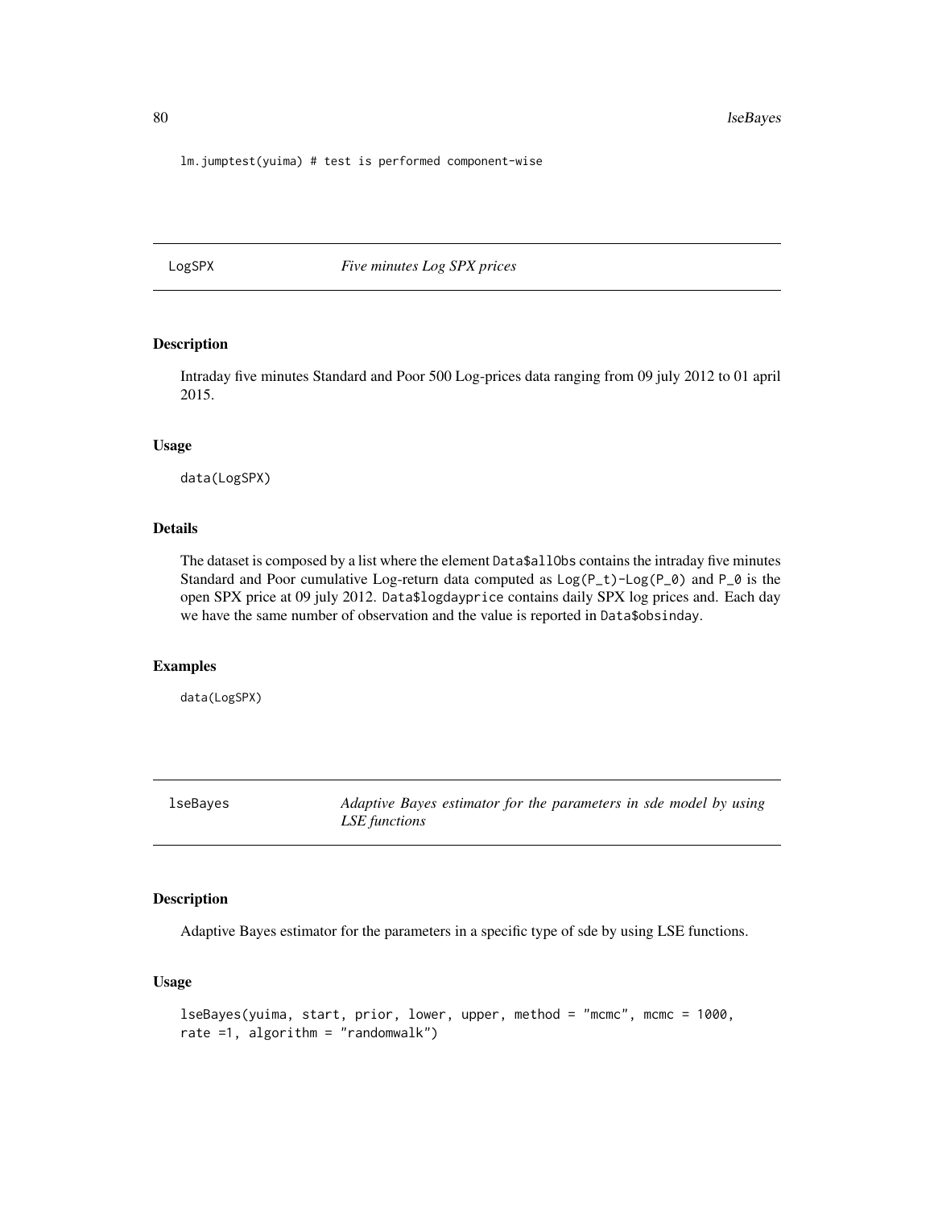```
lm.jumptest(yuima) # test is performed component-wise
```

---

## LogSPX *Five minutes Log SPX prices*

### Description

Intraday five minutes Standard and Poor 500 Log-prices data ranging from 09 july 2012 to 01 april 2015.

### Usage

```
data(LogSPX)
```

### Details

The dataset is composed by a list where the element `Data$allObs` contains the intraday five minutes Standard and Poor cumulative Log-return data computed as `Log(P_t)-Log(P_0)` and `P_0` is the open SPX price at 09 july 2012. `Data$logdayprice` contains daily SPX log prices and. Each day we have the same number of observation and the value is reported in `Data$obsinday`.

### Examples

```
data(LogSPX)
```

---

## lseBayes *Adaptive Bayes estimator for the parameters in sde model by using LSE functions*

### Description

Adaptive Bayes estimator for the parameters in a specific type of sde by using LSE functions.

### Usage

```
lseBayes(yuima, start, prior, lower, upper, method = "mcmc", mcmc = 1000,
rate =1, algorithm = "randomwalk")
```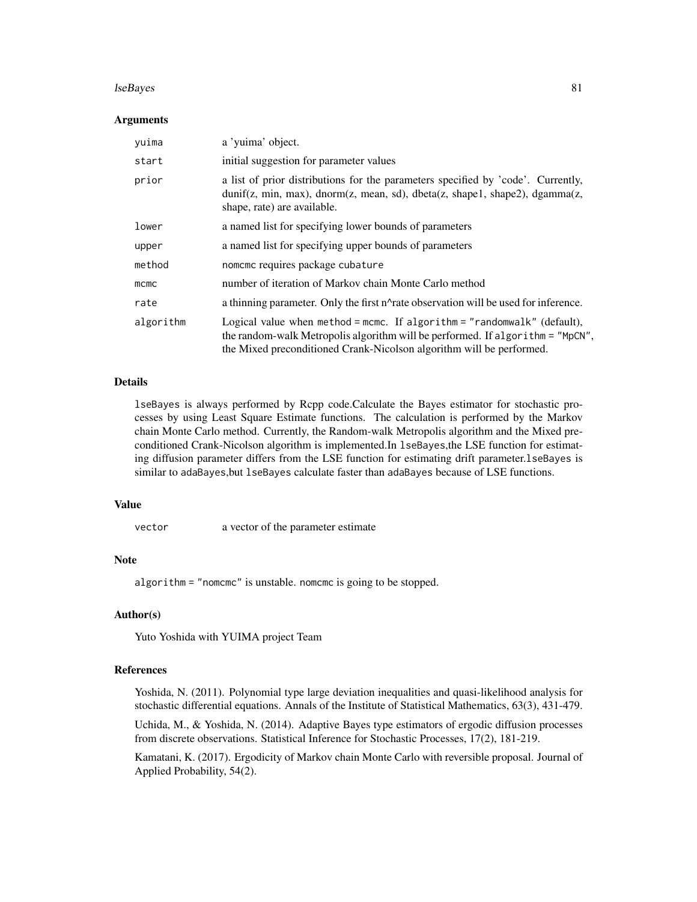### Arguments

| | |
|---|---|
| `yuima` | a 'yuima' object. |
| `start` | initial suggestion for parameter values |
| `prior` | a list of prior distributions for the parameters specified by 'code'. Currently, dunif(z, min, max), dnorm(z, mean, sd), dbeta(z, shape1, shape2), dgamma(z, shape, rate) are available. |
| `lower` | a named list for specifying lower bounds of parameters |
| `upper` | a named list for specifying upper bounds of parameters |
| `method` | `nomcmc` requires package `cubature` |
| `mcmc` | number of iteration of Markov chain Monte Carlo method |
| `rate` | a thinning parameter. Only the first n^rate observation will be used for inference. |
| `algorithm` | Logical value when `method = mcmc`. If `algorithm = "randomwalk"` (default), the random-walk Metropolis algorithm will be performed. If `algorithm = "MpCN"`, the Mixed preconditioned Crank-Nicolson algorithm will be performed. |

### Details

`lseBayes` is always performed by Rcpp code.Calculate the Bayes estimator for stochastic processes by using Least Square Estimate functions. The calculation is performed by the Markov chain Monte Carlo method. Currently, the Random-walk Metropolis algorithm and the Mixed preconditioned Crank-Nicolson algorithm is implemented.In `lseBayes`,the LSE function for estimating diffusion parameter differs from the LSE function for estimating drift parameter.`lseBayes` is similar to `adaBayes`,but `lseBayes` calculate faster than `adaBayes` because of LSE functions.

### Value

| | |
|---|---|
| `vector` | a vector of the parameter estimate |

### Note

`algorithm = "nomcmc"` is unstable. `nomcmc` is going to be stopped.

### Author(s)

Yuto Yoshida with YUIMA project Team

### References

Yoshida, N. (2011). Polynomial type large deviation inequalities and quasi-likelihood analysis for stochastic differential equations. Annals of the Institute of Statistical Mathematics, 63(3), 431-479.

Uchida, M., & Yoshida, N. (2014). Adaptive Bayes type estimators of ergodic diffusion processes from discrete observations. Statistical Inference for Stochastic Processes, 17(2), 181-219.

Kamatani, K. (2017). Ergodicity of Markov chain Monte Carlo with reversible proposal. Journal of Applied Probability, 54(2).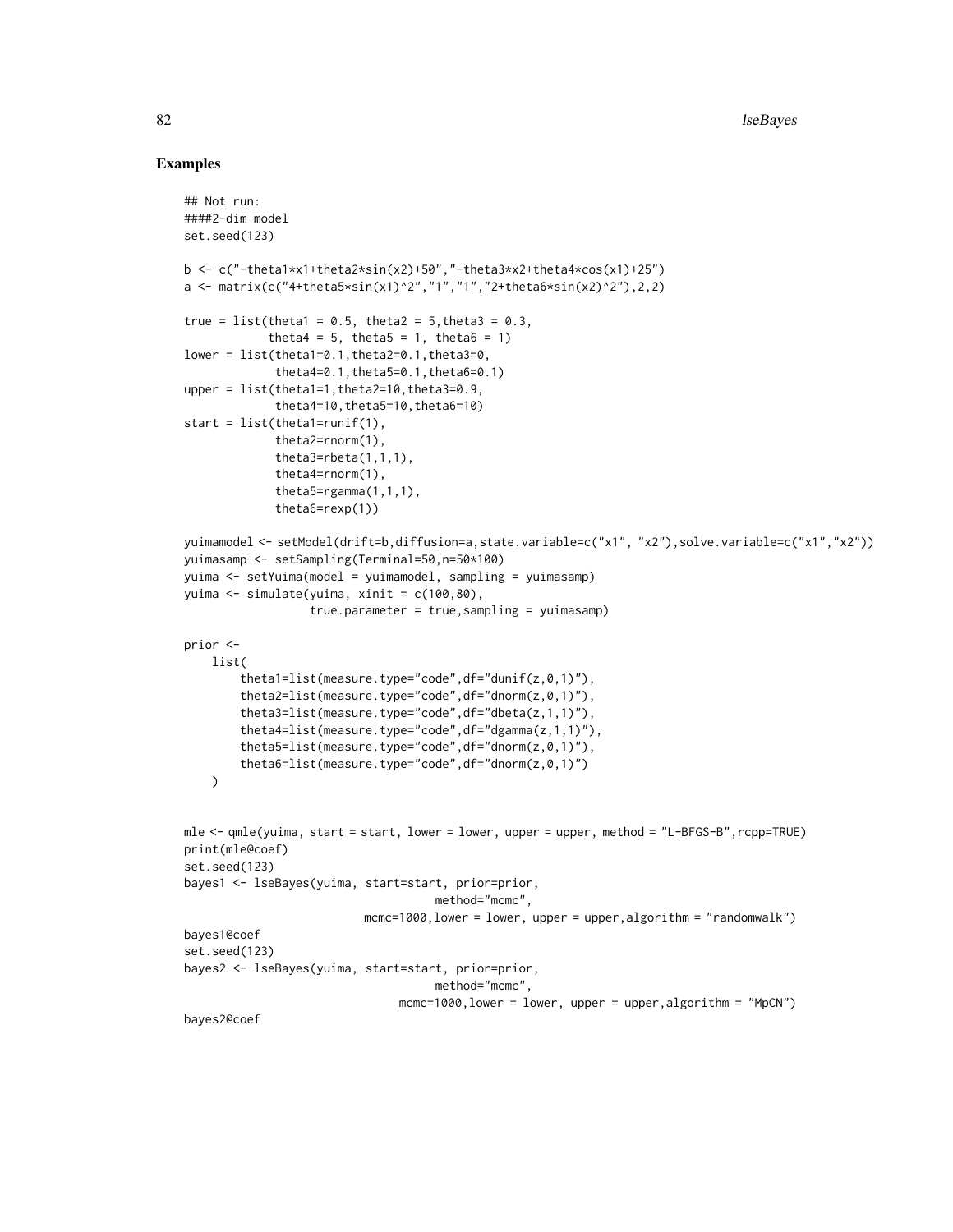## Examples

```
## Not run:
####2-dim model
set.seed(123)

b <- c("-theta1*x1+theta2*sin(x2)+50","-theta3*x2+theta4*cos(x1)+25")
a <- matrix(c("4+theta5*sin(x1)^2","1","1","2+theta6*sin(x2)^2"),2,2)

true = list(theta1 = 0.5, theta2 = 5,theta3 = 0.3,
            theta4 = 5, theta5 = 1, theta6 = 1)
lower = list(theta1=0.1,theta2=0.1,theta3=0,
             theta4=0.1,theta5=0.1,theta6=0.1)
upper = list(theta1=1,theta2=10,theta3=0.9,
             theta4=10,theta5=10,theta6=10)
start = list(theta1=runif(1),
             theta2=rnorm(1),
             theta3=rbeta(1,1,1),
             theta4=rnorm(1),
             theta5=rgamma(1,1,1),
             theta6=rexp(1))

yuimamodel <- setModel(drift=b,diffusion=a,state.variable=c("x1", "x2"),solve.variable=c("x1","x2"))
yuimasamp <- setSampling(Terminal=50,n=50*100)
yuima <- setYuima(model = yuimamodel, sampling = yuimasamp)
yuima <- simulate(yuima, xinit = c(100,80),
                  true.parameter = true,sampling = yuimasamp)

prior <-
    list(
        theta1=list(measure.type="code",df="dunif(z,0,1)"),
        theta2=list(measure.type="code",df="dnorm(z,0,1)"),
        theta3=list(measure.type="code",df="dbeta(z,1,1)"),
        theta4=list(measure.type="code",df="dgamma(z,1,1)"),
        theta5=list(measure.type="code",df="dnorm(z,0,1)"),
        theta6=list(measure.type="code",df="dnorm(z,0,1)")
    )


mle <- qmle(yuima, start = start, lower = lower, upper = upper, method = "L-BFGS-B",rcpp=TRUE)
print(mle@coef)
set.seed(123)
bayes1 <- lseBayes(yuima, start=start, prior=prior,
                                     method="mcmc",
                          mcmc=1000,lower = lower, upper = upper,algorithm = "randomwalk")
bayes1@coef
set.seed(123)
bayes2 <- lseBayes(yuima, start=start, prior=prior,
                                     method="mcmc",
                               mcmc=1000,lower = lower, upper = upper,algorithm = "MpCN")
bayes2@coef
```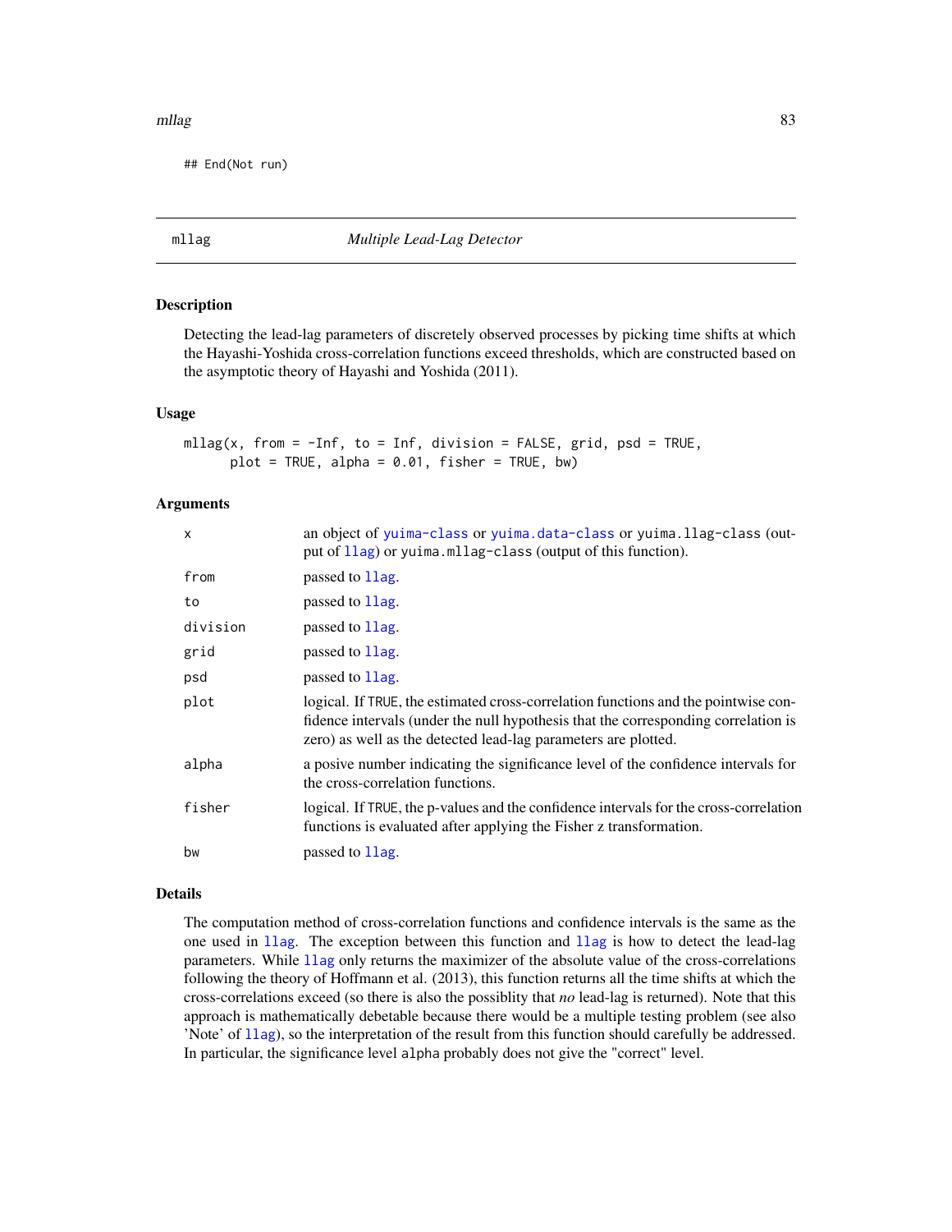```
## End(Not run)
```

# mllag — *Multiple Lead-Lag Detector*

## Description

Detecting the lead-lag parameters of discretely observed processes by picking time shifts at which the Hayashi-Yoshida cross-correlation functions exceed thresholds, which are constructed based on the asymptotic theory of Hayashi and Yoshida (2011).

## Usage

```
mllag(x, from = -Inf, to = Inf, division = FALSE, grid, psd = TRUE,
      plot = TRUE, alpha = 0.01, fisher = TRUE, bw)
```

## Arguments

| | |
|---|---|
| `x` | an object of `yuima-class` or `yuima.data-class` or `yuima.llag-class` (output of `llag`) or `yuima.mllag-class` (output of this function). |
| `from` | passed to `llag`. |
| `to` | passed to `llag`. |
| `division` | passed to `llag`. |
| `grid` | passed to `llag`. |
| `psd` | passed to `llag`. |
| `plot` | logical. If `TRUE`, the estimated cross-correlation functions and the pointwise confidence intervals (under the null hypothesis that the corresponding correlation is zero) as well as the detected lead-lag parameters are plotted. |
| `alpha` | a posive number indicating the significance level of the confidence intervals for the cross-correlation functions. |
| `fisher` | logical. If `TRUE`, the p-values and the confidence intervals for the cross-correlation functions is evaluated after applying the Fisher z transformation. |
| `bw` | passed to `llag`. |

## Details

The computation method of cross-correlation functions and confidence intervals is the same as the one used in `llag`. The exception between this function and `llag` is how to detect the lead-lag parameters. While `llag` only returns the maximizer of the absolute value of the cross-correlations following the theory of Hoffmann et al. (2013), this function returns all the time shifts at which the cross-correlations exceed (so there is also the possiblity that *no* lead-lag is returned). Note that this approach is mathematically debatable because there would be a multiple testing problem (see also 'Note' of `llag`), so the interpretation of the result from this function should carefully be addressed. In particular, the significance level `alpha` probably does not give the "correct" level.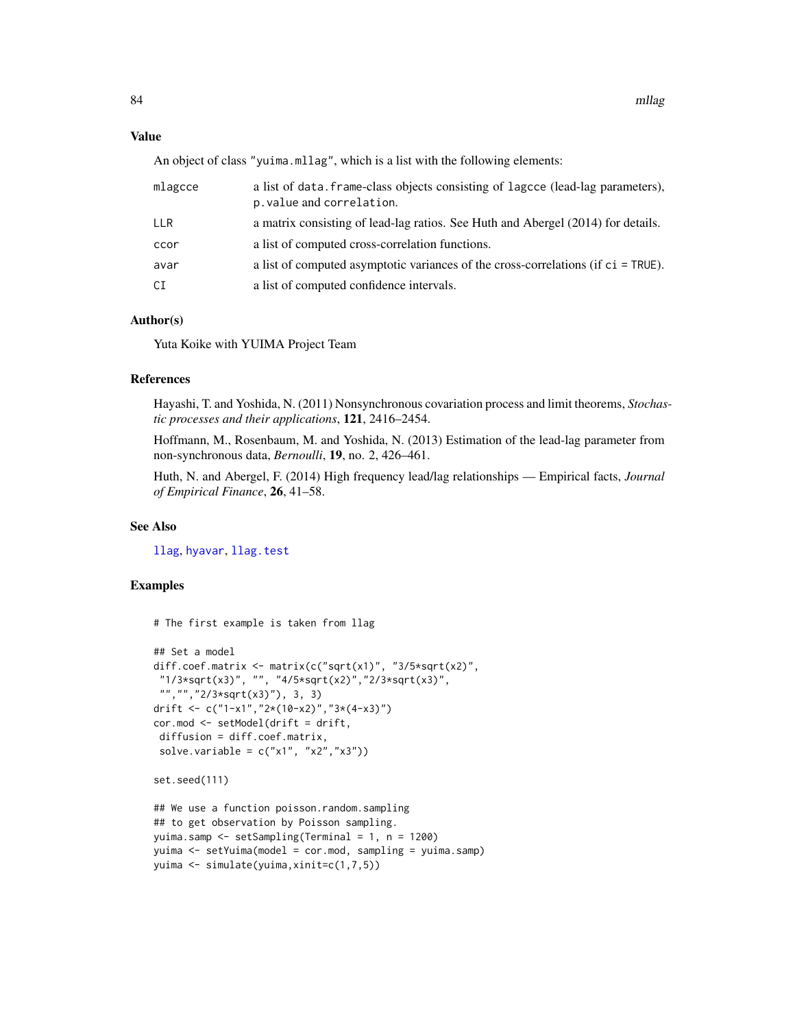### Value

An object of class "yuima.mllag", which is a list with the following elements:

| | |
|---|---|
| mlagcce | a list of data.frame-class objects consisting of lagcce (lead-lag parameters), p.value and correlation. |
| LLR | a matrix consisting of lead-lag ratios. See Huth and Abergel (2014) for details. |
| ccor | a list of computed cross-correlation functions. |
| avar | a list of computed asymptotic variances of the cross-correlations (if ci = TRUE). |
| CI | a list of computed confidence intervals. |

### Author(s)

Yuta Koike with YUIMA Project Team

### References

Hayashi, T. and Yoshida, N. (2011) Nonsynchronous covariation process and limit theorems, *Stochastic processes and their applications*, **121**, 2416–2454.

Hoffmann, M., Rosenbaum, M. and Yoshida, N. (2013) Estimation of the lead-lag parameter from non-synchronous data, *Bernoulli*, **19**, no. 2, 426–461.

Huth, N. and Abergel, F. (2014) High frequency lead/lag relationships — Empirical facts, *Journal of Empirical Finance*, **26**, 41–58.

### See Also

llag, hyavar, llag.test

### Examples

```
# The first example is taken from llag

## Set a model
diff.coef.matrix <- matrix(c("sqrt(x1)", "3/5*sqrt(x2)",
 "1/3*sqrt(x3)", "", "4/5*sqrt(x2)","2/3*sqrt(x3)",
 "","","2/3*sqrt(x3)"), 3, 3)
drift <- c("1-x1","2*(10-x2)","3*(4-x3)")
cor.mod <- setModel(drift = drift,
 diffusion = diff.coef.matrix,
 solve.variable = c("x1", "x2","x3"))

set.seed(111)

## We use a function poisson.random.sampling
## to get observation by Poisson sampling.
yuima.samp <- setSampling(Terminal = 1, n = 1200)
yuima <- setYuima(model = cor.mod, sampling = yuima.samp)
yuima <- simulate(yuima,xinit=c(1,7,5))
```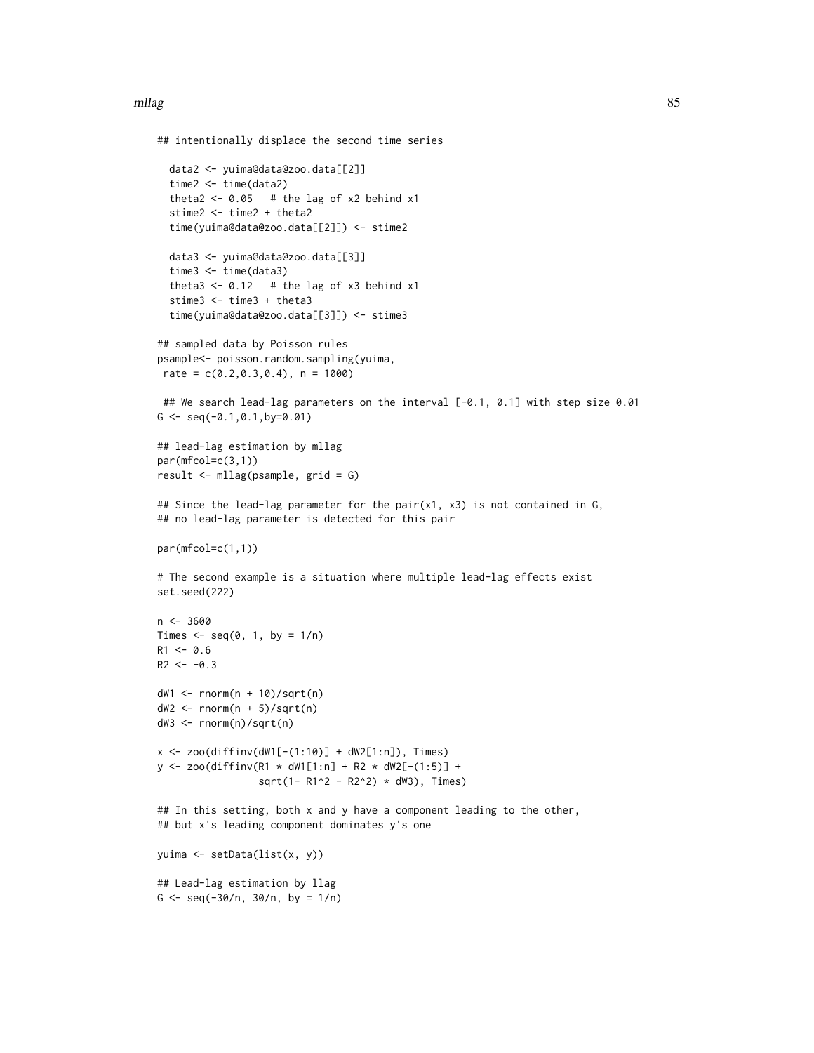```
## intentionally displace the second time series

  data2 <- yuima@data@zoo.data[[2]]
  time2 <- time(data2)
  theta2 <- 0.05   # the lag of x2 behind x1
  stime2 <- time2 + theta2
  time(yuima@data@zoo.data[[2]]) <- stime2

  data3 <- yuima@data@zoo.data[[3]]
  time3 <- time(data3)
  theta3 <- 0.12   # the lag of x3 behind x1
  stime3 <- time3 + theta3
  time(yuima@data@zoo.data[[3]]) <- stime3

## sampled data by Poisson rules
psample<- poisson.random.sampling(yuima,
 rate = c(0.2,0.3,0.4), n = 1000)

 ## We search lead-lag parameters on the interval [-0.1, 0.1] with step size 0.01
G <- seq(-0.1,0.1,by=0.01)

## lead-lag estimation by mllag
par(mfcol=c(3,1))
result <- mllag(psample, grid = G)

## Since the lead-lag parameter for the pair(x1, x3) is not contained in G,
## no lead-lag parameter is detected for this pair

par(mfcol=c(1,1))

# The second example is a situation where multiple lead-lag effects exist
set.seed(222)

n <- 3600
Times <- seq(0, 1, by = 1/n)
R1 <- 0.6
R2 <- -0.3

dW1 <- rnorm(n + 10)/sqrt(n)
dW2 <- rnorm(n + 5)/sqrt(n)
dW3 <- rnorm(n)/sqrt(n)

x <- zoo(diffinv(dW1[-(1:10)] + dW2[1:n]), Times)
y <- zoo(diffinv(R1 * dW1[1:n] + R2 * dW2[-(1:5)] +
                 sqrt(1- R1^2 - R2^2) * dW3), Times)

## In this setting, both x and y have a component leading to the other,
## but x's leading component dominates y's one

yuima <- setData(list(x, y))

## Lead-lag estimation by llag
G <- seq(-30/n, 30/n, by = 1/n)
```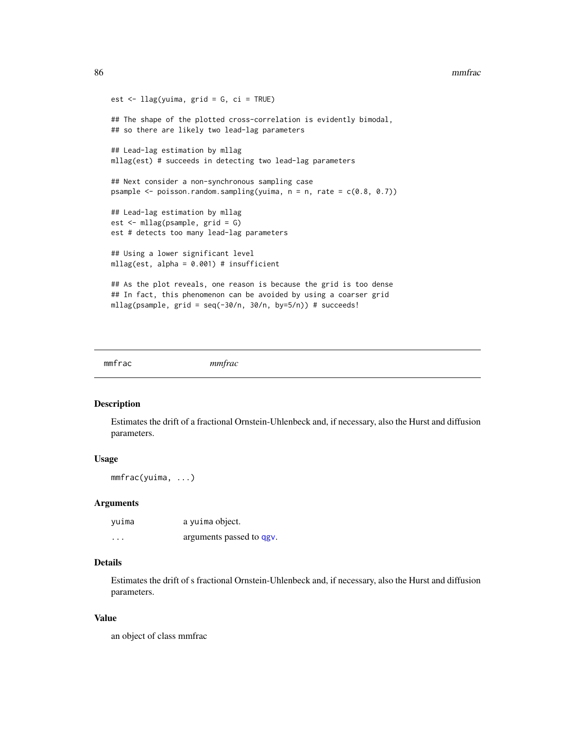```
est <- llag(yuima, grid = G, ci = TRUE)

## The shape of the plotted cross-correlation is evidently bimodal,
## so there are likely two lead-lag parameters

## Lead-lag estimation by mllag
mllag(est) # succeeds in detecting two lead-lag parameters

## Next consider a non-synchronous sampling case
psample <- poisson.random.sampling(yuima, n = n, rate = c(0.8, 0.7))

## Lead-lag estimation by mllag
est <- mllag(psample, grid = G)
est # detects too many lead-lag parameters

## Using a lower significant level
mllag(est, alpha = 0.001) # insufficient

## As the plot reveals, one reason is because the grid is too dense
## In fact, this phenomenon can be avoided by using a coarser grid
mllag(psample, grid = seq(-30/n, 30/n, by=5/n)) # succeeds!
```

---

mmfrac *mmfrac*

---

## Description

Estimates the drift of a fractional Ornstein-Uhlenbeck and, if necessary, also the Hurst and diffusion parameters.

## Usage

```
mmfrac(yuima, ...)
```

## Arguments

| | |
|---|---|
| `yuima` | a yuima object. |
| `...` | arguments passed to `qgv`. |

## Details

Estimates the drift of s fractional Ornstein-Uhlenbeck and, if necessary, also the Hurst and diffusion parameters.

## Value

an object of class mmfrac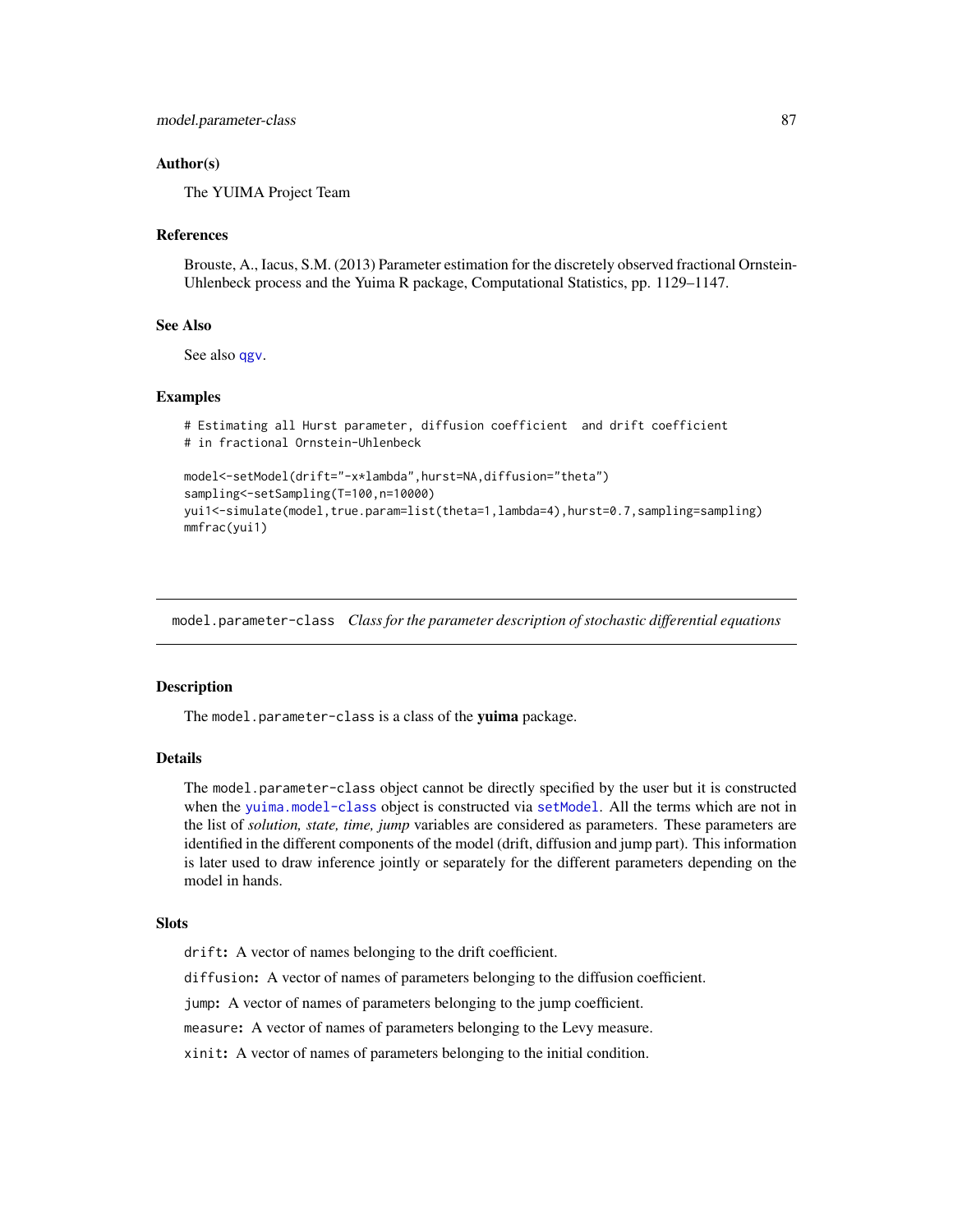### Author(s)

The YUIMA Project Team

### References

Brouste, A., Iacus, S.M. (2013) Parameter estimation for the discretely observed fractional Ornstein-Uhlenbeck process and the Yuima R package, Computational Statistics, pp. 1129–1147.

### See Also

See also qgv.

### Examples

```
# Estimating all Hurst parameter, diffusion coefficient  and drift coefficient
# in fractional Ornstein-Uhlenbeck

model<-setModel(drift="-x*lambda",hurst=NA,diffusion="theta")
sampling<-setSampling(T=100,n=10000)
yui1<-simulate(model,true.param=list(theta=1,lambda=4),hurst=0.7,sampling=sampling)
mmfrac(yui1)
```

---

## model.parameter-class *Class for the parameter description of stochastic differential equations*

---

### Description

The `model.parameter-class` is a class of the **yuima** package.

### Details

The `model.parameter-class` object cannot be directly specified by the user but it is constructed when the `yuima.model-class` object is constructed via `setModel`. All the terms which are not in the list of *solution, state, time, jump* variables are considered as parameters. These parameters are identified in the different components of the model (drift, diffusion and jump part). This information is later used to draw inference jointly or separately for the different parameters depending on the model in hands.

### Slots

`drift`: A vector of names belonging to the drift coefficient.

`diffusion`: A vector of names of parameters belonging to the diffusion coefficient.

`jump`: A vector of names of parameters belonging to the jump coefficient.

`measure`: A vector of names of parameters belonging to the Levy measure.

`xinit`: A vector of names of parameters belonging to the initial condition.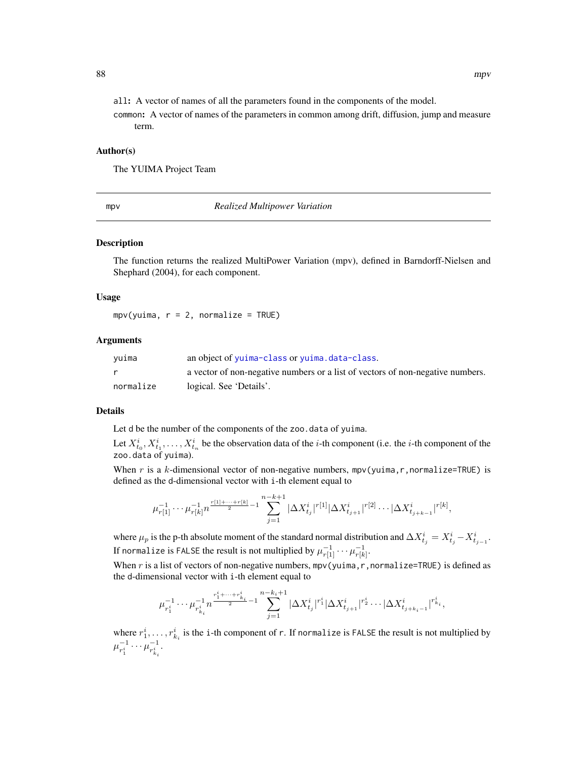all**:** A vector of names of all the parameters found in the components of the model.

common**:** A vector of names of the parameters in common among drift, diffusion, jump and measure term.

### Author(s)

The YUIMA Project Team

---

## mpv — *Realized Multipower Variation*

---

### Description

The function returns the realized MultiPower Variation (mpv), defined in Barndorff-Nielsen and Shephard (2004), for each component.

### Usage

```
mpv(yuima, r = 2, normalize = TRUE)
```

### Arguments

| | |
|---|---|
| yuima | an object of yuima-class or yuima.data-class. |
| r | a vector of non-negative numbers or a list of vectors of non-negative numbers. |
| normalize | logical. See 'Details'. |

### Details

Let d be the number of the components of the zoo.data of yuima.

Let $X^i_{t_0}, X^i_{t_1}, \ldots, X^i_{t_n}$ be the observation data of the $i$-th component (i.e. the $i$-th component of the zoo.data of yuima).

When $r$ is a $k$-dimensional vector of non-negative numbers, mpv(yuima,r,normalize=TRUE) is defined as the d-dimensional vector with i-th element equal to

$$\mu_{r[1]}^{-1} \cdots \mu_{r[k]}^{-1} n^{\frac{r[1]+\cdots+r[k]}{2}-1} \sum_{j=1}^{n-k+1} |\Delta X^i_{t_j}|^{r[1]} |\Delta X^i_{t_{j+1}}|^{r[2]} \cdots |\Delta X^i_{t_{j+k-1}}|^{r[k]},$$

where $\mu_p$ is the p-th absolute moment of the standard normal distribution and $\Delta X^i_{t_j} = X^i_{t_j} - X^i_{t_{j-1}}$. If normalize is FALSE the result is not multiplied by $\mu_{r[1]}^{-1} \cdots \mu_{r[k]}^{-1}$.

When $r$ is a list of vectors of non-negative numbers, mpv(yuima,r,normalize=TRUE) is defined as the d-dimensional vector with i-th element equal to

$$\mu_{r^i_1}^{-1} \cdots \mu_{r^i_{k_i}}^{-1} n^{\frac{r^i_1+\cdots+r^i_{k_i}}{2}-1} \sum_{j=1}^{n-k_i+1} |\Delta X^i_{t_j}|^{r^i_1} |\Delta X^i_{t_{j+1}}|^{r^i_2} \cdots |\Delta X^i_{t_{j+k_i-1}}|^{r^i_{k_i}},$$

where $r^i_1, \ldots, r^i_{k_i}$ is the i-th component of r. If normalize is FALSE the result is not multiplied by $\mu_{r^i_1}^{-1} \cdots \mu_{r^i_{k_i}}^{-1}$.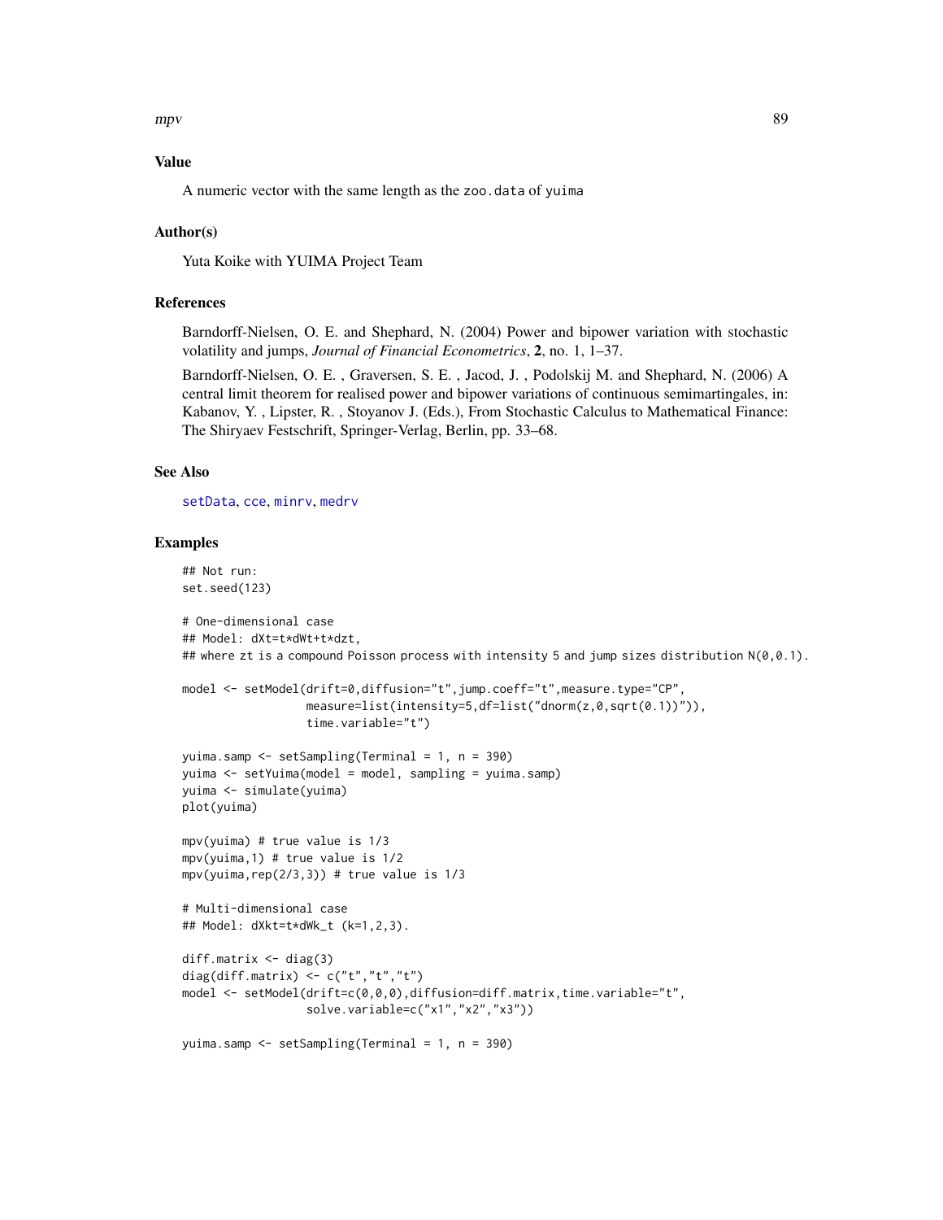## Value

A numeric vector with the same length as the `zoo.data` of `yuima`

## Author(s)

Yuta Koike with YUIMA Project Team

## References

Barndorff-Nielsen, O. E. and Shephard, N. (2004) Power and bipower variation with stochastic volatility and jumps, *Journal of Financial Econometrics*, **2**, no. 1, 1–37.

Barndorff-Nielsen, O. E. , Graversen, S. E. , Jacod, J. , Podolskij M. and Shephard, N. (2006) A central limit theorem for realised power and bipower variations of continuous semimartingales, in: Kabanov, Y. , Lipster, R. , Stoyanov J. (Eds.), From Stochastic Calculus to Mathematical Finance: The Shiryaev Festschrift, Springer-Verlag, Berlin, pp. 33–68.

## See Also

setData, cce, minrv, medrv

## Examples

```
## Not run:
set.seed(123)

# One-dimensional case
## Model: dXt=t*dWt+t*dzt,
## where zt is a compound Poisson process with intensity 5 and jump sizes distribution N(0,0.1).

model <- setModel(drift=0,diffusion="t",jump.coeff="t",measure.type="CP",
                  measure=list(intensity=5,df=list("dnorm(z,0,sqrt(0.1))")),
                  time.variable="t")

yuima.samp <- setSampling(Terminal = 1, n = 390)
yuima <- setYuima(model = model, sampling = yuima.samp)
yuima <- simulate(yuima)
plot(yuima)

mpv(yuima) # true value is 1/3
mpv(yuima,1) # true value is 1/2
mpv(yuima,rep(2/3,3)) # true value is 1/3

# Multi-dimensional case
## Model: dXkt=t*dWk_t (k=1,2,3).

diff.matrix <- diag(3)
diag(diff.matrix) <- c("t","t","t")
model <- setModel(drift=c(0,0,0),diffusion=diff.matrix,time.variable="t",
                  solve.variable=c("x1","x2","x3"))

yuima.samp <- setSampling(Terminal = 1, n = 390)
```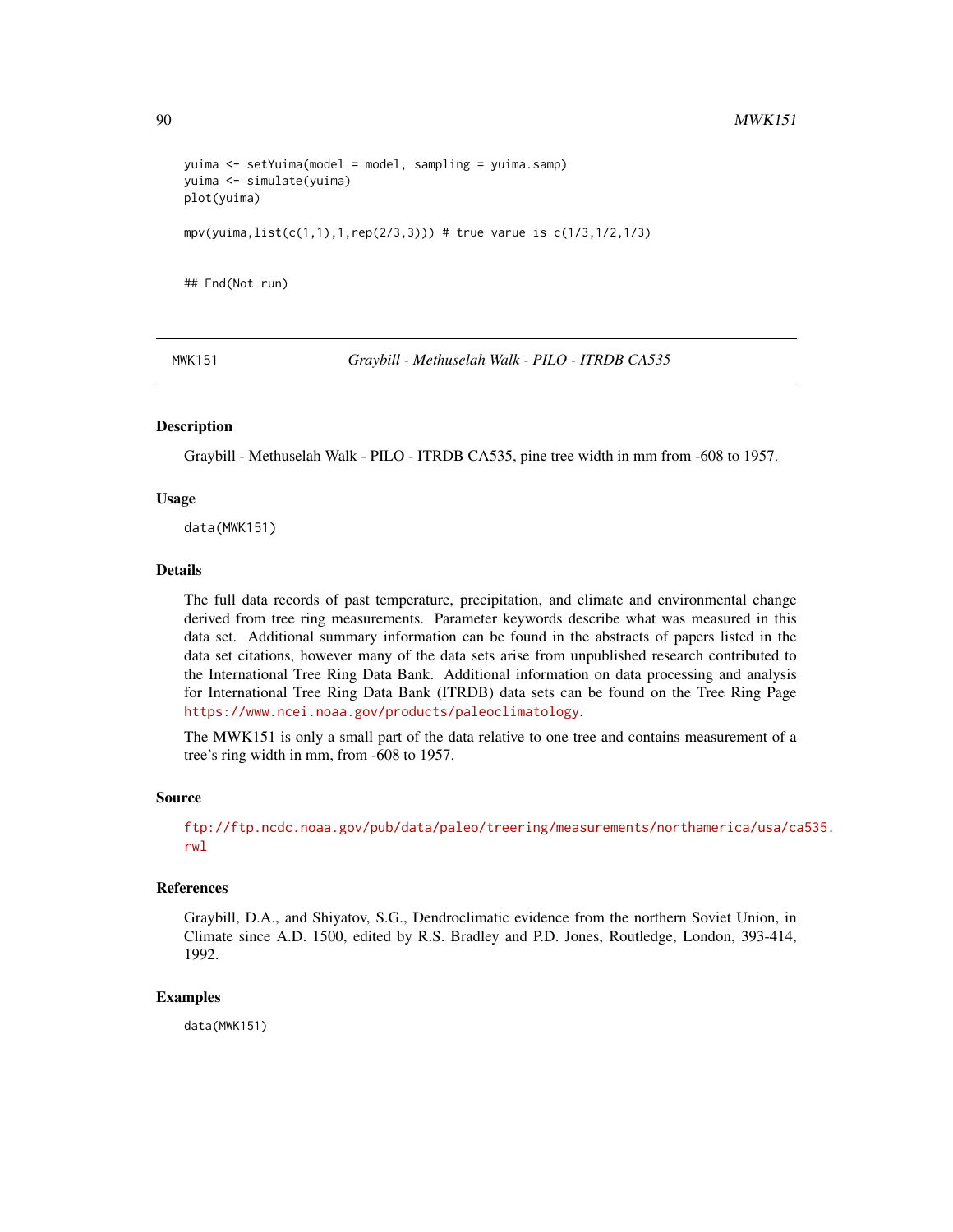```
yuima <- setYuima(model = model, sampling = yuima.samp)
yuima <- simulate(yuima)
plot(yuima)

mpv(yuima,list(c(1,1),1,rep(2/3,3))) # true vaue is c(1/3,1/2,1/3)


## End(Not run)
```

---

MWK151 *Graybill - Methuselah Walk - PILO - ITRDB CA535*

---

### Description

Graybill - Methuselah Walk - PILO - ITRDB CA535, pine tree width in mm from -608 to 1957.

### Usage

```
data(MWK151)
```

### Details

The full data records of past temperature, precipitation, and climate and environmental change derived from tree ring measurements. Parameter keywords describe what was measured in this data set. Additional summary information can be found in the abstracts of papers listed in the data set citations, however many of the data sets arise from unpublished research contributed to the International Tree Ring Data Bank. Additional information on data processing and analysis for International Tree Ring Data Bank (ITRDB) data sets can be found on the Tree Ring Page https://www.ncei.noaa.gov/products/paleoclimatology.

The MWK151 is only a small part of the data relative to one tree and contains measurement of a tree's ring width in mm, from -608 to 1957.

### Source

ftp://ftp.ncdc.noaa.gov/pub/data/paleo/treering/measurements/northamerica/usa/ca535.rwl

### References

Graybill, D.A., and Shiyatov, S.G., Dendroclimatic evidence from the northern Soviet Union, in Climate since A.D. 1500, edited by R.S. Bradley and P.D. Jones, Routledge, London, 393-414, 1992.

### Examples

```
data(MWK151)
```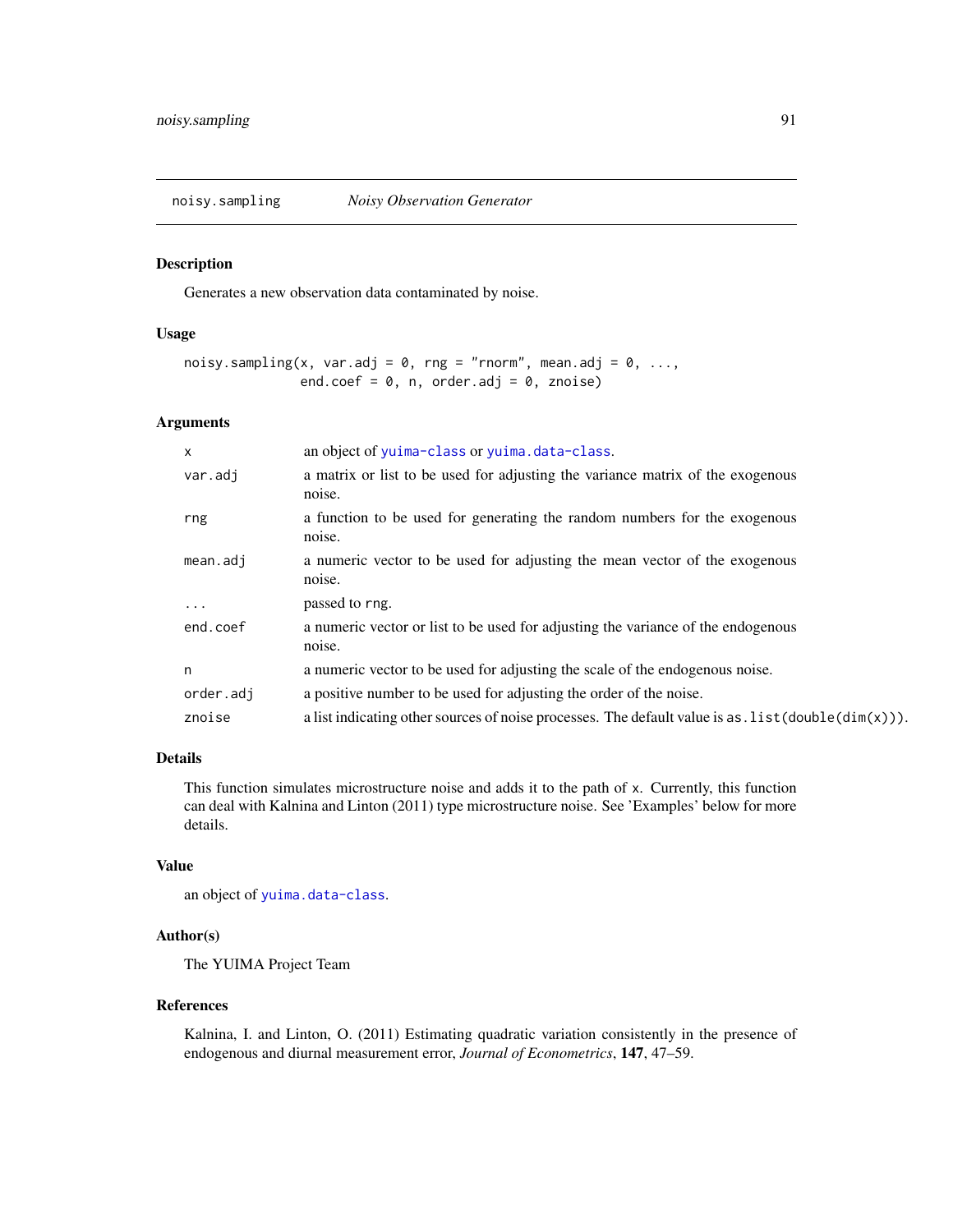# noisy.sampling — *Noisy Observation Generator*

## Description

Generates a new observation data contaminated by noise.

## Usage

```
noisy.sampling(x, var.adj = 0, rng = "rnorm", mean.adj = 0, ...,
               end.coef = 0, n, order.adj = 0, znoise)
```

## Arguments

| | |
|---|---|
| `x` | an object of `yuima-class` or `yuima.data-class`. |
| `var.adj` | a matrix or list to be used for adjusting the variance matrix of the exogenous noise. |
| `rng` | a function to be used for generating the random numbers for the exogenous noise. |
| `mean.adj` | a numeric vector to be used for adjusting the mean vector of the exogenous noise. |
| `...` | passed to `rng`. |
| `end.coef` | a numeric vector or list to be used for adjusting the variance of the endogenous noise. |
| `n` | a numeric vector to be used for adjusting the scale of the endogenous noise. |
| `order.adj` | a positive number to be used for adjusting the order of the noise. |
| `znoise` | a list indicating other sources of noise processes. The default value is `as.list(double(dim(x)))`. |

## Details

This function simulates microstructure noise and adds it to the path of `x`. Currently, this function can deal with Kalnina and Linton (2011) type microstructure noise. See 'Examples' below for more details.

## Value

an object of `yuima.data-class`.

## Author(s)

The YUIMA Project Team

## References

Kalnina, I. and Linton, O. (2011) Estimating quadratic variation consistently in the presence of endogenous and diurnal measurement error, *Journal of Econometrics*, **147**, 47–59.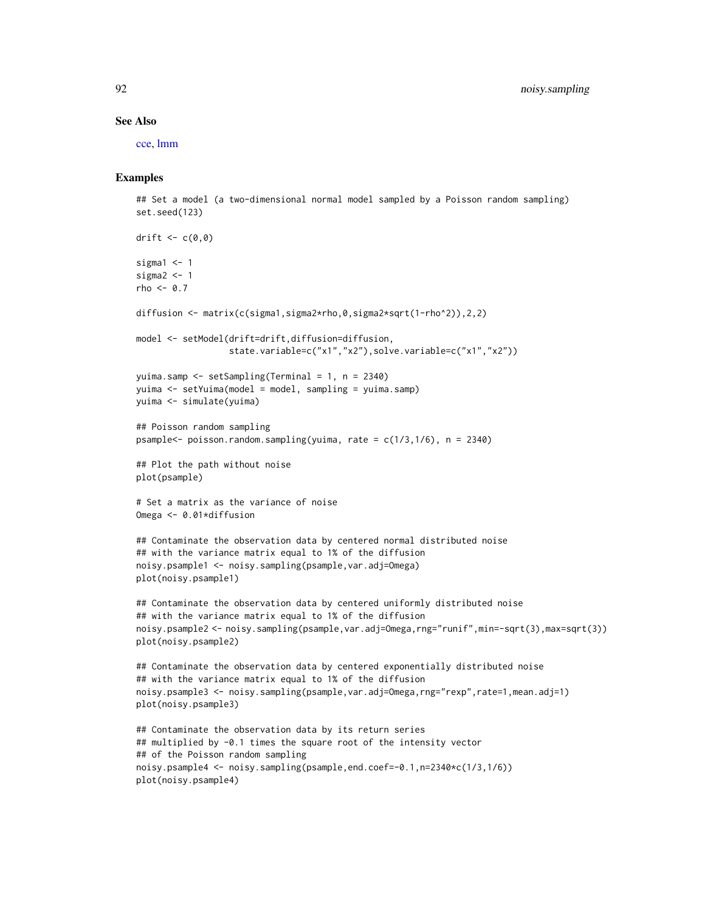### See Also

cce, lmm

### Examples

```
## Set a model (a two-dimensional normal model sampled by a Poisson random sampling)
set.seed(123)

drift <- c(0,0)

sigma1 <- 1
sigma2 <- 1
rho <- 0.7

diffusion <- matrix(c(sigma1,sigma2*rho,0,sigma2*sqrt(1-rho^2)),2,2)

model <- setModel(drift=drift,diffusion=diffusion,
                  state.variable=c("x1","x2"),solve.variable=c("x1","x2"))

yuima.samp <- setSampling(Terminal = 1, n = 2340)
yuima <- setYuima(model = model, sampling = yuima.samp)
yuima <- simulate(yuima)

## Poisson random sampling
psample<- poisson.random.sampling(yuima, rate = c(1/3,1/6), n = 2340)

## Plot the path without noise
plot(psample)

# Set a matrix as the variance of noise
Omega <- 0.01*diffusion

## Contaminate the observation data by centered normal distributed noise
## with the variance matrix equal to 1% of the diffusion
noisy.psample1 <- noisy.sampling(psample,var.adj=Omega)
plot(noisy.psample1)

## Contaminate the observation data by centered uniformly distributed noise
## with the variance matrix equal to 1% of the diffusion
noisy.psample2 <- noisy.sampling(psample,var.adj=Omega,rng="runif",min=-sqrt(3),max=sqrt(3))
plot(noisy.psample2)

## Contaminate the observation data by centered exponentially distributed noise
## with the variance matrix equal to 1% of the diffusion
noisy.psample3 <- noisy.sampling(psample,var.adj=Omega,rng="rexp",rate=1,mean.adj=1)
plot(noisy.psample3)

## Contaminate the observation data by its return series
## multiplied by -0.1 times the square root of the intensity vector
## of the Poisson random sampling
noisy.psample4 <- noisy.sampling(psample,end.coef=-0.1,n=2340*c(1/3,1/6))
plot(noisy.psample4)
```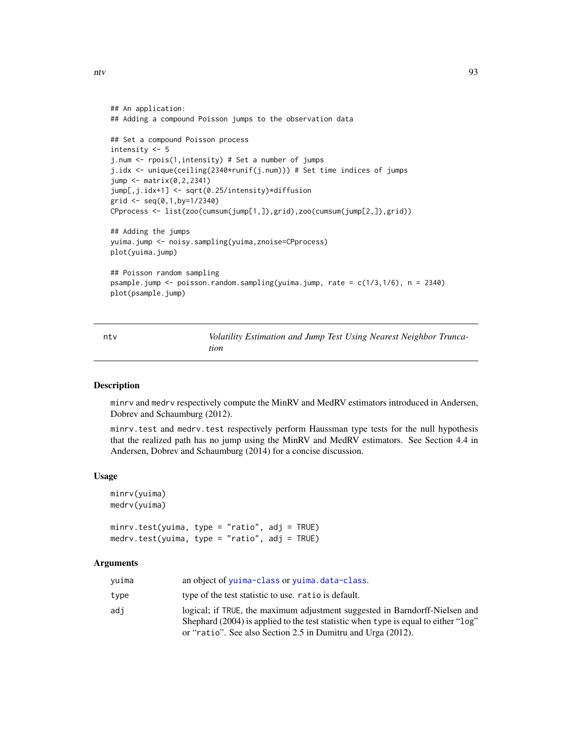```
## An application:
## Adding a compound Poisson jumps to the observation data

## Set a compound Poisson process
intensity <- 5
j.num <- rpois(1,intensity) # Set a number of jumps
j.idx <- unique(ceiling(2340*runif(j.num))) # Set time indices of jumps
jump <- matrix(0,2,2341)
jump[,j.idx+1] <- sqrt(0.25/intensity)*diffusion
grid <- seq(0,1,by=1/2340)
CPprocess <- list(zoo(cumsum(jump[1,]),grid),zoo(cumsum(jump[2,]),grid))

## Adding the jumps
yuima.jump <- noisy.sampling(yuima,znoise=CPprocess)
plot(yuima.jump)

## Poisson random sampling
psample.jump <- poisson.random.sampling(yuima.jump, rate = c(1/3,1/6), n = 2340)
plot(psample.jump)
```

---

# ntv — *Volatility Estimation and Jump Test Using Nearest Neighbor Truncation*

---

## Description

`minrv` and `medrv` respectively compute the MinRV and MedRV estimators introduced in Andersen, Dobrev and Schaumburg (2012).

`minrv.test` and `medrv.test` respectively perform Haussman type tests for the null hypothesis that the realized path has no jump using the MinRV and MedRV estimators. See Section 4.4 in Andersen, Dobrev and Schaumburg (2014) for a concise discussion.

## Usage

```
minrv(yuima)
medrv(yuima)

minrv.test(yuima, type = "ratio", adj = TRUE)
medrv.test(yuima, type = "ratio", adj = TRUE)
```

## Arguments

| | |
|---|---|
| `yuima` | an object of `yuima-class` or `yuima.data-class`. |
| `type` | type of the test statistic to use. `ratio` is default. |
| `adj` | logical; if `TRUE`, the maximum adjustment suggested in Barndorff-Nielsen and Shephard (2004) is applied to the test statistic when `type` is equal to either "`log`" or "`ratio`". See also Section 2.5 in Dumitru and Urga (2012). |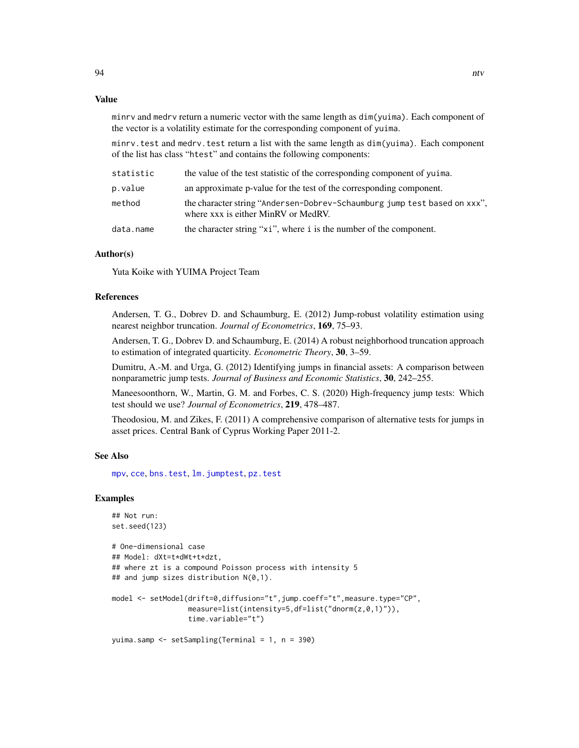## Value

minrv and medrv return a numeric vector with the same length as dim(yuima). Each component of the vector is a volatility estimate for the corresponding component of yuima.

minrv.test and medrv.test return a list with the same length as dim(yuima). Each component of the list has class "htest" and contains the following components:

| | |
|---|---|
| statistic | the value of the test statistic of the corresponding component of yuima. |
| p.value | an approximate p-value for the test of the corresponding component. |
| method | the character string "Andersen-Dobrev-Schaumburg jump test based on xxx", where xxx is either MinRV or MedRV. |
| data.name | the character string "xi", where i is the number of the component. |

## Author(s)

Yuta Koike with YUIMA Project Team

## References

Andersen, T. G., Dobrev D. and Schaumburg, E. (2012) Jump-robust volatility estimation using nearest neighbor truncation. *Journal of Econometrics*, **169**, 75–93.

Andersen, T. G., Dobrev D. and Schaumburg, E. (2014) A robust neighborhood truncation approach to estimation of integrated quarticity. *Econometric Theory*, **30**, 3–59.

Dumitru, A.-M. and Urga, G. (2012) Identifying jumps in financial assets: A comparison between nonparametric jump tests. *Journal of Business and Economic Statistics*, **30**, 242–255.

Maneesoonthorn, W., Martin, G. M. and Forbes, C. S. (2020) High-frequency jump tests: Which test should we use? *Journal of Econometrics*, **219**, 478–487.

Theodosiou, M. and Zikes, F. (2011) A comprehensive comparison of alternative tests for jumps in asset prices. Central Bank of Cyprus Working Paper 2011-2.

## See Also

mpv, cce, bns.test, lm.jumptest, pz.test

## Examples

```
## Not run:
set.seed(123)

# One-dimensional case
## Model: dXt=t*dWt+t*dzt,
## where zt is a compound Poisson process with intensity 5
## and jump sizes distribution N(0,1).

model <- setModel(drift=0,diffusion="t",jump.coeff="t",measure.type="CP",
                  measure=list(intensity=5,df=list("dnorm(z,0,1)")),
                  time.variable="t")

yuima.samp <- setSampling(Terminal = 1, n = 390)
```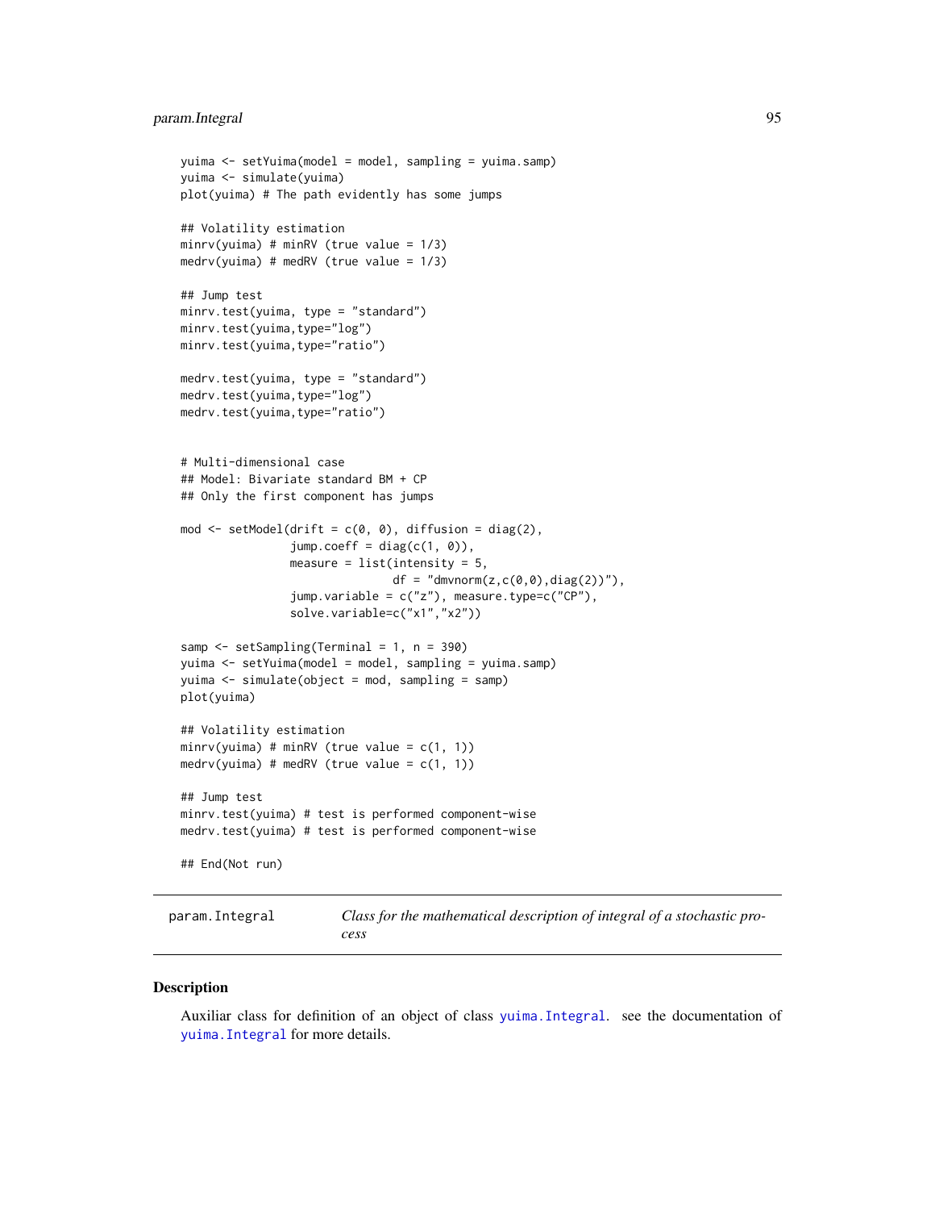```
yuima <- setYuima(model = model, sampling = yuima.samp)
yuima <- simulate(yuima)
plot(yuima) # The path evidently has some jumps

## Volatility estimation
minrv(yuima) # minRV (true value = 1/3)
medrv(yuima) # medRV (true value = 1/3)

## Jump test
minrv.test(yuima, type = "standard")
minrv.test(yuima,type="log")
minrv.test(yuima,type="ratio")

medrv.test(yuima, type = "standard")
medrv.test(yuima,type="log")
medrv.test(yuima,type="ratio")


# Multi-dimensional case
## Model: Bivariate standard BM + CP
## Only the first component has jumps

mod <- setModel(drift = c(0, 0), diffusion = diag(2),
                jump.coeff = diag(c(1, 0)),
                measure = list(intensity = 5,
                               df = "dmvnorm(z,c(0,0),diag(2))"),
                jump.variable = c("z"), measure.type=c("CP"),
                solve.variable=c("x1","x2"))

samp <- setSampling(Terminal = 1, n = 390)
yuima <- setYuima(model = model, sampling = yuima.samp)
yuima <- simulate(object = mod, sampling = samp)
plot(yuima)

## Volatility estimation
minrv(yuima) # minRV (true value = c(1, 1))
medrv(yuima) # medRV (true value = c(1, 1))

## Jump test
minrv.test(yuima) # test is performed component-wise
medrv.test(yuima) # test is performed component-wise

## End(Not run)
```

---

param.Integral &nbsp;&nbsp;&nbsp; *Class for the mathematical description of integral of a stochastic process*

---

## Description

Auxiliar class for definition of an object of class yuima.Integral. see the documentation of yuima.Integral for more details.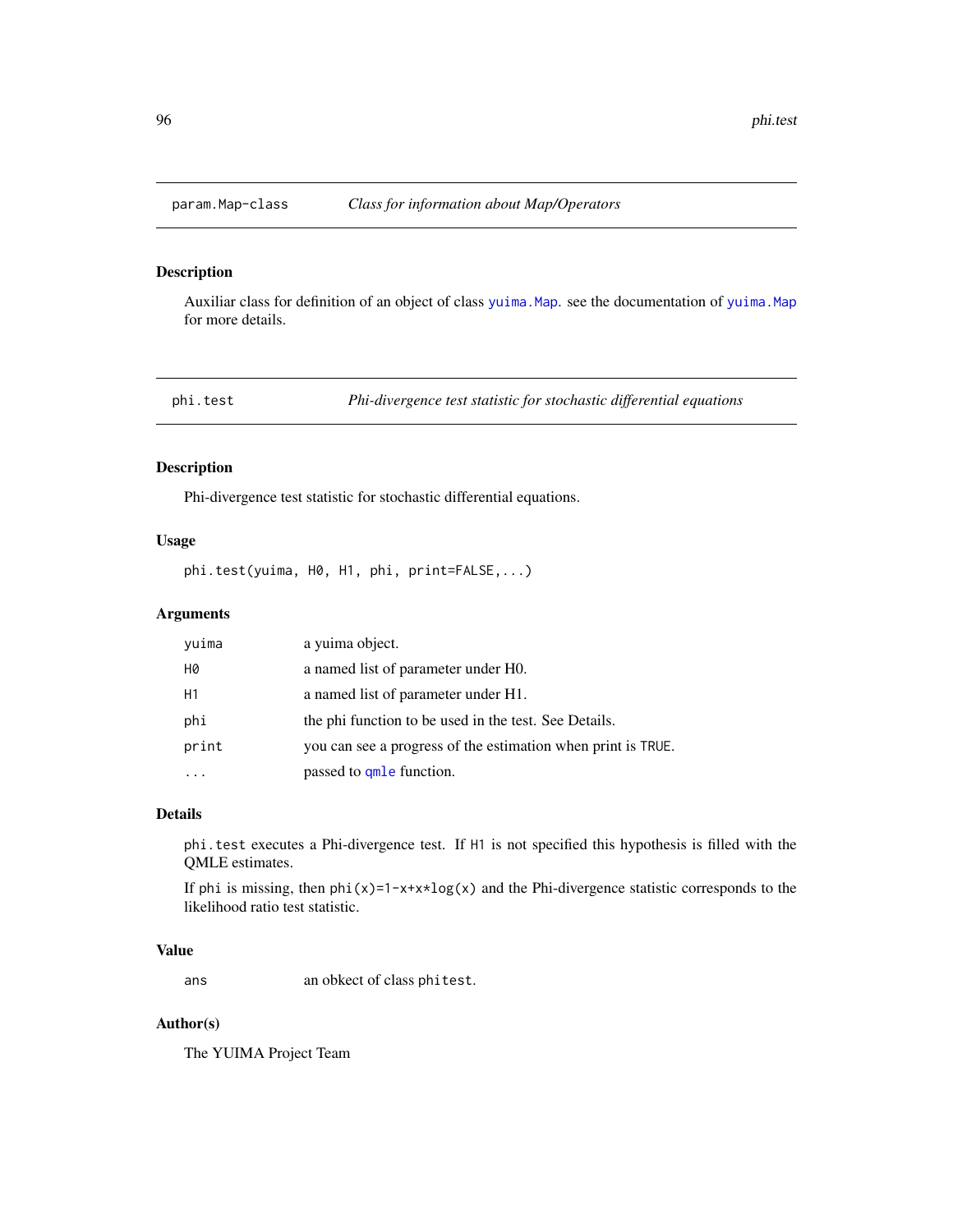## param.Map-class — *Class for information about Map/Operators*

### Description

Auxiliar class for definition of an object of class `yuima.Map`. see the documentation of `yuima.Map` for more details.

## phi.test — *Phi-divergence test statistic for stochastic differential equations*

### Description

Phi-divergence test statistic for stochastic differential equations.

### Usage

```
phi.test(yuima, H0, H1, phi, print=FALSE,...)
```

### Arguments

| | |
|---|---|
| `yuima` | a yuima object. |
| `H0` | a named list of parameter under H0. |
| `H1` | a named list of parameter under H1. |
| `phi` | the phi function to be used in the test. See Details. |
| `print` | you can see a progress of the estimation when print is `TRUE`. |
| `...` | passed to `qmle` function. |

### Details

`phi.test` executes a Phi-divergence test. If `H1` is not specified this hypothesis is filled with the QMLE estimates.

If `phi` is missing, then `phi(x)=1-x+x*log(x)` and the Phi-divergence statistic corresponds to the likelihood ratio test statistic.

### Value

| | |
|---|---|
| `ans` | an obkect of class `phitest`. |

### Author(s)

The YUIMA Project Team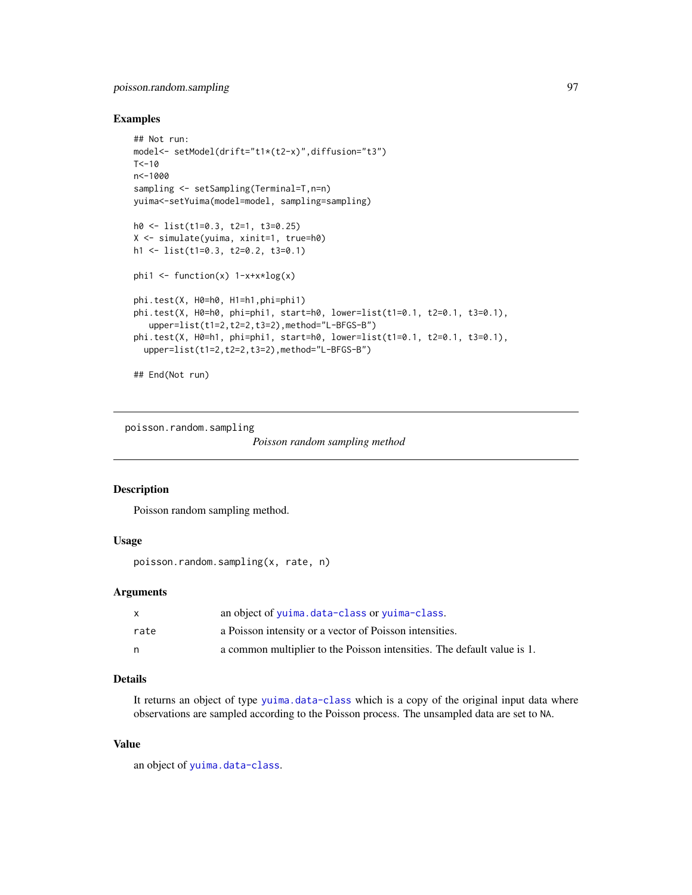## Examples

```
## Not run:
model<- setModel(drift="t1*(t2-x)",diffusion="t3")
T<-10
n<-1000
sampling <- setSampling(Terminal=T,n=n)
yuima<-setYuima(model=model, sampling=sampling)

h0 <- list(t1=0.3, t2=1, t3=0.25)
X <- simulate(yuima, xinit=1, true=h0)
h1 <- list(t1=0.3, t2=0.2, t3=0.1)

phi1 <- function(x) 1-x+x*log(x)

phi.test(X, H0=h0, H1=h1,phi=phi1)
phi.test(X, H0=h0, phi=phi1, start=h0, lower=list(t1=0.1, t2=0.1, t3=0.1),
   upper=list(t1=2,t2=2,t3=2),method="L-BFGS-B")
phi.test(X, H0=h1, phi=phi1, start=h0, lower=list(t1=0.1, t2=0.1, t3=0.1),
  upper=list(t1=2,t2=2,t3=2),method="L-BFGS-B")

## End(Not run)
```

---

# poisson.random.sampling — *Poisson random sampling method*

---

## Description

Poisson random sampling method.

## Usage

```
poisson.random.sampling(x, rate, n)
```

## Arguments

| | |
|---|---|
| x | an object of yuima.data-class or yuima-class. |
| rate | a Poisson intensity or a vector of Poisson intensities. |
| n | a common multiplier to the Poisson intensities. The default value is 1. |

## Details

It returns an object of type yuima.data-class which is a copy of the original input data where observations are sampled according to the Poisson process. The unsampled data are set to NA.

## Value

an object of yuima.data-class.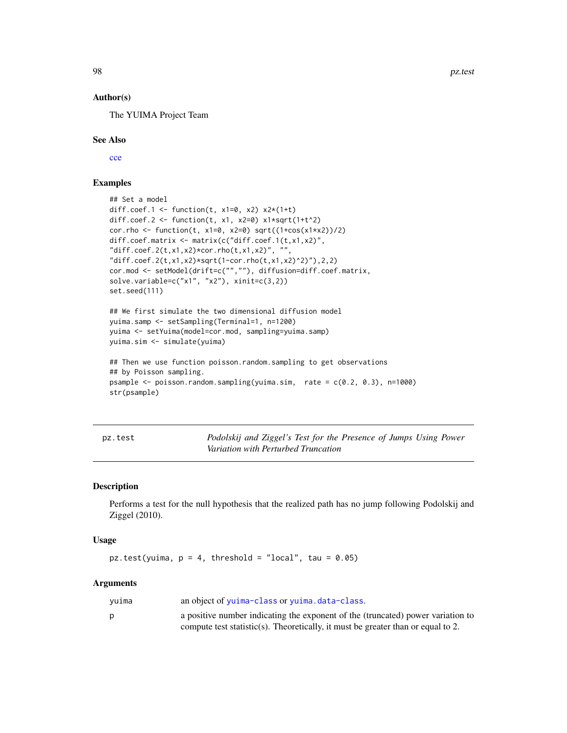## Author(s)

The YUIMA Project Team

## See Also

cce

## Examples

```
## Set a model
diff.coef.1 <- function(t, x1=0, x2) x2*(1+t)
diff.coef.2 <- function(t, x1, x2=0) x1*sqrt(1+t^2)
cor.rho <- function(t, x1=0, x2=0) sqrt((1+cos(x1*x2))/2)
diff.coef.matrix <- matrix(c("diff.coef.1(t,x1,x2)",
"diff.coef.2(t,x1,x2)*cor.rho(t,x1,x2)", "",
"diff.coef.2(t,x1,x2)*sqrt(1-cor.rho(t,x1,x2)^2)"),2,2)
cor.mod <- setModel(drift=c("",""), diffusion=diff.coef.matrix,
solve.variable=c("x1", "x2"), xinit=c(3,2))
set.seed(111)

## We first simulate the two dimensional diffusion model
yuima.samp <- setSampling(Terminal=1, n=1200)
yuima <- setYuima(model=cor.mod, sampling=yuima.samp)
yuima.sim <- simulate(yuima)

## Then we use function poisson.random.sampling to get observations
## by Poisson sampling.
psample <- poisson.random.sampling(yuima.sim,  rate = c(0.2, 0.3), n=1000)
str(psample)
```

---

# pz.test — *Podolskij and Ziggel's Test for the Presence of Jumps Using Power Variation with Perturbed Truncation*

## Description

Performs a test for the null hypothesis that the realized path has no jump following Podolskij and Ziggel (2010).

## Usage

```
pz.test(yuima, p = 4, threshold = "local", tau = 0.05)
```

## Arguments

| | |
|---|---|
| `yuima` | an object of `yuima-class` or `yuima.data-class`. |
| `p` | a positive number indicating the exponent of the (truncated) power variation to compute test statistic(s). Theoretically, it must be greater than or equal to 2. |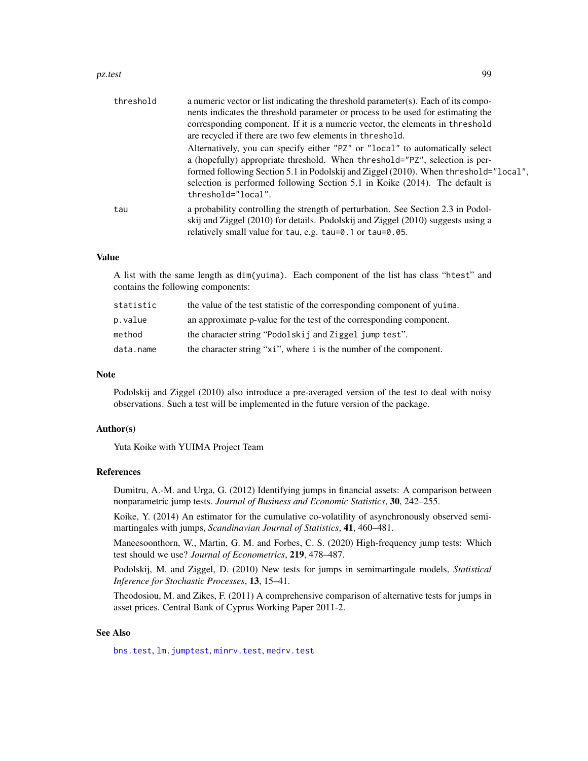threshold	a numeric vector or list indicating the threshold parameter(s). Each of its components indicates the threshold parameter or process to be used for estimating the corresponding component. If it is a numeric vector, the elements in `threshold` are recycled if there are two few elements in `threshold`.

Alternatively, you can specify either `"PZ"` or `"local"` to automatically select a (hopefully) appropriate threshold. When `threshold="PZ"`, selection is performed following Section 5.1 in Podolskij and Ziggel (2010). When `threshold="local"`, selection is performed following Section 5.1 in Koike (2014). The default is `threshold="local"`.

tau	a probability controlling the strength of perturbation. See Section 2.3 in Podolskij and Ziggel (2010) for details. Podolskij and Ziggel (2010) suggests using a relatively small value for `tau`, e.g. `tau=0.1` or `tau=0.05`.

## Value

A list with the same length as `dim(yuima)`. Each component of the list has class "htest" and contains the following components:

| | |
|---|---|
| `statistic` | the value of the test statistic of the corresponding component of `yuima`. |
| `p.value` | an approximate p-value for the test of the corresponding component. |
| `method` | the character string "`Podolskij and Ziggel jump test`". |
| `data.name` | the character string "`xi`", where `i` is the number of the component. |

## Note

Podolskij and Ziggel (2010) also introduce a pre-averaged version of the test to deal with noisy observations. Such a test will be implemented in the future version of the package.

## Author(s)

Yuta Koike with YUIMA Project Team

## References

Dumitru, A.-M. and Urga, G. (2012) Identifying jumps in financial assets: A comparison between nonparametric jump tests. *Journal of Business and Economic Statistics*, **30**, 242–255.

Koike, Y. (2014) An estimator for the cumulative co-volatility of asynchronously observed semimartingales with jumps, *Scandinavian Journal of Statistics*, **41**, 460–481.

Maneesoonthorn, W., Martin, G. M. and Forbes, C. S. (2020) High-frequency jump tests: Which test should we use? *Journal of Econometrics*, **219**, 478–487.

Podolskij, M. and Ziggel, D. (2010) New tests for jumps in semimartingale models, *Statistical Inference for Stochastic Processes*, **13**, 15–41.

Theodosiou, M. and Zikes, F. (2011) A comprehensive comparison of alternative tests for jumps in asset prices. Central Bank of Cyprus Working Paper 2011-2.

## See Also

`bns.test`, `lm.jumptest`, `minrv.test`, `medrv.test`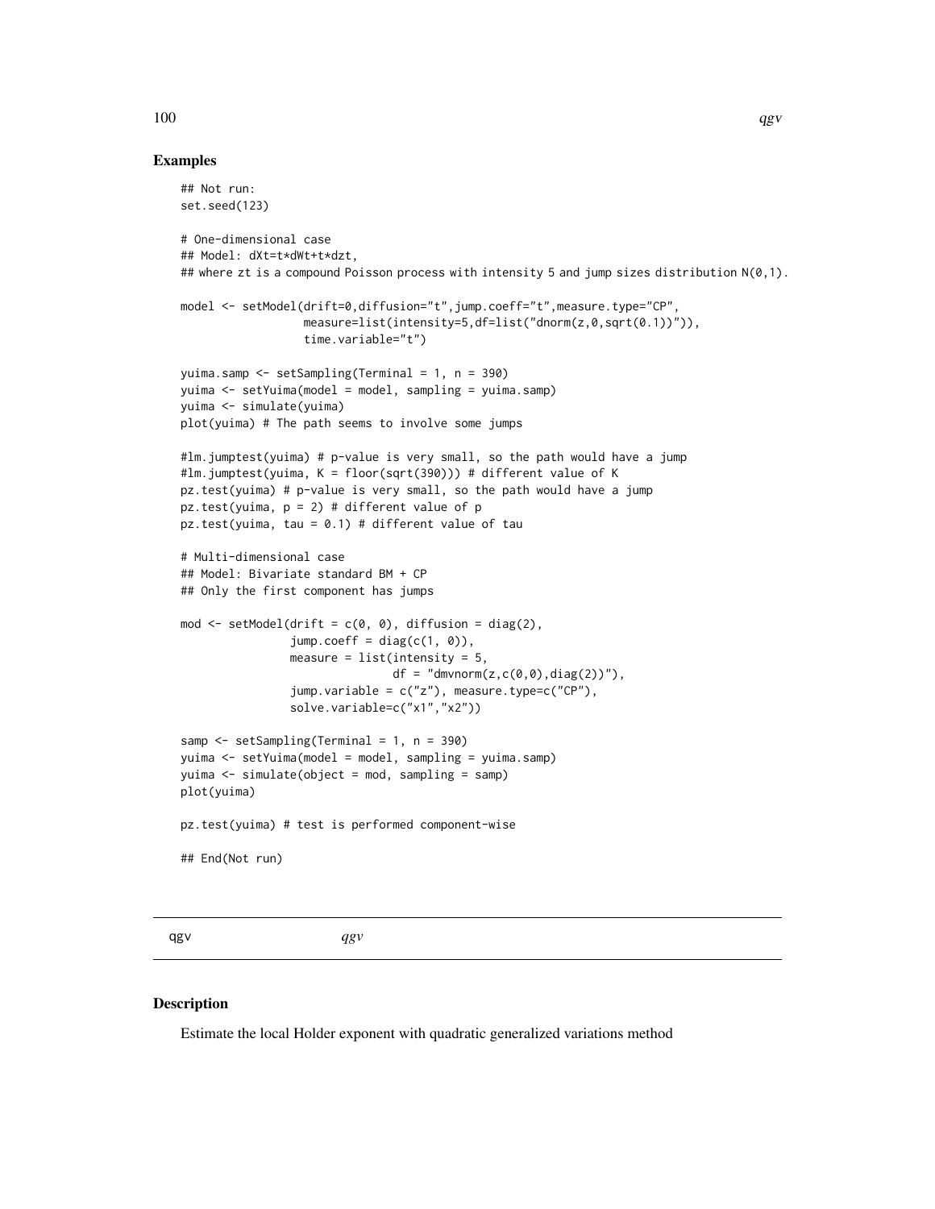## Examples

```
## Not run:
set.seed(123)

# One-dimensional case
## Model: dXt=t*dWt+t*dzt,
## where zt is a compound Poisson process with intensity 5 and jump sizes distribution N(0,1).

model <- setModel(drift=0,diffusion="t",jump.coeff="t",measure.type="CP",
                  measure=list(intensity=5,df=list("dnorm(z,0,sqrt(0.1))")),
                  time.variable="t")

yuima.samp <- setSampling(Terminal = 1, n = 390)
yuima <- setYuima(model = model, sampling = yuima.samp)
yuima <- simulate(yuima)
plot(yuima) # The path seems to involve some jumps

#lm.jumptest(yuima) # p-value is very small, so the path would have a jump
#lm.jumptest(yuima, K = floor(sqrt(390))) # different value of K
pz.test(yuima) # p-value is very small, so the path would have a jump
pz.test(yuima, p = 2) # different value of p
pz.test(yuima, tau = 0.1) # different value of tau

# Multi-dimensional case
## Model: Bivariate standard BM + CP
## Only the first component has jumps

mod <- setModel(drift = c(0, 0), diffusion = diag(2),
                jump.coeff = diag(c(1, 0)),
                measure = list(intensity = 5,
                               df = "dmvnorm(z,c(0,0),diag(2))"),
                jump.variable = c("z"), measure.type=c("CP"),
                solve.variable=c("x1","x2"))

samp <- setSampling(Terminal = 1, n = 390)
yuima <- setYuima(model = model, sampling = yuima.samp)
yuima <- simulate(object = mod, sampling = samp)
plot(yuima)

pz.test(yuima) # test is performed component-wise

## End(Not run)
```

---

qgv *qgv*

---

## Description

Estimate the local Holder exponent with quadratic generalized variations method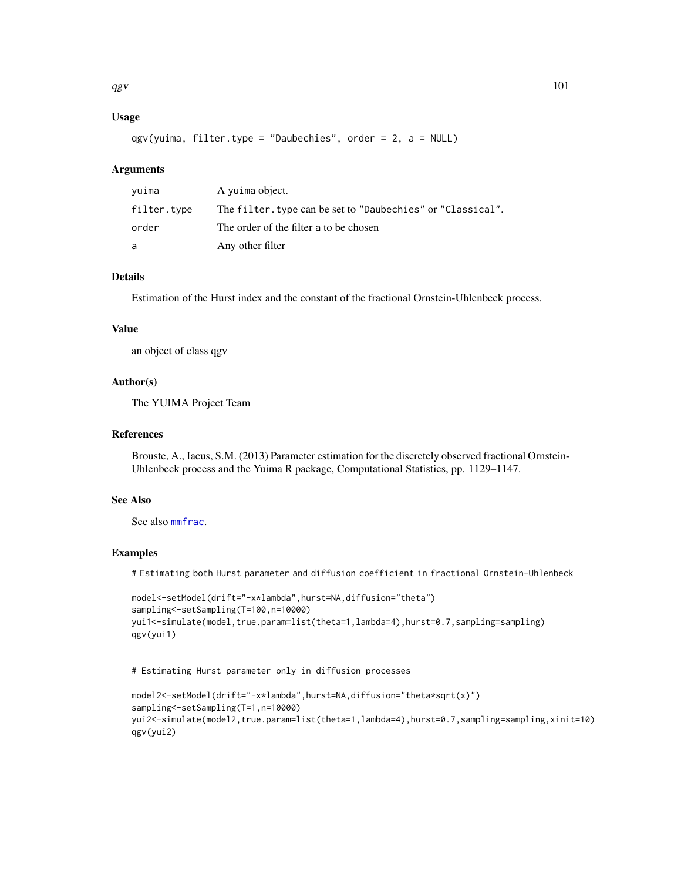### Usage

```
qgv(yuima, filter.type = "Daubechies", order = 2, a = NULL)
```

### Arguments

| | |
|---|---|
| yuima | A yuima object. |
| filter.type | The filter.type can be set to "Daubechies" or "Classical". |
| order | The order of the filter a to be chosen |
| a | Any other filter |

### Details

Estimation of the Hurst index and the constant of the fractional Ornstein-Uhlenbeck process.

### Value

an object of class qgv

### Author(s)

The YUIMA Project Team

### References

Brouste, A., Iacus, S.M. (2013) Parameter estimation for the discretely observed fractional Ornstein-Uhlenbeck process and the Yuima R package, Computational Statistics, pp. 1129–1147.

### See Also

See also mmfrac.

### Examples

```
# Estimating both Hurst parameter and diffusion coefficient in fractional Ornstein-Uhlenbeck

model<-setModel(drift="-x*lambda",hurst=NA,diffusion="theta")
sampling<-setSampling(T=100,n=10000)
yui1<-simulate(model,true.param=list(theta=1,lambda=4),hurst=0.7,sampling=sampling)
qgv(yui1)


# Estimating Hurst parameter only in diffusion processes

model2<-setModel(drift="-x*lambda",hurst=NA,diffusion="theta*sqrt(x)")
sampling<-setSampling(T=1,n=10000)
yui2<-simulate(model2,true.param=list(theta=1,lambda=4),hurst=0.7,sampling=sampling,xinit=10)
qgv(yui2)
```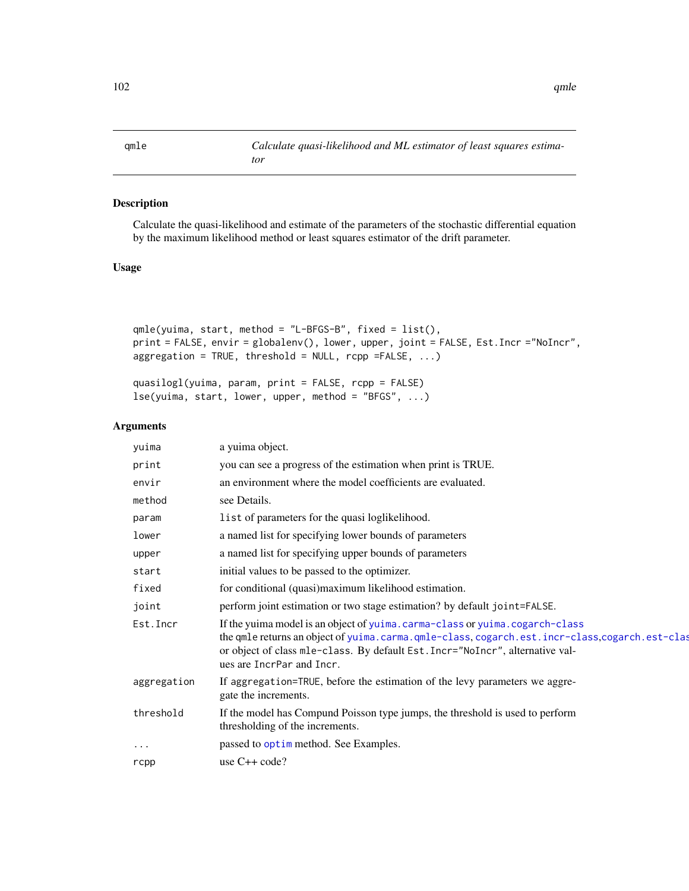## qmle — *Calculate quasi-likelihood and ML estimator of least squares estimator*

### Description

Calculate the quasi-likelihood and estimate of the parameters of the stochastic differential equation by the maximum likelihood method or least squares estimator of the drift parameter.

### Usage

```
qmle(yuima, start, method = "L-BFGS-B", fixed = list(),
print = FALSE, envir = globalenv(), lower, upper, joint = FALSE, Est.Incr ="NoIncr",
aggregation = TRUE, threshold = NULL, rcpp =FALSE, ...)

quasilogl(yuima, param, print = FALSE, rcpp = FALSE)
lse(yuima, start, lower, upper, method = "BFGS", ...)
```

### Arguments

| | |
|---|---|
| `yuima` | a yuima object. |
| `print` | you can see a progress of the estimation when print is TRUE. |
| `envir` | an environment where the model coefficients are evaluated. |
| `method` | see Details. |
| `param` | `list` of parameters for the quasi loglikelihood. |
| `lower` | a named list for specifying lower bounds of parameters |
| `upper` | a named list for specifying upper bounds of parameters |
| `start` | initial values to be passed to the optimizer. |
| `fixed` | for conditional (quasi)maximum likelihood estimation. |
| `joint` | perform joint estimation or two stage estimation? by default `joint=FALSE`. |
| `Est.Incr` | If the yuima model is an object of `yuima.carma-class` or `yuima.cogarch-class` the `qmle` returns an object of `yuima.carma.qmle-class`, `cogarch.est.incr-class`,`cogarch.est-class` or object of class `mle-class`. By default `Est.Incr="NoIncr"`, alternative values are `IncrPar` and `Incr`. |
| `aggregation` | If `aggregation=TRUE`, before the estimation of the levy parameters we aggregate the increments. |
| `threshold` | If the model has Compund Poisson type jumps, the threshold is used to perform thresholding of the increments. |
| `...` | passed to `optim` method. See Examples. |
| `rcpp` | use C++ code? |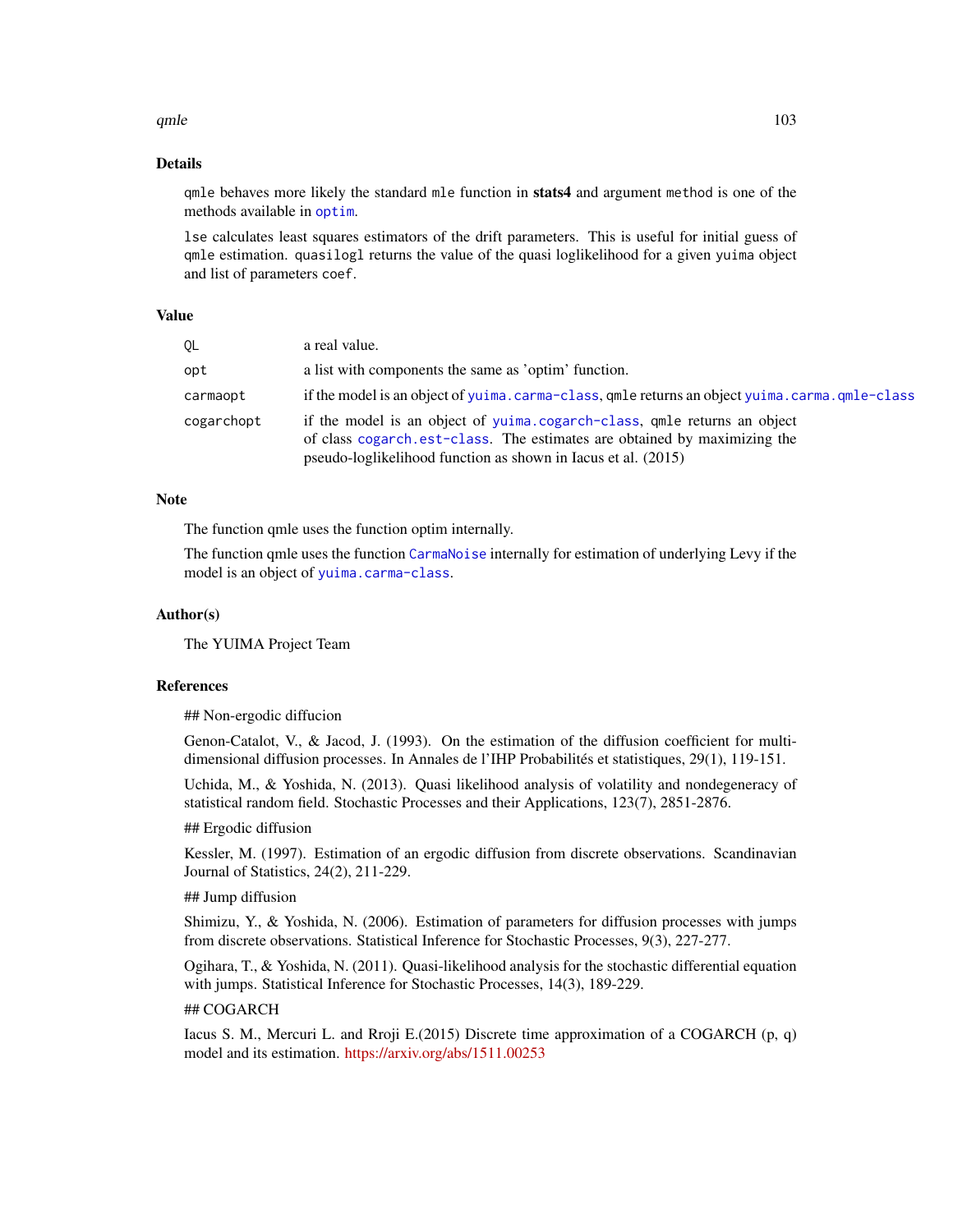## Details

`qmle` behaves more likely the standard `mle` function in **stats4** and argument `method` is one of the methods available in `optim`.

`lse` calculates least squares estimators of the drift parameters. This is useful for initial guess of `qmle` estimation. `quasilogl` returns the value of the quasi loglikelihood for a given `yuima` object and list of parameters `coef`.

## Value

| | |
|---|---|
| QL | a real value. |
| opt | a list with components the same as 'optim' function. |
| carmaopt | if the model is an object of `yuima.carma-class`, `qmle` returns an object `yuima.carma.qmle-class` |
| cogarchopt | if the model is an object of `yuima.cogarch-class`, `qmle` returns an object of class `cogarch.est-class`. The estimates are obtained by maximizing the pseudo-loglikelihood function as shown in Iacus et al. (2015) |

## Note

The function qmle uses the function optim internally.

The function qmle uses the function `CarmaNoise` internally for estimation of underlying Levy if the model is an object of `yuima.carma-class`.

## Author(s)

The YUIMA Project Team

## References

## Non-ergodic diffucion

Genon-Catalot, V., & Jacod, J. (1993). On the estimation of the diffusion coefficient for multi-dimensional diffusion processes. In Annales de l'IHP Probabilités et statistiques, 29(1), 119-151.

Uchida, M., & Yoshida, N. (2013). Quasi likelihood analysis of volatility and nondegeneracy of statistical random field. Stochastic Processes and their Applications, 123(7), 2851-2876.

## Ergodic diffusion

Kessler, M. (1997). Estimation of an ergodic diffusion from discrete observations. Scandinavian Journal of Statistics, 24(2), 211-229.

## Jump diffusion

Shimizu, Y., & Yoshida, N. (2006). Estimation of parameters for diffusion processes with jumps from discrete observations. Statistical Inference for Stochastic Processes, 9(3), 227-277.

Ogihara, T., & Yoshida, N. (2011). Quasi-likelihood analysis for the stochastic differential equation with jumps. Statistical Inference for Stochastic Processes, 14(3), 189-229.

## COGARCH

Iacus S. M., Mercuri L. and Rroji E.(2015) Discrete time approximation of a COGARCH (p, q) model and its estimation. https://arxiv.org/abs/1511.00253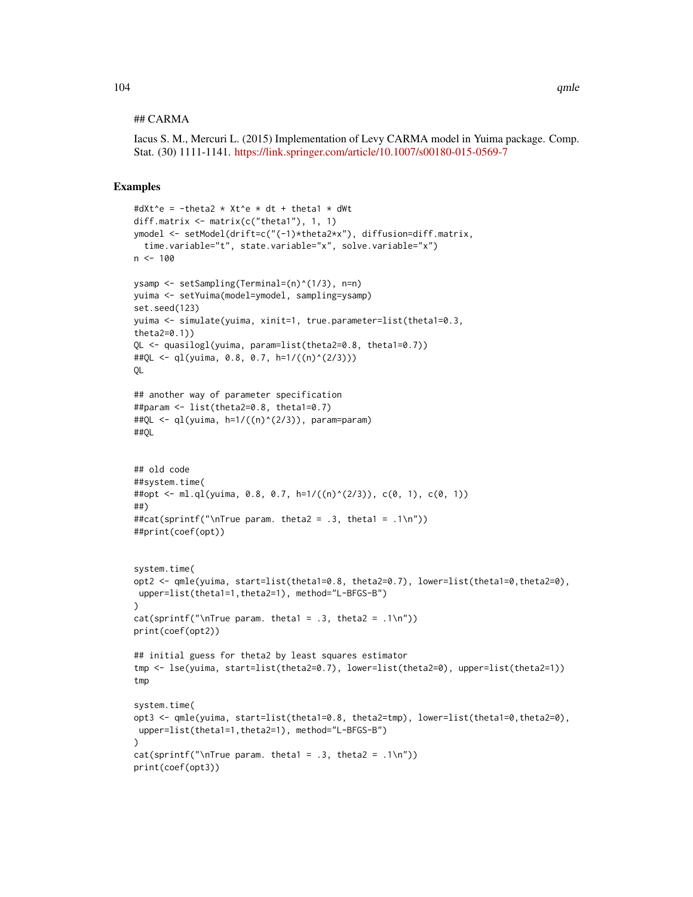## CARMA

Iacus S. M., Mercuri L. (2015) Implementation of Levy CARMA model in Yuima package. Comp. Stat. (30) 1111-1141. https://link.springer.com/article/10.1007/s00180-015-0569-7

### Examples

```
#dXt^e = -theta2 * Xt^e * dt + theta1 * dWt
diff.matrix <- matrix(c("theta1"), 1, 1)
ymodel <- setModel(drift=c("(-1)*theta2*x"), diffusion=diff.matrix,
  time.variable="t", state.variable="x", solve.variable="x")
n <- 100

ysamp <- setSampling(Terminal=(n)^(1/3), n=n)
yuima <- setYuima(model=ymodel, sampling=ysamp)
set.seed(123)
yuima <- simulate(yuima, xinit=1, true.parameter=list(theta1=0.3,
theta2=0.1))
QL <- quasilogl(yuima, param=list(theta2=0.8, theta1=0.7))
##QL <- ql(yuima, 0.8, 0.7, h=1/((n)^(2/3)))
QL

## another way of parameter specification
##param <- list(theta2=0.8, theta1=0.7)
##QL <- ql(yuima, h=1/((n)^(2/3)), param=param)
##QL


## old code
##system.time(
##opt <- ml.ql(yuima, 0.8, 0.7, h=1/((n)^(2/3)), c(0, 1), c(0, 1))
##)
##cat(sprintf("\nTrue param. theta2 = .3, theta1 = .1\n"))
##print(coef(opt))


system.time(
opt2 <- qmle(yuima, start=list(theta1=0.8, theta2=0.7), lower=list(theta1=0,theta2=0),
 upper=list(theta1=1,theta2=1), method="L-BFGS-B")
)
cat(sprintf("\nTrue param. theta1 = .3, theta2 = .1\n"))
print(coef(opt2))

## initial guess for theta2 by least squares estimator
tmp <- lse(yuima, start=list(theta2=0.7), lower=list(theta2=0), upper=list(theta2=1))
tmp

system.time(
opt3 <- qmle(yuima, start=list(theta1=0.8, theta2=tmp), lower=list(theta1=0,theta2=0),
 upper=list(theta1=1,theta2=1), method="L-BFGS-B")
)
cat(sprintf("\nTrue param. theta1 = .3, theta2 = .1\n"))
print(coef(opt3))
```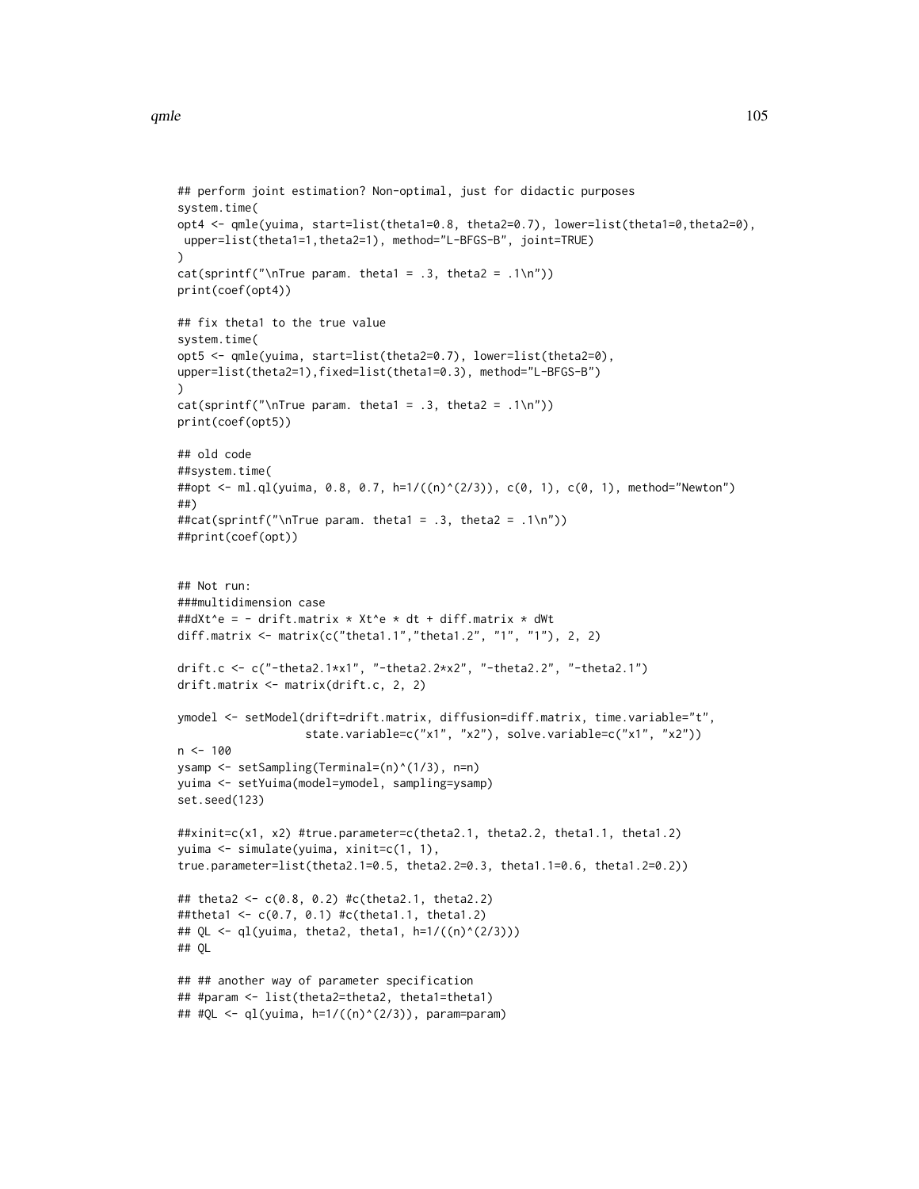```
## perform joint estimation? Non-optimal, just for didactic purposes
system.time(
opt4 <- qmle(yuima, start=list(theta1=0.8, theta2=0.7), lower=list(theta1=0,theta2=0),
 upper=list(theta1=1,theta2=1), method="L-BFGS-B", joint=TRUE)
)
cat(sprintf("\nTrue param. theta1 = .3, theta2 = .1\n"))
print(coef(opt4))

## fix theta1 to the true value
system.time(
opt5 <- qmle(yuima, start=list(theta2=0.7), lower=list(theta2=0),
upper=list(theta2=1),fixed=list(theta1=0.3), method="L-BFGS-B")
)
cat(sprintf("\nTrue param. theta1 = .3, theta2 = .1\n"))
print(coef(opt5))

## old code
##system.time(
##opt <- ml.ql(yuima, 0.8, 0.7, h=1/((n)^(2/3)), c(0, 1), c(0, 1), method="Newton")
##)
##cat(sprintf("\nTrue param. theta1 = .3, theta2 = .1\n"))
##print(coef(opt))


## Not run:
###multidimension case
##dXt^e = - drift.matrix * Xt^e * dt + diff.matrix * dWt
diff.matrix <- matrix(c("theta1.1","theta1.2", "1", "1"), 2, 2)

drift.c <- c("-theta2.1*x1", "-theta2.2*x2", "-theta2.2", "-theta2.1")
drift.matrix <- matrix(drift.c, 2, 2)

ymodel <- setModel(drift=drift.matrix, diffusion=diff.matrix, time.variable="t",
                   state.variable=c("x1", "x2"), solve.variable=c("x1", "x2"))
n <- 100
ysamp <- setSampling(Terminal=(n)^(1/3), n=n)
yuima <- setYuima(model=ymodel, sampling=ysamp)
set.seed(123)

##xinit=c(x1, x2) #true.parameter=c(theta2.1, theta2.2, theta1.1, theta1.2)
yuima <- simulate(yuima, xinit=c(1, 1),
true.parameter=list(theta2.1=0.5, theta2.2=0.3, theta1.1=0.6, theta1.2=0.2))

## theta2 <- c(0.8, 0.2) #c(theta2.1, theta2.2)
##theta1 <- c(0.7, 0.1) #c(theta1.1, theta1.2)
## QL <- ql(yuima, theta2, theta1, h=1/((n)^(2/3)))
## QL

## ## another way of parameter specification
## #param <- list(theta2=theta2, theta1=theta1)
## #QL <- ql(yuima, h=1/((n)^(2/3)), param=param)
```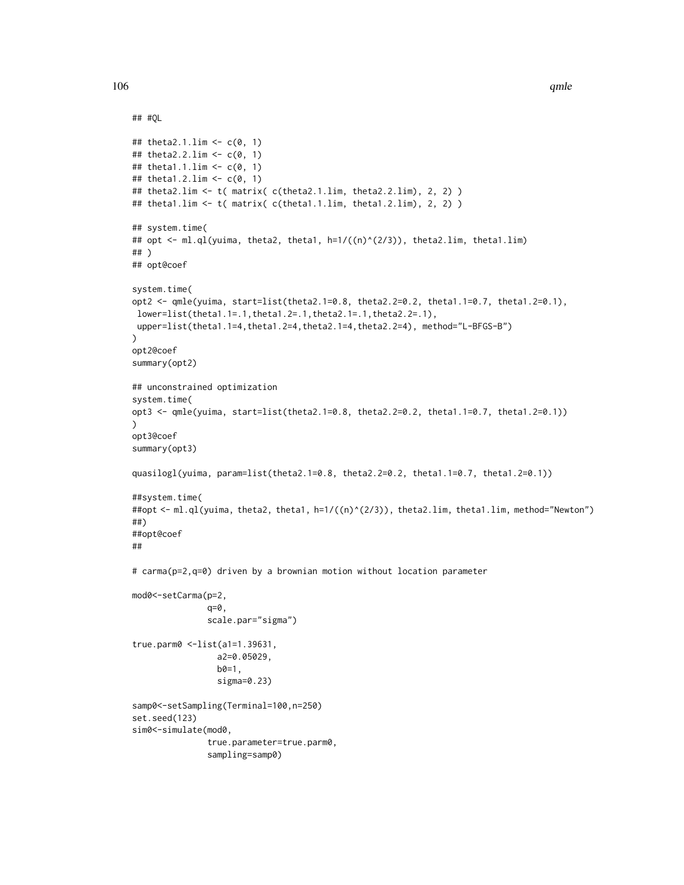```
## #QL

## theta2.1.lim <- c(0, 1)
## theta2.2.lim <- c(0, 1)
## theta1.1.lim <- c(0, 1)
## theta1.2.lim <- c(0, 1)
## theta2.lim <- t( matrix( c(theta2.1.lim, theta2.2.lim), 2, 2) )
## theta1.lim <- t( matrix( c(theta1.1.lim, theta1.2.lim), 2, 2) )

## system.time(
## opt <- ml.ql(yuima, theta2, theta1, h=1/((n)^(2/3)), theta2.lim, theta1.lim)
## )
## opt@coef

system.time(
opt2 <- qmle(yuima, start=list(theta2.1=0.8, theta2.2=0.2, theta1.1=0.7, theta1.2=0.1),
 lower=list(theta1.1=.1,theta1.2=.1,theta2.1=.1,theta2.2=.1),
 upper=list(theta1.1=4,theta1.2=4,theta2.1=4,theta2.2=4), method="L-BFGS-B")
)
opt2@coef
summary(opt2)

## unconstrained optimization
system.time(
opt3 <- qmle(yuima, start=list(theta2.1=0.8, theta2.2=0.2, theta1.1=0.7, theta1.2=0.1))
)
opt3@coef
summary(opt3)

quasilogl(yuima, param=list(theta2.1=0.8, theta2.2=0.2, theta1.1=0.7, theta1.2=0.1))

##system.time(
##opt <- ml.ql(yuima, theta2, theta1, h=1/((n)^(2/3)), theta2.lim, theta1.lim, method="Newton")
##)
##opt@coef
##

# carma(p=2,q=0) driven by a brownian motion without location parameter

mod0<-setCarma(p=2,
               q=0,
               scale.par="sigma")

true.parm0 <-list(a1=1.39631,
                 a2=0.05029,
                 b0=1,
                 sigma=0.23)

samp0<-setSampling(Terminal=100,n=250)
set.seed(123)
sim0<-simulate(mod0,
               true.parameter=true.parm0,
               sampling=samp0)
```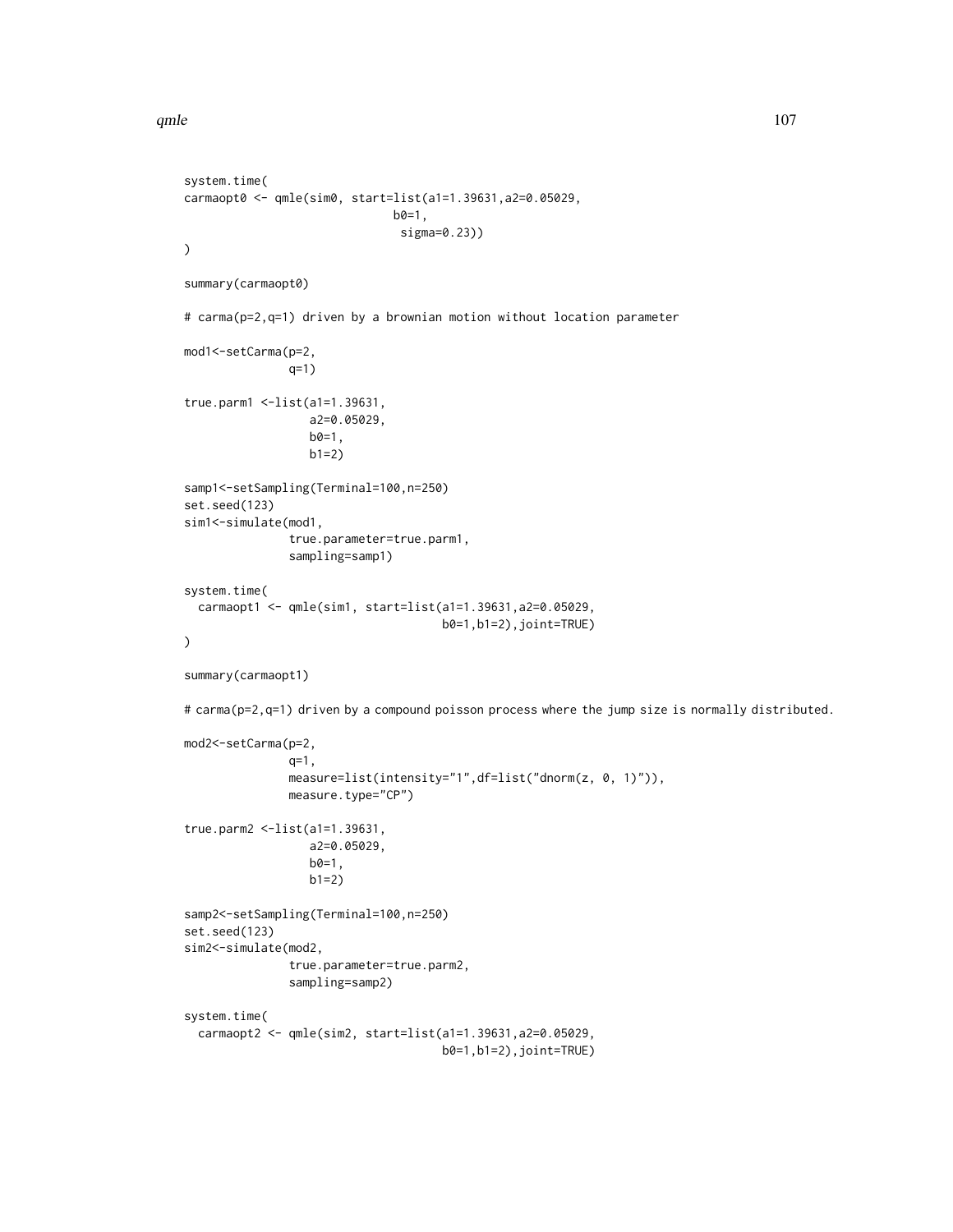```
system.time(
carmaopt0 <- qmle(sim0, start=list(a1=1.39631,a2=0.05029,
                                b0=1,
                                 sigma=0.23))
)

summary(carmaopt0)

# carma(p=2,q=1) driven by a brownian motion without location parameter

mod1<-setCarma(p=2,
               q=1)

true.parm1 <-list(a1=1.39631,
                  a2=0.05029,
                  b0=1,
                  b1=2)

samp1<-setSampling(Terminal=100,n=250)
set.seed(123)
sim1<-simulate(mod1,
               true.parameter=true.parm1,
               sampling=samp1)

system.time(
  carmaopt1 <- qmle(sim1, start=list(a1=1.39631,a2=0.05029,
                                      b0=1,b1=2),joint=TRUE)
)

summary(carmaopt1)

# carma(p=2,q=1) driven by a compound poisson process where the jump size is normally distributed.

mod2<-setCarma(p=2,
               q=1,
               measure=list(intensity="1",df=list("dnorm(z, 0, 1)")),
               measure.type="CP")

true.parm2 <-list(a1=1.39631,
                  a2=0.05029,
                  b0=1,
                  b1=2)

samp2<-setSampling(Terminal=100,n=250)
set.seed(123)
sim2<-simulate(mod2,
               true.parameter=true.parm2,
               sampling=samp2)

system.time(
  carmaopt2 <- qmle(sim2, start=list(a1=1.39631,a2=0.05029,
                                      b0=1,b1=2),joint=TRUE)
```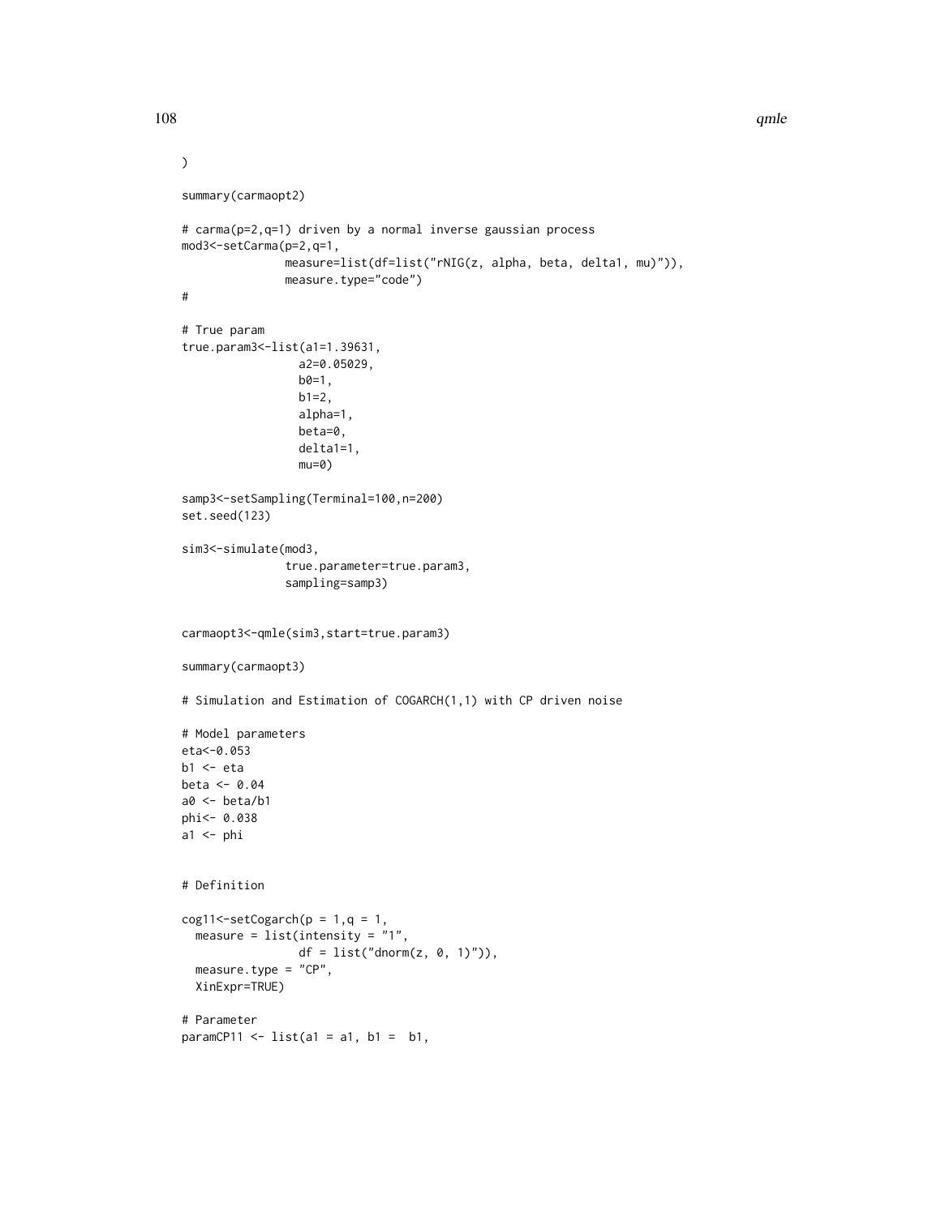```
)

summary(carmaopt2)

# carma(p=2,q=1) driven by a normal inverse gaussian process
mod3<-setCarma(p=2,q=1,
               measure=list(df=list("rNIG(z, alpha, beta, delta1, mu)")),
               measure.type="code")
#

# True param
true.param3<-list(a1=1.39631,
                 a2=0.05029,
                 b0=1,
                 b1=2,
                 alpha=1,
                 beta=0,
                 delta1=1,
                 mu=0)

samp3<-setSampling(Terminal=100,n=200)
set.seed(123)

sim3<-simulate(mod3,
               true.parameter=true.param3,
               sampling=samp3)


carmaopt3<-qmle(sim3,start=true.param3)

summary(carmaopt3)

# Simulation and Estimation of COGARCH(1,1) with CP driven noise

# Model parameters
eta<-0.053
b1 <- eta
beta <- 0.04
a0 <- beta/b1
phi<- 0.038
a1 <- phi


# Definition

cog11<-setCogarch(p = 1,q = 1,
  measure = list(intensity = "1",
                 df = list("dnorm(z, 0, 1)")),
  measure.type = "CP",
  XinExpr=TRUE)

# Parameter
paramCP11 <- list(a1 = a1, b1 =  b1,
```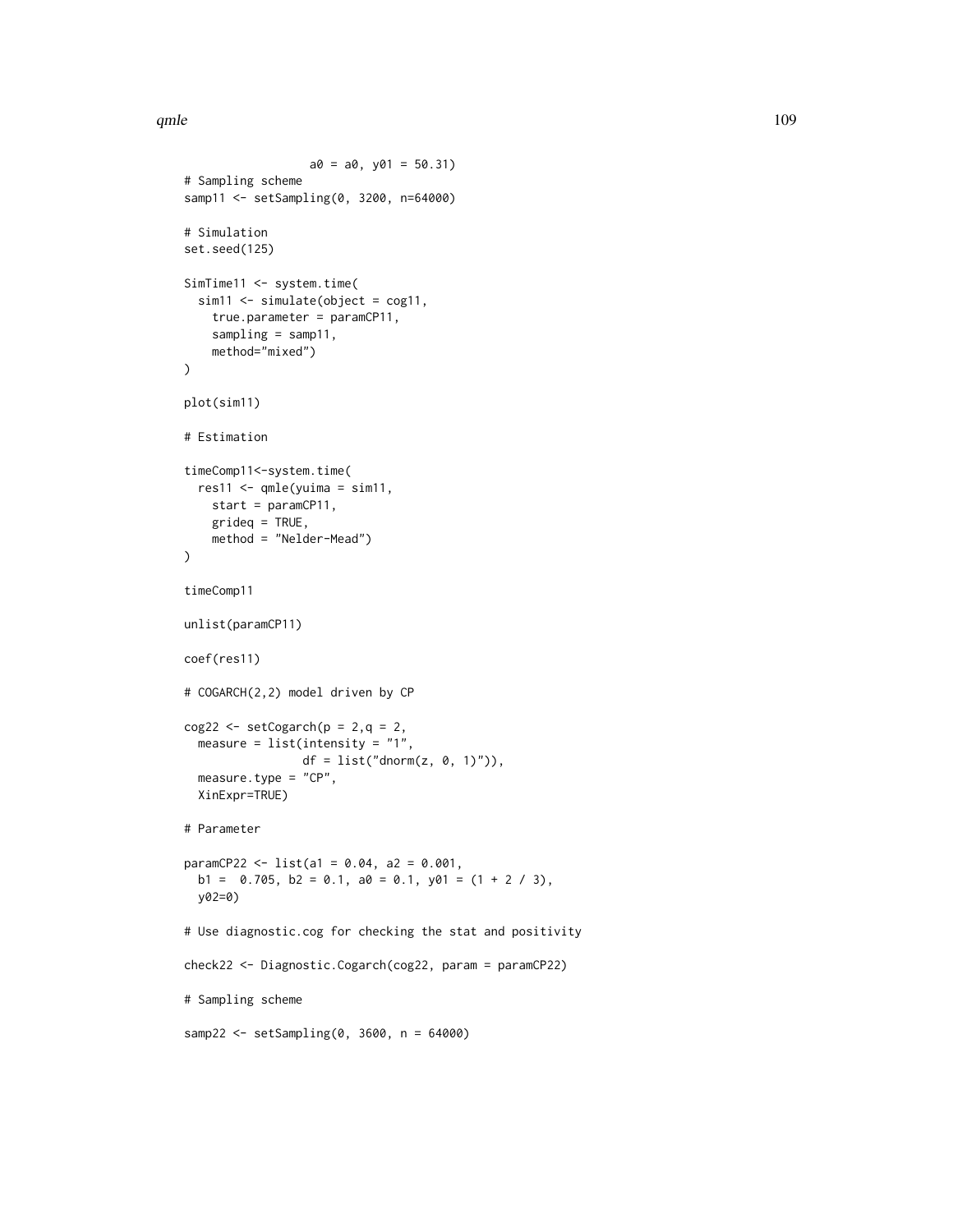```
                  a0 = a0, y01 = 50.31)
# Sampling scheme
samp11 <- setSampling(0, 3200, n=64000)

# Simulation
set.seed(125)

SimTime11 <- system.time(
  sim11 <- simulate(object = cog11,
    true.parameter = paramCP11,
    sampling = samp11,
    method="mixed")
)

plot(sim11)

# Estimation

timeComp11<-system.time(
  res11 <- qmle(yuima = sim11,
    start = paramCP11,
    grideq = TRUE,
    method = "Nelder-Mead")
)

timeComp11

unlist(paramCP11)

coef(res11)

# COGARCH(2,2) model driven by CP

cog22 <- setCogarch(p = 2,q = 2,
  measure = list(intensity = "1",
                 df = list("dnorm(z, 0, 1)")),
  measure.type = "CP",
  XinExpr=TRUE)

# Parameter

paramCP22 <- list(a1 = 0.04, a2 = 0.001,
  b1 =  0.705, b2 = 0.1, a0 = 0.1, y01 = (1 + 2 / 3),
  y02=0)

# Use diagnostic.cog for checking the stat and positivity

check22 <- Diagnostic.Cogarch(cog22, param = paramCP22)

# Sampling scheme

samp22 <- setSampling(0, 3600, n = 64000)
```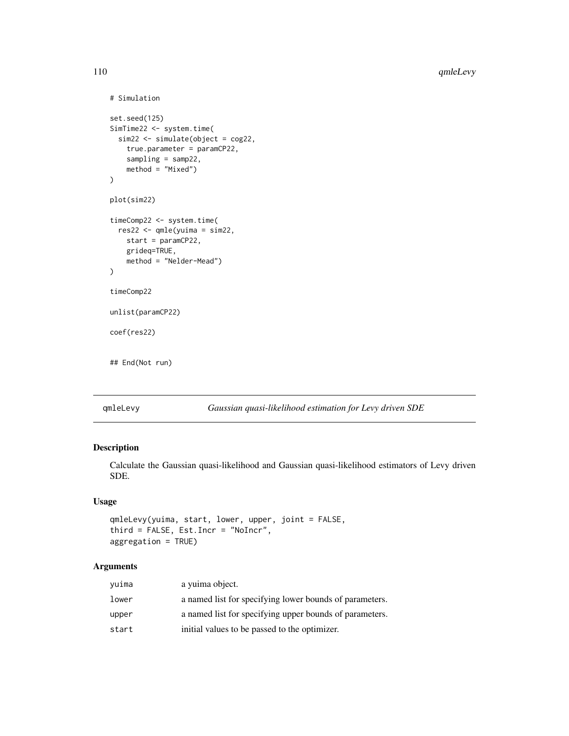```
# Simulation

set.seed(125)
SimTime22 <- system.time(
  sim22 <- simulate(object = cog22,
    true.parameter = paramCP22,
    sampling = samp22,
    method = "Mixed")
)

plot(sim22)

timeComp22 <- system.time(
  res22 <- qmle(yuima = sim22,
    start = paramCP22,
    grideq=TRUE,
    method = "Nelder-Mead")
)

timeComp22

unlist(paramCP22)

coef(res22)


## End(Not run)
```

---

qmleLevy — *Gaussian quasi-likelihood estimation for Levy driven SDE*

---

## Description

Calculate the Gaussian quasi-likelihood and Gaussian quasi-likelihood estimators of Levy driven SDE.

## Usage

```
qmleLevy(yuima, start, lower, upper, joint = FALSE,
third = FALSE, Est.Incr = "NoIncr",
aggregation = TRUE)
```

## Arguments

| | |
|---|---|
| yuima | a yuima object. |
| lower | a named list for specifying lower bounds of parameters. |
| upper | a named list for specifying upper bounds of parameters. |
| start | initial values to be passed to the optimizer. |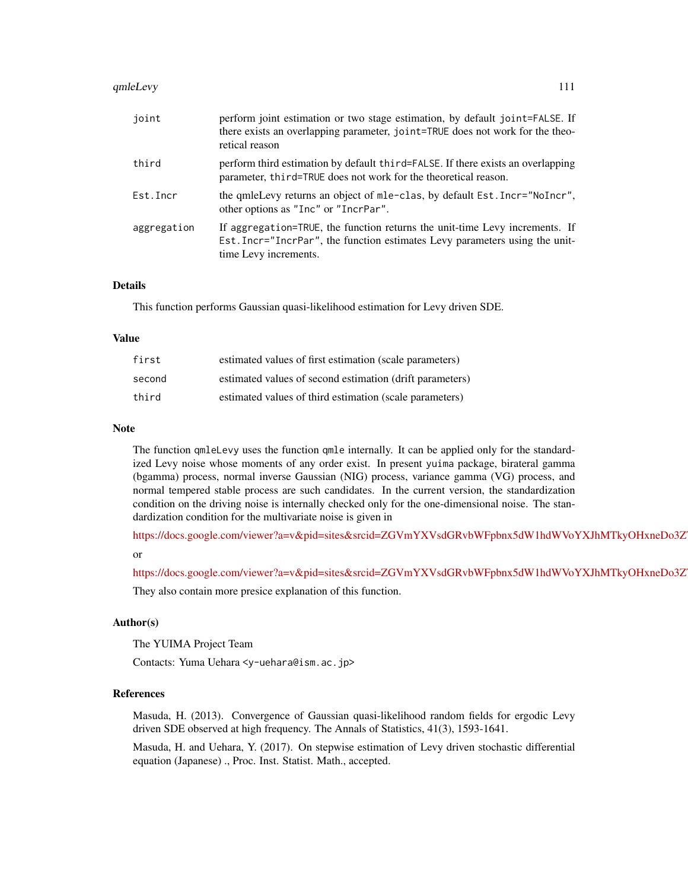| | |
|---|---|
| `joint` | perform joint estimation or two stage estimation, by default `joint=FALSE`. If there exists an overlapping parameter, `joint=TRUE` does not work for the theoretical reason |
| `third` | perform third estimation by default `third=FALSE`. If there exists an overlapping parameter, `third=TRUE` does not work for the theoretical reason. |
| `Est.Incr` | the qmleLevy returns an object of `mle-clas`, by default `Est.Incr="NoIncr"`, other options as `"Inc"` or `"IncrPar"`. |
| `aggregation` | If `aggregation=TRUE`, the function returns the unit-time Levy increments. If `Est.Incr="IncrPar"`, the function estimates Levy parameters using the unit-time Levy increments. |

## Details

This function performs Gaussian quasi-likelihood estimation for Levy driven SDE.

## Value

| | |
|---|---|
| `first` | estimated values of first estimation (scale parameters) |
| `second` | estimated values of second estimation (drift parameters) |
| `third` | estimated values of third estimation (scale parameters) |

## Note

The function `qmleLevy` uses the function `qmle` internally. It can be applied only for the standardized Levy noise whose moments of any order exist. In present `yuima` package, birateral gamma (bgamma) process, normal inverse Gaussian (NIG) process, variance gamma (VG) process, and normal tempered stable process are such candidates. In the current version, the standardization condition on the driving noise is internally checked only for the one-dimensional noise. The standardization condition for the multivariate noise is given in

https://docs.google.com/viewer?a=v&pid=sites&srcid=ZGVmYXVsdGRvbWFpbnx5dW1hdWVoYXJhMTkyOHxneDo3Z

or

https://docs.google.com/viewer?a=v&pid=sites&srcid=ZGVmYXVsdGRvbWFpbnx5dW1hdWVoYXJhMTkyOHxneDo3Z

They also contain more presice explanation of this function.

## Author(s)

The YUIMA Project Team

Contacts: Yuma Uehara <y-uehara@ism.ac.jp>

## References

Masuda, H. (2013). Convergence of Gaussian quasi-likelihood random fields for ergodic Levy driven SDE observed at high frequency. The Annals of Statistics, 41(3), 1593-1641.

Masuda, H. and Uehara, Y. (2017). On stepwise estimation of Levy driven stochastic differential equation (Japanese) ., Proc. Inst. Statist. Math., accepted.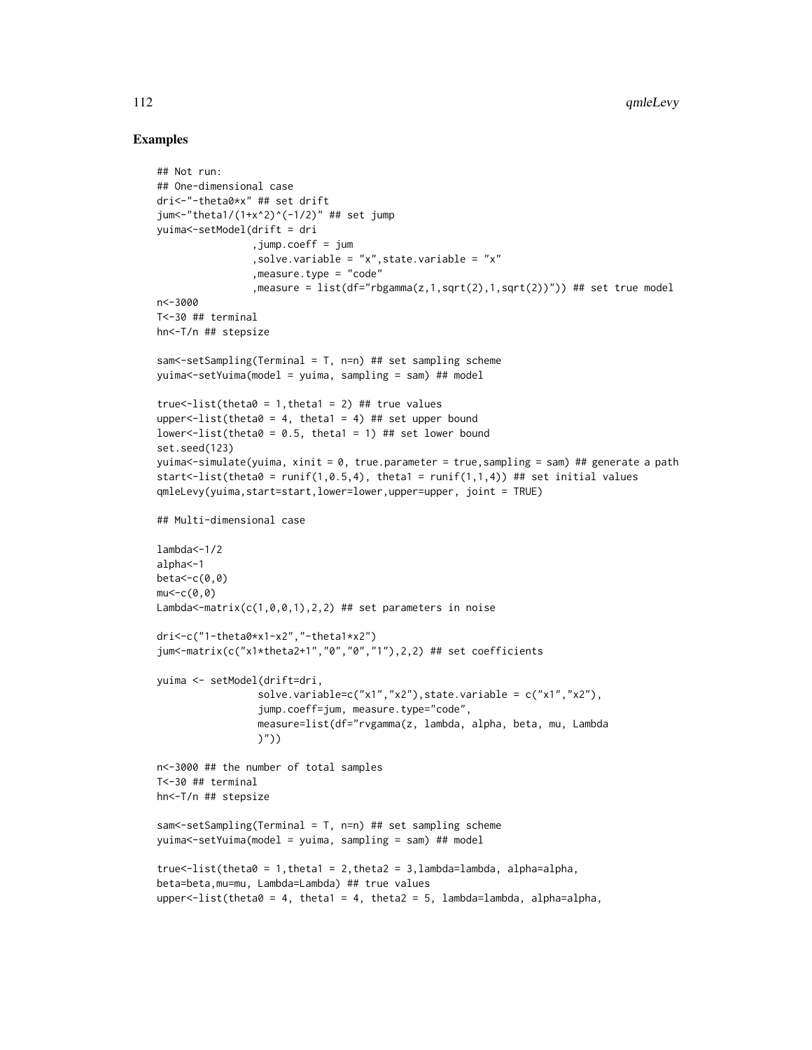## Examples

```
## Not run:
## One-dimensional case
dri<-"-theta0*x" ## set drift
jum<-"theta1/(1+x^2)^(-1/2)" ## set jump
yuima<-setModel(drift = dri
                ,jump.coeff = jum
                ,solve.variable = "x",state.variable = "x"
                ,measure.type = "code"
                ,measure = list(df="rbgamma(z,1,sqrt(2),1,sqrt(2))")) ## set true model
n<-3000
T<-30 ## terminal
hn<-T/n ## stepsize

sam<-setSampling(Terminal = T, n=n) ## set sampling scheme
yuima<-setYuima(model = yuima, sampling = sam) ## model

true<-list(theta0 = 1,theta1 = 2) ## true values
upper<-list(theta0 = 4, theta1 = 4) ## set upper bound
lower<-list(theta0 = 0.5, theta1 = 1) ## set lower bound
set.seed(123)
yuima<-simulate(yuima, xinit = 0, true.parameter = true,sampling = sam) ## generate a path
start<-list(theta0 = runif(1,0.5,4), theta1 = runif(1,1,4)) ## set initial values
qmleLevy(yuima,start=start,lower=lower,upper=upper, joint = TRUE)

## Multi-dimensional case

lambda<-1/2
alpha<-1
beta<-c(0,0)
mu<-c(0,0)
Lambda<-matrix(c(1,0,0,1),2,2) ## set parameters in noise

dri<-c("1-theta0*x1-x2","-theta1*x2")
jum<-matrix(c("x1*theta2+1","0","0","1"),2,2) ## set coefficients

yuima <- setModel(drift=dri,
                 solve.variable=c("x1","x2"),state.variable = c("x1","x2"),
                 jump.coeff=jum, measure.type="code",
                 measure=list(df="rvgamma(z, lambda, alpha, beta, mu, Lambda
                 )"))

n<-3000 ## the number of total samples
T<-30 ## terminal
hn<-T/n ## stepsize

sam<-setSampling(Terminal = T, n=n) ## set sampling scheme
yuima<-setYuima(model = yuima, sampling = sam) ## model

true<-list(theta0 = 1,theta1 = 2,theta2 = 3,lambda=lambda, alpha=alpha,
beta=beta,mu=mu, Lambda=Lambda) ## true values
upper<-list(theta0 = 4, theta1 = 4, theta2 = 5, lambda=lambda, alpha=alpha,
```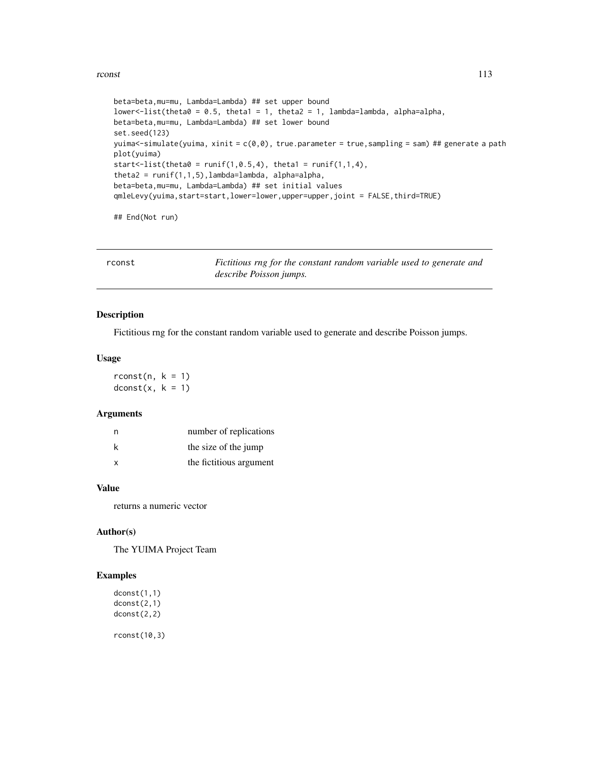```
beta=beta,mu=mu, Lambda=Lambda) ## set upper bound
lower<-list(theta0 = 0.5, theta1 = 1, theta2 = 1, lambda=lambda, alpha=alpha,
beta=beta,mu=mu, Lambda=Lambda) ## set lower bound
set.seed(123)
yuima<-simulate(yuima, xinit = c(0,0), true.parameter = true,sampling = sam) ## generate a path
plot(yuima)
start<-list(theta0 = runif(1,0.5,4), theta1 = runif(1,1,4),
theta2 = runif(1,1,5),lambda=lambda, alpha=alpha,
beta=beta,mu=mu, Lambda=Lambda) ## set initial values
qmleLevy(yuima,start=start,lower=lower,upper=upper,joint = FALSE,third=TRUE)

## End(Not run)
```

---

# rconst — *Fictitious rng for the constant random variable used to generate and describe Poisson jumps.*

## Description

Fictitious rng for the constant random variable used to generate and describe Poisson jumps.

## Usage

```
rconst(n, k = 1)
dconst(x, k = 1)
```

## Arguments

| | |
|---|---|
| n | number of replications |
| k | the size of the jump |
| x | the fictitious argument |

## Value

returns a numeric vector

## Author(s)

The YUIMA Project Team

## Examples

```
dconst(1,1)
dconst(2,1)
dconst(2,2)

rconst(10,3)
```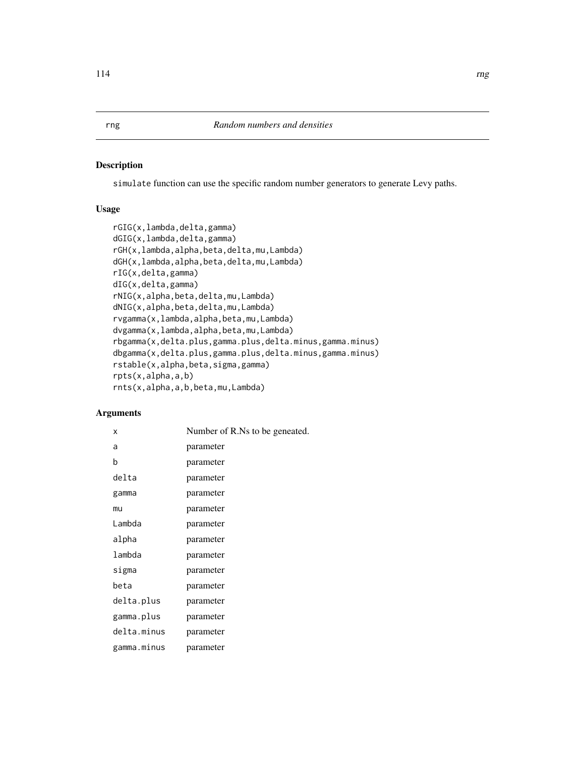rng *Random numbers and densities*

## Description

simulate function can use the specific random number generators to generate Levy paths.

## Usage

```
rGIG(x,lambda,delta,gamma)
dGIG(x,lambda,delta,gamma)
rGH(x,lambda,alpha,beta,delta,mu,Lambda)
dGH(x,lambda,alpha,beta,delta,mu,Lambda)
rIG(x,delta,gamma)
dIG(x,delta,gamma)
rNIG(x,alpha,beta,delta,mu,Lambda)
dNIG(x,alpha,beta,delta,mu,Lambda)
rvgamma(x,lambda,alpha,beta,mu,Lambda)
dvgamma(x,lambda,alpha,beta,mu,Lambda)
rbgamma(x,delta.plus,gamma.plus,delta.minus,gamma.minus)
dbgamma(x,delta.plus,gamma.plus,delta.minus,gamma.minus)
rstable(x,alpha,beta,sigma,gamma)
rpts(x,alpha,a,b)
rnts(x,alpha,a,b,beta,mu,Lambda)
```

## Arguments

| | |
|---|---|
| x | Number of R.Ns to be geneated. |
| a | parameter |
| b | parameter |
| delta | parameter |
| gamma | parameter |
| mu | parameter |
| Lambda | parameter |
| alpha | parameter |
| lambda | parameter |
| sigma | parameter |
| beta | parameter |
| delta.plus | parameter |
| gamma.plus | parameter |
| delta.minus | parameter |
| gamma.minus | parameter |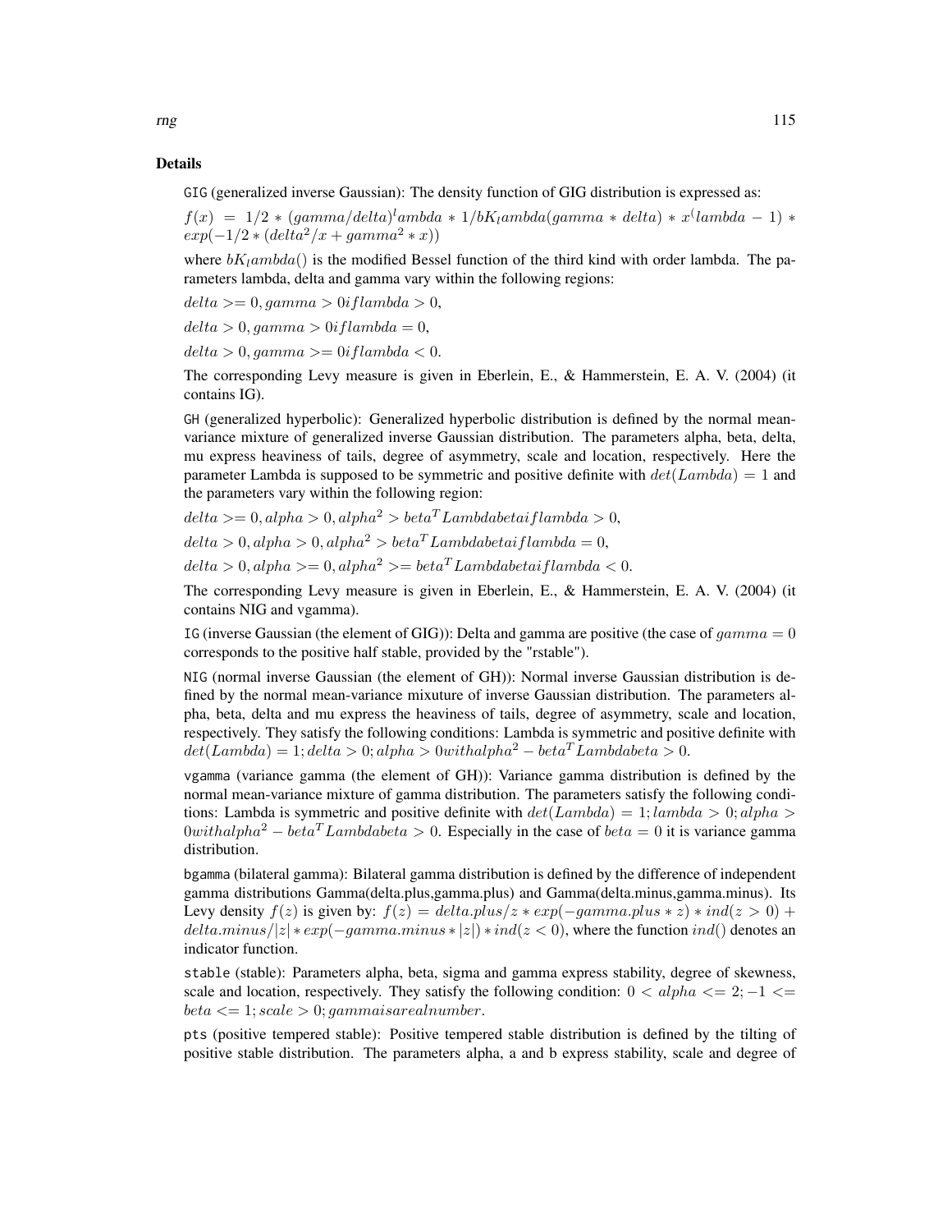## Details

GIG (generalized inverse Gaussian): The density function of GIG distribution is expressed as:

$f(x) = 1/2 * (gamma/delta)^lambda * 1/bK_lambda(gamma * delta) * x^(lambda - 1) * exp(-1/2 * (delta^2/x + gamma^2 * x))$

where $bK_lambda()$ is the modified Bessel function of the third kind with order lambda. The parameters lambda, delta and gamma vary within the following regions:

$delta >= 0, gamma > 0 if lambda > 0,$

$delta > 0, gamma > 0 if lambda = 0,$

$delta > 0, gamma >= 0 if lambda < 0.$

The corresponding Levy measure is given in Eberlein, E., & Hammerstein, E. A. V. (2004) (it contains IG).

GH (generalized hyperbolic): Generalized hyperbolic distribution is defined by the normal mean-variance mixture of generalized inverse Gaussian distribution. The parameters alpha, beta, delta, mu express heaviness of tails, degree of asymmetry, scale and location, respectively. Here the parameter Lambda is supposed to be symmetric and positive definite with $det(Lambda) = 1$ and the parameters vary within the following region:

$delta >= 0, alpha > 0, alpha^2 > beta^T Lambda beta if lambda > 0,$

$delta > 0, alpha > 0, alpha^2 > beta^T Lambda beta if lambda = 0,$

$delta > 0, alpha >= 0, alpha^2 >= beta^T Lambda beta if lambda < 0.$

The corresponding Levy measure is given in Eberlein, E., & Hammerstein, E. A. V. (2004) (it contains NIG and vgamma).

IG (inverse Gaussian (the element of GIG)): Delta and gamma are positive (the case of $gamma = 0$ corresponds to the positive half stable, provided by the "rstable").

NIG (normal inverse Gaussian (the element of GH)): Normal inverse Gaussian distribution is defined by the normal mean-variance mixuture of inverse Gaussian distribution. The parameters alpha, beta, delta and mu express the heaviness of tails, degree of asymmetry, scale and location, respectively. They satisfy the following conditions: Lambda is symmetric and positive definite with $det(Lambda) = 1; delta > 0; alpha > 0 with alpha^2 - beta^T Lambda beta > 0.$

vgamma (variance gamma (the element of GH)): Variance gamma distribution is defined by the normal mean-variance mixture of gamma distribution. The parameters satisfy the following conditions: Lambda is symmetric and positive definite with $det(Lambda) = 1; lambda > 0; alpha > 0 with alpha^2 - beta^T Lambda beta > 0.$ Especially in the case of $beta = 0$ it is variance gamma distribution.

bgamma (bilateral gamma): Bilateral gamma distribution is defined by the difference of independent gamma distributions Gamma(delta.plus,gamma.plus) and Gamma(delta.minus,gamma.minus). Its Levy density $f(z)$ is given by: $f(z) = delta.plus/z * exp(-gamma.plus * z) * ind(z > 0) + delta.minus/|z| * exp(-gamma.minus * |z|) * ind(z < 0)$, where the function $ind()$ denotes an indicator function.

stable (stable): Parameters alpha, beta, sigma and gamma express stability, degree of skewness, scale and location, respectively. They satisfy the following condition: $0 < alpha <= 2; -1 <= beta <= 1; scale > 0; gamma is a real number.$

pts (positive tempered stable): Positive tempered stable distribution is defined by the tilting of positive stable distribution. The parameters alpha, a and b express stability, scale and degree of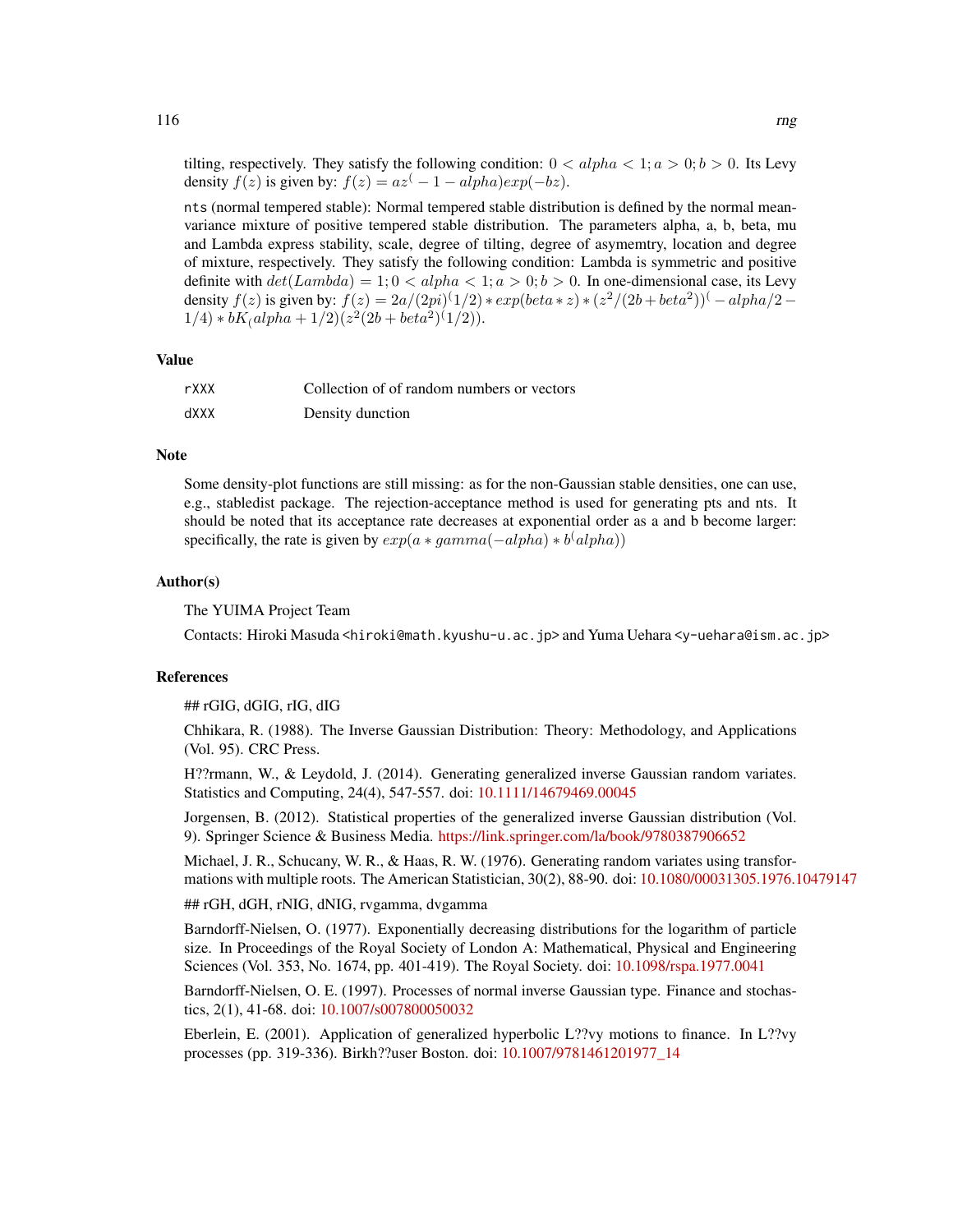tilting, respectively. They satisfy the following condition: $0 < alpha < 1; a > 0; b > 0$. Its Levy density $f(z)$ is given by: $f(z) = az^(-1 - alpha)exp(-bz)$.

`nts` (normal tempered stable): Normal tempered stable distribution is defined by the normal mean-variance mixture of positive tempered stable distribution. The parameters alpha, a, b, beta, mu and Lambda express stability, scale, degree of tilting, degree of asymemtry, location and degree of mixture, respectively. They satisfy the following condition: Lambda is symmetric and positive definite with $det(Lambda) = 1; 0 < alpha < 1; a > 0; b > 0$. In one-dimensional case, its Levy density $f(z)$ is given by: $f(z) = 2a/(2pi)^(1/2) * exp(beta * z) * (z^2/(2b + beta^2))^(-alpha/2 - 1/4) * bK_(alpha + 1/2)(z^2(2b + beta^2)^(1/2))$.

### Value

| | |
|---|---|
| `rXXX` | Collection of of random numbers or vectors |
| `dXXX` | Density dunction |

### Note

Some density-plot functions are still missing: as for the non-Gaussian stable densities, one can use, e.g., stabledist package. The rejection-acceptance method is used for generating pts and nts. It should be noted that its acceptance rate decreases at exponential order as a and b become larger: specifically, the rate is given by $exp(a * gamma(-alpha) * b^(alpha))$

### Author(s)

The YUIMA Project Team

Contacts: Hiroki Masuda <`hiroki@math.kyushu-u.ac.jp`> and Yuma Uehara <`y-uehara@ism.ac.jp`>

### References

## rGIG, dGIG, rIG, dIG

Chhikara, R. (1988). The Inverse Gaussian Distribution: Theory: Methodology, and Applications (Vol. 95). CRC Press.

H??rmann, W., & Leydold, J. (2014). Generating generalized inverse Gaussian random variates. Statistics and Computing, 24(4), 547-557. doi: 10.1111/14679469.00045

Jorgensen, B. (2012). Statistical properties of the generalized inverse Gaussian distribution (Vol. 9). Springer Science & Business Media. https://link.springer.com/la/book/9780387906652

Michael, J. R., Schucany, W. R., & Haas, R. W. (1976). Generating random variates using transformations with multiple roots. The American Statistician, 30(2), 88-90. doi: 10.1080/00031305.1976.10479147

## rGH, dGH, rNIG, dNIG, rvgamma, dvgamma

Barndorff-Nielsen, O. (1977). Exponentially decreasing distributions for the logarithm of particle size. In Proceedings of the Royal Society of London A: Mathematical, Physical and Engineering Sciences (Vol. 353, No. 1674, pp. 401-419). The Royal Society. doi: 10.1098/rspa.1977.0041

Barndorff-Nielsen, O. E. (1997). Processes of normal inverse Gaussian type. Finance and stochastics, 2(1), 41-68. doi: 10.1007/s007800050032

Eberlein, E. (2001). Application of generalized hyperbolic L??vy motions to finance. In L??vy processes (pp. 319-336). Birkh??user Boston. doi: 10.1007/9781461201977_14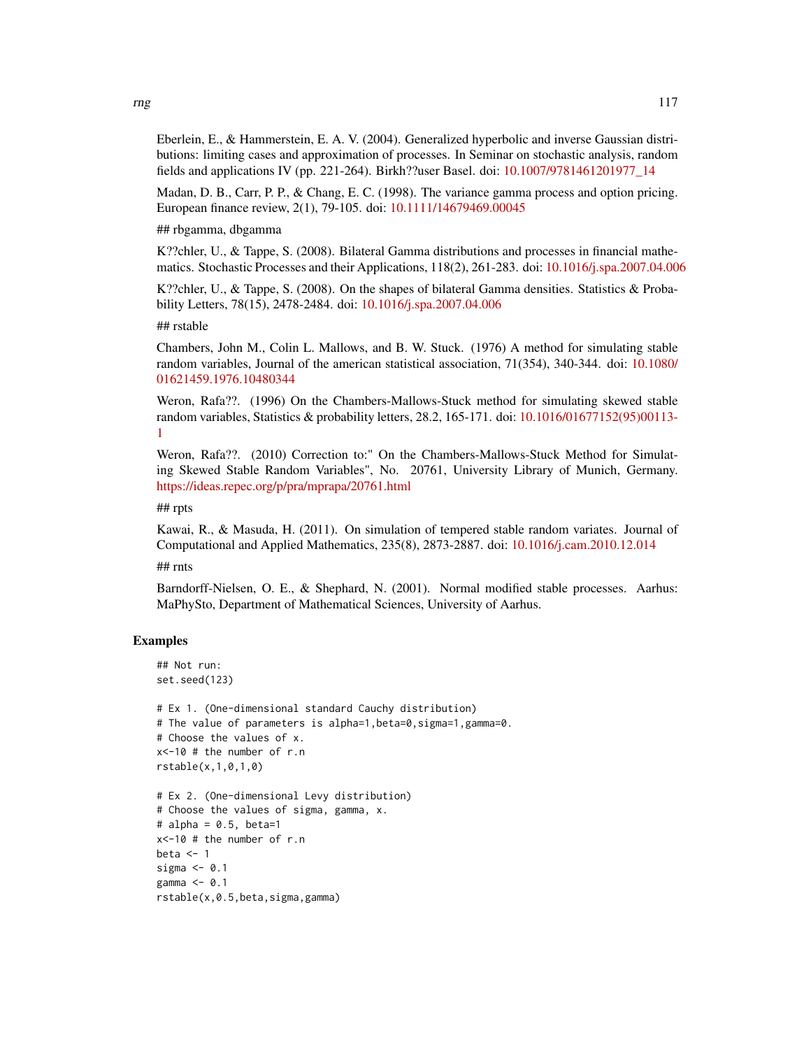Eberlein, E., & Hammerstein, E. A. V. (2004). Generalized hyperbolic and inverse Gaussian distributions: limiting cases and approximation of processes. In Seminar on stochastic analysis, random fields and applications IV (pp. 221-264). Birkh??user Basel. doi: 10.1007/9781461201977_14

Madan, D. B., Carr, P. P., & Chang, E. C. (1998). The variance gamma process and option pricing. European finance review, 2(1), 79-105. doi: 10.1111/14679469.00045

## rbgamma, dbgamma

K??chler, U., & Tappe, S. (2008). Bilateral Gamma distributions and processes in financial mathematics. Stochastic Processes and their Applications, 118(2), 261-283. doi: 10.1016/j.spa.2007.04.006

K??chler, U., & Tappe, S. (2008). On the shapes of bilateral Gamma densities. Statistics & Probability Letters, 78(15), 2478-2484. doi: 10.1016/j.spa.2007.04.006

## rstable

Chambers, John M., Colin L. Mallows, and B. W. Stuck. (1976) A method for simulating stable random variables, Journal of the american statistical association, 71(354), 340-344. doi: 10.1080/01621459.1976.10480344

Weron, Rafa??. (1996) On the Chambers-Mallows-Stuck method for simulating skewed stable random variables, Statistics & probability letters, 28.2, 165-171. doi: 10.1016/01677152(95)00113-1

Weron, Rafa??. (2010) Correction to:" On the Chambers-Mallows-Stuck Method for Simulating Skewed Stable Random Variables", No. 20761, University Library of Munich, Germany. https://ideas.repec.org/p/pra/mprapa/20761.html

## rpts

Kawai, R., & Masuda, H. (2011). On simulation of tempered stable random variates. Journal of Computational and Applied Mathematics, 235(8), 2873-2887. doi: 10.1016/j.cam.2010.12.014

## rnts

Barndorff-Nielsen, O. E., & Shephard, N. (2001). Normal modified stable processes. Aarhus: MaPhySto, Department of Mathematical Sciences, University of Aarhus.

### Examples

```
## Not run:
set.seed(123)

# Ex 1. (One-dimensional standard Cauchy distribution)
# The value of parameters is alpha=1,beta=0,sigma=1,gamma=0.
# Choose the values of x.
x<-10 # the number of r.n
rstable(x,1,0,1,0)

# Ex 2. (One-dimensional Levy distribution)
# Choose the values of sigma, gamma, x.
# alpha = 0.5, beta=1
x<-10 # the number of r.n
beta <- 1
sigma <- 0.1
gamma <- 0.1
rstable(x,0.5,beta,sigma,gamma)
```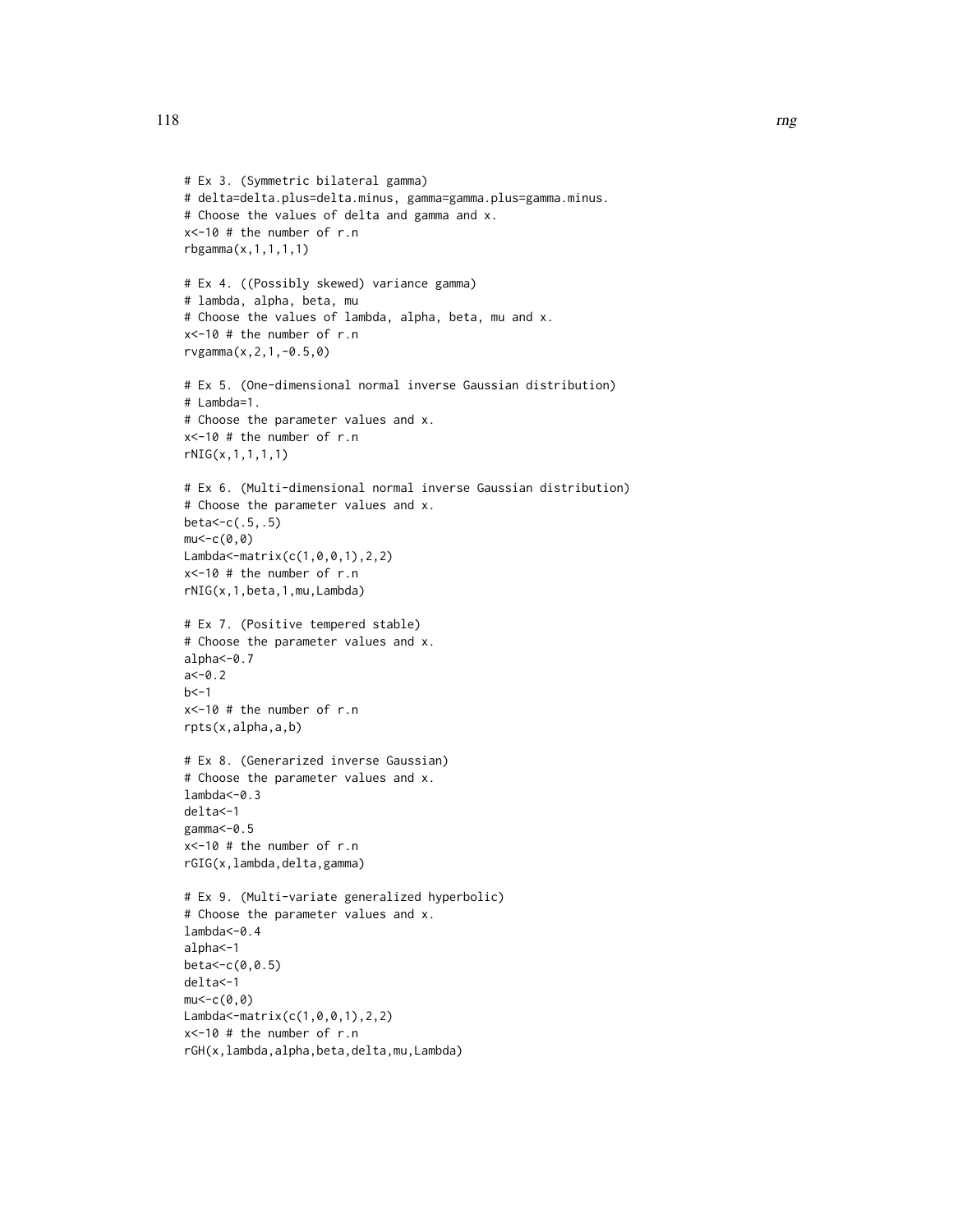```
# Ex 3. (Symmetric bilateral gamma)
# delta=delta.plus=delta.minus, gamma=gamma.plus=gamma.minus.
# Choose the values of delta and gamma and x.
x<-10 # the number of r.n
rbgamma(x,1,1,1,1)

# Ex 4. ((Possibly skewed) variance gamma)
# lambda, alpha, beta, mu
# Choose the values of lambda, alpha, beta, mu and x.
x<-10 # the number of r.n
rvgamma(x,2,1,-0.5,0)

# Ex 5. (One-dimensional normal inverse Gaussian distribution)
# Lambda=1.
# Choose the parameter values and x.
x<-10 # the number of r.n
rNIG(x,1,1,1,1)

# Ex 6. (Multi-dimensional normal inverse Gaussian distribution)
# Choose the parameter values and x.
beta<-c(.5,.5)
mu<-c(0,0)
Lambda<-matrix(c(1,0,0,1),2,2)
x<-10 # the number of r.n
rNIG(x,1,beta,1,mu,Lambda)

# Ex 7. (Positive tempered stable)
# Choose the parameter values and x.
alpha<-0.7
a<-0.2
b<-1
x<-10 # the number of r.n
rpts(x,alpha,a,b)

# Ex 8. (Generarized inverse Gaussian)
# Choose the parameter values and x.
lambda<-0.3
delta<-1
gamma<-0.5
x<-10 # the number of r.n
rGIG(x,lambda,delta,gamma)

# Ex 9. (Multi-variate generalized hyperbolic)
# Choose the parameter values and x.
lambda<-0.4
alpha<-1
beta<-c(0,0.5)
delta<-1
mu<-c(0,0)
Lambda<-matrix(c(1,0,0,1),2,2)
x<-10 # the number of r.n
rGH(x,lambda,alpha,beta,delta,mu,Lambda)
```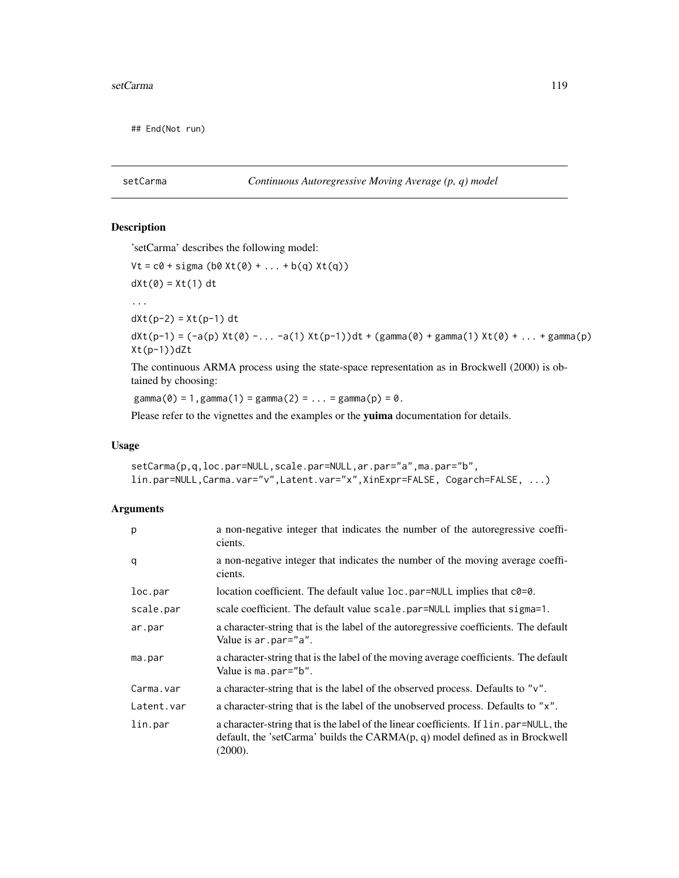```
## End(Not run)
```

## setCarma — *Continuous Autoregressive Moving Average (p, q) model*

### Description

'setCarma' describes the following model:

`Vt = c0 + sigma (b0 Xt(0) + ... + b(q) Xt(q))`

`dXt(0) = Xt(1) dt`

`...`

`dXt(p-2) = Xt(p-1) dt`

`dXt(p-1) = (-a(p) Xt(0) -... -a(1) Xt(p-1))dt + (gamma(0) + gamma(1) Xt(0) + ... + gamma(p) Xt(p-1))dZt`

The continuous ARMA process using the state-space representation as in Brockwell (2000) is obtained by choosing:

`gamma(0) = 1, gamma(1) = gamma(2) = ... = gamma(p) = 0.`

Please refer to the vignettes and the examples or the **yuima** documentation for details.

### Usage

```
setCarma(p,q,loc.par=NULL,scale.par=NULL,ar.par="a",ma.par="b",
lin.par=NULL,Carma.var="v",Latent.var="x",XinExpr=FALSE, Cogarch=FALSE, ...)
```

### Arguments

| Argument | Description |
|---|---|
| `p` | a non-negative integer that indicates the number of the autoregressive coefficients. |
| `q` | a non-negative integer that indicates the number of the moving average coefficients. |
| `loc.par` | location coefficient. The default value `loc.par=NULL` implies that `c0=0`. |
| `scale.par` | scale coefficient. The default value `scale.par=NULL` implies that `sigma=1`. |
| `ar.par` | a character-string that is the label of the autoregressive coefficients. The default Value is `ar.par="a"`. |
| `ma.par` | a character-string that is the label of the moving average coefficients. The default Value is `ma.par="b"`. |
| `Carma.var` | a character-string that is the label of the observed process. Defaults to `"v"`. |
| `Latent.var` | a character-string that is the label of the unobserved process. Defaults to `"x"`. |
| `lin.par` | a character-string that is the label of the linear coefficients. If `lin.par=NULL`, the default, the 'setCarma' builds the CARMA(p, q) model defined as in Brockwell (2000). |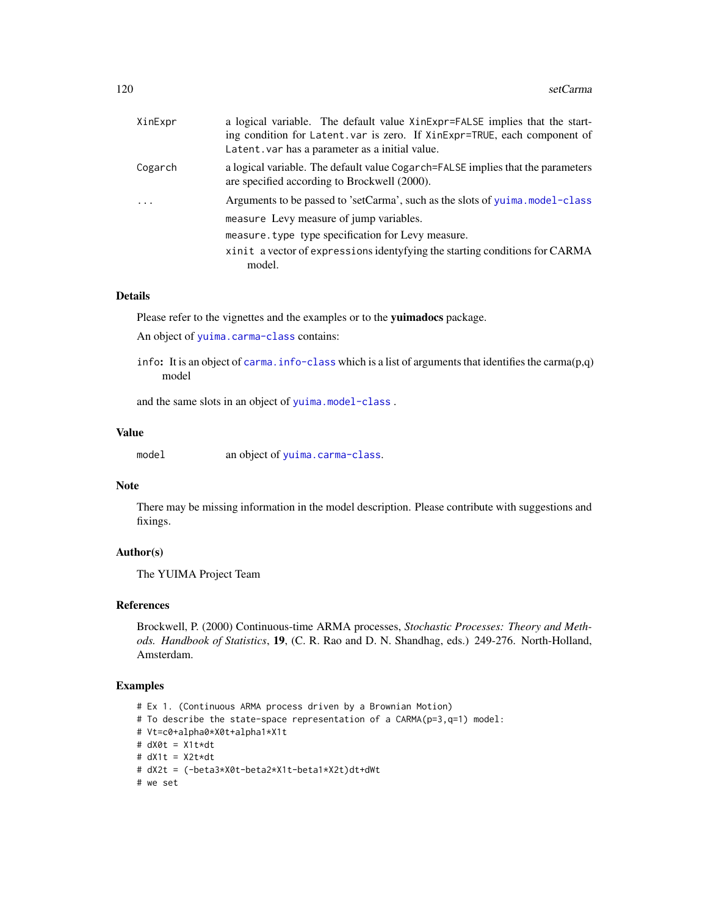| | |
|---|---|
| XinExpr | a logical variable. The default value XinExpr=FALSE implies that the starting condition for Latent.var is zero. If XinExpr=TRUE, each component of Latent.var has a parameter as a initial value. |
| Cogarch | a logical variable. The default value Cogarch=FALSE implies that the parameters are specified according to Brockwell (2000). |
| ... | Arguments to be passed to 'setCarma', such as the slots of yuima.model-class<br>measure Levy measure of jump variables.<br>measure.type type specification for Levy measure.<br>xinit a vector of expressions identyfying the starting conditions for CARMA model. |

## Details

Please refer to the vignettes and the examples or to the **yuimadocs** package.

An object of yuima.carma-class contains:

info: It is an object of carma.info-class which is a list of arguments that identifies the carma(p,q) model

and the same slots in an object of yuima.model-class .

## Value

| | |
|---|---|
| model | an object of yuima.carma-class. |

## Note

There may be missing information in the model description. Please contribute with suggestions and fixings.

## Author(s)

The YUIMA Project Team

## References

Brockwell, P. (2000) Continuous-time ARMA processes, *Stochastic Processes: Theory and Methods. Handbook of Statistics*, **19**, (C. R. Rao and D. N. Shandhag, eds.) 249-276. North-Holland, Amsterdam.

## Examples

```
# Ex 1. (Continuous ARMA process driven by a Brownian Motion)
# To describe the state-space representation of a CARMA(p=3,q=1) model:
# Vt=c0+alpha0*X0t+alpha1*X1t
# dX0t = X1t*dt
# dX1t = X2t*dt
# dX2t = (-beta3*X0t-beta2*X1t-beta1*X2t)dt+dWt
# we set
```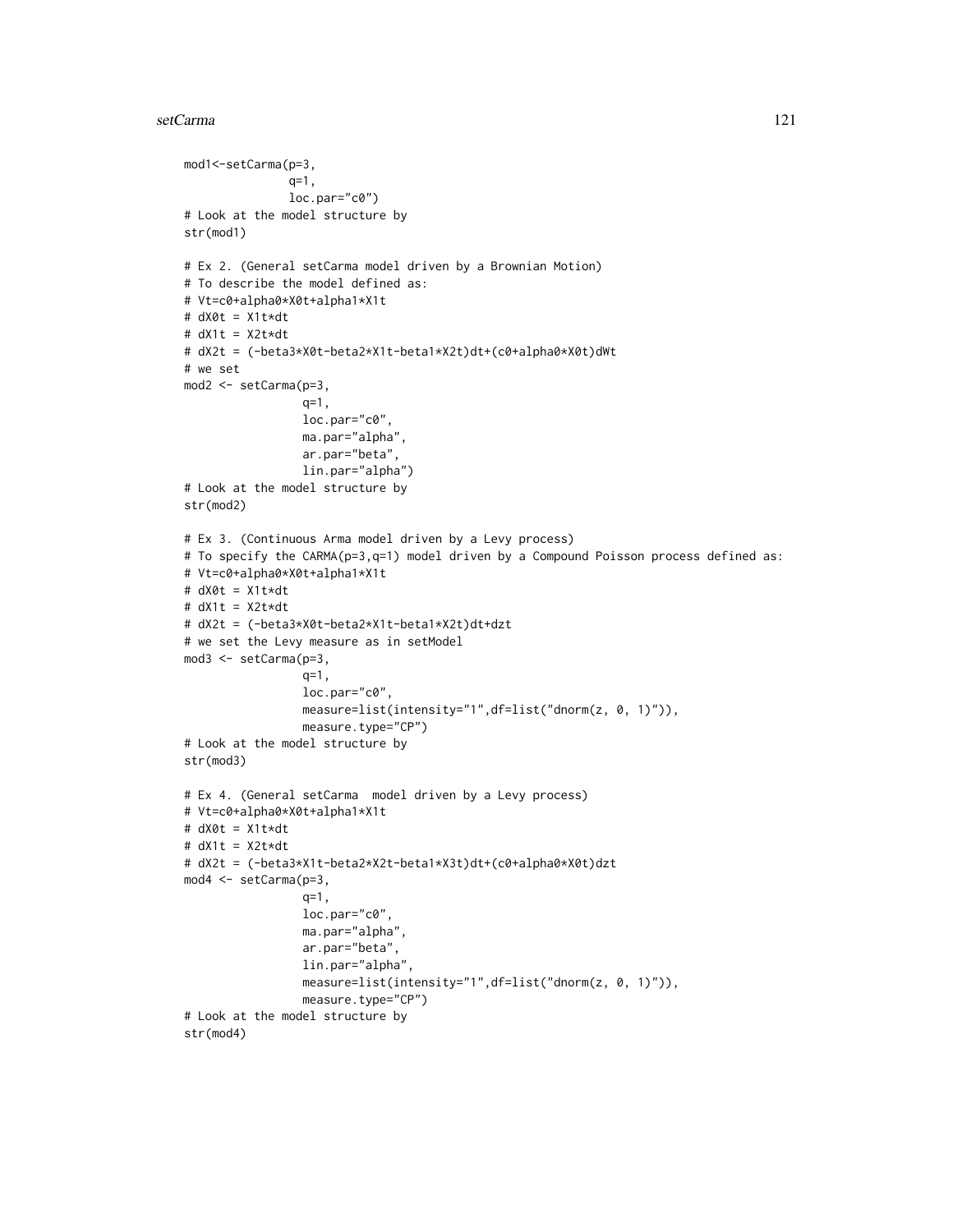```
mod1<-setCarma(p=3,
               q=1,
               loc.par="c0")
# Look at the model structure by
str(mod1)

# Ex 2. (General setCarma model driven by a Brownian Motion)
# To describe the model defined as:
# Vt=c0+alpha0*X0t+alpha1*X1t
# dX0t = X1t*dt
# dX1t = X2t*dt
# dX2t = (-beta3*X0t-beta2*X1t-beta1*X2t)dt+(c0+alpha0*X0t)dWt
# we set
mod2 <- setCarma(p=3,
                 q=1,
                 loc.par="c0",
                 ma.par="alpha",
                 ar.par="beta",
                 lin.par="alpha")
# Look at the model structure by
str(mod2)

# Ex 3. (Continuous Arma model driven by a Levy process)
# To specify the CARMA(p=3,q=1) model driven by a Compound Poisson process defined as:
# Vt=c0+alpha0*X0t+alpha1*X1t
# dX0t = X1t*dt
# dX1t = X2t*dt
# dX2t = (-beta3*X0t-beta2*X1t-beta1*X2t)dt+dzt
# we set the Levy measure as in setModel
mod3 <- setCarma(p=3,
                 q=1,
                 loc.par="c0",
                 measure=list(intensity="1",df=list("dnorm(z, 0, 1)")),
                 measure.type="CP")
# Look at the model structure by
str(mod3)

# Ex 4. (General setCarma  model driven by a Levy process)
# Vt=c0+alpha0*X0t+alpha1*X1t
# dX0t = X1t*dt
# dX1t = X2t*dt
# dX2t = (-beta3*X1t-beta2*X2t-beta1*X3t)dt+(c0+alpha0*X0t)dzt
mod4 <- setCarma(p=3,
                 q=1,
                 loc.par="c0",
                 ma.par="alpha",
                 ar.par="beta",
                 lin.par="alpha",
                 measure=list(intensity="1",df=list("dnorm(z, 0, 1)")),
                 measure.type="CP")
# Look at the model structure by
str(mod4)
```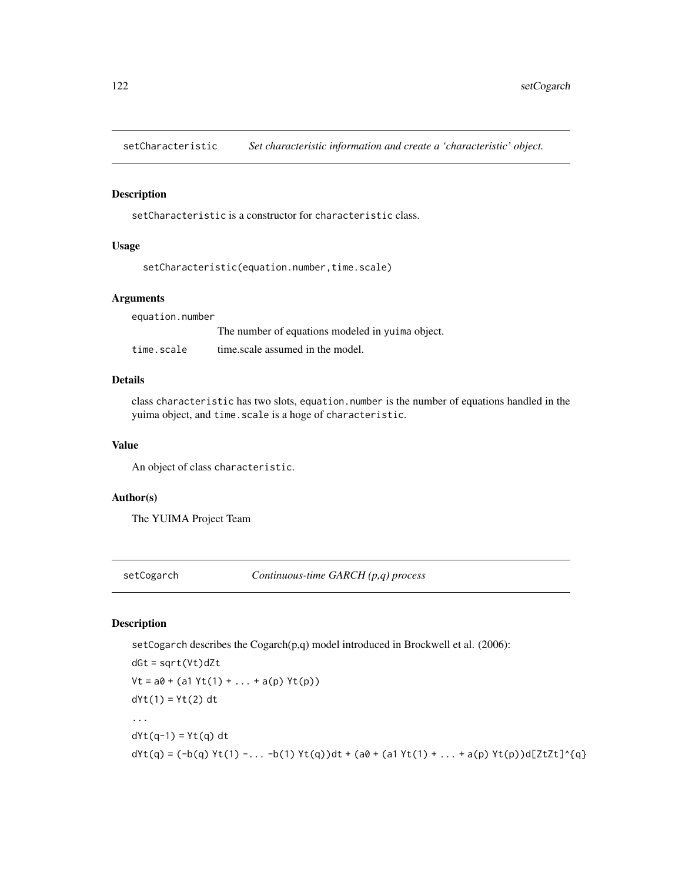## setCharacteristic — *Set characteristic information and create a 'characteristic' object.*

### Description

setCharacteristic is a constructor for characteristic class.

### Usage

```
setCharacteristic(equation.number,time.scale)
```

### Arguments

- `equation.number` — The number of equations modeled in yuima object.
- `time.scale` — time.scale assumed in the model.

### Details

class characteristic has two slots, equation.number is the number of equations handled in the yuima object, and time.scale is a hoge of characteristic.

### Value

An object of class characteristic.

### Author(s)

The YUIMA Project Team

## setCogarch — *Continuous-time GARCH (p,q) process*

### Description

setCogarch describes the Cogarch(p,q) model introduced in Brockwell et al. (2006):

```
dGt = sqrt(Vt)dZt
Vt = a0 + (a1 Yt(1) + ... + a(p) Yt(p))
dYt(1) = Yt(2) dt
...
dYt(q-1) = Yt(q) dt
dYt(q) = (-b(q) Yt(1) -... -b(1) Yt(q))dt + (a0 + (a1 Yt(1) + ... + a(p) Yt(p))d[ZtZt]^{q}
```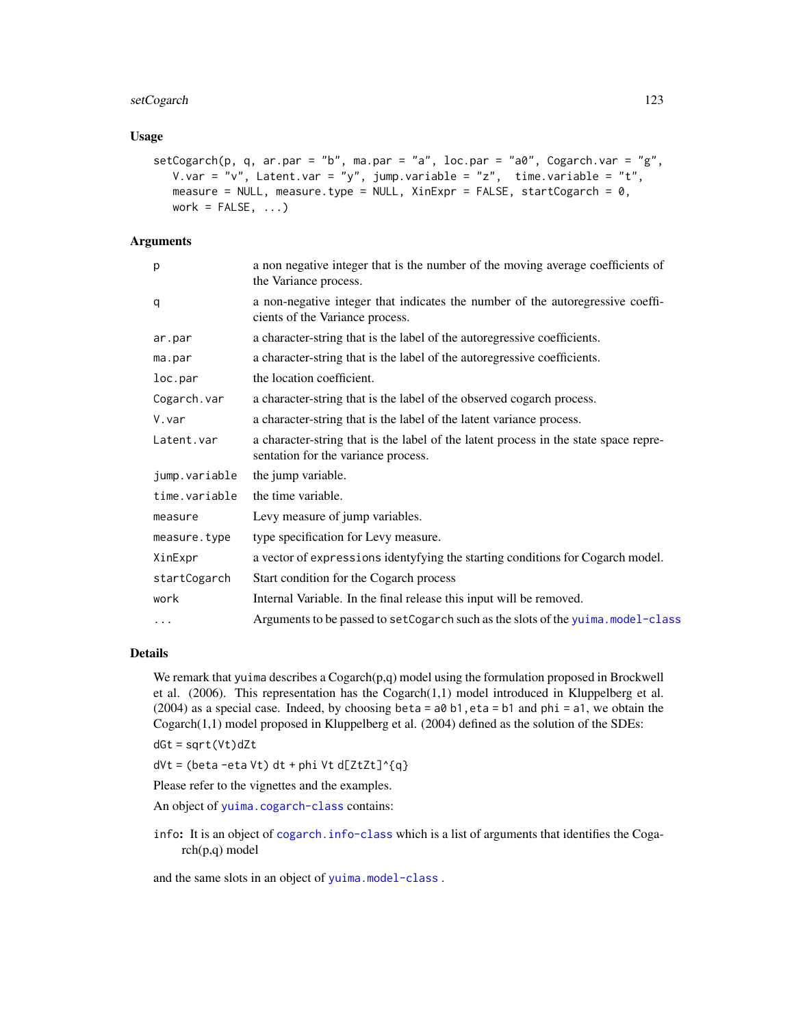## Usage

```
setCogarch(p, q, ar.par = "b", ma.par = "a", loc.par = "a0", Cogarch.var = "g",
   V.var = "v", Latent.var = "y", jump.variable = "z",  time.variable = "t",
   measure = NULL, measure.type = NULL, XinExpr = FALSE, startCogarch = 0,
   work = FALSE, ...)
```

## Arguments

| | |
|---|---|
| p | a non negative integer that is the number of the moving average coefficients of the Variance process. |
| q | a non-negative integer that indicates the number of the autoregressive coefficients of the Variance process. |
| ar.par | a character-string that is the label of the autoregressive coefficients. |
| ma.par | a character-string that is the label of the autoregressive coefficients. |
| loc.par | the location coefficient. |
| Cogarch.var | a character-string that is the label of the observed cogarch process. |
| V.var | a character-string that is the label of the latent variance process. |
| Latent.var | a character-string that is the label of the latent process in the state space representation for the variance process. |
| jump.variable | the jump variable. |
| time.variable | the time variable. |
| measure | Levy measure of jump variables. |
| measure.type | type specification for Levy measure. |
| XinExpr | a vector of `expressions` identyfying the starting conditions for Cogarch model. |
| startCogarch | Start condition for the Cogarch process |
| work | Internal Variable. In the final release this input will be removed. |
| ... | Arguments to be passed to `setCogarch` such as the slots of the `yuima.model-class` |

## Details

We remark that `yuima` describes a Cogarch(p,q) model using the formulation proposed in Brockwell et al. (2006). This representation has the Cogarch(1,1) model introduced in Kluppelberg et al. (2004) as a special case. Indeed, by choosing `beta = a0 b1`, `eta = b1` and `phi = a1`, we obtain the Cogarch(1,1) model proposed in Kluppelberg et al. (2004) defined as the solution of the SDEs:

`dGt = sqrt(Vt)dZt`

`dVt = (beta -eta Vt) dt + phi Vt d[ZtZt]^{q}`

Please refer to the vignettes and the examples.

An object of `yuima.cogarch-class` contains:

**info:** It is an object of `cogarch.info-class` which is a list of arguments that identifies the Cogarch(p,q) model

and the same slots in an object of `yuima.model-class` .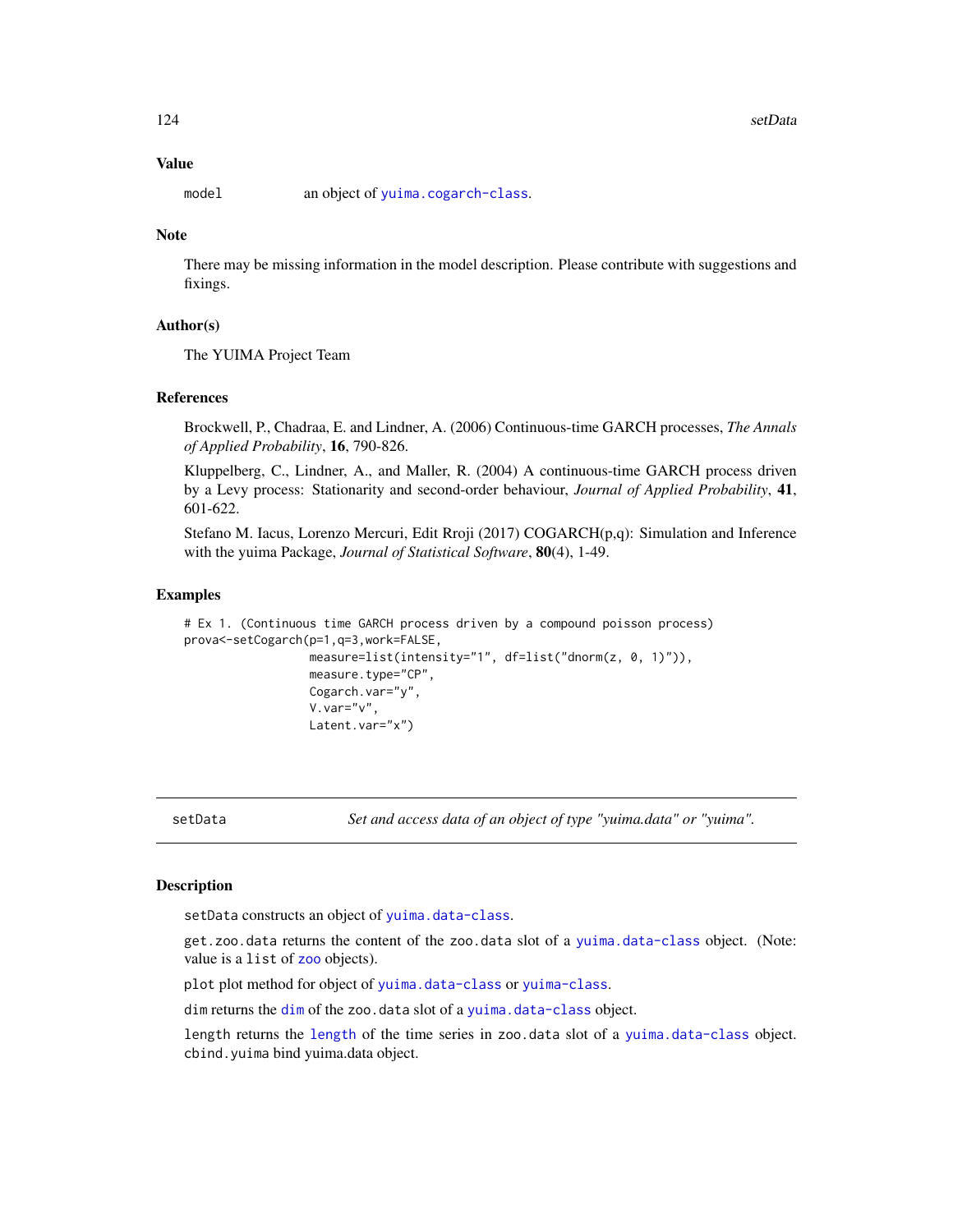## Value

`model` an object of `yuima.cogarch-class`.

## Note

There may be missing information in the model description. Please contribute with suggestions and fixings.

## Author(s)

The YUIMA Project Team

## References

Brockwell, P., Chadraa, E. and Lindner, A. (2006) Continuous-time GARCH processes, *The Annals of Applied Probability*, **16**, 790-826.

Kluppelberg, C., Lindner, A., and Maller, R. (2004) A continuous-time GARCH process driven by a Levy process: Stationarity and second-order behaviour, *Journal of Applied Probability*, **41**, 601-622.

Stefano M. Iacus, Lorenzo Mercuri, Edit Rroji (2017) COGARCH(p,q): Simulation and Inference with the yuima Package, *Journal of Statistical Software*, **80**(4), 1-49.

## Examples

```
# Ex 1. (Continuous time GARCH process driven by a compound poisson process)
prova<-setCogarch(p=1,q=3,work=FALSE,
                  measure=list(intensity="1", df=list("dnorm(z, 0, 1)")),
                  measure.type="CP",
                  Cogarch.var="y",
                  V.var="v",
                  Latent.var="x")
```

---

# setData — *Set and access data of an object of type "yuima.data" or "yuima".*

## Description

`setData` constructs an object of `yuima.data-class`.

`get.zoo.data` returns the content of the `zoo.data` slot of a `yuima.data-class` object. (Note: value is a `list` of `zoo` objects).

`plot` plot method for object of `yuima.data-class` or `yuima-class`.

`dim` returns the `dim` of the `zoo.data` slot of a `yuima.data-class` object.

`length` returns the `length` of the time series in `zoo.data` slot of a `yuima.data-class` object. `cbind.yuima` bind yuima.data object.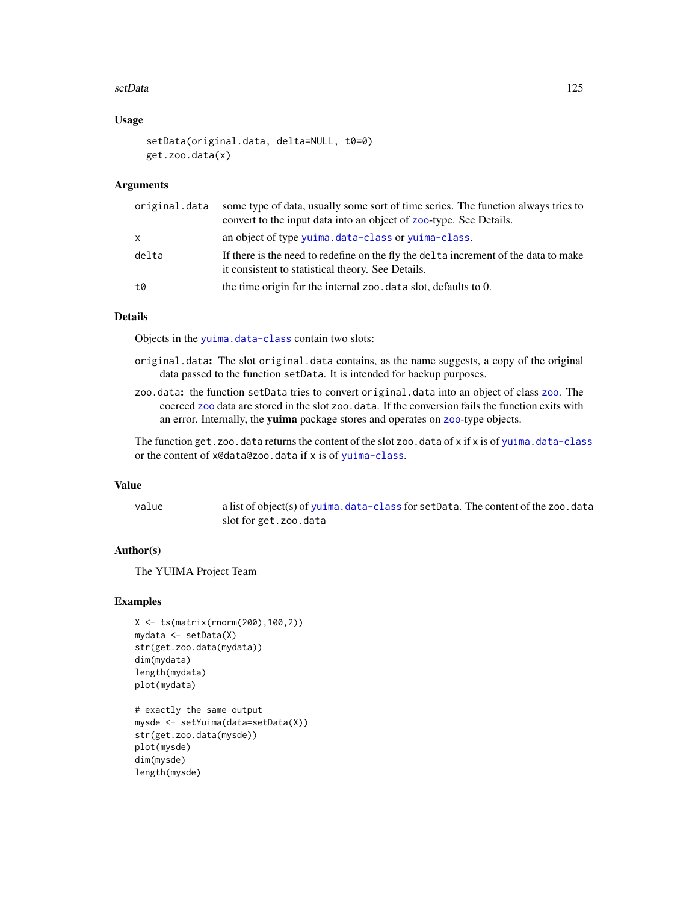## Usage

```
setData(original.data, delta=NULL, t0=0)
get.zoo.data(x)
```

## Arguments

| | |
|---|---|
| original.data | some type of data, usually some sort of time series. The function always tries to convert to the input data into an object of zoo-type. See Details. |
| x | an object of type yuima.data-class or yuima-class. |
| delta | If there is the need to redefine on the fly the delta increment of the data to make it consistent to statistical theory. See Details. |
| t0 | the time origin for the internal zoo.data slot, defaults to 0. |

## Details

Objects in the yuima.data-class contain two slots:

**original.data:** The slot original.data contains, as the name suggests, a copy of the original data passed to the function setData. It is intended for backup purposes.

**zoo.data:** the function setData tries to convert original.data into an object of class zoo. The coerced zoo data are stored in the slot zoo.data. If the conversion fails the function exits with an error. Internally, the **yuima** package stores and operates on zoo-type objects.

The function get.zoo.data returns the content of the slot zoo.data of x if x is of yuima.data-class or the content of x@data@zoo.data if x is of yuima-class.

## Value

| | |
|---|---|
| value | a list of object(s) of yuima.data-class for setData. The content of the zoo.data slot for get.zoo.data |

## Author(s)

The YUIMA Project Team

## Examples

```
X <- ts(matrix(rnorm(200),100,2))
mydata <- setData(X)
str(get.zoo.data(mydata))
dim(mydata)
length(mydata)
plot(mydata)

# exactly the same output
mysde <- setYuima(data=setData(X))
str(get.zoo.data(mysde))
plot(mysde)
dim(mysde)
length(mysde)
```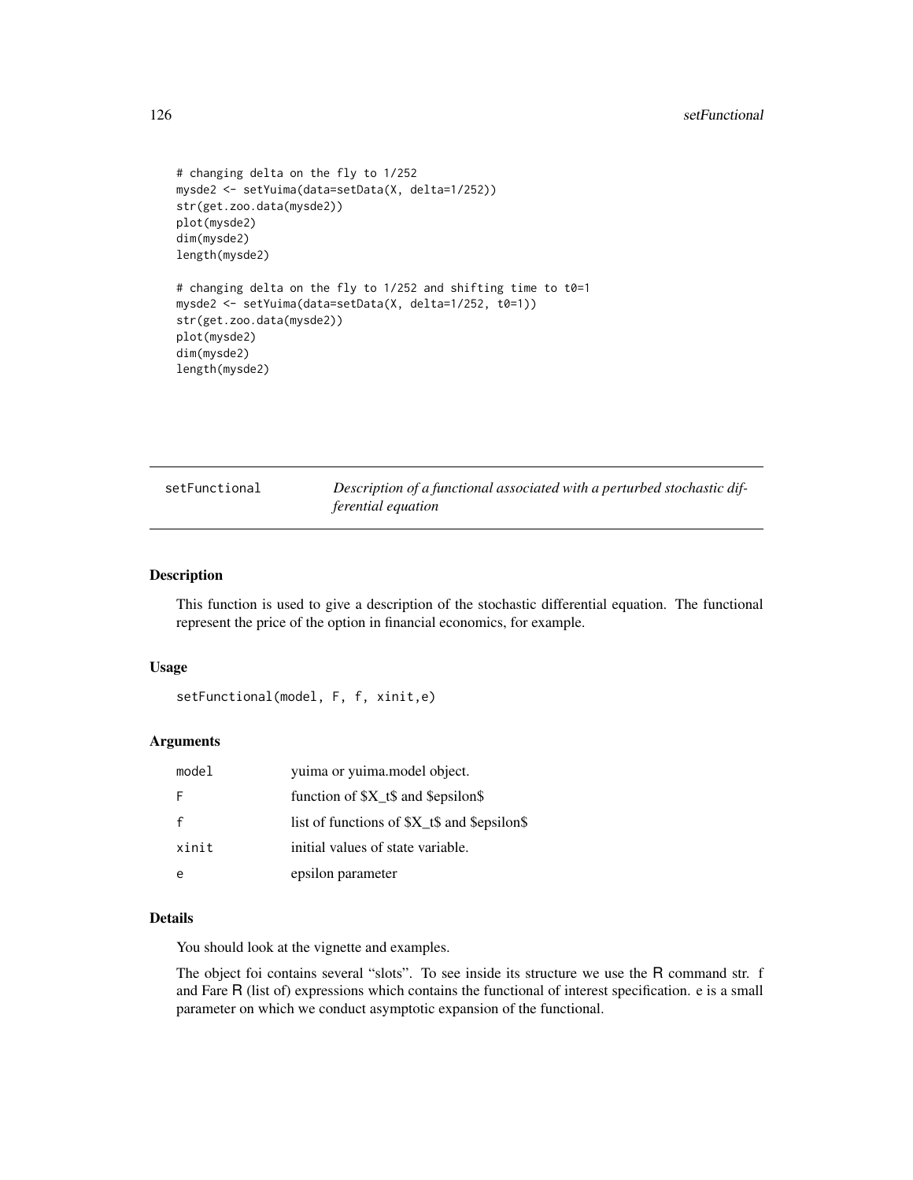```
# changing delta on the fly to 1/252
mysde2 <- setYuima(data=setData(X, delta=1/252))
str(get.zoo.data(mysde2))
plot(mysde2)
dim(mysde2)
length(mysde2)

# changing delta on the fly to 1/252 and shifting time to t0=1
mysde2 <- setYuima(data=setData(X, delta=1/252, t0=1))
str(get.zoo.data(mysde2))
plot(mysde2)
dim(mysde2)
length(mysde2)
```

---

`setFunctional` *Description of a functional associated with a perturbed stochastic differential equation*

---

## Description

This function is used to give a description of the stochastic differential equation. The functional represent the price of the option in financial economics, for example.

## Usage

```
setFunctional(model, F, f, xinit,e)
```

## Arguments

| | |
|---|---|
| `model` | yuima or yuima.model object. |
| `F` | function of \$X_t\$ and \$epsilon\$ |
| `f` | list of functions of \$X_t\$ and \$epsilon\$ |
| `xinit` | initial values of state variable. |
| `e` | epsilon parameter |

## Details

You should look at the vignette and examples.

The object foi contains several "slots". To see inside its structure we use the R command str. f and Fare R (list of) expressions which contains the functional of interest specification. e is a small parameter on which we conduct asymptotic expansion of the functional.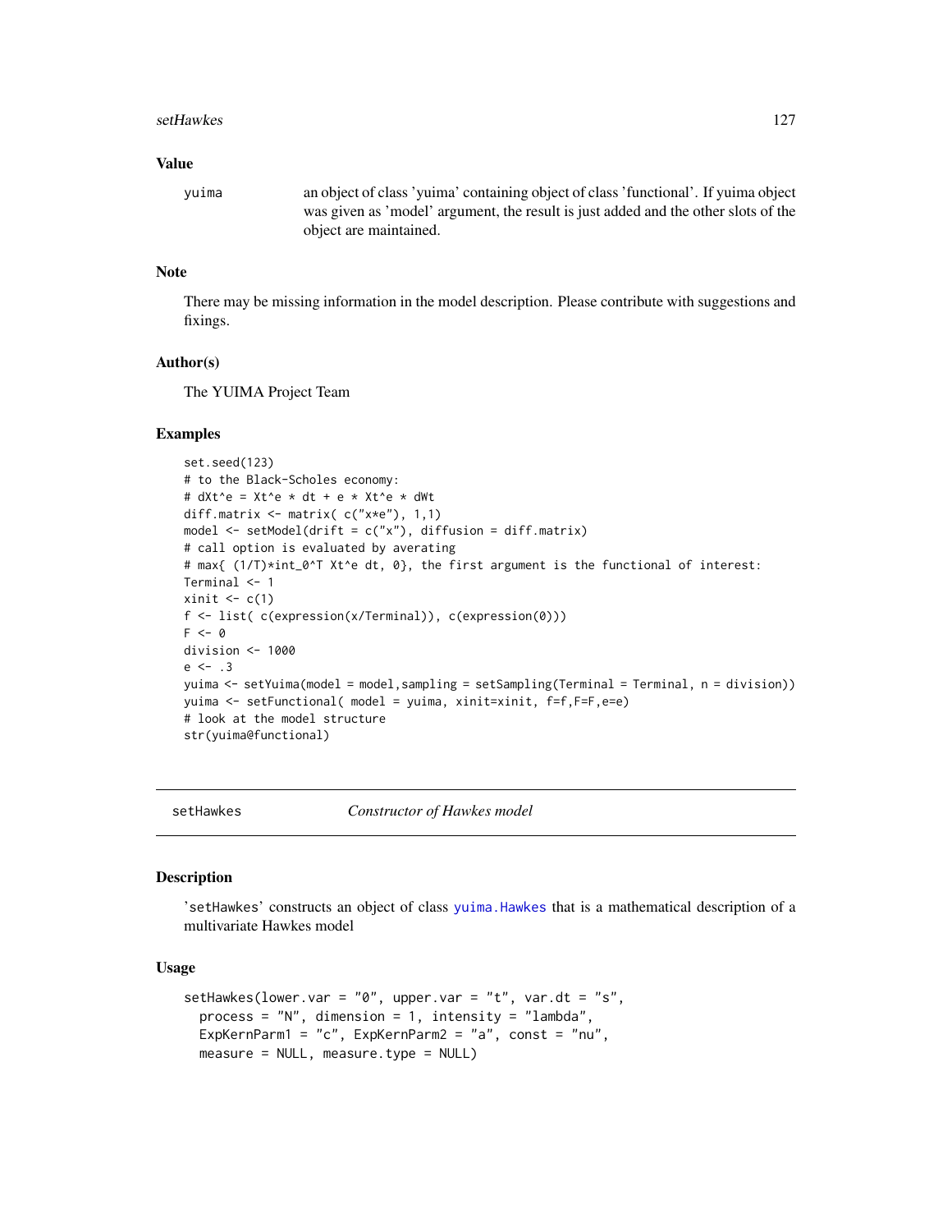## Value

| | |
|---|---|
| `yuima` | an object of class 'yuima' containing object of class 'functional'. If yuima object was given as 'model' argument, the result is just added and the other slots of the object are maintained. |

## Note

There may be missing information in the model description. Please contribute with suggestions and fixings.

## Author(s)

The YUIMA Project Team

## Examples

```
set.seed(123)
# to the Black-Scholes economy:
# dXt^e = Xt^e * dt + e * Xt^e * dWt
diff.matrix <- matrix( c("x*e"), 1,1)
model <- setModel(drift = c("x"), diffusion = diff.matrix)
# call option is evaluated by averating
# max{ (1/T)*int_0^T Xt^e dt, 0}, the first argument is the functional of interest:
Terminal <- 1
xinit <- c(1)
f <- list( c(expression(x/Terminal)), c(expression(0)))
F <- 0
division <- 1000
e <- .3
yuima <- setYuima(model = model,sampling = setSampling(Terminal = Terminal, n = division))
yuima <- setFunctional( model = yuima, xinit=xinit, f=f,F=F,e=e)
# look at the model structure
str(yuima@functional)
```

---

# setHawkes *Constructor of Hawkes model*

## Description

'setHawkes' constructs an object of class yuima.Hawkes that is a mathematical description of a multivariate Hawkes model

## Usage

```
setHawkes(lower.var = "0", upper.var = "t", var.dt = "s",
  process = "N", dimension = 1, intensity = "lambda",
  ExpKernParm1 = "c", ExpKernParm2 = "a", const = "nu",
  measure = NULL, measure.type = NULL)
```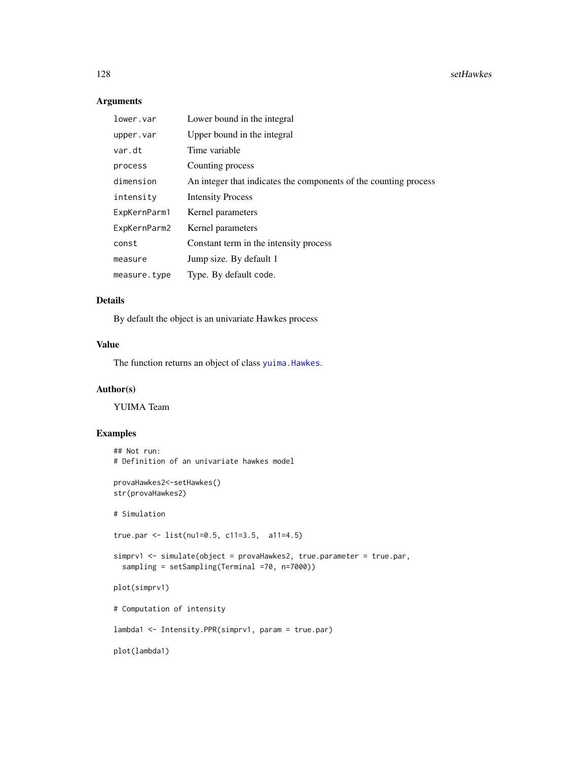## Arguments

| | |
|---|---|
| `lower.var` | Lower bound in the integral |
| `upper.var` | Upper bound in the integral |
| `var.dt` | Time variable |
| `process` | Counting process |
| `dimension` | An integer that indicates the components of the counting process |
| `intensity` | Intensity Process |
| `ExpKernParm1` | Kernel parameters |
| `ExpKernParm2` | Kernel parameters |
| `const` | Constant term in the intensity process |
| `measure` | Jump size. By default 1 |
| `measure.type` | Type. By default code. |

## Details

By default the object is an univariate Hawkes process

## Value

The function returns an object of class `yuima.Hawkes`.

## Author(s)

YUIMA Team

## Examples

```
## Not run:
# Definition of an univariate hawkes model

provaHawkes2<-setHawkes()
str(provaHawkes2)

# Simulation

true.par <- list(nu1=0.5, c11=3.5,  a11=4.5)

simprv1 <- simulate(object = provaHawkes2, true.parameter = true.par,
  sampling = setSampling(Terminal =70, n=7000))

plot(simprv1)

# Computation of intensity

lambda1 <- Intensity.PPR(simprv1, param = true.par)

plot(lambda1)
```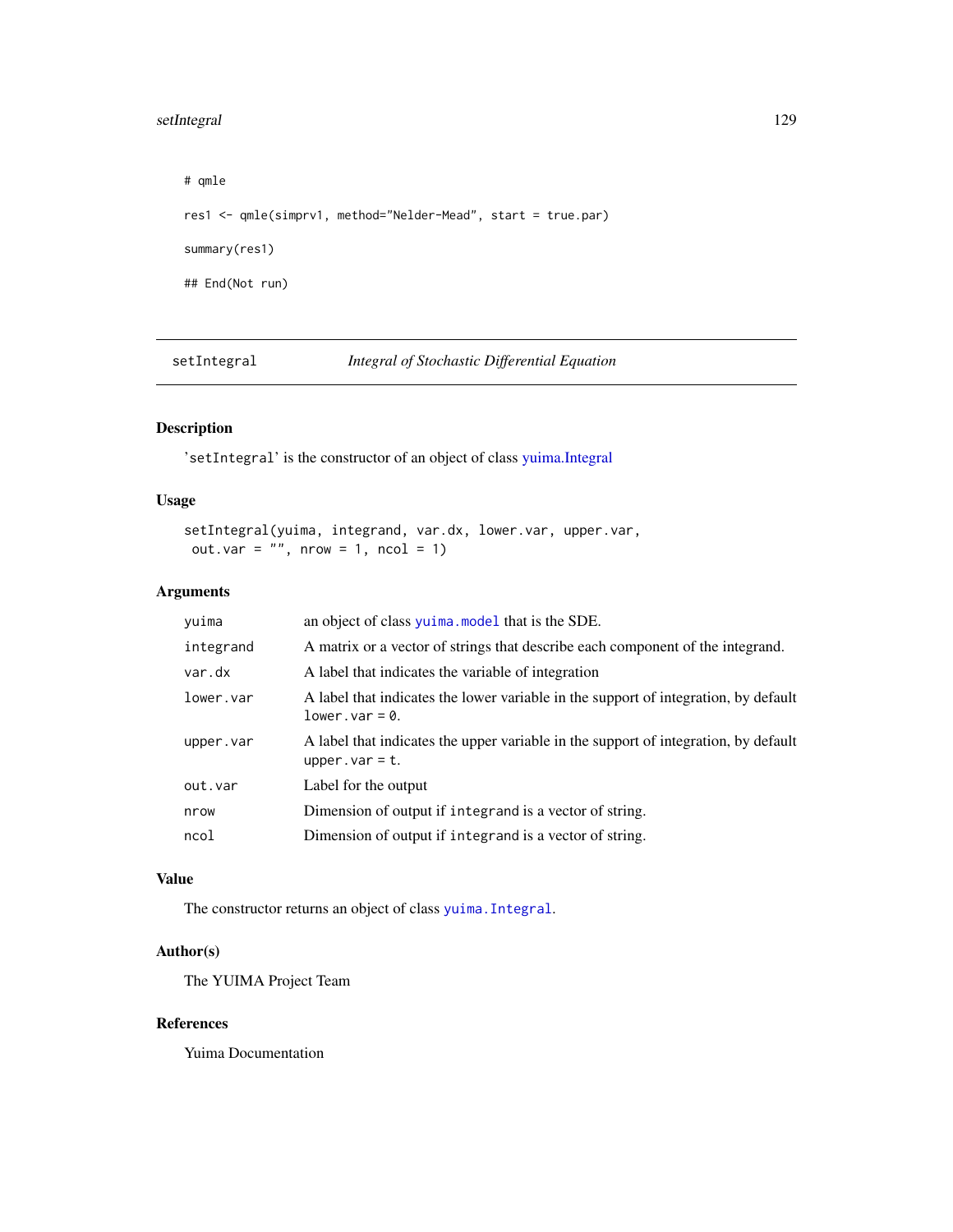```
# qmle

res1 <- qmle(simprv1, method="Nelder-Mead", start = true.par)

summary(res1)

## End(Not run)
```

## setIntegral — *Integral of Stochastic Differential Equation*

### Description

'`setIntegral`' is the constructor of an object of class yuima.Integral

### Usage

```
setIntegral(yuima, integrand, var.dx, lower.var, upper.var,
 out.var = "", nrow = 1, ncol = 1)
```

### Arguments

| | |
|---|---|
| `yuima` | an object of class `yuima.model` that is the SDE. |
| `integrand` | A matrix or a vector of strings that describe each component of the integrand. |
| `var.dx` | A label that indicates the variable of integration |
| `lower.var` | A label that indicates the lower variable in the support of integration, by default `lower.var = 0`. |
| `upper.var` | A label that indicates the upper variable in the support of integration, by default `upper.var = t`. |
| `out.var` | Label for the output |
| `nrow` | Dimension of output if `integrand` is a vector of string. |
| `ncol` | Dimension of output if `integrand` is a vector of string. |

### Value

The constructor returns an object of class `yuima.Integral`.

### Author(s)

The YUIMA Project Team

### References

Yuima Documentation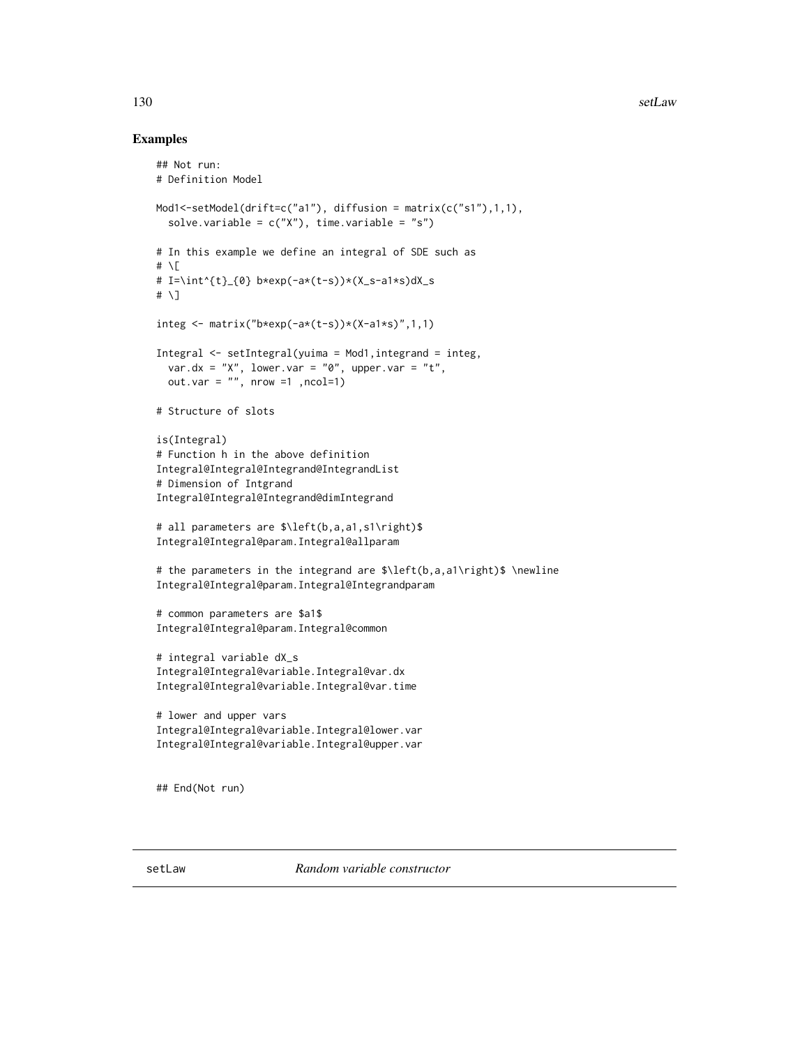## Examples

```
## Not run:
# Definition Model

Mod1<-setModel(drift=c("a1"), diffusion = matrix(c("s1"),1,1),
  solve.variable = c("X"), time.variable = "s")

# In this example we define an integral of SDE such as
# \[
# I=\int^{t}_{0} b*exp(-a*(t-s))*(X_s-a1*s)dX_s
# \]

integ <- matrix("b*exp(-a*(t-s))*(X-a1*s)",1,1)

Integral <- setIntegral(yuima = Mod1,integrand = integ,
  var.dx = "X", lower.var = "0", upper.var = "t",
  out.var = "", nrow =1 ,ncol=1)

# Structure of slots

is(Integral)
# Function h in the above definition
Integral@Integral@Integrand@IntegrandList
# Dimension of Intgrand
Integral@Integral@Integrand@dimIntegrand

# all parameters are $\left(b,a,a1,s1\right)$
Integral@Integral@param.Integral@allparam

# the parameters in the integrand are $\left(b,a,a1\right)$ \newline
Integral@Integral@param.Integral@Integrandparam

# common parameters are $a1$
Integral@Integral@param.Integral@common

# integral variable dX_s
Integral@Integral@variable.Integral@var.dx
Integral@Integral@variable.Integral@var.time

# lower and upper vars
Integral@Integral@variable.Integral@lower.var
Integral@Integral@variable.Integral@upper.var


## End(Not run)
```

---

setLaw *Random variable constructor*

---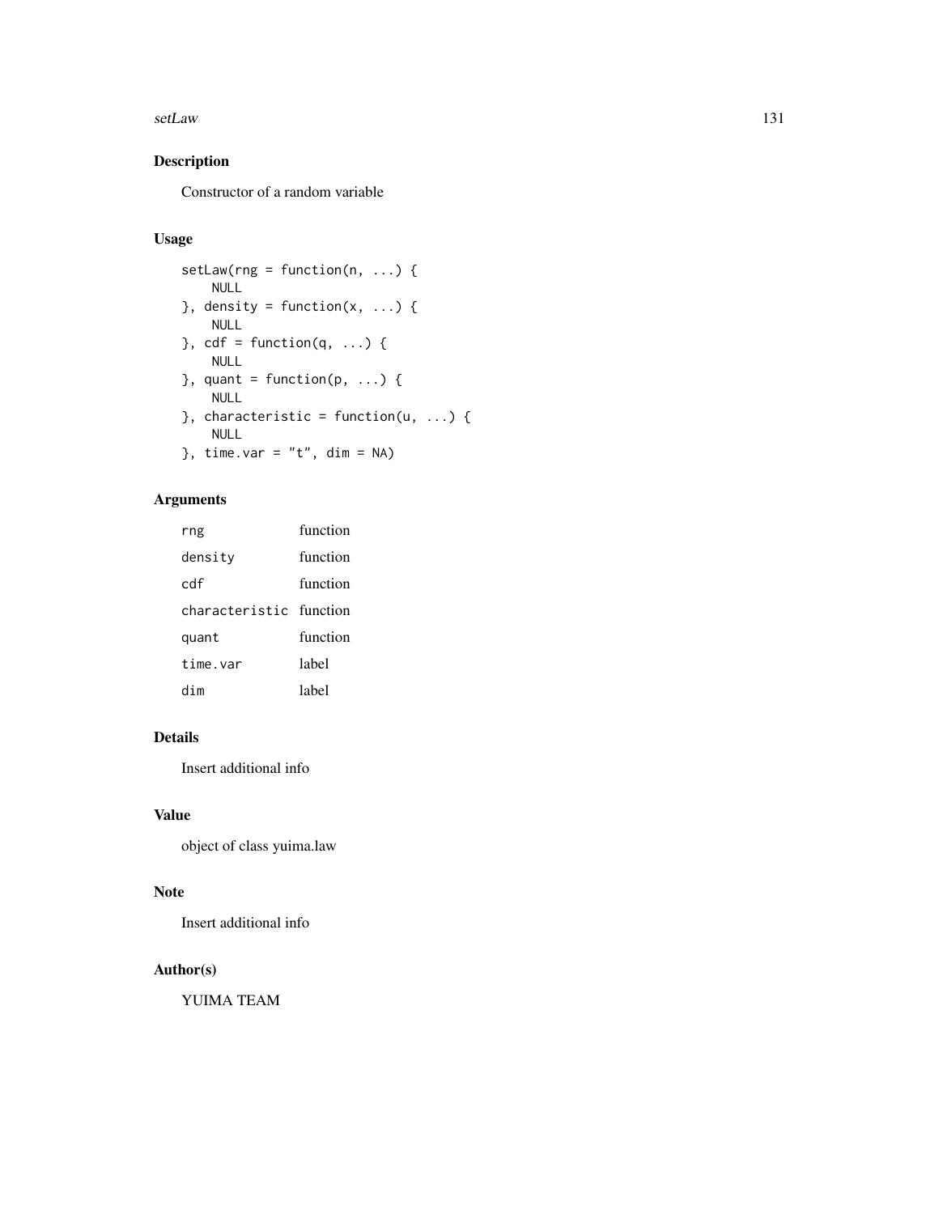## Description

Constructor of a random variable

## Usage

```
setLaw(rng = function(n, ...) {
    NULL
}, density = function(x, ...) {
    NULL
}, cdf = function(q, ...) {
    NULL
}, quant = function(p, ...) {
    NULL
}, characteristic = function(u, ...) {
    NULL
}, time.var = "t", dim = NA)
```

## Arguments

| | |
|---|---|
| `rng` | function |
| `density` | function |
| `cdf` | function |
| `characteristic` | function |
| `quant` | function |
| `time.var` | label |
| `dim` | label |

## Details

Insert additional info

## Value

object of class yuima.law

## Note

Insert additional info

## Author(s)

YUIMA TEAM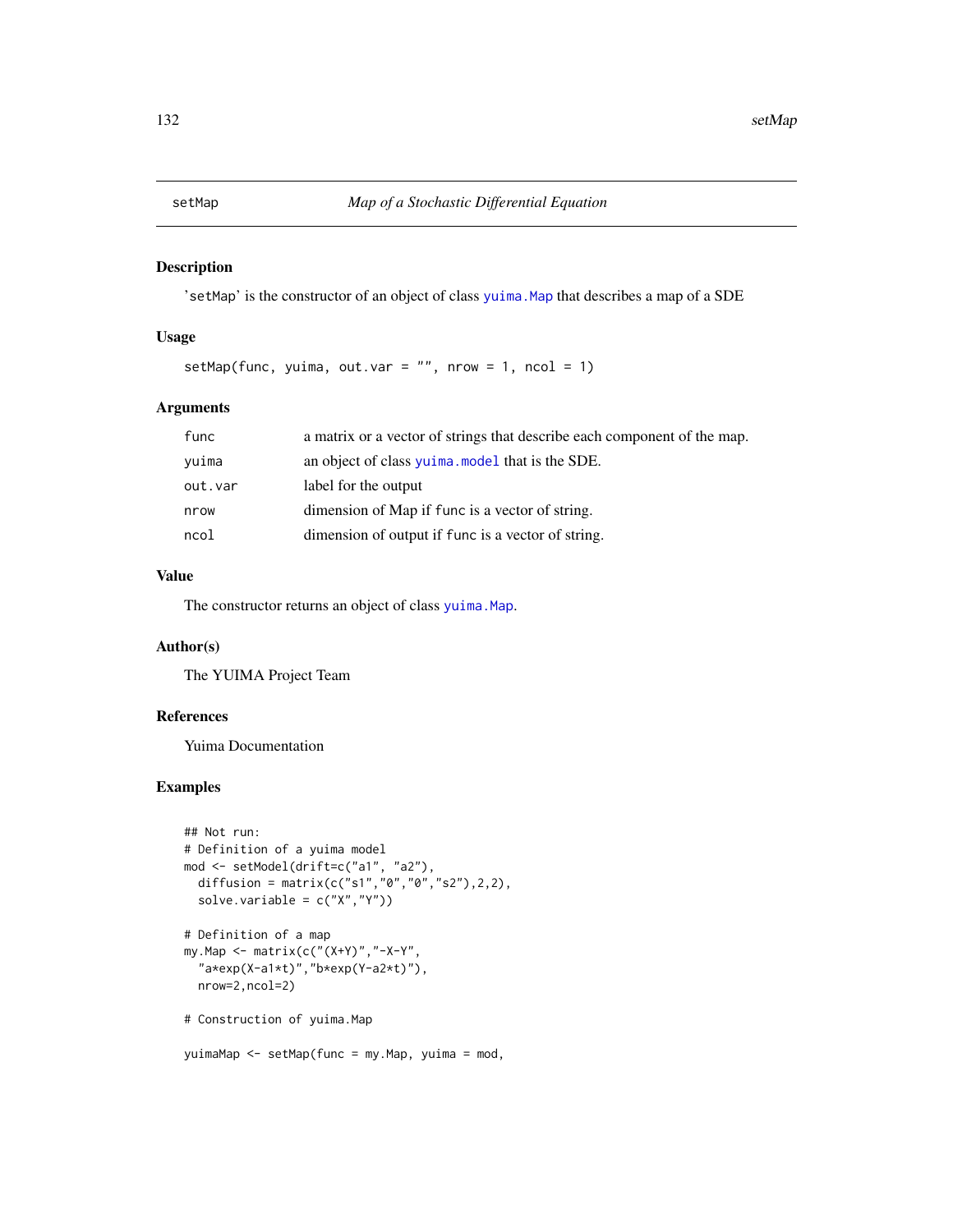## setMap — *Map of a Stochastic Differential Equation*

### Description

'setMap' is the constructor of an object of class yuima.Map that describes a map of a SDE

### Usage

```
setMap(func, yuima, out.var = "", nrow = 1, ncol = 1)
```

### Arguments

| | |
|---|---|
| func | a matrix or a vector of strings that describe each component of the map. |
| yuima | an object of class yuima.model that is the SDE. |
| out.var | label for the output |
| nrow | dimension of Map if func is a vector of string. |
| ncol | dimension of output if func is a vector of string. |

### Value

The constructor returns an object of class yuima.Map.

### Author(s)

The YUIMA Project Team

### References

Yuima Documentation

### Examples

```
## Not run:
# Definition of a yuima model
mod <- setModel(drift=c("a1", "a2"),
  diffusion = matrix(c("s1","0","0","s2"),2,2),
  solve.variable = c("X","Y"))

# Definition of a map
my.Map <- matrix(c("(X+Y)","-X-Y",
  "a*exp(X-a1*t)","b*exp(Y-a2*t)"),
  nrow=2,ncol=2)

# Construction of yuima.Map

yuimaMap <- setMap(func = my.Map, yuima = mod,
```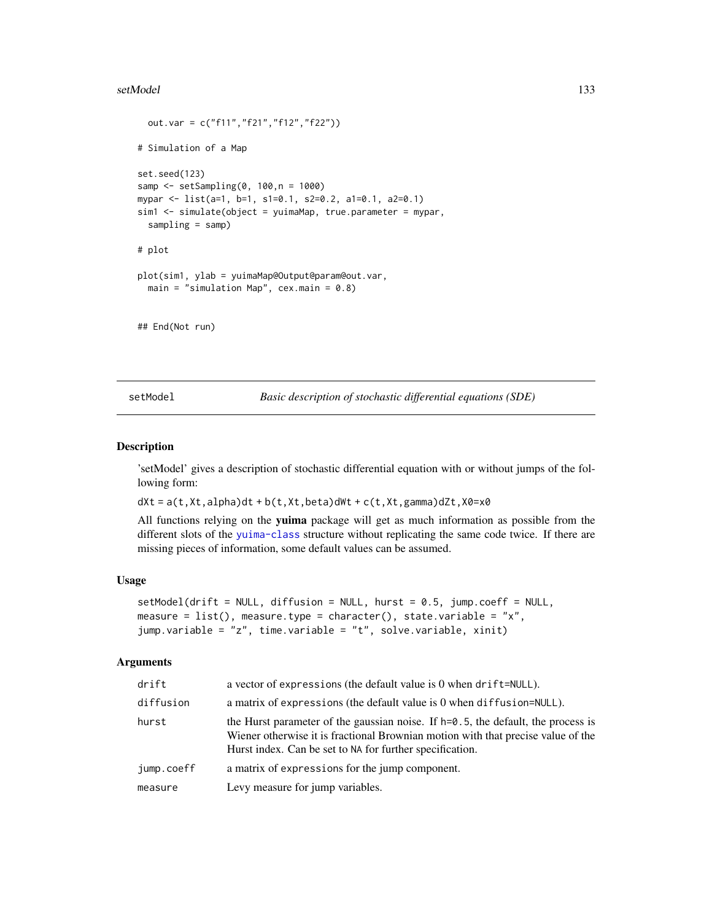```
  out.var = c("f11","f21","f12","f22"))

# Simulation of a Map

set.seed(123)
samp <- setSampling(0, 100,n = 1000)
mypar <- list(a=1, b=1, s1=0.1, s2=0.2, a1=0.1, a2=0.1)
sim1 <- simulate(object = yuimaMap, true.parameter = mypar,
  sampling = samp)

# plot

plot(sim1, ylab = yuimaMap@Output@param@out.var,
  main = "simulation Map", cex.main = 0.8)


## End(Not run)
```

## setModel — *Basic description of stochastic differential equations (SDE)*

### Description

'setModel' gives a description of stochastic differential equation with or without jumps of the following form:

`dXt = a(t,Xt,alpha)dt + b(t,Xt,beta)dWt + c(t,Xt,gamma)dZt,X0=x0`

All functions relying on the **yuima** package will get as much information as possible from the different slots of the `yuima-class` structure without replicating the same code twice. If there are missing pieces of information, some default values can be assumed.

### Usage

```
setModel(drift = NULL, diffusion = NULL, hurst = 0.5, jump.coeff = NULL,
measure = list(), measure.type = character(), state.variable = "x",
jump.variable = "z", time.variable = "t", solve.variable, xinit)
```

### Arguments

| | |
|---|---|
| `drift` | a vector of `expressions` (the default value is 0 when `drift=NULL`). |
| `diffusion` | a matrix of `expressions` (the default value is 0 when `diffusion=NULL`). |
| `hurst` | the Hurst parameter of the gaussian noise. If `h=0.5`, the default, the process is Wiener otherwise it is fractional Brownian motion with that precise value of the Hurst index. Can be set to `NA` for further specification. |
| `jump.coeff` | a matrix of `expressions` for the jump component. |
| `measure` | Levy measure for jump variables. |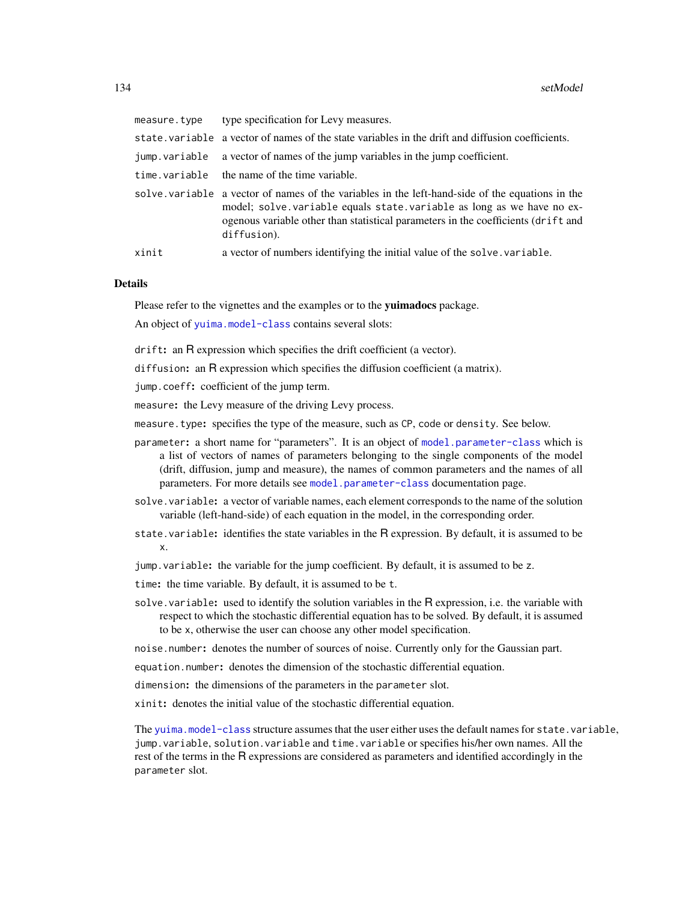| | |
|---|---|
| `measure.type` | type specification for Levy measures. |
| `state.variable` | a vector of names of the state variables in the drift and diffusion coefficients. |
| `jump.variable` | a vector of names of the jump variables in the jump coefficient. |
| `time.variable` | the name of the time variable. |
| `solve.variable` | a vector of names of the variables in the left-hand-side of the equations in the model; `solve.variable` equals `state.variable` as long as we have no exogenous variable other than statistical parameters in the coefficients (`drift` and `diffusion`). |
| `xinit` | a vector of numbers identifying the initial value of the `solve.variable`. |

## Details

Please refer to the vignettes and the examples or to the **yuimadocs** package.

An object of `yuima.model-class` contains several slots:

`drift`: an R expression which specifies the drift coefficient (a vector).

`diffusion`: an R expression which specifies the diffusion coefficient (a matrix).

`jump.coeff`: coefficient of the jump term.

`measure`: the Levy measure of the driving Levy process.

`measure.type`: specifies the type of the measure, such as `CP`, `code` or `density`. See below.

`parameter`: a short name for "parameters". It is an object of `model.parameter-class` which is a list of vectors of names of parameters belonging to the single components of the model (drift, diffusion, jump and measure), the names of common parameters and the names of all parameters. For more details see `model.parameter-class` documentation page.

`solve.variable`: a vector of variable names, each element corresponds to the name of the solution variable (left-hand-side) of each equation in the model, in the corresponding order.

`state.variable`: identifies the state variables in the R expression. By default, it is assumed to be `x`.

`jump.variable`: the variable for the jump coefficient. By default, it is assumed to be `z`.

`time`: the time variable. By default, it is assumed to be `t`.

`solve.variable`: used to identify the solution variables in the R expression, i.e. the variable with respect to which the stochastic differential equation has to be solved. By default, it is assumed to be `x`, otherwise the user can choose any other model specification.

`noise.number`: denotes the number of sources of noise. Currently only for the Gaussian part.

`equation.number`: denotes the dimension of the stochastic differential equation.

`dimension`: the dimensions of the parameters in the `parameter` slot.

`xinit`: denotes the initial value of the stochastic differential equation.

The `yuima.model-class` structure assumes that the user either uses the default names for `state.variable`, `jump.variable`, `solution.variable` and `time.variable` or specifies his/her own names. All the rest of the terms in the R expressions are considered as parameters and identified accordingly in the `parameter` slot.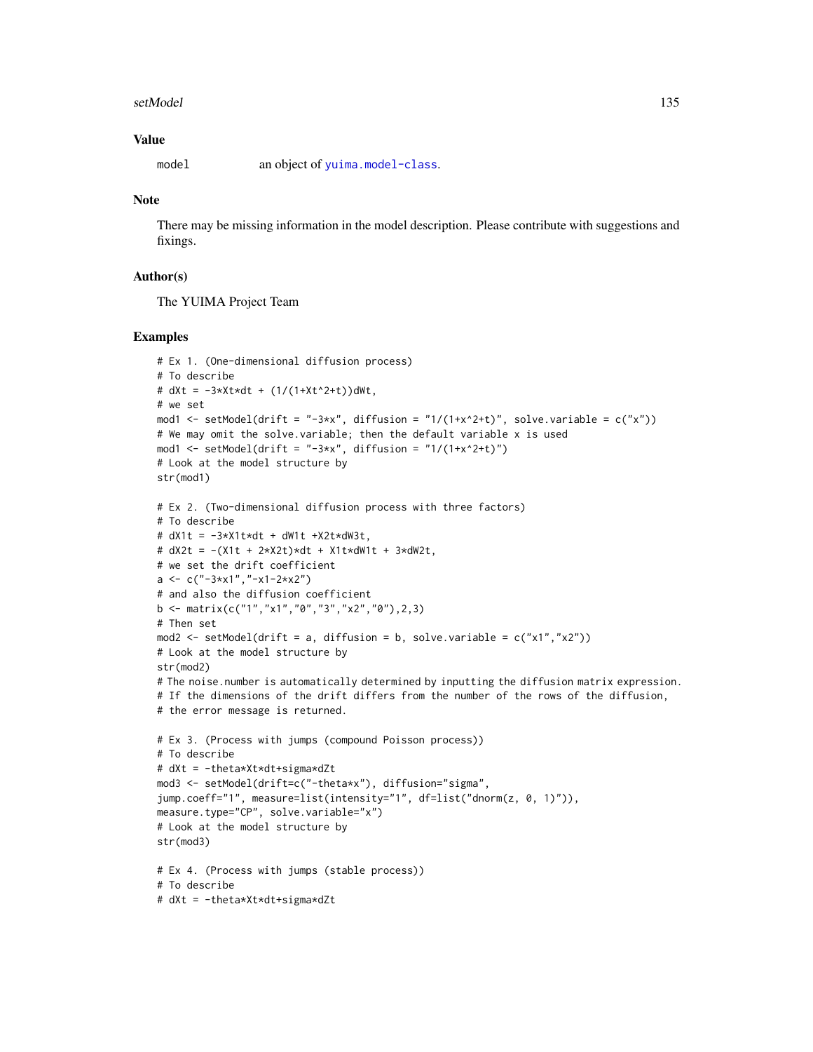## Value

model an object of yuima.model-class.

## Note

There may be missing information in the model description. Please contribute with suggestions and fixings.

## Author(s)

The YUIMA Project Team

## Examples

```
# Ex 1. (One-dimensional diffusion process)
# To describe
# dXt = -3*Xt*dt + (1/(1+Xt^2+t))dWt,
# we set
mod1 <- setModel(drift = "-3*x", diffusion = "1/(1+x^2+t)", solve.variable = c("x"))
# We may omit the solve.variable; then the default variable x is used
mod1 <- setModel(drift = "-3*x", diffusion = "1/(1+x^2+t)")
# Look at the model structure by
str(mod1)

# Ex 2. (Two-dimensional diffusion process with three factors)
# To describe
# dX1t = -3*X1t*dt + dW1t +X2t*dW3t,
# dX2t = -(X1t + 2*X2t)*dt + X1t*dW1t + 3*dW2t,
# we set the drift coefficient
a <- c("-3*x1","-x1-2*x2")
# and also the diffusion coefficient
b <- matrix(c("1","x1","0","3","x2","0"),2,3)
# Then set
mod2 <- setModel(drift = a, diffusion = b, solve.variable = c("x1","x2"))
# Look at the model structure by
str(mod2)
# The noise.number is automatically determined by inputting the diffusion matrix expression.
# If the dimensions of the drift differs from the number of the rows of the diffusion,
# the error message is returned.

# Ex 3. (Process with jumps (compound Poisson process))
# To describe
# dXt = -theta*Xt*dt+sigma*dZt
mod3 <- setModel(drift=c("-theta*x"), diffusion="sigma",
jump.coeff="1", measure=list(intensity="1", df=list("dnorm(z, 0, 1)")),
measure.type="CP", solve.variable="x")
# Look at the model structure by
str(mod3)

# Ex 4. (Process with jumps (stable process))
# To describe
# dXt = -theta*Xt*dt+sigma*dZt
```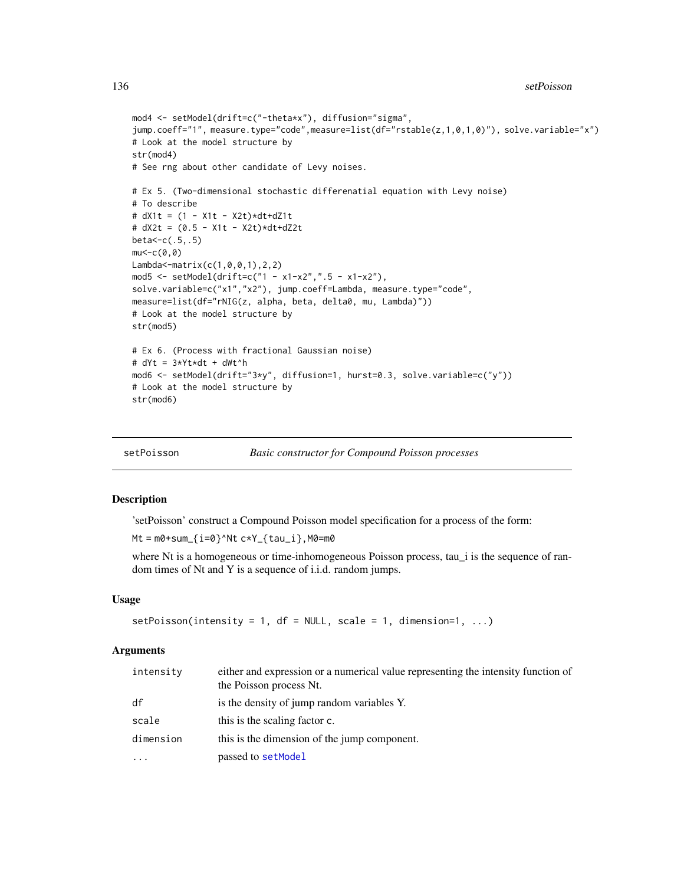```
mod4 <- setModel(drift=c("-theta*x"), diffusion="sigma",
jump.coeff="1", measure.type="code",measure=list(df="rstable(z,1,0,1,0)"), solve.variable="x")
# Look at the model structure by
str(mod4)
# See rng about other candidate of Levy noises.

# Ex 5. (Two-dimensional stochastic differenatial equation with Levy noise)
# To describe
# dX1t = (1 - X1t - X2t)*dt+dZ1t
# dX2t = (0.5 - X1t - X2t)*dt+dZ2t
beta<-c(.5,.5)
mu<-c(0,0)
Lambda<-matrix(c(1,0,0,1),2,2)
mod5 <- setModel(drift=c("1 - x1-x2",".5 - x1-x2"),
solve.variable=c("x1","x2"), jump.coeff=Lambda, measure.type="code",
measure=list(df="rNIG(z, alpha, beta, delta0, mu, Lambda)"))
# Look at the model structure by
str(mod5)

# Ex 6. (Process with fractional Gaussian noise)
# dYt = 3*Yt*dt + dWt^h
mod6 <- setModel(drift="3*y", diffusion=1, hurst=0.3, solve.variable=c("y"))
# Look at the model structure by
str(mod6)
```

## setPoisson — *Basic constructor for Compound Poisson processes*

### Description

'setPoisson' construct a Compound Poisson model specification for a process of the form:

Mt = m0+sum_{i=0}^Nt c*Y_{tau_i},M0=m0

where Nt is a homogeneous or time-inhomogeneous Poisson process, tau_i is the sequence of random times of Nt and Y is a sequence of i.i.d. random jumps.

### Usage

```
setPoisson(intensity = 1, df = NULL, scale = 1, dimension=1, ...)
```

### Arguments

| | |
|---|---|
| intensity | either and expression or a numerical value representing the intensity function of the Poisson process Nt. |
| df | is the density of jump random variables Y. |
| scale | this is the scaling factor c. |
| dimension | this is the dimension of the jump component. |
| ... | passed to setModel |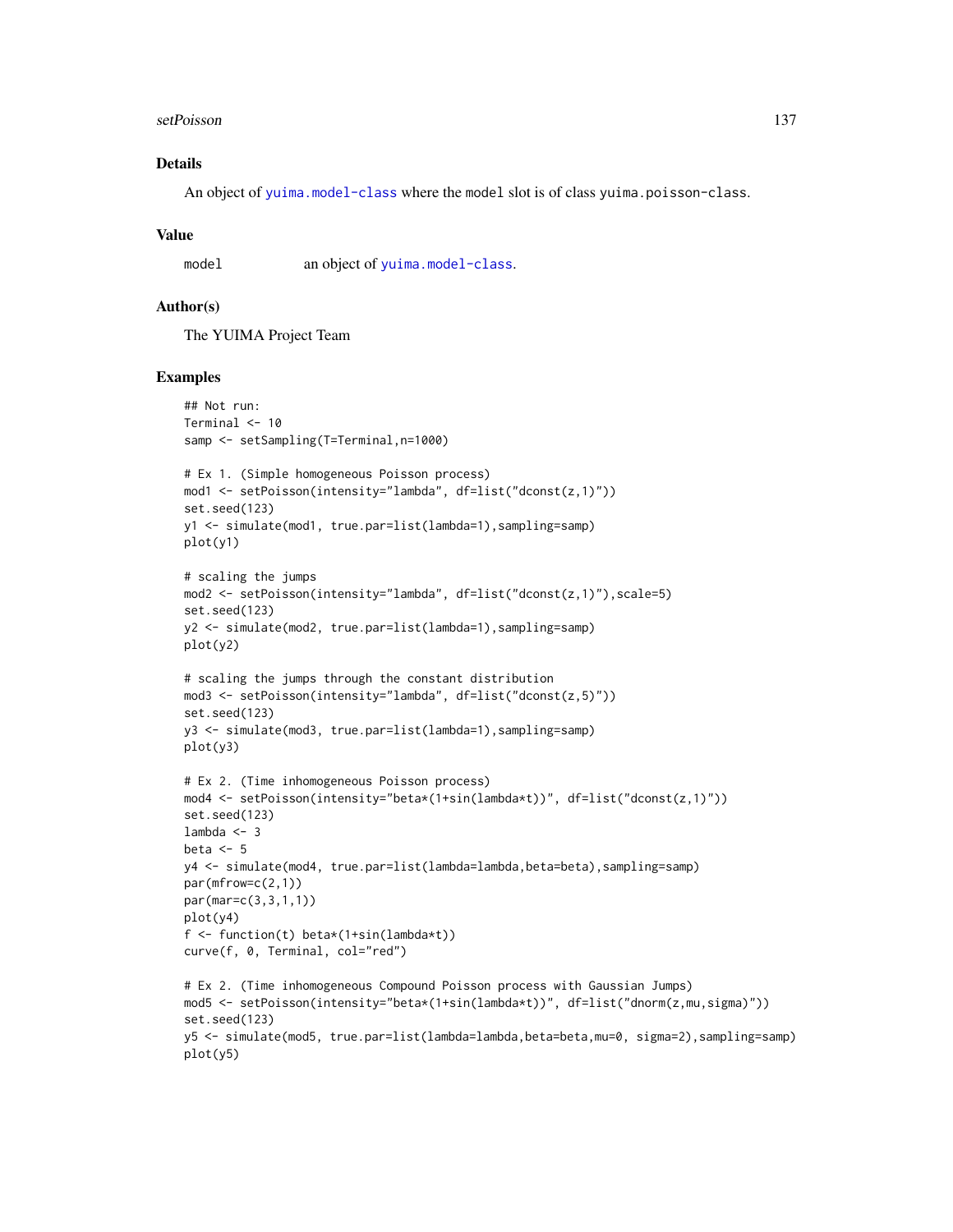## Details

An object of `yuima.model-class` where the model slot is of class `yuima.poisson-class`.

## Value

`model` an object of `yuima.model-class`.

## Author(s)

The YUIMA Project Team

## Examples

```
## Not run:
Terminal <- 10
samp <- setSampling(T=Terminal,n=1000)

# Ex 1. (Simple homogeneous Poisson process)
mod1 <- setPoisson(intensity="lambda", df=list("dconst(z,1)"))
set.seed(123)
y1 <- simulate(mod1, true.par=list(lambda=1),sampling=samp)
plot(y1)

# scaling the jumps
mod2 <- setPoisson(intensity="lambda", df=list("dconst(z,1)"),scale=5)
set.seed(123)
y2 <- simulate(mod2, true.par=list(lambda=1),sampling=samp)
plot(y2)

# scaling the jumps through the constant distribution
mod3 <- setPoisson(intensity="lambda", df=list("dconst(z,5)"))
set.seed(123)
y3 <- simulate(mod3, true.par=list(lambda=1),sampling=samp)
plot(y3)

# Ex 2. (Time inhomogeneous Poisson process)
mod4 <- setPoisson(intensity="beta*(1+sin(lambda*t))", df=list("dconst(z,1)"))
set.seed(123)
lambda <- 3
beta <- 5
y4 <- simulate(mod4, true.par=list(lambda=lambda,beta=beta),sampling=samp)
par(mfrow=c(2,1))
par(mar=c(3,3,1,1))
plot(y4)
f <- function(t) beta*(1+sin(lambda*t))
curve(f, 0, Terminal, col="red")

# Ex 2. (Time inhomogeneous Compound Poisson process with Gaussian Jumps)
mod5 <- setPoisson(intensity="beta*(1+sin(lambda*t))", df=list("dnorm(z,mu,sigma)"))
set.seed(123)
y5 <- simulate(mod5, true.par=list(lambda=lambda,beta=beta,mu=0, sigma=2),sampling=samp)
plot(y5)
```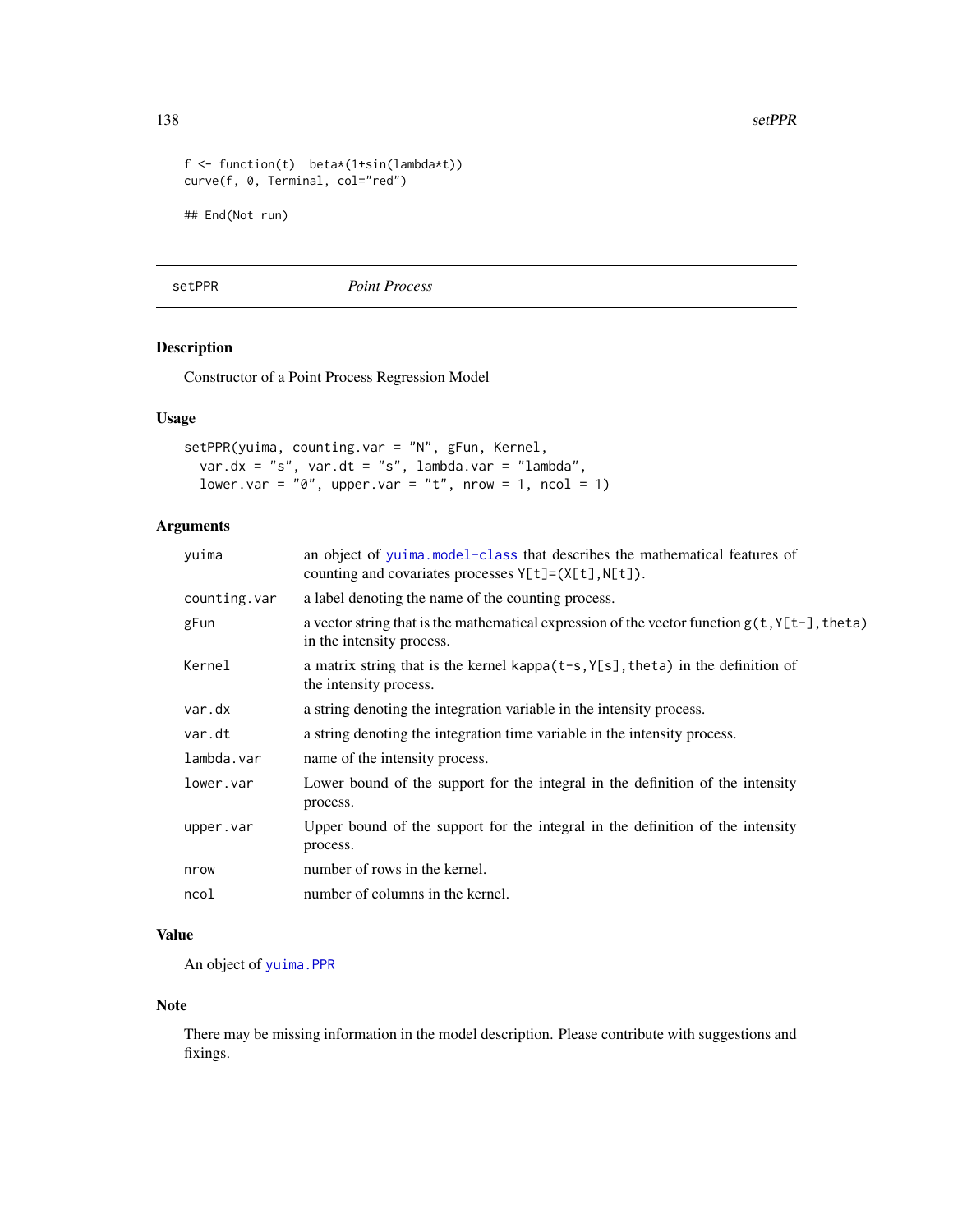```
f <- function(t)  beta*(1+sin(lambda*t))
curve(f, 0, Terminal, col="red")

## End(Not run)
```

## setPPR — *Point Process*

### Description

Constructor of a Point Process Regression Model

### Usage

```
setPPR(yuima, counting.var = "N", gFun, Kernel,
  var.dx = "s", var.dt = "s", lambda.var = "lambda",
  lower.var = "0", upper.var = "t", nrow = 1, ncol = 1)
```

### Arguments

| Argument | Description |
|---|---|
| `yuima` | an object of `yuima.model-class` that describes the mathematical features of counting and covariates processes `Y[t]=(X[t],N[t])`. |
| `counting.var` | a label denoting the name of the counting process. |
| `gFun` | a vector string that is the mathematical expression of the vector function `g(t,Y[t-],theta)` in the intensity process. |
| `Kernel` | a matrix string that is the kernel `kappa(t-s,Y[s],theta)` in the definition of the intensity process. |
| `var.dx` | a string denoting the integration variable in the intensity process. |
| `var.dt` | a string denoting the integration time variable in the intensity process. |
| `lambda.var` | name of the intensity process. |
| `lower.var` | Lower bound of the support for the integral in the definition of the intensity process. |
| `upper.var` | Upper bound of the support for the integral in the definition of the intensity process. |
| `nrow` | number of rows in the kernel. |
| `ncol` | number of columns in the kernel. |

### Value

An object of `yuima.PPR`

### Note

There may be missing information in the model description. Please contribute with suggestions and fixings.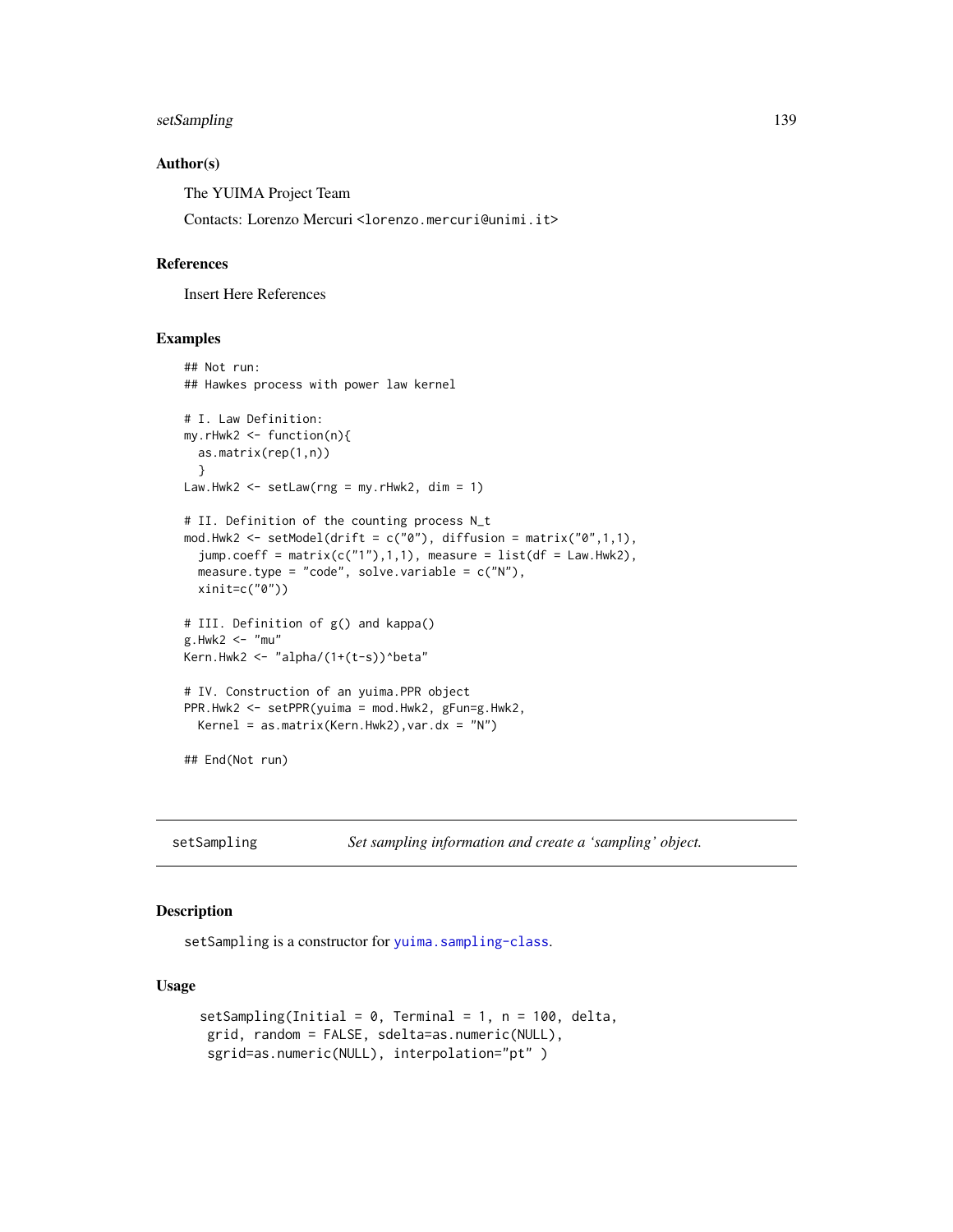## Author(s)

The YUIMA Project Team

Contacts: Lorenzo Mercuri <lorenzo.mercuri@unimi.it>

## References

Insert Here References

## Examples

```
## Not run:
## Hawkes process with power law kernel

# I. Law Definition:
my.rHwk2 <- function(n){
  as.matrix(rep(1,n))
  }
Law.Hwk2 <- setLaw(rng = my.rHwk2, dim = 1)

# II. Definition of the counting process N_t
mod.Hwk2 <- setModel(drift = c("0"), diffusion = matrix("0",1,1),
  jump.coeff = matrix(c("1"),1,1), measure = list(df = Law.Hwk2),
  measure.type = "code", solve.variable = c("N"),
  xinit=c("0"))

# III. Definition of g() and kappa()
g.Hwk2 <- "mu"
Kern.Hwk2 <- "alpha/(1+(t-s))^beta"

# IV. Construction of an yuima.PPR object
PPR.Hwk2 <- setPPR(yuima = mod.Hwk2, gFun=g.Hwk2,
  Kernel = as.matrix(Kern.Hwk2),var.dx = "N")

## End(Not run)
```

---

# setSampling — *Set sampling information and create a 'sampling' object.*

## Description

setSampling is a constructor for yuima.sampling-class.

## Usage

```
setSampling(Initial = 0, Terminal = 1, n = 100, delta,
 grid, random = FALSE, sdelta=as.numeric(NULL),
 sgrid=as.numeric(NULL), interpolation="pt" )
```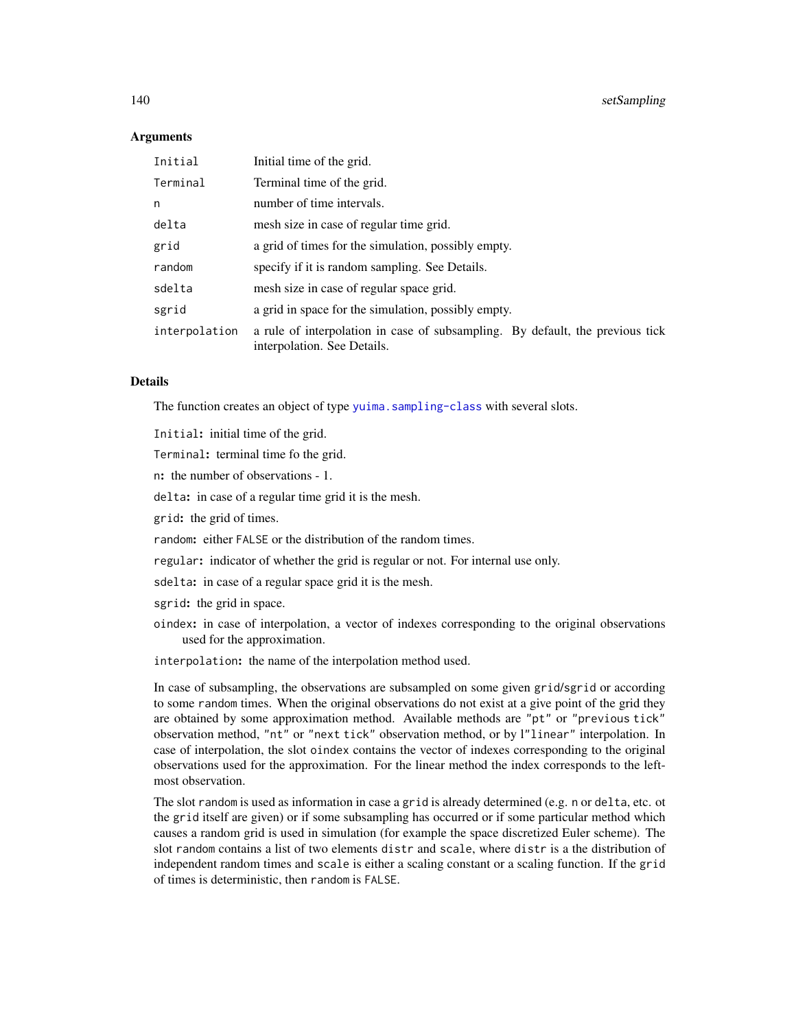### Arguments

| | |
|---|---|
| `Initial` | Initial time of the grid. |
| `Terminal` | Terminal time of the grid. |
| `n` | number of time intervals. |
| `delta` | mesh size in case of regular time grid. |
| `grid` | a grid of times for the simulation, possibly empty. |
| `random` | specify if it is random sampling. See Details. |
| `sdelta` | mesh size in case of regular space grid. |
| `sgrid` | a grid in space for the simulation, possibly empty. |
| `interpolation` | a rule of interpolation in case of subsampling. By default, the previous tick interpolation. See Details. |

### Details

The function creates an object of type `yuima.sampling-class` with several slots.

`Initial`**:** initial time of the grid.

`Terminal`**:** terminal time fo the grid.

`n`**:** the number of observations - 1.

`delta`**:** in case of a regular time grid it is the mesh.

`grid`**:** the grid of times.

`random`**:** either `FALSE` or the distribution of the random times.

`regular`**:** indicator of whether the grid is regular or not. For internal use only.

`sdelta`**:** in case of a regular space grid it is the mesh.

`sgrid`**:** the grid in space.

`oindex`**:** in case of interpolation, a vector of indexes corresponding to the original observations used for the approximation.

`interpolation`**:** the name of the interpolation method used.

In case of subsampling, the observations are subsampled on some given `grid`/`sgrid` or according to some `random` times. When the original observations do not exist at a give point of the grid they are obtained by some approximation method. Available methods are `"pt"` or `"previous tick"` observation method, `"nt"` or `"next tick"` observation method, or by l`"linear"` interpolation. In case of interpolation, the slot `oindex` contains the vector of indexes corresponding to the original observations used for the approximation. For the linear method the index corresponds to the left-most observation.

The slot `random` is used as information in case a `grid` is already determined (e.g. `n` or `delta`, etc. ot the `grid` itself are given) or if some subsampling has occurred or if some particular method which causes a random grid is used in simulation (for example the space discretized Euler scheme). The slot `random` contains a list of two elements `distr` and `scale`, where `distr` is a the distribution of independent random times and `scale` is either a scaling constant or a scaling function. If the `grid` of times is deterministic, then `random` is `FALSE`.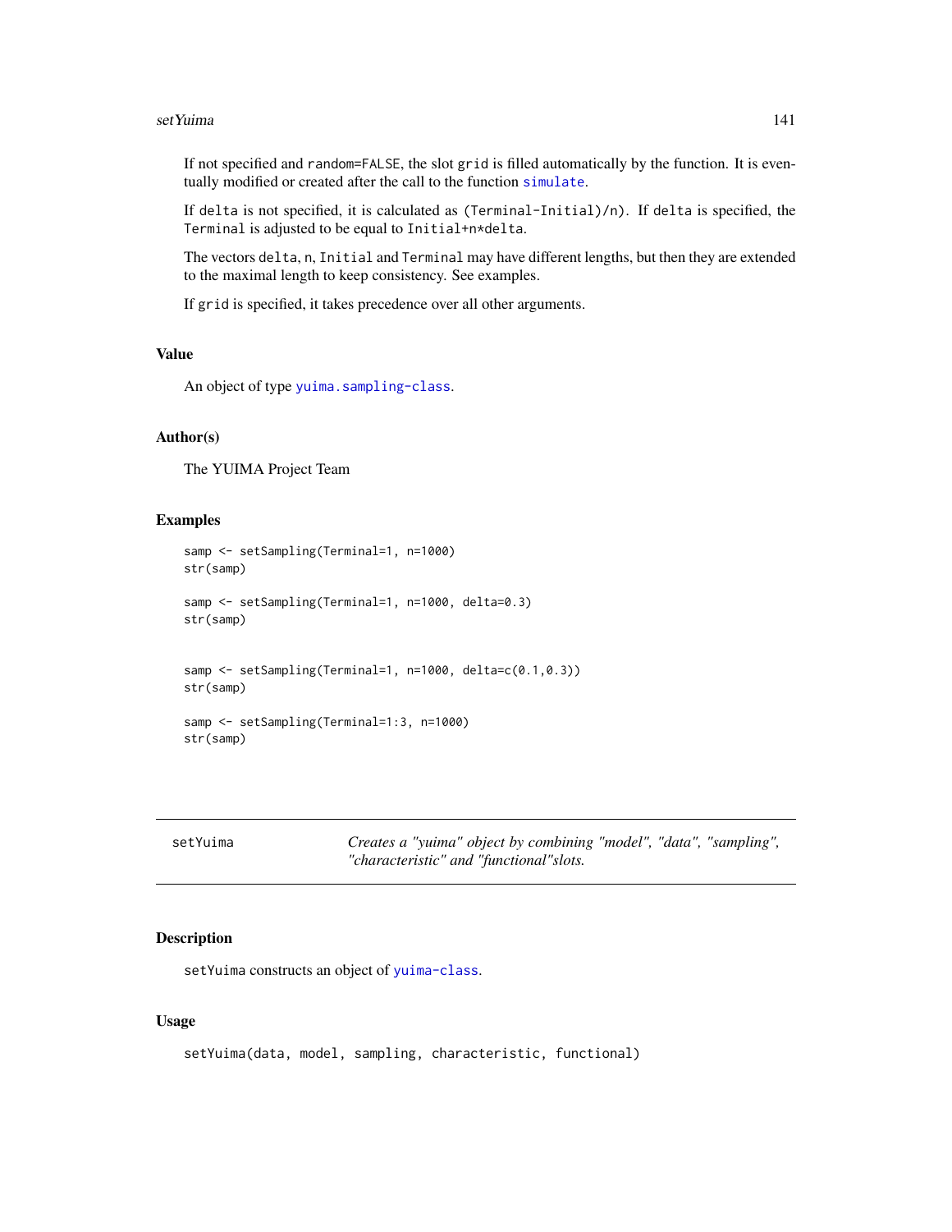If not specified and `random=FALSE`, the slot `grid` is filled automatically by the function. It is eventually modified or created after the call to the function `simulate`.

If `delta` is not specified, it is calculated as `(Terminal-Initial)/n)`. If `delta` is specified, the `Terminal` is adjusted to be equal to `Initial+n*delta`.

The vectors `delta`, `n`, `Initial` and `Terminal` may have different lengths, but then they are extended to the maximal length to keep consistency. See examples.

If `grid` is specified, it takes precedence over all other arguments.

### Value

An object of type `yuima.sampling-class`.

### Author(s)

The YUIMA Project Team

### Examples

```
samp <- setSampling(Terminal=1, n=1000)
str(samp)

samp <- setSampling(Terminal=1, n=1000, delta=0.3)
str(samp)


samp <- setSampling(Terminal=1, n=1000, delta=c(0.1,0.3))
str(samp)

samp <- setSampling(Terminal=1:3, n=1000)
str(samp)
```

---

## setYuima

*Creates a "yuima" object by combining "model", "data", "sampling", "characteristic" and "functional"slots.*

---

### Description

`setYuima` constructs an object of `yuima-class`.

### Usage

```
setYuima(data, model, sampling, characteristic, functional)
```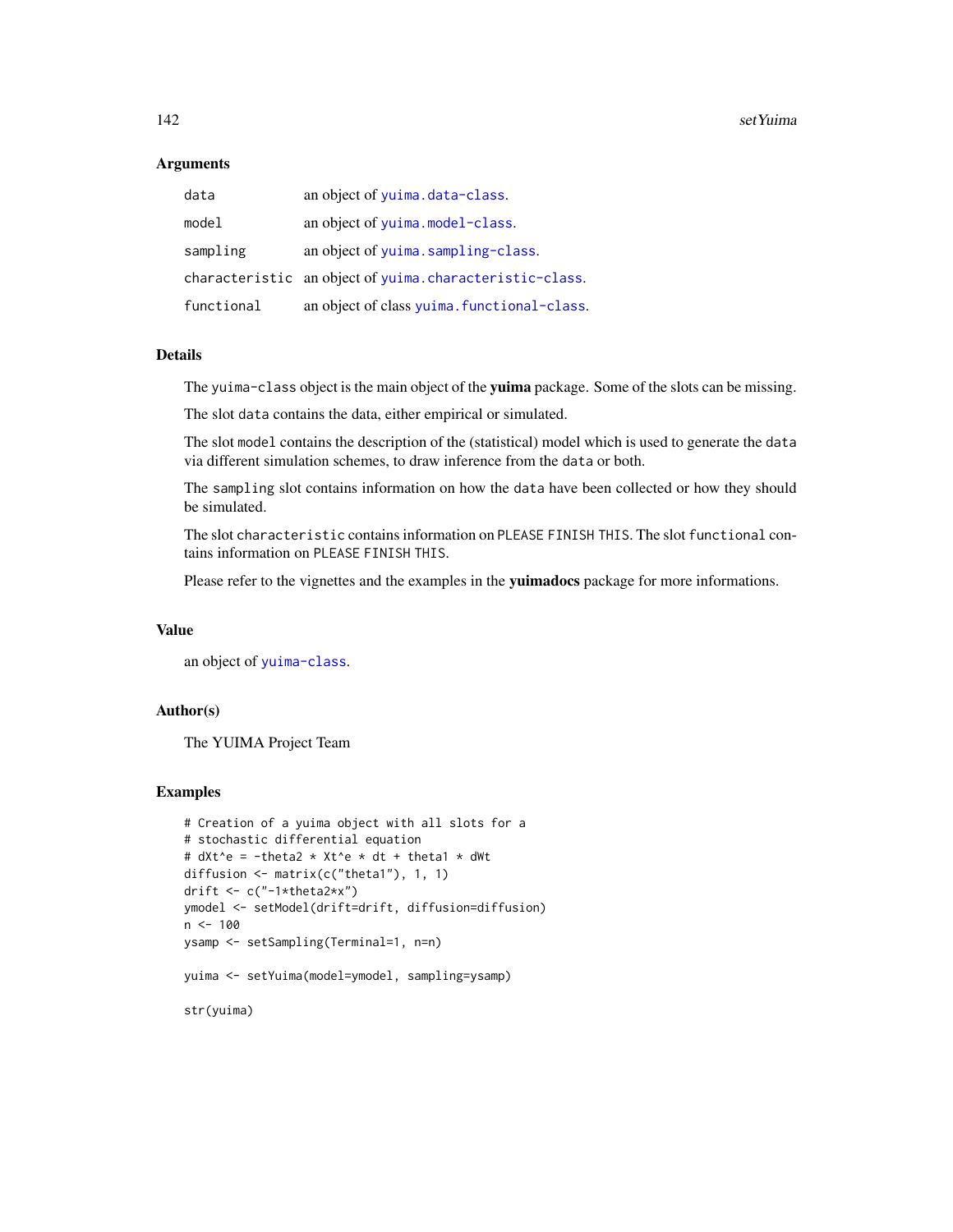### Arguments

| | |
|---|---|
| `data` | an object of `yuima.data-class`. |
| `model` | an object of `yuima.model-class`. |
| `sampling` | an object of `yuima.sampling-class`. |
| `characteristic` | an object of `yuima.characteristic-class`. |
| `functional` | an object of class `yuima.functional-class`. |

### Details

The `yuima-class` object is the main object of the **yuima** package. Some of the slots can be missing.

The slot `data` contains the data, either empirical or simulated.

The slot `model` contains the description of the (statistical) model which is used to generate the `data` via different simulation schemes, to draw inference from the `data` or both.

The `sampling` slot contains information on how the `data` have been collected or how they should be simulated.

The slot `characteristic` contains information on `PLEASE FINISH THIS`. The slot `functional` contains information on `PLEASE FINISH THIS`.

Please refer to the vignettes and the examples in the **yuimadocs** package for more informations.

### Value

an object of `yuima-class`.

### Author(s)

The YUIMA Project Team

### Examples

```
# Creation of a yuima object with all slots for a
# stochastic differential equation
# dXt^e = -theta2 * Xt^e * dt + theta1 * dWt
diffusion <- matrix(c("theta1"), 1, 1)
drift <- c("-1*theta2*x")
ymodel <- setModel(drift=drift, diffusion=diffusion)
n <- 100
ysamp <- setSampling(Terminal=1, n=n)

yuima <- setYuima(model=ymodel, sampling=ysamp)

str(yuima)
```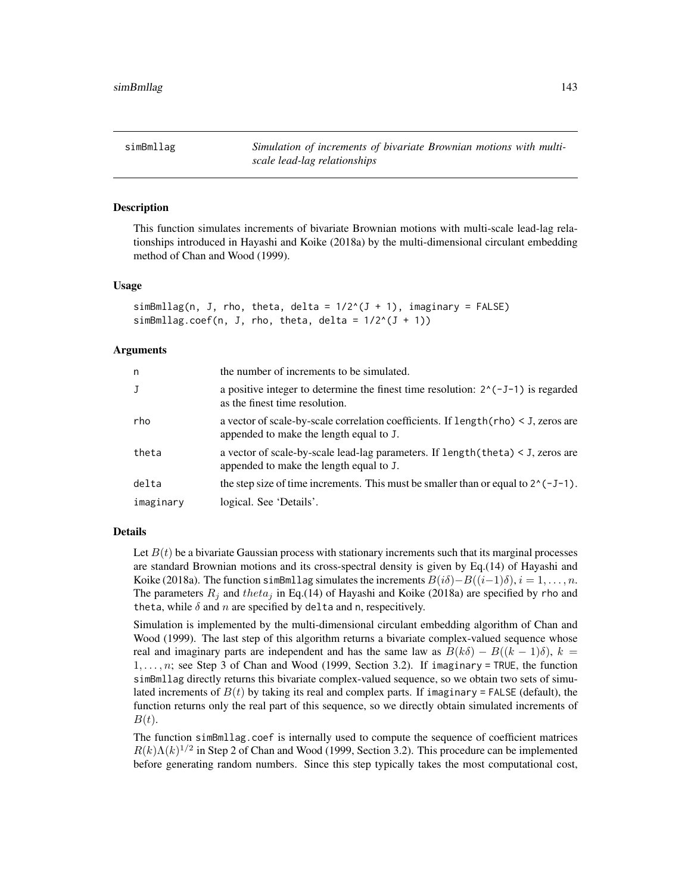# simBmllag *Simulation of increments of bivariate Brownian motions with multi-scale lead-lag relationships*

## Description

This function simulates increments of bivariate Brownian motions with multi-scale lead-lag relationships introduced in Hayashi and Koike (2018a) by the multi-dimensional circulant embedding method of Chan and Wood (1999).

## Usage

```
simBmllag(n, J, rho, theta, delta = 1/2^(J + 1), imaginary = FALSE)
simBmllag.coef(n, J, rho, theta, delta = 1/2^(J + 1))
```

## Arguments

| | |
|---|---|
| n | the number of increments to be simulated. |
| J | a positive integer to determine the finest time resolution: `2^(-J-1)` is regarded as the finest time resolution. |
| rho | a vector of scale-by-scale correlation coefficients. If `length(rho) < J`, zeros are appended to make the length equal to `J`. |
| theta | a vector of scale-by-scale lead-lag parameters. If `length(theta) < J`, zeros are appended to make the length equal to `J`. |
| delta | the step size of time increments. This must be smaller than or equal to `2^(-J-1)`. |
| imaginary | logical. See 'Details'. |

## Details

Let $B(t)$ be a bivariate Gaussian process with stationary increments such that its marginal processes are standard Brownian motions and its cross-spectral density is given by Eq.(14) of Hayashi and Koike (2018a). The function `simBmllag` simulates the increments $B(i\delta) - B((i-1)\delta), i = 1, \dots, n$. The parameters $R_j$ and $theta_j$ in Eq.(14) of Hayashi and Koike (2018a) are specified by `rho` and `theta`, while $\delta$ and $n$ are specified by `delta` and `n`, respecitively.

Simulation is implemented by the multi-dimensional circulant embedding algorithm of Chan and Wood (1999). The last step of this algorithm returns a bivariate complex-valued sequence whose real and imaginary parts are independent and has the same law as $B(k\delta) - B((k-1)\delta)$, $k = 1, \dots, n$; see Step 3 of Chan and Wood (1999, Section 3.2). If `imaginary = TRUE`, the function `simBmllag` directly returns this bivariate complex-valued sequence, so we obtain two sets of simulated increments of $B(t)$ by taking its real and complex parts. If `imaginary = FALSE` (default), the function returns only the real part of this sequence, so we directly obtain simulated increments of $B(t)$.

The function `simBmllag.coef` is internally used to compute the sequence of coefficient matrices $R(k)\Lambda(k)^{1/2}$ in Step 2 of Chan and Wood (1999, Section 3.2). This procedure can be implemented before generating random numbers. Since this step typically takes the most computational cost,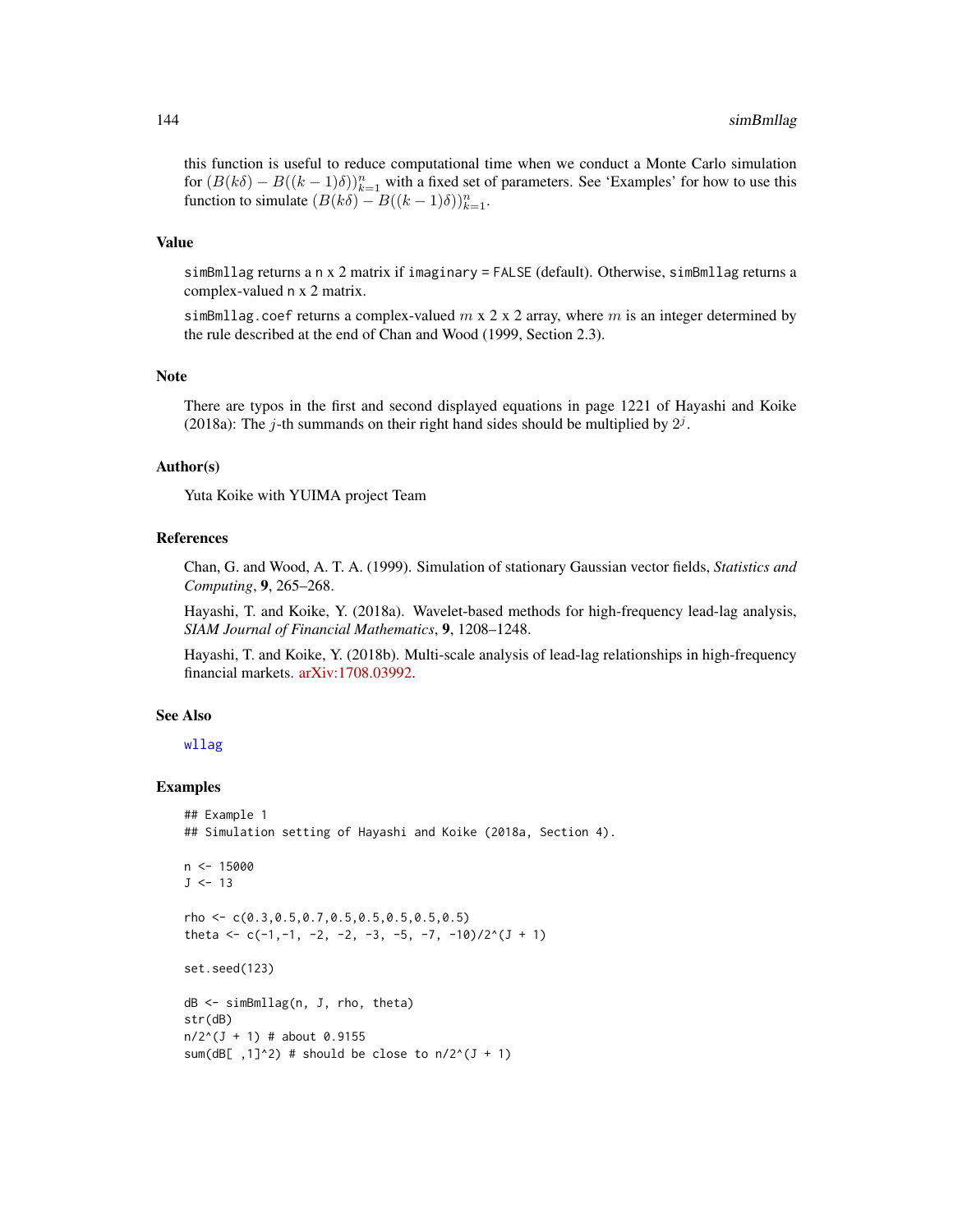this function is useful to reduce computational time when we conduct a Monte Carlo simulation for $(B(k\delta) - B((k-1)\delta))_{k=1}^n$ with a fixed set of parameters. See 'Examples' for how to use this function to simulate $(B(k\delta) - B((k-1)\delta))_{k=1}^n$.

## Value

simBmllag returns a n x 2 matrix if imaginary = FALSE (default). Otherwise, simBmllag returns a complex-valued n x 2 matrix.

simBmllag.coef returns a complex-valued $m$ x 2 x 2 array, where $m$ is an integer determined by the rule described at the end of Chan and Wood (1999, Section 2.3).

## Note

There are typos in the first and second displayed equations in page 1221 of Hayashi and Koike (2018a): The $j$-th summands on their right hand sides should be multiplied by $2^j$.

## Author(s)

Yuta Koike with YUIMA project Team

## References

Chan, G. and Wood, A. T. A. (1999). Simulation of stationary Gaussian vector fields, *Statistics and Computing*, **9**, 265–268.

Hayashi, T. and Koike, Y. (2018a). Wavelet-based methods for high-frequency lead-lag analysis, *SIAM Journal of Financial Mathematics*, **9**, 1208–1248.

Hayashi, T. and Koike, Y. (2018b). Multi-scale analysis of lead-lag relationships in high-frequency financial markets. arXiv:1708.03992.

## See Also

wllag

## Examples

```
## Example 1
## Simulation setting of Hayashi and Koike (2018a, Section 4).

n <- 15000
J <- 13

rho <- c(0.3,0.5,0.7,0.5,0.5,0.5,0.5,0.5)
theta <- c(-1,-1, -2, -2, -3, -5, -7, -10)/2^(J + 1)

set.seed(123)

dB <- simBmllag(n, J, rho, theta)
str(dB)
n/2^(J + 1) # about 0.9155
sum(dB[ ,1]^2) # should be close to n/2^(J + 1)
```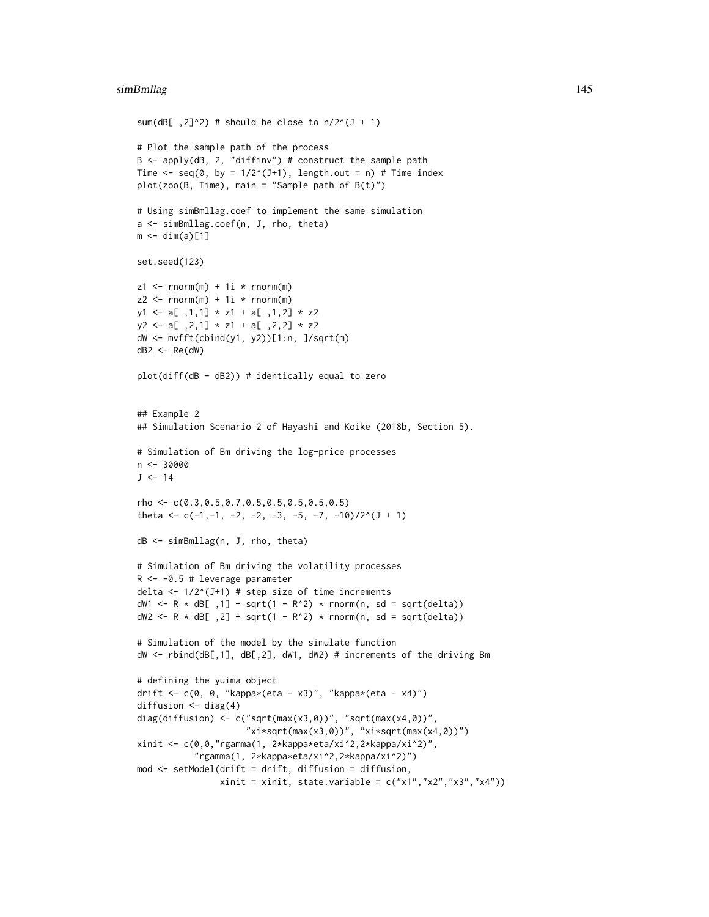```
sum(dB[ ,2]^2) # should be close to n/2^(J + 1)

# Plot the sample path of the process
B <- apply(dB, 2, "diffinv") # construct the sample path
Time <- seq(0, by = 1/2^(J+1), length.out = n) # Time index
plot(zoo(B, Time), main = "Sample path of B(t)")

# Using simBmllag.coef to implement the same simulation
a <- simBmllag.coef(n, J, rho, theta)
m <- dim(a)[1]

set.seed(123)

z1 <- rnorm(m) + 1i * rnorm(m)
z2 <- rnorm(m) + 1i * rnorm(m)
y1 <- a[ ,1,1] * z1 + a[ ,1,2] * z2
y2 <- a[ ,2,1] * z1 + a[ ,2,2] * z2
dW <- mvfft(cbind(y1, y2))[1:n, ]/sqrt(m)
dB2 <- Re(dW)

plot(diff(dB - dB2)) # identically equal to zero


## Example 2
## Simulation Scenario 2 of Hayashi and Koike (2018b, Section 5).

# Simulation of Bm driving the log-price processes
n <- 30000
J <- 14

rho <- c(0.3,0.5,0.7,0.5,0.5,0.5,0.5,0.5)
theta <- c(-1,-1, -2, -2, -3, -5, -7, -10)/2^(J + 1)

dB <- simBmllag(n, J, rho, theta)

# Simulation of Bm driving the volatility processes
R <- -0.5 # leverage parameter
delta <- 1/2^(J+1) # step size of time increments
dW1 <- R * dB[ ,1] + sqrt(1 - R^2) * rnorm(n, sd = sqrt(delta))
dW2 <- R * dB[ ,2] + sqrt(1 - R^2) * rnorm(n, sd = sqrt(delta))

# Simulation of the model by the simulate function
dW <- rbind(dB[,1], dB[,2], dW1, dW2) # increments of the driving Bm

# defining the yuima object
drift <- c(0, 0, "kappa*(eta - x3)", "kappa*(eta - x4)")
diffusion <- diag(4)
diag(diffusion) <- c("sqrt(max(x3,0))", "sqrt(max(x4,0))",
                     "xi*sqrt(max(x3,0))", "xi*sqrt(max(x4,0))")
xinit <- c(0,0,"rgamma(1, 2*kappa*eta/xi^2,2*kappa/xi^2)",
           "rgamma(1, 2*kappa*eta/xi^2,2*kappa/xi^2)")
mod <- setModel(drift = drift, diffusion = diffusion,
                xinit = xinit, state.variable = c("x1","x2","x3","x4"))
```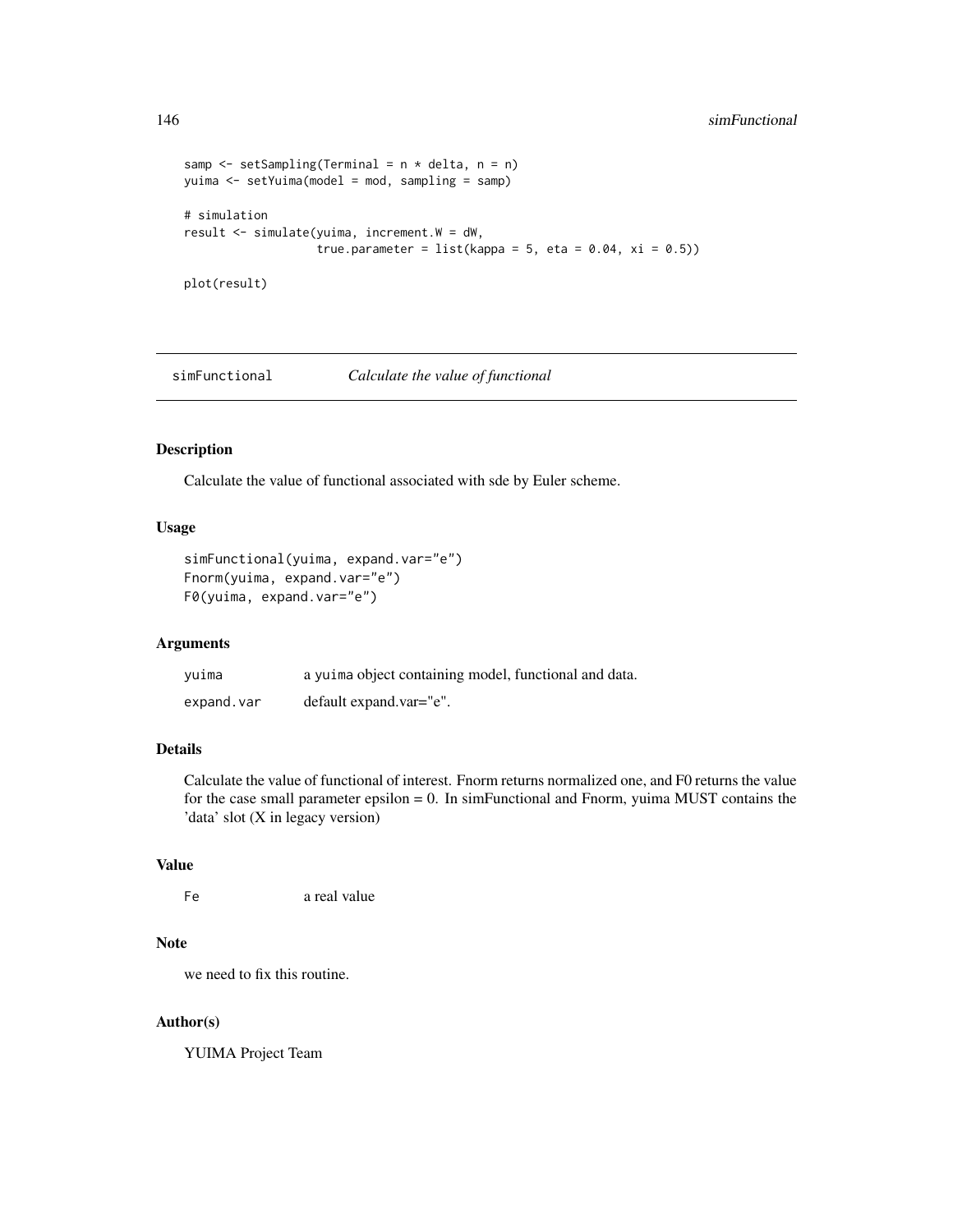```
samp <- setSampling(Terminal = n * delta, n = n)
yuima <- setYuima(model = mod, sampling = samp)

# simulation
result <- simulate(yuima, increment.W = dW,
                   true.parameter = list(kappa = 5, eta = 0.04, xi = 0.5))

plot(result)
```

---

## simFunctional *Calculate the value of functional*

---

### Description

Calculate the value of functional associated with sde by Euler scheme.

### Usage

```
simFunctional(yuima, expand.var="e")
Fnorm(yuima, expand.var="e")
F0(yuima, expand.var="e")
```

### Arguments

| | |
|---|---|
| `yuima` | a `yuima` object containing model, functional and data. |
| `expand.var` | default expand.var="e". |

### Details

Calculate the value of functional of interest. Fnorm returns normalized one, and F0 returns the value for the case small parameter epsilon = 0. In simFunctional and Fnorm, yuima MUST contains the 'data' slot (X in legacy version)

### Value

| | |
|---|---|
| `Fe` | a real value |

### Note

we need to fix this routine.

### Author(s)

YUIMA Project Team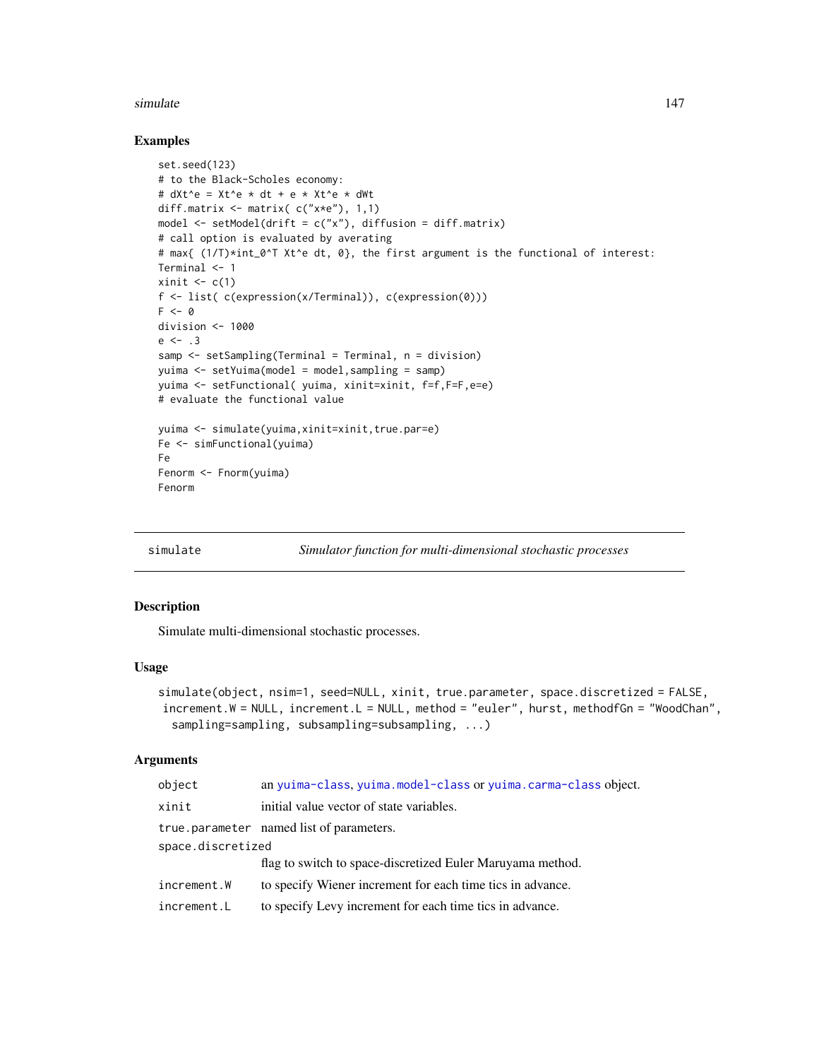## Examples

```
set.seed(123)
# to the Black-Scholes economy:
# dXt^e = Xt^e * dt + e * Xt^e * dWt
diff.matrix <- matrix( c("x*e"), 1,1)
model <- setModel(drift = c("x"), diffusion = diff.matrix)
# call option is evaluated by averating
# max{ (1/T)*int_0^T Xt^e dt, 0}, the first argument is the functional of interest:
Terminal <- 1
xinit <- c(1)
f <- list( c(expression(x/Terminal)), c(expression(0)))
F <- 0
division <- 1000
e <- .3
samp <- setSampling(Terminal = Terminal, n = division)
yuima <- setYuima(model = model,sampling = samp)
yuima <- setFunctional( yuima, xinit=xinit, f=f,F=F,e=e)
# evaluate the functional value

yuima <- simulate(yuima,xinit=xinit,true.par=e)
Fe <- simFunctional(yuima)
Fe
Fenorm <- Fnorm(yuima)
Fenorm
```

---

`simulate` *Simulator function for multi-dimensional stochastic processes*

---

## Description

Simulate multi-dimensional stochastic processes.

## Usage

```
simulate(object, nsim=1, seed=NULL, xinit, true.parameter, space.discretized = FALSE,
 increment.W = NULL, increment.L = NULL, method = "euler", hurst, methodfGn = "WoodChan",
  sampling=sampling, subsampling=subsampling, ...)
```

## Arguments

| | |
|---|---|
| `object` | an `yuima-class`, `yuima.model-class` or `yuima.carma-class` object. |
| `xinit` | initial value vector of state variables. |
| `true.parameter` | named list of parameters. |
| `space.discretized` | flag to switch to space-discretized Euler Maruyama method. |
| `increment.W` | to specify Wiener increment for each time tics in advance. |
| `increment.L` | to specify Levy increment for each time tics in advance. |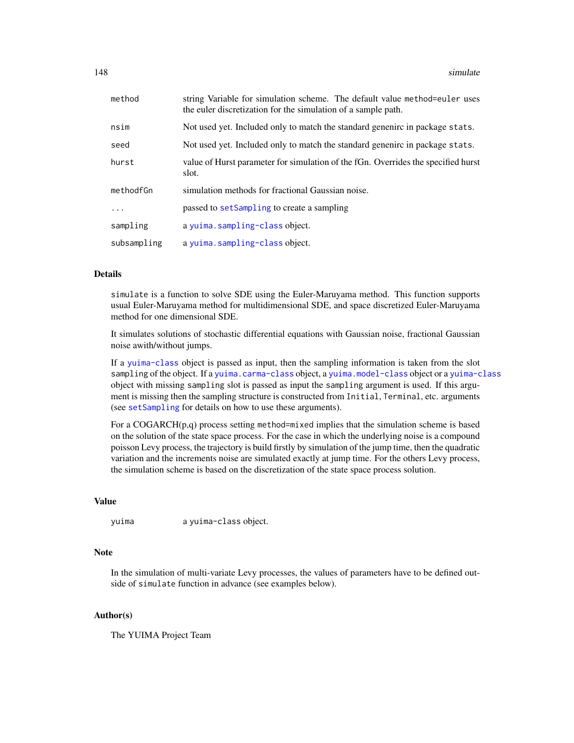| | |
|---|---|
| `method` | string Variable for simulation scheme. The default value `method=euler` uses the euler discretization for the simulation of a sample path. |
| `nsim` | Not used yet. Included only to match the standard genenirc in package `stats`. |
| `seed` | Not used yet. Included only to match the standard genenirc in package `stats`. |
| `hurst` | value of Hurst parameter for simulation of the fGn. Overrides the specified hurst slot. |
| `methodfGn` | simulation methods for fractional Gaussian noise. |
| `...` | passed to `setSampling` to create a sampling |
| `sampling` | a `yuima.sampling-class` object. |
| `subsampling` | a `yuima.sampling-class` object. |

## Details

`simulate` is a function to solve SDE using the Euler-Maruyama method. This function supports usual Euler-Maruyama method for multidimensional SDE, and space discretized Euler-Maruyama method for one dimensional SDE.

It simulates solutions of stochastic differential equations with Gaussian noise, fractional Gaussian noise awith/without jumps.

If a `yuima-class` object is passed as input, then the sampling information is taken from the slot `sampling` of the object. If a `yuima.carma-class` object, a `yuima.model-class` object or a `yuima-class` object with missing `sampling` slot is passed as input the `sampling` argument is used. If this argument is missing then the sampling structure is constructed from `Initial`, `Terminal`, etc. arguments (see `setSampling` for details on how to use these arguments).

For a COGARCH(p,q) process setting `method=mixed` implies that the simulation scheme is based on the solution of the state space process. For the case in which the underlying noise is a compound poisson Levy process, the trajectory is build firstly by simulation of the jump time, then the quadratic variation and the increments noise are simulated exactly at jump time. For the others Levy process, the simulation scheme is based on the discretization of the state space process solution.

## Value

| | |
|---|---|
| `yuima` | a `yuima-class` object. |

## Note

In the simulation of multi-variate Levy processes, the values of parameters have to be defined outside of `simulate` function in advance (see examples below).

## Author(s)

The YUIMA Project Team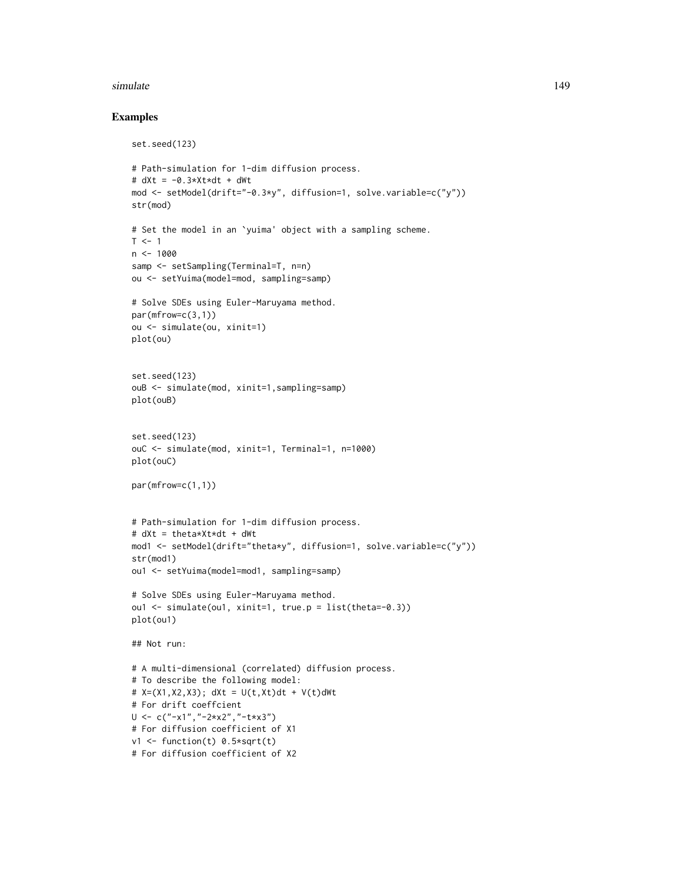## Examples

```
set.seed(123)

# Path-simulation for 1-dim diffusion process.
# dXt = -0.3*Xt*dt + dWt
mod <- setModel(drift="-0.3*y", diffusion=1, solve.variable=c("y"))
str(mod)

# Set the model in an `yuima' object with a sampling scheme.
T <- 1
n <- 1000
samp <- setSampling(Terminal=T, n=n)
ou <- setYuima(model=mod, sampling=samp)

# Solve SDEs using Euler-Maruyama method.
par(mfrow=c(3,1))
ou <- simulate(ou, xinit=1)
plot(ou)


set.seed(123)
ouB <- simulate(mod, xinit=1,sampling=samp)
plot(ouB)


set.seed(123)
ouC <- simulate(mod, xinit=1, Terminal=1, n=1000)
plot(ouC)

par(mfrow=c(1,1))


# Path-simulation for 1-dim diffusion process.
# dXt = theta*Xt*dt + dWt
mod1 <- setModel(drift="theta*y", diffusion=1, solve.variable=c("y"))
str(mod1)
ou1 <- setYuima(model=mod1, sampling=samp)

# Solve SDEs using Euler-Maruyama method.
ou1 <- simulate(ou1, xinit=1, true.p = list(theta=-0.3))
plot(ou1)

## Not run:

# A multi-dimensional (correlated) diffusion process.
# To describe the following model:
# X=(X1,X2,X3); dXt = U(t,Xt)dt + V(t)dWt
# For drift coeffcient
U <- c("-x1","-2*x2","-t*x3")
# For diffusion coefficient of X1
v1 <- function(t) 0.5*sqrt(t)
# For diffusion coefficient of X2
```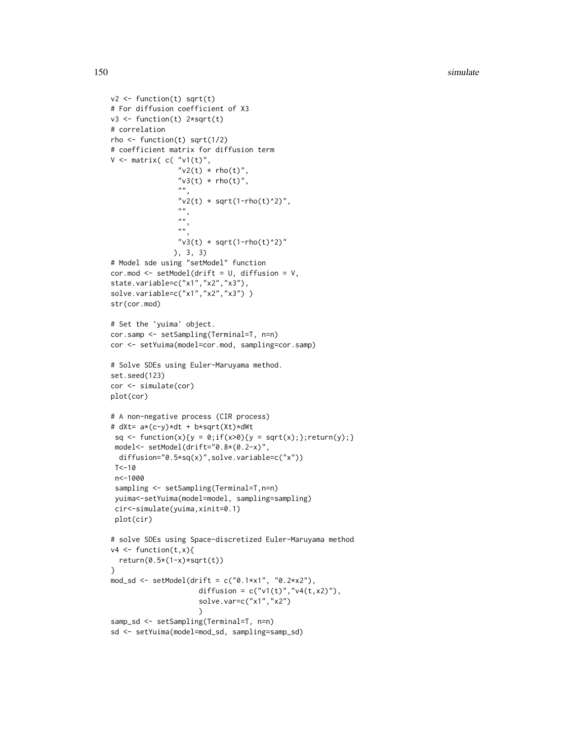```
v2 <- function(t) sqrt(t)
# For diffusion coefficient of X3
v3 <- function(t) 2*sqrt(t)
# correlation
rho <- function(t) sqrt(1/2)
# coefficient matrix for diffusion term
V <- matrix( c( "v1(t)",
                "v2(t) * rho(t)",
                "v3(t) * rho(t)",
                "",
                "v2(t) * sqrt(1-rho(t)^2)",
                "",
                "",
                "",
                "v3(t) * sqrt(1-rho(t)^2)"
               ), 3, 3)
# Model sde using "setModel" function
cor.mod <- setModel(drift = U, diffusion = V,
state.variable=c("x1","x2","x3"),
solve.variable=c("x1","x2","x3") )
str(cor.mod)

# Set the `yuima' object.
cor.samp <- setSampling(Terminal=T, n=n)
cor <- setYuima(model=cor.mod, sampling=cor.samp)

# Solve SDEs using Euler-Maruyama method.
set.seed(123)
cor <- simulate(cor)
plot(cor)

# A non-negative process (CIR process)
# dXt= a*(c-y)*dt + b*sqrt(Xt)*dWt
 sq <- function(x){y = 0;if(x>0){y = sqrt(x);};return(y);}
 model<- setModel(drift="0.8*(0.2-x)",
  diffusion="0.5*sq(x)",solve.variable=c("x"))
 T<-10
 n<-1000
 sampling <- setSampling(Terminal=T,n=n)
 yuima<-setYuima(model=model, sampling=sampling)
 cir<-simulate(yuima,xinit=0.1)
 plot(cir)

# solve SDEs using Space-discretized Euler-Maruyama method
v4 <- function(t,x){
  return(0.5*(1-x)*sqrt(t))
}
mod_sd <- setModel(drift = c("0.1*x1", "0.2*x2"),
                     diffusion = c("v1(t)","v4(t,x2)"),
                     solve.var=c("x1","x2")
                     )
samp_sd <- setSampling(Terminal=T, n=n)
sd <- setYuima(model=mod_sd, sampling=samp_sd)
```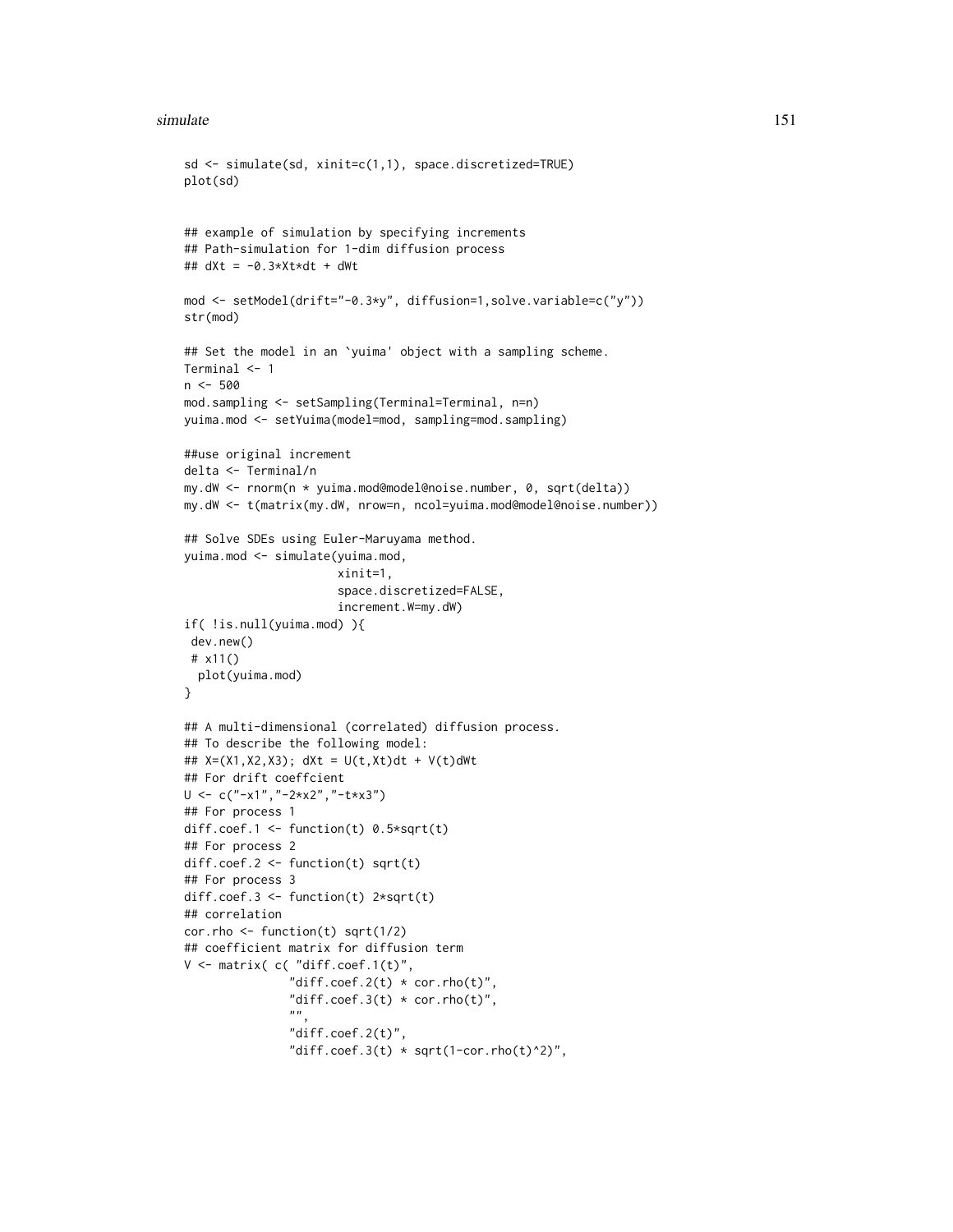```
sd <- simulate(sd, xinit=c(1,1), space.discretized=TRUE)
plot(sd)


## example of simulation by specifying increments
## Path-simulation for 1-dim diffusion process
## dXt = -0.3*Xt*dt + dWt

mod <- setModel(drift="-0.3*y", diffusion=1,solve.variable=c("y"))
str(mod)

## Set the model in an `yuima' object with a sampling scheme.
Terminal <- 1
n <- 500
mod.sampling <- setSampling(Terminal=Terminal, n=n)
yuima.mod <- setYuima(model=mod, sampling=mod.sampling)

##use original increment
delta <- Terminal/n
my.dW <- rnorm(n * yuima.mod@model@noise.number, 0, sqrt(delta))
my.dW <- t(matrix(my.dW, nrow=n, ncol=yuima.mod@model@noise.number))

## Solve SDEs using Euler-Maruyama method.
yuima.mod <- simulate(yuima.mod,
                      xinit=1,
                      space.discretized=FALSE,
                      increment.W=my.dW)
if( !is.null(yuima.mod) ){
 dev.new()
 # x11()
  plot(yuima.mod)
}

## A multi-dimensional (correlated) diffusion process.
## To describe the following model:
## X=(X1,X2,X3); dXt = U(t,Xt)dt + V(t)dWt
## For drift coeffcient
U <- c("-x1","-2*x2","-t*x3")
## For process 1
diff.coef.1 <- function(t) 0.5*sqrt(t)
## For process 2
diff.coef.2 <- function(t) sqrt(t)
## For process 3
diff.coef.3 <- function(t) 2*sqrt(t)
## correlation
cor.rho <- function(t) sqrt(1/2)
## coefficient matrix for diffusion term
V <- matrix( c( "diff.coef.1(t)",
               "diff.coef.2(t) * cor.rho(t)",
               "diff.coef.3(t) * cor.rho(t)",
               "",
               "diff.coef.2(t)",
               "diff.coef.3(t) * sqrt(1-cor.rho(t)^2)",
```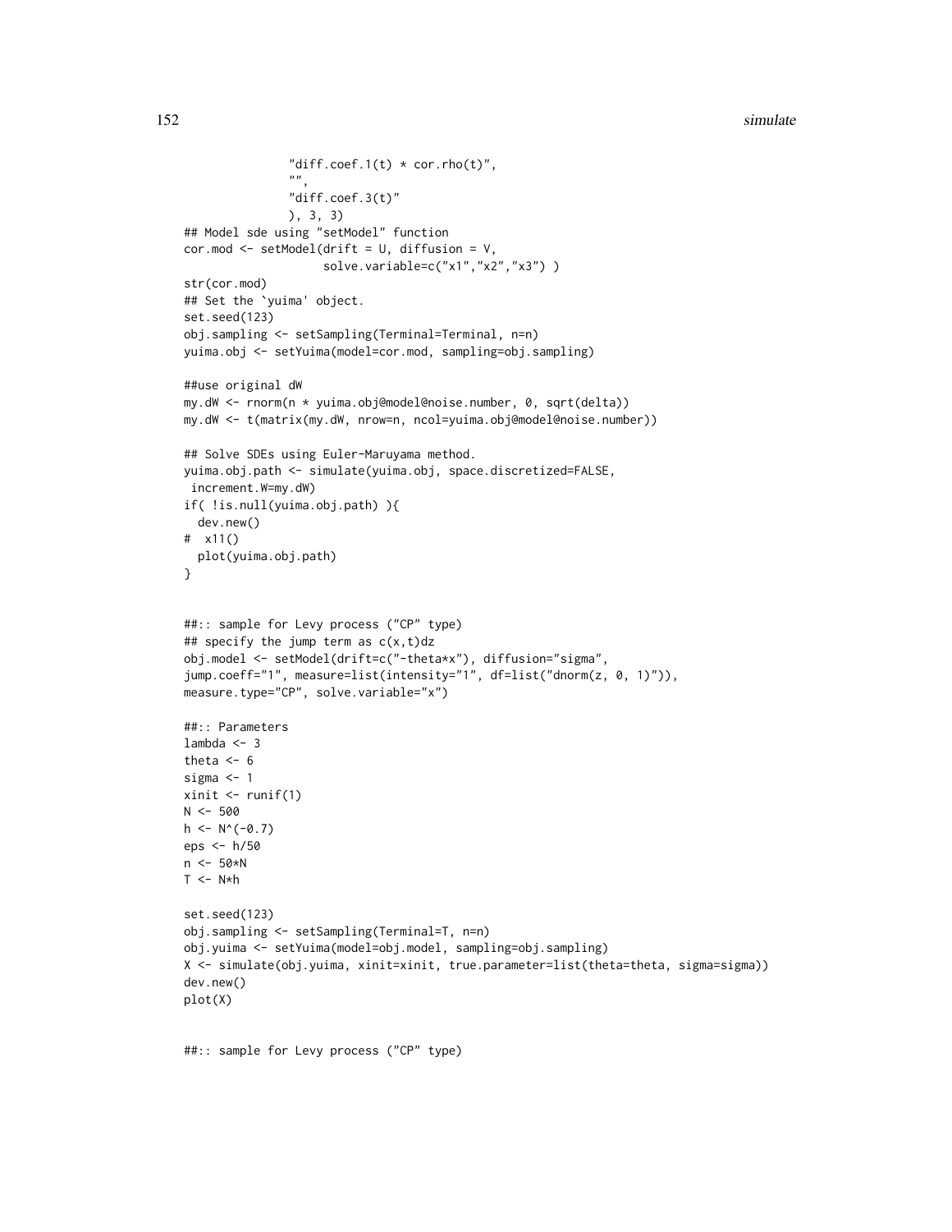```
                "diff.coef.1(t) * cor.rho(t)",
                "",
                "diff.coef.3(t)"
                ), 3, 3)
## Model sde using "setModel" function
cor.mod <- setModel(drift = U, diffusion = V,
                    solve.variable=c("x1","x2","x3") )
str(cor.mod)
## Set the `yuima' object.
set.seed(123)
obj.sampling <- setSampling(Terminal=Terminal, n=n)
yuima.obj <- setYuima(model=cor.mod, sampling=obj.sampling)

##use original dW
my.dW <- rnorm(n * yuima.obj@model@noise.number, 0, sqrt(delta))
my.dW <- t(matrix(my.dW, nrow=n, ncol=yuima.obj@model@noise.number))

## Solve SDEs using Euler-Maruyama method.
yuima.obj.path <- simulate(yuima.obj, space.discretized=FALSE,
 increment.W=my.dW)
if( !is.null(yuima.obj.path) ){
  dev.new()
#  x11()
  plot(yuima.obj.path)
}


##:: sample for Levy process ("CP" type)
## specify the jump term as c(x,t)dz
obj.model <- setModel(drift=c("-theta*x"), diffusion="sigma",
jump.coeff="1", measure=list(intensity="1", df=list("dnorm(z, 0, 1)")),
measure.type="CP", solve.variable="x")

##:: Parameters
lambda <- 3
theta <- 6
sigma <- 1
xinit <- runif(1)
N <- 500
h <- N^(-0.7)
eps <- h/50
n <- 50*N
T <- N*h

set.seed(123)
obj.sampling <- setSampling(Terminal=T, n=n)
obj.yuima <- setYuima(model=obj.model, sampling=obj.sampling)
X <- simulate(obj.yuima, xinit=xinit, true.parameter=list(theta=theta, sigma=sigma))
dev.new()
plot(X)


##:: sample for Levy process ("CP" type)
```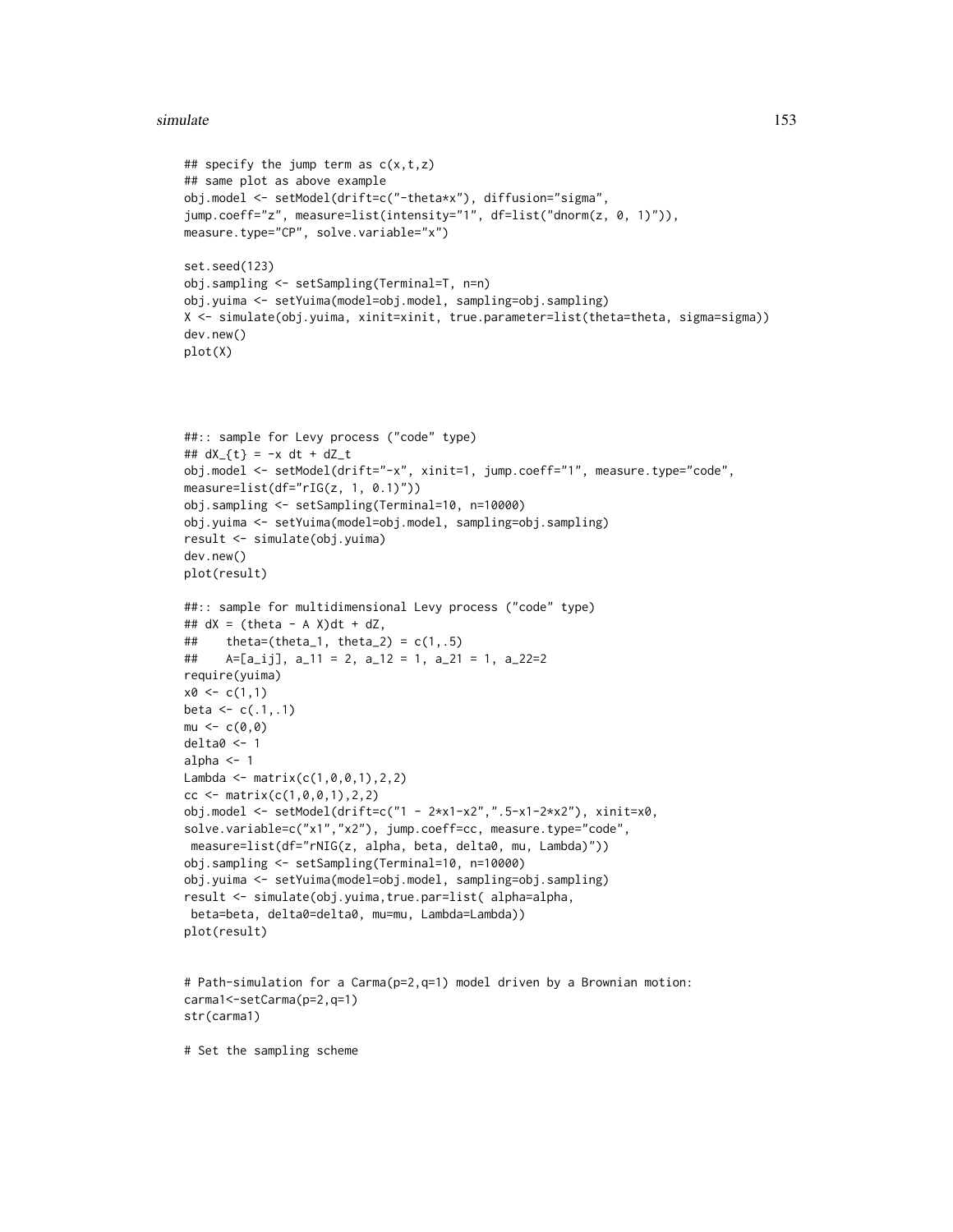```
## specify the jump term as c(x,t,z)
## same plot as above example
obj.model <- setModel(drift=c("-theta*x"), diffusion="sigma",
jump.coeff="z", measure=list(intensity="1", df=list("dnorm(z, 0, 1)")),
measure.type="CP", solve.variable="x")

set.seed(123)
obj.sampling <- setSampling(Terminal=T, n=n)
obj.yuima <- setYuima(model=obj.model, sampling=obj.sampling)
X <- simulate(obj.yuima, xinit=xinit, true.parameter=list(theta=theta, sigma=sigma))
dev.new()
plot(X)




##:: sample for Levy process ("code" type)
## dX_{t} = -x dt + dZ_t
obj.model <- setModel(drift="-x", xinit=1, jump.coeff="1", measure.type="code",
measure=list(df="rIG(z, 1, 0.1)"))
obj.sampling <- setSampling(Terminal=10, n=10000)
obj.yuima <- setYuima(model=obj.model, sampling=obj.sampling)
result <- simulate(obj.yuima)
dev.new()
plot(result)

##:: sample for multidimensional Levy process ("code" type)
## dX = (theta - A X)dt + dZ,
##    theta=(theta_1, theta_2) = c(1,.5)
##    A=[a_ij], a_11 = 2, a_12 = 1, a_21 = 1, a_22=2
require(yuima)
x0 <- c(1,1)
beta <- c(.1,.1)
mu <- c(0,0)
delta0 <- 1
alpha <- 1
Lambda <- matrix(c(1,0,0,1),2,2)
cc <- matrix(c(1,0,0,1),2,2)
obj.model <- setModel(drift=c("1 - 2*x1-x2",".5-x1-2*x2"), xinit=x0,
solve.variable=c("x1","x2"), jump.coeff=cc, measure.type="code",
 measure=list(df="rNIG(z, alpha, beta, delta0, mu, Lambda)"))
obj.sampling <- setSampling(Terminal=10, n=10000)
obj.yuima <- setYuima(model=obj.model, sampling=obj.sampling)
result <- simulate(obj.yuima,true.par=list( alpha=alpha,
 beta=beta, delta0=delta0, mu=mu, Lambda=Lambda))
plot(result)


# Path-simulation for a Carma(p=2,q=1) model driven by a Brownian motion:
carma1<-setCarma(p=2,q=1)
str(carma1)

# Set the sampling scheme
```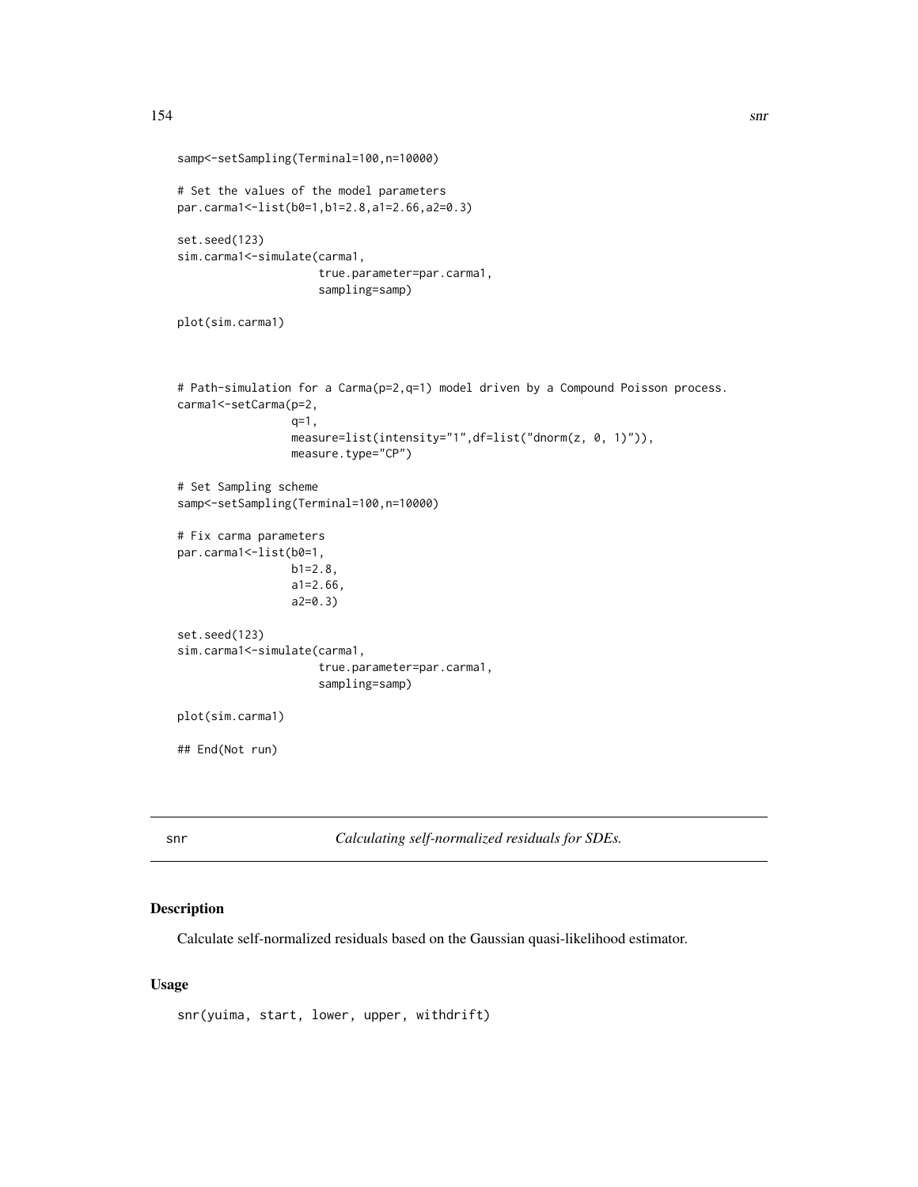```
samp<-setSampling(Terminal=100,n=10000)

# Set the values of the model parameters
par.carma1<-list(b0=1,b1=2.8,a1=2.66,a2=0.3)

set.seed(123)
sim.carma1<-simulate(carma1,
                     true.parameter=par.carma1,
                     sampling=samp)

plot(sim.carma1)



# Path-simulation for a Carma(p=2,q=1) model driven by a Compound Poisson process.
carma1<-setCarma(p=2,
                 q=1,
                 measure=list(intensity="1",df=list("dnorm(z, 0, 1)")),
                 measure.type="CP")

# Set Sampling scheme
samp<-setSampling(Terminal=100,n=10000)

# Fix carma parameters
par.carma1<-list(b0=1,
                 b1=2.8,
                 a1=2.66,
                 a2=0.3)

set.seed(123)
sim.carma1<-simulate(carma1,
                     true.parameter=par.carma1,
                     sampling=samp)

plot(sim.carma1)

## End(Not run)
```

---

snr *Calculating self-normalized residuals for SDEs.*

---

## Description

Calculate self-normalized residuals based on the Gaussian quasi-likelihood estimator.

## Usage

```
snr(yuima, start, lower, upper, withdrift)
```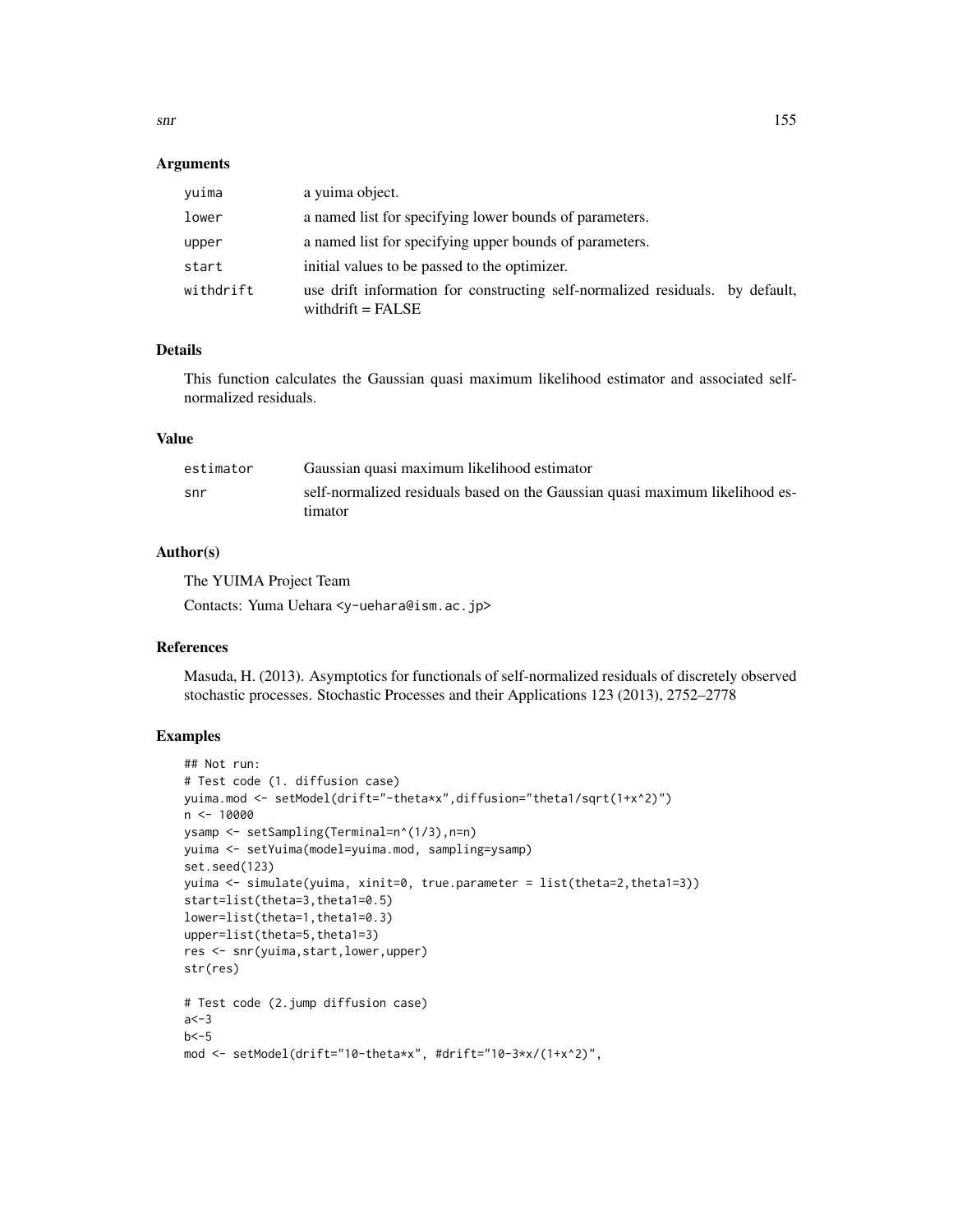### Arguments

| | |
|---|---|
| yuima | a yuima object. |
| lower | a named list for specifying lower bounds of parameters. |
| upper | a named list for specifying upper bounds of parameters. |
| start | initial values to be passed to the optimizer. |
| withdrift | use drift information for constructing self-normalized residuals. by default, withdrift = FALSE |

### Details

This function calculates the Gaussian quasi maximum likelihood estimator and associated self-normalized residuals.

### Value

| | |
|---|---|
| estimator | Gaussian quasi maximum likelihood estimator |
| snr | self-normalized residuals based on the Gaussian quasi maximum likelihood estimator |

### Author(s)

The YUIMA Project Team

Contacts: Yuma Uehara <y-uehara@ism.ac.jp>

### References

Masuda, H. (2013). Asymptotics for functionals of self-normalized residuals of discretely observed stochastic processes. Stochastic Processes and their Applications 123 (2013), 2752–2778

### Examples

```
## Not run:
# Test code (1. diffusion case)
yuima.mod <- setModel(drift="-theta*x",diffusion="theta1/sqrt(1+x^2)")
n <- 10000
ysamp <- setSampling(Terminal=n^(1/3),n=n)
yuima <- setYuima(model=yuima.mod, sampling=ysamp)
set.seed(123)
yuima <- simulate(yuima, xinit=0, true.parameter = list(theta=2,theta1=3))
start=list(theta=3,theta1=0.5)
lower=list(theta=1,theta1=0.3)
upper=list(theta=5,theta1=3)
res <- snr(yuima,start,lower,upper)
str(res)

# Test code (2.jump diffusion case)
a<-3
b<-5
mod <- setModel(drift="10-theta*x", #drift="10-3*x/(1+x^2)",
```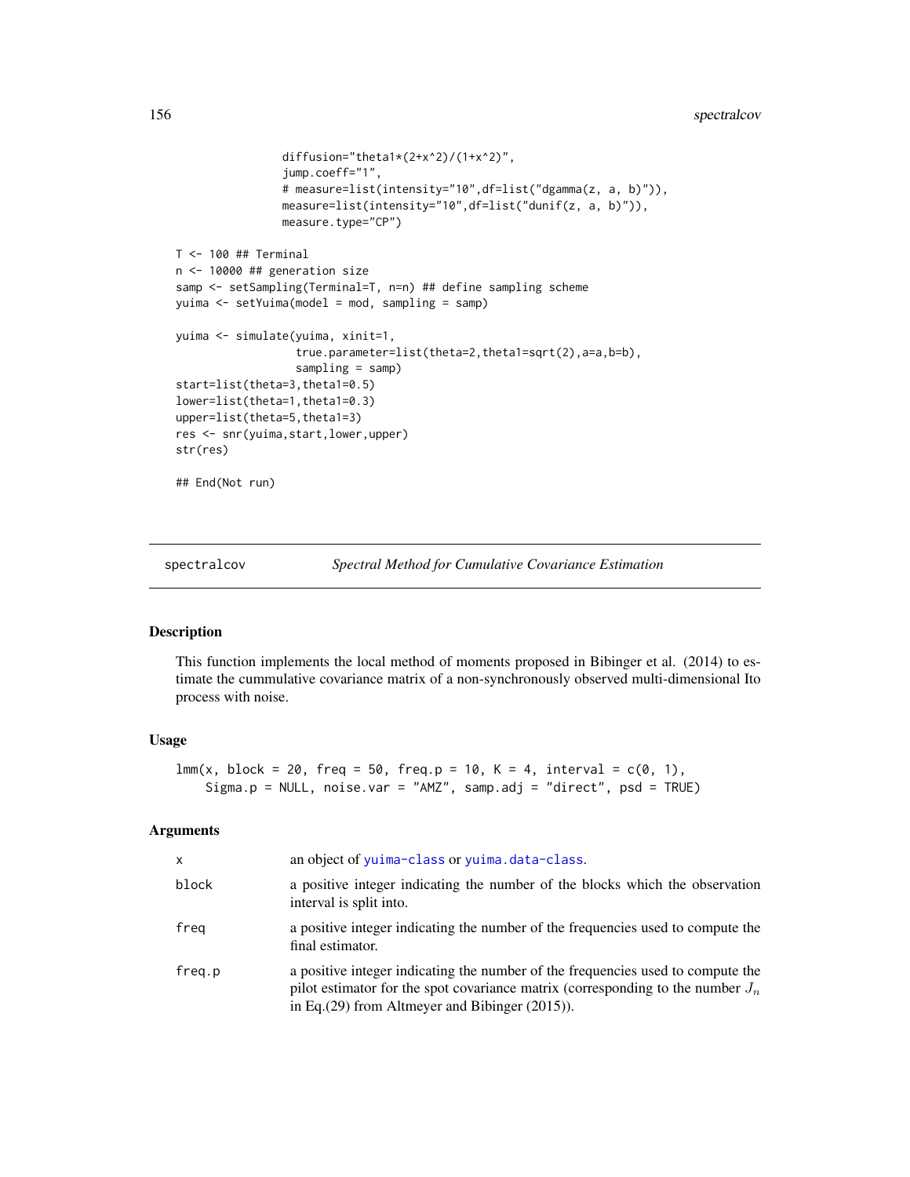```
                diffusion="theta1*(2+x^2)/(1+x^2)",
                jump.coeff="1",
                # measure=list(intensity="10",df=list("dgamma(z, a, b)")),
                measure=list(intensity="10",df=list("dunif(z, a, b)")),
                measure.type="CP")

T <- 100 ## Terminal
n <- 10000 ## generation size
samp <- setSampling(Terminal=T, n=n) ## define sampling scheme
yuima <- setYuima(model = mod, sampling = samp)

yuima <- simulate(yuima, xinit=1,
                  true.parameter=list(theta=2,theta1=sqrt(2),a=a,b=b),
                  sampling = samp)
start=list(theta=3,theta1=0.5)
lower=list(theta=1,theta1=0.3)
upper=list(theta=5,theta1=3)
res <- snr(yuima,start,lower,upper)
str(res)

## End(Not run)
```

---

## spectralcov *Spectral Method for Cumulative Covariance Estimation*

---

### Description

This function implements the local method of moments proposed in Bibinger et al. (2014) to estimate the cummulative covariance matrix of a non-synchronously observed multi-dimensional Ito process with noise.

### Usage

```
lmm(x, block = 20, freq = 50, freq.p = 10, K = 4, interval = c(0, 1),
    Sigma.p = NULL, noise.var = "AMZ", samp.adj = "direct", psd = TRUE)
```

### Arguments

| | |
|---|---|
| `x` | an object of `yuima-class` or `yuima.data-class`. |
| `block` | a positive integer indicating the number of the blocks which the observation interval is split into. |
| `freq` | a positive integer indicating the number of the frequencies used to compute the final estimator. |
| `freq.p` | a positive integer indicating the number of the frequencies used to compute the pilot estimator for the spot covariance matrix (corresponding to the number $J_n$ in Eq.(29) from Altmeyer and Bibinger (2015)). |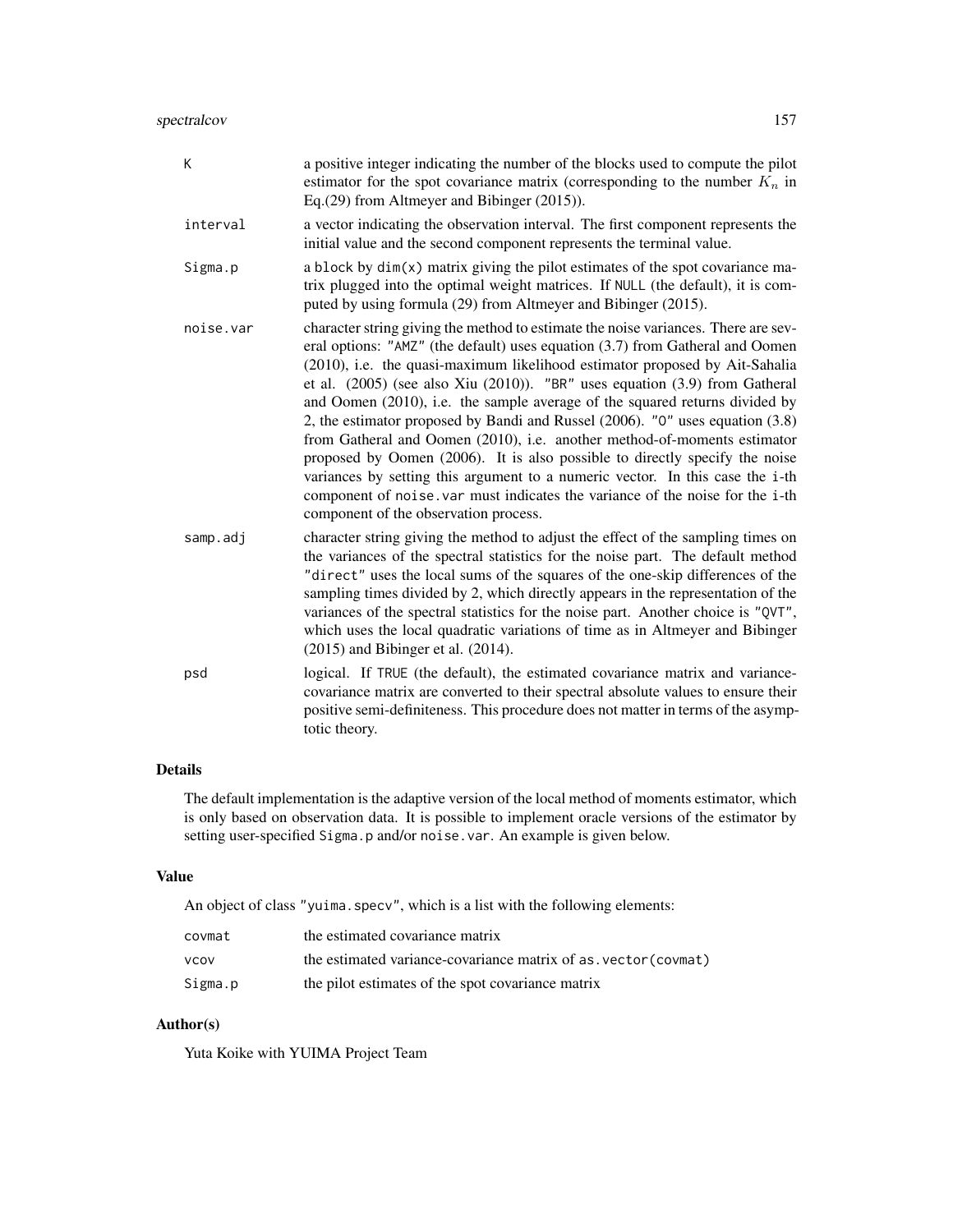| | |
|---|---|
| K | a positive integer indicating the number of the blocks used to compute the pilot estimator for the spot covariance matrix (corresponding to the number $K_n$ in Eq.(29) from Altmeyer and Bibinger (2015)). |
| interval | a vector indicating the observation interval. The first component represents the initial value and the second component represents the terminal value. |
| Sigma.p | a block by dim(x) matrix giving the pilot estimates of the spot covariance matrix plugged into the optimal weight matrices. If NULL (the default), it is computed by using formula (29) from Altmeyer and Bibinger (2015). |
| noise.var | character string giving the method to estimate the noise variances. There are several options: "AMZ" (the default) uses equation (3.7) from Gatheral and Oomen (2010), i.e. the quasi-maximum likelihood estimator proposed by Ait-Sahalia et al. (2005) (see also Xiu (2010)). "BR" uses equation (3.9) from Gatheral and Oomen (2010), i.e. the sample average of the squared returns divided by 2, the estimator proposed by Bandi and Russel (2006). "O" uses equation (3.8) from Gatheral and Oomen (2010), i.e. another method-of-moments estimator proposed by Oomen (2006). It is also possible to directly specify the noise variances by setting this argument to a numeric vector. In this case the i-th component of noise.var must indicates the variance of the noise for the i-th component of the observation process. |
| samp.adj | character string giving the method to adjust the effect of the sampling times on the variances of the spectral statistics for the noise part. The default method "direct" uses the local sums of the squares of the one-skip differences of the sampling times divided by 2, which directly appears in the representation of the variances of the spectral statistics for the noise part. Another choice is "QVT", which uses the local quadratic variations of time as in Altmeyer and Bibinger (2015) and Bibinger et al. (2014). |
| psd | logical. If TRUE (the default), the estimated covariance matrix and variance-covariance matrix are converted to their spectral absolute values to ensure their positive semi-definiteness. This procedure does not matter in terms of the asymptotic theory. |

## Details

The default implementation is the adaptive version of the local method of moments estimator, which is only based on observation data. It is possible to implement oracle versions of the estimator by setting user-specified Sigma.p and/or noise.var. An example is given below.

## Value

An object of class "yuima.specv", which is a list with the following elements:

| | |
|---|---|
| covmat | the estimated covariance matrix |
| vcov | the estimated variance-covariance matrix of as.vector(covmat) |
| Sigma.p | the pilot estimates of the spot covariance matrix |

## Author(s)

Yuta Koike with YUIMA Project Team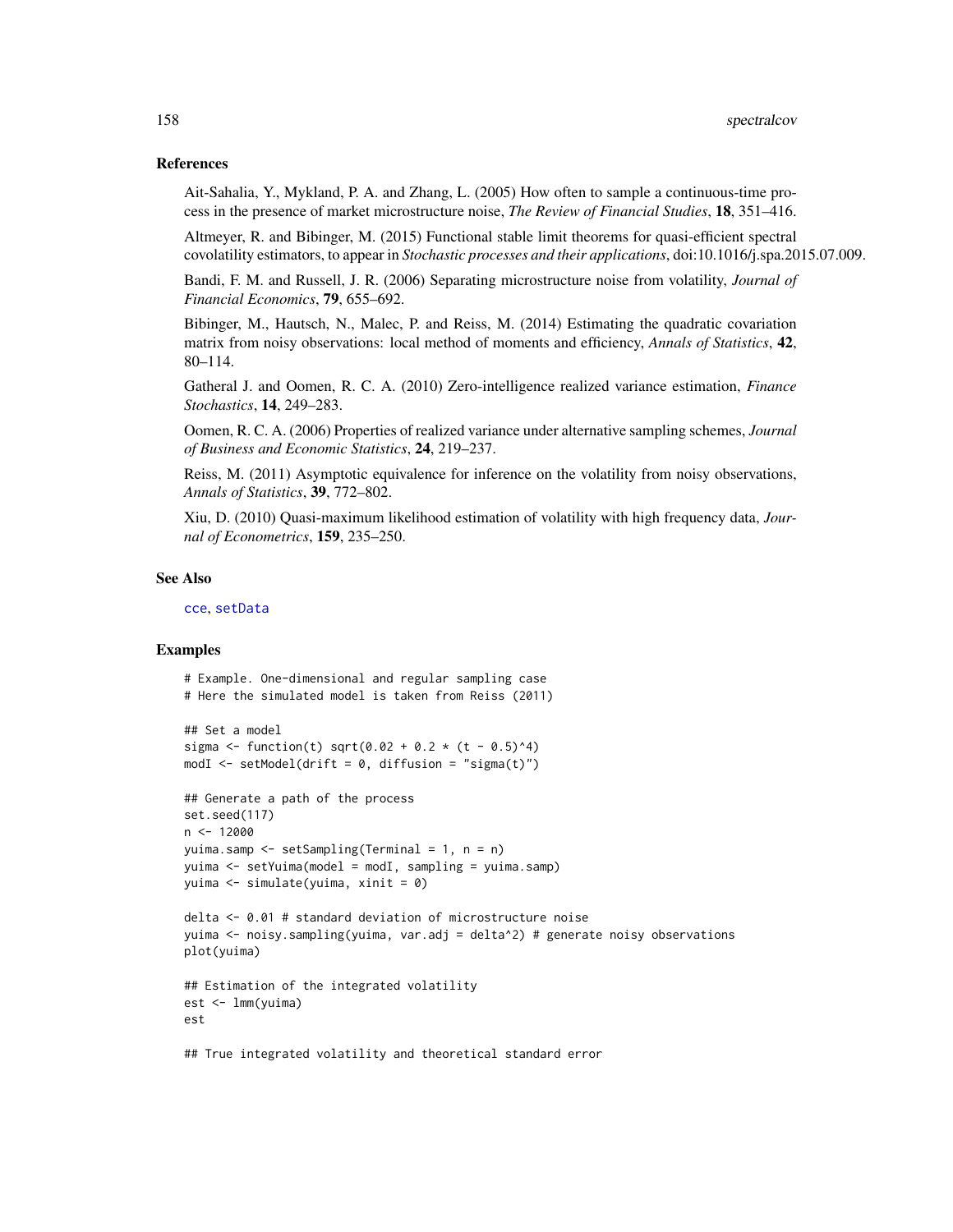## References

Ait-Sahalia, Y., Mykland, P. A. and Zhang, L. (2005) How often to sample a continuous-time process in the presence of market microstructure noise, *The Review of Financial Studies*, **18**, 351–416.

Altmeyer, R. and Bibinger, M. (2015) Functional stable limit theorems for quasi-efficient spectral covolatility estimators, to appear in *Stochastic processes and their applications*, doi:10.1016/j.spa.2015.07.009.

Bandi, F. M. and Russell, J. R. (2006) Separating microstructure noise from volatility, *Journal of Financial Economics*, **79**, 655–692.

Bibinger, M., Hautsch, N., Malec, P. and Reiss, M. (2014) Estimating the quadratic covariation matrix from noisy observations: local method of moments and efficiency, *Annals of Statistics*, **42**, 80–114.

Gatheral J. and Oomen, R. C. A. (2010) Zero-intelligence realized variance estimation, *Finance Stochastics*, **14**, 249–283.

Oomen, R. C. A. (2006) Properties of realized variance under alternative sampling schemes, *Journal of Business and Economic Statistics*, **24**, 219–237.

Reiss, M. (2011) Asymptotic equivalence for inference on the volatility from noisy observations, *Annals of Statistics*, **39**, 772–802.

Xiu, D. (2010) Quasi-maximum likelihood estimation of volatility with high frequency data, *Journal of Econometrics*, **159**, 235–250.

## See Also

cce, setData

## Examples

```
# Example. One-dimensional and regular sampling case
# Here the simulated model is taken from Reiss (2011)

## Set a model
sigma <- function(t) sqrt(0.02 + 0.2 * (t - 0.5)^4)
modI <- setModel(drift = 0, diffusion = "sigma(t)")

## Generate a path of the process
set.seed(117)
n <- 12000
yuima.samp <- setSampling(Terminal = 1, n = n)
yuima <- setYuima(model = modI, sampling = yuima.samp)
yuima <- simulate(yuima, xinit = 0)

delta <- 0.01 # standard deviation of microstructure noise
yuima <- noisy.sampling(yuima, var.adj = delta^2) # generate noisy observations
plot(yuima)

## Estimation of the integrated volatility
est <- lmm(yuima)
est

## True integrated volatility and theoretical standard error
```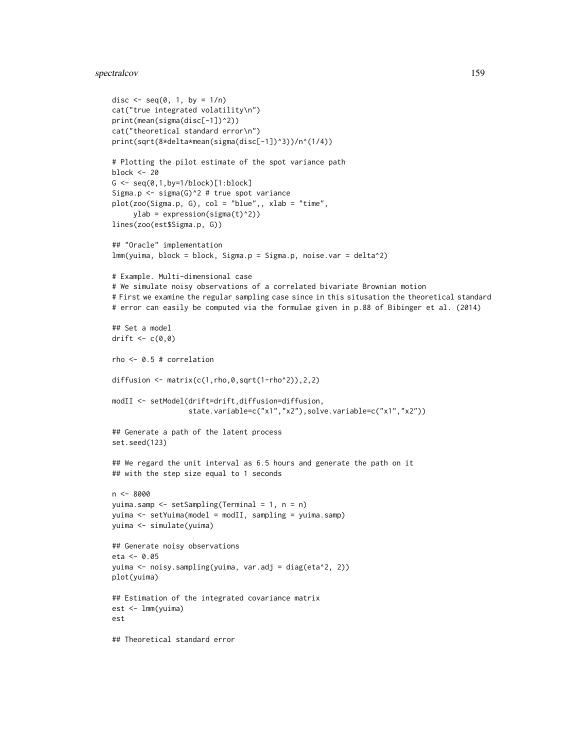```
disc <- seq(0, 1, by = 1/n)
cat("true integrated volatility\n")
print(mean(sigma(disc[-1])^2))
cat("theoretical standard error\n")
print(sqrt(8*delta*mean(sigma(disc[-1])^3))/n^(1/4))

# Plotting the pilot estimate of the spot variance path
block <- 20
G <- seq(0,1,by=1/block)[1:block]
Sigma.p <- sigma(G)^2 # true spot variance
plot(zoo(Sigma.p, G), col = "blue",, xlab = "time",
     ylab = expression(sigma(t)^2))
lines(zoo(est$Sigma.p, G))

## "Oracle" implementation
lmm(yuima, block = block, Sigma.p = Sigma.p, noise.var = delta^2)

# Example. Multi-dimensional case
# We simulate noisy observations of a correlated bivariate Brownian motion
# First we examine the regular sampling case since in this situsation the theoretical standard
# error can easily be computed via the formulae given in p.88 of Bibinger et al. (2014)

## Set a model
drift <- c(0,0)

rho <- 0.5 # correlation

diffusion <- matrix(c(1,rho,0,sqrt(1-rho^2)),2,2)

modII <- setModel(drift=drift,diffusion=diffusion,
                  state.variable=c("x1","x2"),solve.variable=c("x1","x2"))

## Generate a path of the latent process
set.seed(123)

## We regard the unit interval as 6.5 hours and generate the path on it
## with the step size equal to 1 seconds

n <- 8000
yuima.samp <- setSampling(Terminal = 1, n = n)
yuima <- setYuima(model = modII, sampling = yuima.samp)
yuima <- simulate(yuima)

## Generate noisy observations
eta <- 0.05
yuima <- noisy.sampling(yuima, var.adj = diag(eta^2, 2))
plot(yuima)

## Estimation of the integrated covariance matrix
est <- lmm(yuima)
est

## Theoretical standard error
```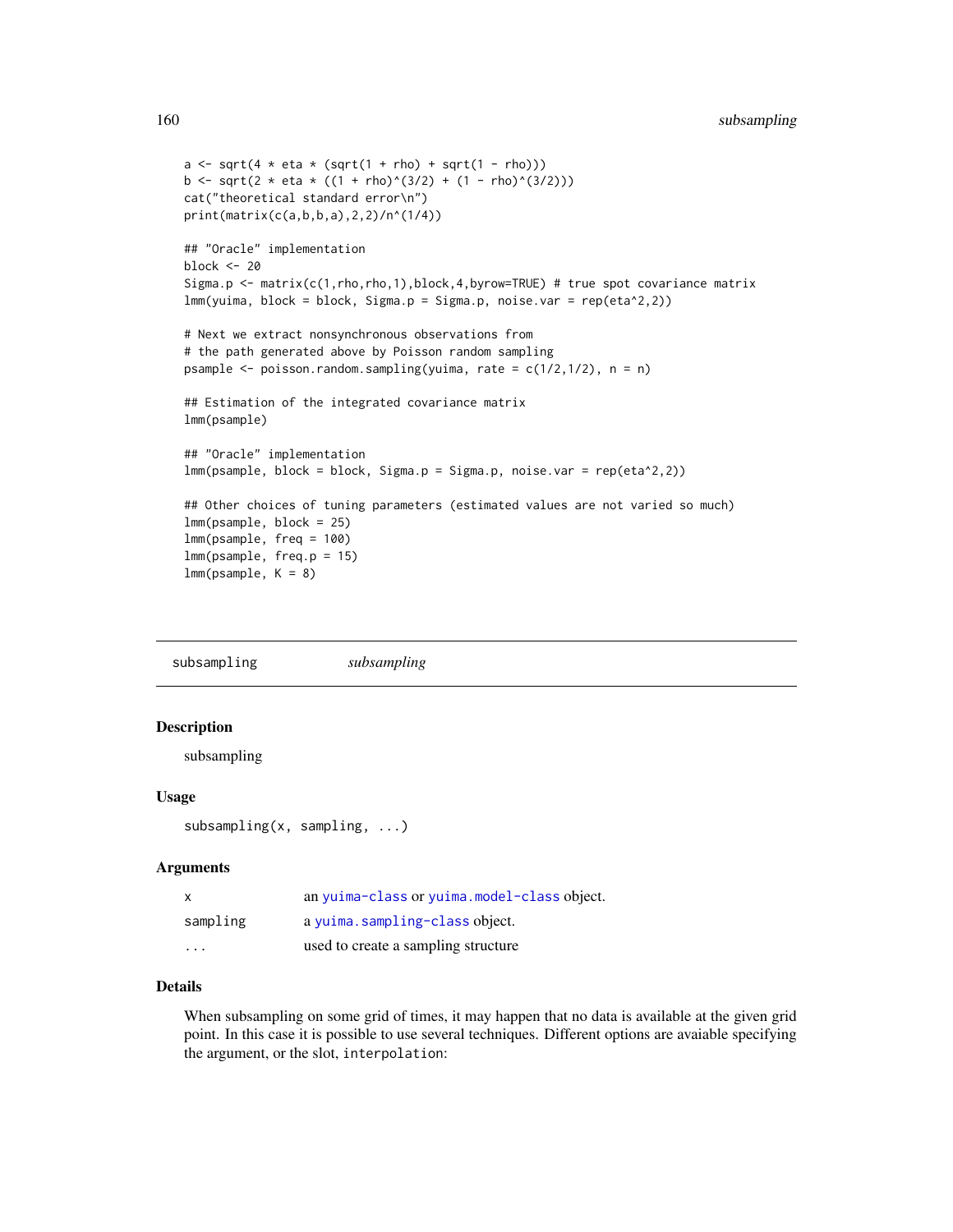```
a <- sqrt(4 * eta * (sqrt(1 + rho) + sqrt(1 - rho)))
b <- sqrt(2 * eta * ((1 + rho)^(3/2) + (1 - rho)^(3/2)))
cat("theoretical standard error\n")
print(matrix(c(a,b,b,a),2,2)/n^(1/4))

## "Oracle" implementation
block <- 20
Sigma.p <- matrix(c(1,rho,rho,1),block,4,byrow=TRUE) # true spot covariance matrix
lmm(yuima, block = block, Sigma.p = Sigma.p, noise.var = rep(eta^2,2))

# Next we extract nonsynchronous observations from
# the path generated above by Poisson random sampling
psample <- poisson.random.sampling(yuima, rate = c(1/2,1/2), n = n)

## Estimation of the integrated covariance matrix
lmm(psample)

## "Oracle" implementation
lmm(psample, block = block, Sigma.p = Sigma.p, noise.var = rep(eta^2,2))

## Other choices of tuning parameters (estimated values are not varied so much)
lmm(psample, block = 25)
lmm(psample, freq = 100)
lmm(psample, freq.p = 15)
lmm(psample, K = 8)
```

---

## subsampling — *subsampling*

### Description

subsampling

### Usage

```
subsampling(x, sampling, ...)
```

### Arguments

| | |
|---|---|
| x | an yuima-class or yuima.model-class object. |
| sampling | a yuima.sampling-class object. |
| ... | used to create a sampling structure |

### Details

When subsampling on some grid of times, it may happen that no data is available at the given grid point. In this case it is possible to use several techniques. Different options are avaiable specifying the argument, or the slot, `interpolation`: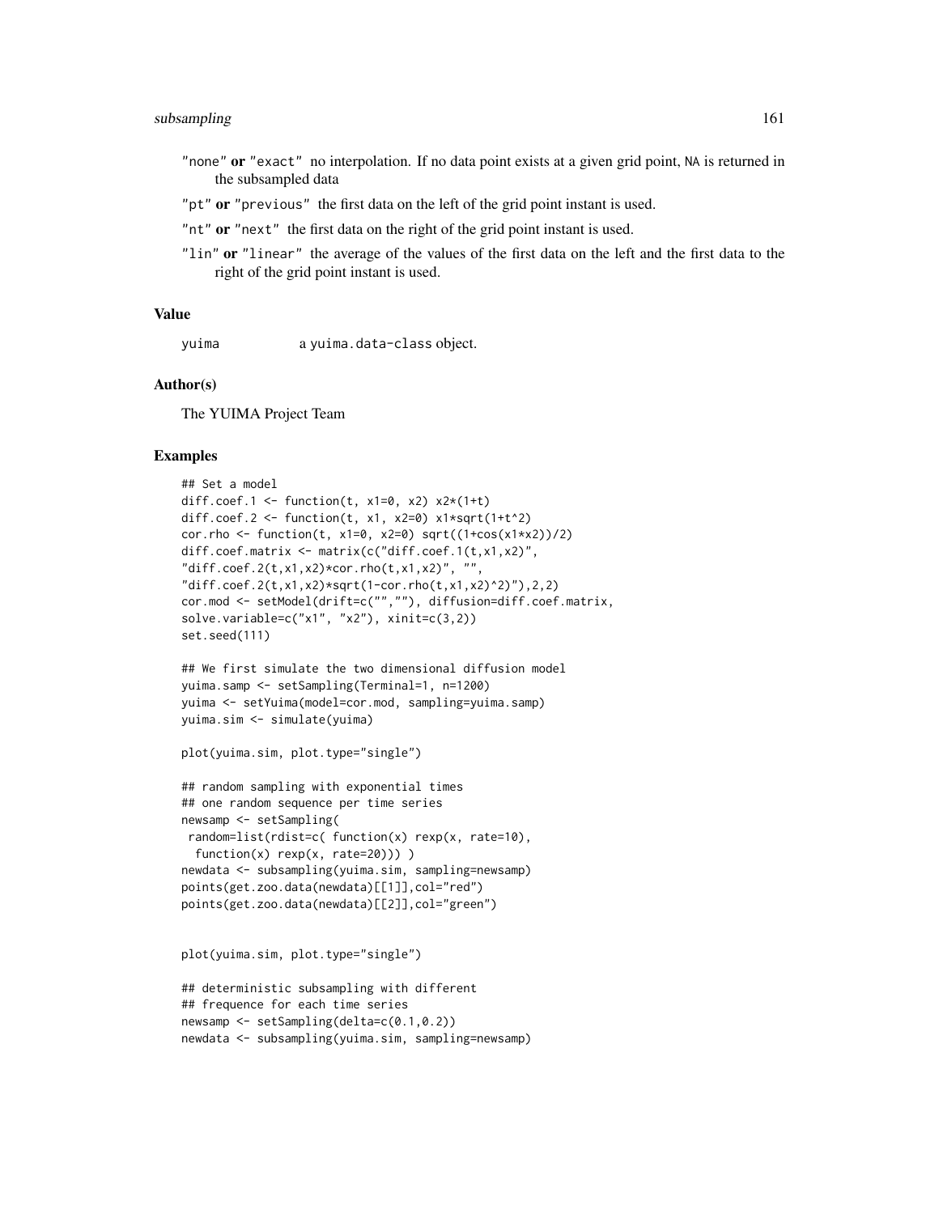"none" **or** "exact" no interpolation. If no data point exists at a given grid point, NA is returned in the subsampled data

"pt" **or** "previous" the first data on the left of the grid point instant is used.

"nt" **or** "next" the first data on the right of the grid point instant is used.

"lin" **or** "linear" the average of the values of the first data on the left and the first data to the right of the grid point instant is used.

## Value

yuima a yuima.data-class object.

## Author(s)

The YUIMA Project Team

## Examples

```
## Set a model
diff.coef.1 <- function(t, x1=0, x2) x2*(1+t)
diff.coef.2 <- function(t, x1, x2=0) x1*sqrt(1+t^2)
cor.rho <- function(t, x1=0, x2=0) sqrt((1+cos(x1*x2))/2)
diff.coef.matrix <- matrix(c("diff.coef.1(t,x1,x2)",
"diff.coef.2(t,x1,x2)*cor.rho(t,x1,x2)", "",
"diff.coef.2(t,x1,x2)*sqrt(1-cor.rho(t,x1,x2)^2)"),2,2)
cor.mod <- setModel(drift=c("",""), diffusion=diff.coef.matrix,
solve.variable=c("x1", "x2"), xinit=c(3,2))
set.seed(111)

## We first simulate the two dimensional diffusion model
yuima.samp <- setSampling(Terminal=1, n=1200)
yuima <- setYuima(model=cor.mod, sampling=yuima.samp)
yuima.sim <- simulate(yuima)

plot(yuima.sim, plot.type="single")

## random sampling with exponential times
## one random sequence per time series
newsamp <- setSampling(
 random=list(rdist=c( function(x) rexp(x, rate=10),
  function(x) rexp(x, rate=20))) )
newdata <- subsampling(yuima.sim, sampling=newsamp)
points(get.zoo.data(newdata)[[1]],col="red")
points(get.zoo.data(newdata)[[2]],col="green")


plot(yuima.sim, plot.type="single")

## deterministic subsampling with different
## frequence for each time series
newsamp <- setSampling(delta=c(0.1,0.2))
newdata <- subsampling(yuima.sim, sampling=newsamp)
```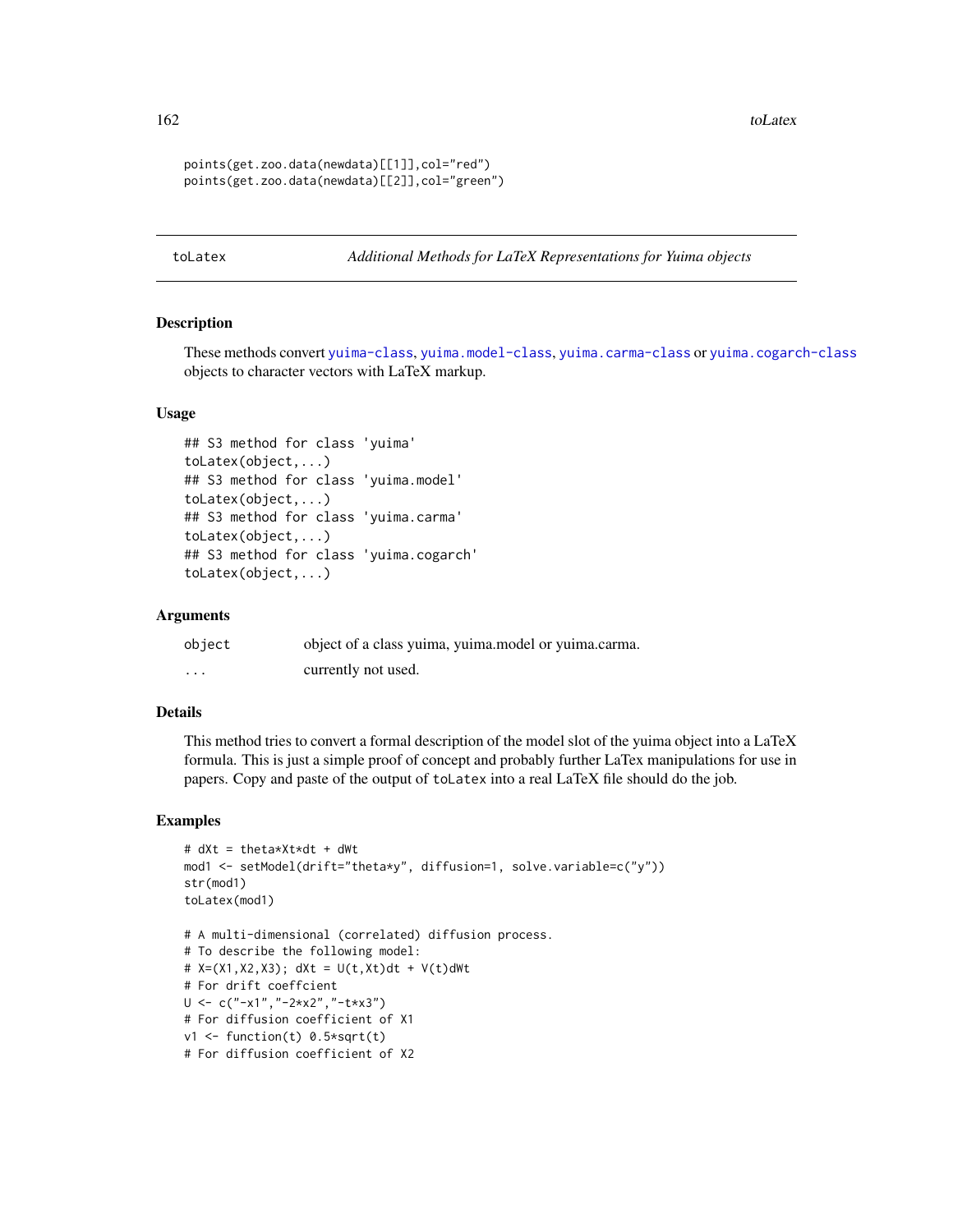```
points(get.zoo.data(newdata)[[1]],col="red")
points(get.zoo.data(newdata)[[2]],col="green")
```

---

toLatex *Additional Methods for LaTeX Representations for Yuima objects*

---

## Description

These methods convert yuima-class, yuima.model-class, yuima.carma-class or yuima.cogarch-class objects to character vectors with LaTeX markup.

## Usage

```
## S3 method for class 'yuima'
toLatex(object,...)
## S3 method for class 'yuima.model'
toLatex(object,...)
## S3 method for class 'yuima.carma'
toLatex(object,...)
## S3 method for class 'yuima.cogarch'
toLatex(object,...)
```

## Arguments

| | |
|---|---|
| object | object of a class yuima, yuima.model or yuima.carma. |
| ... | currently not used. |

## Details

This method tries to convert a formal description of the model slot of the yuima object into a LaTeX formula. This is just a simple proof of concept and probably further LaTex manipulations for use in papers. Copy and paste of the output of `toLatex` into a real LaTeX file should do the job.

## Examples

```
# dXt = theta*Xt*dt + dWt
mod1 <- setModel(drift="theta*y", diffusion=1, solve.variable=c("y"))
str(mod1)
toLatex(mod1)

# A multi-dimensional (correlated) diffusion process.
# To describe the following model:
# X=(X1,X2,X3); dXt = U(t,Xt)dt + V(t)dWt
# For drift coeffcient
U <- c("-x1","-2*x2","-t*x3")
# For diffusion coefficient of X1
v1 <- function(t) 0.5*sqrt(t)
# For diffusion coefficient of X2
```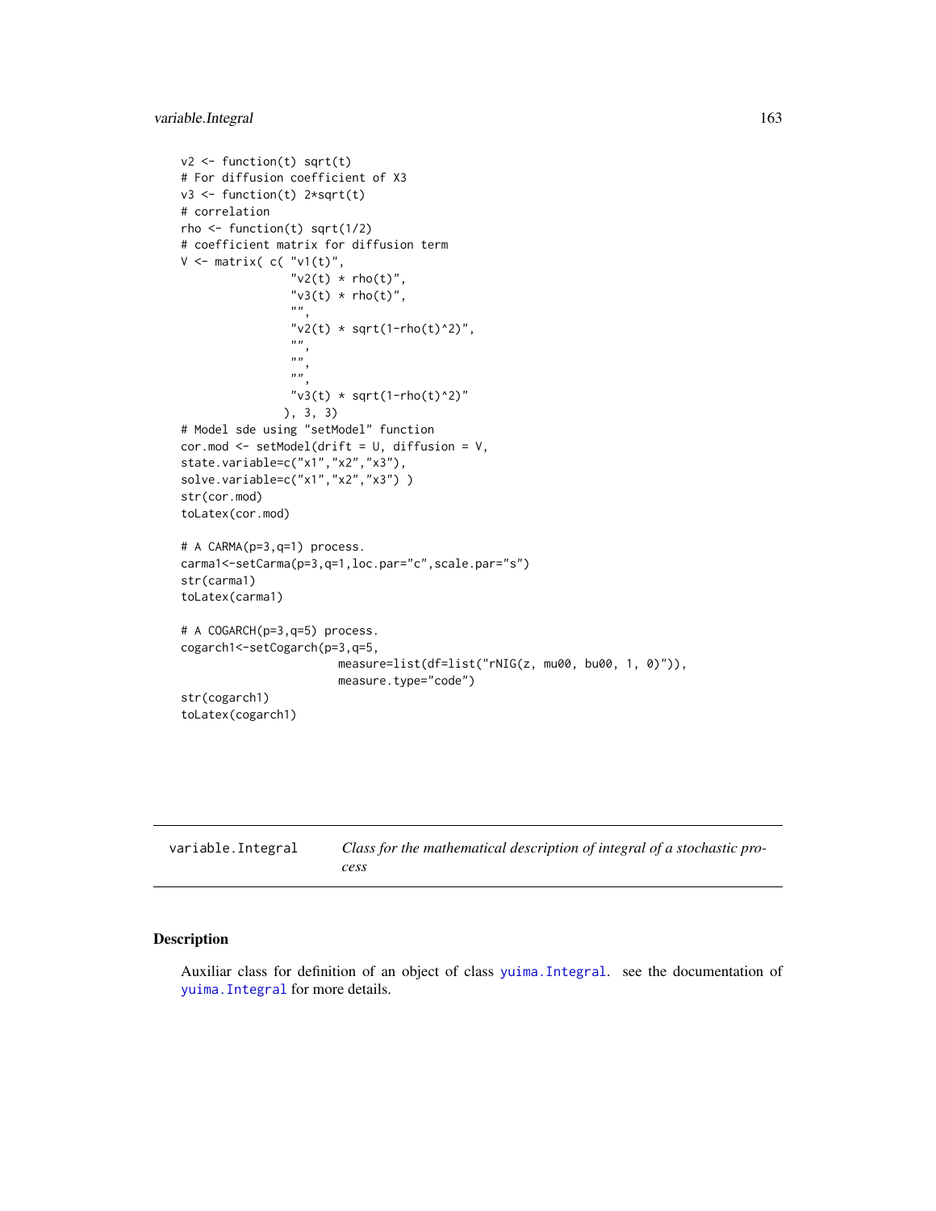```
v2 <- function(t) sqrt(t)
# For diffusion coefficient of X3
v3 <- function(t) 2*sqrt(t)
# correlation
rho <- function(t) sqrt(1/2)
# coefficient matrix for diffusion term
V <- matrix( c( "v1(t)",
                "v2(t) * rho(t)",
                "v3(t) * rho(t)",
                "",
                "v2(t) * sqrt(1-rho(t)^2)",
                "",
                "",
                "",
                "v3(t) * sqrt(1-rho(t)^2)"
              ), 3, 3)
# Model sde using "setModel" function
cor.mod <- setModel(drift = U, diffusion = V,
state.variable=c("x1","x2","x3"),
solve.variable=c("x1","x2","x3") )
str(cor.mod)
toLatex(cor.mod)

# A CARMA(p=3,q=1) process.
carma1<-setCarma(p=3,q=1,loc.par="c",scale.par="s")
str(carma1)
toLatex(carma1)

# A COGARCH(p=3,q=5) process.
cogarch1<-setCogarch(p=3,q=5,
                       measure=list(df=list("rNIG(z, mu00, bu00, 1, 0)")),
                       measure.type="code")
str(cogarch1)
toLatex(cogarch1)
```

---

variable.Integral &nbsp;&nbsp;&nbsp; *Class for the mathematical description of integral of a stochastic process*

---

## Description

Auxiliar class for definition of an object of class yuima.Integral. see the documentation of yuima.Integral for more details.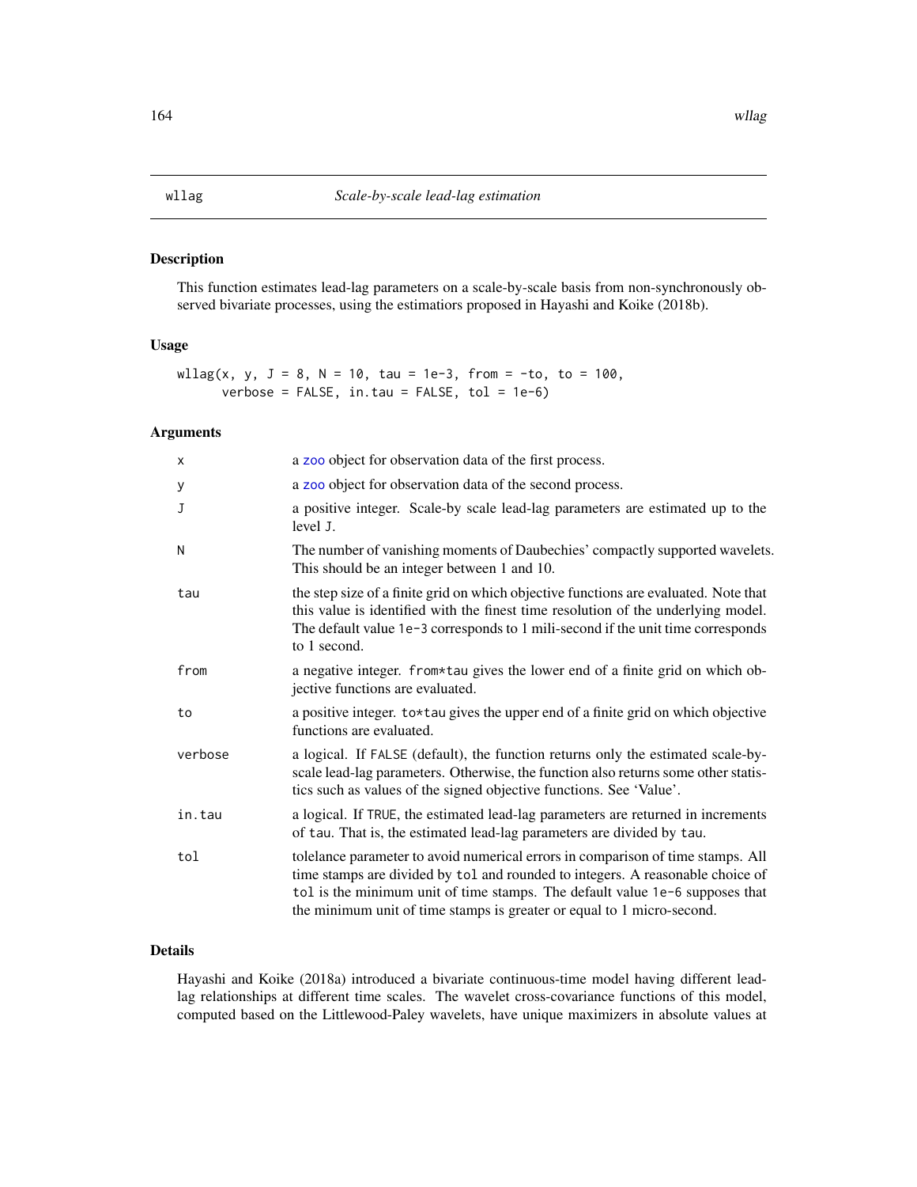## wllag — *Scale-by-scale lead-lag estimation*

### Description

This function estimates lead-lag parameters on a scale-by-scale basis from non-synchronously observed bivariate processes, using the estimatiors proposed in Hayashi and Koike (2018b).

### Usage

```
wllag(x, y, J = 8, N = 10, tau = 1e-3, from = -to, to = 100,
      verbose = FALSE, in.tau = FALSE, tol = 1e-6)
```

### Arguments

| Argument | Description |
|---|---|
| x | a zoo object for observation data of the first process. |
| y | a zoo object for observation data of the second process. |
| J | a positive integer. Scale-by scale lead-lag parameters are estimated up to the level J. |
| N | The number of vanishing moments of Daubechies' compactly supported wavelets. This should be an integer between 1 and 10. |
| tau | the step size of a finite grid on which objective functions are evaluated. Note that this value is identified with the finest time resolution of the underlying model. The default value 1e-3 corresponds to 1 mili-second if the unit time corresponds to 1 second. |
| from | a negative integer. from*tau gives the lower end of a finite grid on which objective functions are evaluated. |
| to | a positive integer. to*tau gives the upper end of a finite grid on which objective functions are evaluated. |
| verbose | a logical. If FALSE (default), the function returns only the estimated scale-by-scale lead-lag parameters. Otherwise, the function also returns some other statistics such as values of the signed objective functions. See 'Value'. |
| in.tau | a logical. If TRUE, the estimated lead-lag parameters are returned in increments of tau. That is, the estimated lead-lag parameters are divided by tau. |
| tol | tolelance parameter to avoid numerical errors in comparison of time stamps. All time stamps are divided by tol and rounded to integers. A reasonable choice of tol is the minimum unit of time stamps. The default value 1e-6 supposes that the minimum unit of time stamps is greater or equal to 1 micro-second. |

### Details

Hayashi and Koike (2018a) introduced a bivariate continuous-time model having different lead-lag relationships at different time scales. The wavelet cross-covariance functions of this model, computed based on the Littlewood-Paley wavelets, have unique maximizers in absolute values at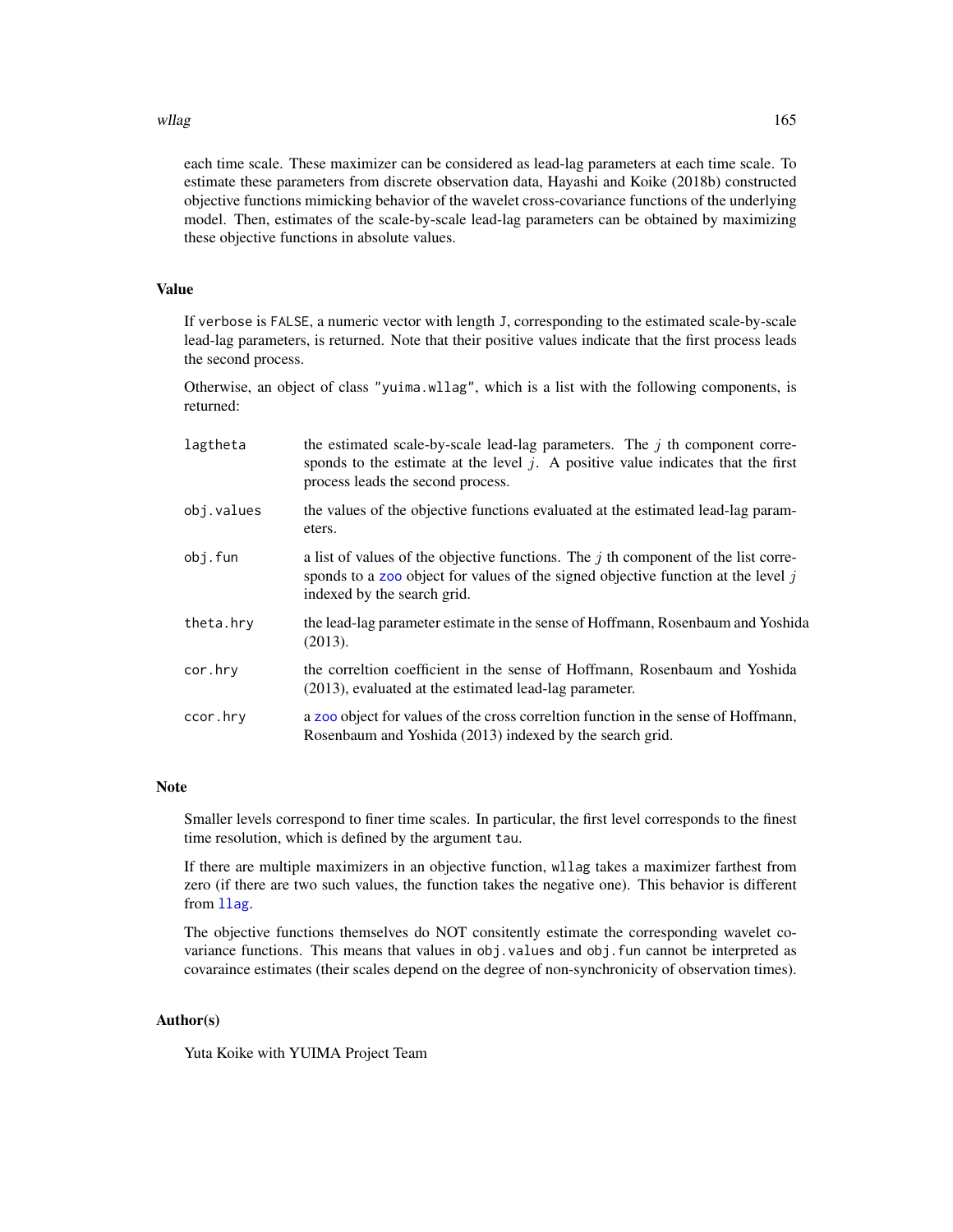each time scale. These maximizer can be considered as lead-lag parameters at each time scale. To estimate these parameters from discrete observation data, Hayashi and Koike (2018b) constructed objective functions mimicking behavior of the wavelet cross-covariance functions of the underlying model. Then, estimates of the scale-by-scale lead-lag parameters can be obtained by maximizing these objective functions in absolute values.

## Value

If verbose is FALSE, a numeric vector with length J, corresponding to the estimated scale-by-scale lead-lag parameters, is returned. Note that their positive values indicate that the first process leads the second process.

Otherwise, an object of class "yuima.wllag", which is a list with the following components, is returned:

- `lagtheta` — the estimated scale-by-scale lead-lag parameters. The $j$ th component corresponds to the estimate at the level $j$. A positive value indicates that the first process leads the second process.
- `obj.values` — the values of the objective functions evaluated at the estimated lead-lag parameters.
- `obj.fun` — a list of values of the objective functions. The $j$ th component of the list corresponds to a zoo object for values of the signed objective function at the level $j$ indexed by the search grid.
- `theta.hry` — the lead-lag parameter estimate in the sense of Hoffmann, Rosenbaum and Yoshida (2013).
- `cor.hry` — the correltion coefficient in the sense of Hoffmann, Rosenbaum and Yoshida (2013), evaluated at the estimated lead-lag parameter.
- `ccor.hry` — a zoo object for values of the cross correltion function in the sense of Hoffmann, Rosenbaum and Yoshida (2013) indexed by the search grid.

## Note

Smaller levels correspond to finer time scales. In particular, the first level corresponds to the finest time resolution, which is defined by the argument tau.

If there are multiple maximizers in an objective function, wllag takes a maximizer farthest from zero (if there are two such values, the function takes the negative one). This behavior is different from llag.

The objective functions themselves do NOT consitently estimate the corresponding wavelet covariance functions. This means that values in obj.values and obj.fun cannot be interpreted as covaraince estimates (their scales depend on the degree of non-synchronicity of observation times).

## Author(s)

Yuta Koike with YUIMA Project Team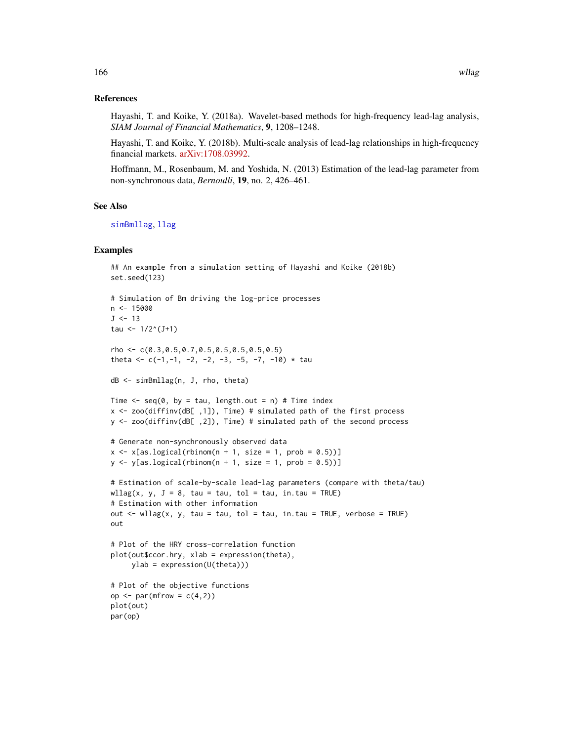## References

Hayashi, T. and Koike, Y. (2018a). Wavelet-based methods for high-frequency lead-lag analysis, *SIAM Journal of Financial Mathematics*, **9**, 1208–1248.

Hayashi, T. and Koike, Y. (2018b). Multi-scale analysis of lead-lag relationships in high-frequency financial markets. arXiv:1708.03992.

Hoffmann, M., Rosenbaum, M. and Yoshida, N. (2013) Estimation of the lead-lag parameter from non-synchronous data, *Bernoulli*, **19**, no. 2, 426–461.

## See Also

simBmllag, llag

## Examples

```
## An example from a simulation setting of Hayashi and Koike (2018b)
set.seed(123)

# Simulation of Bm driving the log-price processes
n <- 15000
J <- 13
tau <- 1/2^(J+1)

rho <- c(0.3,0.5,0.7,0.5,0.5,0.5,0.5,0.5)
theta <- c(-1,-1, -2, -2, -3, -5, -7, -10) * tau

dB <- simBmllag(n, J, rho, theta)

Time <- seq(0, by = tau, length.out = n) # Time index
x <- zoo(diffinv(dB[ ,1]), Time) # simulated path of the first process
y <- zoo(diffinv(dB[ ,2]), Time) # simulated path of the second process

# Generate non-synchronously observed data
x <- x[as.logical(rbinom(n + 1, size = 1, prob = 0.5))]
y <- y[as.logical(rbinom(n + 1, size = 1, prob = 0.5))]

# Estimation of scale-by-scale lead-lag parameters (compare with theta/tau)
wllag(x, y, J = 8, tau = tau, tol = tau, in.tau = TRUE)
# Estimation with other information
out <- wllag(x, y, tau = tau, tol = tau, in.tau = TRUE, verbose = TRUE)
out

# Plot of the HRY cross-correlation function
plot(out$ccor.hry, xlab = expression(theta),
     ylab = expression(U(theta)))

# Plot of the objective functions
op <- par(mfrow = c(4,2))
plot(out)
par(op)
```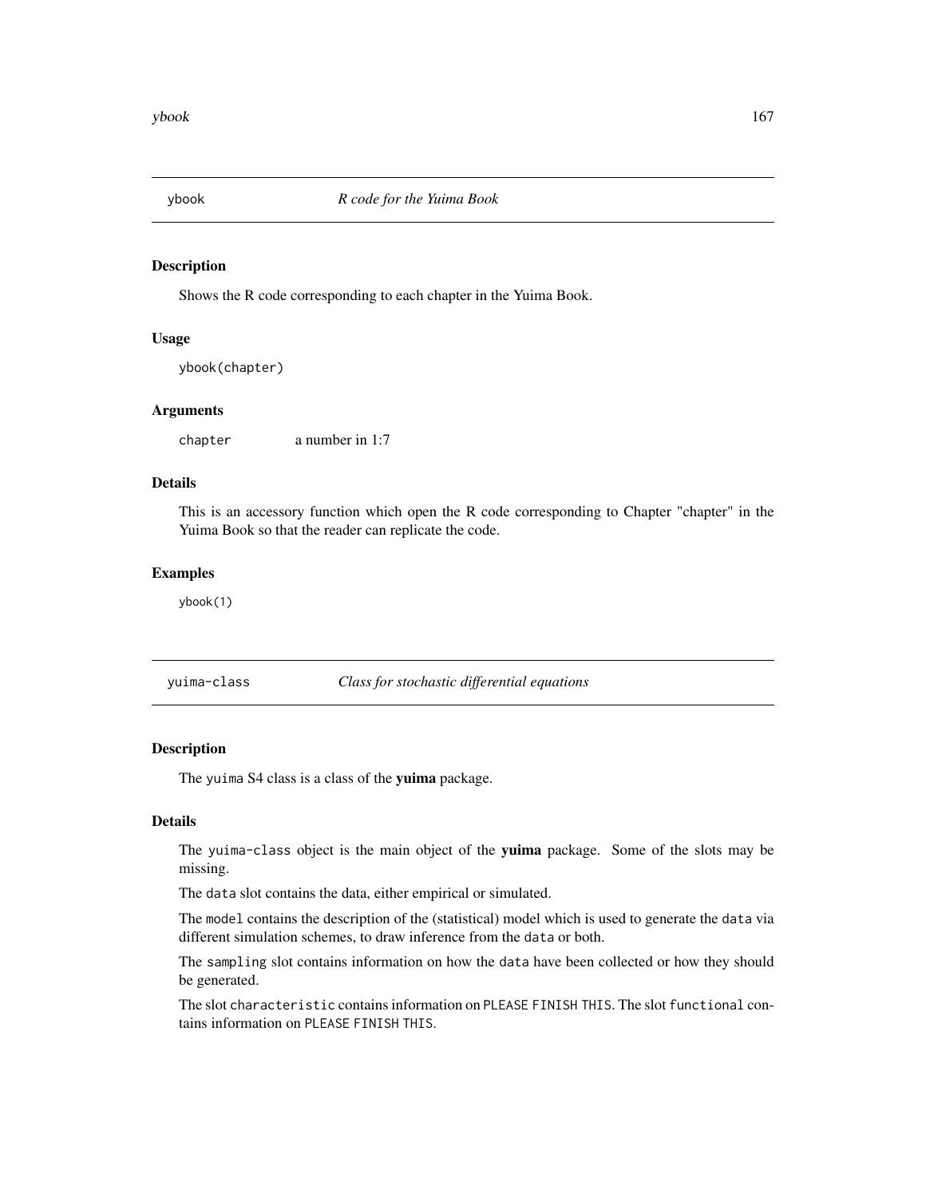## ybook *R code for the Yuima Book*

### Description

Shows the R code corresponding to each chapter in the Yuima Book.

### Usage

```
ybook(chapter)
```

### Arguments

| | |
|---|---|
| chapter | a number in 1:7 |

### Details

This is an accessory function which open the R code corresponding to Chapter "chapter" in the Yuima Book so that the reader can replicate the code.

### Examples

```
ybook(1)
```

## yuima-class *Class for stochastic differential equations*

### Description

The `yuima` S4 class is a class of the **yuima** package.

### Details

The `yuima-class` object is the main object of the **yuima** package. Some of the slots may be missing.

The `data` slot contains the data, either empirical or simulated.

The `model` contains the description of the (statistical) model which is used to generate the `data` via different simulation schemes, to draw inference from the `data` or both.

The `sampling` slot contains information on how the `data` have been collected or how they should be generated.

The slot `characteristic` contains information on `PLEASE FINISH THIS`. The slot `functional` contains information on `PLEASE FINISH THIS`.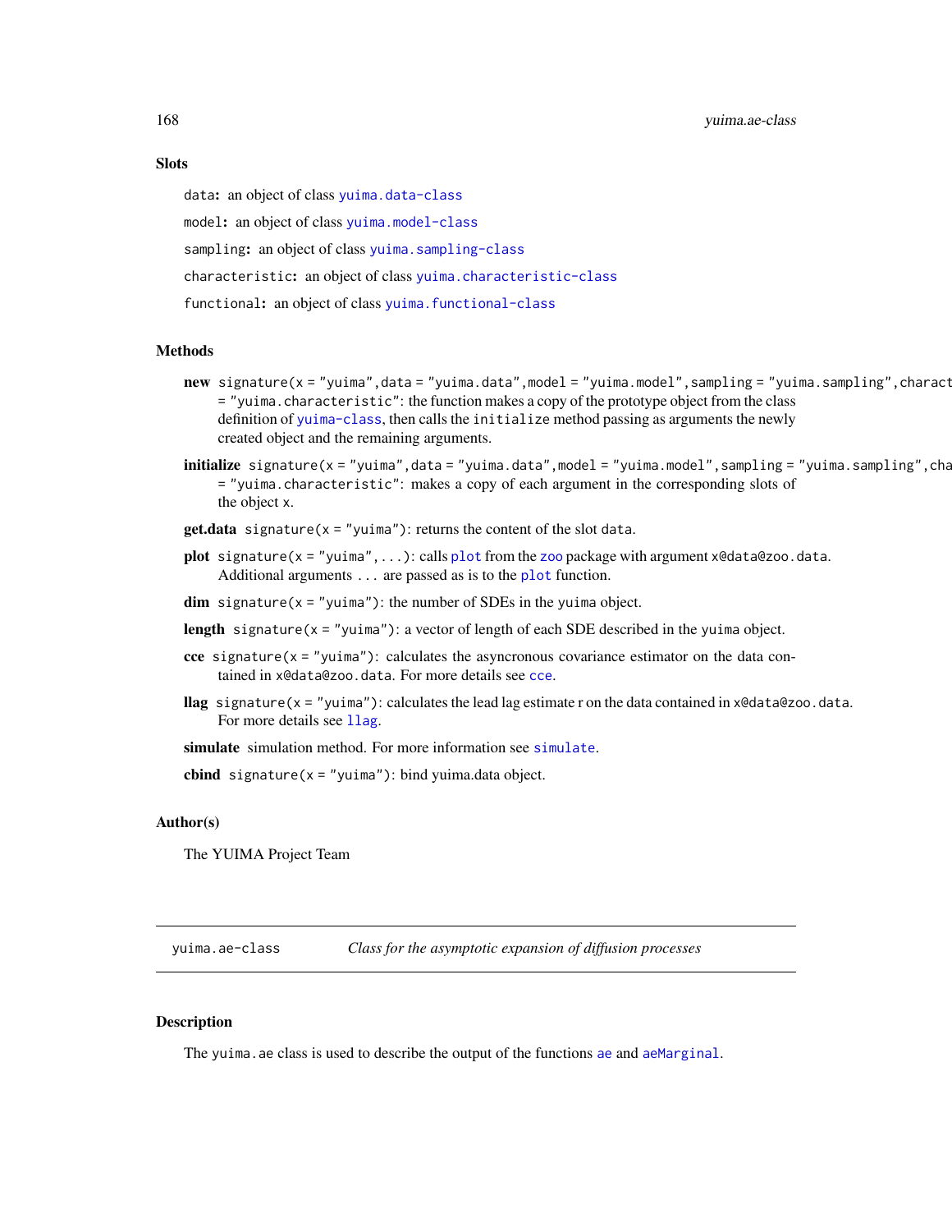### Slots

`data`: an object of class `yuima.data-class`

`model`: an object of class `yuima.model-class`

`sampling`: an object of class `yuima.sampling-class`

`characteristic`: an object of class `yuima.characteristic-class`

`functional`: an object of class `yuima.functional-class`

### Methods

**new** `signature(x = "yuima",data = "yuima.data",model = "yuima.model",sampling = "yuima.sampling",charact = "yuima.characteristic"`: the function makes a copy of the prototype object from the class definition of `yuima-class`, then calls the `initialize` method passing as arguments the newly created object and the remaining arguments.

**initialize** `signature(x = "yuima",data = "yuima.data",model = "yuima.model",sampling = "yuima.sampling",cha = "yuima.characteristic"`: makes a copy of each argument in the corresponding slots of the object `x`.

**get.data** `signature(x = "yuima")`: returns the content of the slot `data`.

**plot** `signature(x = "yuima",...)`: calls `plot` from the `zoo` package with argument `x@data@zoo.data`. Additional arguments `...` are passed as is to the `plot` function.

**dim** `signature(x = "yuima")`: the number of SDEs in the `yuima` object.

**length** `signature(x = "yuima")`: a vector of length of each SDE described in the `yuima` object.

**cce** `signature(x = "yuima")`: calculates the asyncronous covariance estimator on the data contained in `x@data@zoo.data`. For more details see `cce`.

**llag** `signature(x = "yuima")`: calculates the lead lag estimate r on the data contained in `x@data@zoo.data`. For more details see `llag`.

**simulate** simulation method. For more information see `simulate`.

**cbind** `signature(x = "yuima")`: bind yuima.data object.

### Author(s)

The YUIMA Project Team

---

## yuima.ae-class — *Class for the asymptotic expansion of diffusion processes*

### Description

The `yuima.ae` class is used to describe the output of the functions `ae` and `aeMarginal`.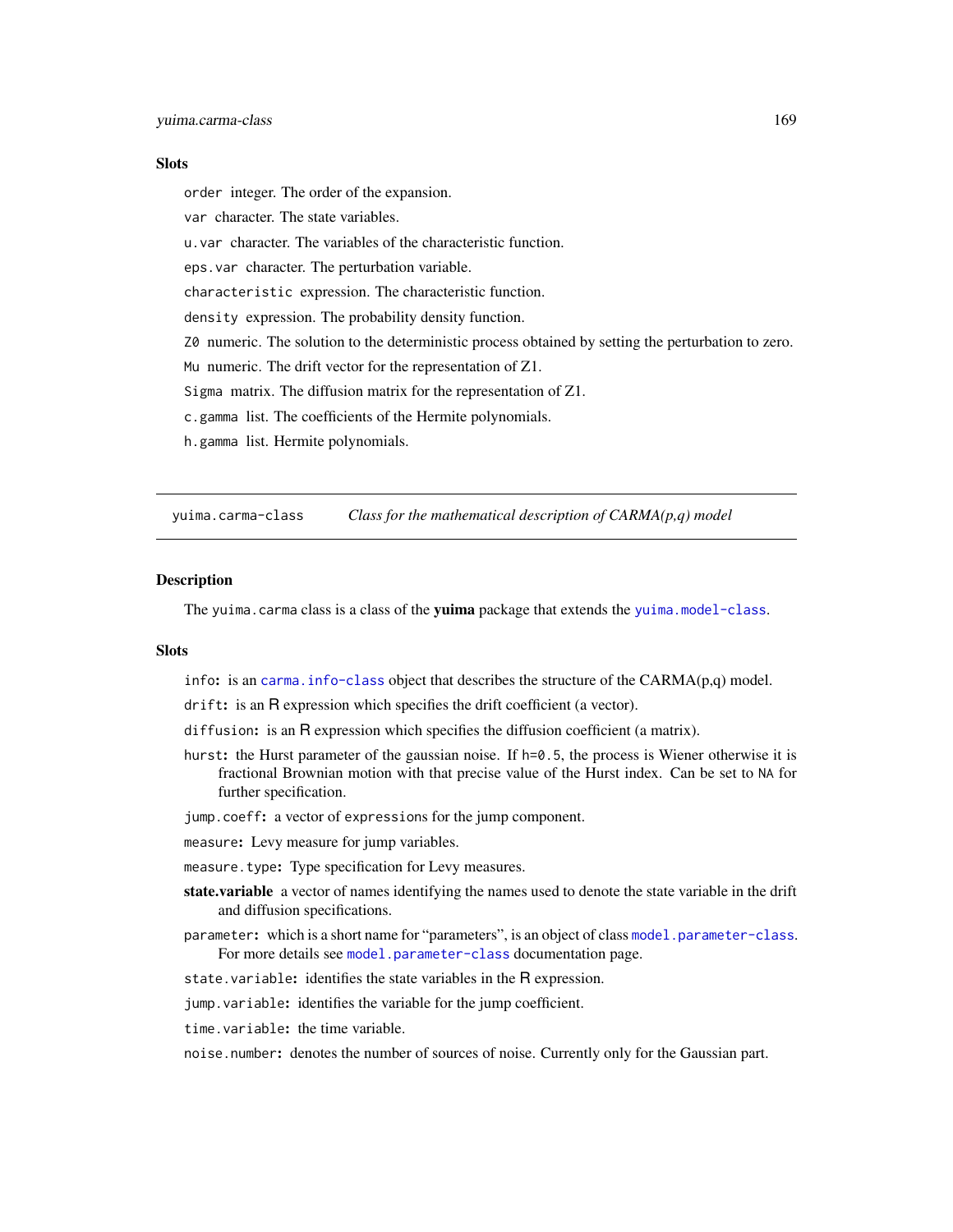### Slots

`order` integer. The order of the expansion.

`var` character. The state variables.

`u.var` character. The variables of the characteristic function.

`eps.var` character. The perturbation variable.

`characteristic` expression. The characteristic function.

`density` expression. The probability density function.

`Z0` numeric. The solution to the deterministic process obtained by setting the perturbation to zero.

`Mu` numeric. The drift vector for the representation of Z1.

`Sigma` matrix. The diffusion matrix for the representation of Z1.

`c.gamma` list. The coefficients of the Hermite polynomials.

`h.gamma` list. Hermite polynomials.

---

## yuima.carma-class — *Class for the mathematical description of CARMA(p,q) model*

### Description

The `yuima.carma` class is a class of the **yuima** package that extends the `yuima.model-class`.

### Slots

`info`: is an `carma.info-class` object that describes the structure of the CARMA(p,q) model.

`drift`: is an R expression which specifies the drift coefficient (a vector).

`diffusion`: is an R expression which specifies the diffusion coefficient (a matrix).

`hurst`: the Hurst parameter of the gaussian noise. If `h=0.5`, the process is Wiener otherwise it is fractional Brownian motion with that precise value of the Hurst index. Can be set to `NA` for further specification.

`jump.coeff`: a vector of `expressions` for the jump component.

`measure`: Levy measure for jump variables.

`measure.type`: Type specification for Levy measures.

**state.variable** a vector of names identifying the names used to denote the state variable in the drift and diffusion specifications.

`parameter`: which is a short name for "parameters", is an object of class `model.parameter-class`. For more details see `model.parameter-class` documentation page.

`state.variable`: identifies the state variables in the R expression.

`jump.variable`: identifies the variable for the jump coefficient.

`time.variable`: the time variable.

`noise.number`: denotes the number of sources of noise. Currently only for the Gaussian part.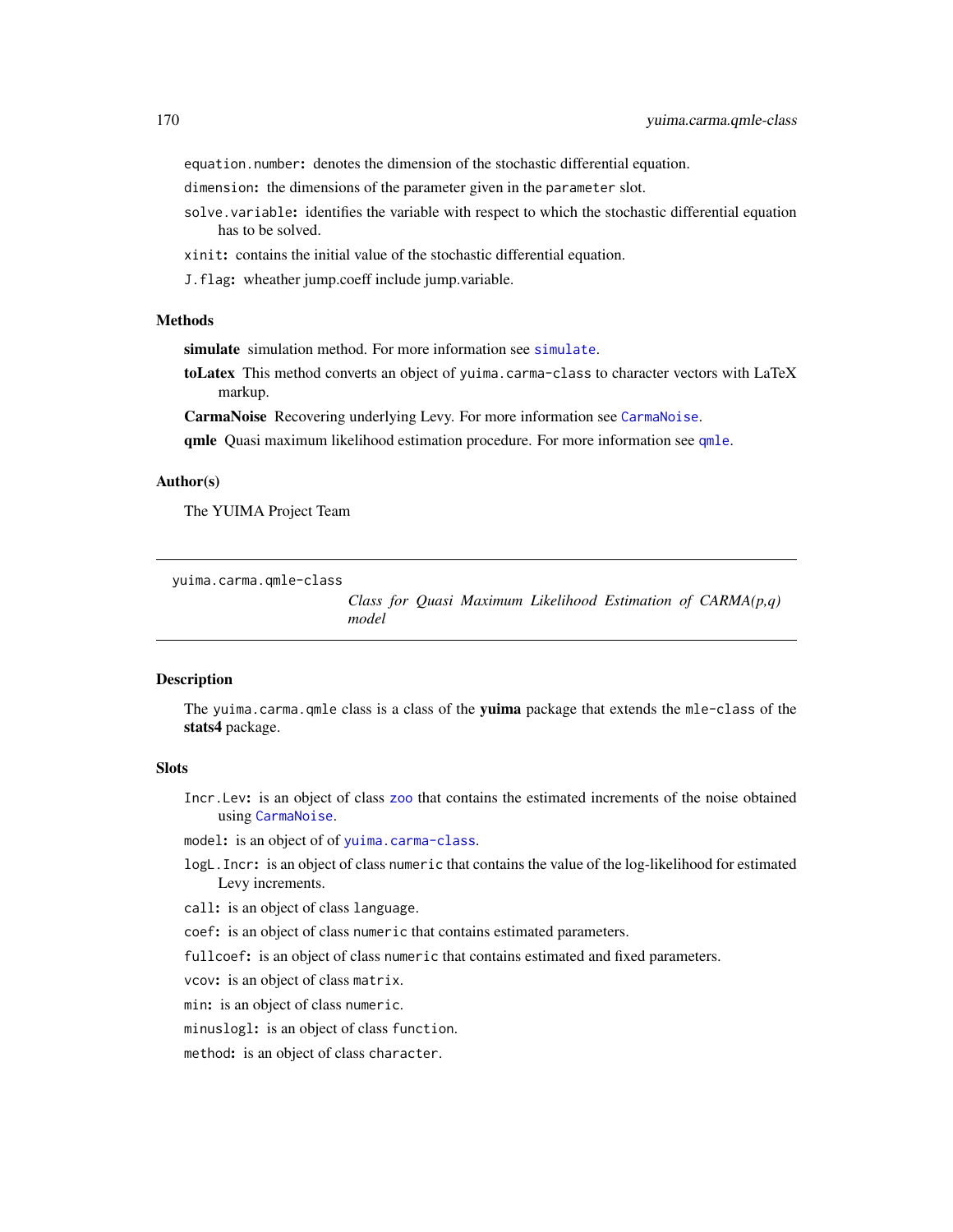`equation.number`: denotes the dimension of the stochastic differential equation.

`dimension`: the dimensions of the parameter given in the `parameter` slot.

`solve.variable`: identifies the variable with respect to which the stochastic differential equation has to be solved.

`xinit`: contains the initial value of the stochastic differential equation.

`J.flag`: wheather jump.coeff include jump.variable.

### Methods

**simulate** simulation method. For more information see `simulate`.

**toLatex** This method converts an object of `yuima.carma-class` to character vectors with LaTeX markup.

**CarmaNoise** Recovering underlying Levy. For more information see `CarmaNoise`.

**qmle** Quasi maximum likelihood estimation procedure. For more information see `qmle`.

### Author(s)

The YUIMA Project Team

---

`yuima.carma.qmle-class` *Class for Quasi Maximum Likelihood Estimation of CARMA(p,q) model*

---

### Description

The `yuima.carma.qmle` class is a class of the **yuima** package that extends the `mle-class` of the **stats4** package.

### Slots

`Incr.Lev`: is an object of class `zoo` that contains the estimated increments of the noise obtained using `CarmaNoise`.

`model`: is an object of of `yuima.carma-class`.

`logL.Incr`: is an object of class `numeric` that contains the value of the log-likelihood for estimated Levy increments.

`call`: is an object of class `language`.

`coef`: is an object of class `numeric` that contains estimated parameters.

`fullcoef`: is an object of class `numeric` that contains estimated and fixed parameters.

`vcov`: is an object of class `matrix`.

`min`: is an object of class `numeric`.

`minuslogl`: is an object of class `function`.

`method`: is an object of class `character`.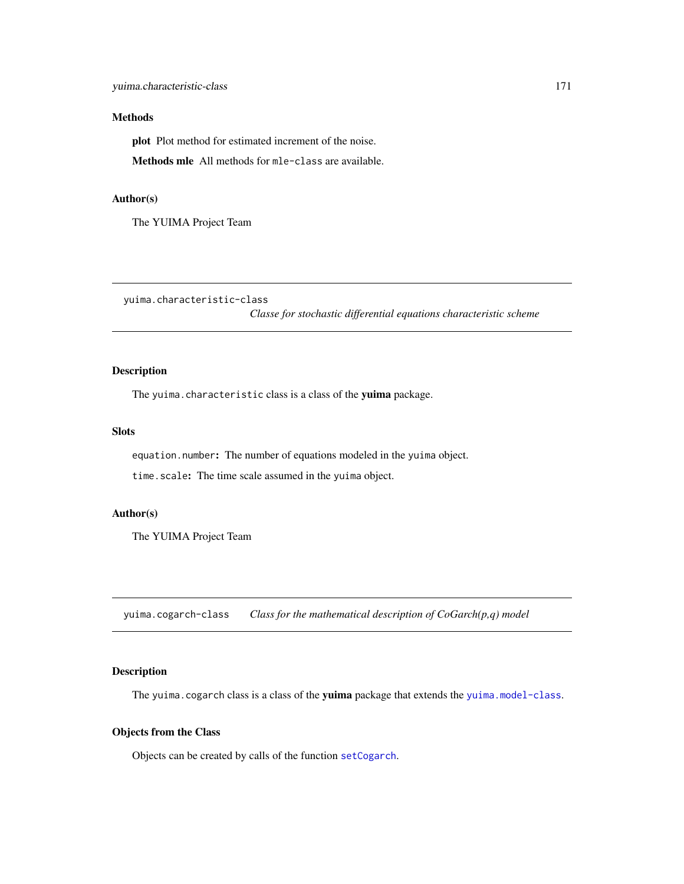## Methods

**plot** Plot method for estimated increment of the noise.

**Methods mle** All methods for `mle-class` are available.

## Author(s)

The YUIMA Project Team

---

# yuima.characteristic-class

*Classe for stochastic differential equations characteristic scheme*

## Description

The `yuima.characteristic` class is a class of the **yuima** package.

## Slots

`equation.number`**:** The number of equations modeled in the `yuima` object.

`time.scale`**:** The time scale assumed in the `yuima` object.

## Author(s)

The YUIMA Project Team

---

# yuima.cogarch-class

*Class for the mathematical description of CoGarch(p,q) model*

## Description

The `yuima.cogarch` class is a class of the **yuima** package that extends the `yuima.model-class`.

## Objects from the Class

Objects can be created by calls of the function `setCogarch`.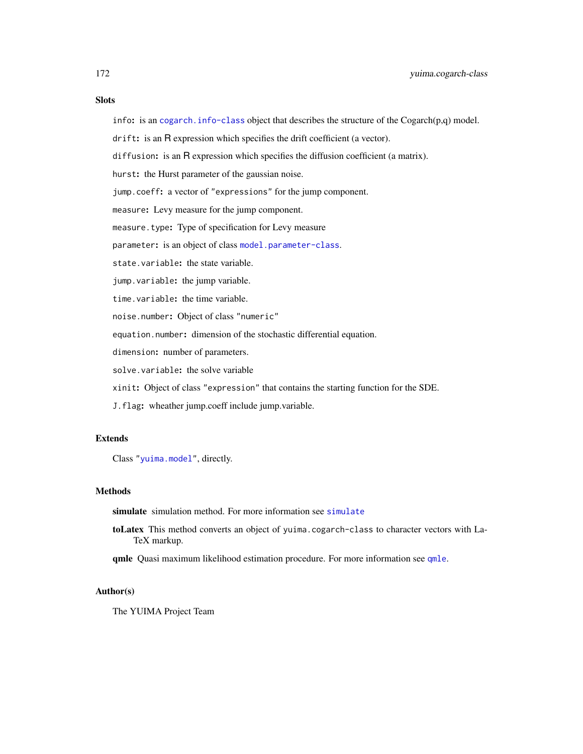## Slots

`info`: is an `cogarch.info-class` object that describes the structure of the Cogarch(p,q) model.

`drift`: is an R expression which specifies the drift coefficient (a vector).

`diffusion`: is an R expression which specifies the diffusion coefficient (a matrix).

`hurst`: the Hurst parameter of the gaussian noise.

`jump.coeff`: a vector of `"expressions"` for the jump component.

`measure`: Levy measure for the jump component.

`measure.type`: Type of specification for Levy measure

`parameter`: is an object of class `model.parameter-class`.

`state.variable`: the state variable.

`jump.variable`: the jump variable.

`time.variable`: the time variable.

`noise.number`: Object of class `"numeric"`

`equation.number`: dimension of the stochastic differential equation.

`dimension`: number of parameters.

`solve.variable`: the solve variable

`xinit`: Object of class `"expression"` that contains the starting function for the SDE.

`J.flag`: wheather jump.coeff include jump.variable.

## Extends

Class `"yuima.model"`, directly.

## Methods

**simulate** simulation method. For more information see `simulate`

**toLatex** This method converts an object of `yuima.cogarch-class` to character vectors with LaTeX markup.

**qmle** Quasi maximum likelihood estimation procedure. For more information see `qmle`.

## Author(s)

The YUIMA Project Team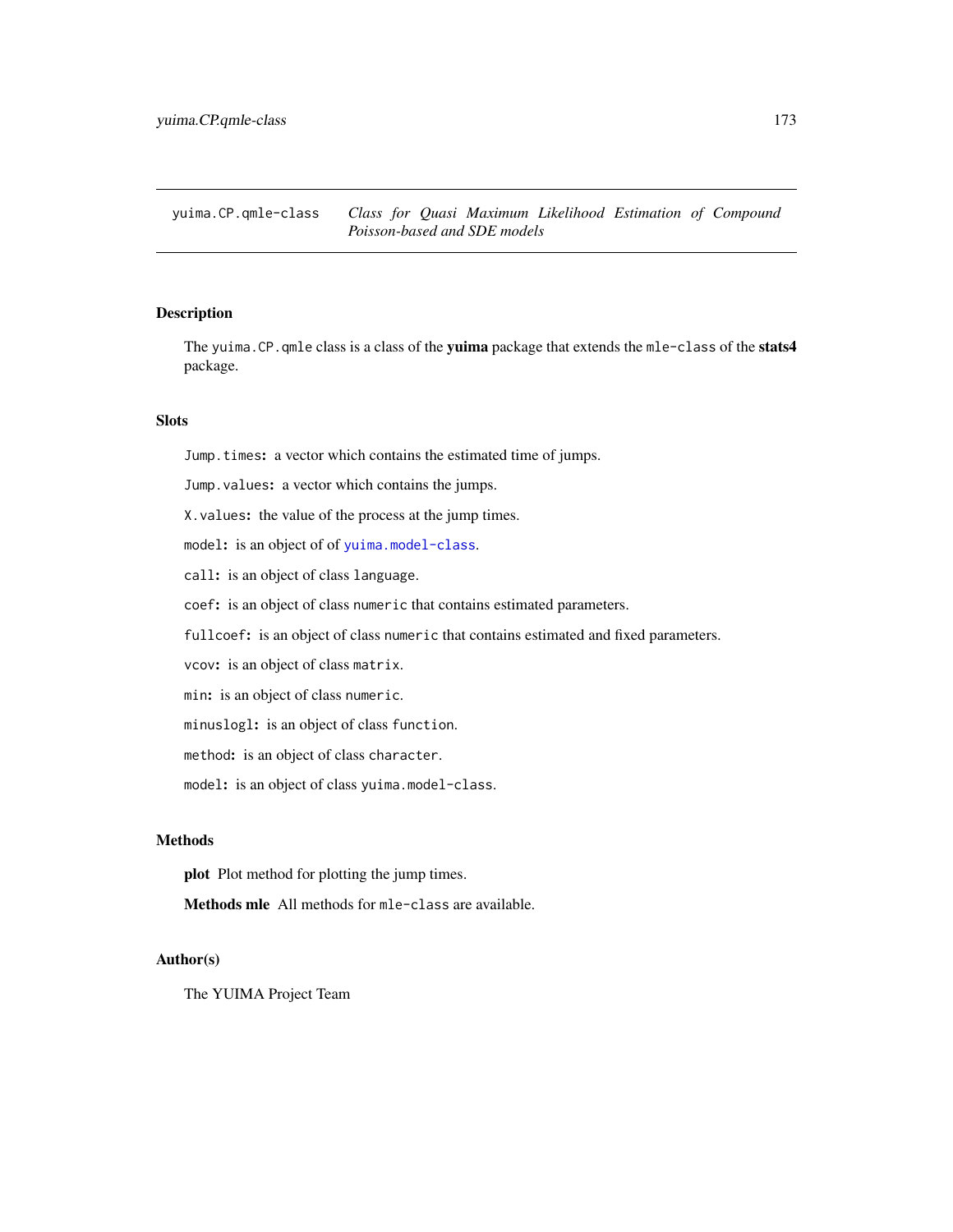# yuima.CP.qmle-class  *Class for Quasi Maximum Likelihood Estimation of Compound Poisson-based and SDE models*

## Description

The `yuima.CP.qmle` class is a class of the **yuima** package that extends the `mle-class` of the **stats4** package.

## Slots

`Jump.times`**:** a vector which contains the estimated time of jumps.

`Jump.values`**:** a vector which contains the jumps.

`X.values`**:** the value of the process at the jump times.

`model`**:** is an object of of `yuima.model-class`.

`call`**:** is an object of class `language`.

`coef`**:** is an object of class `numeric` that contains estimated parameters.

`fullcoef`**:** is an object of class `numeric` that contains estimated and fixed parameters.

`vcov`**:** is an object of class `matrix`.

`min`**:** is an object of class `numeric`.

`minuslogl`**:** is an object of class `function`.

`method`**:** is an object of class `character`.

`model`**:** is an object of class `yuima.model-class`.

## Methods

**plot** Plot method for plotting the jump times.

**Methods mle** All methods for `mle-class` are available.

## Author(s)

The YUIMA Project Team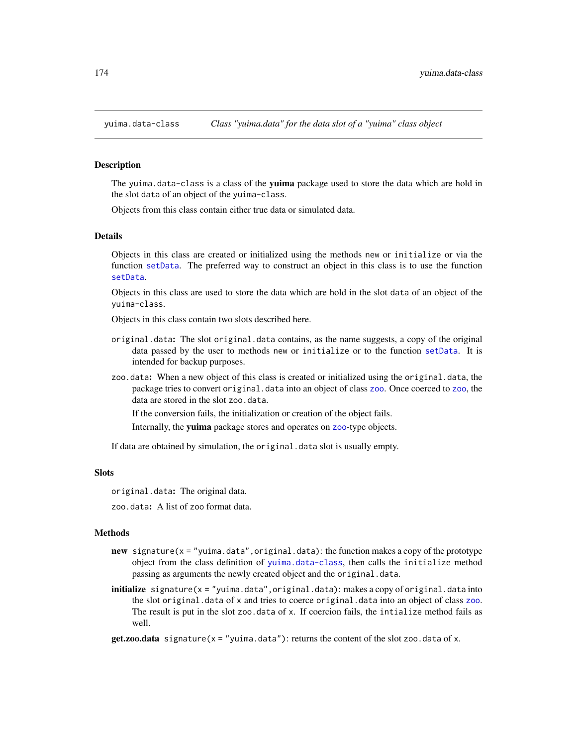yuima.data-class    *Class "yuima.data" for the data slot of a "yuima" class object*

## Description

The `yuima.data-class` is a class of the **yuima** package used to store the data which are hold in the slot `data` of an object of the `yuima-class`.

Objects from this class contain either true data or simulated data.

## Details

Objects in this class are created or initialized using the methods `new` or `initialize` or via the function `setData`. The preferred way to construct an object in this class is to use the function `setData`.

Objects in this class are used to store the data which are hold in the slot `data` of an object of the `yuima-class`.

Objects in this class contain two slots described here.

`original.data`**:** The slot `original.data` contains, as the name suggests, a copy of the original data passed by the user to methods `new` or `initialize` or to the function `setData`. It is intended for backup purposes.

`zoo.data`**:** When a new object of this class is created or initialized using the `original.data`, the package tries to convert `original.data` into an object of class `zoo`. Once coerced to `zoo`, the data are stored in the slot `zoo.data`.

If the conversion fails, the initialization or creation of the object fails.

Internally, the **yuima** package stores and operates on `zoo`-type objects.

If data are obtained by simulation, the `original.data` slot is usually empty.

## Slots

`original.data`**:** The original data.

`zoo.data`**:** A list of `zoo` format data.

## Methods

**new** `signature(x = "yuima.data",original.data)`: the function makes a copy of the prototype object from the class definition of `yuima.data-class`, then calls the `initialize` method passing as arguments the newly created object and the `original.data`.

**initialize** `signature(x = "yuima.data",original.data)`: makes a copy of `original.data` into the slot `original.data` of `x` and tries to coerce `original.data` into an object of class `zoo`. The result is put in the slot `zoo.data` of `x`. If coercion fails, the `intialize` method fails as well.

**get.zoo.data** `signature(x = "yuima.data")`: returns the content of the slot `zoo.data` of `x`.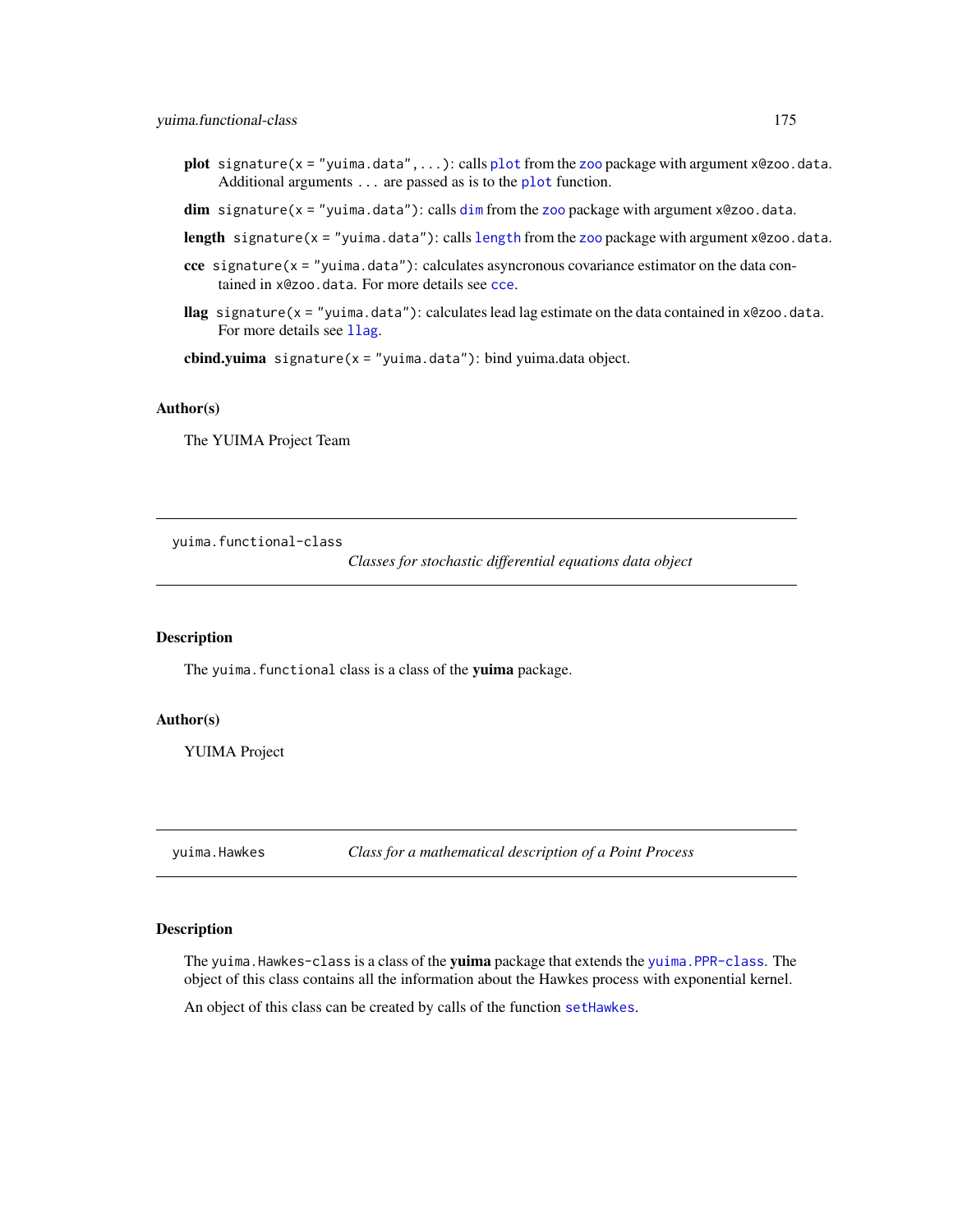**plot** `signature(x = "yuima.data",...)`: calls `plot` from the `zoo` package with argument `x@zoo.data`. Additional arguments `...` are passed as is to the `plot` function.

**dim** `signature(x = "yuima.data")`: calls `dim` from the `zoo` package with argument `x@zoo.data`.

**length** `signature(x = "yuima.data")`: calls `length` from the `zoo` package with argument `x@zoo.data`.

**cce** `signature(x = "yuima.data")`: calculates asyncronous covariance estimator on the data contained in `x@zoo.data`. For more details see `cce`.

**llag** `signature(x = "yuima.data")`: calculates lead lag estimate on the data contained in `x@zoo.data`. For more details see `llag`.

**cbind.yuima** `signature(x = "yuima.data")`: bind yuima.data object.

### Author(s)

The YUIMA Project Team

---

## yuima.functional-class — *Classes for stochastic differential equations data object*

### Description

The `yuima.functional` class is a class of the **yuima** package.

### Author(s)

YUIMA Project

---

## yuima.Hawkes — *Class for a mathematical description of a Point Process*

### Description

The `yuima.Hawkes-class` is a class of the **yuima** package that extends the `yuima.PPR-class`. The object of this class contains all the information about the Hawkes process with exponential kernel.

An object of this class can be created by calls of the function `setHawkes`.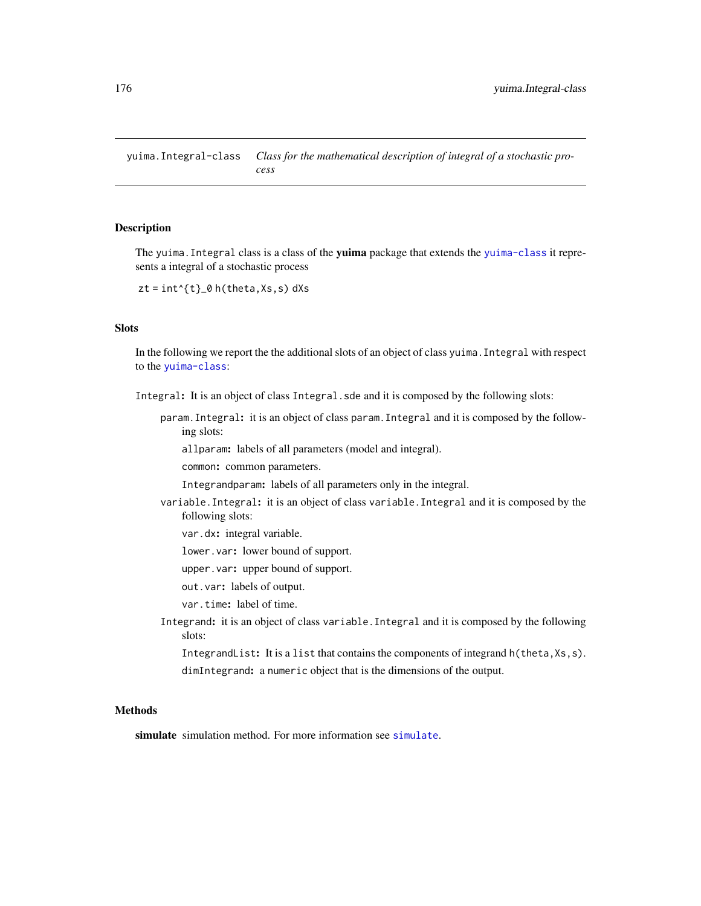# yuima.Integral-class *Class for the mathematical description of integral of a stochastic process*

## Description

The `yuima.Integral` class is a class of the **yuima** package that extends the `yuima-class` it represents a integral of a stochastic process

`zt = int^{t}_0 h(theta,Xs,s) dXs`

## Slots

In the following we report the the additional slots of an object of class `yuima.Integral` with respect to the `yuima-class`:

`Integral`**:** It is an object of class `Integral.sde` and it is composed by the following slots:

- `param.Integral`**:** it is an object of class `param.Integral` and it is composed by the following slots:
  - `allparam`**:** labels of all parameters (model and integral).
  - `common`**:** common parameters.
  - `Integrandparam`**:** labels of all parameters only in the integral.
- `variable.Integral`**:** it is an object of class `variable.Integral` and it is composed by the following slots:
  - `var.dx`**:** integral variable.
  - `lower.var`**:** lower bound of support.
  - `upper.var`**:** upper bound of support.
  - `out.var`**:** labels of output.
  - `var.time`**:** label of time.
- `Integrand`**:** it is an object of class `variable.Integral` and it is composed by the following slots:
  - `IntegrandList`**:** It is a `list` that contains the components of integrand `h(theta,Xs,s)`.
  - `dimIntegrand`**:** a `numeric` object that is the dimensions of the output.

## Methods

**simulate** simulation method. For more information see `simulate`.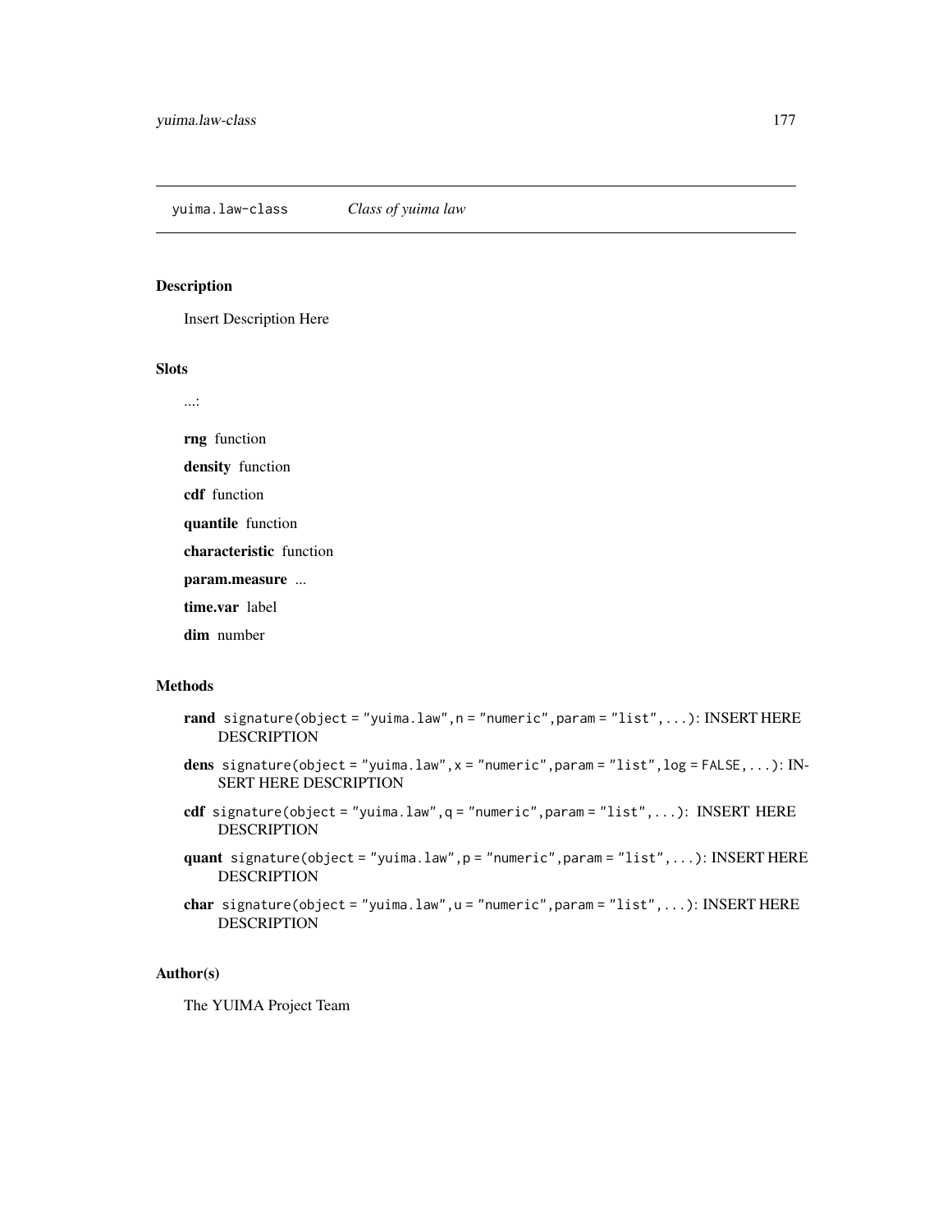yuima.law-class    *Class of yuima law*

## Description

Insert Description Here

## Slots

...:

**rng** function

**density** function

**cdf** function

**quantile** function

**characteristic** function

**param.measure** ...

**time.var** label

**dim** number

## Methods

**rand** `signature(object = "yuima.law",n = "numeric",param = "list",...)`: INSERT HERE DESCRIPTION

**dens** `signature(object = "yuima.law",x = "numeric",param = "list",log = FALSE,...)`: INSERT HERE DESCRIPTION

**cdf** `signature(object = "yuima.law",q = "numeric",param = "list",...)`: INSERT HERE DESCRIPTION

**quant** `signature(object = "yuima.law",p = "numeric",param = "list",...)`: INSERT HERE DESCRIPTION

**char** `signature(object = "yuima.law",u = "numeric",param = "list",...)`: INSERT HERE DESCRIPTION

## Author(s)

The YUIMA Project Team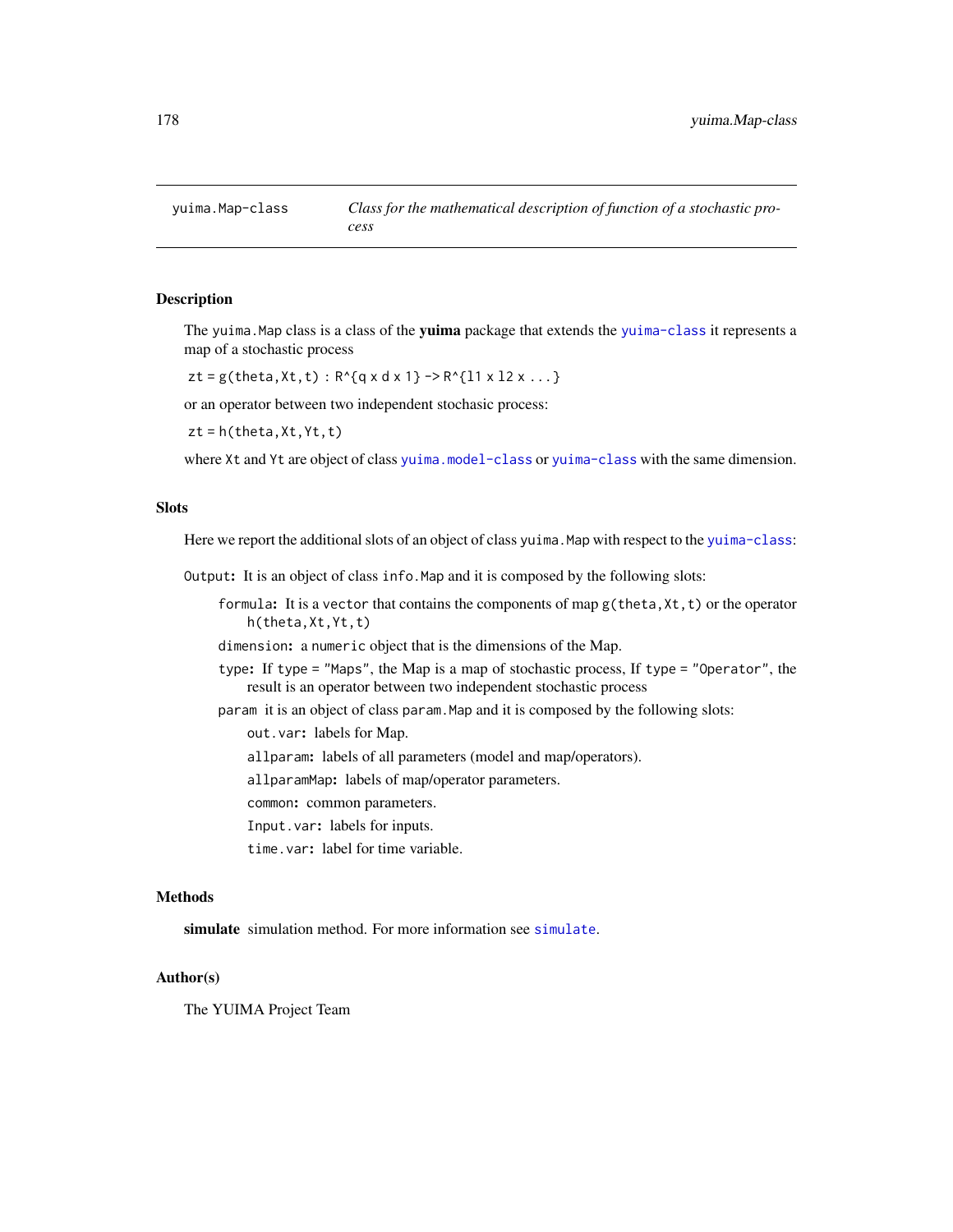# yuima.Map-class — *Class for the mathematical description of function of a stochastic process*

## Description

The `yuima.Map` class is a class of the **yuima** package that extends the `yuima-class` it represents a map of a stochastic process

`zt = g(theta,Xt,t) : R^{q x d x 1} -> R^{l1 x l2 x ...}`

or an operator between two independent stochasic process:

`zt = h(theta,Xt,Yt,t)`

where `Xt` and `Yt` are object of class `yuima.model-class` or `yuima-class` with the same dimension.

## Slots

Here we report the additional slots of an object of class `yuima.Map` with respect to the `yuima-class`:

`Output`: It is an object of class `info.Map` and it is composed by the following slots:

- `formula`: It is a `vector` that contains the components of map `g(theta,Xt,t)` or the operator `h(theta,Xt,Yt,t)`
- `dimension`: a `numeric` object that is the dimensions of the Map.
- `type`: If `type = "Maps"`, the Map is a map of stochastic process, If `type = "Operator"`, the result is an operator between two independent stochastic process
- `param` it is an object of class `param.Map` and it is composed by the following slots:
  - `out.var`: labels for Map.
  - `allparam`: labels of all parameters (model and map/operators).
  - `allparamMap`: labels of map/operator parameters.
  - `common`: common parameters.
  - `Input.var`: labels for inputs.
  - `time.var`: label for time variable.

## Methods

**simulate** simulation method. For more information see `simulate`.

## Author(s)

The YUIMA Project Team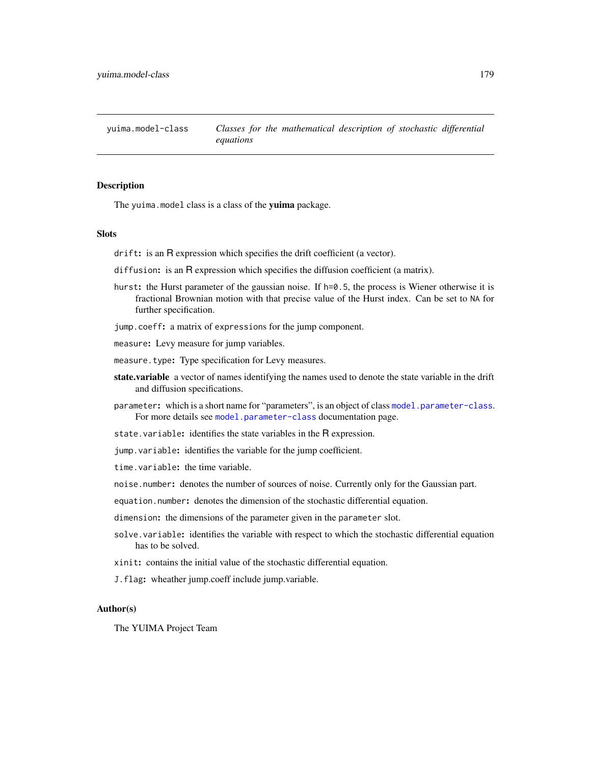yuima.model-class *Classes for the mathematical description of stochastic differential equations*

## Description

The `yuima.model` class is a class of the **yuima** package.

## Slots

`drift`: is an R expression which specifies the drift coefficient (a vector).

`diffusion`: is an R expression which specifies the diffusion coefficient (a matrix).

`hurst`: the Hurst parameter of the gaussian noise. If `h=0.5`, the process is Wiener otherwise it is fractional Brownian motion with that precise value of the Hurst index. Can be set to `NA` for further specification.

`jump.coeff`: a matrix of `expressions` for the jump component.

`measure`: Levy measure for jump variables.

`measure.type`: Type specification for Levy measures.

**state.variable** a vector of names identifying the names used to denote the state variable in the drift and diffusion specifications.

`parameter`: which is a short name for "parameters", is an object of class `model.parameter-class`. For more details see `model.parameter-class` documentation page.

`state.variable`: identifies the state variables in the R expression.

`jump.variable`: identifies the variable for the jump coefficient.

`time.variable`: the time variable.

`noise.number`: denotes the number of sources of noise. Currently only for the Gaussian part.

`equation.number`: denotes the dimension of the stochastic differential equation.

`dimension`: the dimensions of the parameter given in the `parameter` slot.

`solve.variable`: identifies the variable with respect to which the stochastic differential equation has to be solved.

`xinit`: contains the initial value of the stochastic differential equation.

`J.flag`: wheather jump.coeff include jump.variable.

## Author(s)

The YUIMA Project Team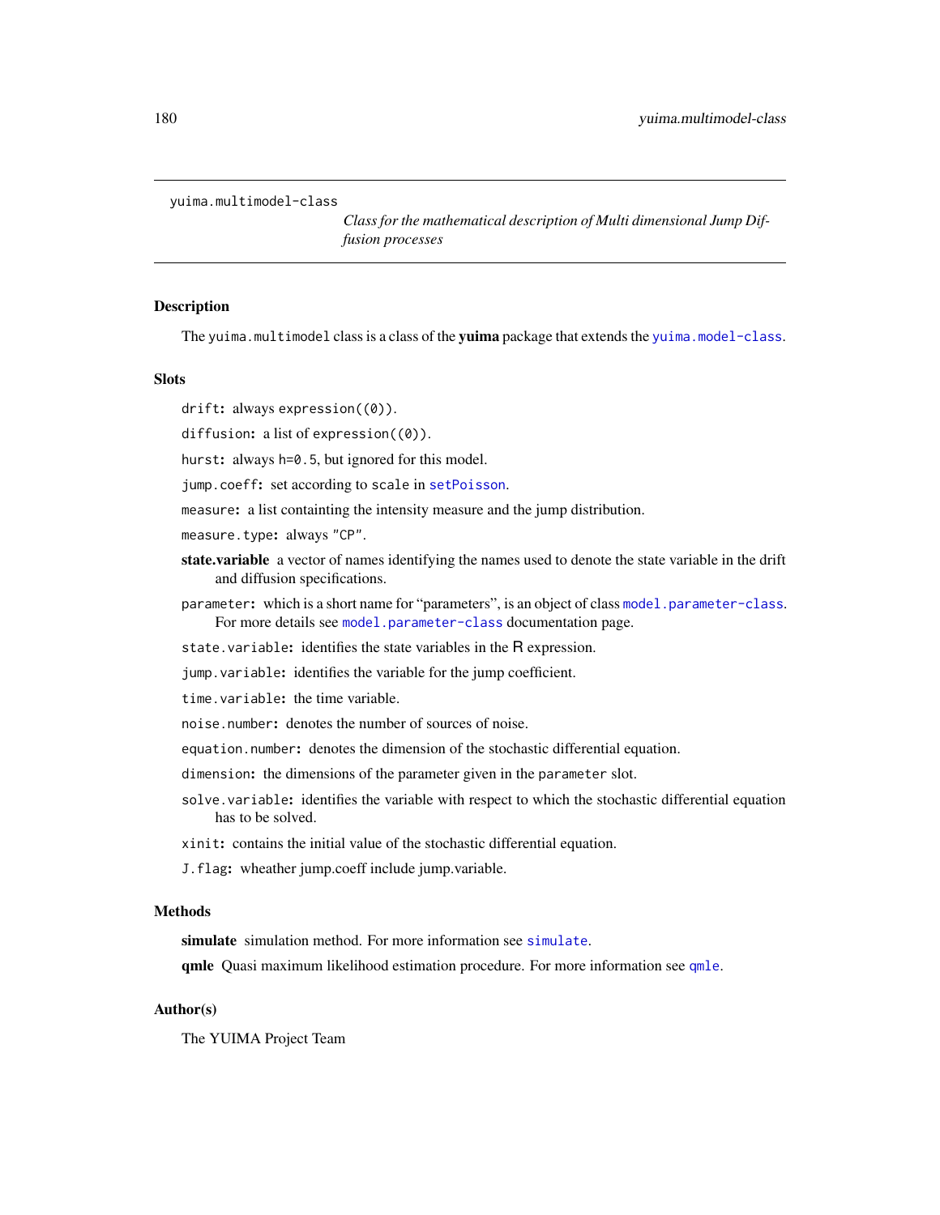yuima.multimodel-class

*Class for the mathematical description of Multi dimensional Jump Diffusion processes*

## Description

The `yuima.multimodel` class is a class of the **yuima** package that extends the `yuima.model-class`.

## Slots

`drift`: always `expression((0))`.

`diffusion`: a list of `expression((0))`.

`hurst`: always `h=0.5`, but ignored for this model.

`jump.coeff`: set according to `scale` in `setPoisson`.

`measure`: a list containting the intensity measure and the jump distribution.

`measure.type`: always `"CP"`.

**state.variable** a vector of names identifying the names used to denote the state variable in the drift and diffusion specifications.

`parameter`: which is a short name for "parameters", is an object of class `model.parameter-class`. For more details see `model.parameter-class` documentation page.

`state.variable`: identifies the state variables in the R expression.

`jump.variable`: identifies the variable for the jump coefficient.

`time.variable`: the time variable.

`noise.number`: denotes the number of sources of noise.

`equation.number`: denotes the dimension of the stochastic differential equation.

`dimension`: the dimensions of the parameter given in the `parameter` slot.

`solve.variable`: identifies the variable with respect to which the stochastic differential equation has to be solved.

`xinit`: contains the initial value of the stochastic differential equation.

`J.flag`: wheather jump.coeff include jump.variable.

## Methods

**simulate** simulation method. For more information see `simulate`.

**qmle** Quasi maximum likelihood estimation procedure. For more information see `qmle`.

## Author(s)

The YUIMA Project Team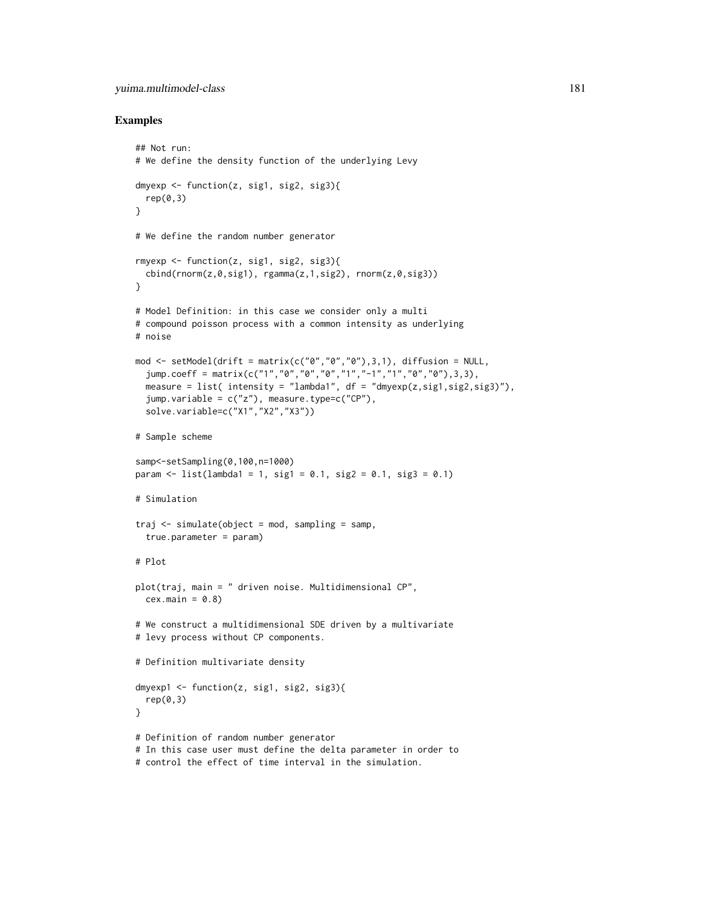## Examples

```
## Not run:
# We define the density function of the underlying Levy

dmyexp <- function(z, sig1, sig2, sig3){
  rep(0,3)
}

# We define the random number generator

rmyexp <- function(z, sig1, sig2, sig3){
  cbind(rnorm(z,0,sig1), rgamma(z,1,sig2), rnorm(z,0,sig3))
}

# Model Definition: in this case we consider only a multi
# compound poisson process with a common intensity as underlying
# noise

mod <- setModel(drift = matrix(c("0","0","0"),3,1), diffusion = NULL,
  jump.coeff = matrix(c("1","0","0","0","1","-1","1","0","0"),3,3),
  measure = list( intensity = "lambda1", df = "dmyexp(z,sig1,sig2,sig3)"),
  jump.variable = c("z"), measure.type=c("CP"),
  solve.variable=c("X1","X2","X3"))

# Sample scheme

samp<-setSampling(0,100,n=1000)
param <- list(lambda1 = 1, sig1 = 0.1, sig2 = 0.1, sig3 = 0.1)

# Simulation

traj <- simulate(object = mod, sampling = samp,
  true.parameter = param)

# Plot

plot(traj, main = " driven noise. Multidimensional CP",
  cex.main = 0.8)

# We construct a multidimensional SDE driven by a multivariate
# levy process without CP components.

# Definition multivariate density

dmyexp1 <- function(z, sig1, sig2, sig3){
  rep(0,3)
}

# Definition of random number generator
# In this case user must define the delta parameter in order to
# control the effect of time interval in the simulation.
```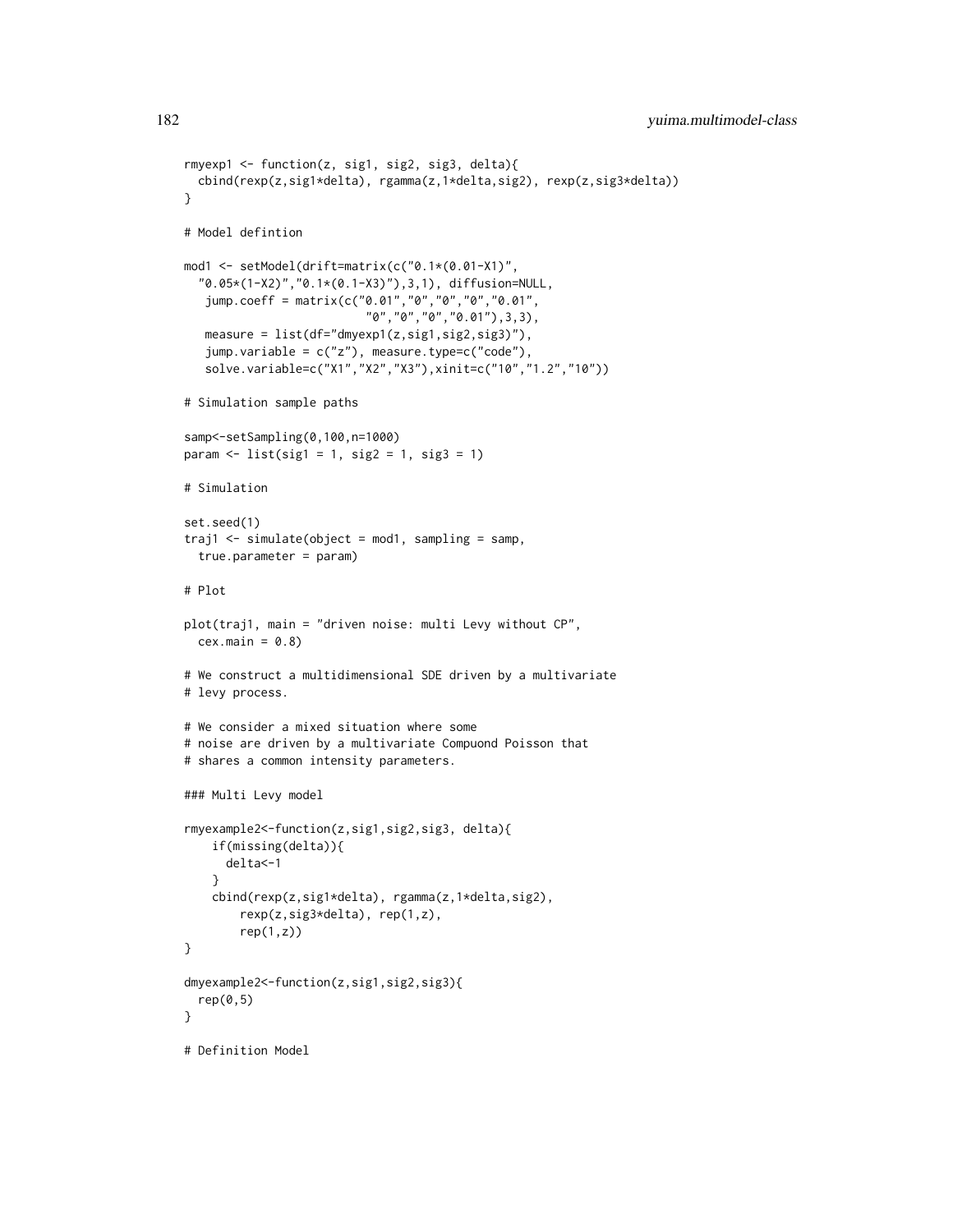```
rmyexp1 <- function(z, sig1, sig2, sig3, delta){
  cbind(rexp(z,sig1*delta), rgamma(z,1*delta,sig2), rexp(z,sig3*delta))
}

# Model defintion

mod1 <- setModel(drift=matrix(c("0.1*(0.01-X1)",
  "0.05*(1-X2)","0.1*(0.1-X3)"),3,1), diffusion=NULL,
   jump.coeff = matrix(c("0.01","0","0","0","0.01",
                         "0","0","0","0.01"),3,3),
   measure = list(df="dmyexp1(z,sig1,sig2,sig3)"),
   jump.variable = c("z"), measure.type=c("code"),
   solve.variable=c("X1","X2","X3"),xinit=c("10","1.2","10"))

# Simulation sample paths

samp<-setSampling(0,100,n=1000)
param <- list(sig1 = 1, sig2 = 1, sig3 = 1)

# Simulation

set.seed(1)
traj1 <- simulate(object = mod1, sampling = samp,
  true.parameter = param)

# Plot

plot(traj1, main = "driven noise: multi Levy without CP",
  cex.main = 0.8)

# We construct a multidimensional SDE driven by a multivariate
# levy process.

# We consider a mixed situation where some
# noise are driven by a multivariate Compuond Poisson that
# shares a common intensity parameters.

### Multi Levy model

rmyexample2<-function(z,sig1,sig2,sig3, delta){
    if(missing(delta)){
      delta<-1
    }
    cbind(rexp(z,sig1*delta), rgamma(z,1*delta,sig2),
        rexp(z,sig3*delta), rep(1,z),
        rep(1,z))
}

dmyexample2<-function(z,sig1,sig2,sig3){
  rep(0,5)
}

# Definition Model
```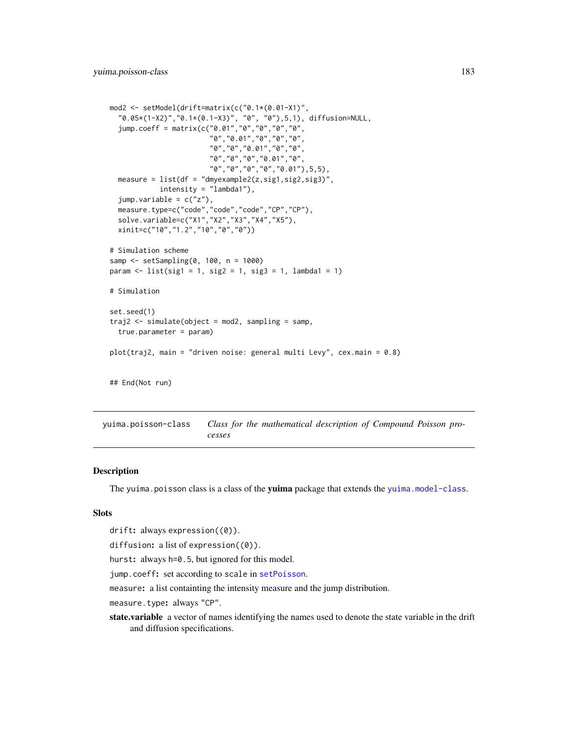```
mod2 <- setModel(drift=matrix(c("0.1*(0.01-X1)",
  "0.05*(1-X2)","0.1*(0.1-X3)", "0", "0"),5,1), diffusion=NULL,
  jump.coeff = matrix(c("0.01","0","0","0","0",
                        "0","0.01","0","0","0",
                        "0","0","0.01","0","0",
                        "0","0","0","0.01","0",
                        "0","0","0","0","0.01"),5,5),
  measure = list(df = "dmyexample2(z,sig1,sig2,sig3)",
            intensity = "lambda1"),
  jump.variable = c("z"),
  measure.type=c("code","code","code","CP","CP"),
  solve.variable=c("X1","X2","X3","X4","X5"),
  xinit=c("10","1.2","10","0","0"))

# Simulation scheme
samp <- setSampling(0, 100, n = 1000)
param <- list(sig1 = 1, sig2 = 1, sig3 = 1, lambda1 = 1)

# Simulation

set.seed(1)
traj2 <- simulate(object = mod2, sampling = samp,
  true.parameter = param)

plot(traj2, main = "driven noise: general multi Levy", cex.main = 0.8)


## End(Not run)
```

## yuima.poisson-class — *Class for the mathematical description of Compound Poisson processes*

### Description

The `yuima.poisson` class is a class of the **yuima** package that extends the `yuima.model-class`.

### Slots

`drift`**:** always `expression((0))`.

`diffusion`**:** a list of `expression((0))`.

`hurst`**:** always `h=0.5`, but ignored for this model.

`jump.coeff`**:** set according to `scale` in `setPoisson`.

`measure`**:** a list containting the intensity measure and the jump distribution.

`measure.type`**:** always `"CP"`.

**state.variable** a vector of names identifying the names used to denote the state variable in the drift and diffusion specifications.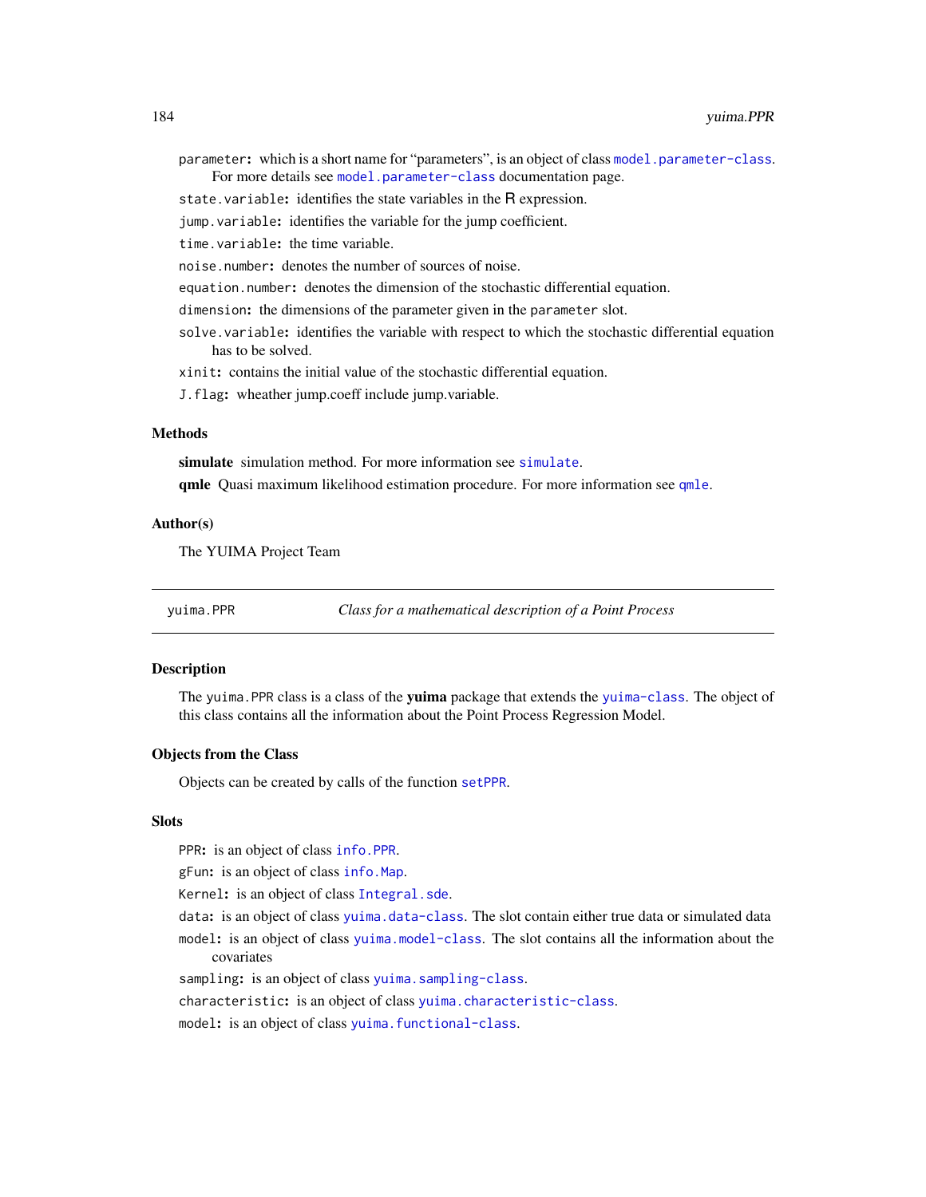parameter: which is a short name for "parameters", is an object of class model.parameter-class. For more details see model.parameter-class documentation page.

state.variable: identifies the state variables in the R expression.

jump.variable: identifies the variable for the jump coefficient.

time.variable: the time variable.

noise.number: denotes the number of sources of noise.

equation.number: denotes the dimension of the stochastic differential equation.

dimension: the dimensions of the parameter given in the parameter slot.

solve.variable: identifies the variable with respect to which the stochastic differential equation has to be solved.

xinit: contains the initial value of the stochastic differential equation.

J.flag: wheather jump.coeff include jump.variable.

### Methods

**simulate** simulation method. For more information see simulate.

**qmle** Quasi maximum likelihood estimation procedure. For more information see qmle.

### Author(s)

The YUIMA Project Team

---

## yuima.PPR — *Class for a mathematical description of a Point Process*

### Description

The yuima.PPR class is a class of the **yuima** package that extends the yuima-class. The object of this class contains all the information about the Point Process Regression Model.

### Objects from the Class

Objects can be created by calls of the function setPPR.

### Slots

PPR: is an object of class info.PPR.

gFun: is an object of class info.Map.

Kernel: is an object of class Integral.sde.

data: is an object of class yuima.data-class. The slot contain either true data or simulated data

model: is an object of class yuima.model-class. The slot contains all the information about the covariates

sampling: is an object of class yuima.sampling-class.

characteristic: is an object of class yuima.characteristic-class.

model: is an object of class yuima.functional-class.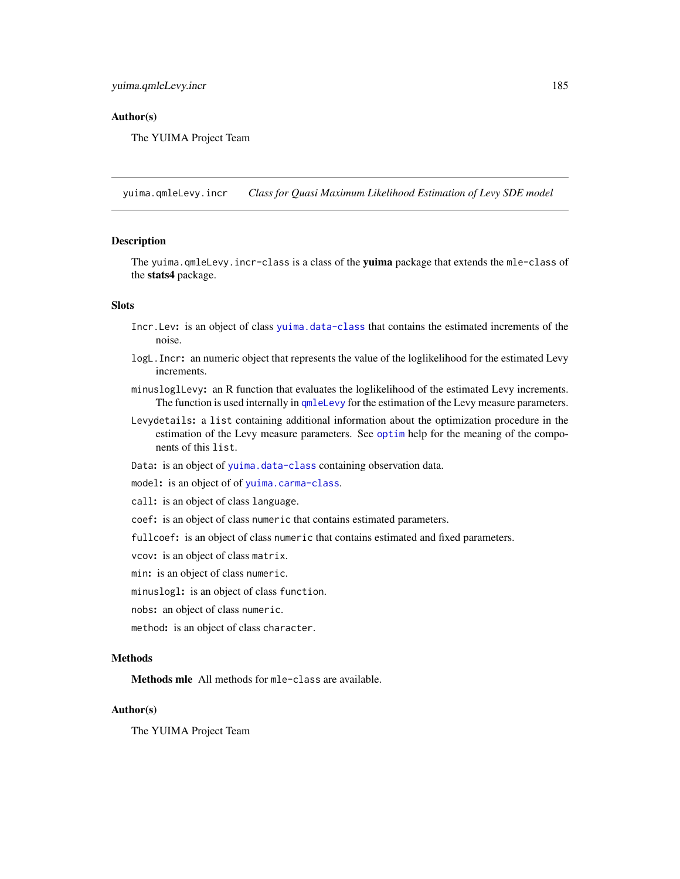## Author(s)

The YUIMA Project Team

---

# yuima.qmleLevy.incr — *Class for Quasi Maximum Likelihood Estimation of Levy SDE model*

## Description

The `yuima.qmleLevy.incr-class` is a class of the **yuima** package that extends the `mle-class` of the **stats4** package.

## Slots

- `Incr.Lev`**:** is an object of class `yuima.data-class` that contains the estimated increments of the noise.
- `logL.Incr`**:** an numeric object that represents the value of the loglikelihood for the estimated Levy increments.
- `minusloglLevy`**:** an R function that evaluates the loglikelihood of the estimated Levy increments. The function is used internally in `qmleLevy` for the estimation of the Levy measure parameters.
- `Levydetails`**:** a `list` containing additional information about the optimization procedure in the estimation of the Levy measure parameters. See `optim` help for the meaning of the components of this `list`.
- `Data`**:** is an object of `yuima.data-class` containing observation data.
- `model`**:** is an object of of `yuima.carma-class`.
- `call`**:** is an object of class `language`.
- `coef`**:** is an object of class `numeric` that contains estimated parameters.
- `fullcoef`**:** is an object of class `numeric` that contains estimated and fixed parameters.
- `vcov`**:** is an object of class `matrix`.
- `min`**:** is an object of class `numeric`.
- `minuslogl`**:** is an object of class `function`.
- `nobs`**:** an object of class `numeric`.
- `method`**:** is an object of class `character`.

## Methods

**Methods mle** All methods for `mle-class` are available.

## Author(s)

The YUIMA Project Team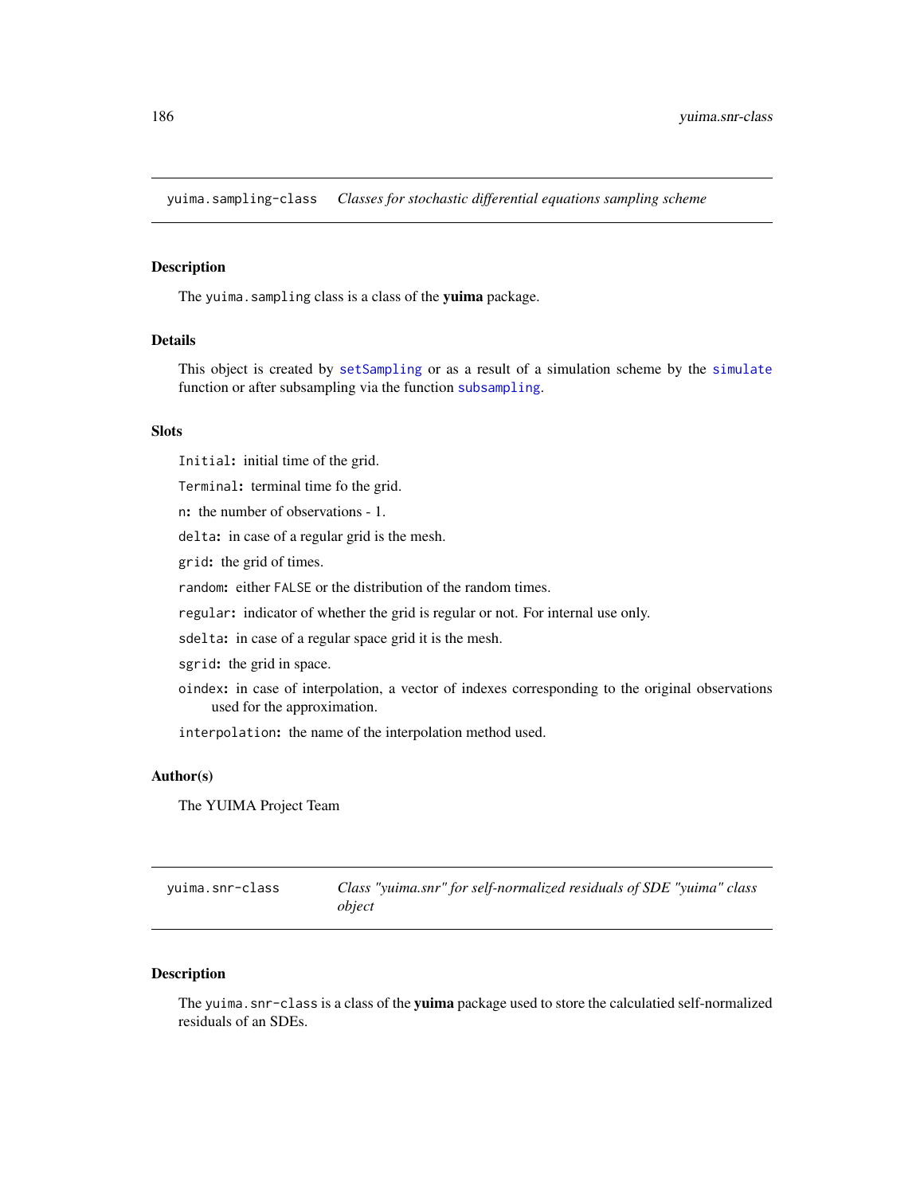## yuima.sampling-class *Classes for stochastic differential equations sampling scheme*

### Description

The `yuima.sampling` class is a class of the **yuima** package.

### Details

This object is created by `setSampling` or as a result of a simulation scheme by the `simulate` function or after subsampling via the function `subsampling`.

### Slots

`Initial`**:** initial time of the grid.

`Terminal`**:** terminal time fo the grid.

`n`**:** the number of observations - 1.

`delta`**:** in case of a regular grid is the mesh.

`grid`**:** the grid of times.

`random`**:** either `FALSE` or the distribution of the random times.

`regular`**:** indicator of whether the grid is regular or not. For internal use only.

`sdelta`**:** in case of a regular space grid it is the mesh.

`sgrid`**:** the grid in space.

`oindex`**:** in case of interpolation, a vector of indexes corresponding to the original observations used for the approximation.

`interpolation`**:** the name of the interpolation method used.

### Author(s)

The YUIMA Project Team

## yuima.snr-class *Class "yuima.snr" for self-normalized residuals of SDE "yuima" class object*

### Description

The `yuima.snr-class` is a class of the **yuima** package used to store the calculatied self-normalized residuals of an SDEs.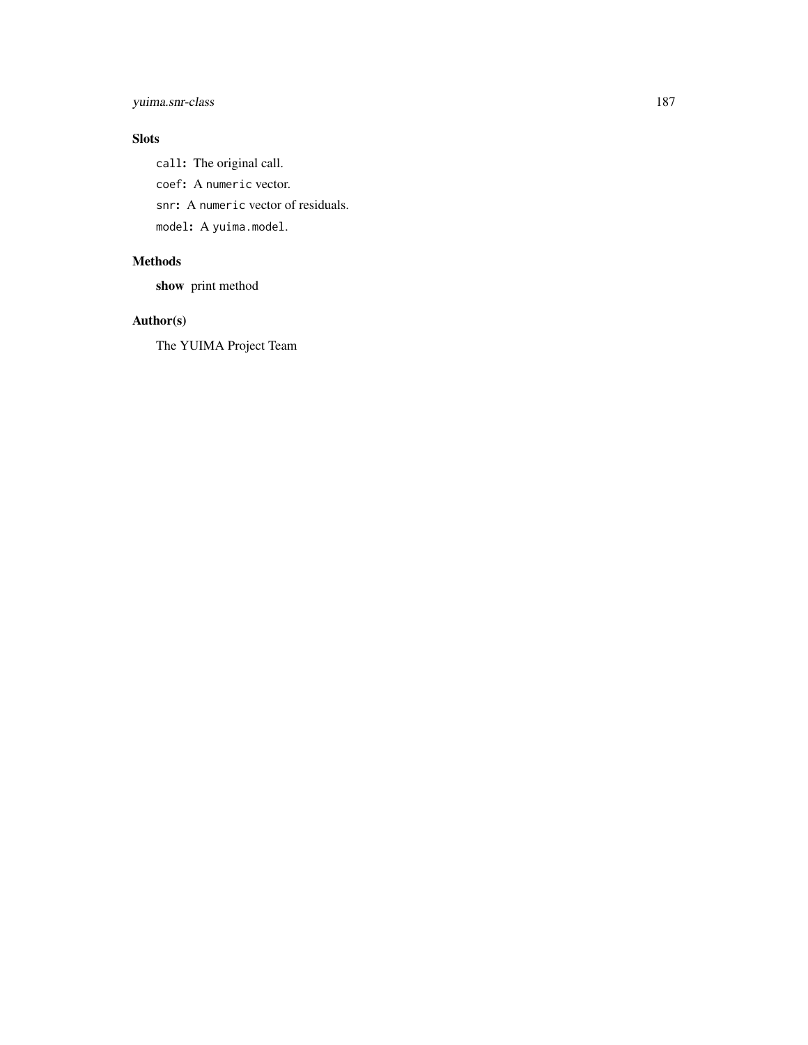## Slots

`call`: The original call.

`coef`: A `numeric` vector.

`snr`: A `numeric` vector of residuals.

`model`: A `yuima.model`.

## Methods

**show** print method

## Author(s)

The YUIMA Project Team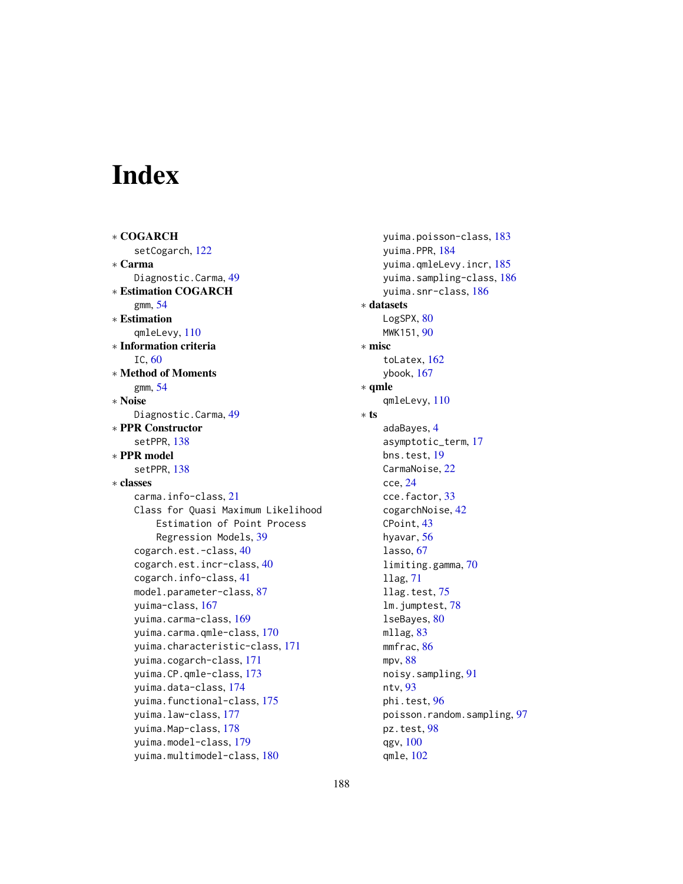# Index

* **COGARCH**
  - setCogarch, 122
* **Carma**
  - Diagnostic.Carma, 49
* **Estimation COGARCH**
  - gmm, 54
* **Estimation**
  - qmleLevy, 110
* **Information criteria**
  - IC, 60
* **Method of Moments**
  - gmm, 54
* **Noise**
  - Diagnostic.Carma, 49
* **PPR Constructor**
  - setPPR, 138
* **PPR model**
  - setPPR, 138
* **classes**
  - carma.info-class, 21
  - Class for Quasi Maximum Likelihood Estimation of Point Process Regression Models, 39
  - cogarch.est.-class, 40
  - cogarch.est.incr-class, 40
  - cogarch.info-class, 41
  - model.parameter-class, 87
  - yuima-class, 167
  - yuima.carma-class, 169
  - yuima.carma.qmle-class, 170
  - yuima.characteristic-class, 171
  - yuima.cogarch-class, 171
  - yuima.CP.qmle-class, 173
  - yuima.data-class, 174
  - yuima.functional-class, 175
  - yuima.law-class, 177
  - yuima.Map-class, 178
  - yuima.model-class, 179
  - yuima.multimodel-class, 180
  - yuima.poisson-class, 183
  - yuima.PPR, 184
  - yuima.qmleLevy.incr, 185
  - yuima.sampling-class, 186
  - yuima.snr-class, 186
* **datasets**
  - LogSPX, 80
  - MWK151, 90
* **misc**
  - toLatex, 162
  - ybook, 167
* **qmle**
  - qmleLevy, 110
* **ts**
  - adaBayes, 4
  - asymptotic_term, 17
  - bns.test, 19
  - CarmaNoise, 22
  - cce, 24
  - cce.factor, 33
  - cogarchNoise, 42
  - CPoint, 43
  - hyavar, 56
  - lasso, 67
  - limiting.gamma, 70
  - llag, 71
  - llag.test, 75
  - lm.jumptest, 78
  - lseBayes, 80
  - mllag, 83
  - mmfrac, 86
  - mpv, 88
  - noisy.sampling, 91
  - ntv, 93
  - phi.test, 96
  - poisson.random.sampling, 97
  - pz.test, 98
  - qgv, 100
  - qmle, 102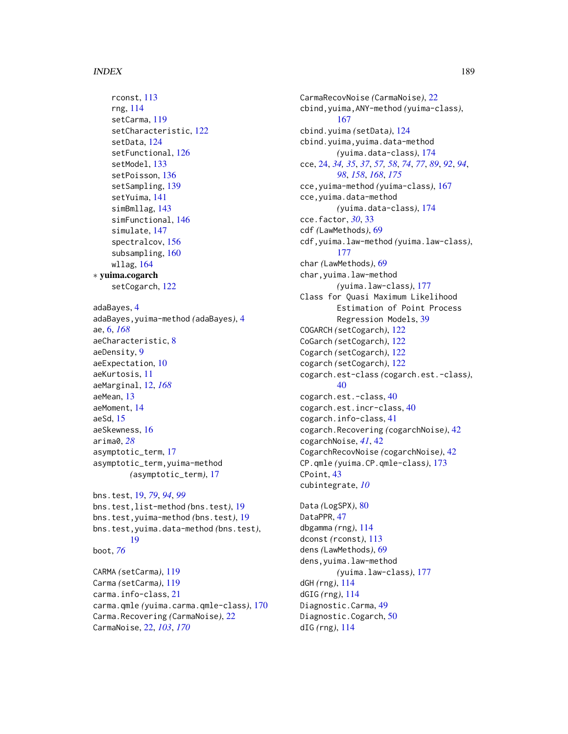rconst, 113
rng, 114
setCarma, 119
setCharacteristic, 122
setData, 124
setFunctional, 126
setModel, 133
setPoisson, 136
setSampling, 139
setYuima, 141
simBmllag, 143
simFunctional, 146
simulate, 147
spectralcov, 156
subsampling, 160
wllag, 164

∗ **yuima.cogarch**
setCogarch, 122

adaBayes, 4
adaBayes,yuima-method *(adaBayes)*, 4
ae, 6, *168*
aeCharacteristic, 8
aeDensity, 9
aeExpectation, 10
aeKurtosis, 11
aeMarginal, 12, *168*
aeMean, 13
aeMoment, 14
aeSd, 15
aeSkewness, 16
arima0, *28*
asymptotic_term, 17
asymptotic_term,yuima-method *(asymptotic_term)*, 17

bns.test, 19, *79*, *94*, *99*
bns.test,list-method *(bns.test)*, 19
bns.test,yuima-method *(bns.test)*, 19
bns.test,yuima.data-method *(bns.test)*, 19
boot, *76*

CARMA *(setCarma)*, 119
Carma *(setCarma)*, 119
carma.info-class, 21
carma.qmle *(yuima.carma.qmle-class)*, 170
Carma.Recovering *(CarmaNoise)*, 22
CarmaNoise, 22, *103*, *170*
CarmaRecovNoise *(CarmaNoise)*, 22
cbind,yuima,ANY-method *(yuima-class)*, 167
cbind.yuima *(setData)*, 124
cbind.yuima,yuima.data-method *(yuima.data-class)*, 174
cce, 24, *34, 35*, *37*, *57, 58*, *74*, *77*, *89*, *92*, *94*, *98*, *158*, *168*, *175*
cce,yuima-method *(yuima-class)*, 167
cce,yuima.data-method *(yuima.data-class)*, 174
cce.factor, *30*, 33
cdf *(LawMethods)*, 69
cdf,yuima.law-method *(yuima.law-class)*, 177
char *(LawMethods)*, 69
char,yuima.law-method *(yuima.law-class)*, 177
Class for Quasi Maximum Likelihood Estimation of Point Process Regression Models, 39
COGARCH *(setCogarch)*, 122
CoGarch *(setCogarch)*, 122
Cogarch *(setCogarch)*, 122
cogarch *(setCogarch)*, 122
cogarch.est-class *(cogarch.est.-class)*, 40
cogarch.est.-class, 40
cogarch.est.incr-class, 40
cogarch.info-class, 41
cogarch.Recovering *(cogarchNoise)*, 42
cogarchNoise, *41*, 42
CogarchRecovNoise *(cogarchNoise)*, 42
CP.qmle *(yuima.CP.qmle-class)*, 173
CPoint, 43
cubintegrate, *10*

Data *(LogSPX)*, 80
DataPPR, 47
dbgamma *(rng)*, 114
dconst *(rconst)*, 113
dens *(LawMethods)*, 69
dens,yuima.law-method *(yuima.law-class)*, 177
dGH *(rng)*, 114
dGIG *(rng)*, 114
Diagnostic.Carma, 49
Diagnostic.Cogarch, 50
dIG *(rng)*, 114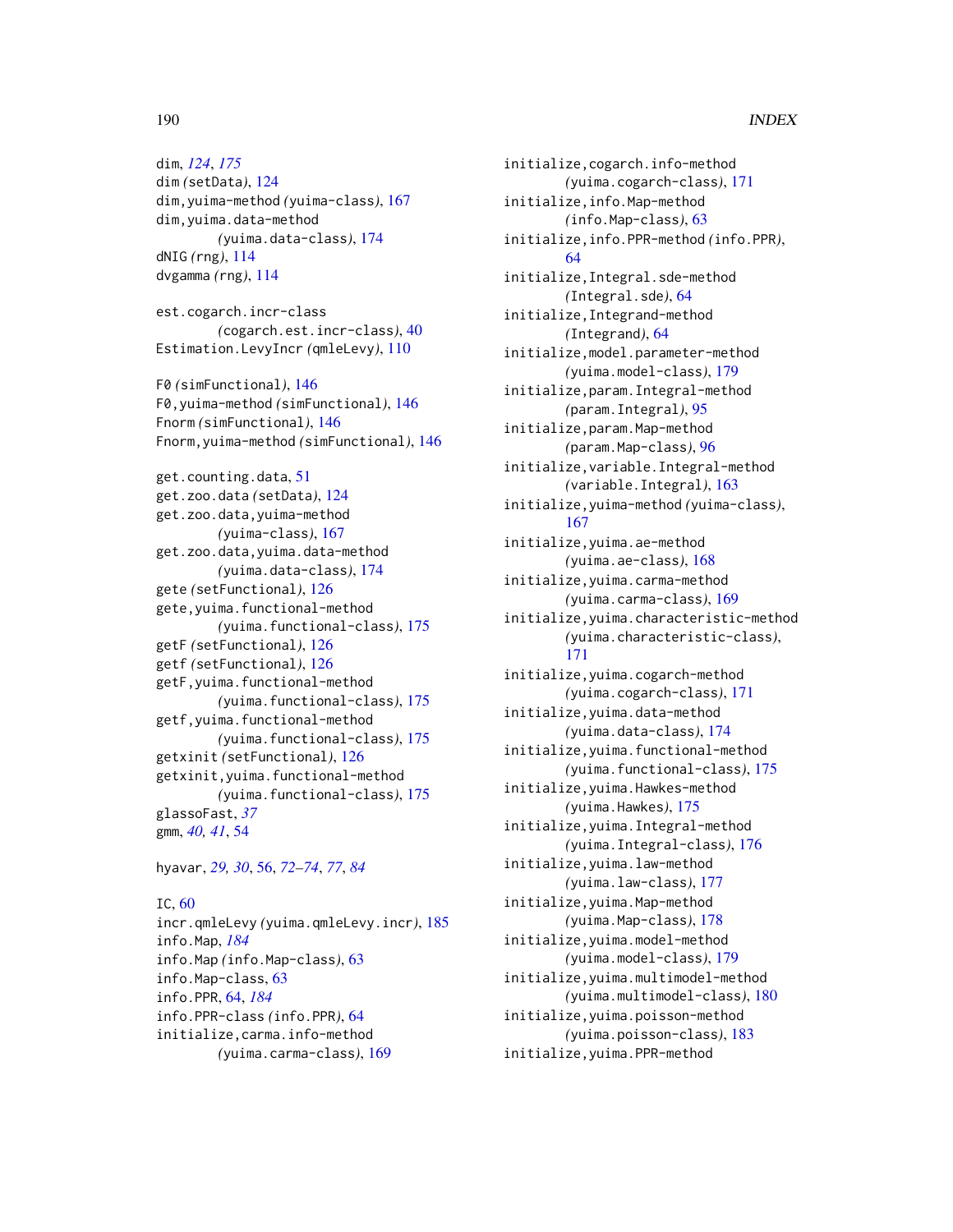dim, *124*, *175*
dim *(*setData*)*, 124
dim,yuima-method *(*yuima-class*)*, 167
dim,yuima.data-method *(*yuima.data-class*)*, 174
dNIG *(*rng*)*, 114
dvgamma *(*rng*)*, 114

est.cogarch.incr-class *(*cogarch.est.incr-class*)*, 40
Estimation.LevyIncr *(*qmleLevy*)*, 110

F0 *(*simFunctional*)*, 146
F0,yuima-method *(*simFunctional*)*, 146
Fnorm *(*simFunctional*)*, 146
Fnorm,yuima-method *(*simFunctional*)*, 146

get.counting.data, 51
get.zoo.data *(*setData*)*, 124
get.zoo.data,yuima-method *(*yuima-class*)*, 167
get.zoo.data,yuima.data-method *(*yuima.data-class*)*, 174
gete *(*setFunctional*)*, 126
gete,yuima.functional-method *(*yuima.functional-class*)*, 175
getF *(*setFunctional*)*, 126
getf *(*setFunctional*)*, 126
getF,yuima.functional-method *(*yuima.functional-class*)*, 175
getf,yuima.functional-method *(*yuima.functional-class*)*, 175
getxinit *(*setFunctional*)*, 126
getxinit,yuima.functional-method *(*yuima.functional-class*)*, 175
glassoFast, *37*
gmm, *40, 41*, 54

hyavar, *29, 30*, 56, *72–74*, *77*, *84*

IC, 60
incr.qmleLevy *(*yuima.qmleLevy.incr*)*, 185
info.Map, *184*
info.Map *(*info.Map-class*)*, 63
info.Map-class, 63
info.PPR, 64, *184*
info.PPR-class *(*info.PPR*)*, 64
initialize,carma.info-method *(*yuima.carma-class*)*, 169
initialize,cogarch.info-method *(*yuima.cogarch-class*)*, 171
initialize,info.Map-method *(*info.Map-class*)*, 63
initialize,info.PPR-method *(*info.PPR*)*, 64
initialize,Integral.sde-method *(*Integral.sde*)*, 64
initialize,Integrand-method *(*Integrand*)*, 64
initialize,model.parameter-method *(*yuima.model-class*)*, 179
initialize,param.Integral-method *(*param.Integral*)*, 95
initialize,param.Map-method *(*param.Map-class*)*, 96
initialize,variable.Integral-method *(*variable.Integral*)*, 163
initialize,yuima-method *(*yuima-class*)*, 167
initialize,yuima.ae-method *(*yuima.ae-class*)*, 168
initialize,yuima.carma-method *(*yuima.carma-class*)*, 169
initialize,yuima.characteristic-method *(*yuima.characteristic-class*)*, 171
initialize,yuima.cogarch-method *(*yuima.cogarch-class*)*, 171
initialize,yuima.data-method *(*yuima.data-class*)*, 174
initialize,yuima.functional-method *(*yuima.functional-class*)*, 175
initialize,yuima.Hawkes-method *(*yuima.Hawkes*)*, 175
initialize,yuima.Integral-method *(*yuima.Integral-class*)*, 176
initialize,yuima.law-method *(*yuima.law-class*)*, 177
initialize,yuima.Map-method *(*yuima.Map-class*)*, 178
initialize,yuima.model-method *(*yuima.model-class*)*, 179
initialize,yuima.multimodel-method *(*yuima.multimodel-class*)*, 180
initialize,yuima.poisson-method *(*yuima.poisson-class*)*, 183
initialize,yuima.PPR-method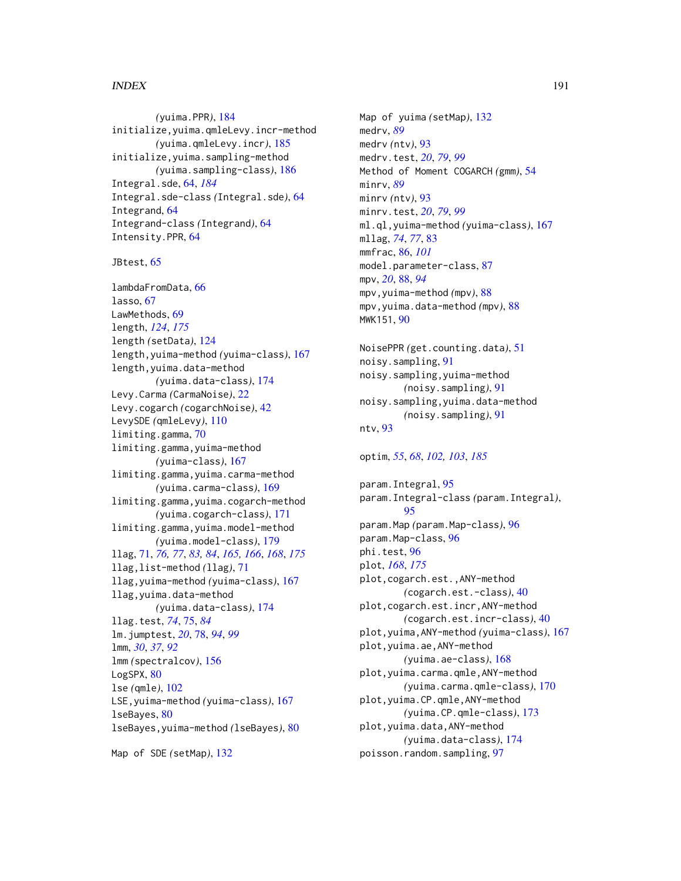(yuima.PPR), 184
initialize,yuima.qmleLevy.incr-method
(yuima.qmleLevy.incr), 185
initialize,yuima.sampling-method
(yuima.sampling-class), 186
Integral.sde, 64, *184*
Integral.sde-class (Integral.sde), 64
Integrand, 64
Integrand-class (Integrand), 64
Intensity.PPR, 64

JBtest, 65

lambdaFromData, 66
lasso, 67
LawMethods, 69
length, *124*, *175*
length (setData), 124
length,yuima-method (yuima-class), 167
length,yuima.data-method
(yuima.data-class), 174
Levy.Carma (CarmaNoise), 22
Levy.cogarch (cogarchNoise), 42
LevySDE (qmleLevy), 110
limiting.gamma, 70
limiting.gamma,yuima-method
(yuima-class), 167
limiting.gamma,yuima.carma-method
(yuima.carma-class), 169
limiting.gamma,yuima.cogarch-method
(yuima.cogarch-class), 171
limiting.gamma,yuima.model-method
(yuima.model-class), 179
llag, 71, *76, 77*, *83, 84*, *165, 166*, *168*, *175*
llag,list-method (llag), 71
llag,yuima-method (yuima-class), 167
llag,yuima.data-method
(yuima.data-class), 174
llag.test, *74*, 75, *84*
lm.jumptest, *20*, 78, *94*, *99*
lmm, *30*, *37*, *92*
lmm (spectralcov), 156
LogSPX, 80
lse (qmle), 102
LSE,yuima-method (yuima-class), 167
lseBayes, 80
lseBayes,yuima-method (lseBayes), 80

Map of SDE (setMap), 132
Map of yuima (setMap), 132
medrv, *89*
medrv (ntv), 93
medrv.test, *20*, *79*, *99*
Method of Moment COGARCH (gmm), 54
minrv, *89*
minrv (ntv), 93
minrv.test, *20*, *79*, *99*
ml.ql,yuima-method (yuima-class), 167
mllag, *74*, *77*, 83
mmfrac, 86, *101*
model.parameter-class, 87
mpv, *20*, 88, *94*
mpv,yuima-method (mpv), 88
mpv,yuima.data-method (mpv), 88
MWK151, 90

NoisePPR (get.counting.data), 51
noisy.sampling, 91
noisy.sampling,yuima-method
(noisy.sampling), 91
noisy.sampling,yuima.data-method
(noisy.sampling), 91
ntv, 93

optim, *55*, *68*, *102, 103*, *185*

param.Integral, 95
param.Integral-class (param.Integral),
95
param.Map (param.Map-class), 96
param.Map-class, 96
phi.test, 96
plot, *168*, *175*
plot,cogarch.est.,ANY-method
(cogarch.est.-class), 40
plot,cogarch.est.incr,ANY-method
(cogarch.est.incr-class), 40
plot,yuima,ANY-method (yuima-class), 167
plot,yuima.ae,ANY-method
(yuima.ae-class), 168
plot,yuima.carma.qmle,ANY-method
(yuima.carma.qmle-class), 170
plot,yuima.CP.qmle,ANY-method
(yuima.CP.qmle-class), 173
plot,yuima.data,ANY-method
(yuima.data-class), 174
poisson.random.sampling, 97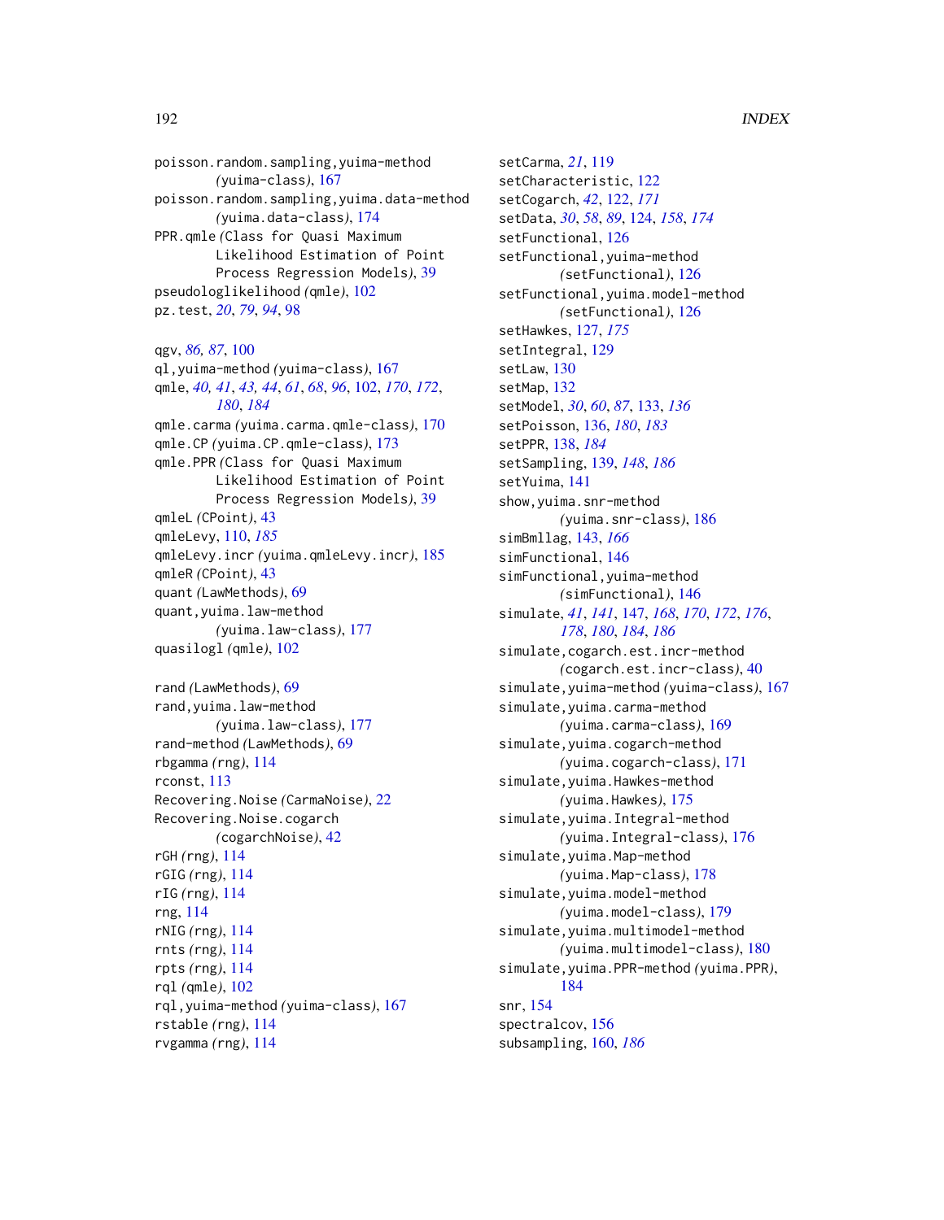poisson.random.sampling,yuima-method *(yuima-class)*, 167
poisson.random.sampling,yuima.data-method *(yuima.data-class)*, 174
PPR.qmle *(Class for Quasi Maximum Likelihood Estimation of Point Process Regression Models)*, 39
pseudologlikelihood *(qmle)*, 102
pz.test, *20*, *79*, *94*, 98

qgv, *86*, *87*, 100
ql,yuima-method *(yuima-class)*, 167
qmle, *40*, *41*, *43*, *44*, *61*, *68*, *96*, 102, *170*, *172*, *180*, *184*
qmle.carma *(yuima.carma.qmle-class)*, 170
qmle.CP *(yuima.CP.qmle-class)*, 173
qmle.PPR *(Class for Quasi Maximum Likelihood Estimation of Point Process Regression Models)*, 39
qmleL *(CPoint)*, 43
qmleLevy, 110, *185*
qmleLevy.incr *(yuima.qmleLevy.incr)*, 185
qmleR *(CPoint)*, 43
quant *(LawMethods)*, 69
quant,yuima.law-method *(yuima.law-class)*, 177
quasilogl *(qmle)*, 102

rand *(LawMethods)*, 69
rand,yuima.law-method *(yuima.law-class)*, 177
rand-method *(LawMethods)*, 69
rbgamma *(rng)*, 114
rconst, 113
Recovering.Noise *(CarmaNoise)*, 22
Recovering.Noise.cogarch *(cogarchNoise)*, 42
rGH *(rng)*, 114
rGIG *(rng)*, 114
rIG *(rng)*, 114
rng, 114
rNIG *(rng)*, 114
rnts *(rng)*, 114
rpts *(rng)*, 114
rql *(qmle)*, 102
rql,yuima-method *(yuima-class)*, 167
rstable *(rng)*, 114
rvgamma *(rng)*, 114

setCarma, *21*, 119
setCharacteristic, 122
setCogarch, *42*, 122, *171*
setData, *30*, *58*, *89*, 124, *158*, *174*
setFunctional, 126
setFunctional,yuima-method *(setFunctional)*, 126
setFunctional,yuima.model-method *(setFunctional)*, 126
setHawkes, 127, *175*
setIntegral, 129
setLaw, 130
setMap, 132
setModel, *30*, *60*, *87*, 133, *136*
setPoisson, 136, *180*, *183*
setPPR, 138, *184*
setSampling, 139, *148*, *186*
setYuima, 141
show,yuima.snr-method *(yuima.snr-class)*, 186
simBmllag, 143, *166*
simFunctional, 146
simFunctional,yuima-method *(simFunctional)*, 146
simulate, *41*, *141*, 147, *168*, *170*, *172*, *176*, *178*, *180*, *184*, *186*
simulate,cogarch.est.incr-method *(cogarch.est.incr-class)*, 40
simulate,yuima-method *(yuima-class)*, 167
simulate,yuima.carma-method *(yuima.carma-class)*, 169
simulate,yuima.cogarch-method *(yuima.cogarch-class)*, 171
simulate,yuima.Hawkes-method *(yuima.Hawkes)*, 175
simulate,yuima.Integral-method *(yuima.Integral-class)*, 176
simulate,yuima.Map-method *(yuima.Map-class)*, 178
simulate,yuima.model-method *(yuima.model-class)*, 179
simulate,yuima.multimodel-method *(yuima.multimodel-class)*, 180
simulate,yuima.PPR-method *(yuima.PPR)*, 184
snr, 154
spectralcov, 156
subsampling, 160, *186*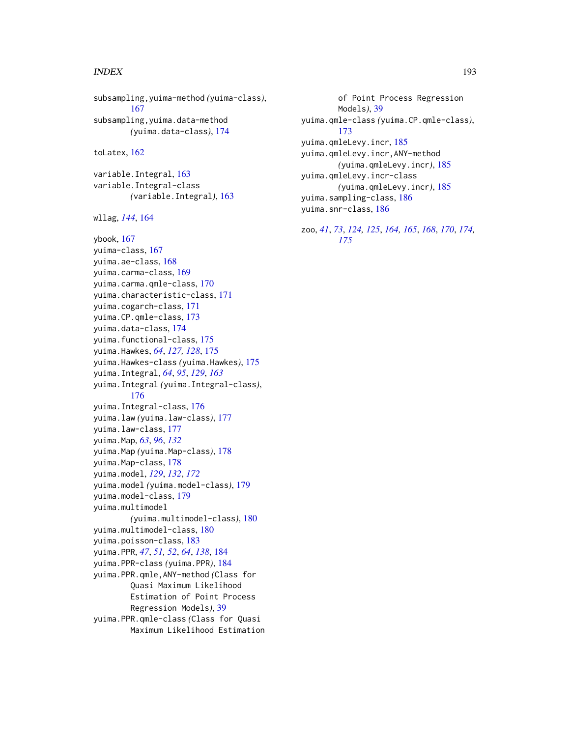subsampling,yuima-method *(yuima-class)*, 167
subsampling,yuima.data-method *(yuima.data-class)*, 174

toLatex, 162

variable.Integral, 163
variable.Integral-class *(variable.Integral)*, 163

wllag, *144*, 164

ybook, 167
yuima-class, 167
yuima.ae-class, 168
yuima.carma-class, 169
yuima.carma.qmle-class, 170
yuima.characteristic-class, 171
yuima.cogarch-class, 171
yuima.CP.qmle-class, 173
yuima.data-class, 174
yuima.functional-class, 175
yuima.Hawkes, *64*, *127, 128*, 175
yuima.Hawkes-class *(yuima.Hawkes)*, 175
yuima.Integral, *64*, *95*, *129*, *163*
yuima.Integral *(yuima.Integral-class)*, 176
yuima.Integral-class, 176
yuima.law *(yuima.law-class)*, 177
yuima.law-class, 177
yuima.Map, *63*, *96*, *132*
yuima.Map *(yuima.Map-class)*, 178
yuima.Map-class, 178
yuima.model, *129*, *132*, *172*
yuima.model *(yuima.model-class)*, 179
yuima.model-class, 179
yuima.multimodel *(yuima.multimodel-class)*, 180
yuima.multimodel-class, 180
yuima.poisson-class, 183
yuima.PPR, *47*, *51, 52*, *64*, *138*, 184
yuima.PPR-class *(yuima.PPR)*, 184
yuima.PPR.qmle,ANY-method *(Class for Quasi Maximum Likelihood Estimation of Point Process Regression Models)*, 39
yuima.PPR.qmle-class *(Class for Quasi Maximum Likelihood Estimation of Point Process Regression Models)*, 39
yuima.qmle-class *(yuima.CP.qmle-class)*, 173
yuima.qmleLevy.incr, 185
yuima.qmleLevy.incr,ANY-method *(yuima.qmleLevy.incr)*, 185
yuima.qmleLevy.incr-class *(yuima.qmleLevy.incr)*, 185
yuima.sampling-class, 186
yuima.snr-class, 186

zoo, *41*, *73*, *124, 125*, *164, 165*, *168*, *170*, *174, 175*